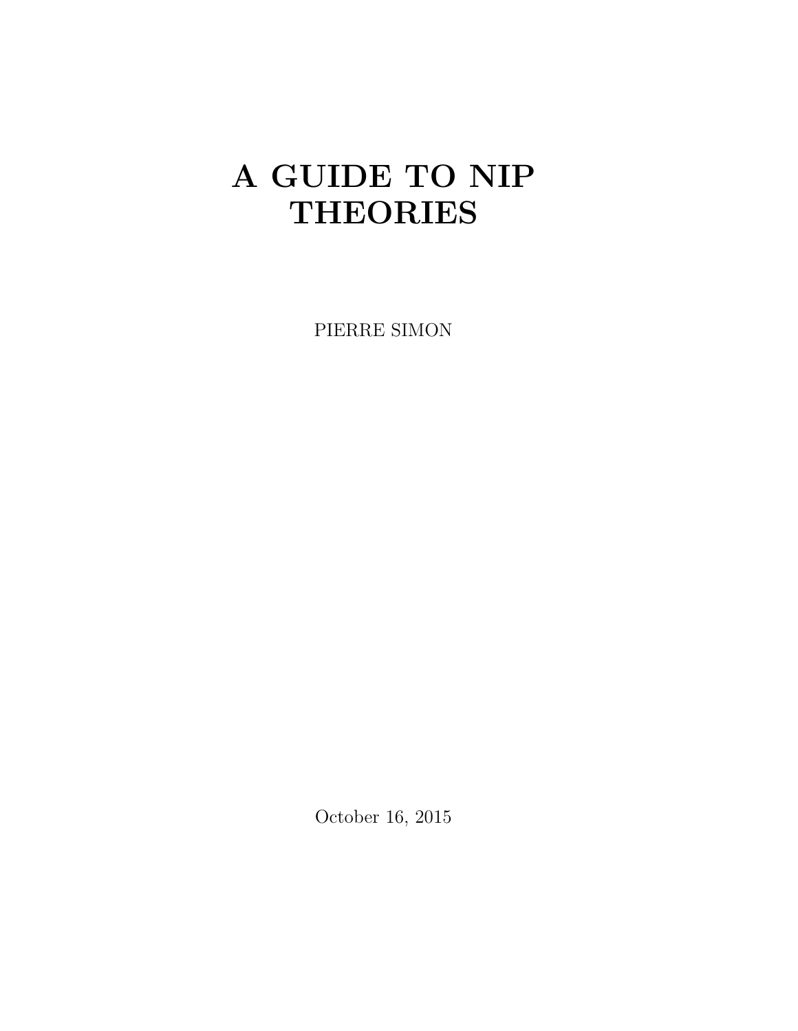# A GUIDE TO NIP THEORIES

PIERRE SIMON

October 16, 2015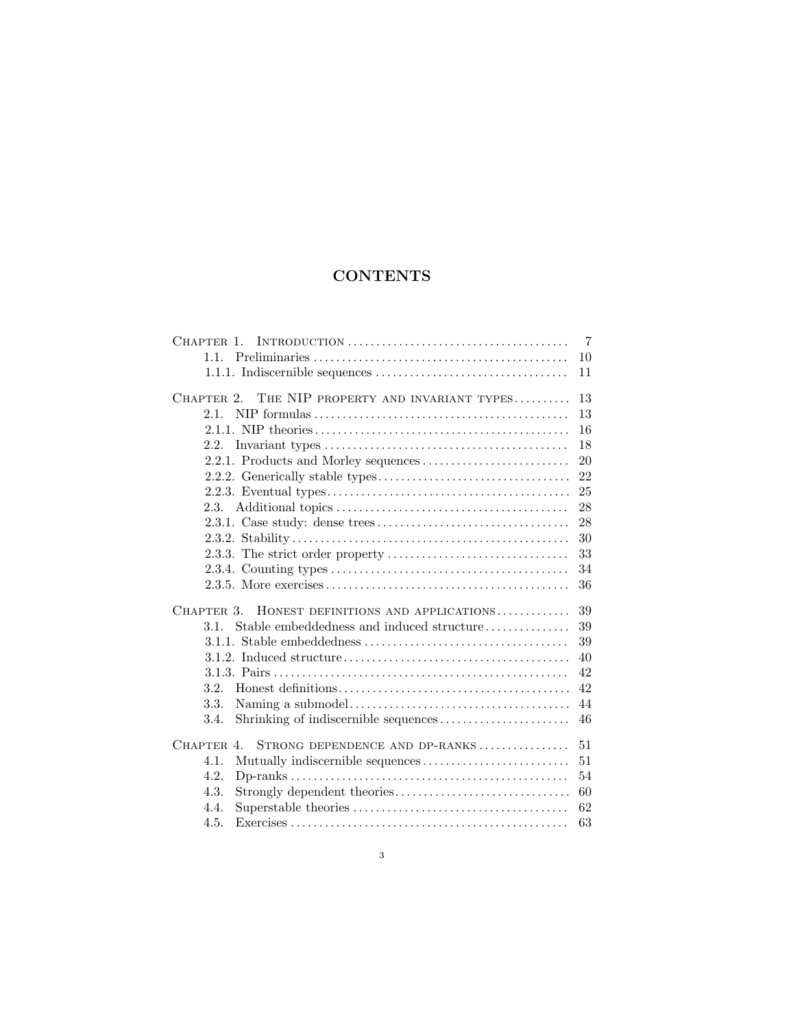# CONTENTS

Chapter 1. Introduction ....... 7
- 1.1. Preliminaries ....... 10
- 1.1.1. Indiscernible sequences ....... 11

Chapter 2. The NIP property and invariant types ....... 13
- 2.1. NIP formulas ....... 13
- 2.1.1. NIP theories ....... 16
- 2.2. Invariant types ....... 18
- 2.2.1. Products and Morley sequences ....... 20
- 2.2.2. Generically stable types ....... 22
- 2.2.3. Eventual types ....... 25
- 2.3. Additional topics ....... 28
- 2.3.1. Case study: dense trees ....... 28
- 2.3.2. Stability ....... 30
- 2.3.3. The strict order property ....... 33
- 2.3.4. Counting types ....... 34
- 2.3.5. More exercises ....... 36

Chapter 3. Honest definitions and applications ....... 39
- 3.1. Stable embeddedness and induced structure ....... 39
- 3.1.1. Stable embeddedness ....... 39
- 3.1.2. Induced structure ....... 40
- 3.1.3. Pairs ....... 42
- 3.2. Honest definitions ....... 42
- 3.3. Naming a submodel ....... 44
- 3.4. Shrinking of indiscernible sequences ....... 46

Chapter 4. Strong dependence and dp-ranks ....... 51
- 4.1. Mutually indiscernible sequences ....... 51
- 4.2. Dp-ranks ....... 54
- 4.3. Strongly dependent theories ....... 60
- 4.4. Superstable theories ....... 62
- 4.5. Exercises ....... 63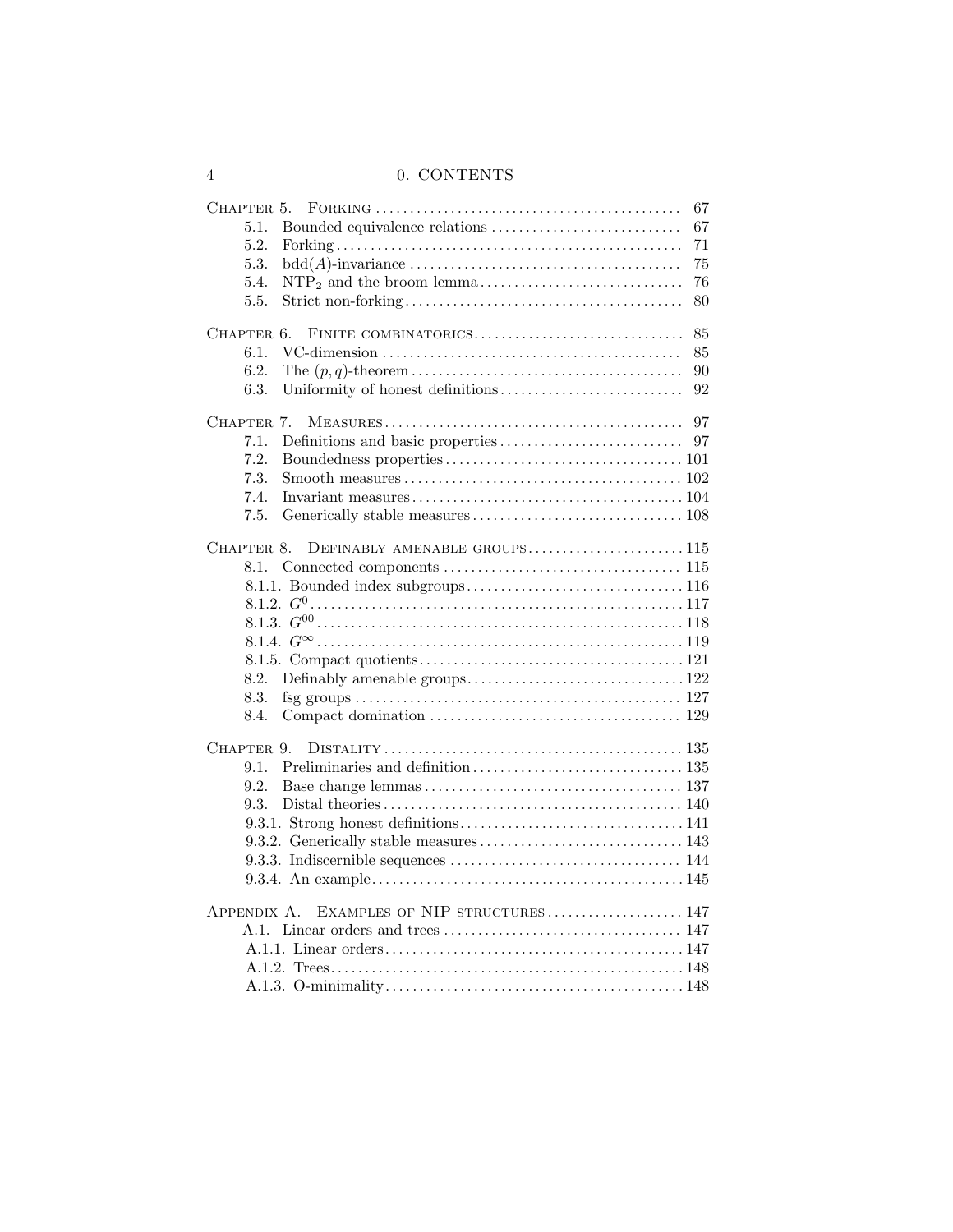| | |
|---|---|
| Chapter 5. Forking | 67 |
| 5.1. Bounded equivalence relations | 67 |
| 5.2. Forking | 71 |
| 5.3. $\mathrm{bdd}(A)$-invariance | 75 |
| 5.4. $\mathrm{NTP}_2$ and the broom lemma | 76 |
| 5.5. Strict non-forking | 80 |
| Chapter 6. Finite combinatorics | 85 |
| 6.1. VC-dimension | 85 |
| 6.2. The $(p, q)$-theorem | 90 |
| 6.3. Uniformity of honest definitions | 92 |
| Chapter 7. Measures | 97 |
| 7.1. Definitions and basic properties | 97 |
| 7.2. Boundedness properties | 101 |
| 7.3. Smooth measures | 102 |
| 7.4. Invariant measures | 104 |
| 7.5. Generically stable measures | 108 |
| Chapter 8. Definably amenable groups | 115 |
| 8.1. Connected components | 115 |
| 8.1.1. Bounded index subgroups | 116 |
| 8.1.2. $G^0$ | 117 |
| 8.1.3. $G^{00}$ | 118 |
| 8.1.4. $G^{\infty}$ | 119 |
| 8.1.5. Compact quotients | 121 |
| 8.2. Definably amenable groups | 122 |
| 8.3. fsg groups | 127 |
| 8.4. Compact domination | 129 |
| Chapter 9. Distality | 135 |
| 9.1. Preliminaries and definition | 135 |
| 9.2. Base change lemmas | 137 |
| 9.3. Distal theories | 140 |
| 9.3.1. Strong honest definitions | 141 |
| 9.3.2. Generically stable measures | 143 |
| 9.3.3. Indiscernible sequences | 144 |
| 9.3.4. An example | 145 |
| Appendix A. Examples of NIP structures | 147 |
| A.1. Linear orders and trees | 147 |
| A.1.1. Linear orders | 147 |
| A.1.2. Trees | 148 |
| A.1.3. O-minimality | 148 |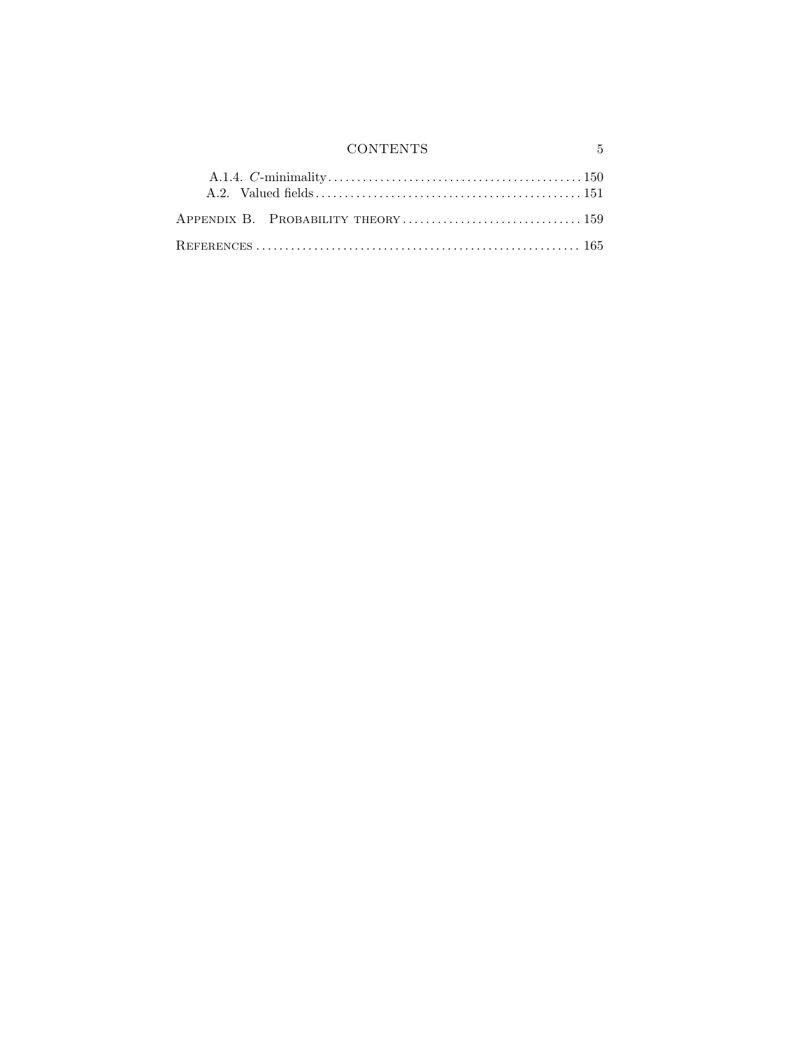A.1.4. $C$-minimality . . . . . . . . . . . . . . . . . . . . . . . . . . . . . . . . . . . . . . . . . . . 150
A.2. Valued fields . . . . . . . . . . . . . . . . . . . . . . . . . . . . . . . . . . . . . . . . . . . . . 151

Appendix B. Probability theory . . . . . . . . . . . . . . . . . . . . . . . . . . . . . . . 159

References . . . . . . . . . . . . . . . . . . . . . . . . . . . . . . . . . . . . . . . . . . . . . . . . . . . . . 165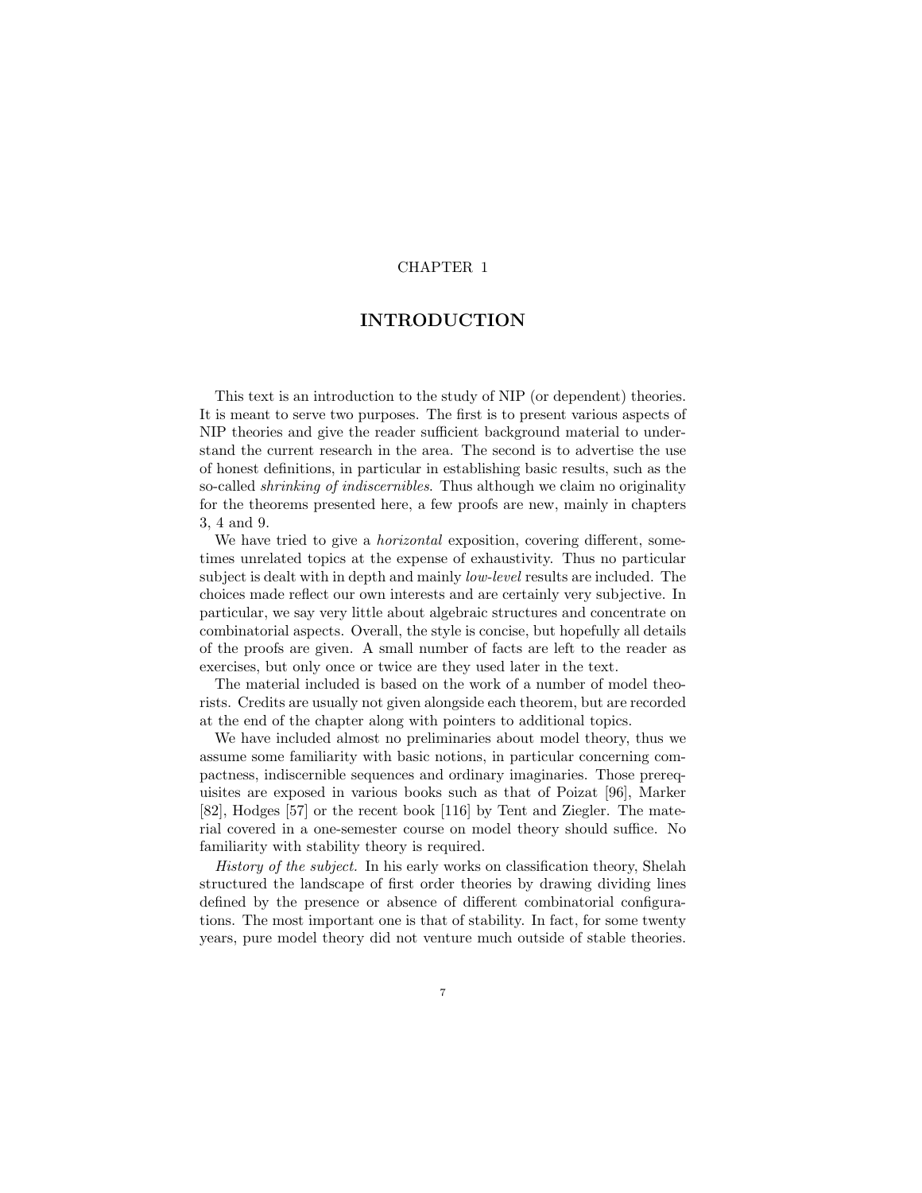CHAPTER 1

# INTRODUCTION

This text is an introduction to the study of NIP (or dependent) theories. It is meant to serve two purposes. The first is to present various aspects of NIP theories and give the reader sufficient background material to understand the current research in the area. The second is to advertise the use of honest definitions, in particular in establishing basic results, such as the so-called *shrinking of indiscernibles*. Thus although we claim no originality for the theorems presented here, a few proofs are new, mainly in chapters 3, 4 and 9.

We have tried to give a *horizontal* exposition, covering different, sometimes unrelated topics at the expense of exhaustivity. Thus no particular subject is dealt with in depth and mainly *low-level* results are included. The choices made reflect our own interests and are certainly very subjective. In particular, we say very little about algebraic structures and concentrate on combinatorial aspects. Overall, the style is concise, but hopefully all details of the proofs are given. A small number of facts are left to the reader as exercises, but only once or twice are they used later in the text.

The material included is based on the work of a number of model theorists. Credits are usually not given alongside each theorem, but are recorded at the end of the chapter along with pointers to additional topics.

We have included almost no preliminaries about model theory, thus we assume some familiarity with basic notions, in particular concerning compactness, indiscernible sequences and ordinary imaginaries. Those prerequisites are exposed in various books such as that of Poizat [96], Marker [82], Hodges [57] or the recent book [116] by Tent and Ziegler. The material covered in a one-semester course on model theory should suffice. No familiarity with stability theory is required.

*History of the subject.* In his early works on classification theory, Shelah structured the landscape of first order theories by drawing dividing lines defined by the presence or absence of different combinatorial configurations. The most important one is that of stability. In fact, for some twenty years, pure model theory did not venture much outside of stable theories.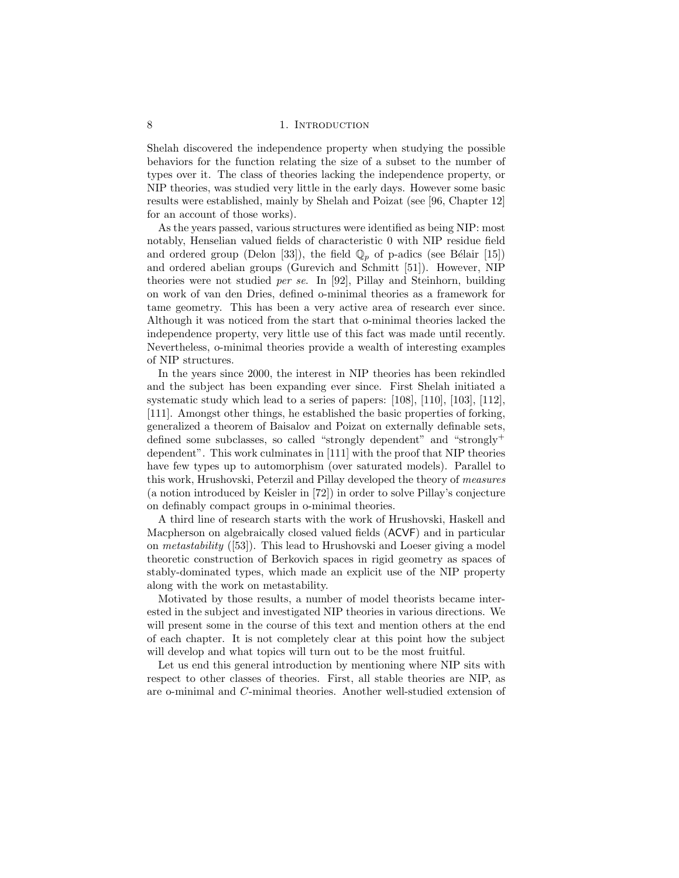Shelah discovered the independence property when studying the possible behaviors for the function relating the size of a subset to the number of types over it. The class of theories lacking the independence property, or NIP theories, was studied very little in the early days. However some basic results were established, mainly by Shelah and Poizat (see [96, Chapter 12] for an account of those works).

As the years passed, various structures were identified as being NIP: most notably, Henselian valued fields of characteristic 0 with NIP residue field and ordered group (Delon [33]), the field $\mathbb{Q}_p$ of p-adics (see Bélair [15]) and ordered abelian groups (Gurevich and Schmitt [51]). However, NIP theories were not studied *per se*. In [92], Pillay and Steinhorn, building on work of van den Dries, defined o-minimal theories as a framework for tame geometry. This has been a very active area of research ever since. Although it was noticed from the start that o-minimal theories lacked the independence property, very little use of this fact was made until recently. Nevertheless, o-minimal theories provide a wealth of interesting examples of NIP structures.

In the years since 2000, the interest in NIP theories has been rekindled and the subject has been expanding ever since. First Shelah initiated a systematic study which lead to a series of papers: [108], [110], [103], [112], [111]. Amongst other things, he established the basic properties of forking, generalized a theorem of Baisalov and Poizat on externally definable sets, defined some subclasses, so called "strongly dependent" and "strongly$^{+}$ dependent". This work culminates in [111] with the proof that NIP theories have few types up to automorphism (over saturated models). Parallel to this work, Hrushovski, Peterzil and Pillay developed the theory of *measures* (a notion introduced by Keisler in [72]) in order to solve Pillay's conjecture on definably compact groups in o-minimal theories.

A third line of research starts with the work of Hrushovski, Haskell and Macpherson on algebraically closed valued fields (ACVF) and in particular on *metastability* ([53]). This lead to Hrushovski and Loeser giving a model theoretic construction of Berkovich spaces in rigid geometry as spaces of stably-dominated types, which made an explicit use of the NIP property along with the work on metastability.

Motivated by those results, a number of model theorists became interested in the subject and investigated NIP theories in various directions. We will present some in the course of this text and mention others at the end of each chapter. It is not completely clear at this point how the subject will develop and what topics will turn out to be the most fruitful.

Let us end this general introduction by mentioning where NIP sits with respect to other classes of theories. First, all stable theories are NIP, as are o-minimal and $C$-minimal theories. Another well-studied extension of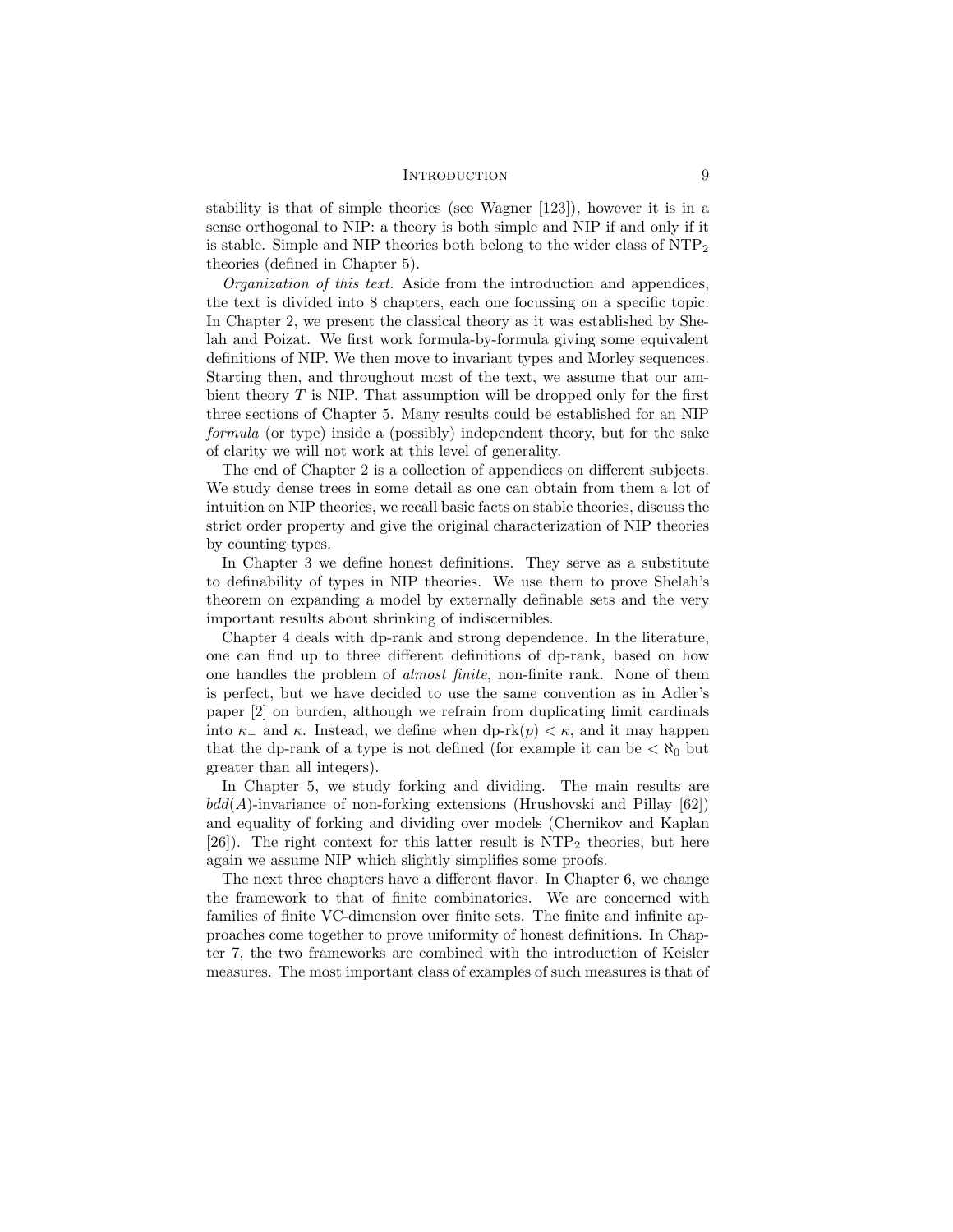stability is that of simple theories (see Wagner [123]), however it is in a sense orthogonal to NIP: a theory is both simple and NIP if and only if it is stable. Simple and NIP theories both belong to the wider class of $\mathrm{NTP}_2$ theories (defined in Chapter 5).

*Organization of this text.* Aside from the introduction and appendices, the text is divided into 8 chapters, each one focussing on a specific topic. In Chapter 2, we present the classical theory as it was established by Shelah and Poizat. We first work formula-by-formula giving some equivalent definitions of NIP. We then move to invariant types and Morley sequences. Starting then, and throughout most of the text, we assume that our ambient theory $T$ is NIP. That assumption will be dropped only for the first three sections of Chapter 5. Many results could be established for an NIP *formula* (or type) inside a (possibly) independent theory, but for the sake of clarity we will not work at this level of generality.

The end of Chapter 2 is a collection of appendices on different subjects. We study dense trees in some detail as one can obtain from them a lot of intuition on NIP theories, we recall basic facts on stable theories, discuss the strict order property and give the original characterization of NIP theories by counting types.

In Chapter 3 we define honest definitions. They serve as a substitute to definability of types in NIP theories. We use them to prove Shelah's theorem on expanding a model by externally definable sets and the very important results about shrinking of indiscernibles.

Chapter 4 deals with dp-rank and strong dependence. In the literature, one can find up to three different definitions of dp-rank, based on how one handles the problem of *almost finite*, non-finite rank. None of them is perfect, but we have decided to use the same convention as in Adler's paper [2] on burden, although we refrain from duplicating limit cardinals into $\kappa_-$ and $\kappa$. Instead, we define when $\text{dp-rk}(p) < \kappa$, and it may happen that the dp-rank of a type is not defined (for example it can be $< \aleph_0$ but greater than all integers).

In Chapter 5, we study forking and dividing. The main results are $bdd(A)$-invariance of non-forking extensions (Hrushovski and Pillay [62]) and equality of forking and dividing over models (Chernikov and Kaplan [26]). The right context for this latter result is $\mathrm{NTP}_2$ theories, but here again we assume NIP which slightly simplifies some proofs.

The next three chapters have a different flavor. In Chapter 6, we change the framework to that of finite combinatorics. We are concerned with families of finite VC-dimension over finite sets. The finite and infinite approaches come together to prove uniformity of honest definitions. In Chapter 7, the two frameworks are combined with the introduction of Keisler measures. The most important class of examples of such measures is that of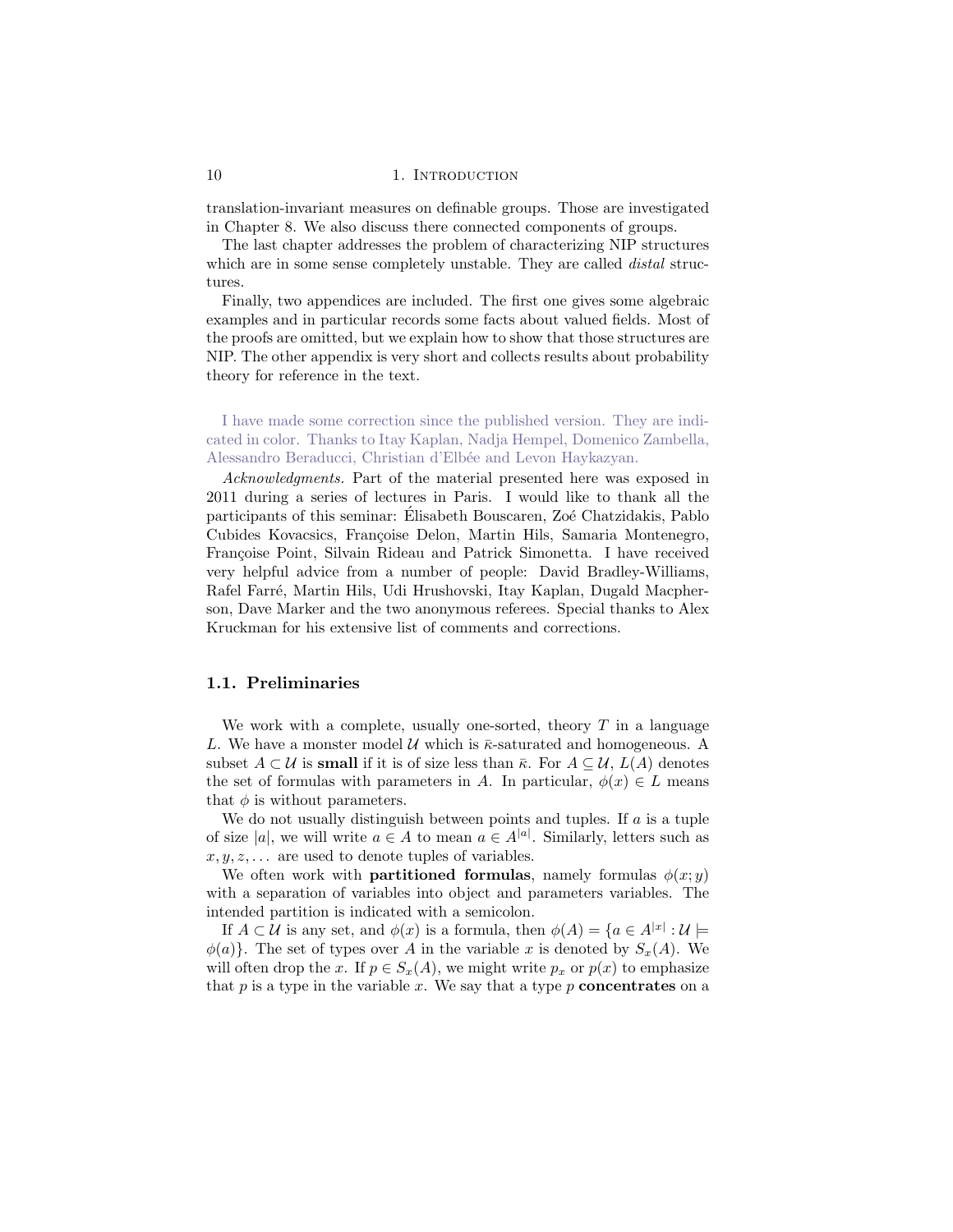translation-invariant measures on definable groups. Those are investigated in Chapter 8. We also discuss there connected components of groups.

The last chapter addresses the problem of characterizing NIP structures which are in some sense completely unstable. They are called *distal* structures.

Finally, two appendices are included. The first one gives some algebraic examples and in particular records some facts about valued fields. Most of the proofs are omitted, but we explain how to show that those structures are NIP. The other appendix is very short and collects results about probability theory for reference in the text.

I have made some correction since the published version. They are indicated in color. Thanks to Itay Kaplan, Nadja Hempel, Domenico Zambella, Alessandro Beraducci, Christian d'Elbée and Levon Haykazyan.

*Acknowledgments.* Part of the material presented here was exposed in 2011 during a series of lectures in Paris. I would like to thank all the participants of this seminar: Élisabeth Bouscaren, Zoé Chatzidakis, Pablo Cubides Kovacsics, Françoise Delon, Martin Hils, Samaria Montenegro, Françoise Point, Silvain Rideau and Patrick Simonetta. I have received very helpful advice from a number of people: David Bradley-Williams, Rafel Farré, Martin Hils, Udi Hrushovski, Itay Kaplan, Dugald Macpherson, Dave Marker and the two anonymous referees. Special thanks to Alex Kruckman for his extensive list of comments and corrections.

## 1.1. Preliminaries

We work with a complete, usually one-sorted, theory $T$ in a language $L$. We have a monster model $\mathcal{U}$ which is $\bar{\kappa}$-saturated and homogeneous. A subset $A \subset \mathcal{U}$ is **small** if it is of size less than $\bar{\kappa}$. For $A \subseteq \mathcal{U}$, $L(A)$ denotes the set of formulas with parameters in $A$. In particular, $\phi(x) \in L$ means that $\phi$ is without parameters.

We do not usually distinguish between points and tuples. If $a$ is a tuple of size $|a|$, we will write $a \in A$ to mean $a \in A^{|a|}$. Similarly, letters such as $x, y, z, \ldots$ are used to denote tuples of variables.

We often work with **partitioned formulas**, namely formulas $\phi(x; y)$ with a separation of variables into object and parameters variables. The intended partition is indicated with a semicolon.

If $A \subset \mathcal{U}$ is any set, and $\phi(x)$ is a formula, then $\phi(A) = \{a \in A^{|x|} : \mathcal{U} \models \phi(a)\}$. The set of types over $A$ in the variable $x$ is denoted by $S_x(A)$. We will often drop the $x$. If $p \in S_x(A)$, we might write $p_x$ or $p(x)$ to emphasize that $p$ is a type in the variable $x$. We say that a type $p$ **concentrates** on a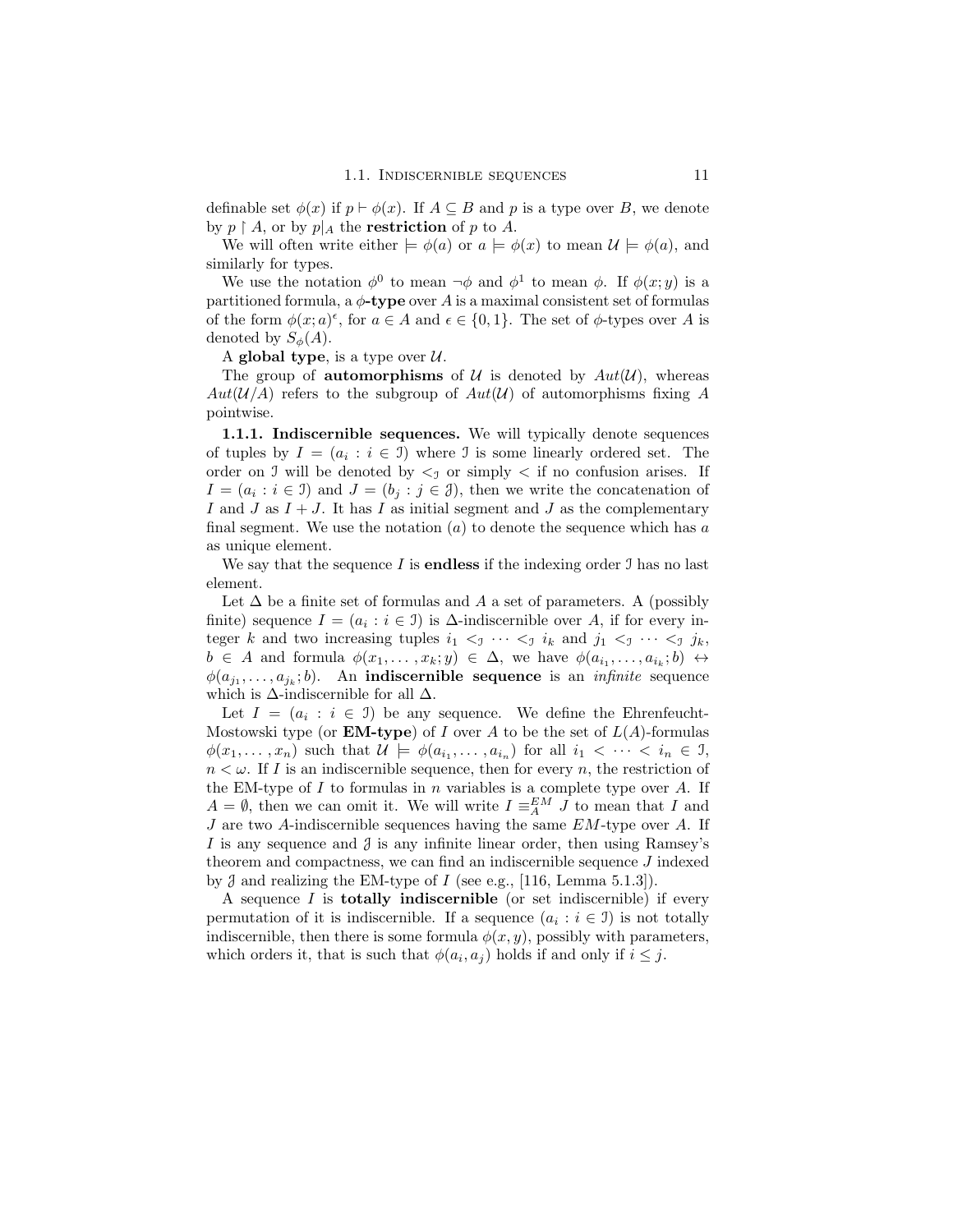definable set $\phi(x)$ if $p \vdash \phi(x)$. If $A \subseteq B$ and $p$ is a type over $B$, we denote by $p \restriction A$, or by $p|_A$ the **restriction** of $p$ to $A$.

We will often write either $\models \phi(a)$ or $a \models \phi(x)$ to mean $\mathcal{U} \models \phi(a)$, and similarly for types.

We use the notation $\phi^0$ to mean $\neg\phi$ and $\phi^1$ to mean $\phi$. If $\phi(x; y)$ is a partitioned formula, a **$\phi$-type** over $A$ is a maximal consistent set of formulas of the form $\phi(x; a)^\epsilon$, for $a \in A$ and $\epsilon \in \{0, 1\}$. The set of $\phi$-types over $A$ is denoted by $S_\phi(A)$.

A **global type**, is a type over $\mathcal{U}$.

The group of **automorphisms** of $\mathcal{U}$ is denoted by $Aut(\mathcal{U})$, whereas $Aut(\mathcal{U}/A)$ refers to the subgroup of $Aut(\mathcal{U})$ of automorphisms fixing $A$ pointwise.

**1.1.1. Indiscernible sequences.** We will typically denote sequences of tuples by $I = (a_i : i \in \mathcal{I})$ where $\mathcal{I}$ is some linearly ordered set. The order on $\mathcal{I}$ will be denoted by $<_\mathcal{I}$ or simply $<$ if no confusion arises. If $I = (a_i : i \in \mathcal{I})$ and $J = (b_j : j \in \mathcal{J})$, then we write the concatenation of $I$ and $J$ as $I + J$. It has $I$ as initial segment and $J$ as the complementary final segment. We use the notation $(a)$ to denote the sequence which has $a$ as unique element.

We say that the sequence $I$ is **endless** if the indexing order $\mathcal{I}$ has no last element.

Let $\Delta$ be a finite set of formulas and $A$ a set of parameters. A (possibly finite) sequence $I = (a_i : i \in \mathcal{I})$ is $\Delta$-indiscernible over $A$, if for every integer $k$ and two increasing tuples $i_1 <_\mathcal{I} \cdots <_\mathcal{I} i_k$ and $j_1 <_\mathcal{I} \cdots <_\mathcal{I} j_k$, $b \in A$ and formula $\phi(x_1, \ldots, x_k; y) \in \Delta$, we have $\phi(a_{i_1}, \ldots, a_{i_k}; b) \leftrightarrow \phi(a_{j_1}, \ldots, a_{j_k}; b)$. An **indiscernible sequence** is an *infinite* sequence which is $\Delta$-indiscernible for all $\Delta$.

Let $I = (a_i : i \in \mathcal{I})$ be any sequence. We define the Ehrenfeucht-Mostowski type (or **EM-type**) of $I$ over $A$ to be the set of $L(A)$-formulas $\phi(x_1, \ldots, x_n)$ such that $\mathcal{U} \models \phi(a_{i_1}, \ldots, a_{i_n})$ for all $i_1 < \cdots < i_n \in \mathcal{I}$, $n < \omega$. If $I$ is an indiscernible sequence, then for every $n$, the restriction of the EM-type of $I$ to formulas in $n$ variables is a complete type over $A$. If $A = \emptyset$, then we can omit it. We will write $I \equiv^{EM}_A J$ to mean that $I$ and $J$ are two $A$-indiscernible sequences having the same $EM$-type over $A$. If $I$ is any sequence and $\mathcal{J}$ is any infinite linear order, then using Ramsey's theorem and compactness, we can find an indiscernible sequence $J$ indexed by $\mathcal{J}$ and realizing the EM-type of $I$ (see e.g., [116, Lemma 5.1.3]).

A sequence $I$ is **totally indiscernible** (or set indiscernible) if every permutation of it is indiscernible. If a sequence $(a_i : i \in \mathcal{I})$ is not totally indiscernible, then there is some formula $\phi(x, y)$, possibly with parameters, which orders it, that is such that $\phi(a_i, a_j)$ holds if and only if $i \leq j$.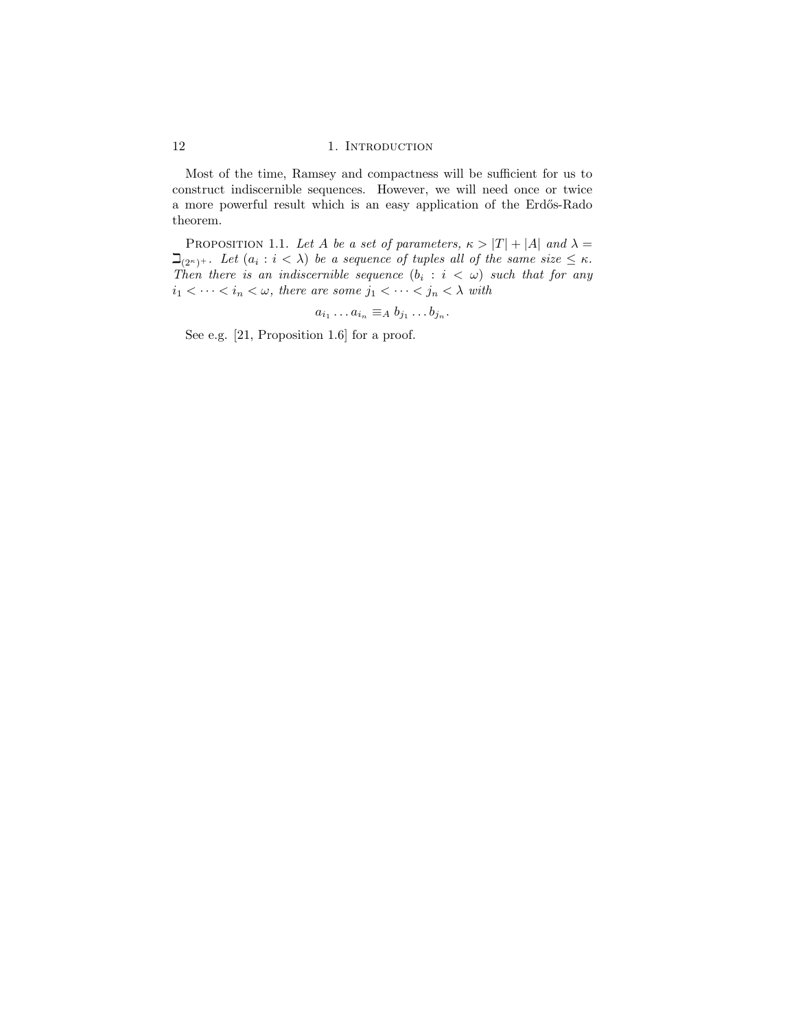Most of the time, Ramsey and compactness will be sufficient for us to construct indiscernible sequences. However, we will need once or twice a more powerful result which is an easy application of the Erdős-Rado theorem.

PROPOSITION 1.1. *Let $A$ be a set of parameters, $\kappa > |T| + |A|$ and $\lambda = \beth_{(2^\kappa)^+}$. Let $(a_i : i < \lambda)$ be a sequence of tuples all of the same size $\leq \kappa$. Then there is an indiscernible sequence $(b_i : i < \omega)$ such that for any $i_1 < \cdots < i_n < \omega$, there are some $j_1 < \cdots < j_n < \lambda$ with*

$$a_{i_1} \dots a_{i_n} \equiv_A b_{j_1} \dots b_{j_n}.$$

See e.g. [21, Proposition 1.6] for a proof.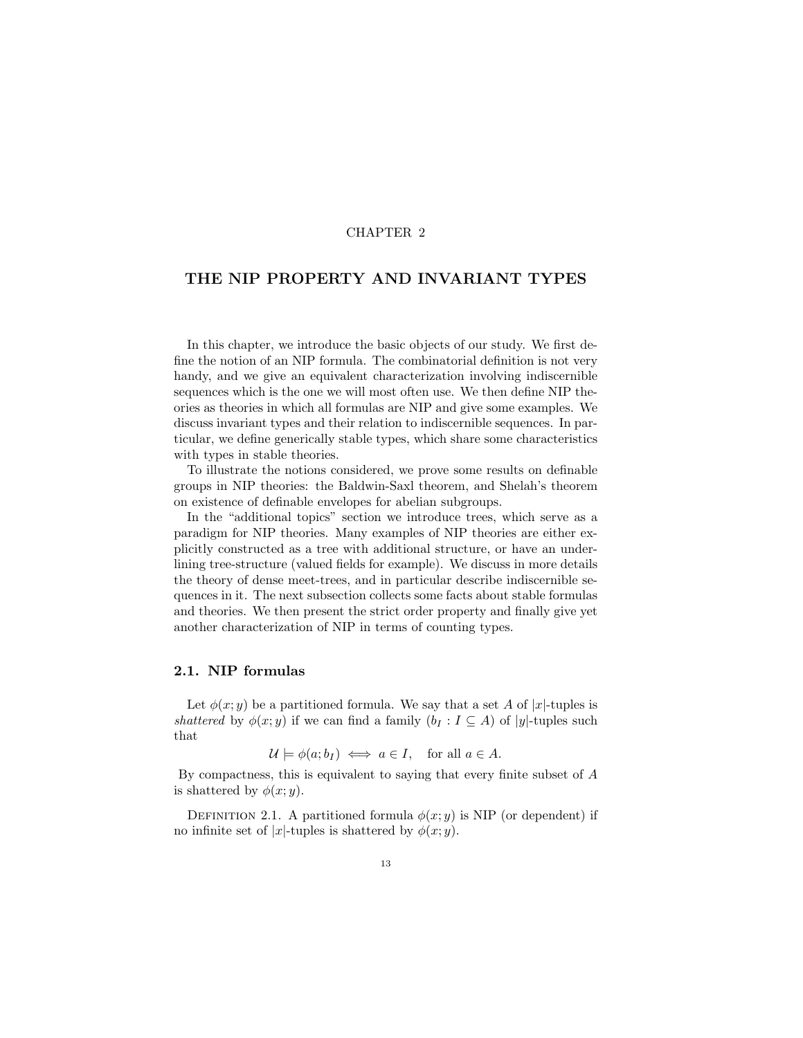CHAPTER 2

# THE NIP PROPERTY AND INVARIANT TYPES

In this chapter, we introduce the basic objects of our study. We first define the notion of an NIP formula. The combinatorial definition is not very handy, and we give an equivalent characterization involving indiscernible sequences which is the one we will most often use. We then define NIP theories as theories in which all formulas are NIP and give some examples. We discuss invariant types and their relation to indiscernible sequences. In particular, we define generically stable types, which share some characteristics with types in stable theories.

To illustrate the notions considered, we prove some results on definable groups in NIP theories: the Baldwin-Saxl theorem, and Shelah's theorem on existence of definable envelopes for abelian subgroups.

In the "additional topics" section we introduce trees, which serve as a paradigm for NIP theories. Many examples of NIP theories are either explicitly constructed as a tree with additional structure, or have an underlining tree-structure (valued fields for example). We discuss in more details the theory of dense meet-trees, and in particular describe indiscernible sequences in it. The next subsection collects some facts about stable formulas and theories. We then present the strict order property and finally give yet another characterization of NIP in terms of counting types.

## 2.1. NIP formulas

Let $\phi(x; y)$ be a partitioned formula. We say that a set $A$ of $|x|$-tuples is *shattered* by $\phi(x; y)$ if we can find a family $(b_I : I \subseteq A)$ of $|y|$-tuples such that

$$\mathcal{U} \models \phi(a; b_I) \iff a \in I, \quad \text{for all } a \in A.$$

By compactness, this is equivalent to saying that every finite subset of $A$ is shattered by $\phi(x; y)$.

Definition 2.1. A partitioned formula $\phi(x; y)$ is NIP (or dependent) if no infinite set of $|x|$-tuples is shattered by $\phi(x; y)$.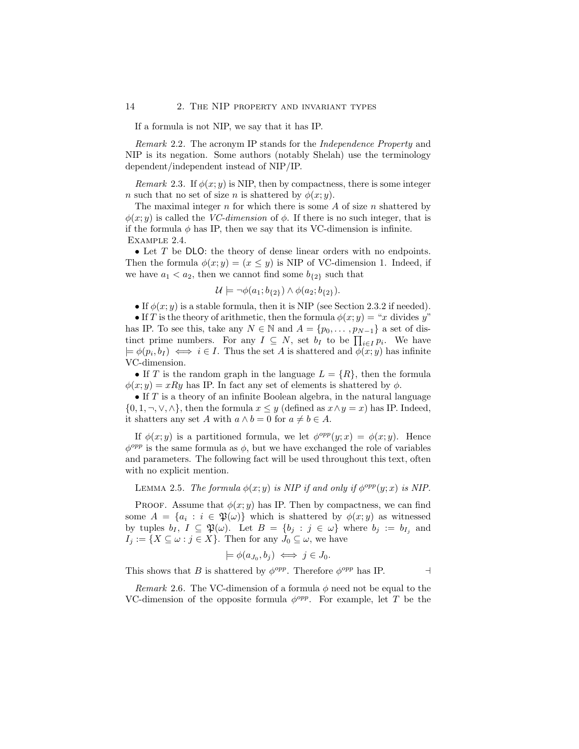If a formula is not NIP, we say that it has IP.

*Remark* 2.2. The acronym IP stands for the *Independence Property* and NIP is its negation. Some authors (notably Shelah) use the terminology dependent/independent instead of NIP/IP.

*Remark* 2.3. If $\phi(x;y)$ is NIP, then by compactness, there is some integer $n$ such that no set of size $n$ is shattered by $\phi(x;y)$.

The maximal integer $n$ for which there is some $A$ of size $n$ shattered by $\phi(x;y)$ is called the *VC-dimension* of $\phi$. If there is no such integer, that is if the formula $\phi$ has IP, then we say that its VC-dimension is infinite.

Example 2.4.

- Let $T$ be DLO: the theory of dense linear orders with no endpoints. Then the formula $\phi(x;y) = (x \leq y)$ is NIP of VC-dimension 1. Indeed, if we have $a_1 < a_2$, then we cannot find some $b_{\{2\}}$ such that

$$\mathcal{U} \models \neg\phi(a_1; b_{\{2\}}) \wedge \phi(a_2; b_{\{2\}}).$$

- If $\phi(x;y)$ is a stable formula, then it is NIP (see Section 2.3.2 if needed).
- If $T$ is the theory of arithmetic, then the formula $\phi(x;y) =$ "$x$ divides $y$" has IP. To see this, take any $N \in \mathbb{N}$ and $A = \{p_0, \ldots, p_{N-1}\}$ a set of distinct prime numbers. For any $I \subseteq N$, set $b_I$ to be $\prod_{i \in I} p_i$. We have $\models \phi(p_i, b_I) \iff i \in I$. Thus the set $A$ is shattered and $\phi(x;y)$ has infinite VC-dimension.
- If $T$ is the random graph in the language $L = \{R\}$, then the formula $\phi(x;y) = xRy$ has IP. In fact any set of elements is shattered by $\phi$.
- If $T$ is a theory of an infinite Boolean algebra, in the natural language $\{0, 1, \neg, \vee, \wedge\}$, then the formula $x \leq y$ (defined as $x \wedge y = x$) has IP. Indeed, it shatters any set $A$ with $a \wedge b = 0$ for $a \neq b \in A$.

If $\phi(x;y)$ is a partitioned formula, we let $\phi^{opp}(y;x) = \phi(x;y)$. Hence $\phi^{opp}$ is the same formula as $\phi$, but we have exchanged the role of variables and parameters. The following fact will be used throughout this text, often with no explicit mention.

Lemma 2.5. *The formula $\phi(x;y)$ is NIP if and only if $\phi^{opp}(y;x)$ is NIP.*

Proof. Assume that $\phi(x;y)$ has IP. Then by compactness, we can find some $A = \{a_i : i \in \mathfrak{P}(\omega)\}$ which is shattered by $\phi(x;y)$ as witnessed by tuples $b_I$, $I \subseteq \mathfrak{P}(\omega)$. Let $B = \{b_j : j \in \omega\}$ where $b_j := b_{I_j}$ and $I_j := \{X \subseteq \omega : j \in X\}$. Then for any $J_0 \subseteq \omega$, we have

$$\models \phi(a_{J_0}, b_j) \iff j \in J_0.$$

This shows that $B$ is shattered by $\phi^{opp}$. Therefore $\phi^{opp}$ has IP. $\dashv$

*Remark* 2.6. The VC-dimension of a formula $\phi$ need not be equal to the VC-dimension of the opposite formula $\phi^{opp}$. For example, let $T$ be the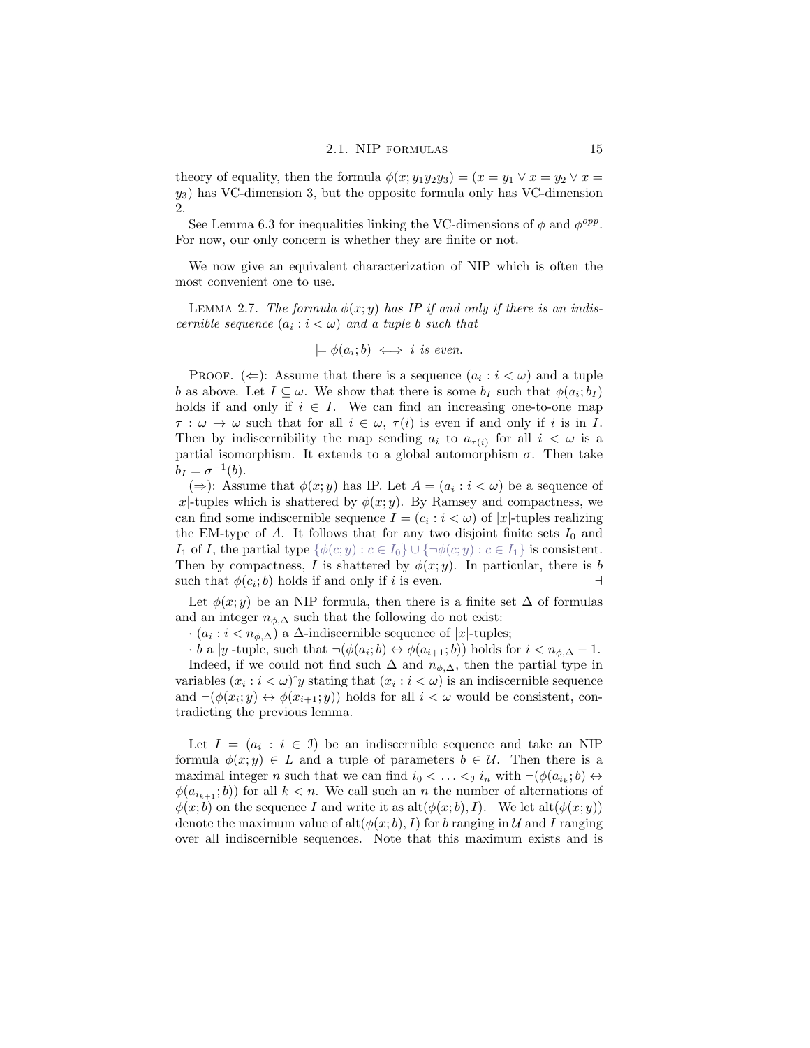theory of equality, then the formula $\phi(x; y_1y_2y_3) = (x = y_1 \vee x = y_2 \vee x = y_3)$ has VC-dimension 3, but the opposite formula only has VC-dimension 2.

See Lemma 6.3 for inequalities linking the VC-dimensions of $\phi$ and $\phi^{opp}$. For now, our only concern is whether they are finite or not.

We now give an equivalent characterization of NIP which is often the most convenient one to use.

Lemma 2.7. *The formula $\phi(x; y)$ has IP if and only if there is an indiscernible sequence $(a_i : i < \omega)$ and a tuple $b$ such that*

$$\models \phi(a_i; b) \iff i \text{ is even.}$$

Proof. ($\Leftarrow$): Assume that there is a sequence $(a_i : i < \omega)$ and a tuple $b$ as above. Let $I \subseteq \omega$. We show that there is some $b_I$ such that $\phi(a_i; b_I)$ holds if and only if $i \in I$. We can find an increasing one-to-one map $\tau : \omega \to \omega$ such that for all $i \in \omega$, $\tau(i)$ is even if and only if $i$ is in $I$. Then by indiscernibility the map sending $a_i$ to $a_{\tau(i)}$ for all $i < \omega$ is a partial isomorphism. It extends to a global automorphism $\sigma$. Then take $b_I = \sigma^{-1}(b)$.

($\Rightarrow$): Assume that $\phi(x; y)$ has IP. Let $A = (a_i : i < \omega)$ be a sequence of $|x|$-tuples which is shattered by $\phi(x; y)$. By Ramsey and compactness, we can find some indiscernible sequence $I = (c_i : i < \omega)$ of $|x|$-tuples realizing the EM-type of $A$. It follows that for any two disjoint finite sets $I_0$ and $I_1$ of $I$, the partial type $\{\phi(c; y) : c \in I_0\} \cup \{\neg\phi(c; y) : c \in I_1\}$ is consistent. Then by compactness, $I$ is shattered by $\phi(x; y)$. In particular, there is $b$ such that $\phi(c_i; b)$ holds if and only if $i$ is even. ⊣

Let $\phi(x; y)$ be an NIP formula, then there is a finite set $\Delta$ of formulas and an integer $n_{\phi,\Delta}$ such that the following do not exist:

· $(a_i : i < n_{\phi,\Delta})$ a $\Delta$-indiscernible sequence of $|x|$-tuples;

· $b$ a $|y|$-tuple, such that $\neg(\phi(a_i; b) \leftrightarrow \phi(a_{i+1}; b))$ holds for $i < n_{\phi,\Delta} - 1$.

Indeed, if we could not find such $\Delta$ and $n_{\phi,\Delta}$, then the partial type in variables $(x_i : i < \omega)\hat{\ }y$ stating that $(x_i : i < \omega)$ is an indiscernible sequence and $\neg(\phi(x_i; y) \leftrightarrow \phi(x_{i+1}; y))$ holds for all $i < \omega$ would be consistent, contradicting the previous lemma.

Let $I = (a_i : i \in \mathcal{I})$ be an indiscernible sequence and take an NIP formula $\phi(x; y) \in L$ and a tuple of parameters $b \in \mathcal{U}$. Then there is a maximal integer $n$ such that we can find $i_0 < \ldots <_{\mathcal{I}} i_n$ with $\neg(\phi(a_{i_k}; b) \leftrightarrow \phi(a_{i_{k+1}}; b))$ for all $k < n$. We call such an $n$ the number of alternations of $\phi(x; b)$ on the sequence $I$ and write it as $\mathrm{alt}(\phi(x; b), I)$. We let $\mathrm{alt}(\phi(x; y))$ denote the maximum value of $\mathrm{alt}(\phi(x; b), I)$ for $b$ ranging in $\mathcal{U}$ and $I$ ranging over all indiscernible sequences. Note that this maximum exists and is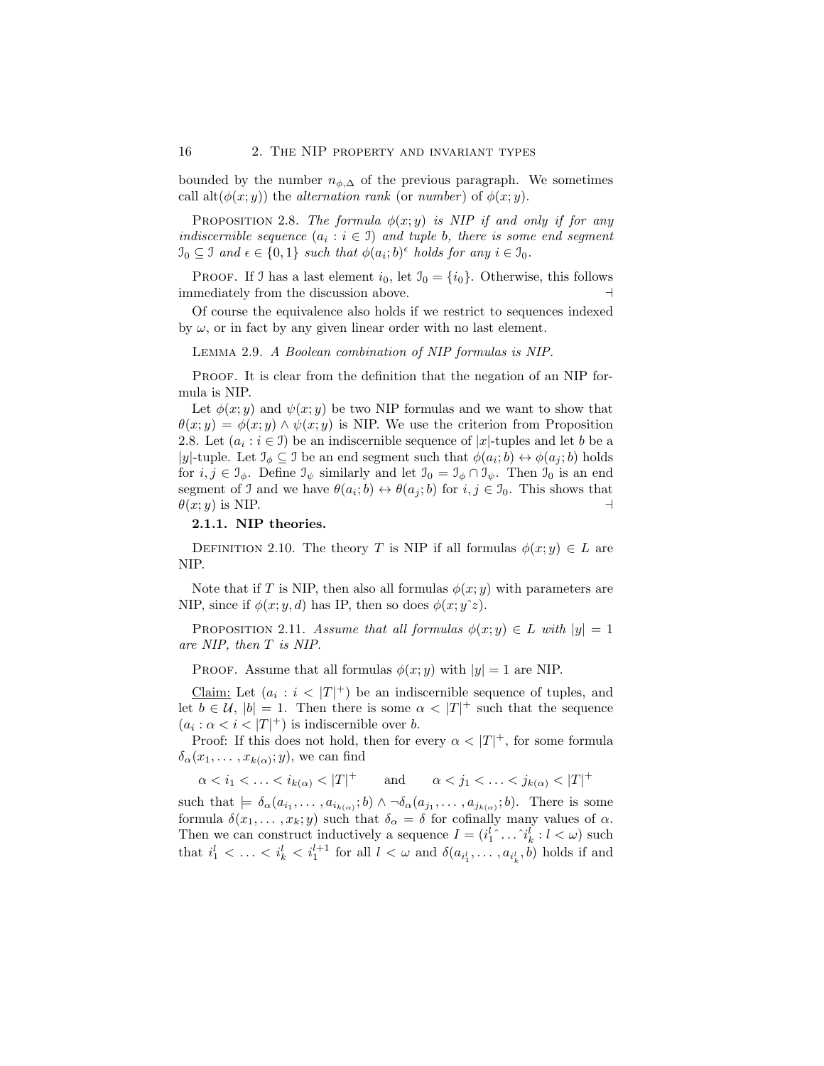bounded by the number $n_{\phi,\Delta}$ of the previous paragraph. We sometimes call $\mathrm{alt}(\phi(x;y))$ the *alternation rank* (or *number*) of $\phi(x;y)$.

PROPOSITION 2.8. *The formula $\phi(x;y)$ is NIP if and only if for any indiscernible sequence $(a_i : i \in \mathcal{I})$ and tuple $b$, there is some end segment $\mathcal{I}_0 \subseteq \mathcal{I}$ and $\epsilon \in \{0,1\}$ such that $\phi(a_i;b)^\epsilon$ holds for any $i \in \mathcal{I}_0$.*

PROOF. If $\mathcal{I}$ has a last element $i_0$, let $\mathcal{I}_0 = \{i_0\}$. Otherwise, this follows immediately from the discussion above. ⊣

Of course the equivalence also holds if we restrict to sequences indexed by $\omega$, or in fact by any given linear order with no last element.

LEMMA 2.9. *A Boolean combination of NIP formulas is NIP.*

PROOF. It is clear from the definition that the negation of an NIP formula is NIP.

Let $\phi(x;y)$ and $\psi(x;y)$ be two NIP formulas and we want to show that $\theta(x;y) = \phi(x;y) \wedge \psi(x;y)$ is NIP. We use the criterion from Proposition 2.8. Let $(a_i : i \in \mathcal{I})$ be an indiscernible sequence of $|x|$-tuples and let $b$ be a $|y|$-tuple. Let $\mathcal{I}_\phi \subseteq \mathcal{I}$ be an end segment such that $\phi(a_i;b) \leftrightarrow \phi(a_j;b)$ holds for $i, j \in \mathcal{I}_\phi$. Define $\mathcal{I}_\psi$ similarly and let $\mathcal{I}_0 = \mathcal{I}_\phi \cap \mathcal{I}_\psi$. Then $\mathcal{I}_0$ is an end segment of $\mathcal{I}$ and we have $\theta(a_i;b) \leftrightarrow \theta(a_j;b)$ for $i, j \in \mathcal{I}_0$. This shows that $\theta(x;y)$ is NIP. ⊣

### 2.1.1. NIP theories.

DEFINITION 2.10. The theory $T$ is NIP if all formulas $\phi(x;y) \in L$ are NIP.

Note that if $T$ is NIP, then also all formulas $\phi(x;y)$ with parameters are NIP, since if $\phi(x;y,d)$ has IP, then so does $\phi(x;y\hat{\ }z)$.

PROPOSITION 2.11. *Assume that all formulas $\phi(x;y) \in L$ with $|y| = 1$ are NIP, then $T$ is NIP.*

PROOF. Assume that all formulas $\phi(x;y)$ with $|y| = 1$ are NIP.

<u>Claim:</u> Let $(a_i : i < |T|^+)$ be an indiscernible sequence of tuples, and let $b \in \mathcal{U}$, $|b| = 1$. Then there is some $\alpha < |T|^+$ such that the sequence $(a_i : \alpha < i < |T|^+)$ is indiscernible over $b$.

Proof: If this does not hold, then for every $\alpha < |T|^+$, for some formula $\delta_\alpha(x_1, \ldots, x_{k(\alpha)}; y)$, we can find

$$\alpha < i_1 < \ldots < i_{k(\alpha)} < |T|^+ \qquad \text{and} \qquad \alpha < j_1 < \ldots < j_{k(\alpha)} < |T|^+$$

such that $\models \delta_\alpha(a_{i_1}, \ldots, a_{i_{k(\alpha)}}; b) \wedge \neg\delta_\alpha(a_{j_1}, \ldots, a_{j_{k(\alpha)}}; b)$. There is some formula $\delta(x_1, \ldots, x_k; y)$ such that $\delta_\alpha = \delta$ for cofinally many values of $\alpha$. Then we can construct inductively a sequence $I = (i_1^l \hat{\ } \ldots \hat{\ } i_k^l : l < \omega)$ such that $i_1^l < \ldots < i_k^l < i_1^{l+1}$ for all $l < \omega$ and $\delta(a_{i_1^l}, \ldots, a_{i_k^l}, b)$ holds if and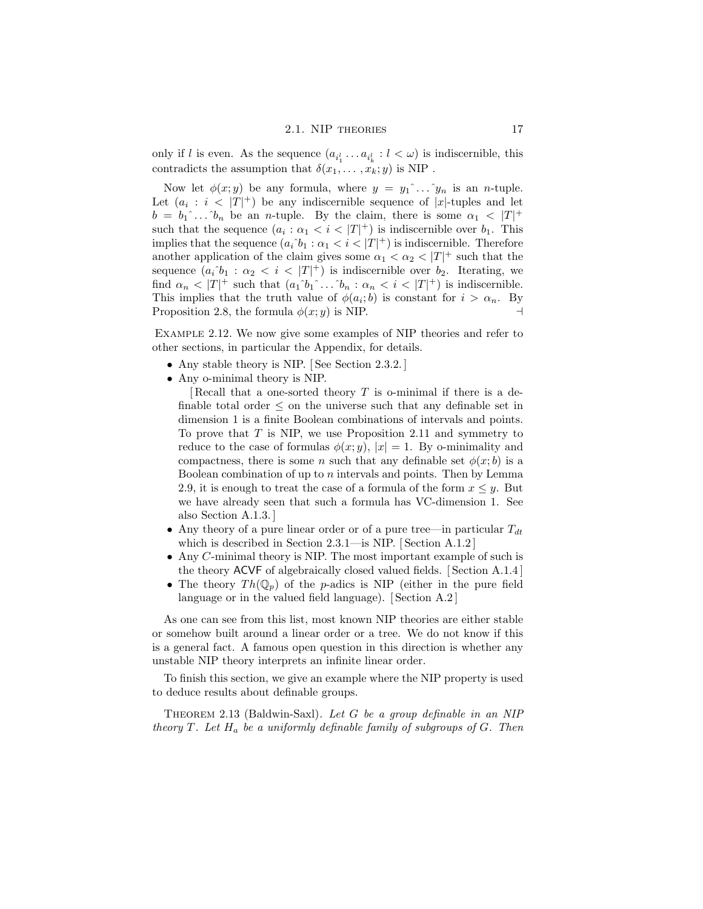only if $l$ is even. As the sequence $(a_{i^l_1} \ldots a_{i^l_k} : l < \omega)$ is indiscernible, this contradicts the assumption that $\delta(x_1, \ldots, x_k; y)$ is NIP .

Now let $\phi(x; y)$ be any formula, where $y = y_1\hat{}\ldots\hat{}y_n$ is an $n$-tuple. Let $(a_i : i < |T|^+)$ be any indiscernible sequence of $|x|$-tuples and let $b = b_1\hat{}\ldots\hat{}b_n$ be an $n$-tuple. By the claim, there is some $\alpha_1 < |T|^+$ such that the sequence $(a_i : \alpha_1 < i < |T|^+)$ is indiscernible over $b_1$. This implies that the sequence $(a_i\hat{}b_1 : \alpha_1 < i < |T|^+)$ is indiscernible. Therefore another application of the claim gives some $\alpha_1 < \alpha_2 < |T|^+$ such that the sequence $(a_i\hat{}b_1 : \alpha_2 < i < |T|^+)$ is indiscernible over $b_2$. Iterating, we find $\alpha_n < |T|^+$ such that $(a_1\hat{}b_1\hat{}\ldots\hat{}b_n : \alpha_n < i < |T|^+)$ is indiscernible. This implies that the truth value of $\phi(a_i; b)$ is constant for $i > \alpha_n$. By Proposition 2.8, the formula $\phi(x; y)$ is NIP. $\dashv$

Example 2.12. We now give some examples of NIP theories and refer to other sections, in particular the Appendix, for details.

- Any stable theory is NIP. [ See Section 2.3.2. ]
- Any o-minimal theory is NIP.

  [ Recall that a one-sorted theory $T$ is o-minimal if there is a definable total order $\leq$ on the universe such that any definable set in dimension 1 is a finite Boolean combinations of intervals and points. To prove that $T$ is NIP, we use Proposition 2.11 and symmetry to reduce to the case of formulas $\phi(x; y)$, $|x| = 1$. By o-minimality and compactness, there is some $n$ such that any definable set $\phi(x; b)$ is a Boolean combination of up to $n$ intervals and points. Then by Lemma 2.9, it is enough to treat the case of a formula of the form $x \leq y$. But we have already seen that such a formula has VC-dimension 1. See also Section A.1.3. ]
- Any theory of a pure linear order or of a pure tree—in particular $T_{dt}$ which is described in Section 2.3.1—is NIP. [ Section A.1.2 ]
- Any $C$-minimal theory is NIP. The most important example of such is the theory ACVF of algebraically closed valued fields. [ Section A.1.4 ]
- The theory $Th(\mathbb{Q}_p)$ of the $p$-adics is NIP (either in the pure field language or in the valued field language). [ Section A.2 ]

As one can see from this list, most known NIP theories are either stable or somehow built around a linear order or a tree. We do not know if this is a general fact. A famous open question in this direction is whether any unstable NIP theory interprets an infinite linear order.

To finish this section, we give an example where the NIP property is used to deduce results about definable groups.

Theorem 2.13 (Baldwin-Saxl). *Let $G$ be a group definable in an NIP theory $T$. Let $H_a$ be a uniformly definable family of subgroups of $G$. Then*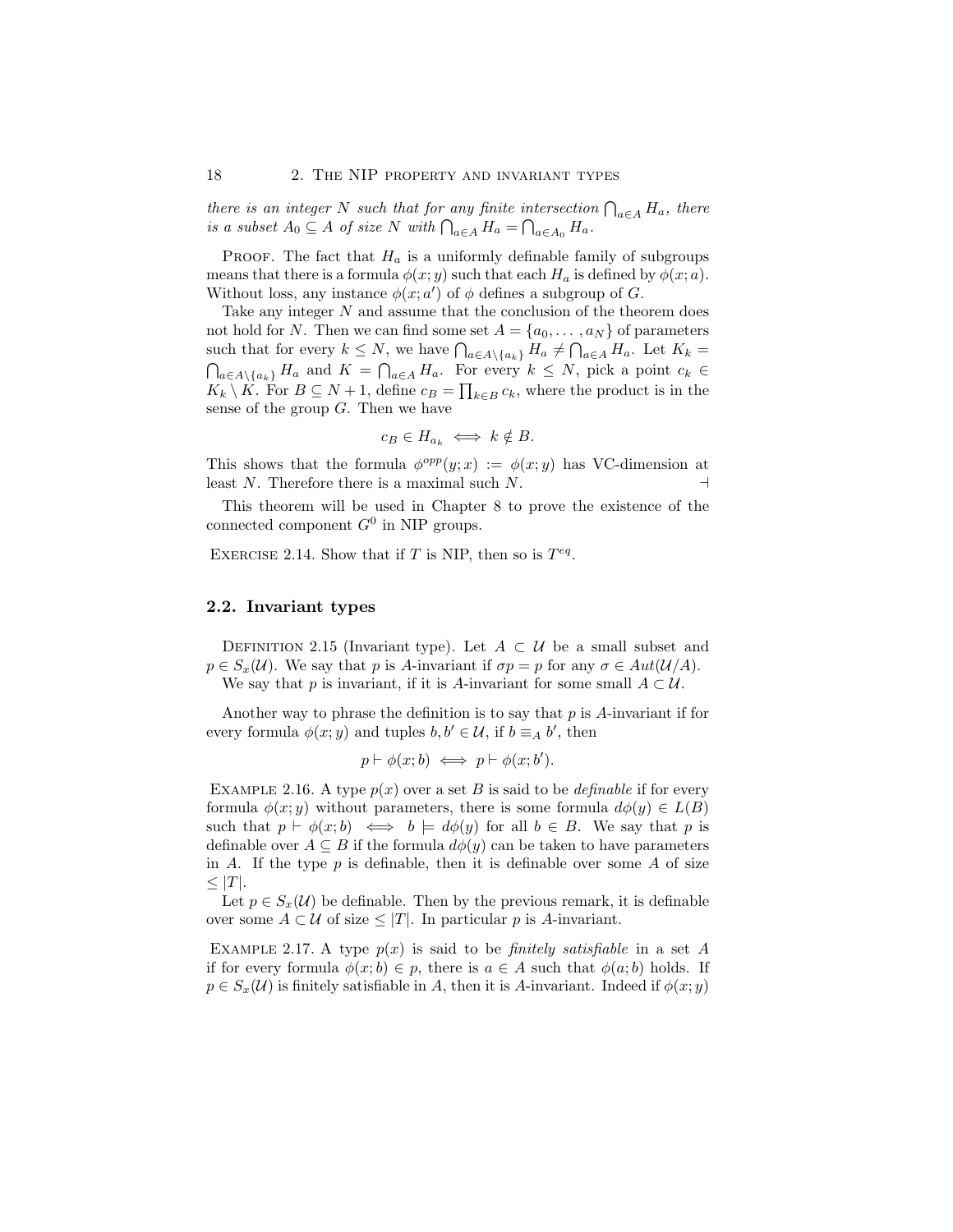*there is an integer $N$ such that for any finite intersection $\bigcap_{a \in A} H_a$, there is a subset $A_0 \subseteq A$ of size $N$ with $\bigcap_{a \in A} H_a = \bigcap_{a \in A_0} H_a$.*

Proof. The fact that $H_a$ is a uniformly definable family of subgroups means that there is a formula $\phi(x; y)$ such that each $H_a$ is defined by $\phi(x; a)$. Without loss, any instance $\phi(x; a')$ of $\phi$ defines a subgroup of $G$.

Take any integer $N$ and assume that the conclusion of the theorem does not hold for $N$. Then we can find some set $A = \{a_0, \ldots, a_N\}$ of parameters such that for every $k \leq N$, we have $\bigcap_{a \in A \setminus \{a_k\}} H_a \neq \bigcap_{a \in A} H_a$. Let $K_k = \bigcap_{a \in A \setminus \{a_k\}} H_a$ and $K = \bigcap_{a \in A} H_a$. For every $k \leq N$, pick a point $c_k \in K_k \setminus K$. For $B \subseteq N+1$, define $c_B = \prod_{k \in B} c_k$, where the product is in the sense of the group $G$. Then we have

$$c_B \in H_{a_k} \iff k \notin B.$$

This shows that the formula $\phi^{opp}(y; x) := \phi(x; y)$ has VC-dimension at least $N$. Therefore there is a maximal such $N$. ⊣

This theorem will be used in Chapter 8 to prove the existence of the connected component $G^0$ in NIP groups.

Exercise 2.14. Show that if $T$ is NIP, then so is $T^{eq}$.

## 2.2. Invariant types

Definition 2.15 (Invariant type). Let $A \subset \mathcal{U}$ be a small subset and $p \in S_x(\mathcal{U})$. We say that $p$ is $A$-invariant if $\sigma p = p$ for any $\sigma \in Aut(\mathcal{U}/A)$.
We say that $p$ is invariant, if it is $A$-invariant for some small $A \subset \mathcal{U}$.

Another way to phrase the definition is to say that $p$ is $A$-invariant if for every formula $\phi(x; y)$ and tuples $b, b' \in \mathcal{U}$, if $b \equiv_A b'$, then

$$p \vdash \phi(x; b) \iff p \vdash \phi(x; b').$$

Example 2.16. A type $p(x)$ over a set $B$ is said to be *definable* if for every formula $\phi(x; y)$ without parameters, there is some formula $d\phi(y) \in L(B)$ such that $p \vdash \phi(x; b) \iff b \models d\phi(y)$ for all $b \in B$. We say that $p$ is definable over $A \subseteq B$ if the formula $d\phi(y)$ can be taken to have parameters in $A$. If the type $p$ is definable, then it is definable over some $A$ of size $\leq |T|$.

Let $p \in S_x(\mathcal{U})$ be definable. Then by the previous remark, it is definable over some $A \subset \mathcal{U}$ of size $\leq |T|$. In particular $p$ is $A$-invariant.

Example 2.17. A type $p(x)$ is said to be *finitely satisfiable* in a set $A$ if for every formula $\phi(x; b) \in p$, there is $a \in A$ such that $\phi(a; b)$ holds. If $p \in S_x(\mathcal{U})$ is finitely satisfiable in $A$, then it is $A$-invariant. Indeed if $\phi(x; y)$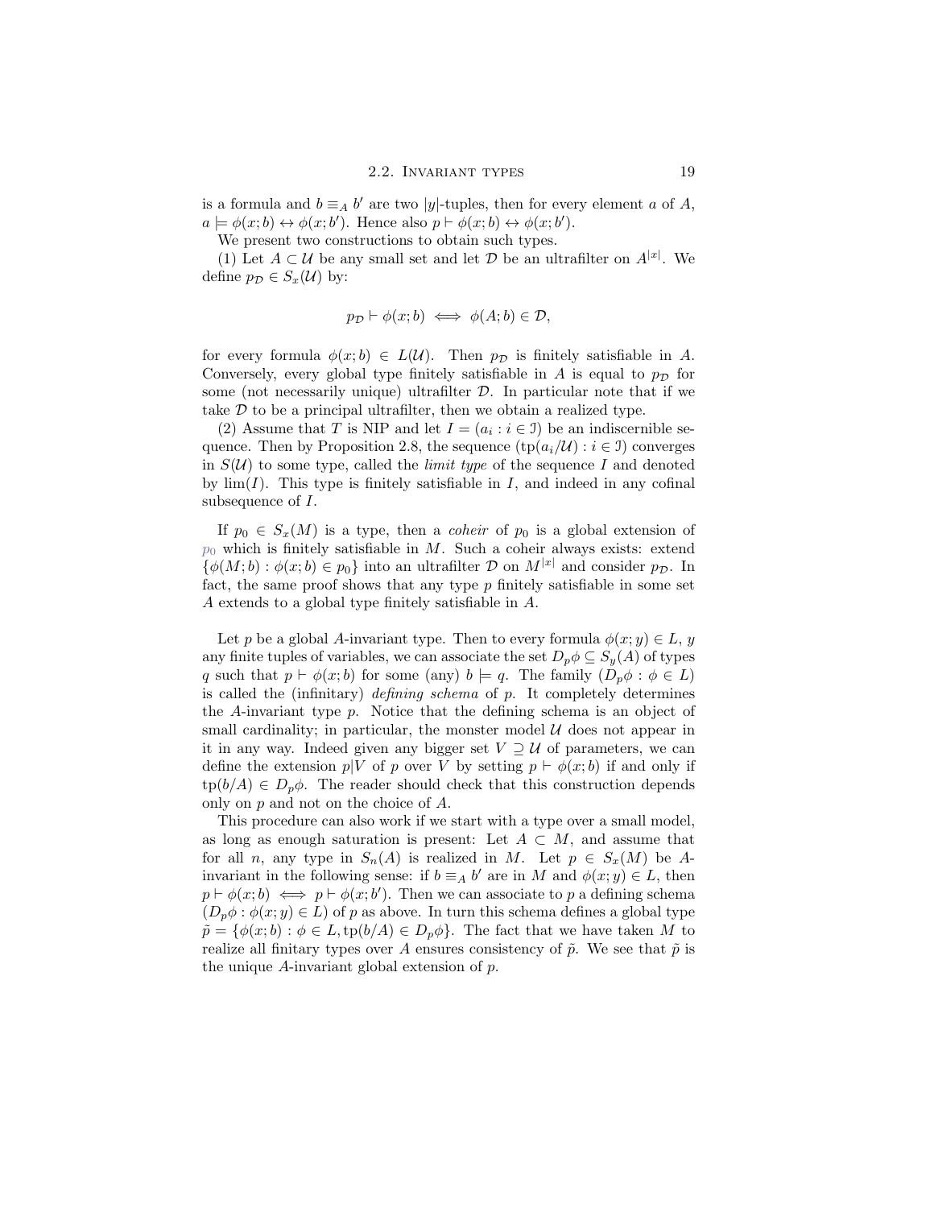is a formula and $b \equiv_A b'$ are two $|y|$-tuples, then for every element $a$ of $A$, $a \models \phi(x;b) \leftrightarrow \phi(x;b')$. Hence also $p \vdash \phi(x;b) \leftrightarrow \phi(x;b')$.

We present two constructions to obtain such types.

(1) Let $A \subset \mathcal{U}$ be any small set and let $\mathcal{D}$ be an ultrafilter on $A^{|x|}$. We define $p_{\mathcal{D}} \in S_x(\mathcal{U})$ by:

$$p_{\mathcal{D}} \vdash \phi(x;b) \iff \phi(A;b) \in \mathcal{D},$$

for every formula $\phi(x;b) \in L(\mathcal{U})$. Then $p_{\mathcal{D}}$ is finitely satisfiable in $A$. Conversely, every global type finitely satisfiable in $A$ is equal to $p_{\mathcal{D}}$ for some (not necessarily unique) ultrafilter $\mathcal{D}$. In particular note that if we take $\mathcal{D}$ to be a principal ultrafilter, then we obtain a realized type.

(2) Assume that $T$ is NIP and let $I = (a_i : i \in \mathcal{I})$ be an indiscernible sequence. Then by Proposition 2.8, the sequence $(\mathrm{tp}(a_i/\mathcal{U}) : i \in \mathcal{I})$ converges in $S(\mathcal{U})$ to some type, called the *limit type* of the sequence $I$ and denoted by $\lim(I)$. This type is finitely satisfiable in $I$, and indeed in any cofinal subsequence of $I$.

If $p_0 \in S_x(M)$ is a type, then a *coheir* of $p_0$ is a global extension of $p_0$ which is finitely satisfiable in $M$. Such a coheir always exists: extend $\{\phi(M;b) : \phi(x;b) \in p_0\}$ into an ultrafilter $\mathcal{D}$ on $M^{|x|}$ and consider $p_{\mathcal{D}}$. In fact, the same proof shows that any type $p$ finitely satisfiable in some set $A$ extends to a global type finitely satisfiable in $A$.

Let $p$ be a global $A$-invariant type. Then to every formula $\phi(x;y) \in L$, $y$ any finite tuples of variables, we can associate the set $D_p\phi \subseteq S_y(A)$ of types $q$ such that $p \vdash \phi(x;b)$ for some (any) $b \models q$. The family $(D_p\phi : \phi \in L)$ is called the (infinitary) *defining schema* of $p$. It completely determines the $A$-invariant type $p$. Notice that the defining schema is an object of small cardinality; in particular, the monster model $\mathcal{U}$ does not appear in it in any way. Indeed given any bigger set $V \supseteq \mathcal{U}$ of parameters, we can define the extension $p|V$ of $p$ over $V$ by setting $p \vdash \phi(x;b)$ if and only if $\mathrm{tp}(b/A) \in D_p\phi$. The reader should check that this construction depends only on $p$ and not on the choice of $A$.

This procedure can also work if we start with a type over a small model, as long as enough saturation is present: Let $A \subset M$, and assume that for all $n$, any type in $S_n(A)$ is realized in $M$. Let $p \in S_x(M)$ be $A$-invariant in the following sense: if $b \equiv_A b'$ are in $M$ and $\phi(x;y) \in L$, then $p \vdash \phi(x;b) \iff p \vdash \phi(x;b')$. Then we can associate to $p$ a defining schema $(D_p\phi : \phi(x;y) \in L)$ of $p$ as above. In turn this schema defines a global type $\tilde{p} = \{\phi(x;b) : \phi \in L, \mathrm{tp}(b/A) \in D_p\phi\}$. The fact that we have taken $M$ to realize all finitary types over $A$ ensures consistency of $\tilde{p}$. We see that $\tilde{p}$ is the unique $A$-invariant global extension of $p$.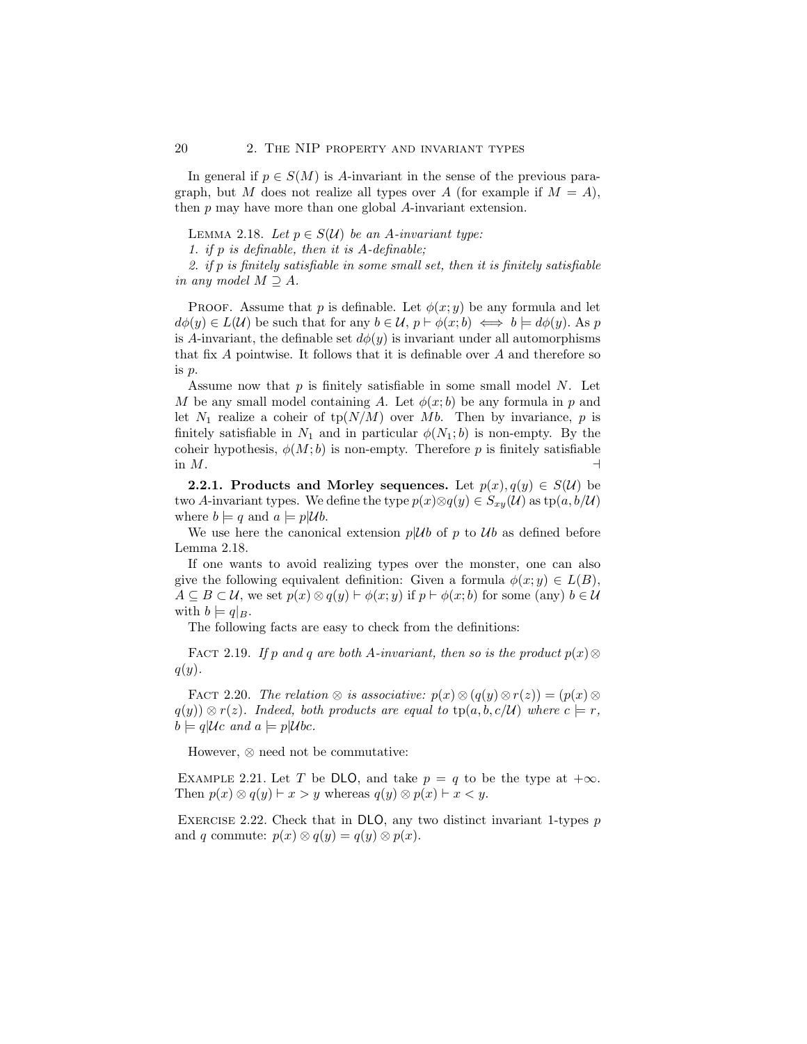In general if $p \in S(M)$ is $A$-invariant in the sense of the previous paragraph, but $M$ does not realize all types over $A$ (for example if $M = A$), then $p$ may have more than one global $A$-invariant extension.

LEMMA 2.18. *Let $p \in S(\mathcal{U})$ be an $A$-invariant type:*
*1. if $p$ is definable, then it is $A$-definable;*
*2. if $p$ is finitely satisfiable in some small set, then it is finitely satisfiable in any model $M \supseteq A$.*

PROOF. Assume that $p$ is definable. Let $\phi(x; y)$ be any formula and let $d\phi(y) \in L(\mathcal{U})$ be such that for any $b \in \mathcal{U}$, $p \vdash \phi(x; b) \iff b \models d\phi(y)$. As $p$ is $A$-invariant, the definable set $d\phi(y)$ is invariant under all automorphisms that fix $A$ pointwise. It follows that it is definable over $A$ and therefore so is $p$.

Assume now that $p$ is finitely satisfiable in some small model $N$. Let $M$ be any small model containing $A$. Let $\phi(x; b)$ be any formula in $p$ and let $N_1$ realize a coheir of $\text{tp}(N/M)$ over $Mb$. Then by invariance, $p$ is finitely satisfiable in $N_1$ and in particular $\phi(N_1; b)$ is non-empty. By the coheir hypothesis, $\phi(M; b)$ is non-empty. Therefore $p$ is finitely satisfiable in $M$. ⊣

**2.2.1. Products and Morley sequences.** Let $p(x), q(y) \in S(\mathcal{U})$ be two $A$-invariant types. We define the type $p(x) \otimes q(y) \in S_{xy}(\mathcal{U})$ as $\text{tp}(a, b/\mathcal{U})$ where $b \models q$ and $a \models p|\mathcal{U}b$.

We use here the canonical extension $p|\mathcal{U}b$ of $p$ to $\mathcal{U}b$ as defined before Lemma 2.18.

If one wants to avoid realizing types over the monster, one can also give the following equivalent definition: Given a formula $\phi(x; y) \in L(B)$, $A \subseteq B \subset \mathcal{U}$, we set $p(x) \otimes q(y) \vdash \phi(x; y)$ if $p \vdash \phi(x; b)$ for some (any) $b \in \mathcal{U}$ with $b \models q|_B$.

The following facts are easy to check from the definitions:

FACT 2.19. *If $p$ and $q$ are both $A$-invariant, then so is the product $p(x) \otimes q(y)$.*

FACT 2.20. *The relation $\otimes$ is associative: $p(x) \otimes (q(y) \otimes r(z)) = (p(x) \otimes q(y)) \otimes r(z)$. Indeed, both products are equal to $\text{tp}(a, b, c/\mathcal{U})$ where $c \models r$, $b \models q|\mathcal{U}c$ and $a \models p|\mathcal{U}bc$.*

However, $\otimes$ need not be commutative:

EXAMPLE 2.21. Let $T$ be DLO, and take $p = q$ to be the type at $+\infty$. Then $p(x) \otimes q(y) \vdash x > y$ whereas $q(y) \otimes p(x) \vdash x < y$.

EXERCISE 2.22. Check that in DLO, any two distinct invariant 1-types $p$ and $q$ commute: $p(x) \otimes q(y) = q(y) \otimes p(x)$.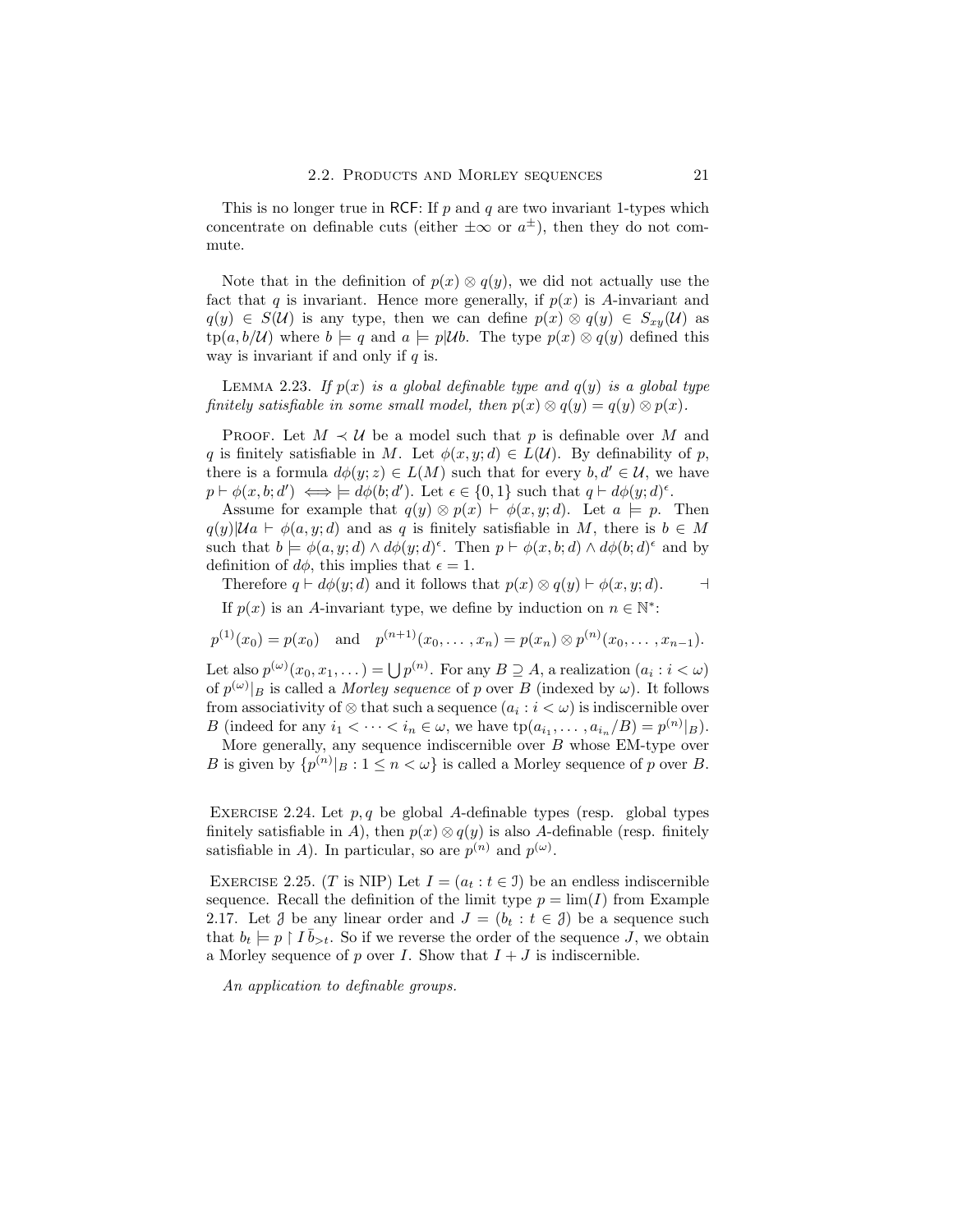This is no longer true in RCF: If $p$ and $q$ are two invariant 1-types which concentrate on definable cuts (either $\pm\infty$ or $a^{\pm}$), then they do not commute.

Note that in the definition of $p(x) \otimes q(y)$, we did not actually use the fact that $q$ is invariant. Hence more generally, if $p(x)$ is $A$-invariant and $q(y) \in S(\mathcal{U})$ is any type, then we can define $p(x) \otimes q(y) \in S_{xy}(\mathcal{U})$ as $\operatorname{tp}(a, b/\mathcal{U})$ where $b \models q$ and $a \models p|\mathcal{U}b$. The type $p(x) \otimes q(y)$ defined this way is invariant if and only if $q$ is.

Lemma 2.23. *If $p(x)$ is a global definable type and $q(y)$ is a global type finitely satisfiable in some small model, then $p(x) \otimes q(y) = q(y) \otimes p(x)$.*

Proof. Let $M \prec \mathcal{U}$ be a model such that $p$ is definable over $M$ and $q$ is finitely satisfiable in $M$. Let $\phi(x, y; d) \in L(\mathcal{U})$. By definability of $p$, there is a formula $d\phi(y; z) \in L(M)$ such that for every $b, d' \in \mathcal{U}$, we have $p \vdash \phi(x, b; d') \iff \models d\phi(b; d')$. Let $\epsilon \in \{0, 1\}$ such that $q \vdash d\phi(y; d)^{\epsilon}$.

Assume for example that $q(y) \otimes p(x) \vdash \phi(x, y; d)$. Let $a \models p$. Then $q(y)|\mathcal{U}a \vdash \phi(a, y; d)$ and as $q$ is finitely satisfiable in $M$, there is $b \in M$ such that $b \models \phi(a, y; d) \wedge d\phi(y; d)^{\epsilon}$. Then $p \vdash \phi(x, b; d) \wedge d\phi(b; d)^{\epsilon}$ and by definition of $d\phi$, this implies that $\epsilon = 1$.

Therefore $q \vdash d\phi(y; d)$ and it follows that $p(x) \otimes q(y) \vdash \phi(x, y; d)$. $\dashv$

If $p(x)$ is an $A$-invariant type, we define by induction on $n \in \mathbb{N}^*$:

$$p^{(1)}(x_0) = p(x_0) \quad \text{and} \quad p^{(n+1)}(x_0, \ldots, x_n) = p(x_n) \otimes p^{(n)}(x_0, \ldots, x_{n-1}).$$

Let also $p^{(\omega)}(x_0, x_1, \ldots) = \bigcup p^{(n)}$. For any $B \supseteq A$, a realization $(a_i : i < \omega)$ of $p^{(\omega)}|_B$ is called a *Morley sequence* of $p$ over $B$ (indexed by $\omega$). It follows from associativity of $\otimes$ that such a sequence $(a_i : i < \omega)$ is indiscernible over $B$ (indeed for any $i_1 < \cdots < i_n \in \omega$, we have $\operatorname{tp}(a_{i_1}, \ldots, a_{i_n}/B) = p^{(n)}|_B$).

More generally, any sequence indiscernible over $B$ whose EM-type over $B$ is given by $\{p^{(n)}|_B : 1 \leq n < \omega\}$ is called a Morley sequence of $p$ over $B$.

Exercise 2.24. Let $p, q$ be global $A$-definable types (resp. global types finitely satisfiable in $A$), then $p(x) \otimes q(y)$ is also $A$-definable (resp. finitely satisfiable in $A$). In particular, so are $p^{(n)}$ and $p^{(\omega)}$.

Exercise 2.25. ($T$ is NIP) Let $I = (a_t : t \in \mathcal{I})$ be an endless indiscernible sequence. Recall the definition of the limit type $p = \lim(I)$ from Example 2.17. Let $\mathcal{J}$ be any linear order and $J = (b_t : t \in \mathcal{J})$ be a sequence such that $b_t \models p \restriction I\, \bar{b}_{>t}$. So if we reverse the order of the sequence $J$, we obtain a Morley sequence of $p$ over $I$. Show that $I + J$ is indiscernible.

*An application to definable groups.*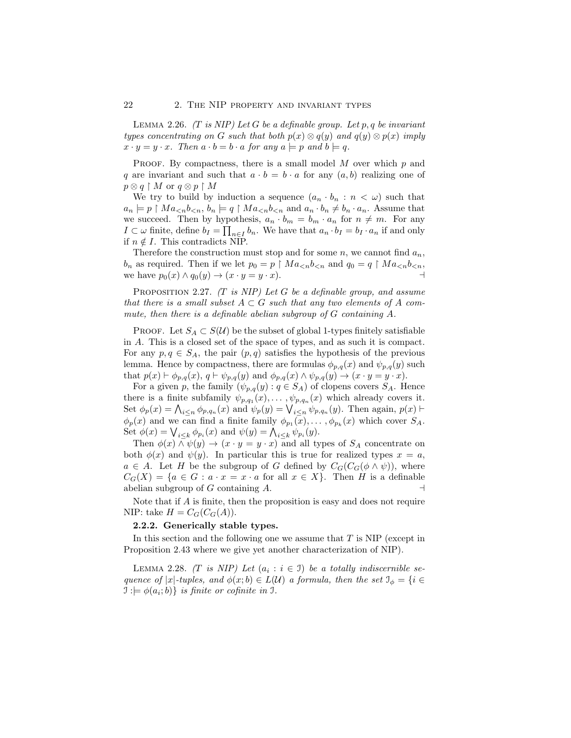Lemma 2.26. *(T is NIP) Let $G$ be a definable group. Let $p, q$ be invariant types concentrating on $G$ such that both $p(x) \otimes q(y)$ and $q(y) \otimes p(x)$ imply $x \cdot y = y \cdot x$. Then $a \cdot b = b \cdot a$ for any $a \models p$ and $b \models q$.*

Proof. By compactness, there is a small model $M$ over which $p$ and $q$ are invariant and such that $a \cdot b = b \cdot a$ for any $(a, b)$ realizing one of $p \otimes q \upharpoonright M$ or $q \otimes p \upharpoonright M$

We try to build by induction a sequence $(a_n \cdot b_n : n < \omega)$ such that $a_n \models p \upharpoonright M a_{<n} b_{<n}$, $b_n \models q \upharpoonright M a_{<n} b_{<n}$ and $a_n \cdot b_n \neq b_n \cdot a_n$. Assume that we succeed. Then by hypothesis, $a_n \cdot b_m = b_m \cdot a_n$ for $n \neq m$. For any $I \subset \omega$ finite, define $b_I = \prod_{n \in I} b_n$. We have that $a_n \cdot b_I = b_I \cdot a_n$ if and only if $n \notin I$. This contradicts NIP.

Therefore the construction must stop and for some $n$, we cannot find $a_n$, $b_n$ as required. Then if we let $p_0 = p \upharpoonright M a_{<n} b_{<n}$ and $q_0 = q \upharpoonright M a_{<n} b_{<n}$, we have $p_0(x) \wedge q_0(y) \rightarrow (x \cdot y = y \cdot x)$. ⊣

Proposition 2.27. *(T is NIP) Let $G$ be a definable group, and assume that there is a small subset $A \subset G$ such that any two elements of $A$ commute, then there is a definable abelian subgroup of $G$ containing $A$.*

Proof. Let $S_A \subset S(\mathcal{U})$ be the subset of global 1-types finitely satisfiable in $A$. This is a closed set of the space of types, and as such it is compact. For any $p, q \in S_A$, the pair $(p, q)$ satisfies the hypothesis of the previous lemma. Hence by compactness, there are formulas $\phi_{p,q}(x)$ and $\psi_{p,q}(y)$ such that $p(x) \vdash \phi_{p,q}(x)$, $q \vdash \psi_{p,q}(y)$ and $\phi_{p,q}(x) \wedge \psi_{p,q}(y) \rightarrow (x \cdot y = y \cdot x)$.

For a given $p$, the family $(\psi_{p,q}(y) : q \in S_A)$ of clopens covers $S_A$. Hence there is a finite subfamily $\psi_{p,q_1}(x), \ldots, \psi_{p,q_n}(x)$ which already covers it. Set $\phi_p(x) = \bigwedge_{i \leq n} \phi_{p,q_n}(x)$ and $\psi_p(y) = \bigvee_{i \leq n} \psi_{p,q_n}(y)$. Then again, $p(x) \vdash \phi_p(x)$ and we can find a finite family $\phi_{p_1}(x), \ldots, \phi_{p_k}(x)$ which cover $S_A$. Set $\phi(x) = \bigvee_{i \leq k} \phi_{p_i}(x)$ and $\psi(y) = \bigwedge_{i \leq k} \psi_{p_i}(y)$.

Then $\phi(x) \wedge \psi(y) \rightarrow (x \cdot y = y \cdot x)$ and all types of $S_A$ concentrate on both $\phi(x)$ and $\psi(y)$. In particular this is true for realized types $x = a$, $a \in A$. Let $H$ be the subgroup of $G$ defined by $C_G(C_G(\phi \wedge \psi))$, where $C_G(X) = \{a \in G : a \cdot x = x \cdot a \text{ for all } x \in X\}$. Then $H$ is a definable abelian subgroup of $G$ containing $A$. ⊣

Note that if $A$ is finite, then the proposition is easy and does not require NIP: take $H = C_G(C_G(A))$.

### 2.2.2. Generically stable types.

In this section and the following one we assume that $T$ is NIP (except in Proposition 2.43 where we give yet another characterization of NIP).

Lemma 2.28. *(T is NIP) Let $(a_i : i \in \mathcal{I})$ be a totally indiscernible sequence of $|x|$-tuples, and $\phi(x; b) \in L(\mathcal{U})$ a formula, then the set $\mathcal{I}_\phi = \{i \in \mathcal{I} : \models \phi(a_i; b)\}$ is finite or cofinite in $\mathcal{I}$.*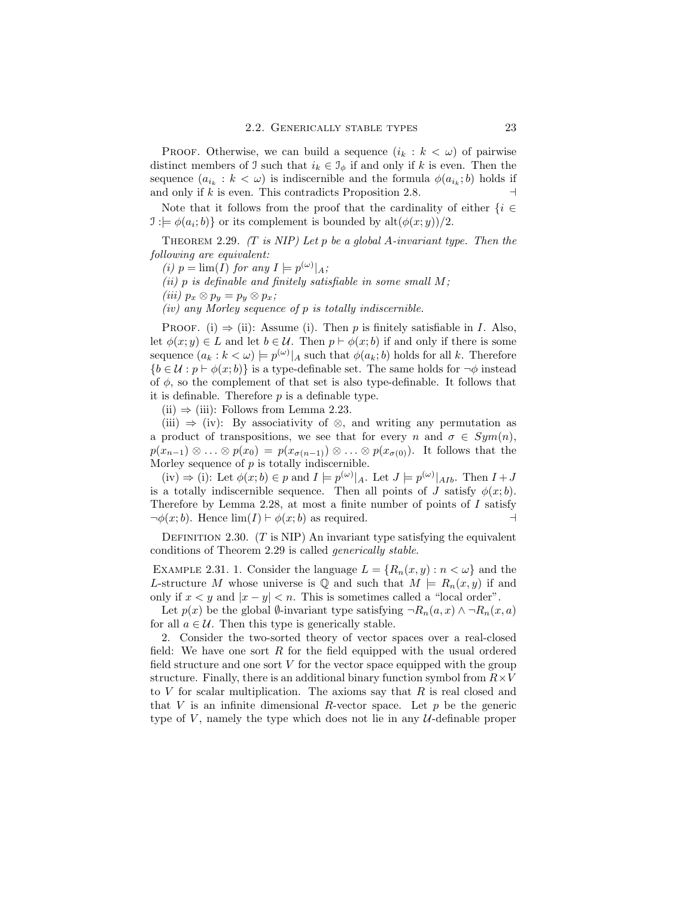PROOF. Otherwise, we can build a sequence $(i_k : k < \omega)$ of pairwise distinct members of $\mathfrak{I}$ such that $i_k \in \mathfrak{I}_\phi$ if and only if $k$ is even. Then the sequence $(a_{i_k} : k < \omega)$ is indiscernible and the formula $\phi(a_{i_k}; b)$ holds if and only if $k$ is even. This contradicts Proposition 2.8. ⊣

Note that it follows from the proof that the cardinality of either $\{i \in \mathfrak{I} :\models \phi(a_i; b)\}$ or its complement is bounded by $\mathrm{alt}(\phi(x; y))/2$.

THEOREM 2.29. *(T is NIP) Let p be a global A-invariant type. Then the following are equivalent:*

*(i)* $p = \lim(I)$ *for any* $I \models p^{(\omega)}|_A$;

*(ii) p is definable and finitely satisfiable in some small M;*

*(iii)* $p_x \otimes p_y = p_y \otimes p_x$;

*(iv) any Morley sequence of p is totally indiscernible.*

PROOF. (i) ⇒ (ii): Assume (i). Then $p$ is finitely satisfiable in $I$. Also, let $\phi(x; y) \in L$ and let $b \in \mathcal{U}$. Then $p \vdash \phi(x; b)$ if and only if there is some sequence $(a_k : k < \omega) \models p^{(\omega)}|_A$ such that $\phi(a_k; b)$ holds for all $k$. Therefore $\{b \in \mathcal{U} : p \vdash \phi(x; b)\}$ is a type-definable set. The same holds for $\neg\phi$ instead of $\phi$, so the complement of that set is also type-definable. It follows that it is definable. Therefore $p$ is a definable type.

(ii) ⇒ (iii): Follows from Lemma 2.23.

(iii) ⇒ (iv): By associativity of $\otimes$, and writing any permutation as a product of transpositions, we see that for every $n$ and $\sigma \in Sym(n)$, $p(x_{n-1}) \otimes \ldots \otimes p(x_0) = p(x_{\sigma(n-1)}) \otimes \ldots \otimes p(x_{\sigma(0)})$. It follows that the Morley sequence of $p$ is totally indiscernible.

(iv) ⇒ (i): Let $\phi(x; b) \in p$ and $I \models p^{(\omega)}|_A$. Let $J \models p^{(\omega)}|_{AIb}$. Then $I + J$ is a totally indiscernible sequence. Then all points of $J$ satisfy $\phi(x; b)$. Therefore by Lemma 2.28, at most a finite number of points of $I$ satisfy $\neg\phi(x; b)$. Hence $\lim(I) \vdash \phi(x; b)$ as required. ⊣

DEFINITION 2.30. (T is NIP) An invariant type satisfying the equivalent conditions of Theorem 2.29 is called *generically stable*.

EXAMPLE 2.31. 1. Consider the language $L = \{R_n(x, y) : n < \omega\}$ and the $L$-structure $M$ whose universe is $\mathbb{Q}$ and such that $M \models R_n(x, y)$ if and only if $x < y$ and $|x - y| < n$. This is sometimes called a "local order".

Let $p(x)$ be the global $\emptyset$-invariant type satisfying $\neg R_n(a, x) \wedge \neg R_n(x, a)$ for all $a \in \mathcal{U}$. Then this type is generically stable.

2. Consider the two-sorted theory of vector spaces over a real-closed field: We have one sort $R$ for the field equipped with the usual ordered field structure and one sort $V$ for the vector space equipped with the group structure. Finally, there is an additional binary function symbol from $R \times V$ to $V$ for scalar multiplication. The axioms say that $R$ is real closed and that $V$ is an infinite dimensional $R$-vector space. Let $p$ be the generic type of $V$, namely the type which does not lie in any $\mathcal{U}$-definable proper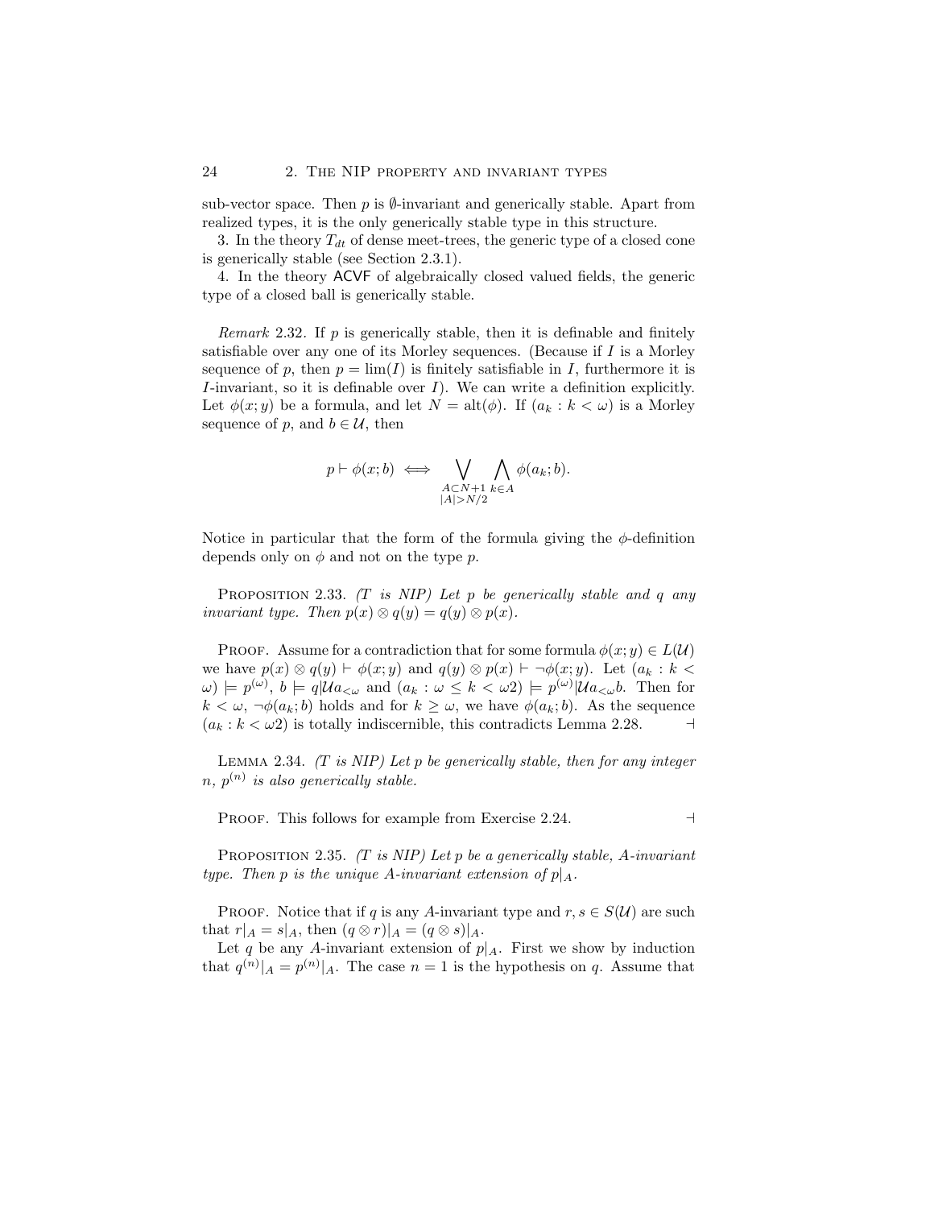sub-vector space. Then $p$ is $\emptyset$-invariant and generically stable. Apart from realized types, it is the only generically stable type in this structure.

3. In the theory $T_{dt}$ of dense meet-trees, the generic type of a closed cone is generically stable (see Section 2.3.1).

4. In the theory ACVF of algebraically closed valued fields, the generic type of a closed ball is generically stable.

*Remark* 2.32. If $p$ is generically stable, then it is definable and finitely satisfiable over any one of its Morley sequences. (Because if $I$ is a Morley sequence of $p$, then $p = \lim(I)$ is finitely satisfiable in $I$, furthermore it is $I$-invariant, so it is definable over $I$). We can write a definition explicitly. Let $\phi(x; y)$ be a formula, and let $N = \mathrm{alt}(\phi)$. If $(a_k : k < \omega)$ is a Morley sequence of $p$, and $b \in \mathcal{U}$, then

$$p \vdash \phi(x; b) \iff \bigvee_{\substack{A \subset N+1 \\ |A| > N/2}} \bigwedge_{k \in A} \phi(a_k; b).$$

Notice in particular that the form of the formula giving the $\phi$-definition depends only on $\phi$ and not on the type $p$.

Proposition 2.33. *(T is NIP) Let $p$ be generically stable and $q$ any invariant type. Then $p(x) \otimes q(y) = q(y) \otimes p(x)$.*

Proof. Assume for a contradiction that for some formula $\phi(x; y) \in L(\mathcal{U})$ we have $p(x) \otimes q(y) \vdash \phi(x; y)$ and $q(y) \otimes p(x) \vdash \neg\phi(x; y)$. Let $(a_k : k < \omega) \models p^{(\omega)}$, $b \models q|\mathcal{U}a_{<\omega}$ and $(a_k : \omega \leq k < \omega 2) \models p^{(\omega)}|\mathcal{U}a_{<\omega}b$. Then for $k < \omega$, $\neg\phi(a_k; b)$ holds and for $k \geq \omega$, we have $\phi(a_k; b)$. As the sequence $(a_k : k < \omega 2)$ is totally indiscernible, this contradicts Lemma 2.28. ⊣

Lemma 2.34. *(T is NIP) Let $p$ be generically stable, then for any integer $n$, $p^{(n)}$ is also generically stable.*

Proof. This follows for example from Exercise 2.24. ⊣

Proposition 2.35. *(T is NIP) Let $p$ be a generically stable, $A$-invariant type. Then $p$ is the unique $A$-invariant extension of $p|_A$.*

Proof. Notice that if $q$ is any $A$-invariant type and $r, s \in S(\mathcal{U})$ are such that $r|_A = s|_A$, then $(q \otimes r)|_A = (q \otimes s)|_A$.

Let $q$ be any $A$-invariant extension of $p|_A$. First we show by induction that $q^{(n)}|_A = p^{(n)}|_A$. The case $n = 1$ is the hypothesis on $q$. Assume that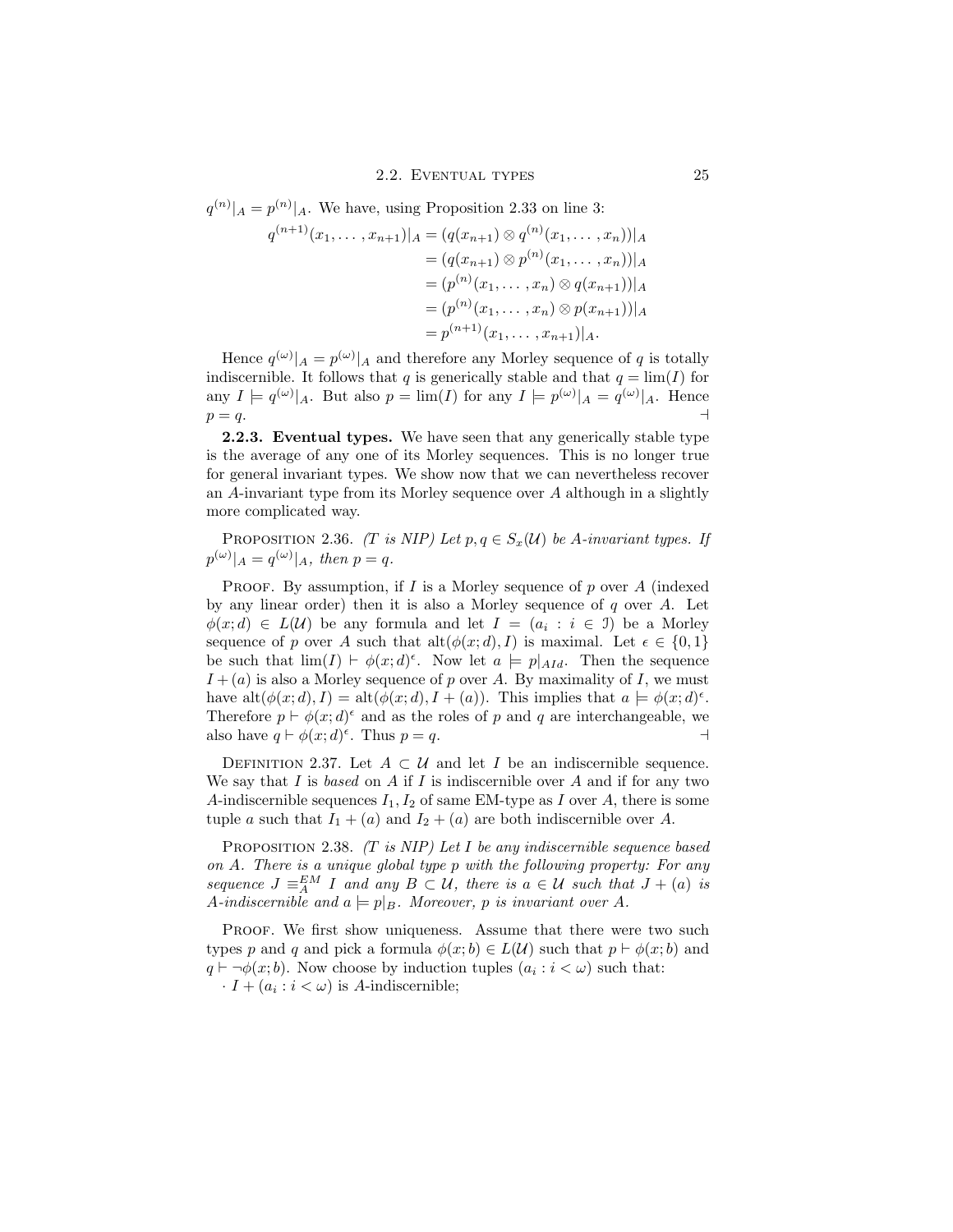$q^{(n)}|_A = p^{(n)}|_A$. We have, using Proposition 2.33 on line 3:

$$
\begin{aligned}
q^{(n+1)}(x_1, \dots, x_{n+1})|_A &= (q(x_{n+1}) \otimes q^{(n)}(x_1, \dots, x_n))|_A \\
&= (q(x_{n+1}) \otimes p^{(n)}(x_1, \dots, x_n))|_A \\
&= (p^{(n)}(x_1, \dots, x_n) \otimes q(x_{n+1}))|_A \\
&= (p^{(n)}(x_1, \dots, x_n) \otimes p(x_{n+1}))|_A \\
&= p^{(n+1)}(x_1, \dots, x_{n+1})|_A.
\end{aligned}
$$

Hence $q^{(\omega)}|_A = p^{(\omega)}|_A$ and therefore any Morley sequence of $q$ is totally indiscernible. It follows that $q$ is generically stable and that $q = \lim(I)$ for any $I \models q^{(\omega)}|_A$. But also $p = \lim(I)$ for any $I \models p^{(\omega)}|_A = q^{(\omega)}|_A$. Hence $p = q$. $\dashv$

**2.2.3. Eventual types.** We have seen that any generically stable type is the average of any one of its Morley sequences. This is no longer true for general invariant types. We show now that we can nevertheless recover an $A$-invariant type from its Morley sequence over $A$ although in a slightly more complicated way.

Proposition 2.36. *(T is NIP) Let $p, q \in S_x(\mathcal{U})$ be $A$-invariant types. If $p^{(\omega)}|_A = q^{(\omega)}|_A$, then $p = q$.*

Proof. By assumption, if $I$ is a Morley sequence of $p$ over $A$ (indexed by any linear order) then it is also a Morley sequence of $q$ over $A$. Let $\phi(x; d) \in L(\mathcal{U})$ be any formula and let $I = (a_i : i \in \mathcal{I})$ be a Morley sequence of $p$ over $A$ such that $\mathrm{alt}(\phi(x; d), I)$ is maximal. Let $\epsilon \in \{0, 1\}$ be such that $\lim(I) \vdash \phi(x; d)^\epsilon$. Now let $a \models p|_{AId}$. Then the sequence $I + (a)$ is also a Morley sequence of $p$ over $A$. By maximality of $I$, we must have $\mathrm{alt}(\phi(x; d), I) = \mathrm{alt}(\phi(x; d), I + (a))$. This implies that $a \models \phi(x; d)^\epsilon$. Therefore $p \vdash \phi(x; d)^\epsilon$ and as the roles of $p$ and $q$ are interchangeable, we also have $q \vdash \phi(x; d)^\epsilon$. Thus $p = q$. $\dashv$

Definition 2.37. Let $A \subset \mathcal{U}$ and let $I$ be an indiscernible sequence. We say that $I$ is *based* on $A$ if $I$ is indiscernible over $A$ and if for any two $A$-indiscernible sequences $I_1, I_2$ of same EM-type as $I$ over $A$, there is some tuple $a$ such that $I_1 + (a)$ and $I_2 + (a)$ are both indiscernible over $A$.

Proposition 2.38. *(T is NIP) Let $I$ be any indiscernible sequence based on $A$. There is a unique global type $p$ with the following property: For any sequence $J \equiv^{EM}_A I$ and any $B \subset \mathcal{U}$, there is $a \in \mathcal{U}$ such that $J + (a)$ is $A$-indiscernible and $a \models p|_B$. Moreover, $p$ is invariant over $A$.*

Proof. We first show uniqueness. Assume that there were two such types $p$ and $q$ and pick a formula $\phi(x; b) \in L(\mathcal{U})$ such that $p \vdash \phi(x; b)$ and $q \vdash \neg\phi(x; b)$. Now choose by induction tuples $(a_i : i < \omega)$ such that:

· $I + (a_i : i < \omega)$ is $A$-indiscernible;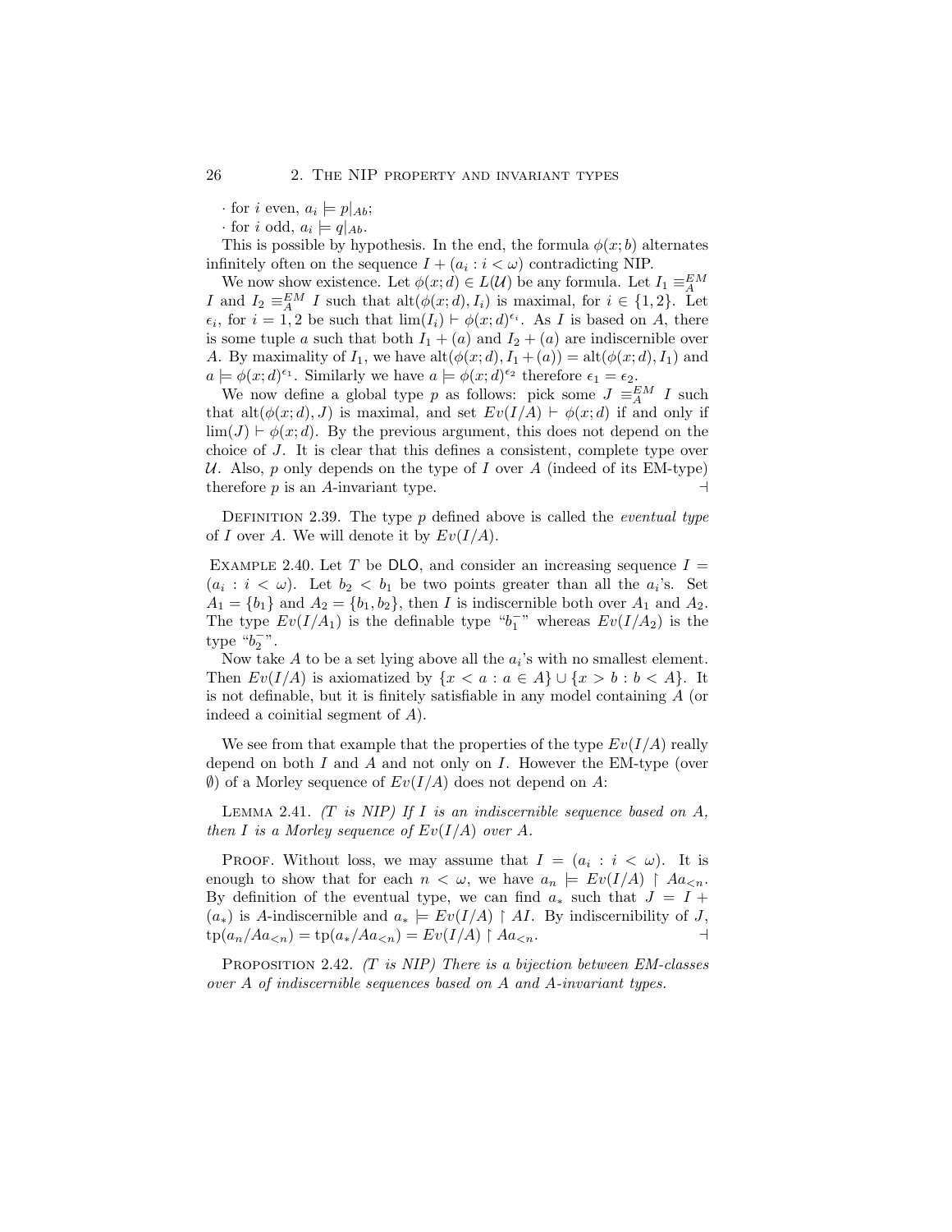· for $i$ even, $a_i \models p|_{Ab}$;

· for $i$ odd, $a_i \models q|_{Ab}$.

This is possible by hypothesis. In the end, the formula $\phi(x;b)$ alternates infinitely often on the sequence $I + (a_i : i < \omega)$ contradicting NIP.

We now show existence. Let $\phi(x;d) \in L(\mathcal{U})$ be any formula. Let $I_1 \equiv_A^{EM} I$ and $I_2 \equiv_A^{EM} I$ such that $\text{alt}(\phi(x;d), I_i)$ is maximal, for $i \in \{1,2\}$. Let $\epsilon_i$, for $i = 1, 2$ be such that $\lim(I_i) \vdash \phi(x;d)^{\epsilon_i}$. As $I$ is based on $A$, there is some tuple $a$ such that both $I_1 + (a)$ and $I_2 + (a)$ are indiscernible over $A$. By maximality of $I_1$, we have $\text{alt}(\phi(x;d), I_1 + (a)) = \text{alt}(\phi(x;d), I_1)$ and $a \models \phi(x;d)^{\epsilon_1}$. Similarly we have $a \models \phi(x;d)^{\epsilon_2}$ therefore $\epsilon_1 = \epsilon_2$.

We now define a global type $p$ as follows: pick some $J \equiv_A^{EM} I$ such that $\text{alt}(\phi(x;d), J)$ is maximal, and set $Ev(I/A) \vdash \phi(x;d)$ if and only if $\lim(J) \vdash \phi(x;d)$. By the previous argument, this does not depend on the choice of $J$. It is clear that this defines a consistent, complete type over $\mathcal{U}$. Also, $p$ only depends on the type of $I$ over $A$ (indeed of its EM-type) therefore $p$ is an $A$-invariant type. ⊣

Definition 2.39. The type $p$ defined above is called the *eventual type* of $I$ over $A$. We will denote it by $Ev(I/A)$.

Example 2.40. Let $T$ be DLO, and consider an increasing sequence $I = (a_i : i < \omega)$. Let $b_2 < b_1$ be two points greater than all the $a_i$'s. Set $A_1 = \{b_1\}$ and $A_2 = \{b_1, b_2\}$, then $I$ is indiscernible both over $A_1$ and $A_2$. The type $Ev(I/A_1)$ is the definable type "$b_1^-$" whereas $Ev(I/A_2)$ is the type "$b_2^-$".

Now take $A$ to be a set lying above all the $a_i$'s with no smallest element. Then $Ev(I/A)$ is axiomatized by $\{x < a : a \in A\} \cup \{x > b : b < A\}$. It is not definable, but it is finitely satisfiable in any model containing $A$ (or indeed a coinitial segment of $A$).

We see from that example that the properties of the type $Ev(I/A)$ really depend on both $I$ and $A$ and not only on $I$. However the EM-type (over $\emptyset$) of a Morley sequence of $Ev(I/A)$ does not depend on $A$:

Lemma 2.41. *($T$ is NIP) If $I$ is an indiscernible sequence based on $A$, then $I$ is a Morley sequence of $Ev(I/A)$ over $A$.*

Proof. Without loss, we may assume that $I = (a_i : i < \omega)$. It is enough to show that for each $n < \omega$, we have $a_n \models Ev(I/A) \upharpoonright Aa_{<n}$. By definition of the eventual type, we can find $a_*$ such that $J = I + (a_*)$ is $A$-indiscernible and $a_* \models Ev(I/A) \upharpoonright AI$. By indiscernibility of $J$, $\text{tp}(a_n/Aa_{<n}) = \text{tp}(a_*/Aa_{<n}) = Ev(I/A) \upharpoonright Aa_{<n}$. ⊣

Proposition 2.42. *($T$ is NIP) There is a bijection between EM-classes over $A$ of indiscernible sequences based on $A$ and $A$-invariant types.*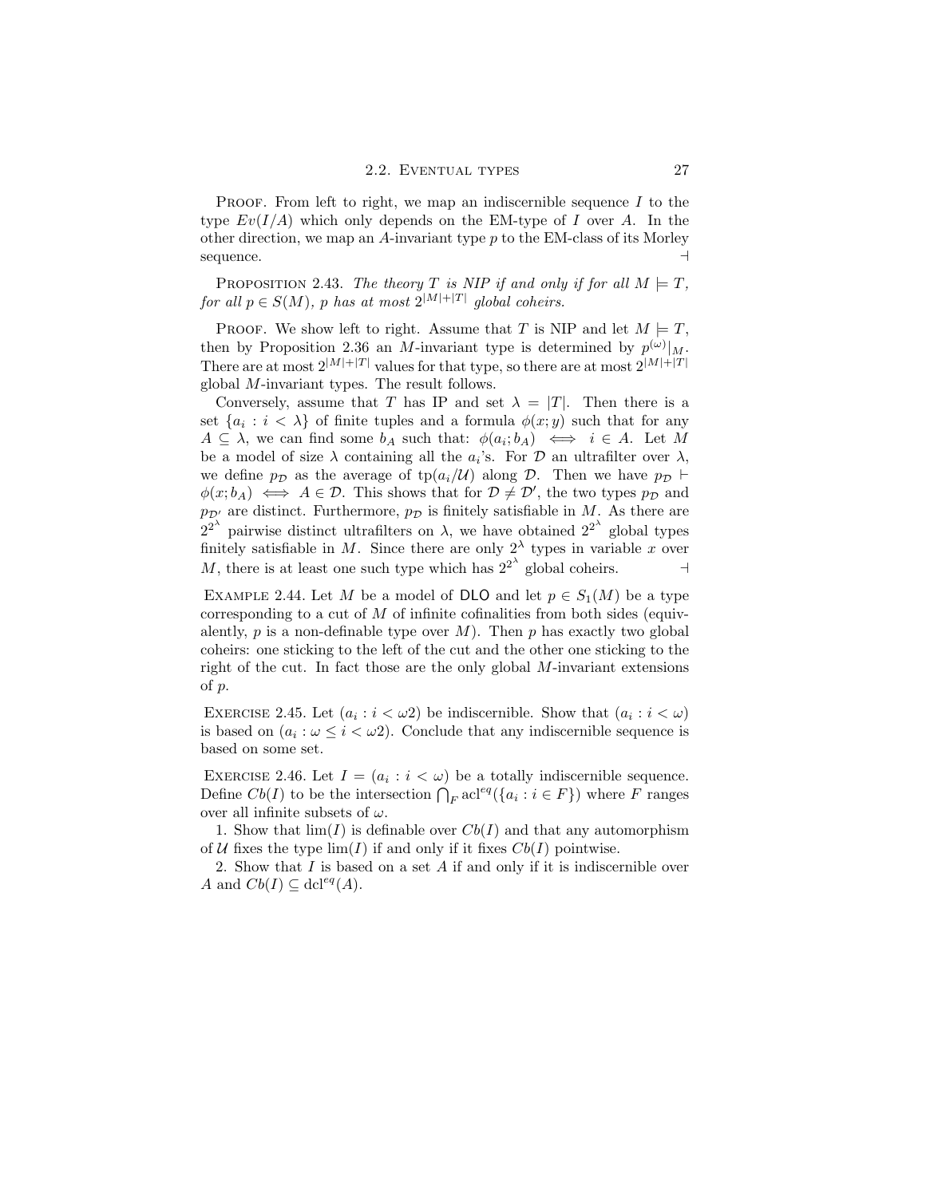PROOF. From left to right, we map an indiscernible sequence $I$ to the type $Ev(I/A)$ which only depends on the EM-type of $I$ over $A$. In the other direction, we map an $A$-invariant type $p$ to the EM-class of its Morley sequence. ⊣

PROPOSITION 2.43. *The theory $T$ is NIP if and only if for all $M \models T$, for all $p \in S(M)$, $p$ has at most $2^{|M|+|T|}$ global coheirs.*

PROOF. We show left to right. Assume that $T$ is NIP and let $M \models T$, then by Proposition 2.36 an $M$-invariant type is determined by $p^{(\omega)}|_M$. There are at most $2^{|M|+|T|}$ values for that type, so there are at most $2^{|M|+|T|}$ global $M$-invariant types. The result follows.

Conversely, assume that $T$ has IP and set $\lambda = |T|$. Then there is a set $\{a_i : i < \lambda\}$ of finite tuples and a formula $\phi(x; y)$ such that for any $A \subseteq \lambda$, we can find some $b_A$ such that: $\phi(a_i; b_A) \iff i \in A$. Let $M$ be a model of size $\lambda$ containing all the $a_i$'s. For $\mathcal{D}$ an ultrafilter over $\lambda$, we define $p_{\mathcal{D}}$ as the average of $\mathrm{tp}(a_i/\mathcal{U})$ along $\mathcal{D}$. Then we have $p_{\mathcal{D}} \vdash \phi(x; b_A) \iff A \in \mathcal{D}$. This shows that for $\mathcal{D} \neq \mathcal{D}'$, the two types $p_{\mathcal{D}}$ and $p_{\mathcal{D}'}$ are distinct. Furthermore, $p_{\mathcal{D}}$ is finitely satisfiable in $M$. As there are $2^{2^\lambda}$ pairwise distinct ultrafilters on $\lambda$, we have obtained $2^{2^\lambda}$ global types finitely satisfiable in $M$. Since there are only $2^\lambda$ types in variable $x$ over $M$, there is at least one such type which has $2^{2^\lambda}$ global coheirs. ⊣

EXAMPLE 2.44. Let $M$ be a model of DLO and let $p \in S_1(M)$ be a type corresponding to a cut of $M$ of infinite cofinalities from both sides (equivalently, $p$ is a non-definable type over $M$). Then $p$ has exactly two global coheirs: one sticking to the left of the cut and the other one sticking to the right of the cut. In fact those are the only global $M$-invariant extensions of $p$.

EXERCISE 2.45. Let $(a_i : i < \omega 2)$ be indiscernible. Show that $(a_i : i < \omega)$ is based on $(a_i : \omega \leq i < \omega 2)$. Conclude that any indiscernible sequence is based on some set.

EXERCISE 2.46. Let $I = (a_i : i < \omega)$ be a totally indiscernible sequence. Define $Cb(I)$ to be the intersection $\bigcap_F \mathrm{acl}^{eq}(\{a_i : i \in F\})$ where $F$ ranges over all infinite subsets of $\omega$.

1. Show that $\lim(I)$ is definable over $Cb(I)$ and that any automorphism of $\mathcal{U}$ fixes the type $\lim(I)$ if and only if it fixes $Cb(I)$ pointwise.

2. Show that $I$ is based on a set $A$ if and only if it is indiscernible over $A$ and $Cb(I) \subseteq \mathrm{dcl}^{eq}(A)$.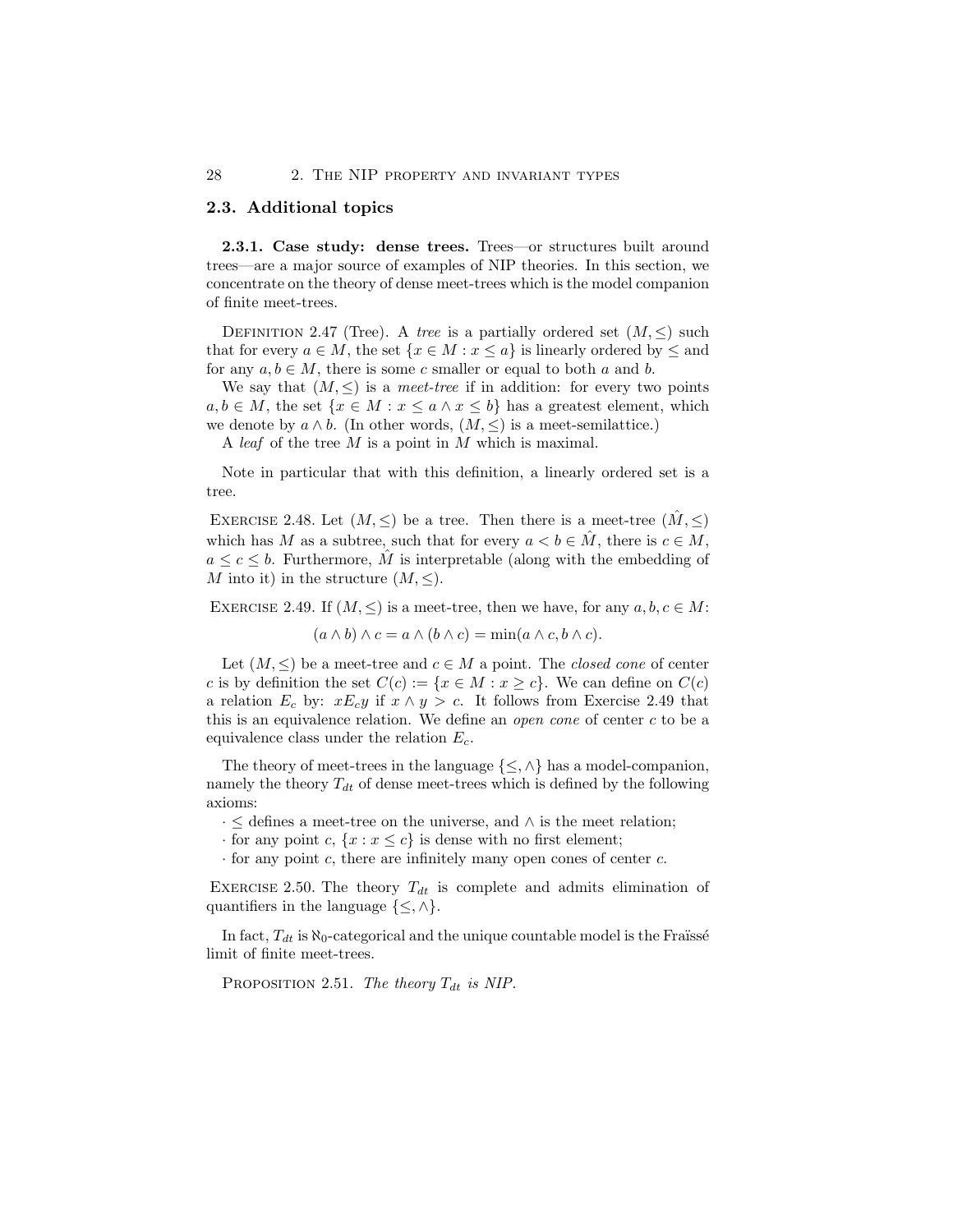## 2.3. Additional topics

**2.3.1. Case study: dense trees.** Trees—or structures built around trees—are a major source of examples of NIP theories. In this section, we concentrate on the theory of dense meet-trees which is the model companion of finite meet-trees.

Definition 2.47 (Tree). A *tree* is a partially ordered set $(M, \leq)$ such that for every $a \in M$, the set $\{x \in M : x \leq a\}$ is linearly ordered by $\leq$ and for any $a, b \in M$, there is some $c$ smaller or equal to both $a$ and $b$.

We say that $(M, \leq)$ is a *meet-tree* if in addition: for every two points $a, b \in M$, the set $\{x \in M : x \leq a \wedge x \leq b\}$ has a greatest element, which we denote by $a \wedge b$. (In other words, $(M, \leq)$ is a meet-semilattice.)

A *leaf* of the tree $M$ is a point in $M$ which is maximal.

Note in particular that with this definition, a linearly ordered set is a tree.

Exercise 2.48. Let $(M, \leq)$ be a tree. Then there is a meet-tree $(\hat{M}, \leq)$ which has $M$ as a subtree, such that for every $a < b \in \hat{M}$, there is $c \in M$, $a \leq c \leq b$. Furthermore, $\hat{M}$ is interpretable (along with the embedding of $M$ into it) in the structure $(M, \leq)$.

Exercise 2.49. If $(M, \leq)$ is a meet-tree, then we have, for any $a, b, c \in M$:

$$(a \wedge b) \wedge c = a \wedge (b \wedge c) = \min(a \wedge c, b \wedge c).$$

Let $(M, \leq)$ be a meet-tree and $c \in M$ a point. The *closed cone* of center $c$ is by definition the set $C(c) := \{x \in M : x \geq c\}$. We can define on $C(c)$ a relation $E_c$ by: $xE_cy$ if $x \wedge y > c$. It follows from Exercise 2.49 that this is an equivalence relation. We define an *open cone* of center $c$ to be a equivalence class under the relation $E_c$.

The theory of meet-trees in the language $\{\leq, \wedge\}$ has a model-companion, namely the theory $T_{dt}$ of dense meet-trees which is defined by the following axioms:

- $\leq$ defines a meet-tree on the universe, and $\wedge$ is the meet relation;
- for any point $c$, $\{x : x \leq c\}$ is dense with no first element;
- for any point $c$, there are infinitely many open cones of center $c$.

Exercise 2.50. The theory $T_{dt}$ is complete and admits elimination of quantifiers in the language $\{\leq, \wedge\}$.

In fact, $T_{dt}$ is $\aleph_0$-categorical and the unique countable model is the Fraïssé limit of finite meet-trees.

Proposition 2.51. *The theory $T_{dt}$ is NIP.*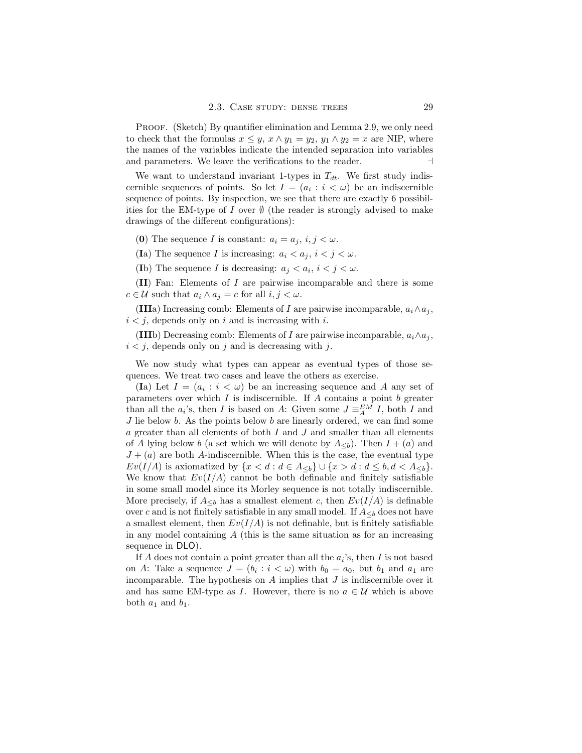Proof. (Sketch) By quantifier elimination and Lemma 2.9, we only need to check that the formulas $x \leq y$, $x \wedge y_1 = y_2$, $y_1 \wedge y_2 = x$ are NIP, where the names of the variables indicate the intended separation into variables and parameters. We leave the verifications to the reader. $\dashv$

We want to understand invariant 1-types in $T_{dt}$. We first study indiscernible sequences of points. So let $I = (a_i : i < \omega)$ be an indiscernible sequence of points. By inspection, we see that there are exactly 6 possibilities for the EM-type of $I$ over $\emptyset$ (the reader is strongly advised to make drawings of the different configurations):

(**0**) The sequence $I$ is constant: $a_i = a_j$, $i, j < \omega$.

(**I**a) The sequence $I$ is increasing: $a_i < a_j$, $i < j < \omega$.

(**I**b) The sequence $I$ is decreasing: $a_j < a_i$, $i < j < \omega$.

(**II**) Fan: Elements of $I$ are pairwise incomparable and there is some $c \in \mathcal{U}$ such that $a_i \wedge a_j = c$ for all $i, j < \omega$.

(**III**a) Increasing comb: Elements of $I$ are pairwise incomparable, $a_i \wedge a_j$, $i < j$, depends only on $i$ and is increasing with $i$.

(**III**b) Decreasing comb: Elements of $I$ are pairwise incomparable, $a_i \wedge a_j$, $i < j$, depends only on $j$ and is decreasing with $j$.

We now study what types can appear as eventual types of those sequences. We treat two cases and leave the others as exercise.

(**I**a) Let $I = (a_i : i < \omega)$ be an increasing sequence and $A$ any set of parameters over which $I$ is indiscernible. If $A$ contains a point $b$ greater than all the $a_i$'s, then $I$ is based on $A$: Given some $J \equiv^{EM}_A I$, both $I$ and $J$ lie below $b$. As the points below $b$ are linearly ordered, we can find some $a$ greater than all elements of both $I$ and $J$ and smaller than all elements of $A$ lying below $b$ (a set which we will denote by $A_{\leq b}$). Then $I + (a)$ and $J + (a)$ are both $A$-indiscernible. When this is the case, the eventual type $Ev(I/A)$ is axiomatized by $\{x < d : d \in A_{\leq b}\} \cup \{x > d : d \leq b, d < A_{\leq b}\}$. We know that $Ev(I/A)$ cannot be both definable and finitely satisfiable in some small model since its Morley sequence is not totally indiscernible. More precisely, if $A_{\leq b}$ has a smallest element $c$, then $Ev(I/A)$ is definable over $c$ and is not finitely satisfiable in any small model. If $A_{\leq b}$ does not have a smallest element, then $Ev(I/A)$ is not definable, but is finitely satisfiable in any model containing $A$ (this is the same situation as for an increasing sequence in DLO).

If $A$ does not contain a point greater than all the $a_i$'s, then $I$ is not based on $A$: Take a sequence $J = (b_i : i < \omega)$ with $b_0 = a_0$, but $b_1$ and $a_1$ are incomparable. The hypothesis on $A$ implies that $J$ is indiscernible over it and has same EM-type as $I$. However, there is no $a \in \mathcal{U}$ which is above both $a_1$ and $b_1$.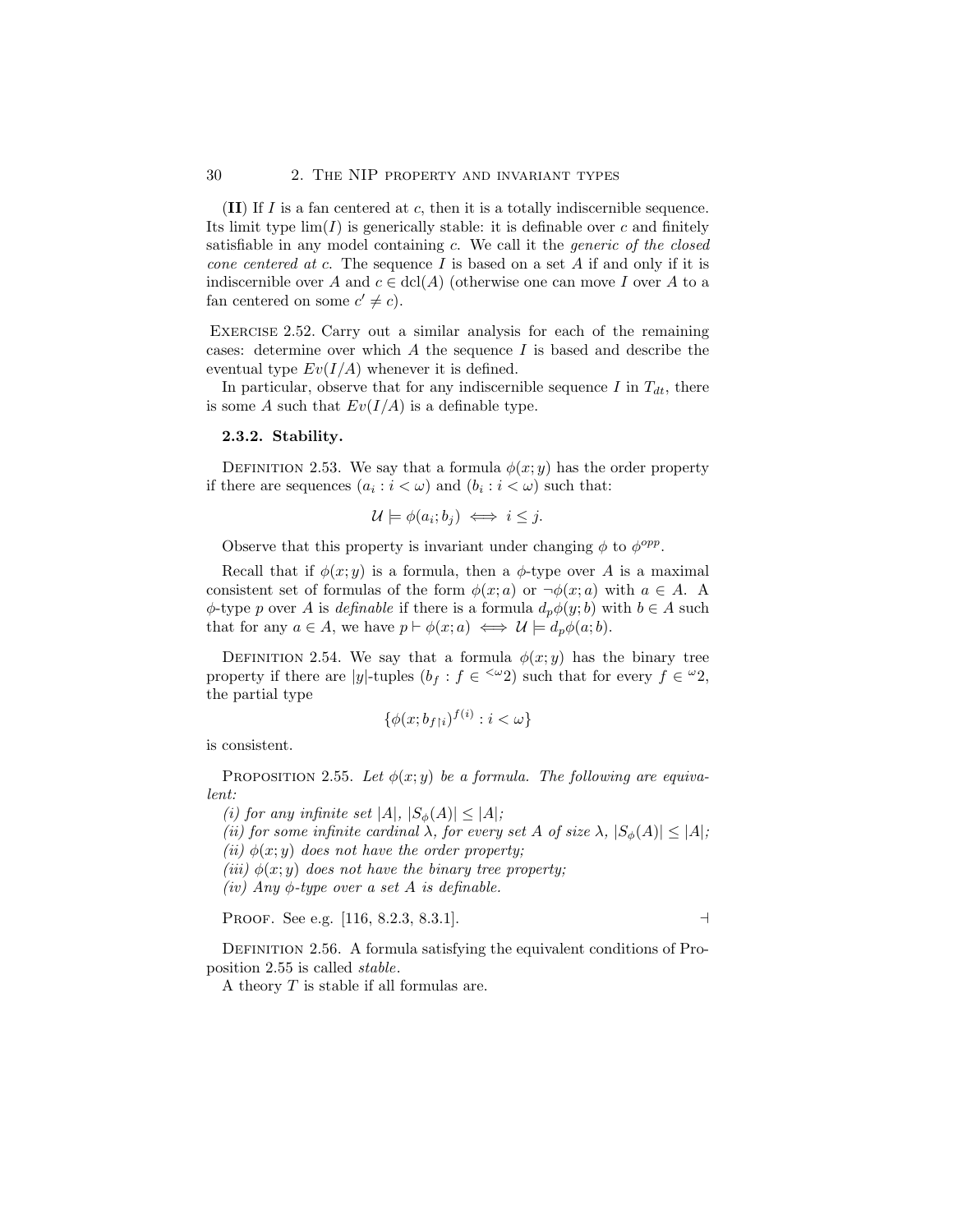(**II**) If $I$ is a fan centered at $c$, then it is a totally indiscernible sequence. Its limit type $\lim(I)$ is generically stable: it is definable over $c$ and finitely satisfiable in any model containing $c$. We call it the *generic of the closed cone centered at c*. The sequence $I$ is based on a set $A$ if and only if it is indiscernible over $A$ and $c \in \operatorname{dcl}(A)$ (otherwise one can move $I$ over $A$ to a fan centered on some $c' \neq c$).

Exercise 2.52. Carry out a similar analysis for each of the remaining cases: determine over which $A$ the sequence $I$ is based and describe the eventual type $Ev(I/A)$ whenever it is defined.

In particular, observe that for any indiscernible sequence $I$ in $T_{dt}$, there is some $A$ such that $Ev(I/A)$ is a definable type.

### 2.3.2. Stability.

Definition 2.53. We say that a formula $\phi(x;y)$ has the order property if there are sequences $(a_i : i < \omega)$ and $(b_i : i < \omega)$ such that:

$$\mathcal{U} \models \phi(a_i; b_j) \iff i \leq j.$$

Observe that this property is invariant under changing $\phi$ to $\phi^{opp}$.

Recall that if $\phi(x;y)$ is a formula, then a $\phi$-type over $A$ is a maximal consistent set of formulas of the form $\phi(x;a)$ or $\neg\phi(x;a)$ with $a \in A$. A $\phi$-type $p$ over $A$ is *definable* if there is a formula $d_p\phi(y;b)$ with $b \in A$ such that for any $a \in A$, we have $p \vdash \phi(x;a) \iff \mathcal{U} \models d_p\phi(a;b)$.

Definition 2.54. We say that a formula $\phi(x;y)$ has the binary tree property if there are $|y|$-tuples $(b_f : f \in {}^{<\omega}2)$ such that for every $f \in {}^{\omega}2$, the partial type

$$\{\phi(x; b_{f\restriction i})^{f(i)} : i < \omega\}$$

is consistent.

Proposition 2.55. *Let $\phi(x;y)$ be a formula. The following are equivalent:*

*(i) for any infinite set $|A|$, $|S_\phi(A)| \leq |A|$;*

*(ii) for some infinite cardinal $\lambda$, for every set $A$ of size $\lambda$, $|S_\phi(A)| \leq |A|$;*

*(ii) $\phi(x;y)$ does not have the order property;*

*(iii) $\phi(x;y)$ does not have the binary tree property;*

*(iv) Any $\phi$-type over a set $A$ is definable.*

Proof. See e.g. [116, 8.2.3, 8.3.1]. ⊣

Definition 2.56. A formula satisfying the equivalent conditions of Proposition 2.55 is called *stable*.

A theory $T$ is stable if all formulas are.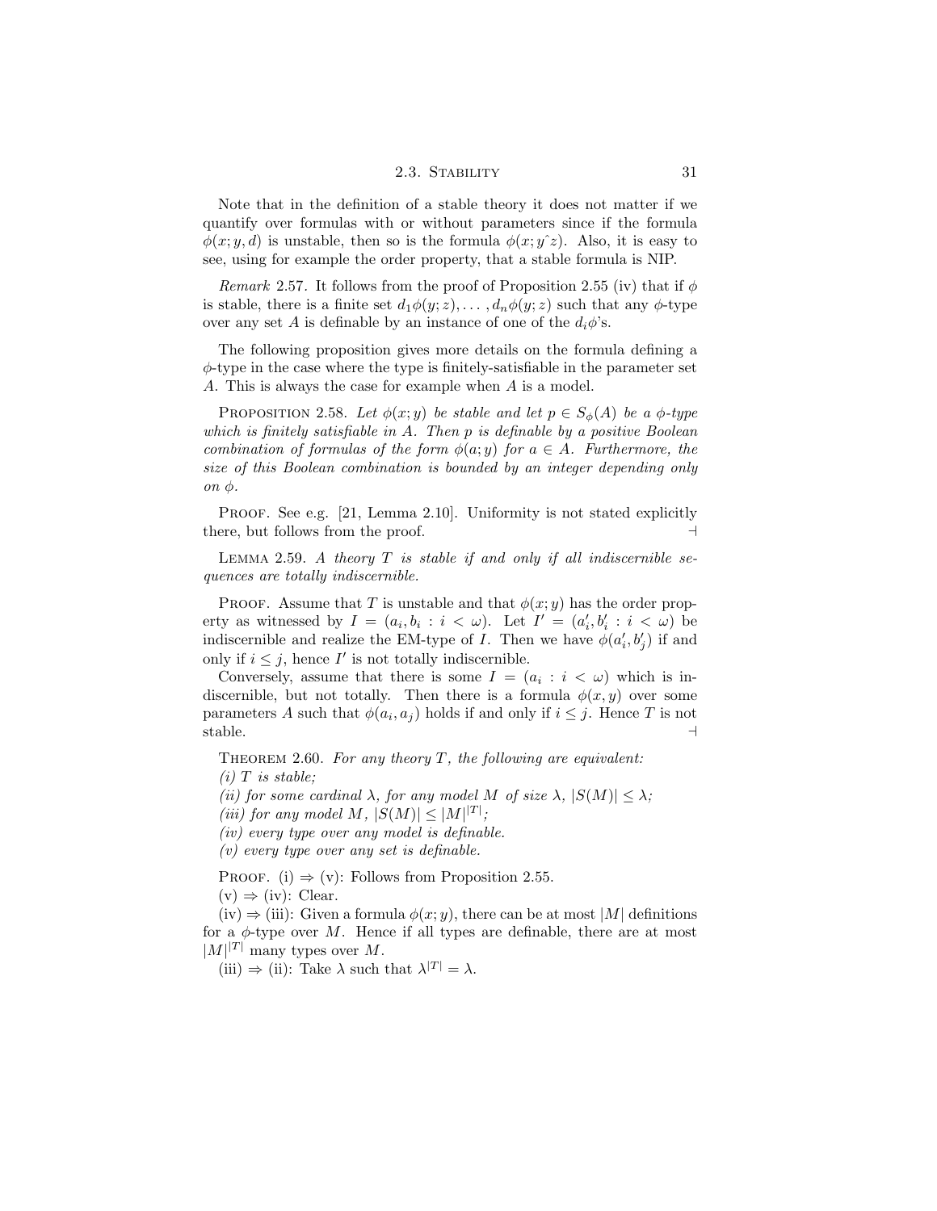Note that in the definition of a stable theory it does not matter if we quantify over formulas with or without parameters since if the formula $\phi(x;y,d)$ is unstable, then so is the formula $\phi(x;y\hat{}z)$. Also, it is easy to see, using for example the order property, that a stable formula is NIP.

*Remark* 2.57. It follows from the proof of Proposition 2.55 (iv) that if $\phi$ is stable, there is a finite set $d_1\phi(y;z),\ldots,d_n\phi(y;z)$ such that any $\phi$-type over any set $A$ is definable by an instance of one of the $d_i\phi$'s.

The following proposition gives more details on the formula defining a $\phi$-type in the case where the type is finitely-satisfiable in the parameter set $A$. This is always the case for example when $A$ is a model.

Proposition 2.58. *Let $\phi(x;y)$ be stable and let $p \in S_\phi(A)$ be a $\phi$-type which is finitely satisfiable in $A$. Then $p$ is definable by a positive Boolean combination of formulas of the form $\phi(a;y)$ for $a \in A$. Furthermore, the size of this Boolean combination is bounded by an integer depending only on $\phi$.*

Proof. See e.g. [21, Lemma 2.10]. Uniformity is not stated explicitly there, but follows from the proof. ⊣

Lemma 2.59. *A theory $T$ is stable if and only if all indiscernible sequences are totally indiscernible.*

Proof. Assume that $T$ is unstable and that $\phi(x;y)$ has the order property as witnessed by $I = (a_i, b_i : i < \omega)$. Let $I' = (a'_i, b'_i : i < \omega)$ be indiscernible and realize the EM-type of $I$. Then we have $\phi(a'_i, b'_j)$ if and only if $i \leq j$, hence $I'$ is not totally indiscernible.

Conversely, assume that there is some $I = (a_i : i < \omega)$ which is indiscernible, but not totally. Then there is a formula $\phi(x,y)$ over some parameters $A$ such that $\phi(a_i, a_j)$ holds if and only if $i \leq j$. Hence $T$ is not stable. ⊣

Theorem 2.60. *For any theory $T$, the following are equivalent:*
*(i) $T$ is stable;*
*(ii) for some cardinal $\lambda$, for any model $M$ of size $\lambda$, $|S(M)| \leq \lambda$;*
*(iii) for any model $M$, $|S(M)| \leq |M|^{|T|}$;*
*(iv) every type over any model is definable.*
*(v) every type over any set is definable.*

Proof. (i) $\Rightarrow$ (v): Follows from Proposition 2.55.

(v) $\Rightarrow$ (iv): Clear.

(iv) $\Rightarrow$ (iii): Given a formula $\phi(x;y)$, there can be at most $|M|$ definitions for a $\phi$-type over $M$. Hence if all types are definable, there are at most $|M|^{|T|}$ many types over $M$.

(iii) $\Rightarrow$ (ii): Take $\lambda$ such that $\lambda^{|T|} = \lambda$.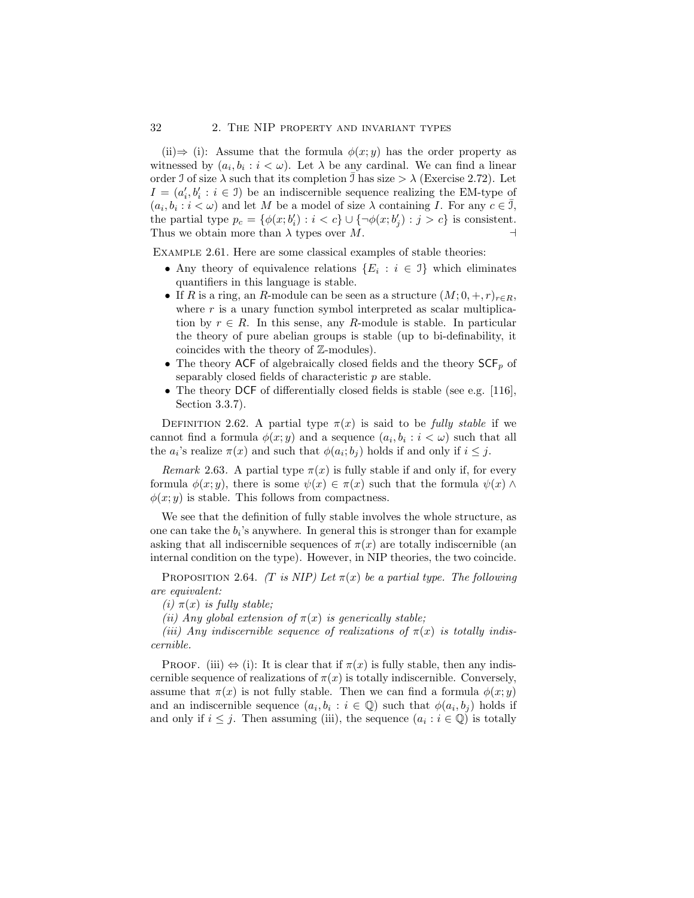(ii)⇒ (i): Assume that the formula $\phi(x;y)$ has the order property as witnessed by $(a_i, b_i : i < \omega)$. Let $\lambda$ be any cardinal. We can find a linear order $\mathcal{I}$ of size $\lambda$ such that its completion $\bar{\mathcal{I}}$ has size $> \lambda$ (Exercise 2.72). Let $I = (a'_i, b'_i : i \in \mathcal{I})$ be an indiscernible sequence realizing the EM-type of $(a_i, b_i : i < \omega)$ and let $M$ be a model of size $\lambda$ containing $I$. For any $c \in \bar{\mathcal{I}}$, the partial type $p_c = \{\phi(x; b'_i) : i < c\} \cup \{\neg\phi(x; b'_j) : j > c\}$ is consistent. Thus we obtain more than $\lambda$ types over $M$. ⊣

Example 2.61. Here are some classical examples of stable theories:

- Any theory of equivalence relations $\{E_i : i \in \mathcal{I}\}$ which eliminates quantifiers in this language is stable.
- If $R$ is a ring, an $R$-module can be seen as a structure $(M; 0, +, r)_{r \in R}$, where $r$ is a unary function symbol interpreted as scalar multiplication by $r \in R$. In this sense, any $R$-module is stable. In particular the theory of pure abelian groups is stable (up to bi-definability, it coincides with the theory of $\mathbb{Z}$-modules).
- The theory ACF of algebraically closed fields and the theory $\mathsf{SCF}_p$ of separably closed fields of characteristic $p$ are stable.
- The theory DCF of differentially closed fields is stable (see e.g. [116], Section 3.3.7).

Definition 2.62. A partial type $\pi(x)$ is said to be *fully stable* if we cannot find a formula $\phi(x; y)$ and a sequence $(a_i, b_i : i < \omega)$ such that all the $a_i$'s realize $\pi(x)$ and such that $\phi(a_i; b_j)$ holds if and only if $i \leq j$.

*Remark* 2.63. A partial type $\pi(x)$ is fully stable if and only if, for every formula $\phi(x; y)$, there is some $\psi(x) \in \pi(x)$ such that the formula $\psi(x) \wedge \phi(x; y)$ is stable. This follows from compactness.

We see that the definition of fully stable involves the whole structure, as one can take the $b_i$'s anywhere. In general this is stronger than for example asking that all indiscernible sequences of $\pi(x)$ are totally indiscernible (an internal condition on the type). However, in NIP theories, the two coincide.

Proposition 2.64. *(T is NIP) Let $\pi(x)$ be a partial type. The following are equivalent:*

*(i) $\pi(x)$ is fully stable;*

*(ii) Any global extension of $\pi(x)$ is generically stable;*

*(iii) Any indiscernible sequence of realizations of $\pi(x)$ is totally indiscernible.*

Proof. (iii) ⇔ (i): It is clear that if $\pi(x)$ is fully stable, then any indiscernible sequence of realizations of $\pi(x)$ is totally indiscernible. Conversely, assume that $\pi(x)$ is not fully stable. Then we can find a formula $\phi(x; y)$ and an indiscernible sequence $(a_i, b_i : i \in \mathbb{Q})$ such that $\phi(a_i, b_j)$ holds if and only if $i \leq j$. Then assuming (iii), the sequence $(a_i : i \in \mathbb{Q})$ is totally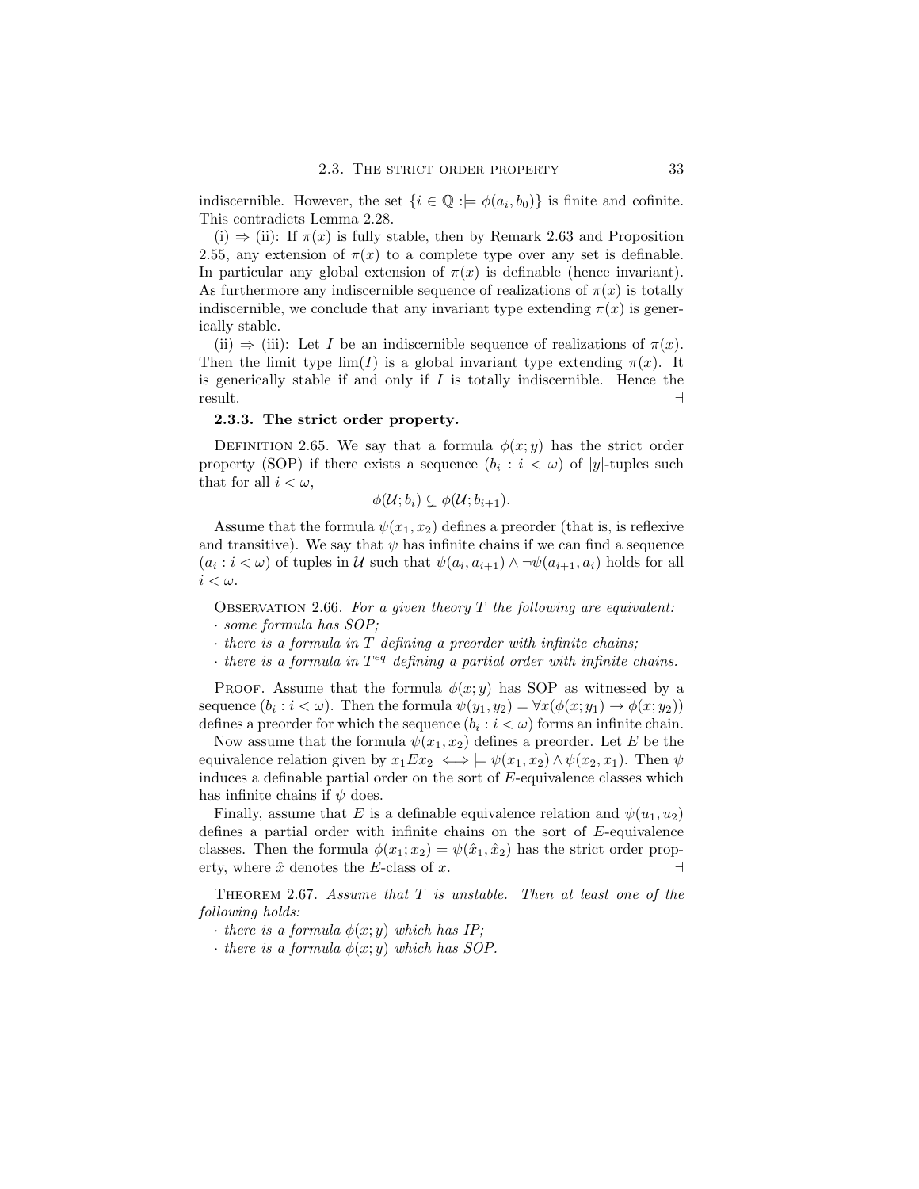indiscernible. However, the set $\{i \in \mathbb{Q} :\models \phi(a_i, b_0)\}$ is finite and cofinite. This contradicts Lemma 2.28.

(i) $\Rightarrow$ (ii): If $\pi(x)$ is fully stable, then by Remark 2.63 and Proposition 2.55, any extension of $\pi(x)$ to a complete type over any set is definable. In particular any global extension of $\pi(x)$ is definable (hence invariant). As furthermore any indiscernible sequence of realizations of $\pi(x)$ is totally indiscernible, we conclude that any invariant type extending $\pi(x)$ is generically stable.

(ii) $\Rightarrow$ (iii): Let $I$ be an indiscernible sequence of realizations of $\pi(x)$. Then the limit type $\lim(I)$ is a global invariant type extending $\pi(x)$. It is generically stable if and only if $I$ is totally indiscernible. Hence the result. ⊣

### 2.3.3. The strict order property.

Definition 2.65. We say that a formula $\phi(x; y)$ has the strict order property (SOP) if there exists a sequence $(b_i : i < \omega)$ of $|y|$-tuples such that for all $i < \omega$,

$$\phi(\mathcal{U}; b_i) \subsetneq \phi(\mathcal{U}; b_{i+1}).$$

Assume that the formula $\psi(x_1, x_2)$ defines a preorder (that is, is reflexive and transitive). We say that $\psi$ has infinite chains if we can find a sequence $(a_i : i < \omega)$ of tuples in $\mathcal{U}$ such that $\psi(a_i, a_{i+1}) \wedge \neg\psi(a_{i+1}, a_i)$ holds for all $i < \omega$.

Observation 2.66. *For a given theory $T$ the following are equivalent:*
· *some formula has SOP;*
· *there is a formula in $T$ defining a preorder with infinite chains;*
· *there is a formula in $T^{eq}$ defining a partial order with infinite chains.*

Proof. Assume that the formula $\phi(x; y)$ has SOP as witnessed by a sequence $(b_i : i < \omega)$. Then the formula $\psi(y_1, y_2) = \forall x(\phi(x; y_1) \to \phi(x; y_2))$ defines a preorder for which the sequence $(b_i : i < \omega)$ forms an infinite chain.

Now assume that the formula $\psi(x_1, x_2)$ defines a preorder. Let $E$ be the equivalence relation given by $x_1 E x_2 \iff \models \psi(x_1, x_2) \wedge \psi(x_2, x_1)$. Then $\psi$ induces a definable partial order on the sort of $E$-equivalence classes which has infinite chains if $\psi$ does.

Finally, assume that $E$ is a definable equivalence relation and $\psi(u_1, u_2)$ defines a partial order with infinite chains on the sort of $E$-equivalence classes. Then the formula $\phi(x_1; x_2) = \psi(\hat{x}_1, \hat{x}_2)$ has the strict order property, where $\hat{x}$ denotes the $E$-class of $x$. ⊣

Theorem 2.67. *Assume that $T$ is unstable. Then at least one of the following holds:*
· *there is a formula $\phi(x; y)$ which has IP;*
· *there is a formula $\phi(x; y)$ which has SOP.*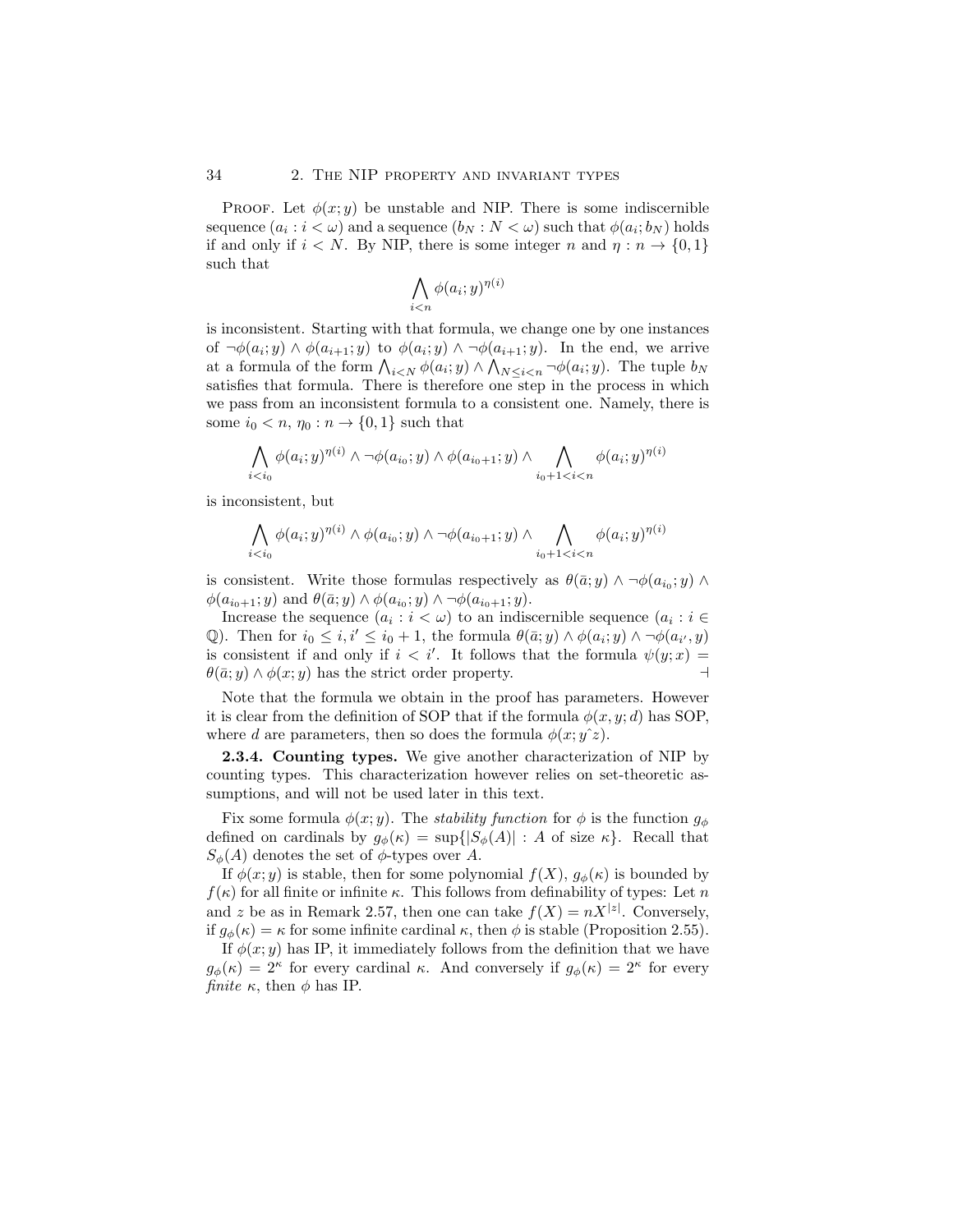PROOF. Let $\phi(x;y)$ be unstable and NIP. There is some indiscernible sequence $(a_i : i < \omega)$ and a sequence $(b_N : N < \omega)$ such that $\phi(a_i; b_N)$ holds if and only if $i < N$. By NIP, there is some integer $n$ and $\eta : n \to \{0,1\}$ such that

$$\bigwedge_{i<n} \phi(a_i; y)^{\eta(i)}$$

is inconsistent. Starting with that formula, we change one by one instances of $\neg\phi(a_i; y) \wedge \phi(a_{i+1}; y)$ to $\phi(a_i; y) \wedge \neg\phi(a_{i+1}; y)$. In the end, we arrive at a formula of the form $\bigwedge_{i<N} \phi(a_i; y) \wedge \bigwedge_{N \leq i<n} \neg\phi(a_i; y)$. The tuple $b_N$ satisfies that formula. There is therefore one step in the process in which we pass from an inconsistent formula to a consistent one. Namely, there is some $i_0 < n$, $\eta_0 : n \to \{0,1\}$ such that

$$\bigwedge_{i<i_0} \phi(a_i; y)^{\eta(i)} \wedge \neg\phi(a_{i_0}; y) \wedge \phi(a_{i_0+1}; y) \wedge \bigwedge_{i_0+1<i<n} \phi(a_i; y)^{\eta(i)}$$

is inconsistent, but

$$\bigwedge_{i<i_0} \phi(a_i; y)^{\eta(i)} \wedge \phi(a_{i_0}; y) \wedge \neg\phi(a_{i_0+1}; y) \wedge \bigwedge_{i_0+1<i<n} \phi(a_i; y)^{\eta(i)}$$

is consistent. Write those formulas respectively as $\theta(\bar{a}; y) \wedge \neg\phi(a_{i_0}; y) \wedge \phi(a_{i_0+1}; y)$ and $\theta(\bar{a}; y) \wedge \phi(a_{i_0}; y) \wedge \neg\phi(a_{i_0+1}; y)$.

Increase the sequence $(a_i : i < \omega)$ to an indiscernible sequence $(a_i : i \in \mathbb{Q})$. Then for $i_0 \leq i, i' \leq i_0 + 1$, the formula $\theta(\bar{a}; y) \wedge \phi(a_i; y) \wedge \neg\phi(a_{i'}, y)$ is consistent if and only if $i < i'$. It follows that the formula $\psi(y; x) = \theta(\bar{a}; y) \wedge \phi(x; y)$ has the strict order property. ⊣

Note that the formula we obtain in the proof has parameters. However it is clear from the definition of SOP that if the formula $\phi(x, y; d)$ has SOP, where $d$ are parameters, then so does the formula $\phi(x; y\hat{\ }z)$.

**2.3.4. Counting types.** We give another characterization of NIP by counting types. This characterization however relies on set-theoretic assumptions, and will not be used later in this text.

Fix some formula $\phi(x; y)$. The *stability function* for $\phi$ is the function $g_\phi$ defined on cardinals by $g_\phi(\kappa) = \sup\{|S_\phi(A)| : A \text{ of size } \kappa\}$. Recall that $S_\phi(A)$ denotes the set of $\phi$-types over $A$.

If $\phi(x; y)$ is stable, then for some polynomial $f(X)$, $g_\phi(\kappa)$ is bounded by $f(\kappa)$ for all finite or infinite $\kappa$. This follows from definability of types: Let $n$ and $z$ be as in Remark 2.57, then one can take $f(X) = nX^{|z|}$. Conversely, if $g_\phi(\kappa) = \kappa$ for some infinite cardinal $\kappa$, then $\phi$ is stable (Proposition 2.55).

If $\phi(x; y)$ has IP, it immediately follows from the definition that we have $g_\phi(\kappa) = 2^\kappa$ for every cardinal $\kappa$. And conversely if $g_\phi(\kappa) = 2^\kappa$ for every *finite* $\kappa$, then $\phi$ has IP.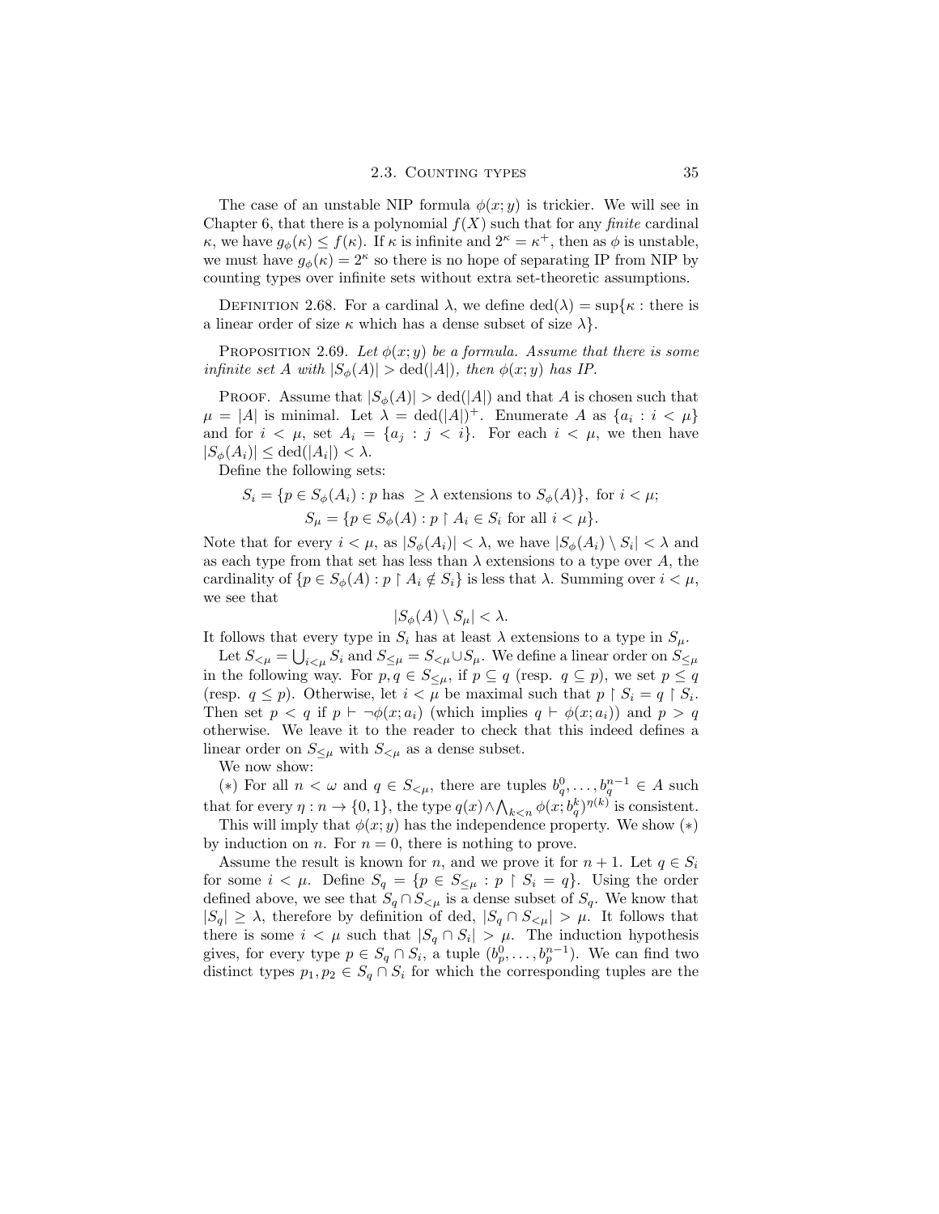The case of an unstable NIP formula $\phi(x;y)$ is trickier. We will see in Chapter 6, that there is a polynomial $f(X)$ such that for any *finite* cardinal $\kappa$, we have $g_\phi(\kappa) \leq f(\kappa)$. If $\kappa$ is infinite and $2^\kappa = \kappa^+$, then as $\phi$ is unstable, we must have $g_\phi(\kappa) = 2^\kappa$ so there is no hope of separating IP from NIP by counting types over infinite sets without extra set-theoretic assumptions.

Definition 2.68. For a cardinal $\lambda$, we define $\mathrm{ded}(\lambda) = \sup\{\kappa :$ there is a linear order of size $\kappa$ which has a dense subset of size $\lambda\}$.

Proposition 2.69. *Let $\phi(x;y)$ be a formula. Assume that there is some infinite set $A$ with $|S_\phi(A)| > \mathrm{ded}(|A|)$, then $\phi(x;y)$ has IP.*

Proof. Assume that $|S_\phi(A)| > \mathrm{ded}(|A|)$ and that $A$ is chosen such that $\mu = |A|$ is minimal. Let $\lambda = \mathrm{ded}(|A|)^+$. Enumerate $A$ as $\{a_i : i < \mu\}$ and for $i < \mu$, set $A_i = \{a_j : j < i\}$. For each $i < \mu$, we then have $|S_\phi(A_i)| \leq \mathrm{ded}(|A_i|) < \lambda$.

Define the following sets:

$$S_i = \{p \in S_\phi(A_i) : p \text{ has } \geq \lambda \text{ extensions to } S_\phi(A)\}, \text{ for } i < \mu;$$
$$S_\mu = \{p \in S_\phi(A) : p \restriction A_i \in S_i \text{ for all } i < \mu\}.$$

Note that for every $i < \mu$, as $|S_\phi(A_i)| < \lambda$, we have $|S_\phi(A_i) \setminus S_i| < \lambda$ and as each type from that set has less than $\lambda$ extensions to a type over $A$, the cardinality of $\{p \in S_\phi(A) : p \restriction A_i \notin S_i\}$ is less that $\lambda$. Summing over $i < \mu$, we see that

$$|S_\phi(A) \setminus S_\mu| < \lambda.$$

It follows that every type in $S_i$ has at least $\lambda$ extensions to a type in $S_\mu$.

Let $S_{<\mu} = \bigcup_{i<\mu} S_i$ and $S_{\leq\mu} = S_{<\mu} \cup S_\mu$. We define a linear order on $S_{\leq\mu}$ in the following way. For $p, q \in S_{\leq\mu}$, if $p \subseteq q$ (resp. $q \subseteq p$), we set $p \leq q$ (resp. $q \leq p$). Otherwise, let $i < \mu$ be maximal such that $p \restriction S_i = q \restriction S_i$. Then set $p < q$ if $p \vdash \neg\phi(x; a_i)$ (which implies $q \vdash \phi(x; a_i)$) and $p > q$ otherwise. We leave it to the reader to check that this indeed defines a linear order on $S_{\leq\mu}$ with $S_{<\mu}$ as a dense subset.

We now show:

$(*)$ For all $n < \omega$ and $q \in S_{<\mu}$, there are tuples $b_q^0, \ldots, b_q^{n-1} \in A$ such that for every $\eta : n \to \{0, 1\}$, the type $q(x) \wedge \bigwedge_{k<n} \phi(x; b_q^k)^{\eta(k)}$ is consistent.

This will imply that $\phi(x;y)$ has the independence property. We show $(*)$ by induction on $n$. For $n = 0$, there is nothing to prove.

Assume the result is known for $n$, and we prove it for $n+1$. Let $q \in S_i$ for some $i < \mu$. Define $S_q = \{p \in S_{\leq\mu} : p \restriction S_i = q\}$. Using the order defined above, we see that $S_q \cap S_{<\mu}$ is a dense subset of $S_q$. We know that $|S_q| \geq \lambda$, therefore by definition of ded, $|S_q \cap S_{<\mu}| > \mu$. It follows that there is some $i < \mu$ such that $|S_q \cap S_i| > \mu$. The induction hypothesis gives, for every type $p \in S_q \cap S_i$, a tuple $(b_p^0, \ldots, b_p^{n-1})$. We can find two distinct types $p_1, p_2 \in S_q \cap S_i$ for which the corresponding tuples are the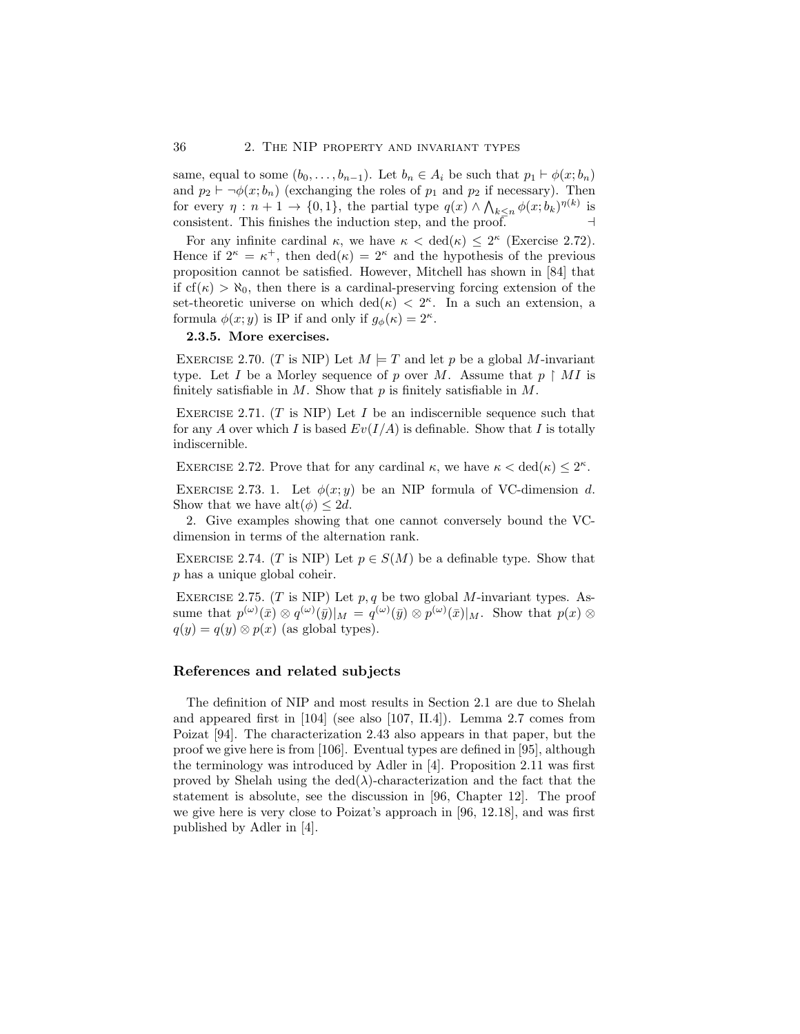same, equal to some $(b_0, \ldots, b_{n-1})$. Let $b_n \in A_i$ be such that $p_1 \vdash \phi(x; b_n)$ and $p_2 \vdash \neg\phi(x; b_n)$ (exchanging the roles of $p_1$ and $p_2$ if necessary). Then for every $\eta : n+1 \to \{0,1\}$, the partial type $q(x) \wedge \bigwedge_{k \leq n} \phi(x; b_k)^{\eta(k)}$ is consistent. This finishes the induction step, and the proof. $\dashv$

For any infinite cardinal $\kappa$, we have $\kappa < \mathrm{ded}(\kappa) \leq 2^\kappa$ (Exercise 2.72). Hence if $2^\kappa = \kappa^+$, then $\mathrm{ded}(\kappa) = 2^\kappa$ and the hypothesis of the previous proposition cannot be satisfied. However, Mitchell has shown in [84] that if $\mathrm{cf}(\kappa) > \aleph_0$, then there is a cardinal-preserving forcing extension of the set-theoretic universe on which $\mathrm{ded}(\kappa) < 2^\kappa$. In a such an extension, a formula $\phi(x; y)$ is IP if and only if $g_\phi(\kappa) = 2^\kappa$.

### 2.3.5. More exercises.

Exercise 2.70. ($T$ is NIP) Let $M \models T$ and let $p$ be a global $M$-invariant type. Let $I$ be a Morley sequence of $p$ over $M$. Assume that $p \restriction MI$ is finitely satisfiable in $M$. Show that $p$ is finitely satisfiable in $M$.

Exercise 2.71. ($T$ is NIP) Let $I$ be an indiscernible sequence such that for any $A$ over which $I$ is based $Ev(I/A)$ is definable. Show that $I$ is totally indiscernible.

Exercise 2.72. Prove that for any cardinal $\kappa$, we have $\kappa < \mathrm{ded}(\kappa) \leq 2^\kappa$.

Exercise 2.73. 1. Let $\phi(x; y)$ be an NIP formula of VC-dimension $d$. Show that we have $\mathrm{alt}(\phi) \leq 2d$.

2. Give examples showing that one cannot conversely bound the VC-dimension in terms of the alternation rank.

Exercise 2.74. ($T$ is NIP) Let $p \in S(M)$ be a definable type. Show that $p$ has a unique global coheir.

Exercise 2.75. ($T$ is NIP) Let $p, q$ be two global $M$-invariant types. Assume that $p^{(\omega)}(\bar{x}) \otimes q^{(\omega)}(\bar{y})|_M = q^{(\omega)}(\bar{y}) \otimes p^{(\omega)}(\bar{x})|_M$. Show that $p(x) \otimes q(y) = q(y) \otimes p(x)$ (as global types).

## References and related subjects

The definition of NIP and most results in Section 2.1 are due to Shelah and appeared first in [104] (see also [107, II.4]). Lemma 2.7 comes from Poizat [94]. The characterization 2.43 also appears in that paper, but the proof we give here is from [106]. Eventual types are defined in [95], although the terminology was introduced by Adler in [4]. Proposition 2.11 was first proved by Shelah using the $\mathrm{ded}(\lambda)$-characterization and the fact that the statement is absolute, see the discussion in [96, Chapter 12]. The proof we give here is very close to Poizat's approach in [96, 12.18], and was first published by Adler in [4].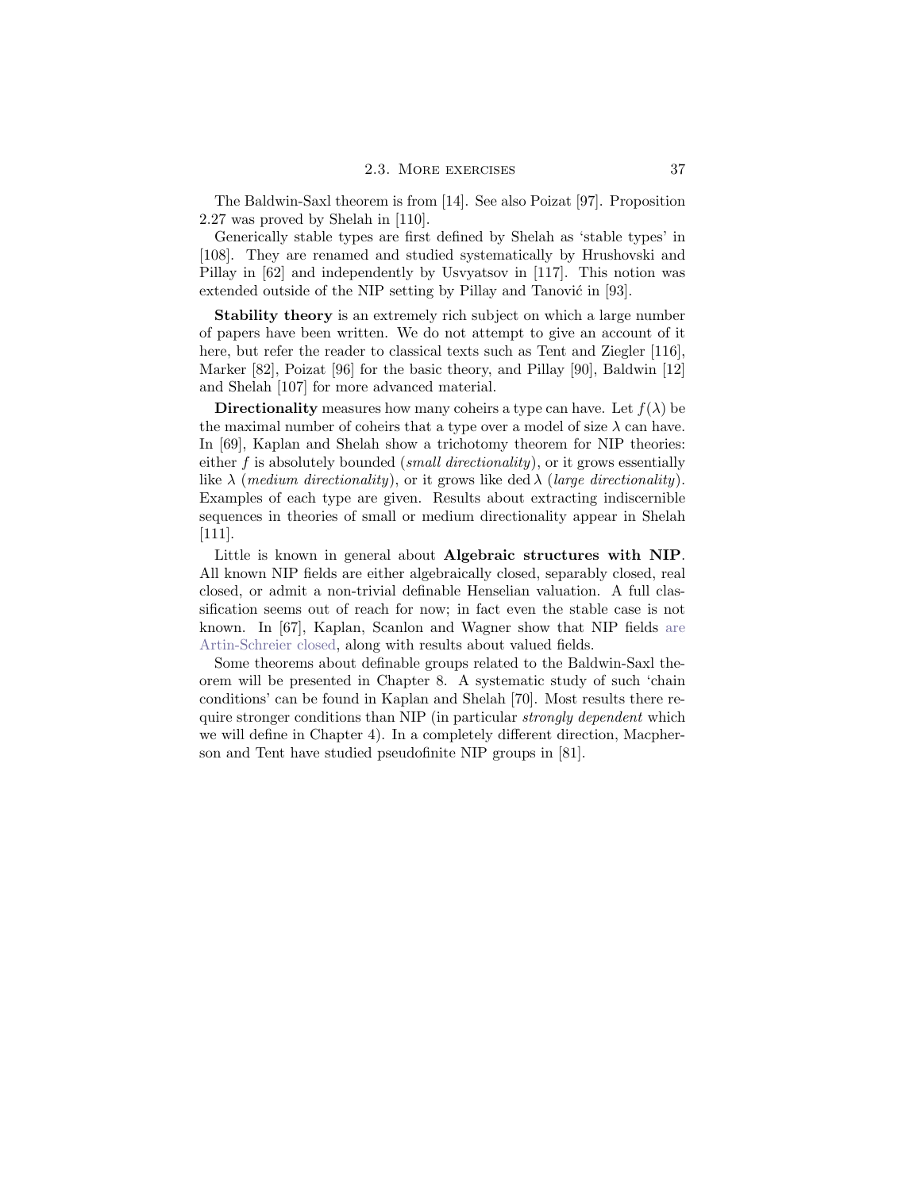The Baldwin-Saxl theorem is from [14]. See also Poizat [97]. Proposition 2.27 was proved by Shelah in [110].

Generically stable types are first defined by Shelah as 'stable types' in [108]. They are renamed and studied systematically by Hrushovski and Pillay in [62] and independently by Usvyatsov in [117]. This notion was extended outside of the NIP setting by Pillay and Tanović in [93].

**Stability theory** is an extremely rich subject on which a large number of papers have been written. We do not attempt to give an account of it here, but refer the reader to classical texts such as Tent and Ziegler [116], Marker [82], Poizat [96] for the basic theory, and Pillay [90], Baldwin [12] and Shelah [107] for more advanced material.

**Directionality** measures how many coheirs a type can have. Let $f(\lambda)$ be the maximal number of coheirs that a type over a model of size $\lambda$ can have. In [69], Kaplan and Shelah show a trichotomy theorem for NIP theories: either $f$ is absolutely bounded (*small directionality*), or it grows essentially like $\lambda$ (*medium directionality*), or it grows like $\operatorname{ded} \lambda$ (*large directionality*). Examples of each type are given. Results about extracting indiscernible sequences in theories of small or medium directionality appear in Shelah [111].

Little is known in general about **Algebraic structures with NIP**. All known NIP fields are either algebraically closed, separably closed, real closed, or admit a non-trivial definable Henselian valuation. A full classification seems out of reach for now; in fact even the stable case is not known. In [67], Kaplan, Scanlon and Wagner show that NIP fields are Artin-Schreier closed, along with results about valued fields.

Some theorems about definable groups related to the Baldwin-Saxl theorem will be presented in Chapter 8. A systematic study of such 'chain conditions' can be found in Kaplan and Shelah [70]. Most results there require stronger conditions than NIP (in particular *strongly dependent* which we will define in Chapter 4). In a completely different direction, Macpherson and Tent have studied pseudofinite NIP groups in [81].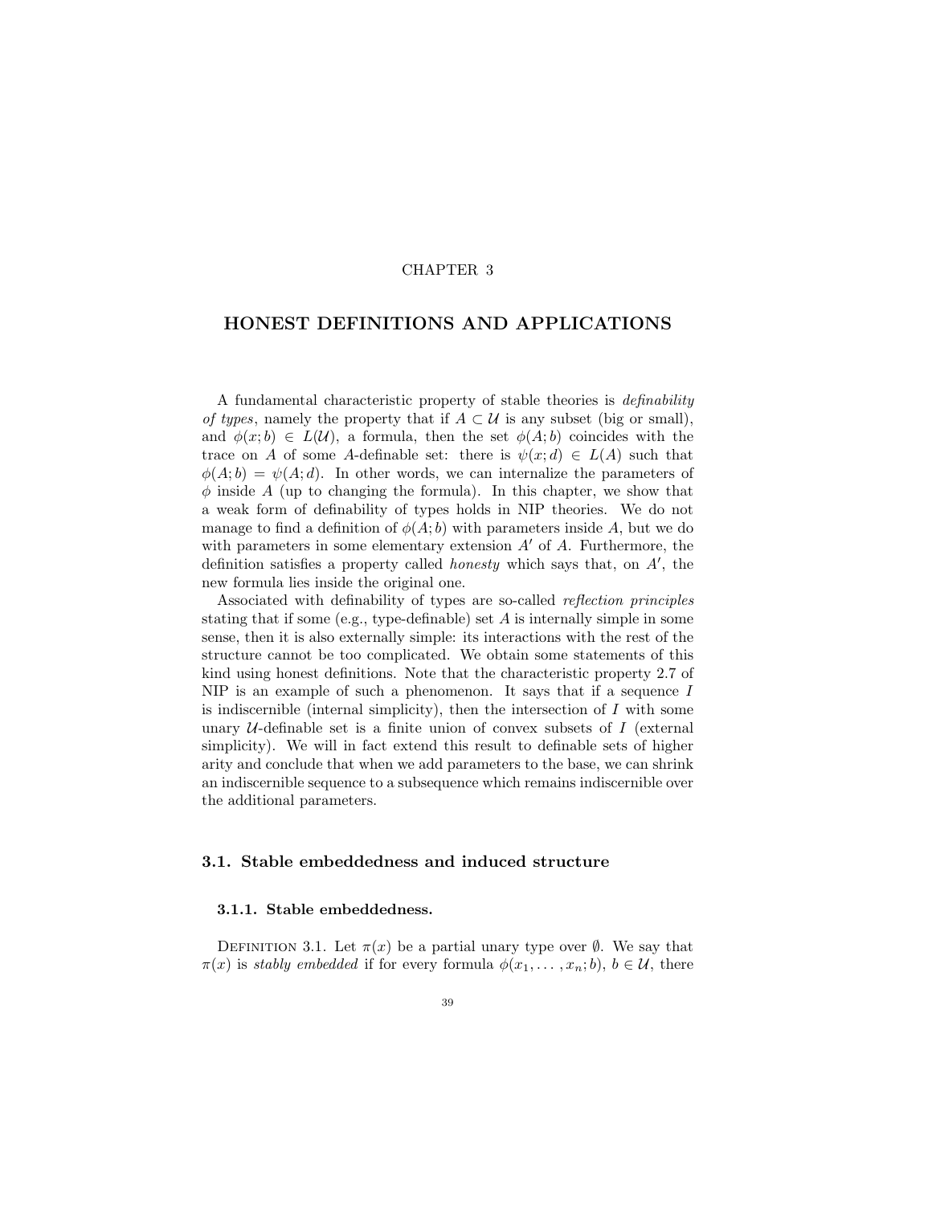# CHAPTER 3

# HONEST DEFINITIONS AND APPLICATIONS

A fundamental characteristic property of stable theories is *definability of types*, namely the property that if $A \subset \mathcal{U}$ is any subset (big or small), and $\phi(x;b) \in L(\mathcal{U})$, a formula, then the set $\phi(A;b)$ coincides with the trace on $A$ of some $A$-definable set: there is $\psi(x;d) \in L(A)$ such that $\phi(A;b) = \psi(A;d)$. In other words, we can internalize the parameters of $\phi$ inside $A$ (up to changing the formula). In this chapter, we show that a weak form of definability of types holds in NIP theories. We do not manage to find a definition of $\phi(A;b)$ with parameters inside $A$, but we do with parameters in some elementary extension $A'$ of $A$. Furthermore, the definition satisfies a property called *honesty* which says that, on $A'$, the new formula lies inside the original one.

Associated with definability of types are so-called *reflection principles* stating that if some (e.g., type-definable) set $A$ is internally simple in some sense, then it is also externally simple: its interactions with the rest of the structure cannot be too complicated. We obtain some statements of this kind using honest definitions. Note that the characteristic property 2.7 of NIP is an example of such a phenomenon. It says that if a sequence $I$ is indiscernible (internal simplicity), then the intersection of $I$ with some unary $\mathcal{U}$-definable set is a finite union of convex subsets of $I$ (external simplicity). We will in fact extend this result to definable sets of higher arity and conclude that when we add parameters to the base, we can shrink an indiscernible sequence to a subsequence which remains indiscernible over the additional parameters.

## 3.1. Stable embeddedness and induced structure

### 3.1.1. Stable embeddedness.

Definition 3.1. Let $\pi(x)$ be a partial unary type over $\emptyset$. We say that $\pi(x)$ is *stably embedded* if for every formula $\phi(x_1, \dots, x_n; b)$, $b \in \mathcal{U}$, there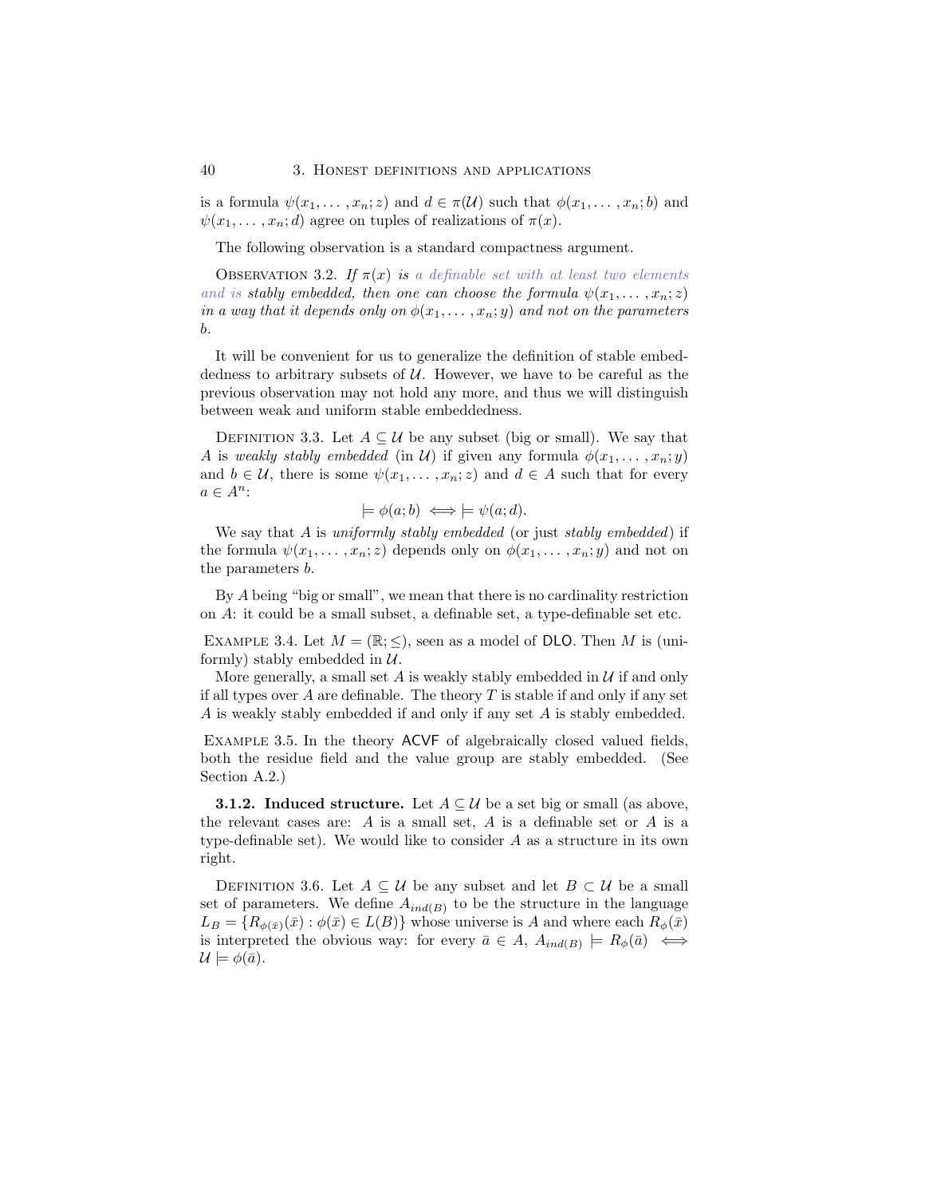is a formula $\psi(x_1, \ldots, x_n; z)$ and $d \in \pi(\mathcal{U})$ such that $\phi(x_1, \ldots, x_n; b)$ and $\psi(x_1, \ldots, x_n; d)$ agree on tuples of realizations of $\pi(x)$.

The following observation is a standard compactness argument.

Observation 3.2. *If $\pi(x)$ is a definable set with at least two elements and is stably embedded, then one can choose the formula $\psi(x_1, \ldots, x_n; z)$ in a way that it depends only on $\phi(x_1, \ldots, x_n; y)$ and not on the parameters $b$.*

It will be convenient for us to generalize the definition of stable embeddedness to arbitrary subsets of $\mathcal{U}$. However, we have to be careful as the previous observation may not hold any more, and thus we will distinguish between weak and uniform stable embeddedness.

Definition 3.3. Let $A \subseteq \mathcal{U}$ be any subset (big or small). We say that $A$ is *weakly stably embedded* (in $\mathcal{U}$) if given any formula $\phi(x_1, \ldots, x_n; y)$ and $b \in \mathcal{U}$, there is some $\psi(x_1, \ldots, x_n; z)$ and $d \in A$ such that for every $a \in A^n$:

$$\models \phi(a; b) \iff \models \psi(a; d).$$

We say that $A$ is *uniformly stably embedded* (or just *stably embedded*) if the formula $\psi(x_1, \ldots, x_n; z)$ depends only on $\phi(x_1, \ldots, x_n; y)$ and not on the parameters $b$.

By $A$ being "big or small", we mean that there is no cardinality restriction on $A$: it could be a small subset, a definable set, a type-definable set etc.

Example 3.4. Let $M = (\mathbb{R}; \leq)$, seen as a model of DLO. Then $M$ is (uniformly) stably embedded in $\mathcal{U}$.

More generally, a small set $A$ is weakly stably embedded in $\mathcal{U}$ if and only if all types over $A$ are definable. The theory $T$ is stable if and only if any set $A$ is weakly stably embedded if and only if any set $A$ is stably embedded.

Example 3.5. In the theory ACVF of algebraically closed valued fields, both the residue field and the value group are stably embedded. (See Section A.2.)

**3.1.2. Induced structure.** Let $A \subseteq \mathcal{U}$ be a set big or small (as above, the relevant cases are: $A$ is a small set, $A$ is a definable set or $A$ is a type-definable set). We would like to consider $A$ as a structure in its own right.

Definition 3.6. Let $A \subseteq \mathcal{U}$ be any subset and let $B \subset \mathcal{U}$ be a small set of parameters. We define $A_{ind(B)}$ to be the structure in the language $L_B = \{R_{\phi(\bar{x})}(\bar{x}) : \phi(\bar{x}) \in L(B)\}$ whose universe is $A$ and where each $R_\phi(\bar{x})$ is interpreted the obvious way: for every $\bar{a} \in A$, $A_{ind(B)} \models R_\phi(\bar{a}) \iff \mathcal{U} \models \phi(\bar{a})$.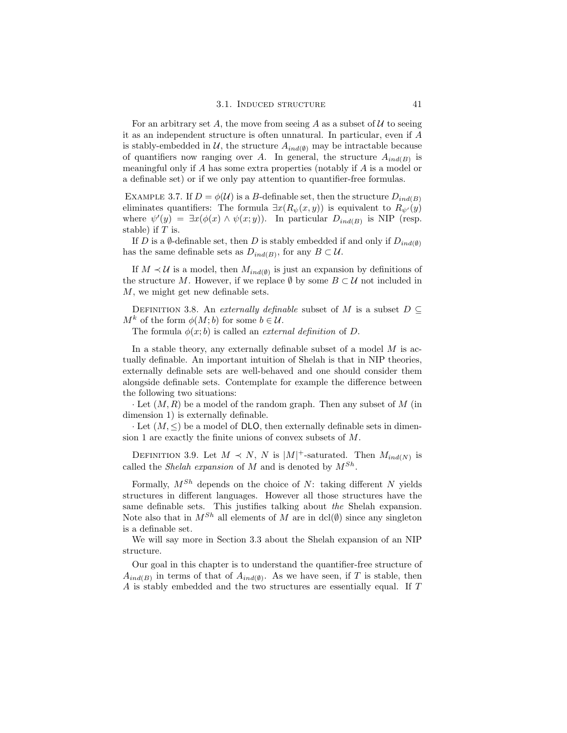For an arbitrary set $A$, the move from seeing $A$ as a subset of $\mathcal{U}$ to seeing it as an independent structure is often unnatural. In particular, even if $A$ is stably-embedded in $\mathcal{U}$, the structure $A_{ind(\emptyset)}$ may be intractable because of quantifiers now ranging over $A$. In general, the structure $A_{ind(B)}$ is meaningful only if $A$ has some extra properties (notably if $A$ is a model or a definable set) or if we only pay attention to quantifier-free formulas.

Example 3.7. If $D = \phi(\mathcal{U})$ is a $B$-definable set, then the structure $D_{ind(B)}$ eliminates quantifiers: The formula $\exists x(R_\psi(x, y))$ is equivalent to $R_{\psi'}(y)$ where $\psi'(y) = \exists x(\phi(x) \wedge \psi(x; y))$. In particular $D_{ind(B)}$ is NIP (resp. stable) if $T$ is.

If $D$ is a $\emptyset$-definable set, then $D$ is stably embedded if and only if $D_{ind(\emptyset)}$ has the same definable sets as $D_{ind(B)}$, for any $B \subset \mathcal{U}$.

If $M \prec \mathcal{U}$ is a model, then $M_{ind(\emptyset)}$ is just an expansion by definitions of the structure $M$. However, if we replace $\emptyset$ by some $B \subset \mathcal{U}$ not included in $M$, we might get new definable sets.

Definition 3.8. An *externally definable* subset of $M$ is a subset $D \subseteq M^k$ of the form $\phi(M; b)$ for some $b \in \mathcal{U}$.

The formula $\phi(x; b)$ is called an *external definition* of $D$.

In a stable theory, any externally definable subset of a model $M$ is actually definable. An important intuition of Shelah is that in NIP theories, externally definable sets are well-behaved and one should consider them alongside definable sets. Contemplate for example the difference between the following two situations:

· Let $(M, R)$ be a model of the random graph. Then any subset of $M$ (in dimension 1) is externally definable.

· Let $(M, \leq)$ be a model of DLO, then externally definable sets in dimension 1 are exactly the finite unions of convex subsets of $M$.

Definition 3.9. Let $M \prec N$, $N$ is $|M|^+$-saturated. Then $M_{ind(N)}$ is called the *Shelah expansion* of $M$ and is denoted by $M^{Sh}$.

Formally, $M^{Sh}$ depends on the choice of $N$: taking different $N$ yields structures in different languages. However all those structures have the same definable sets. This justifies talking about *the* Shelah expansion. Note also that in $M^{Sh}$ all elements of $M$ are in $\operatorname{dcl}(\emptyset)$ since any singleton is a definable set.

We will say more in Section 3.3 about the Shelah expansion of an NIP structure.

Our goal in this chapter is to understand the quantifier-free structure of $A_{ind(B)}$ in terms of that of $A_{ind(\emptyset)}$. As we have seen, if $T$ is stable, then $A$ is stably embedded and the two structures are essentially equal. If $T$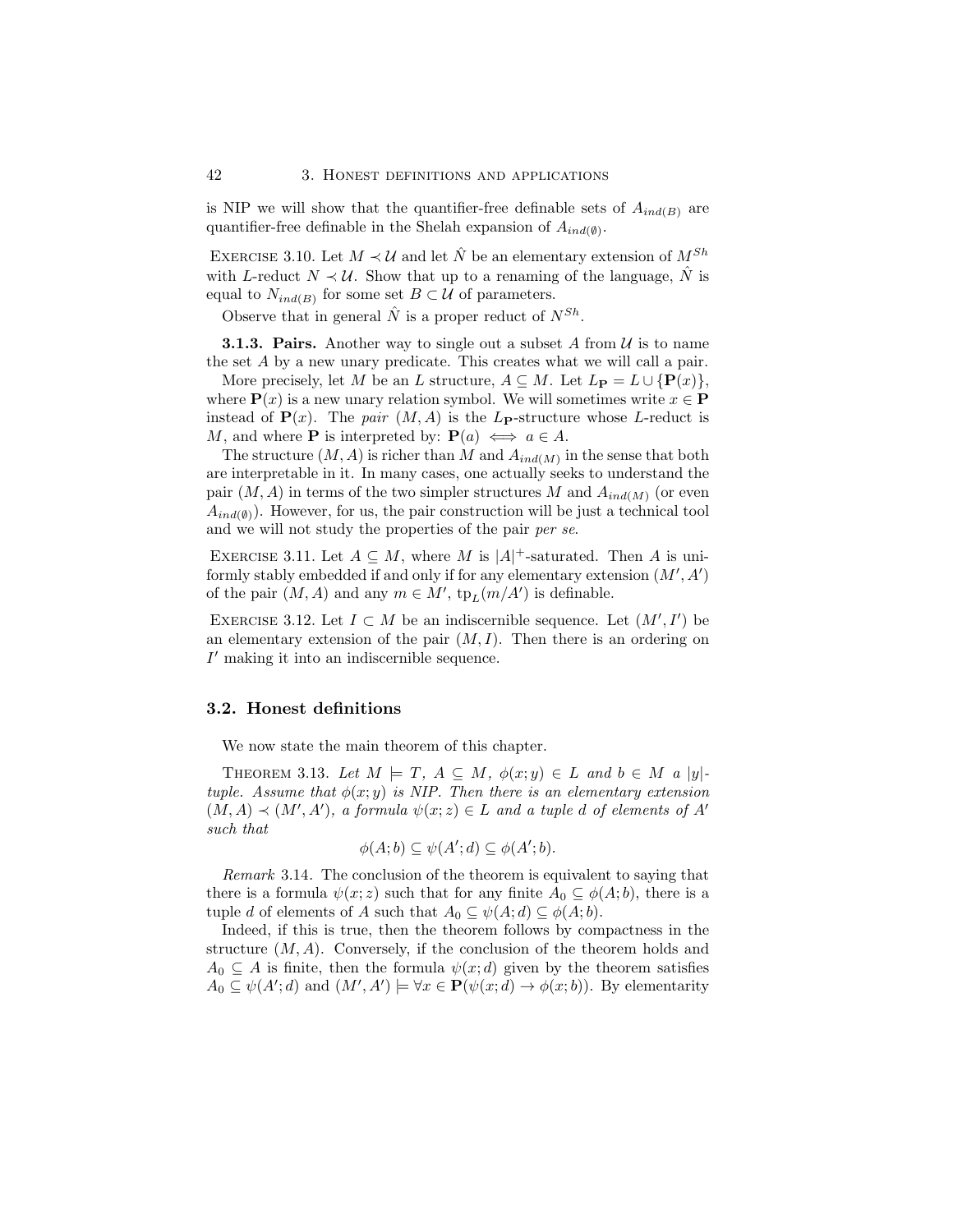is NIP we will show that the quantifier-free definable sets of $A_{ind(B)}$ are quantifier-free definable in the Shelah expansion of $A_{ind(\emptyset)}$.

Exercise 3.10. Let $M \prec \mathcal{U}$ and let $\hat{N}$ be an elementary extension of $M^{Sh}$ with $L$-reduct $N \prec \mathcal{U}$. Show that up to a renaming of the language, $\hat{N}$ is equal to $N_{ind(B)}$ for some set $B \subset \mathcal{U}$ of parameters.

Observe that in general $\hat{N}$ is a proper reduct of $N^{Sh}$.

**3.1.3. Pairs.** Another way to single out a subset $A$ from $\mathcal{U}$ is to name the set $A$ by a new unary predicate. This creates what we will call a pair.

More precisely, let $M$ be an $L$ structure, $A \subseteq M$. Let $L_{\mathbf{P}} = L \cup \{\mathbf{P}(x)\}$, where $\mathbf{P}(x)$ is a new unary relation symbol. We will sometimes write $x \in \mathbf{P}$ instead of $\mathbf{P}(x)$. The *pair* $(M, A)$ is the $L_{\mathbf{P}}$-structure whose $L$-reduct is $M$, and where $\mathbf{P}$ is interpreted by: $\mathbf{P}(a) \iff a \in A$.

The structure $(M, A)$ is richer than $M$ and $A_{ind(M)}$ in the sense that both are interpretable in it. In many cases, one actually seeks to understand the pair $(M, A)$ in terms of the two simpler structures $M$ and $A_{ind(M)}$ (or even $A_{ind(\emptyset)}$). However, for us, the pair construction will be just a technical tool and we will not study the properties of the pair *per se*.

Exercise 3.11. Let $A \subseteq M$, where $M$ is $|A|^+$-saturated. Then $A$ is uniformly stably embedded if and only if for any elementary extension $(M', A')$ of the pair $(M, A)$ and any $m \in M'$, $\text{tp}_L(m/A')$ is definable.

Exercise 3.12. Let $I \subset M$ be an indiscernible sequence. Let $(M', I')$ be an elementary extension of the pair $(M, I)$. Then there is an ordering on $I'$ making it into an indiscernible sequence.

## 3.2. Honest definitions

We now state the main theorem of this chapter.

Theorem 3.13. *Let $M \models T$, $A \subseteq M$, $\phi(x; y) \in L$ and $b \in M$ a $|y|$-tuple. Assume that $\phi(x; y)$ is NIP. Then there is an elementary extension $(M, A) \prec (M', A')$, a formula $\psi(x; z) \in L$ and a tuple $d$ of elements of $A'$ such that*

$$\phi(A; b) \subseteq \psi(A'; d) \subseteq \phi(A'; b).$$

*Remark* 3.14. The conclusion of the theorem is equivalent to saying that there is a formula $\psi(x; z)$ such that for any finite $A_0 \subseteq \phi(A; b)$, there is a tuple $d$ of elements of $A$ such that $A_0 \subseteq \psi(A; d) \subseteq \phi(A; b)$.

Indeed, if this is true, then the theorem follows by compactness in the structure $(M, A)$. Conversely, if the conclusion of the theorem holds and $A_0 \subseteq A$ is finite, then the formula $\psi(x; d)$ given by the theorem satisfies $A_0 \subseteq \psi(A'; d)$ and $(M', A') \models \forall x \in \mathbf{P}(\psi(x; d) \to \phi(x; b))$. By elementarity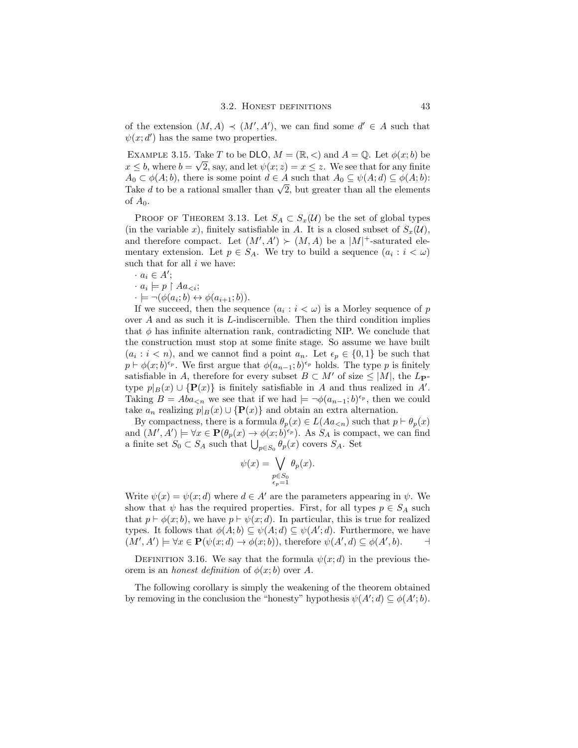of the extension $(M, A) \prec (M', A')$, we can find some $d' \in A$ such that $\psi(x; d')$ has the same two properties.

Example 3.15. Take $T$ to be DLO, $M = (\mathbb{R}, <)$ and $A = \mathbb{Q}$. Let $\phi(x; b)$ be $x \leq b$, where $b = \sqrt{2}$, say, and let $\psi(x; z) = x \leq z$. We see that for any finite $A_0 \subset \phi(A; b)$, there is some point $d \in A$ such that $A_0 \subseteq \psi(A; d) \subseteq \phi(A; b)$: Take $d$ to be a rational smaller than $\sqrt{2}$, but greater than all the elements of $A_0$.

Proof of Theorem 3.13. Let $S_A \subset S_x(\mathcal{U})$ be the set of global types (in the variable $x$), finitely satisfiable in $A$. It is a closed subset of $S_x(\mathcal{U})$, and therefore compact. Let $(M', A') \succ (M, A)$ be a $|M|^+$-saturated elementary extension. Let $p \in S_A$. We try to build a sequence $(a_i : i < \omega)$ such that for all $i$ we have:

- $a_i \in A'$;
- $a_i \models p \restriction Aa_{<i}$;
- $\models \neg(\phi(a_i; b) \leftrightarrow \phi(a_{i+1}; b))$.

If we succeed, then the sequence $(a_i : i < \omega)$ is a Morley sequence of $p$ over $A$ and as such it is $L$-indiscernible. Then the third condition implies that $\phi$ has infinite alternation rank, contradicting NIP. We conclude that the construction must stop at some finite stage. So assume we have built $(a_i : i < n)$, and we cannot find a point $a_n$. Let $\epsilon_p \in \{0, 1\}$ be such that $p \vdash \phi(x; b)^{\epsilon_p}$. We first argue that $\phi(a_{n-1}; b)^{\epsilon_p}$ holds. The type $p$ is finitely satisfiable in $A$, therefore for every subset $B \subset M'$ of size $\leq |M|$, the $L_{\mathbf{P}}$-type $p|_B(x) \cup \{\mathbf{P}(x)\}$ is finitely satisfiable in $A$ and thus realized in $A'$. Taking $B = Aba_{<n}$ we see that if we had $\models \neg\phi(a_{n-1}; b)^{\epsilon_p}$, then we could take $a_n$ realizing $p|_B(x) \cup \{\mathbf{P}(x)\}$ and obtain an extra alternation.

By compactness, there is a formula $\theta_p(x) \in L(Aa_{<n})$ such that $p \vdash \theta_p(x)$ and $(M', A') \models \forall x \in \mathbf{P}(\theta_p(x) \to \phi(x; b)^{\epsilon_p})$. As $S_A$ is compact, we can find a finite set $S_0 \subset S_A$ such that $\bigcup_{p \in S_0} \theta_p(x)$ covers $S_A$. Set

$$\psi(x) = \bigvee_{\substack{p \in S_0 \\ \epsilon_p = 1}} \theta_p(x).$$

Write $\psi(x) = \psi(x; d)$ where $d \in A'$ are the parameters appearing in $\psi$. We show that $\psi$ has the required properties. First, for all types $p \in S_A$ such that $p \vdash \phi(x; b)$, we have $p \vdash \psi(x; d)$. In particular, this is true for realized types. It follows that $\phi(A; b) \subseteq \psi(A; d) \subseteq \psi(A'; d)$. Furthermore, we have $(M', A') \models \forall x \in \mathbf{P}(\psi(x; d) \to \phi(x; b))$, therefore $\psi(A', d) \subseteq \phi(A', b)$. $\dashv$

Definition 3.16. We say that the formula $\psi(x; d)$ in the previous theorem is an *honest definition* of $\phi(x; b)$ over $A$.

The following corollary is simply the weakening of the theorem obtained by removing in the conclusion the "honesty" hypothesis $\psi(A'; d) \subseteq \phi(A'; b)$.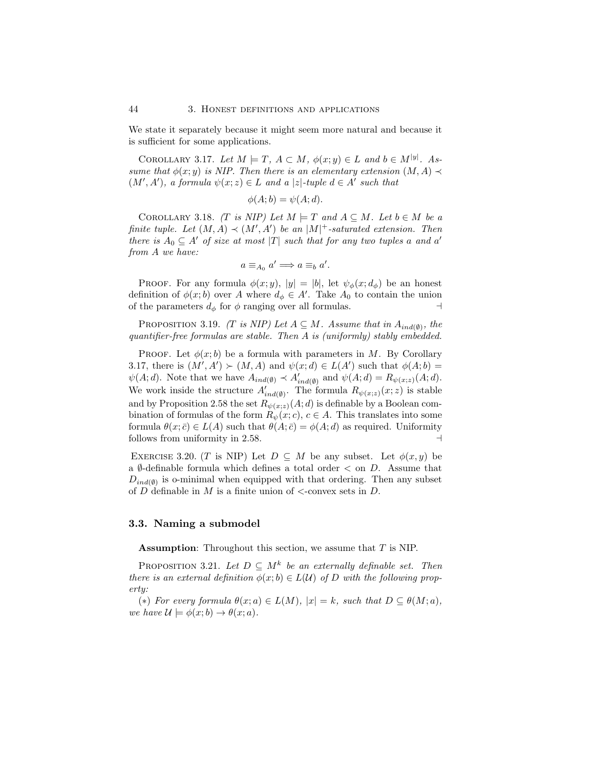We state it separately because it might seem more natural and because it is sufficient for some applications.

Corollary 3.17. *Let $M \models T$, $A \subset M$, $\phi(x;y) \in L$ and $b \in M^{|y|}$. Assume that $\phi(x;y)$ is NIP. Then there is an elementary extension $(M,A) \prec (M',A')$, a formula $\psi(x;z) \in L$ and a $|z|$-tuple $d \in A'$ such that*

$$\phi(A;b) = \psi(A;d).$$

Corollary 3.18. *(T is NIP) Let $M \models T$ and $A \subseteq M$. Let $b \in M$ be a finite tuple. Let $(M,A) \prec (M',A')$ be an $|M|^+$-saturated extension. Then there is $A_0 \subseteq A'$ of size at most $|T|$ such that for any two tuples $a$ and $a'$ from $A$ we have:*

$$a \equiv_{A_0} a' \Longrightarrow a \equiv_b a'.$$

Proof. For any formula $\phi(x;y)$, $|y| = |b|$, let $\psi_\phi(x;d_\phi)$ be an honest definition of $\phi(x;b)$ over $A$ where $d_\phi \in A'$. Take $A_0$ to contain the union of the parameters $d_\phi$ for $\phi$ ranging over all formulas. ⊣

Proposition 3.19. *(T is NIP) Let $A \subseteq M$. Assume that in $A_{ind(\emptyset)}$, the quantifier-free formulas are stable. Then $A$ is (uniformly) stably embedded.*

Proof. Let $\phi(x;b)$ be a formula with parameters in $M$. By Corollary 3.17, there is $(M',A') \succ (M,A)$ and $\psi(x;d) \in L(A')$ such that $\phi(A;b) = \psi(A;d)$. Note that we have $A_{ind(\emptyset)} \prec A'_{ind(\emptyset)}$ and $\psi(A;d) = R_{\psi(x;z)}(A;d)$. We work inside the structure $A'_{ind(\emptyset)}$. The formula $R_{\psi(x;z)}(x;z)$ is stable and by Proposition 2.58 the set $R_{\psi(x;z)}(A;d)$ is definable by a Boolean combination of formulas of the form $R_\psi(x;c)$, $c \in A$. This translates into some formula $\theta(x;\bar{c}) \in L(A)$ such that $\theta(A;\bar{c}) = \phi(A;d)$ as required. Uniformity follows from uniformity in 2.58. ⊣

Exercise 3.20. (T is NIP) Let $D \subseteq M$ be any subset. Let $\phi(x,y)$ be a $\emptyset$-definable formula which defines a total order $<$ on $D$. Assume that $D_{ind(\emptyset)}$ is o-minimal when equipped with that ordering. Then any subset of $D$ definable in $M$ is a finite union of $<$-convex sets in $D$.

## 3.3. Naming a submodel

**Assumption**: Throughout this section, we assume that $T$ is NIP.

Proposition 3.21. *Let $D \subseteq M^k$ be an externally definable set. Then there is an external definition $\phi(x;b) \in L(\mathcal{U})$ of $D$ with the following property:*

*(∗) For every formula $\theta(x;a) \in L(M)$, $|x| = k$, such that $D \subseteq \theta(M;a)$, we have $\mathcal{U} \models \phi(x;b) \to \theta(x;a)$.*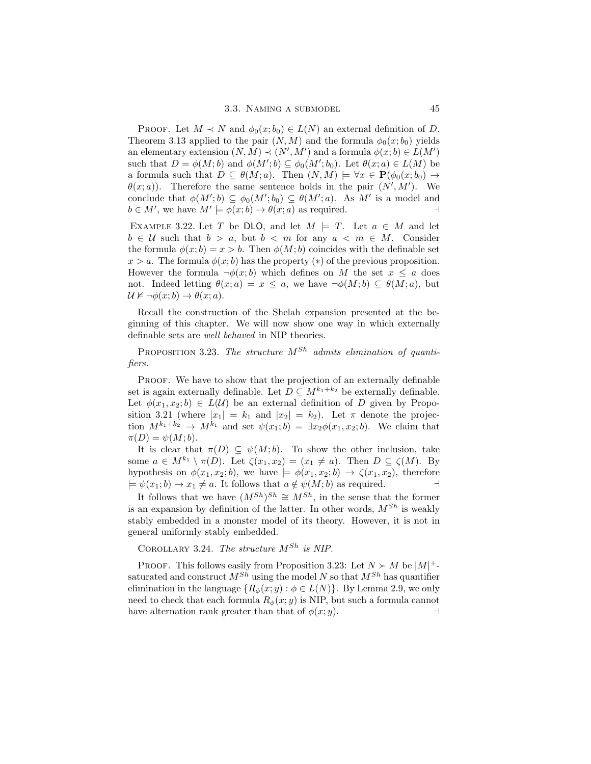Proof. Let $M \prec N$ and $\phi_0(x; b_0) \in L(N)$ an external definition of $D$. Theorem 3.13 applied to the pair $(N, M)$ and the formula $\phi_0(x; b_0)$ yields an elementary extension $(N, M) \prec (N', M')$ and a formula $\phi(x; b) \in L(M')$ such that $D = \phi(M; b)$ and $\phi(M'; b) \subseteq \phi_0(M'; b_0)$. Let $\theta(x; a) \in L(M)$ be a formula such that $D \subseteq \theta(M; a)$. Then $(N, M) \models \forall x \in \mathbf{P}(\phi_0(x; b_0) \to \theta(x; a))$. Therefore the same sentence holds in the pair $(N', M')$. We conclude that $\phi(M'; b) \subseteq \phi_0(M'; b_0) \subseteq \theta(M'; a)$. As $M'$ is a model and $b \in M'$, we have $M' \models \phi(x; b) \to \theta(x; a)$ as required. $\dashv$

Example 3.22. Let $T$ be DLO, and let $M \models T$. Let $a \in M$ and let $b \in \mathcal{U}$ such that $b > a$, but $b < m$ for any $a < m \in M$. Consider the formula $\phi(x; b) = x > b$. Then $\phi(M; b)$ coincides with the definable set $x > a$. The formula $\phi(x; b)$ has the property $(*)$ of the previous proposition. However the formula $\neg\phi(x; b)$ which defines on $M$ the set $x \leq a$ does not. Indeed letting $\theta(x; a) = x \leq a$, we have $\neg\phi(M; b) \subseteq \theta(M; a)$, but $\mathcal{U} \not\models \neg\phi(x; b) \to \theta(x; a)$.

Recall the construction of the Shelah expansion presented at the beginning of this chapter. We will now show one way in which externally definable sets are *well behaved* in NIP theories.

Proposition 3.23. *The structure $M^{Sh}$ admits elimination of quantifiers.*

Proof. We have to show that the projection of an externally definable set is again externally definable. Let $D \subseteq M^{k_1+k_2}$ be externally definable. Let $\phi(x_1, x_2; b) \in L(\mathcal{U})$ be an external definition of $D$ given by Proposition 3.21 (where $|x_1| = k_1$ and $|x_2| = k_2$). Let $\pi$ denote the projection $M^{k_1+k_2} \to M^{k_1}$ and set $\psi(x_1; b) = \exists x_2 \phi(x_1, x_2; b)$. We claim that $\pi(D) = \psi(M; b)$.

It is clear that $\pi(D) \subseteq \psi(M; b)$. To show the other inclusion, take some $a \in M^{k_1} \setminus \pi(D)$. Let $\zeta(x_1, x_2) = (x_1 \neq a)$. Then $D \subseteq \zeta(M)$. By hypothesis on $\phi(x_1, x_2; b)$, we have $\models \phi(x_1, x_2; b) \to \zeta(x_1, x_2)$, therefore $\models \psi(x_1; b) \to x_1 \neq a$. It follows that $a \notin \psi(M; b)$ as required. $\dashv$

It follows that we have $(M^{Sh})^{Sh} \cong M^{Sh}$, in the sense that the former is an expansion by definition of the latter. In other words, $M^{Sh}$ is weakly stably embedded in a monster model of its theory. However, it is not in general uniformly stably embedded.

Corollary 3.24. *The structure $M^{Sh}$ is NIP.*

Proof. This follows easily from Proposition 3.23: Let $N \succ M$ be $|M|^+$-saturated and construct $M^{Sh}$ using the model $N$ so that $M^{Sh}$ has quantifier elimination in the language $\{R_\phi(x; y) : \phi \in L(N)\}$. By Lemma 2.9, we only need to check that each formula $R_\phi(x; y)$ is NIP, but such a formula cannot have alternation rank greater than that of $\phi(x; y)$. $\dashv$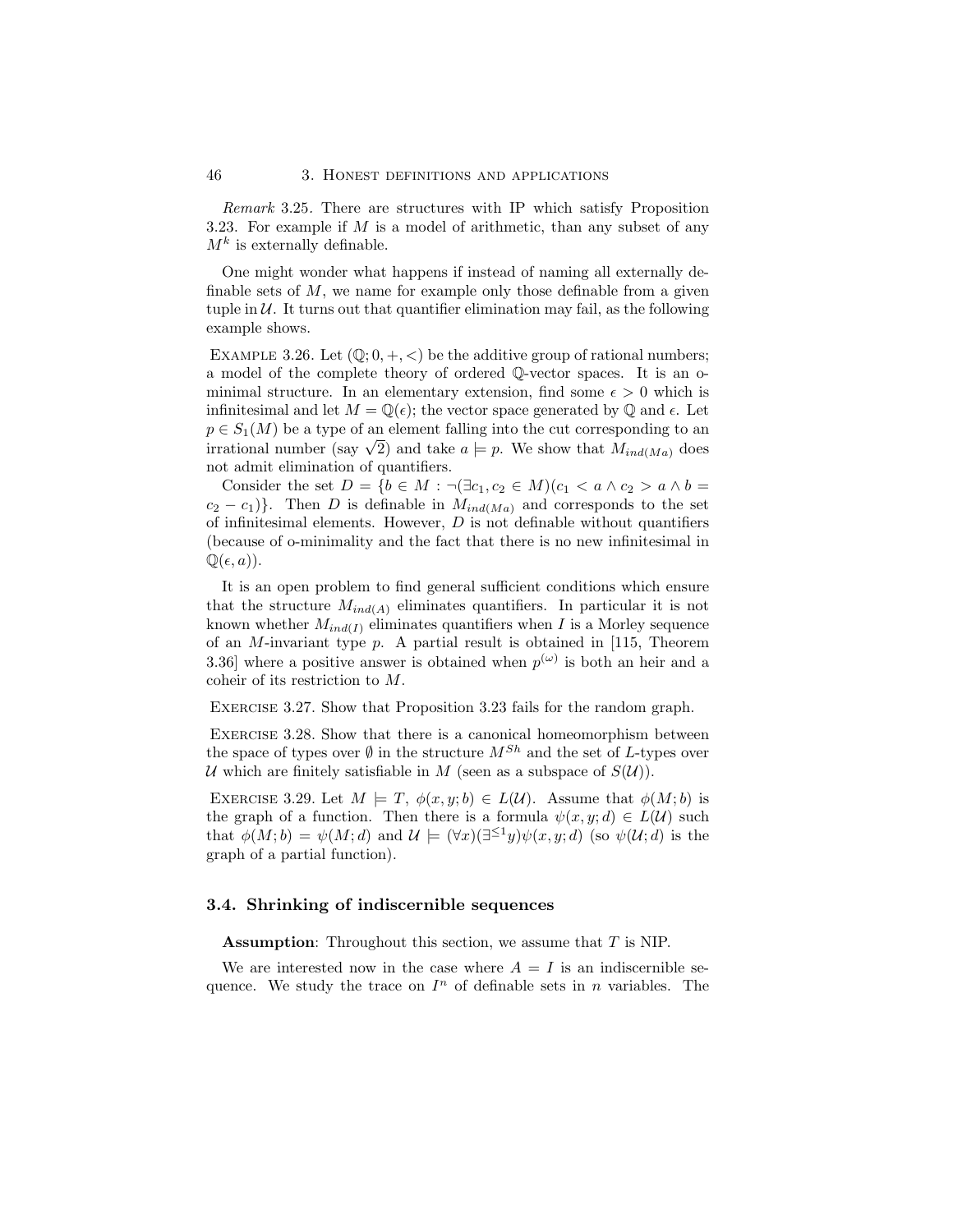*Remark* 3.25. There are structures with IP which satisfy Proposition 3.23. For example if $M$ is a model of arithmetic, than any subset of any $M^k$ is externally definable.

One might wonder what happens if instead of naming all externally definable sets of $M$, we name for example only those definable from a given tuple in $\mathcal{U}$. It turns out that quantifier elimination may fail, as the following example shows.

Example 3.26. Let $(\mathbb{Q}; 0, +, <)$ be the additive group of rational numbers; a model of the complete theory of ordered $\mathbb{Q}$-vector spaces. It is an o-minimal structure. In an elementary extension, find some $\epsilon > 0$ which is infinitesimal and let $M = \mathbb{Q}(\epsilon)$; the vector space generated by $\mathbb{Q}$ and $\epsilon$. Let $p \in S_1(M)$ be a type of an element falling into the cut corresponding to an irrational number (say $\sqrt{2}$) and take $a \models p$. We show that $M_{ind(Ma)}$ does not admit elimination of quantifiers.

Consider the set $D = \{b \in M : \neg(\exists c_1, c_2 \in M)(c_1 < a \wedge c_2 > a \wedge b = c_2 - c_1)\}$. Then $D$ is definable in $M_{ind(Ma)}$ and corresponds to the set of infinitesimal elements. However, $D$ is not definable without quantifiers (because of o-minimality and the fact that there is no new infinitesimal in $\mathbb{Q}(\epsilon, a)$).

It is an open problem to find general sufficient conditions which ensure that the structure $M_{ind(A)}$ eliminates quantifiers. In particular it is not known whether $M_{ind(I)}$ eliminates quantifiers when $I$ is a Morley sequence of an $M$-invariant type $p$. A partial result is obtained in [115, Theorem 3.36] where a positive answer is obtained when $p^{(\omega)}$ is both an heir and a coheir of its restriction to $M$.

Exercise 3.27. Show that Proposition 3.23 fails for the random graph.

Exercise 3.28. Show that there is a canonical homeomorphism between the space of types over $\emptyset$ in the structure $M^{Sh}$ and the set of $L$-types over $\mathcal{U}$ which are finitely satisfiable in $M$ (seen as a subspace of $S(\mathcal{U})$).

Exercise 3.29. Let $M \models T$, $\phi(x, y; b) \in L(\mathcal{U})$. Assume that $\phi(M; b)$ is the graph of a function. Then there is a formula $\psi(x, y; d) \in L(\mathcal{U})$ such that $\phi(M; b) = \psi(M; d)$ and $\mathcal{U} \models (\forall x)(\exists^{\leq 1} y)\psi(x, y; d)$ (so $\psi(\mathcal{U}; d)$ is the graph of a partial function).

## 3.4. Shrinking of indiscernible sequences

**Assumption**: Throughout this section, we assume that $T$ is NIP.

We are interested now in the case where $A = I$ is an indiscernible sequence. We study the trace on $I^n$ of definable sets in $n$ variables. The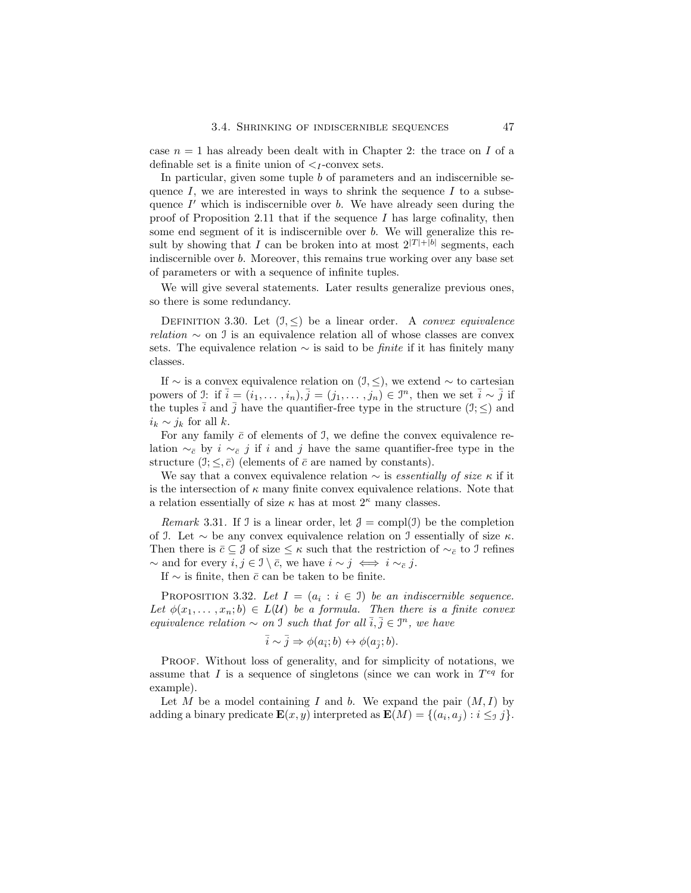case $n = 1$ has already been dealt with in Chapter 2: the trace on $I$ of a definable set is a finite union of $<_I$-convex sets.

In particular, given some tuple $b$ of parameters and an indiscernible sequence $I$, we are interested in ways to shrink the sequence $I$ to a subsequence $I'$ which is indiscernible over $b$. We have already seen during the proof of Proposition 2.11 that if the sequence $I$ has large cofinality, then some end segment of it is indiscernible over $b$. We will generalize this result by showing that $I$ can be broken into at most $2^{|T|+|b|}$ segments, each indiscernible over $b$. Moreover, this remains true working over any base set of parameters or with a sequence of infinite tuples.

We will give several statements. Later results generalize previous ones, so there is some redundancy.

Definition 3.30. Let $(\mathcal{I}, \leq)$ be a linear order. A *convex equivalence relation* $\sim$ on $\mathcal{I}$ is an equivalence relation all of whose classes are convex sets. The equivalence relation $\sim$ is said to be *finite* if it has finitely many classes.

If $\sim$ is a convex equivalence relation on $(\mathcal{I}, \leq)$, we extend $\sim$ to cartesian powers of $\mathcal{I}$: if $\bar{i} = (i_1, \ldots, i_n), \bar{j} = (j_1, \ldots, j_n) \in \mathcal{I}^n$, then we set $\bar{i} \sim \bar{j}$ if the tuples $\bar{i}$ and $\bar{j}$ have the quantifier-free type in the structure $(\mathcal{I}; \leq)$ and $i_k \sim j_k$ for all $k$.

For any family $\bar{c}$ of elements of $\mathcal{I}$, we define the convex equivalence relation $\sim_{\bar{c}}$ by $i \sim_{\bar{c}} j$ if $i$ and $j$ have the same quantifier-free type in the structure $(\mathcal{I}; \leq, \bar{c})$ (elements of $\bar{c}$ are named by constants).

We say that a convex equivalence relation $\sim$ is *essentially of size* $\kappa$ if it is the intersection of $\kappa$ many finite convex equivalence relations. Note that a relation essentially of size $\kappa$ has at most $2^\kappa$ many classes.

*Remark* 3.31. If $\mathcal{I}$ is a linear order, let $\mathcal{J} = \operatorname{compl}(\mathcal{I})$ be the completion of $\mathcal{I}$. Let $\sim$ be any convex equivalence relation on $\mathcal{I}$ essentially of size $\kappa$. Then there is $\bar{c} \subseteq \mathcal{J}$ of size $\leq \kappa$ such that the restriction of $\sim_{\bar{c}}$ to $\mathcal{I}$ refines $\sim$ and for every $i, j \in \mathcal{I} \setminus \bar{c}$, we have $i \sim j \iff i \sim_{\bar{c}} j$.

If $\sim$ is finite, then $\bar{c}$ can be taken to be finite.

Proposition 3.32. *Let $I = (a_i : i \in \mathcal{I})$ be an indiscernible sequence. Let $\phi(x_1, \ldots, x_n; b) \in L(\mathcal{U})$ be a formula. Then there is a finite convex equivalence relation $\sim$ on $\mathcal{I}$ such that for all $\bar{i}, \bar{j} \in \mathcal{I}^n$, we have*

$$\bar{i} \sim \bar{j} \Rightarrow \phi(a_{\bar{i}}; b) \leftrightarrow \phi(a_{\bar{j}}; b).$$

Proof. Without loss of generality, and for simplicity of notations, we assume that $I$ is a sequence of singletons (since we can work in $T^{eq}$ for example).

Let $M$ be a model containing $I$ and $b$. We expand the pair $(M, I)$ by adding a binary predicate $\mathbf{E}(x, y)$ interpreted as $\mathbf{E}(M) = \{(a_i, a_j) : i \leq_{\mathcal{I}} j\}$.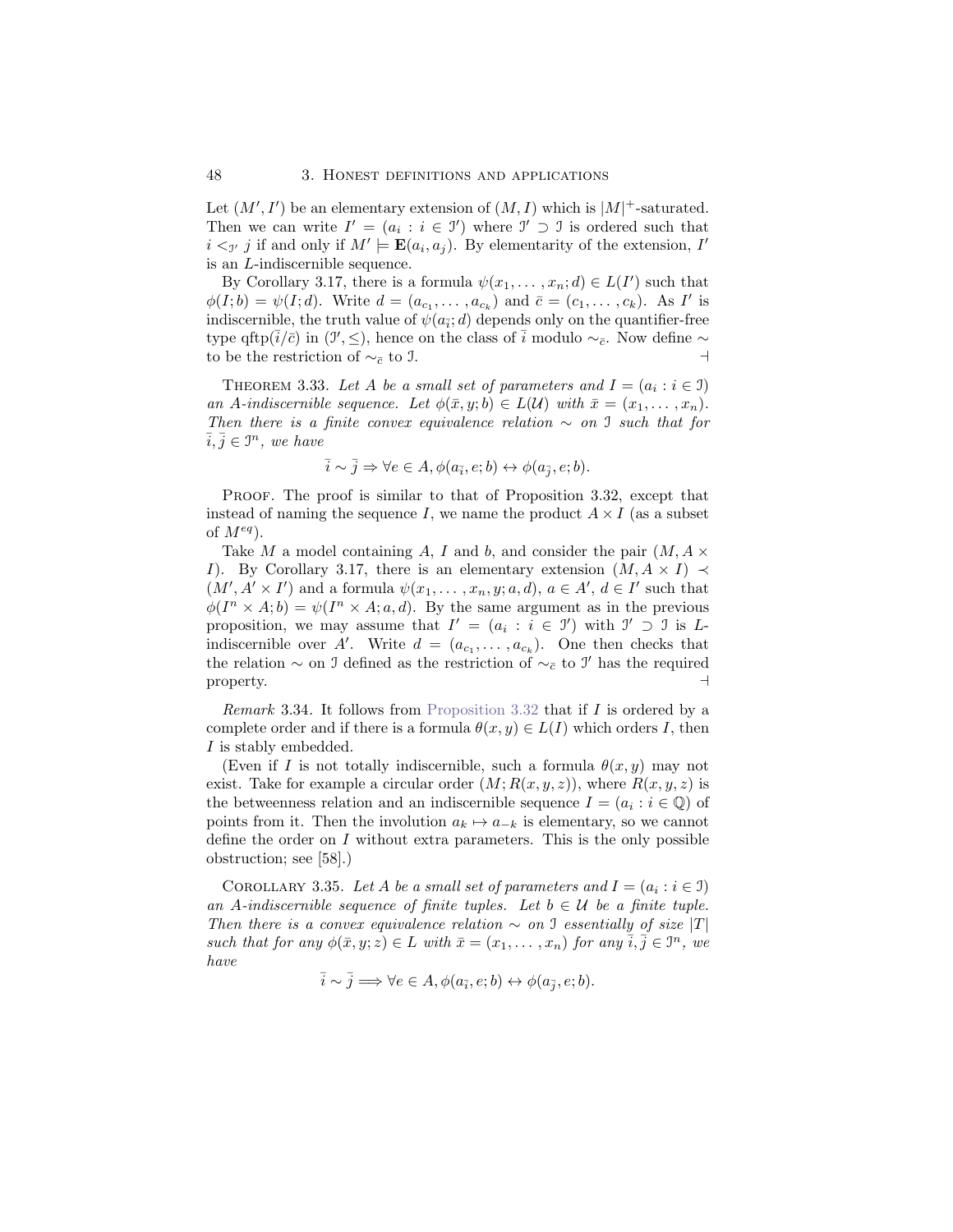Let $(M', I')$ be an elementary extension of $(M, I)$ which is $|M|^+$-saturated. Then we can write $I' = (a_i : i \in \mathcal{I}')$ where $\mathcal{I}' \supset \mathcal{I}$ is ordered such that $i <_{\mathcal{I}'} j$ if and only if $M' \models \mathbf{E}(a_i, a_j)$. By elementarity of the extension, $I'$ is an $L$-indiscernible sequence.

By Corollary 3.17, there is a formula $\psi(x_1, \ldots, x_n; d) \in L(I')$ such that $\phi(I; b) = \psi(I; d)$. Write $d = (a_{c_1}, \ldots, a_{c_k})$ and $\bar{c} = (c_1, \ldots, c_k)$. As $I'$ is indiscernible, the truth value of $\psi(a_{\bar{i}}; d)$ depends only on the quantifier-free type $\mathrm{qftp}(\bar{i}/\bar{c})$ in $(\mathcal{I}', \leq)$, hence on the class of $\bar{i}$ modulo $\sim_{\bar{c}}$. Now define $\sim$ to be the restriction of $\sim_{\bar{c}}$ to $\mathcal{I}$. ⊣

Theorem 3.33. *Let $A$ be a small set of parameters and $I = (a_i : i \in \mathcal{I})$ an $A$-indiscernible sequence. Let $\phi(\bar{x}, y; b) \in L(\mathcal{U})$ with $\bar{x} = (x_1, \ldots, x_n)$. Then there is a finite convex equivalence relation $\sim$ on $\mathcal{I}$ such that for $\bar{i}, \bar{j} \in \mathcal{I}^n$, we have*

$$\bar{i} \sim \bar{j} \Rightarrow \forall e \in A, \phi(a_{\bar{i}}, e; b) \leftrightarrow \phi(a_{\bar{j}}, e; b).$$

Proof. The proof is similar to that of Proposition 3.32, except that instead of naming the sequence $I$, we name the product $A \times I$ (as a subset of $M^{eq}$).

Take $M$ a model containing $A$, $I$ and $b$, and consider the pair $(M, A \times I)$. By Corollary 3.17, there is an elementary extension $(M, A \times I) \prec (M', A' \times I')$ and a formula $\psi(x_1, \ldots, x_n, y; a, d)$, $a \in A'$, $d \in I'$ such that $\phi(I^n \times A; b) = \psi(I^n \times A; a, d)$. By the same argument as in the previous proposition, we may assume that $I' = (a_i : i \in \mathcal{I}')$ with $\mathcal{I}' \supset \mathcal{I}$ is $L$-indiscernible over $A'$. Write $d = (a_{c_1}, \ldots, a_{c_k})$. One then checks that the relation $\sim$ on $\mathcal{I}$ defined as the restriction of $\sim_{\bar{c}}$ to $\mathcal{I}'$ has the required property. ⊣

*Remark* 3.34. It follows from Proposition 3.32 that if $I$ is ordered by a complete order and if there is a formula $\theta(x, y) \in L(I)$ which orders $I$, then $I$ is stably embedded.

(Even if $I$ is not totally indiscernible, such a formula $\theta(x, y)$ may not exist. Take for example a circular order $(M; R(x, y, z))$, where $R(x, y, z)$ is the betweenness relation and an indiscernible sequence $I = (a_i : i \in \mathbb{Q})$ of points from it. Then the involution $a_k \mapsto a_{-k}$ is elementary, so we cannot define the order on $I$ without extra parameters. This is the only possible obstruction; see [58].)

Corollary 3.35. *Let $A$ be a small set of parameters and $I = (a_i : i \in \mathcal{I})$ an $A$-indiscernible sequence of finite tuples. Let $b \in \mathcal{U}$ be a finite tuple. Then there is a convex equivalence relation $\sim$ on $\mathcal{I}$ essentially of size $|T|$ such that for any $\phi(\bar{x}, y; z) \in L$ with $\bar{x} = (x_1, \ldots, x_n)$ for any $\bar{i}, \bar{j} \in \mathcal{I}^n$, we have*

$$\bar{i} \sim \bar{j} \Longrightarrow \forall e \in A, \phi(a_{\bar{i}}, e; b) \leftrightarrow \phi(a_{\bar{j}}, e; b).$$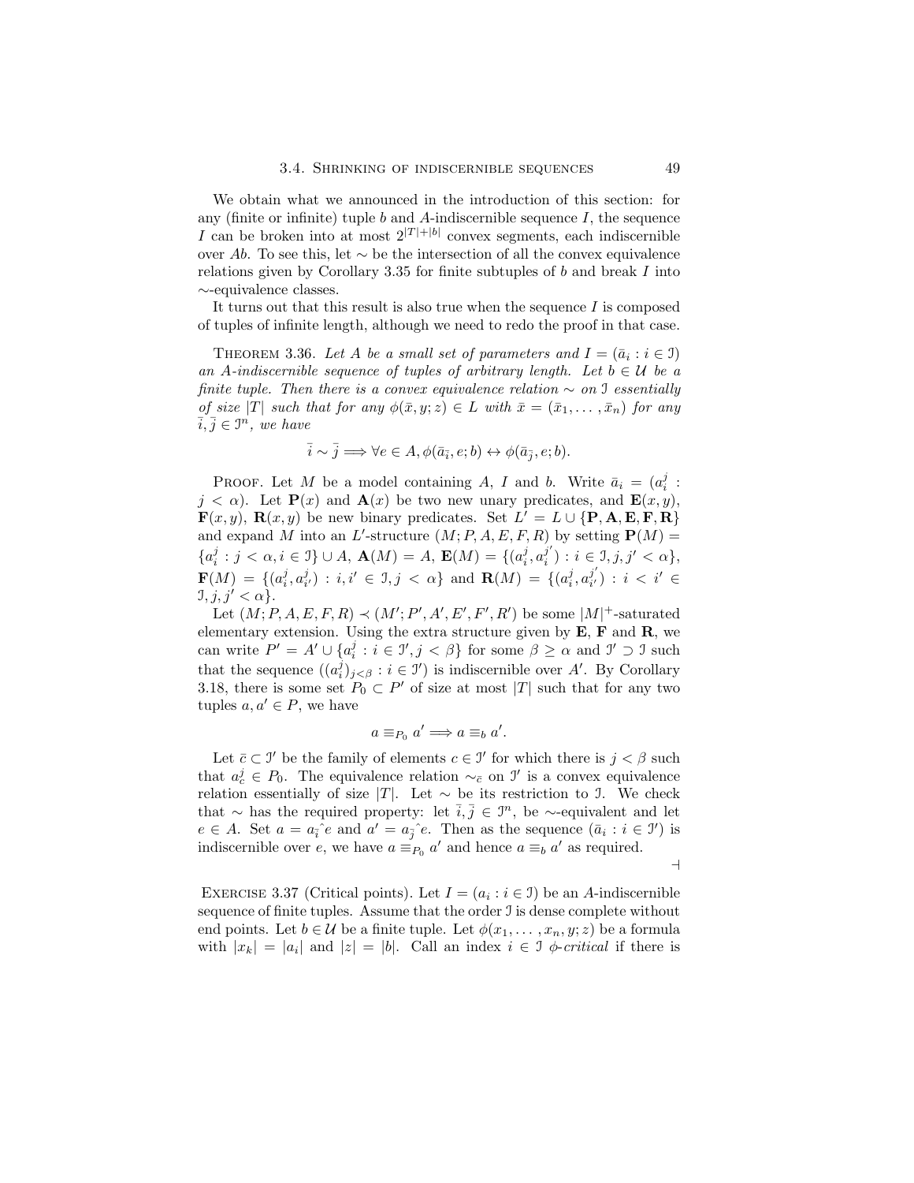We obtain what we announced in the introduction of this section: for any (finite or infinite) tuple $b$ and $A$-indiscernible sequence $I$, the sequence $I$ can be broken into at most $2^{|T|+|b|}$ convex segments, each indiscernible over $Ab$. To see this, let $\sim$ be the intersection of all the convex equivalence relations given by Corollary 3.35 for finite subtuples of $b$ and break $I$ into $\sim$-equivalence classes.

It turns out that this result is also true when the sequence $I$ is composed of tuples of infinite length, although we need to redo the proof in that case.

THEOREM 3.36. *Let $A$ be a small set of parameters and $I = (\bar{a}_i : i \in \mathcal{I})$ an $A$-indiscernible sequence of tuples of arbitrary length. Let $b \in \mathcal{U}$ be a finite tuple. Then there is a convex equivalence relation $\sim$ on $\mathcal{I}$ essentially of size $|T|$ such that for any $\phi(\bar{x}, y; z) \in L$ with $\bar{x} = (\bar{x}_1, \ldots, \bar{x}_n)$ for any $\bar{i}, \bar{j} \in \mathcal{I}^n$, we have*

$$\bar{i} \sim \bar{j} \Longrightarrow \forall e \in A, \phi(\bar{a}_{\bar{i}}, e; b) \leftrightarrow \phi(\bar{a}_{\bar{j}}, e; b).$$

PROOF. Let $M$ be a model containing $A$, $I$ and $b$. Write $\bar{a}_i = (a_i^j : j < \alpha)$. Let $\mathbf{P}(x)$ and $\mathbf{A}(x)$ be two new unary predicates, and $\mathbf{E}(x,y)$, $\mathbf{F}(x,y)$, $\mathbf{R}(x,y)$ be new binary predicates. Set $L' = L \cup \{\mathbf{P}, \mathbf{A}, \mathbf{E}, \mathbf{F}, \mathbf{R}\}$ and expand $M$ into an $L'$-structure $(M; P, A, E, F, R)$ by setting $\mathbf{P}(M) = \{a_i^j : j < \alpha, i \in \mathcal{I}\} \cup A$, $\mathbf{A}(M) = A$, $\mathbf{E}(M) = \{(a_i^j, a_i^{j'}) : i \in \mathcal{I}, j, j' < \alpha\}$, $\mathbf{F}(M) = \{(a_i^j, a_{i'}^j) : i, i' \in \mathcal{I}, j < \alpha\}$ and $\mathbf{R}(M) = \{(a_i^j, a_{i'}^{j'}) : i < i' \in \mathcal{I}, j, j' < \alpha\}$.

Let $(M; P, A, E, F, R) \prec (M'; P', A', E', F', R')$ be some $|M|^+$-saturated elementary extension. Using the extra structure given by $\mathbf{E}$, $\mathbf{F}$ and $\mathbf{R}$, we can write $P' = A' \cup \{a_i^j : i \in \mathcal{I}', j < \beta\}$ for some $\beta \geq \alpha$ and $\mathcal{I}' \supset \mathcal{I}$ such that the sequence $((a_i^j)_{j<\beta} : i \in \mathcal{I}')$ is indiscernible over $A'$. By Corollary 3.18, there is some set $P_0 \subset P'$ of size at most $|T|$ such that for any two tuples $a, a' \in P$, we have

$$a \equiv_{P_0} a' \Longrightarrow a \equiv_b a'.$$

Let $\bar{c} \subset \mathcal{I}'$ be the family of elements $c \in \mathcal{I}'$ for which there is $j < \beta$ such that $a_c^j \in P_0$. The equivalence relation $\sim_{\bar{c}}$ on $\mathcal{I}'$ is a convex equivalence relation essentially of size $|T|$. Let $\sim$ be its restriction to $\mathcal{I}$. We check that $\sim$ has the required property: let $\bar{i}, \bar{j} \in \mathcal{I}^n$, be $\sim$-equivalent and let $e \in A$. Set $a = a_{\bar{i}}\hat{\ }e$ and $a' = a_{\bar{j}}\hat{\ }e$. Then as the sequence $(\bar{a}_i : i \in \mathcal{I}')$ is indiscernible over $e$, we have $a \equiv_{P_0} a'$ and hence $a \equiv_b a'$ as required. $\dashv$

EXERCISE 3.37 (Critical points). Let $I = (a_i : i \in \mathcal{I})$ be an $A$-indiscernible sequence of finite tuples. Assume that the order $\mathcal{I}$ is dense complete without end points. Let $b \in \mathcal{U}$ be a finite tuple. Let $\phi(x_1, \ldots, x_n, y; z)$ be a formula with $|x_k| = |a_i|$ and $|z| = |b|$. Call an index $i \in \mathcal{I}$ *$\phi$-critical* if there is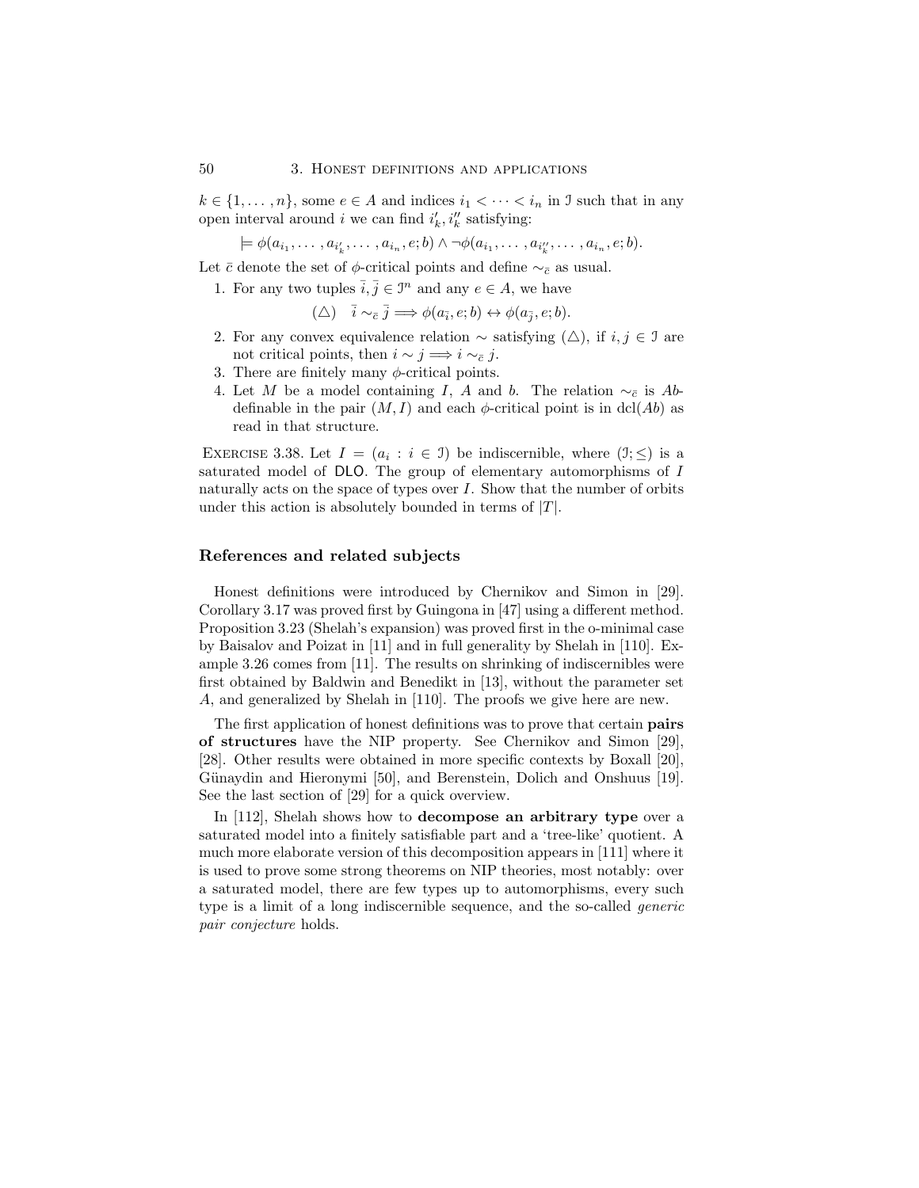$k \in \{1, \ldots, n\}$, some $e \in A$ and indices $i_1 < \cdots < i_n$ in $\mathcal{I}$ such that in any open interval around $i$ we can find $i'_k, i''_k$ satisfying:

$$\models \phi(a_{i_1}, \ldots, a_{i'_k}, \ldots, a_{i_n}, e; b) \wedge \neg\phi(a_{i_1}, \ldots, a_{i''_k}, \ldots, a_{i_n}, e; b).$$

Let $\bar{c}$ denote the set of $\phi$-critical points and define $\sim_{\bar{c}}$ as usual.

1. For any two tuples $\bar{i}, \bar{j} \in \mathcal{I}^n$ and any $e \in A$, we have

$$(\triangle) \quad \bar{i} \sim_{\bar{c}} \bar{j} \Longrightarrow \phi(a_{\bar{i}}, e; b) \leftrightarrow \phi(a_{\bar{j}}, e; b).$$

2. For any convex equivalence relation $\sim$ satisfying $(\triangle)$, if $i, j \in \mathcal{I}$ are not critical points, then $i \sim j \Longrightarrow i \sim_{\bar{c}} j$.
3. There are finitely many $\phi$-critical points.
4. Let $M$ be a model containing $I$, $A$ and $b$. The relation $\sim_{\bar{c}}$ is $Ab$-definable in the pair $(M, I)$ and each $\phi$-critical point is in $\operatorname{dcl}(Ab)$ as read in that structure.

Exercise 3.38. Let $I = (a_i : i \in \mathcal{I})$ be indiscernible, where $(\mathcal{I}; \leq)$ is a saturated model of DLO. The group of elementary automorphisms of $I$ naturally acts on the space of types over $I$. Show that the number of orbits under this action is absolutely bounded in terms of $|T|$.

### References and related subjects

Honest definitions were introduced by Chernikov and Simon in [29]. Corollary 3.17 was proved first by Guingona in [47] using a different method. Proposition 3.23 (Shelah's expansion) was proved first in the o-minimal case by Baisalov and Poizat in [11] and in full generality by Shelah in [110]. Example 3.26 comes from [11]. The results on shrinking of indiscernibles were first obtained by Baldwin and Benedikt in [13], without the parameter set $A$, and generalized by Shelah in [110]. The proofs we give here are new.

The first application of honest definitions was to prove that certain **pairs of structures** have the NIP property. See Chernikov and Simon [29], [28]. Other results were obtained in more specific contexts by Boxall [20], Günaydin and Hieronymi [50], and Berenstein, Dolich and Onshuus [19]. See the last section of [29] for a quick overview.

In [112], Shelah shows how to **decompose an arbitrary type** over a saturated model into a finitely satisfiable part and a 'tree-like' quotient. A much more elaborate version of this decomposition appears in [111] where it is used to prove some strong theorems on NIP theories, most notably: over a saturated model, there are few types up to automorphisms, every such type is a limit of a long indiscernible sequence, and the so-called *generic pair conjecture* holds.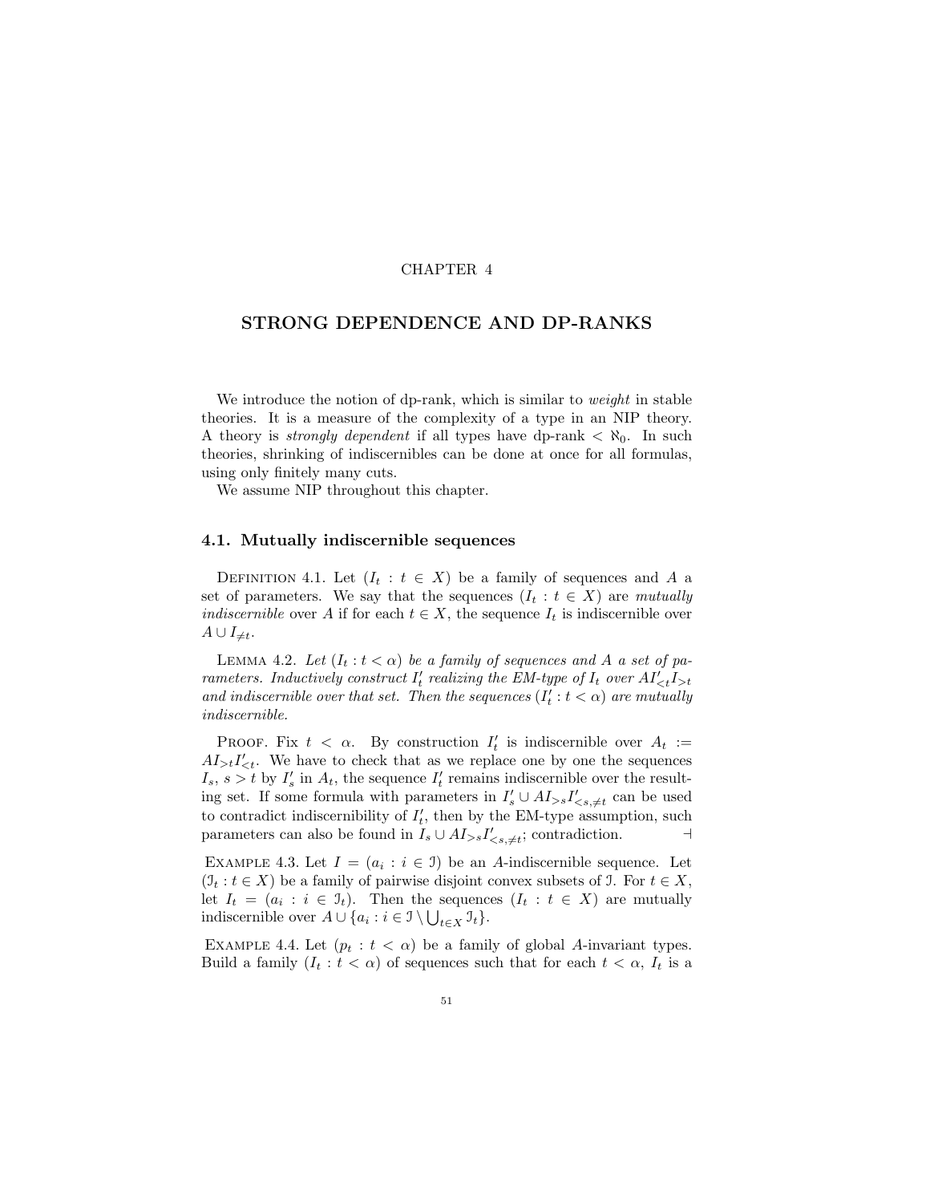# CHAPTER 4

# STRONG DEPENDENCE AND DP-RANKS

We introduce the notion of dp-rank, which is similar to *weight* in stable theories. It is a measure of the complexity of a type in an NIP theory. A theory is *strongly dependent* if all types have dp-rank $< \aleph_0$. In such theories, shrinking of indiscernibles can be done at once for all formulas, using only finitely many cuts.

We assume NIP throughout this chapter.

## 4.1. Mutually indiscernible sequences

Definition 4.1. Let $(I_t : t \in X)$ be a family of sequences and $A$ a set of parameters. We say that the sequences $(I_t : t \in X)$ are *mutually indiscernible* over $A$ if for each $t \in X$, the sequence $I_t$ is indiscernible over $A \cup I_{\neq t}$.

Lemma 4.2. *Let $(I_t : t < \alpha)$ be a family of sequences and $A$ a set of parameters. Inductively construct $I'_t$ realizing the EM-type of $I_t$ over $AI'_{<t}I_{>t}$ and indiscernible over that set. Then the sequences $(I'_t : t < \alpha)$ are mutually indiscernible.*

Proof. Fix $t < \alpha$. By construction $I'_t$ is indiscernible over $A_t := AI_{>t}I'_{<t}$. We have to check that as we replace one by one the sequences $I_s$, $s > t$ by $I'_s$ in $A_t$, the sequence $I'_t$ remains indiscernible over the resulting set. If some formula with parameters in $I'_s \cup AI_{>s}I'_{<s,\neq t}$ can be used to contradict indiscernibility of $I'_t$, then by the EM-type assumption, such parameters can also be found in $I_s \cup AI_{>s}I'_{<s,\neq t}$; contradiction. ⊣

Example 4.3. Let $I = (a_i : i \in \mathcal{I})$ be an $A$-indiscernible sequence. Let $(\mathcal{I}_t : t \in X)$ be a family of pairwise disjoint convex subsets of $\mathcal{I}$. For $t \in X$, let $I_t = (a_i : i \in \mathcal{I}_t)$. Then the sequences $(I_t : t \in X)$ are mutually indiscernible over $A \cup \{a_i : i \in \mathcal{I} \setminus \bigcup_{t \in X} \mathcal{I}_t\}$.

Example 4.4. Let $(p_t : t < \alpha)$ be a family of global $A$-invariant types. Build a family $(I_t : t < \alpha)$ of sequences such that for each $t < \alpha$, $I_t$ is a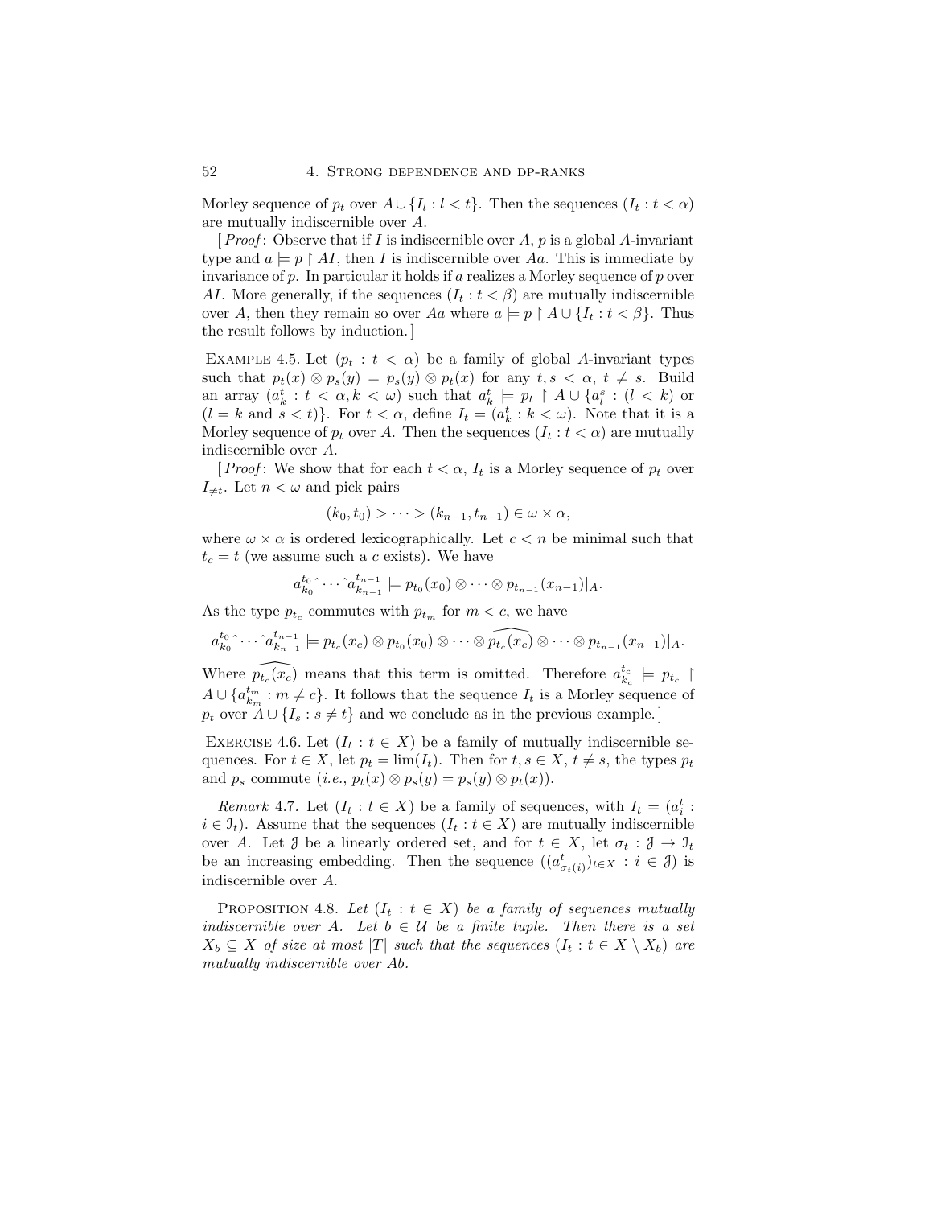Morley sequence of $p_t$ over $A \cup \{I_l : l < t\}$. Then the sequences $(I_t : t < \alpha)$ are mutually indiscernible over $A$.

[*Proof*: Observe that if $I$ is indiscernible over $A$, $p$ is a global $A$-invariant type and $a \models p \upharpoonright AI$, then $I$ is indiscernible over $Aa$. This is immediate by invariance of $p$. In particular it holds if $a$ realizes a Morley sequence of $p$ over $AI$. More generally, if the sequences $(I_t : t < \beta)$ are mutually indiscernible over $A$, then they remain so over $Aa$ where $a \models p \upharpoonright A \cup \{I_t : t < \beta\}$. Thus the result follows by induction.]

Example 4.5. Let $(p_t : t < \alpha)$ be a family of global $A$-invariant types such that $p_t(x) \otimes p_s(y) = p_s(y) \otimes p_t(x)$ for any $t, s < \alpha$, $t \neq s$. Build an array $(a^t_k : t < \alpha, k < \omega)$ such that $a^t_k \models p_t \upharpoonright A \cup \{a^s_l : (l < k)$ or $(l = k$ and $s < t)\}$. For $t < \alpha$, define $I_t = (a^t_k : k < \omega)$. Note that it is a Morley sequence of $p_t$ over $A$. Then the sequences $(I_t : t < \alpha)$ are mutually indiscernible over $A$.

[*Proof*: We show that for each $t < \alpha$, $I_t$ is a Morley sequence of $p_t$ over $I_{\neq t}$. Let $n < \omega$ and pick pairs

$$(k_0, t_0) > \cdots > (k_{n-1}, t_{n-1}) \in \omega \times \alpha,$$

where $\omega \times \alpha$ is ordered lexicographically. Let $c < n$ be minimal such that $t_c = t$ (we assume such a $c$ exists). We have

$$a^{t_0}_{k_0} \widehat{} \cdots \widehat{} a^{t_{n-1}}_{k_{n-1}} \models p_{t_0}(x_0) \otimes \cdots \otimes p_{t_{n-1}}(x_{n-1})|_A.$$

As the type $p_{t_c}$ commutes with $p_{t_m}$ for $m < c$, we have

$$a^{t_0}_{k_0} \widehat{} \cdots \widehat{} a^{t_{n-1}}_{k_{n-1}} \models p_{t_c}(x_c) \otimes p_{t_0}(x_0) \otimes \cdots \otimes \widehat{p_{t_c}(x_c)} \otimes \cdots \otimes p_{t_{n-1}}(x_{n-1})|_A.$$

Where $\widehat{p_{t_c}(x_c)}$ means that this term is omitted. Therefore $a^{t_c}_{k_c} \models p_{t_c} \upharpoonright A \cup \{a^{t_m}_{k_m} : m \neq c\}$. It follows that the sequence $I_t$ is a Morley sequence of $p_t$ over $A \cup \{I_s : s \neq t\}$ and we conclude as in the previous example.]

Exercise 4.6. Let $(I_t : t \in X)$ be a family of mutually indiscernible sequences. For $t \in X$, let $p_t = \lim(I_t)$. Then for $t, s \in X$, $t \neq s$, the types $p_t$ and $p_s$ commute (*i.e.*, $p_t(x) \otimes p_s(y) = p_s(y) \otimes p_t(x)$).

*Remark* 4.7. Let $(I_t : t \in X)$ be a family of sequences, with $I_t = (a^t_i : i \in \mathcal{I}_t)$. Assume that the sequences $(I_t : t \in X)$ are mutually indiscernible over $A$. Let $\mathcal{J}$ be a linearly ordered set, and for $t \in X$, let $\sigma_t : \mathcal{J} \to \mathcal{I}_t$ be an increasing embedding. Then the sequence $((a^t_{\sigma_t(i)})_{t \in X} : i \in \mathcal{J})$ is indiscernible over $A$.

Proposition 4.8. *Let $(I_t : t \in X)$ be a family of sequences mutually indiscernible over $A$. Let $b \in \mathcal{U}$ be a finite tuple. Then there is a set $X_b \subseteq X$ of size at most $|T|$ such that the sequences $(I_t : t \in X \setminus X_b)$ are mutually indiscernible over $Ab$.*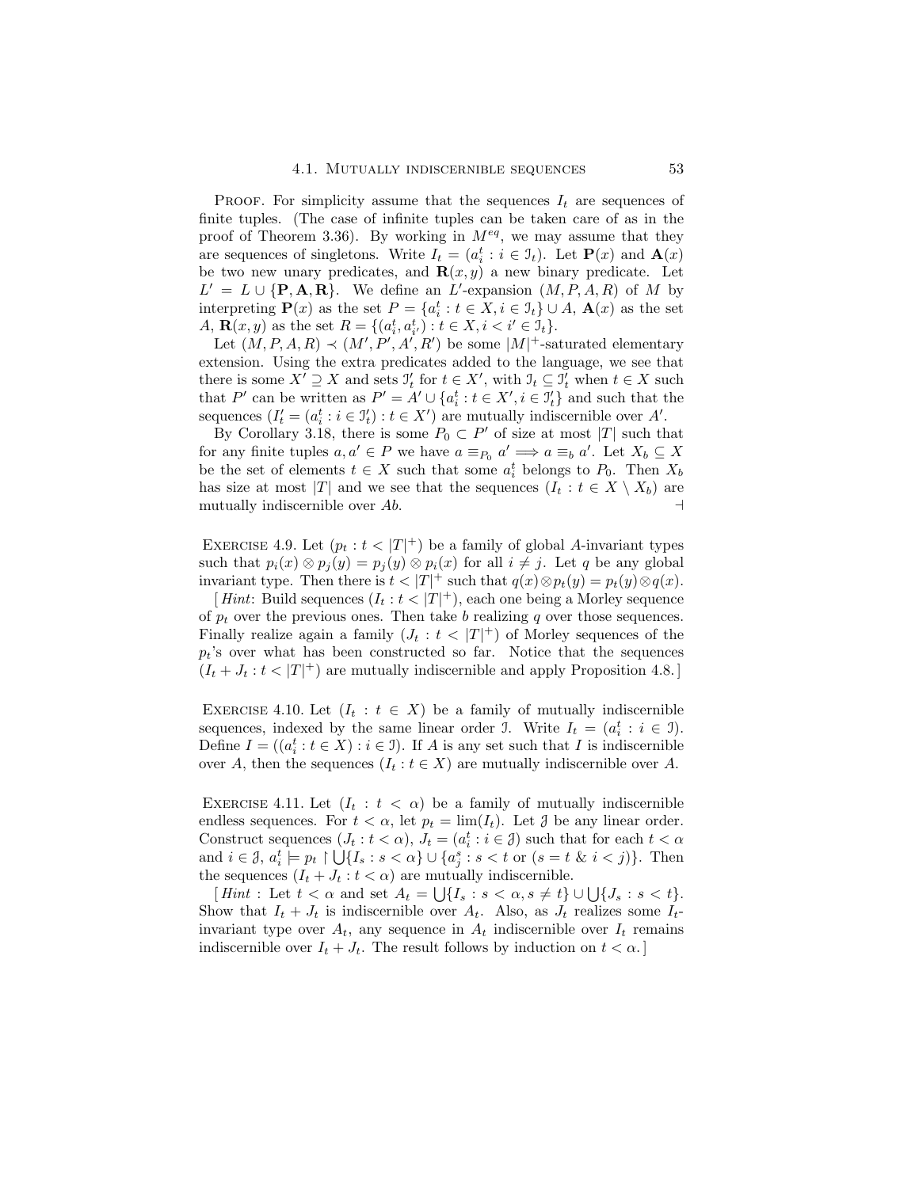PROOF. For simplicity assume that the sequences $I_t$ are sequences of finite tuples. (The case of infinite tuples can be taken care of as in the proof of Theorem 3.36). By working in $M^{eq}$, we may assume that they are sequences of singletons. Write $I_t = (a_i^t : i \in \mathcal{I}_t)$. Let $\mathbf{P}(x)$ and $\mathbf{A}(x)$ be two new unary predicates, and $\mathbf{R}(x, y)$ a new binary predicate. Let $L' = L \cup \{\mathbf{P}, \mathbf{A}, \mathbf{R}\}$. We define an $L'$-expansion $(M, P, A, R)$ of $M$ by interpreting $\mathbf{P}(x)$ as the set $P = \{a_i^t : t \in X, i \in \mathcal{I}_t\} \cup A$, $\mathbf{A}(x)$ as the set $A$, $\mathbf{R}(x, y)$ as the set $R = \{(a_i^t, a_{i'}^t) : t \in X, i < i' \in \mathcal{I}_t\}$.

Let $(M, P, A, R) \prec (M', P', A', R')$ be some $|M|^+$-saturated elementary extension. Using the extra predicates added to the language, we see that there is some $X' \supseteq X$ and sets $\mathcal{I}'_t$ for $t \in X'$, with $\mathcal{I}_t \subseteq \mathcal{I}'_t$ when $t \in X$ such that $P'$ can be written as $P' = A' \cup \{a_i^t : t \in X', i \in \mathcal{I}'_t\}$ and such that the sequences $(I'_t = (a_i^t : i \in \mathcal{I}'_t) : t \in X')$ are mutually indiscernible over $A'$.

By Corollary 3.18, there is some $P_0 \subset P'$ of size at most $|T|$ such that for any finite tuples $a, a' \in P$ we have $a \equiv_{P_0} a' \Longrightarrow a \equiv_b a'$. Let $X_b \subseteq X$ be the set of elements $t \in X$ such that some $a_i^t$ belongs to $P_0$. Then $X_b$ has size at most $|T|$ and we see that the sequences $(I_t : t \in X \setminus X_b)$ are mutually indiscernible over $Ab$. ⊣

EXERCISE 4.9. Let $(p_t : t < |T|^+)$ be a family of global $A$-invariant types such that $p_i(x) \otimes p_j(y) = p_j(y) \otimes p_i(x)$ for all $i \neq j$. Let $q$ be any global invariant type. Then there is $t < |T|^+$ such that $q(x) \otimes p_t(y) = p_t(y) \otimes q(x)$.

[ *Hint*: Build sequences $(I_t : t < |T|^+)$, each one being a Morley sequence of $p_t$ over the previous ones. Then take $b$ realizing $q$ over those sequences. Finally realize again a family $(J_t : t < |T|^+)$ of Morley sequences of the $p_t$'s over what has been constructed so far. Notice that the sequences $(I_t + J_t : t < |T|^+)$ are mutually indiscernible and apply Proposition 4.8. ]

EXERCISE 4.10. Let $(I_t : t \in X)$ be a family of mutually indiscernible sequences, indexed by the same linear order $\mathcal{I}$. Write $I_t = (a_i^t : i \in \mathcal{I})$. Define $I = ((a_i^t : t \in X) : i \in \mathcal{I})$. If $A$ is any set such that $I$ is indiscernible over $A$, then the sequences $(I_t : t \in X)$ are mutually indiscernible over $A$.

EXERCISE 4.11. Let $(I_t : t < \alpha)$ be a family of mutually indiscernible endless sequences. For $t < \alpha$, let $p_t = \lim(I_t)$. Let $\mathcal{J}$ be any linear order. Construct sequences $(J_t : t < \alpha)$, $J_t = (a_i^t : i \in \mathcal{J})$ such that for each $t < \alpha$ and $i \in \mathcal{J}$, $a_i^t \models p_t \restriction \bigcup\{I_s : s < \alpha\} \cup \{a_j^s : s < t \text{ or } (s = t \ \& \ i < j)\}$. Then the sequences $(I_t + J_t : t < \alpha)$ are mutually indiscernible.

[ *Hint* : Let $t < \alpha$ and set $A_t = \bigcup\{I_s : s < \alpha, s \neq t\} \cup \bigcup\{J_s : s < t\}$. Show that $I_t + J_t$ is indiscernible over $A_t$. Also, as $J_t$ realizes some $I_t$-invariant type over $A_t$, any sequence in $A_t$ indiscernible over $I_t$ remains indiscernible over $I_t + J_t$. The result follows by induction on $t < \alpha$. ]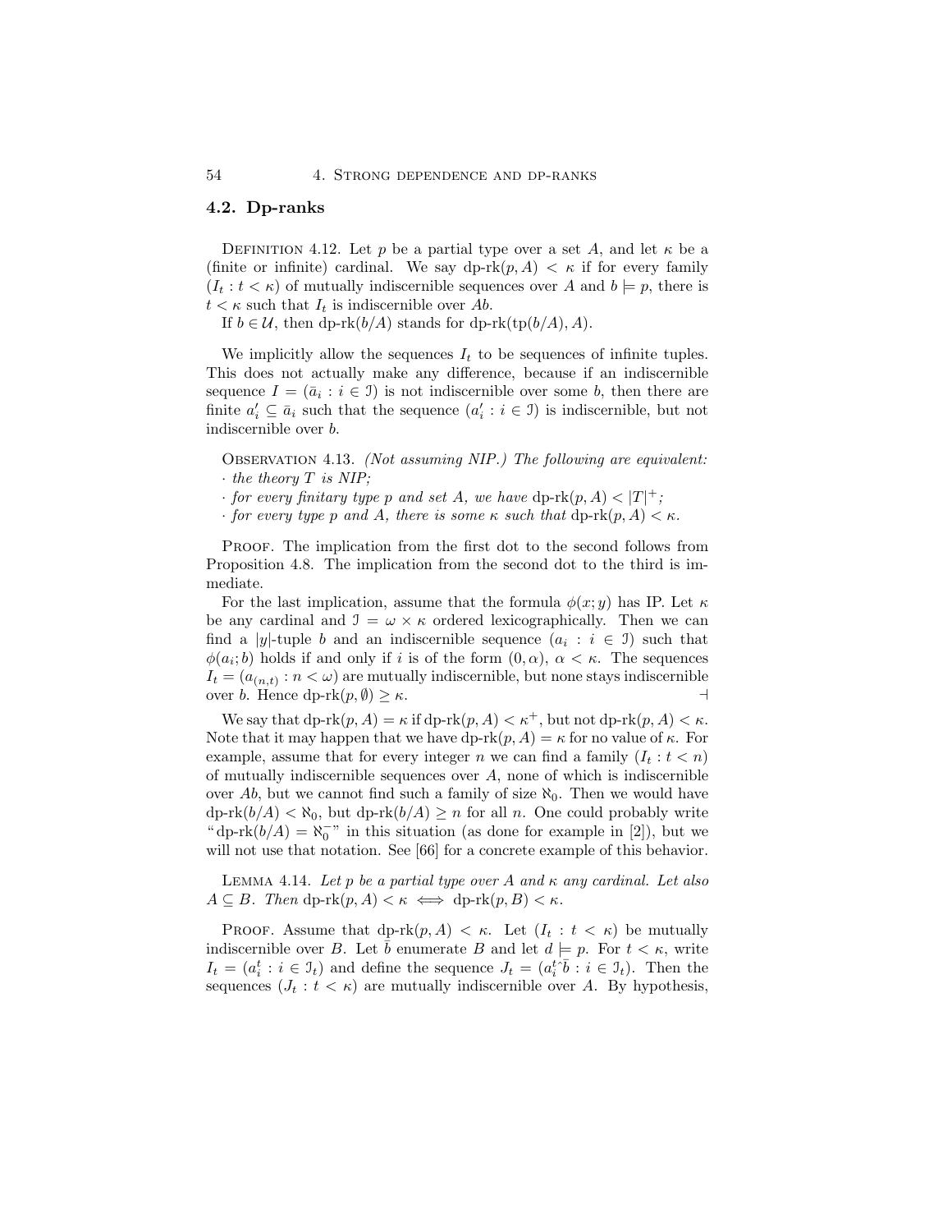## 4.2. Dp-ranks

Definition 4.12. Let $p$ be a partial type over a set $A$, and let $\kappa$ be a (finite or infinite) cardinal. We say $\text{dp-rk}(p, A) < \kappa$ if for every family $(I_t : t < \kappa)$ of mutually indiscernible sequences over $A$ and $b \models p$, there is $t < \kappa$ such that $I_t$ is indiscernible over $Ab$.

If $b \in \mathcal{U}$, then $\text{dp-rk}(b/A)$ stands for $\text{dp-rk}(\text{tp}(b/A), A)$.

We implicitly allow the sequences $I_t$ to be sequences of infinite tuples. This does not actually make any difference, because if an indiscernible sequence $I = (\bar{a}_i : i \in \mathcal{I})$ is not indiscernible over some $b$, then there are finite $a'_i \subseteq \bar{a}_i$ such that the sequence $(a'_i : i \in \mathcal{I})$ is indiscernible, but not indiscernible over $b$.

Observation 4.13. *(Not assuming NIP.) The following are equivalent:*
· *the theory $T$ is NIP;*
· *for every finitary type $p$ and set $A$, we have $\text{dp-rk}(p, A) < |T|^+$;*
· *for every type $p$ and $A$, there is some $\kappa$ such that $\text{dp-rk}(p, A) < \kappa$.*

Proof. The implication from the first dot to the second follows from Proposition 4.8. The implication from the second dot to the third is immediate.

For the last implication, assume that the formula $\phi(x; y)$ has IP. Let $\kappa$ be any cardinal and $\mathcal{I} = \omega \times \kappa$ ordered lexicographically. Then we can find a $|y|$-tuple $b$ and an indiscernible sequence $(a_i : i \in \mathcal{I})$ such that $\phi(a_i; b)$ holds if and only if $i$ is of the form $(0, \alpha)$, $\alpha < \kappa$. The sequences $I_t = (a_{(n,t)} : n < \omega)$ are mutually indiscernible, but none stays indiscernible over $b$. Hence $\text{dp-rk}(p, \emptyset) \geq \kappa$. ⊣

We say that $\text{dp-rk}(p, A) = \kappa$ if $\text{dp-rk}(p, A) < \kappa^+$, but not $\text{dp-rk}(p, A) < \kappa$. Note that it may happen that we have $\text{dp-rk}(p, A) = \kappa$ for no value of $\kappa$. For example, assume that for every integer $n$ we can find a family $(I_t : t < n)$ of mutually indiscernible sequences over $A$, none of which is indiscernible over $Ab$, but we cannot find such a family of size $\aleph_0$. Then we would have $\text{dp-rk}(b/A) < \aleph_0$, but $\text{dp-rk}(b/A) \geq n$ for all $n$. One could probably write "$\text{dp-rk}(b/A) = \aleph_0^-$" in this situation (as done for example in [2]), but we will not use that notation. See [66] for a concrete example of this behavior.

Lemma 4.14. *Let $p$ be a partial type over $A$ and $\kappa$ any cardinal. Let also $A \subseteq B$. Then $\text{dp-rk}(p, A) < \kappa \iff \text{dp-rk}(p, B) < \kappa$.*

Proof. Assume that $\text{dp-rk}(p, A) < \kappa$. Let $(I_t : t < \kappa)$ be mutually indiscernible over $B$. Let $\bar{b}$ enumerate $B$ and let $d \models p$. For $t < \kappa$, write $I_t = (a_i^t : i \in \mathcal{I}_t)$ and define the sequence $J_t = (a_i^t{}^\frown \bar{b} : i \in \mathcal{I}_t)$. Then the sequences $(J_t : t < \kappa)$ are mutually indiscernible over $A$. By hypothesis,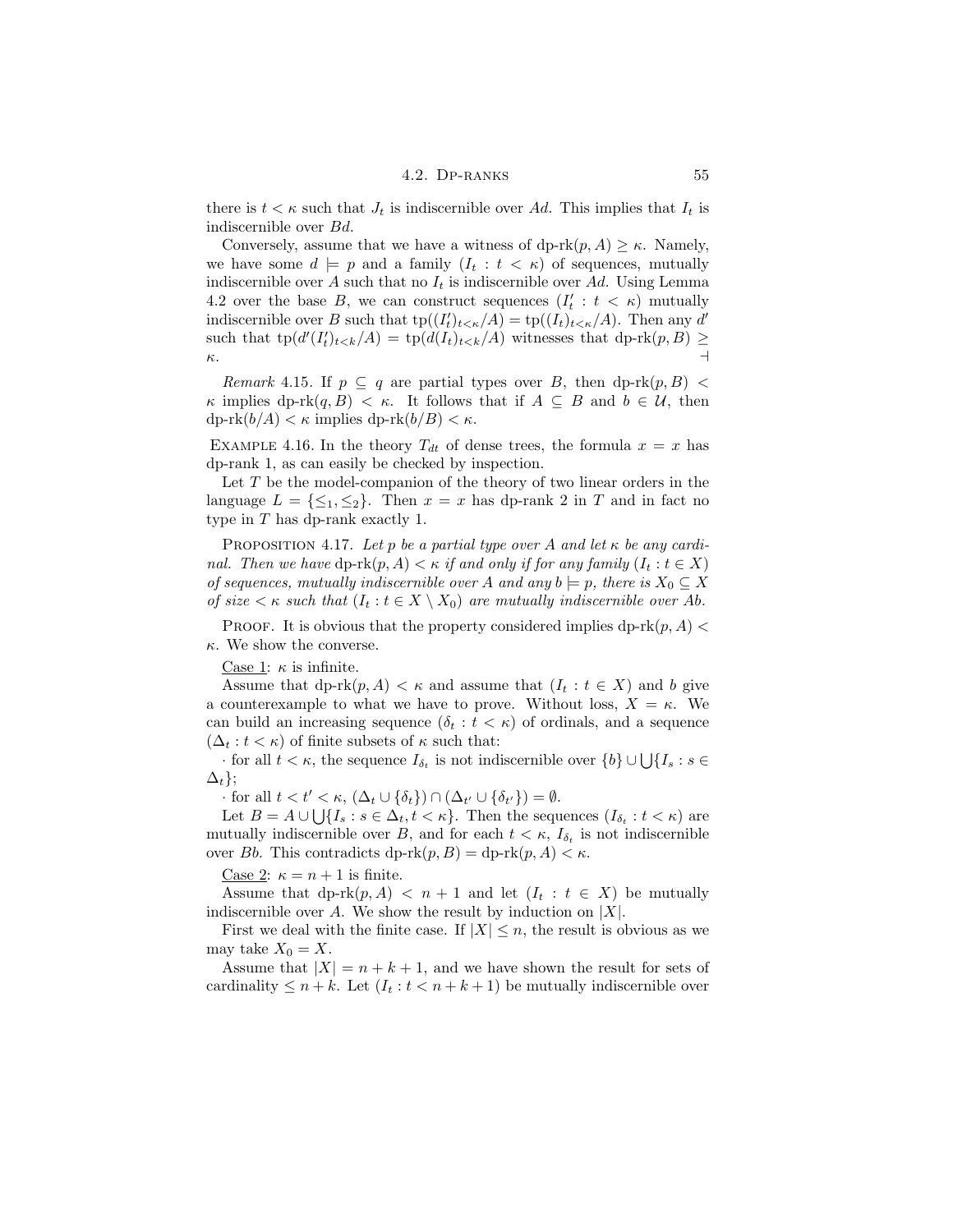there is $t < \kappa$ such that $J_t$ is indiscernible over $Ad$. This implies that $I_t$ is indiscernible over $Bd$.

Conversely, assume that we have a witness of $\text{dp-rk}(p, A) \geq \kappa$. Namely, we have some $d \models p$ and a family $(I_t : t < \kappa)$ of sequences, mutually indiscernible over $A$ such that no $I_t$ is indiscernible over $Ad$. Using Lemma 4.2 over the base $B$, we can construct sequences $(I'_t : t < \kappa)$ mutually indiscernible over $B$ such that $\text{tp}((I'_t)_{t<\kappa}/A) = \text{tp}((I_t)_{t<\kappa}/A)$. Then any $d'$ such that $\text{tp}(d'(I'_t)_{t<k}/A) = \text{tp}(d(I_t)_{t<k}/A)$ witnesses that $\text{dp-rk}(p, B) \geq \kappa$. ⊣

*Remark* 4.15. If $p \subseteq q$ are partial types over $B$, then $\text{dp-rk}(p, B) < \kappa$ implies $\text{dp-rk}(q, B) < \kappa$. It follows that if $A \subseteq B$ and $b \in \mathcal{U}$, then $\text{dp-rk}(b/A) < \kappa$ implies $\text{dp-rk}(b/B) < \kappa$.

Example 4.16. In the theory $T_{dt}$ of dense trees, the formula $x = x$ has dp-rank 1, as can easily be checked by inspection.

Let $T$ be the model-companion of the theory of two linear orders in the language $L = \{\leq_1, \leq_2\}$. Then $x = x$ has dp-rank 2 in $T$ and in fact no type in $T$ has dp-rank exactly 1.

Proposition 4.17. *Let $p$ be a partial type over $A$ and let $\kappa$ be any cardinal. Then we have $\text{dp-rk}(p, A) < \kappa$ if and only if for any family $(I_t : t \in X)$ of sequences, mutually indiscernible over $A$ and any $b \models p$, there is $X_0 \subseteq X$ of size $< \kappa$ such that $(I_t : t \in X \setminus X_0)$ are mutually indiscernible over $Ab$.*

Proof. It is obvious that the property considered implies $\text{dp-rk}(p, A) < \kappa$. We show the converse.

Case 1: $\kappa$ is infinite.

Assume that $\text{dp-rk}(p, A) < \kappa$ and assume that $(I_t : t \in X)$ and $b$ give a counterexample to what we have to prove. Without loss, $X = \kappa$. We can build an increasing sequence $(\delta_t : t < \kappa)$ of ordinals, and a sequence $(\Delta_t : t < \kappa)$ of finite subsets of $\kappa$ such that:

· for all $t < \kappa$, the sequence $I_{\delta_t}$ is not indiscernible over $\{b\} \cup \bigcup\{I_s : s \in \Delta_t\}$;

· for all $t < t' < \kappa$, $(\Delta_t \cup \{\delta_t\}) \cap (\Delta_{t'} \cup \{\delta_{t'}\}) = \emptyset$.

Let $B = A \cup \bigcup\{I_s : s \in \Delta_t, t < \kappa\}$. Then the sequences $(I_{\delta_t} : t < \kappa)$ are mutually indiscernible over $B$, and for each $t < \kappa$, $I_{\delta_t}$ is not indiscernible over $Bb$. This contradicts $\text{dp-rk}(p, B) = \text{dp-rk}(p, A) < \kappa$.

Case 2: $\kappa = n + 1$ is finite.

Assume that $\text{dp-rk}(p, A) < n + 1$ and let $(I_t : t \in X)$ be mutually indiscernible over $A$. We show the result by induction on $|X|$.

First we deal with the finite case. If $|X| \leq n$, the result is obvious as we may take $X_0 = X$.

Assume that $|X| = n + k + 1$, and we have shown the result for sets of cardinality $\leq n + k$. Let $(I_t : t < n + k + 1)$ be mutually indiscernible over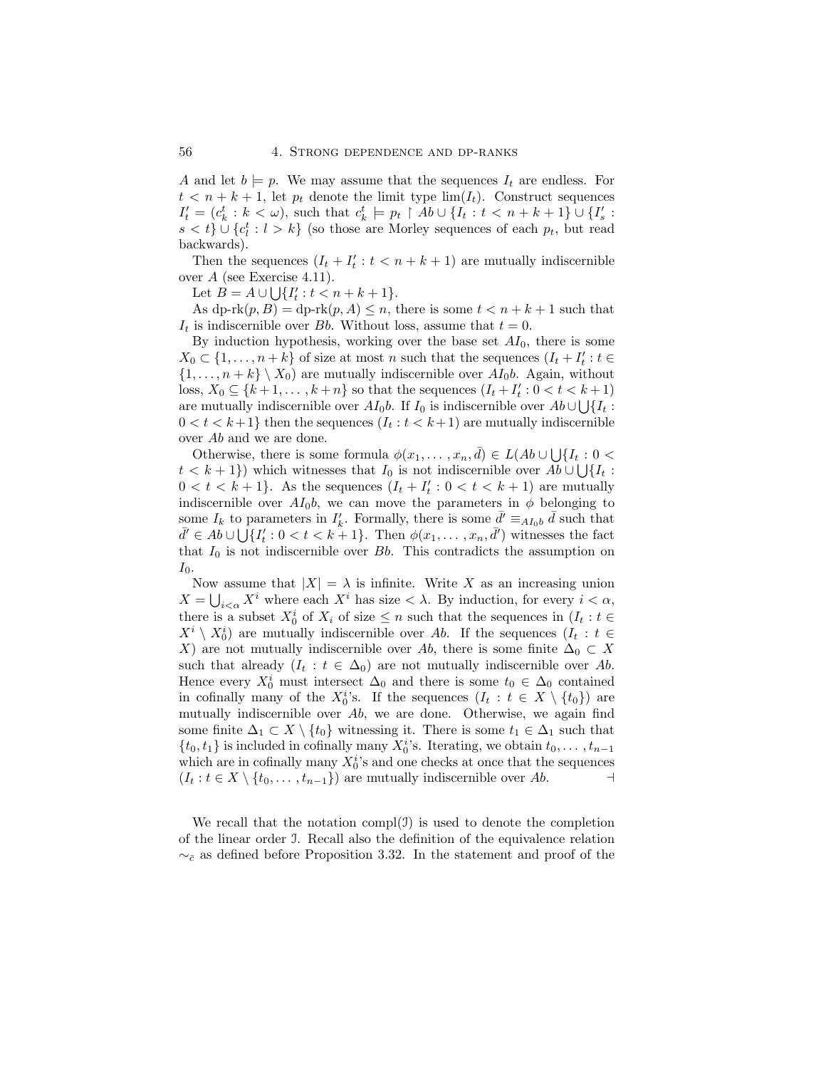$A$ and let $b \models p$. We may assume that the sequences $I_t$ are endless. For $t < n+k+1$, let $p_t$ denote the limit type $\lim(I_t)$. Construct sequences $I'_t = (c^t_k : k < \omega)$, such that $c^t_k \models p_t \restriction Ab \cup \{I_t : t < n+k+1\} \cup \{I'_s : s < t\} \cup \{c^t_l : l > k\}$ (so those are Morley sequences of each $p_t$, but read backwards).

Then the sequences $(I_t + I'_t : t < n+k+1)$ are mutually indiscernible over $A$ (see Exercise 4.11).

Let $B = A \cup \bigcup\{I'_t : t < n+k+1\}$.

As dp-rk$(p, B) =$ dp-rk$(p, A) \leq n$, there is some $t < n+k+1$ such that $I_t$ is indiscernible over $Bb$. Without loss, assume that $t = 0$.

By induction hypothesis, working over the base set $AI_0$, there is some $X_0 \subset \{1, \ldots, n+k\}$ of size at most $n$ such that the sequences $(I_t + I'_t : t \in \{1, \ldots, n+k\} \setminus X_0)$ are mutually indiscernible over $AI_0b$. Again, without loss, $X_0 \subseteq \{k+1, \ldots, k+n\}$ so that the sequences $(I_t + I'_t : 0 < t < k+1)$ are mutually indiscernible over $AI_0b$. If $I_0$ is indiscernible over $Ab \cup \bigcup\{I_t : 0 < t < k+1\}$ then the sequences $(I_t : t < k+1)$ are mutually indiscernible over $Ab$ and we are done.

Otherwise, there is some formula $\phi(x_1, \ldots, x_n, \bar{d}) \in L(Ab \cup \bigcup\{I_t : 0 < t < k+1\})$ which witnesses that $I_0$ is not indiscernible over $Ab \cup \bigcup\{I_t : 0 < t < k+1\}$. As the sequences $(I_t + I'_t : 0 < t < k+1)$ are mutually indiscernible over $AI_0b$, we can move the parameters in $\phi$ belonging to some $I_k$ to parameters in $I'_k$. Formally, there is some $\bar{d}' \equiv_{AI_0b} \bar{d}$ such that $\bar{d}' \in Ab \cup \bigcup\{I'_t : 0 < t < k+1\}$. Then $\phi(x_1, \ldots, x_n, \bar{d}')$ witnesses the fact that $I_0$ is not indiscernible over $Bb$. This contradicts the assumption on $I_0$.

Now assume that $|X| = \lambda$ is infinite. Write $X$ as an increasing union $X = \bigcup_{i<\alpha} X^i$ where each $X^i$ has size $< \lambda$. By induction, for every $i < \alpha$, there is a subset $X^i_0$ of $X_i$ of size $\leq n$ such that the sequences in $(I_t : t \in X^i \setminus X^i_0)$ are mutually indiscernible over $Ab$. If the sequences $(I_t : t \in X)$ are not mutually indiscernible over $Ab$, there is some finite $\Delta_0 \subset X$ such that already $(I_t : t \in \Delta_0)$ are not mutually indiscernible over $Ab$. Hence every $X^i_0$ must intersect $\Delta_0$ and there is some $t_0 \in \Delta_0$ contained in cofinally many of the $X^i_0$'s. If the sequences $(I_t : t \in X \setminus \{t_0\})$ are mutually indiscernible over $Ab$, we are done. Otherwise, we again find some finite $\Delta_1 \subset X \setminus \{t_0\}$ witnessing it. There is some $t_1 \in \Delta_1$ such that $\{t_0, t_1\}$ is included in cofinally many $X^i_0$'s. Iterating, we obtain $t_0, \ldots, t_{n-1}$ which are in cofinally many $X^i_0$'s and one checks at once that the sequences $(I_t : t \in X \setminus \{t_0, \ldots, t_{n-1}\})$ are mutually indiscernible over $Ab$. ⊣

We recall that the notation compl$(\mathcal{I})$ is used to denote the completion of the linear order $\mathcal{I}$. Recall also the definition of the equivalence relation $\sim_{\bar{c}}$ as defined before Proposition 3.32. In the statement and proof of the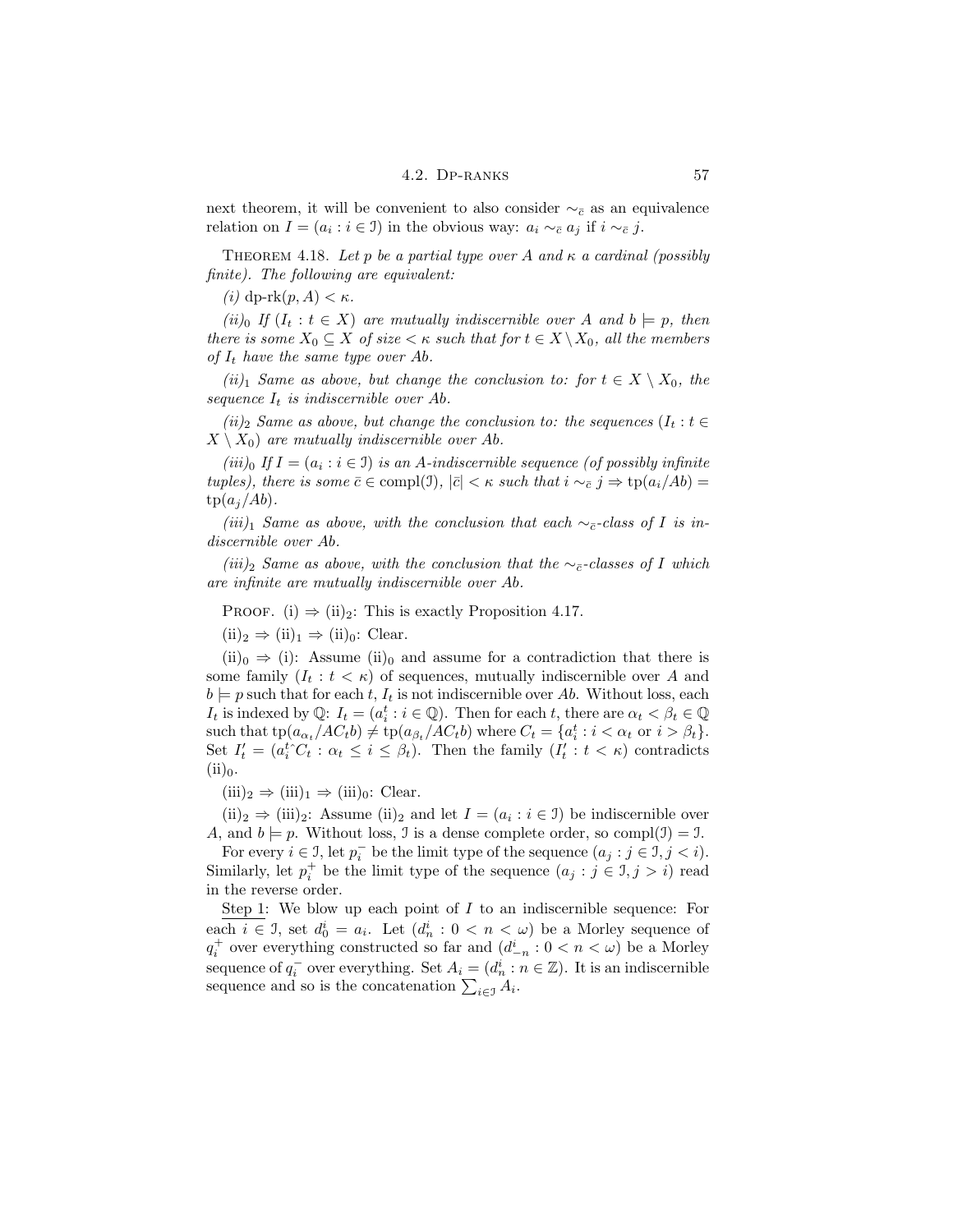next theorem, it will be convenient to also consider $\sim_{\bar{c}}$ as an equivalence relation on $I = (a_i : i \in \mathcal{I})$ in the obvious way: $a_i \sim_{\bar{c}} a_j$ if $i \sim_{\bar{c}} j$.

THEOREM 4.18. *Let $p$ be a partial type over $A$ and $\kappa$ a cardinal (possibly finite). The following are equivalent:*

*(i)* $\text{dp-rk}(p, A) < \kappa$.

*(ii)$_0$ If $(I_t : t \in X)$ are mutually indiscernible over $A$ and $b \models p$, then there is some $X_0 \subseteq X$ of size $< \kappa$ such that for $t \in X \setminus X_0$, all the members of $I_t$ have the same type over $Ab$.*

*(ii)$_1$ Same as above, but change the conclusion to: for $t \in X \setminus X_0$, the sequence $I_t$ is indiscernible over $Ab$.*

*(ii)$_2$ Same as above, but change the conclusion to: the sequences $(I_t : t \in X \setminus X_0)$ are mutually indiscernible over $Ab$.*

*(iii)$_0$ If $I = (a_i : i \in \mathcal{I})$ is an $A$-indiscernible sequence (of possibly infinite tuples), there is some $\bar{c} \in \text{compl}(\mathcal{I})$, $|\bar{c}| < \kappa$ such that $i \sim_{\bar{c}} j \Rightarrow \text{tp}(a_i/Ab) = \text{tp}(a_j/Ab)$.*

*(iii)$_1$ Same as above, with the conclusion that each $\sim_{\bar{c}}$-class of $I$ is indiscernible over $Ab$.*

*(iii)$_2$ Same as above, with the conclusion that the $\sim_{\bar{c}}$-classes of $I$ which are infinite are mutually indiscernible over $Ab$.*

PROOF. (i) $\Rightarrow$ (ii)$_2$: This is exactly Proposition 4.17.

(ii)$_2$ $\Rightarrow$ (ii)$_1$ $\Rightarrow$ (ii)$_0$: Clear.

(ii)$_0$ $\Rightarrow$ (i): Assume (ii)$_0$ and assume for a contradiction that there is some family $(I_t : t < \kappa)$ of sequences, mutually indiscernible over $A$ and $b \models p$ such that for each $t$, $I_t$ is not indiscernible over $Ab$. Without loss, each $I_t$ is indexed by $\mathbb{Q}$: $I_t = (a^t_i : i \in \mathbb{Q})$. Then for each $t$, there are $\alpha_t < \beta_t \in \mathbb{Q}$ such that $\text{tp}(a_{\alpha_t}/AC_t b) \neq \text{tp}(a_{\beta_t}/AC_t b)$ where $C_t = \{a^t_i : i < \alpha_t \text{ or } i > \beta_t\}$. Set $I'_t = (a^t_i{}^\frown C_t : \alpha_t \leq i \leq \beta_t)$. Then the family $(I'_t : t < \kappa)$ contradicts (ii)$_0$.

(iii)$_2$ $\Rightarrow$ (iii)$_1$ $\Rightarrow$ (iii)$_0$: Clear.

(ii)$_2$ $\Rightarrow$ (iii)$_2$: Assume (ii)$_2$ and let $I = (a_i : i \in \mathcal{I})$ be indiscernible over $A$, and $b \models p$. Without loss, $\mathcal{I}$ is a dense complete order, so $\text{compl}(\mathcal{I}) = \mathcal{I}$.

For every $i \in \mathcal{I}$, let $p^-_i$ be the limit type of the sequence $(a_j : j \in \mathcal{I}, j < i)$. Similarly, let $p^+_i$ be the limit type of the sequence $(a_j : j \in \mathcal{I}, j > i)$ read in the reverse order.

<u>Step 1</u>: We blow up each point of $I$ to an indiscernible sequence: For each $i \in \mathcal{I}$, set $d^i_0 = a_i$. Let $(d^i_n : 0 < n < \omega)$ be a Morley sequence of $q^+_i$ over everything constructed so far and $(d^i_{-n} : 0 < n < \omega)$ be a Morley sequence of $q^-_i$ over everything. Set $A_i = (d^i_n : n \in \mathbb{Z})$. It is an indiscernible sequence and so is the concatenation $\sum_{i \in \mathcal{I}} A_i$.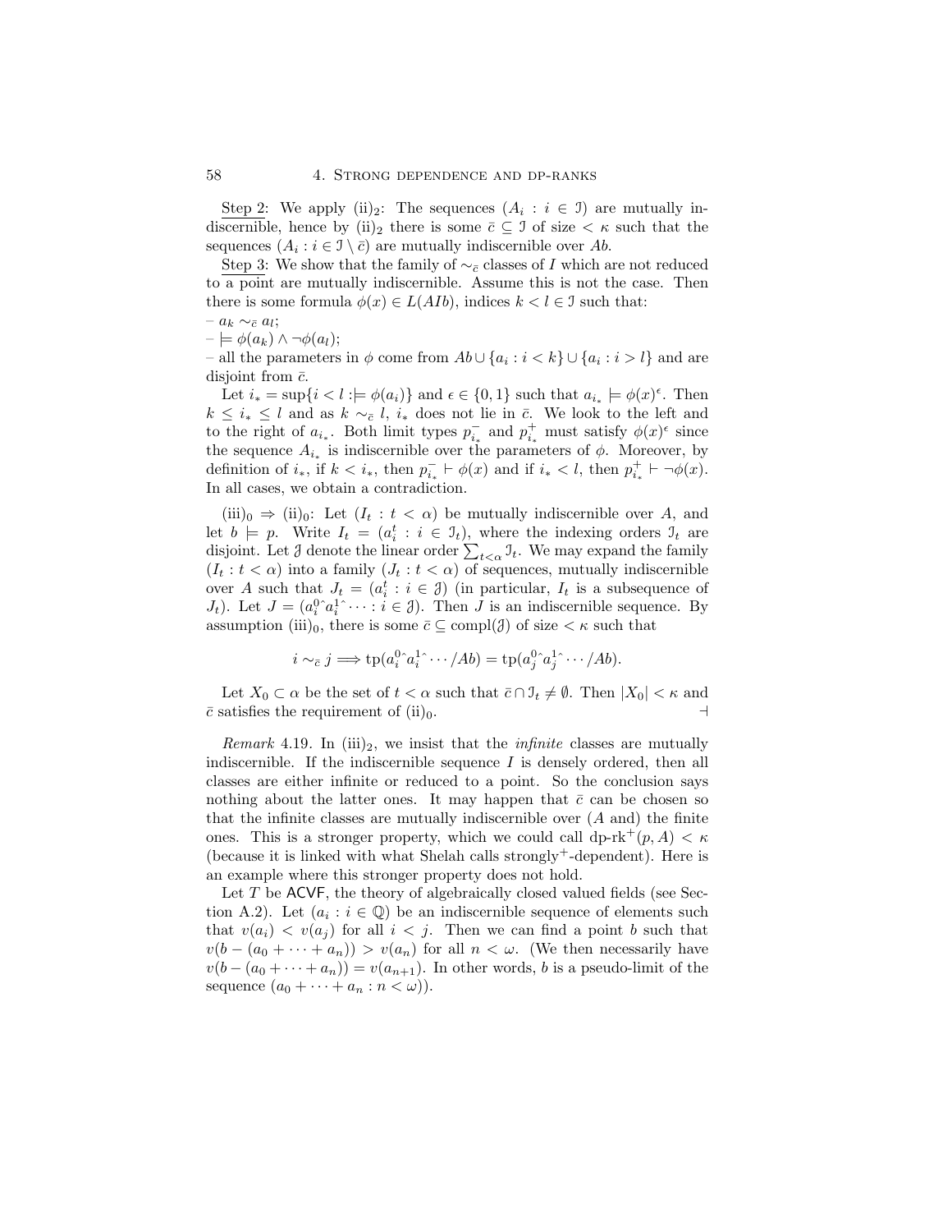Step 2: We apply (ii)$_2$: The sequences $(A_i : i \in \mathcal{I})$ are mutually indiscernible, hence by (ii)$_2$ there is some $\bar{c} \subseteq \mathcal{I}$ of size $< \kappa$ such that the sequences $(A_i : i \in \mathcal{I} \setminus \bar{c})$ are mutually indiscernible over $Ab$.

Step 3: We show that the family of $\sim_{\bar{c}}$ classes of $I$ which are not reduced to a point are mutually indiscernible. Assume this is not the case. Then there is some formula $\phi(x) \in L(AIb)$, indices $k < l \in \mathcal{I}$ such that:

– $a_k \sim_{\bar{c}} a_l$;

– $\models \phi(a_k) \wedge \neg\phi(a_l)$;

– all the parameters in $\phi$ come from $Ab \cup \{a_i : i < k\} \cup \{a_i : i > l\}$ and are disjoint from $\bar{c}$.

Let $i_* = \sup\{i < l : \models \phi(a_i)\}$ and $\epsilon \in \{0, 1\}$ such that $a_{i_*} \models \phi(x)^\epsilon$. Then $k \leq i_* \leq l$ and as $k \sim_{\bar{c}} l$, $i_*$ does not lie in $\bar{c}$. We look to the left and to the right of $a_{i_*}$. Both limit types $p^-_{i_*}$ and $p^+_{i_*}$ must satisfy $\phi(x)^\epsilon$ since the sequence $A_{i_*}$ is indiscernible over the parameters of $\phi$. Moreover, by definition of $i_*$, if $k < i_*$, then $p^-_{i_*} \vdash \phi(x)$ and if $i_* < l$, then $p^+_{i_*} \vdash \neg\phi(x)$. In all cases, we obtain a contradiction.

(iii)$_0$ $\Rightarrow$ (ii)$_0$: Let $(I_t : t < \alpha)$ be mutually indiscernible over $A$, and let $b \models p$. Write $I_t = (a^t_i : i \in \mathcal{I}_t)$, where the indexing orders $\mathcal{I}_t$ are disjoint. Let $\mathcal{J}$ denote the linear order $\sum_{t<\alpha} \mathcal{I}_t$. We may expand the family $(I_t : t < \alpha)$ into a family $(J_t : t < \alpha)$ of sequences, mutually indiscernible over $A$ such that $J_t = (a^t_i : i \in \mathcal{J})$ (in particular, $I_t$ is a subsequence of $J_t$). Let $J = (a^0_i{}^\frown a^1_i{}^\frown \cdots : i \in \mathcal{J})$. Then $J$ is an indiscernible sequence. By assumption (iii)$_0$, there is some $\bar{c} \subseteq \text{compl}(\mathcal{J})$ of size $< \kappa$ such that

$$i \sim_{\bar{c}} j \Longrightarrow \text{tp}(a^0_i{}^\frown a^1_i{}^\frown \cdots /Ab) = \text{tp}(a^0_j{}^\frown a^1_j{}^\frown \cdots /Ab).$$

Let $X_0 \subset \alpha$ be the set of $t < \alpha$ such that $\bar{c} \cap \mathcal{I}_t \neq \emptyset$. Then $|X_0| < \kappa$ and $\bar{c}$ satisfies the requirement of (ii)$_0$. $\dashv$

*Remark* 4.19. In (iii)$_2$, we insist that the *infinite* classes are mutually indiscernible. If the indiscernible sequence $I$ is densely ordered, then all classes are either infinite or reduced to a point. So the conclusion says nothing about the latter ones. It may happen that $\bar{c}$ can be chosen so that the infinite classes are mutually indiscernible over ($A$ and) the finite ones. This is a stronger property, which we could call $\text{dp-rk}^+(p, A) < \kappa$ (because it is linked with what Shelah calls strongly$^+$-dependent). Here is an example where this stronger property does not hold.

Let $T$ be ACVF, the theory of algebraically closed valued fields (see Section A.2). Let $(a_i : i \in \mathbb{Q})$ be an indiscernible sequence of elements such that $v(a_i) < v(a_j)$ for all $i < j$. Then we can find a point $b$ such that $v(b - (a_0 + \cdots + a_n)) > v(a_n)$ for all $n < \omega$. (We then necessarily have $v(b - (a_0 + \cdots + a_n)) = v(a_{n+1})$. In other words, $b$ is a pseudo-limit of the sequence $(a_0 + \cdots + a_n : n < \omega)$).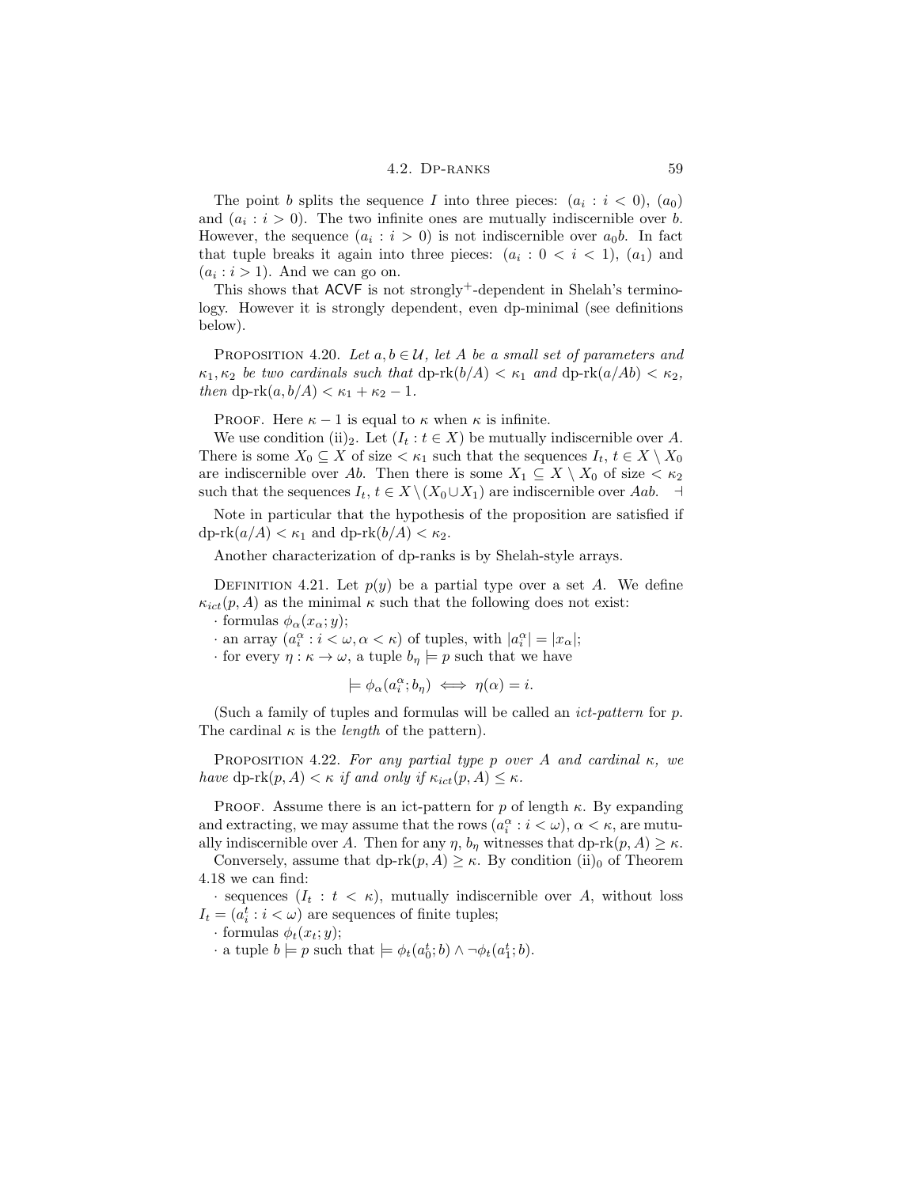The point $b$ splits the sequence $I$ into three pieces: $(a_i : i < 0)$, $(a_0)$ and $(a_i : i > 0)$. The two infinite ones are mutually indiscernible over $b$. However, the sequence $(a_i : i > 0)$ is not indiscernible over $a_0 b$. In fact that tuple breaks it again into three pieces: $(a_i : 0 < i < 1)$, $(a_1)$ and $(a_i : i > 1)$. And we can go on.

This shows that ACVF is not strongly$^+$-dependent in Shelah's terminology. However it is strongly dependent, even dp-minimal (see definitions below).

PROPOSITION 4.20. *Let $a, b \in \mathcal{U}$, let $A$ be a small set of parameters and $\kappa_1, \kappa_2$ be two cardinals such that* $\text{dp-rk}(b/A) < \kappa_1$ *and* $\text{dp-rk}(a/Ab) < \kappa_2$, *then* $\text{dp-rk}(a, b/A) < \kappa_1 + \kappa_2 - 1$.

PROOF. Here $\kappa - 1$ is equal to $\kappa$ when $\kappa$ is infinite.

We use condition (ii)$_2$. Let $(I_t : t \in X)$ be mutually indiscernible over $A$. There is some $X_0 \subseteq X$ of size $< \kappa_1$ such that the sequences $I_t$, $t \in X \setminus X_0$ are indiscernible over $Ab$. Then there is some $X_1 \subseteq X \setminus X_0$ of size $< \kappa_2$ such that the sequences $I_t$, $t \in X \setminus (X_0 \cup X_1)$ are indiscernible over $Aab$. $\dashv$

Note in particular that the hypothesis of the proposition are satisfied if $\text{dp-rk}(a/A) < \kappa_1$ and $\text{dp-rk}(b/A) < \kappa_2$.

Another characterization of dp-ranks is by Shelah-style arrays.

DEFINITION 4.21. Let $p(y)$ be a partial type over a set $A$. We define $\kappa_{ict}(p, A)$ as the minimal $\kappa$ such that the following does not exist:

· formulas $\phi_\alpha(x_\alpha; y)$;

· an array $(a_i^\alpha : i < \omega, \alpha < \kappa)$ of tuples, with $|a_i^\alpha| = |x_\alpha|$;

· for every $\eta : \kappa \to \omega$, a tuple $b_\eta \models p$ such that we have

$$\models \phi_\alpha(a_i^\alpha; b_\eta) \iff \eta(\alpha) = i.$$

(Such a family of tuples and formulas will be called an *ict-pattern* for $p$. The cardinal $\kappa$ is the *length* of the pattern).

PROPOSITION 4.22. *For any partial type $p$ over $A$ and cardinal $\kappa$, we have* $\text{dp-rk}(p, A) < \kappa$ *if and only if* $\kappa_{ict}(p, A) \leq \kappa$.

PROOF. Assume there is an ict-pattern for $p$ of length $\kappa$. By expanding and extracting, we may assume that the rows $(a_i^\alpha : i < \omega)$, $\alpha < \kappa$, are mutually indiscernible over $A$. Then for any $\eta$, $b_\eta$ witnesses that $\text{dp-rk}(p, A) \geq \kappa$.

Conversely, assume that $\text{dp-rk}(p, A) \geq \kappa$. By condition (ii)$_0$ of Theorem 4.18 we can find:

· sequences $(I_t : t < \kappa)$, mutually indiscernible over $A$, without loss $I_t = (a_i^t : i < \omega)$ are sequences of finite tuples;

· formulas $\phi_t(x_t; y)$;

· a tuple $b \models p$ such that $\models \phi_t(a_0^t; b) \wedge \neg\phi_t(a_1^t; b)$.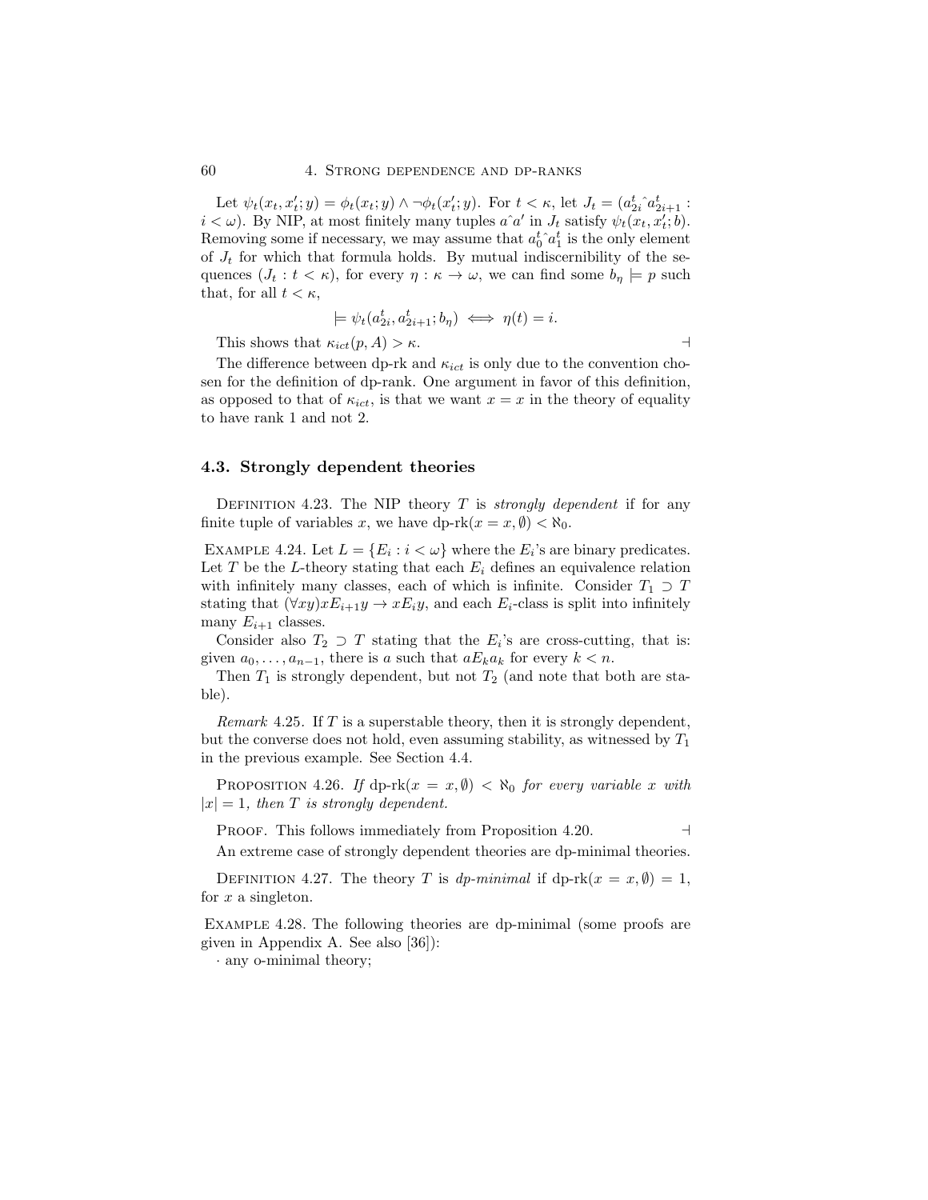Let $\psi_t(x_t, x'_t; y) = \phi_t(x_t; y) \wedge \neg\phi_t(x'_t; y)$. For $t < \kappa$, let $J_t = (a^t_{2i}\hat{\ }a^t_{2i+1} : i < \omega)$. By NIP, at most finitely many tuples $a\hat{\ }a'$ in $J_t$ satisfy $\psi_t(x_t, x'_t; b)$. Removing some if necessary, we may assume that $a^t_0\hat{\ }a^t_1$ is the only element of $J_t$ for which that formula holds. By mutual indiscernibility of the sequences $(J_t : t < \kappa)$, for every $\eta : \kappa \to \omega$, we can find some $b_\eta \models p$ such that, for all $t < \kappa$,

$$\models \psi_t(a^t_{2i}, a^t_{2i+1}; b_\eta) \iff \eta(t) = i.$$

This shows that $\kappa_{ict}(p, A) > \kappa$. ⊣

The difference between dp-rk and $\kappa_{ict}$ is only due to the convention chosen for the definition of dp-rank. One argument in favor of this definition, as opposed to that of $\kappa_{ict}$, is that we want $x = x$ in the theory of equality to have rank 1 and not 2.

### 4.3. Strongly dependent theories

Definition 4.23. The NIP theory $T$ is *strongly dependent* if for any finite tuple of variables $x$, we have $\text{dp-rk}(x = x, \emptyset) < \aleph_0$.

Example 4.24. Let $L = \{E_i : i < \omega\}$ where the $E_i$'s are binary predicates. Let $T$ be the $L$-theory stating that each $E_i$ defines an equivalence relation with infinitely many classes, each of which is infinite. Consider $T_1 \supset T$ stating that $(\forall xy) x E_{i+1} y \to x E_i y$, and each $E_i$-class is split into infinitely many $E_{i+1}$ classes.

Consider also $T_2 \supset T$ stating that the $E_i$'s are cross-cutting, that is: given $a_0, \ldots, a_{n-1}$, there is $a$ such that $a E_k a_k$ for every $k < n$.

Then $T_1$ is strongly dependent, but not $T_2$ (and note that both are stable).

*Remark* 4.25. If $T$ is a superstable theory, then it is strongly dependent, but the converse does not hold, even assuming stability, as witnessed by $T_1$ in the previous example. See Section 4.4.

Proposition 4.26. *If* $\text{dp-rk}(x = x, \emptyset) < \aleph_0$ *for every variable* $x$ *with* $|x| = 1$*, then* $T$ *is strongly dependent.*

Proof. This follows immediately from Proposition 4.20. ⊣

An extreme case of strongly dependent theories are dp-minimal theories.

Definition 4.27. The theory $T$ is *dp-minimal* if $\text{dp-rk}(x = x, \emptyset) = 1$, for $x$ a singleton.

Example 4.28. The following theories are dp-minimal (some proofs are given in Appendix A. See also [36]):

· any o-minimal theory;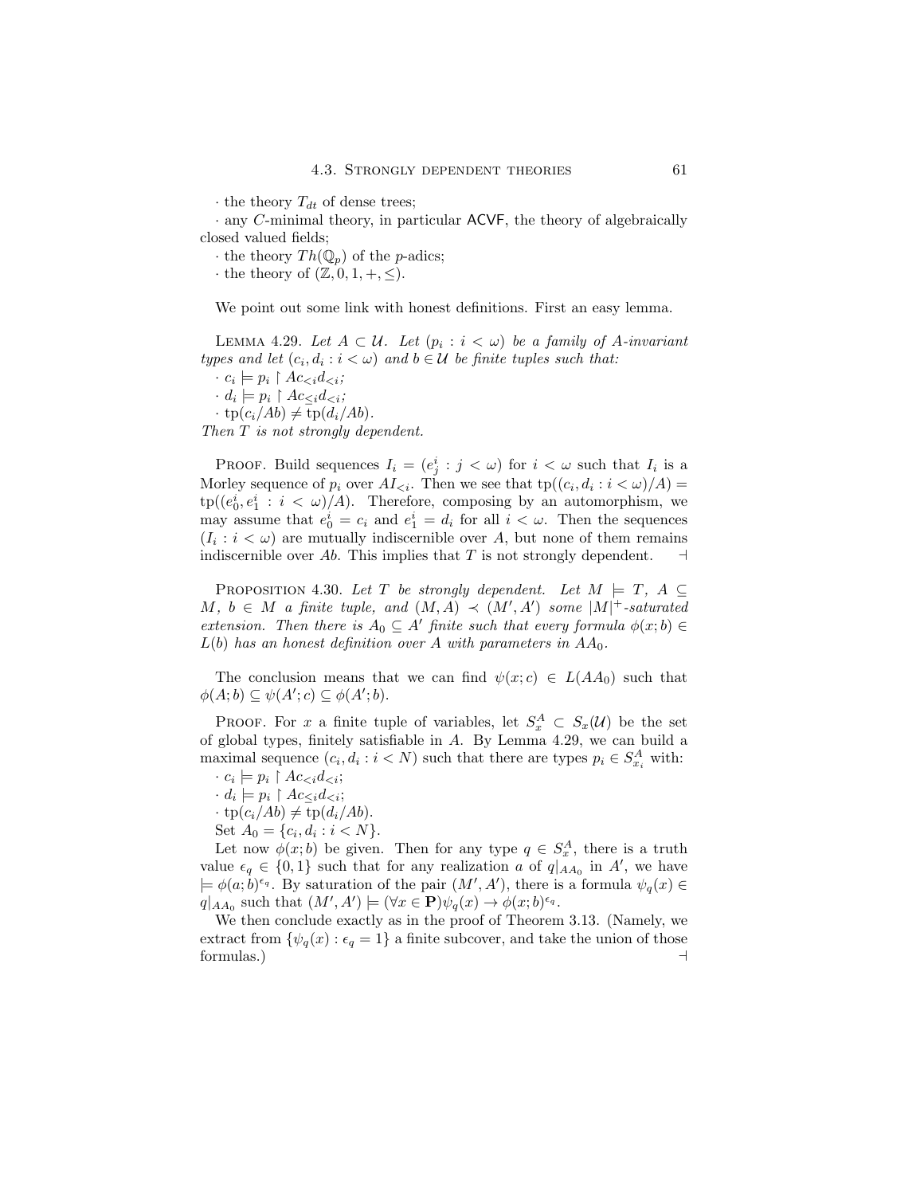· the theory $T_{dt}$ of dense trees;

· any $C$-minimal theory, in particular ACVF, the theory of algebraically closed valued fields;

· the theory $Th(\mathbb{Q}_p)$ of the $p$-adics;

· the theory of $(\mathbb{Z}, 0, 1, +, \leq)$.

We point out some link with honest definitions. First an easy lemma.

LEMMA 4.29. *Let $A \subset \mathcal{U}$. Let $(p_i : i < \omega)$ be a family of $A$-invariant types and let $(c_i, d_i : i < \omega)$ and $b \in \mathcal{U}$ be finite tuples such that:*

*· $c_i \models p_i \restriction Ac_{<i}d_{<i}$;*

*· $d_i \models p_i \restriction Ac_{\leq i}d_{<i}$;*

*· $\mathrm{tp}(c_i/Ab) \neq \mathrm{tp}(d_i/Ab)$.*

*Then $T$ is not strongly dependent.*

PROOF. Build sequences $I_i = (e^i_j : j < \omega)$ for $i < \omega$ such that $I_i$ is a Morley sequence of $p_i$ over $AI_{<i}$. Then we see that $\mathrm{tp}((c_i, d_i : i < \omega)/A) = \mathrm{tp}((e^i_0, e^i_1 : i < \omega)/A)$. Therefore, composing by an automorphism, we may assume that $e^i_0 = c_i$ and $e^i_1 = d_i$ for all $i < \omega$. Then the sequences $(I_i : i < \omega)$ are mutually indiscernible over $A$, but none of them remains indiscernible over $Ab$. This implies that $T$ is not strongly dependent. $\dashv$

PROPOSITION 4.30. *Let $T$ be strongly dependent. Let $M \models T$, $A \subseteq M$, $b \in M$ a finite tuple, and $(M, A) \prec (M', A')$ some $|M|^+$-saturated extension. Then there is $A_0 \subseteq A'$ finite such that every formula $\phi(x; b) \in L(b)$ has an honest definition over $A$ with parameters in $AA_0$.*

The conclusion means that we can find $\psi(x; c) \in L(AA_0)$ such that $\phi(A; b) \subseteq \psi(A'; c) \subseteq \phi(A'; b)$.

PROOF. For $x$ a finite tuple of variables, let $S^A_x \subset S_x(\mathcal{U})$ be the set of global types, finitely satisfiable in $A$. By Lemma 4.29, we can build a maximal sequence $(c_i, d_i : i < N)$ such that there are types $p_i \in S^A_{x_i}$ with:

· $c_i \models p_i \restriction Ac_{<i}d_{<i}$;

· $d_i \models p_i \restriction Ac_{\leq i}d_{<i}$;

· $\mathrm{tp}(c_i/Ab) \neq \mathrm{tp}(d_i/Ab)$.

Set $A_0 = \{c_i, d_i : i < N\}$.

Let now $\phi(x; b)$ be given. Then for any type $q \in S^A_x$, there is a truth value $\epsilon_q \in \{0, 1\}$ such that for any realization $a$ of $q|_{AA_0}$ in $A'$, we have $\models \phi(a; b)^{\epsilon_q}$. By saturation of the pair $(M', A')$, there is a formula $\psi_q(x) \in q|_{AA_0}$ such that $(M', A') \models (\forall x \in \mathbf{P})\psi_q(x) \to \phi(x; b)^{\epsilon_q}$.

We then conclude exactly as in the proof of Theorem 3.13. (Namely, we extract from $\{\psi_q(x) : \epsilon_q = 1\}$ a finite subcover, and take the union of those formulas.) $\dashv$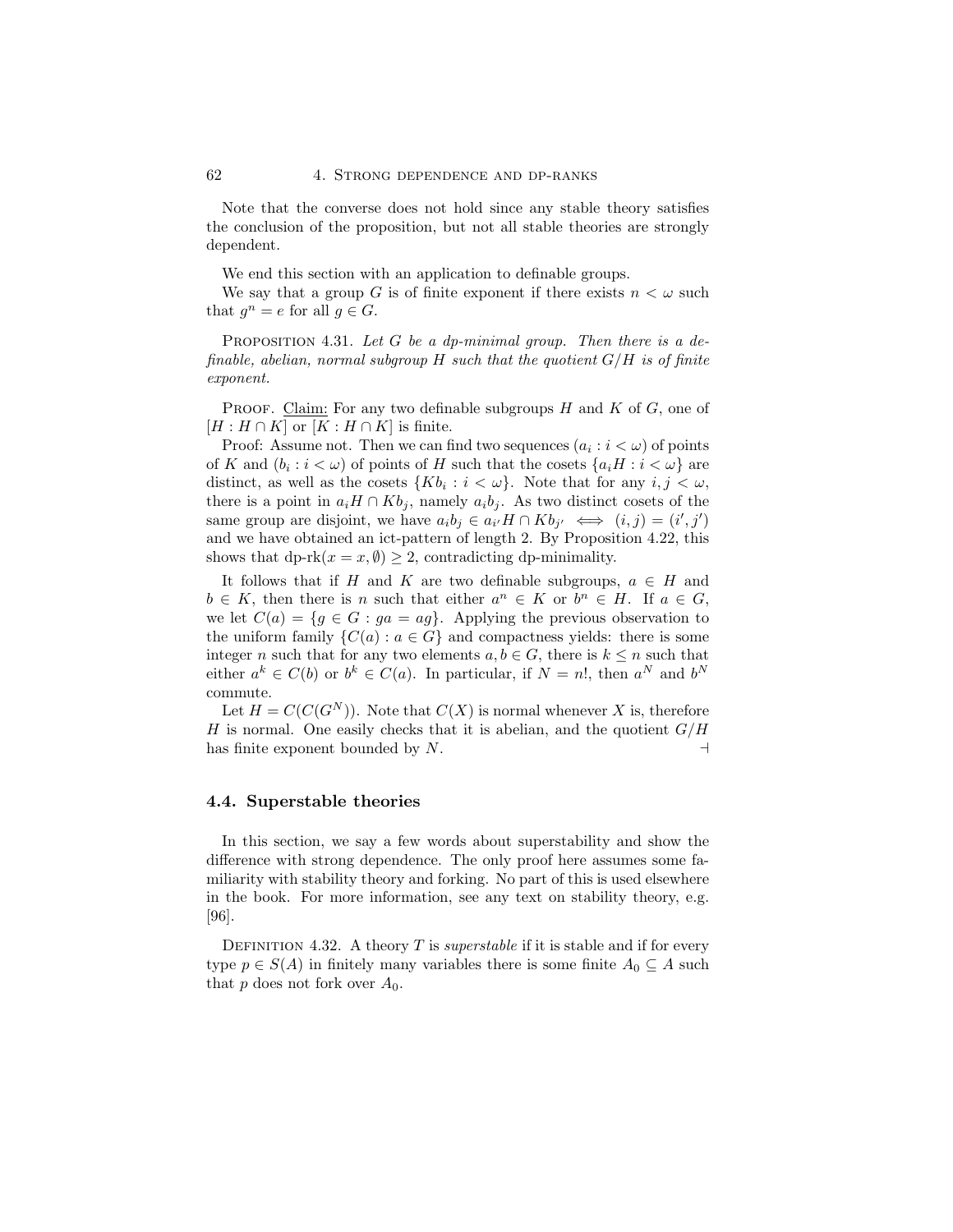Note that the converse does not hold since any stable theory satisfies the conclusion of the proposition, but not all stable theories are strongly dependent.

We end this section with an application to definable groups.

We say that a group $G$ is of finite exponent if there exists $n < \omega$ such that $g^n = e$ for all $g \in G$.

Proposition 4.31. *Let $G$ be a dp-minimal group. Then there is a definable, abelian, normal subgroup $H$ such that the quotient $G/H$ is of finite exponent.*

Proof. Claim: For any two definable subgroups $H$ and $K$ of $G$, one of $[H : H \cap K]$ or $[K : H \cap K]$ is finite.

Proof: Assume not. Then we can find two sequences $(a_i : i < \omega)$ of points of $K$ and $(b_i : i < \omega)$ of points of $H$ such that the cosets $\{a_i H : i < \omega\}$ are distinct, as well as the cosets $\{K b_i : i < \omega\}$. Note that for any $i, j < \omega$, there is a point in $a_i H \cap K b_j$, namely $a_i b_j$. As two distinct cosets of the same group are disjoint, we have $a_i b_j \in a_{i'} H \cap K b_{j'} \iff (i, j) = (i', j')$ and we have obtained an ict-pattern of length 2. By Proposition 4.22, this shows that $\text{dp-rk}(x = x, \emptyset) \geq 2$, contradicting dp-minimality.

It follows that if $H$ and $K$ are two definable subgroups, $a \in H$ and $b \in K$, then there is $n$ such that either $a^n \in K$ or $b^n \in H$. If $a \in G$, we let $C(a) = \{g \in G : ga = ag\}$. Applying the previous observation to the uniform family $\{C(a) : a \in G\}$ and compactness yields: there is some integer $n$ such that for any two elements $a, b \in G$, there is $k \leq n$ such that either $a^k \in C(b)$ or $b^k \in C(a)$. In particular, if $N = n!$, then $a^N$ and $b^N$ commute.

Let $H = C(C(G^N))$. Note that $C(X)$ is normal whenever $X$ is, therefore $H$ is normal. One easily checks that it is abelian, and the quotient $G/H$ has finite exponent bounded by $N$. ⊣

## 4.4. Superstable theories

In this section, we say a few words about superstability and show the difference with strong dependence. The only proof here assumes some familiarity with stability theory and forking. No part of this is used elsewhere in the book. For more information, see any text on stability theory, e.g. [96].

Definition 4.32. A theory $T$ is *superstable* if it is stable and if for every type $p \in S(A)$ in finitely many variables there is some finite $A_0 \subseteq A$ such that $p$ does not fork over $A_0$.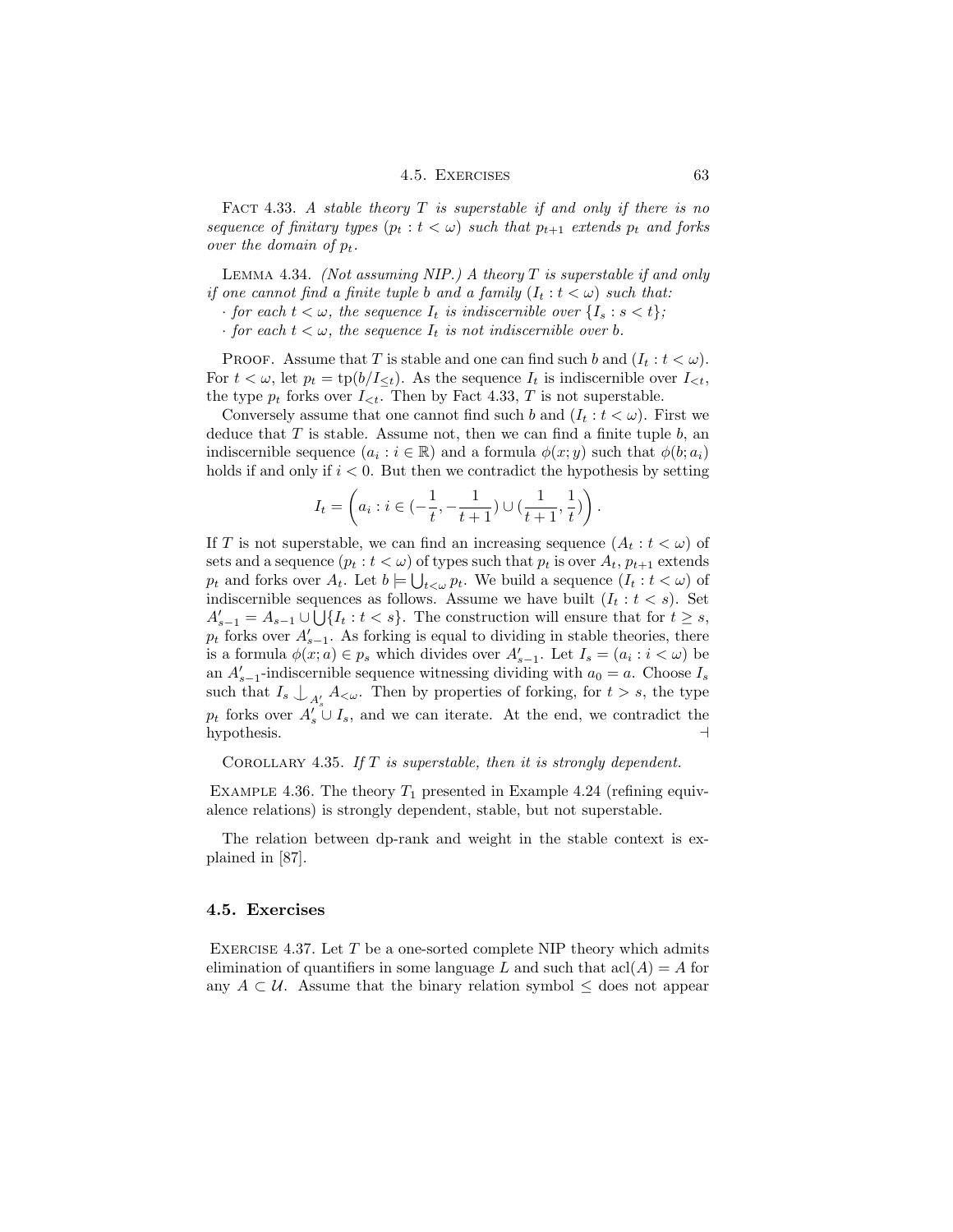Fact 4.33. *A stable theory $T$ is superstable if and only if there is no sequence of finitary types $(p_t : t < \omega)$ such that $p_{t+1}$ extends $p_t$ and forks over the domain of $p_t$.*

Lemma 4.34. *(Not assuming NIP.) A theory $T$ is superstable if and only if one cannot find a finite tuple $b$ and a family $(I_t : t < \omega)$ such that:*
*· for each $t < \omega$, the sequence $I_t$ is indiscernible over $\{I_s : s < t\}$;*
*· for each $t < \omega$, the sequence $I_t$ is not indiscernible over $b$.*

Proof. Assume that $T$ is stable and one can find such $b$ and $(I_t : t < \omega)$. For $t < \omega$, let $p_t = \text{tp}(b/I_{\leq t})$. As the sequence $I_t$ is indiscernible over $I_{<t}$, the type $p_t$ forks over $I_{<t}$. Then by Fact 4.33, $T$ is not superstable.

Conversely assume that one cannot find such $b$ and $(I_t : t < \omega)$. First we deduce that $T$ is stable. Assume not, then we can find a finite tuple $b$, an indiscernible sequence $(a_i : i \in \mathbb{R})$ and a formula $\phi(x; y)$ such that $\phi(b; a_i)$ holds if and only if $i < 0$. But then we contradict the hypothesis by setting

$$I_t = \left( a_i : i \in (-\frac{1}{t}, -\frac{1}{t+1}) \cup (\frac{1}{t+1}, \frac{1}{t}) \right).$$

If $T$ is not superstable, we can find an increasing sequence $(A_t : t < \omega)$ of sets and a sequence $(p_t : t < \omega)$ of types such that $p_t$ is over $A_t$, $p_{t+1}$ extends $p_t$ and forks over $A_t$. Let $b \models \bigcup_{t<\omega} p_t$. We build a sequence $(I_t : t < \omega)$ of indiscernible sequences as follows. Assume we have built $(I_t : t < s)$. Set $A'_{s-1} = A_{s-1} \cup \bigcup\{I_t : t < s\}$. The construction will ensure that for $t \geq s$, $p_t$ forks over $A'_{s-1}$. As forking is equal to dividing in stable theories, there is a formula $\phi(x; a) \in p_s$ which divides over $A'_{s-1}$. Let $I_s = (a_i : i < \omega)$ be an $A'_{s-1}$-indiscernible sequence witnessing dividing with $a_0 = a$. Choose $I_s$ such that $I_s \mathop{\smile\!\!\!\!\!\!|}_{A'_s} A_{<\omega}$. Then by properties of forking, for $t > s$, the type $p_t$ forks over $A'_s \cup I_s$, and we can iterate. At the end, we contradict the hypothesis. ⊣

Corollary 4.35. *If $T$ is superstable, then it is strongly dependent.*

Example 4.36. The theory $T_1$ presented in Example 4.24 (refining equivalence relations) is strongly dependent, stable, but not superstable.

The relation between dp-rank and weight in the stable context is explained in [87].

## 4.5. Exercises

Exercise 4.37. Let $T$ be a one-sorted complete NIP theory which admits elimination of quantifiers in some language $L$ and such that $\text{acl}(A) = A$ for any $A \subset \mathcal{U}$. Assume that the binary relation symbol $\leq$ does not appear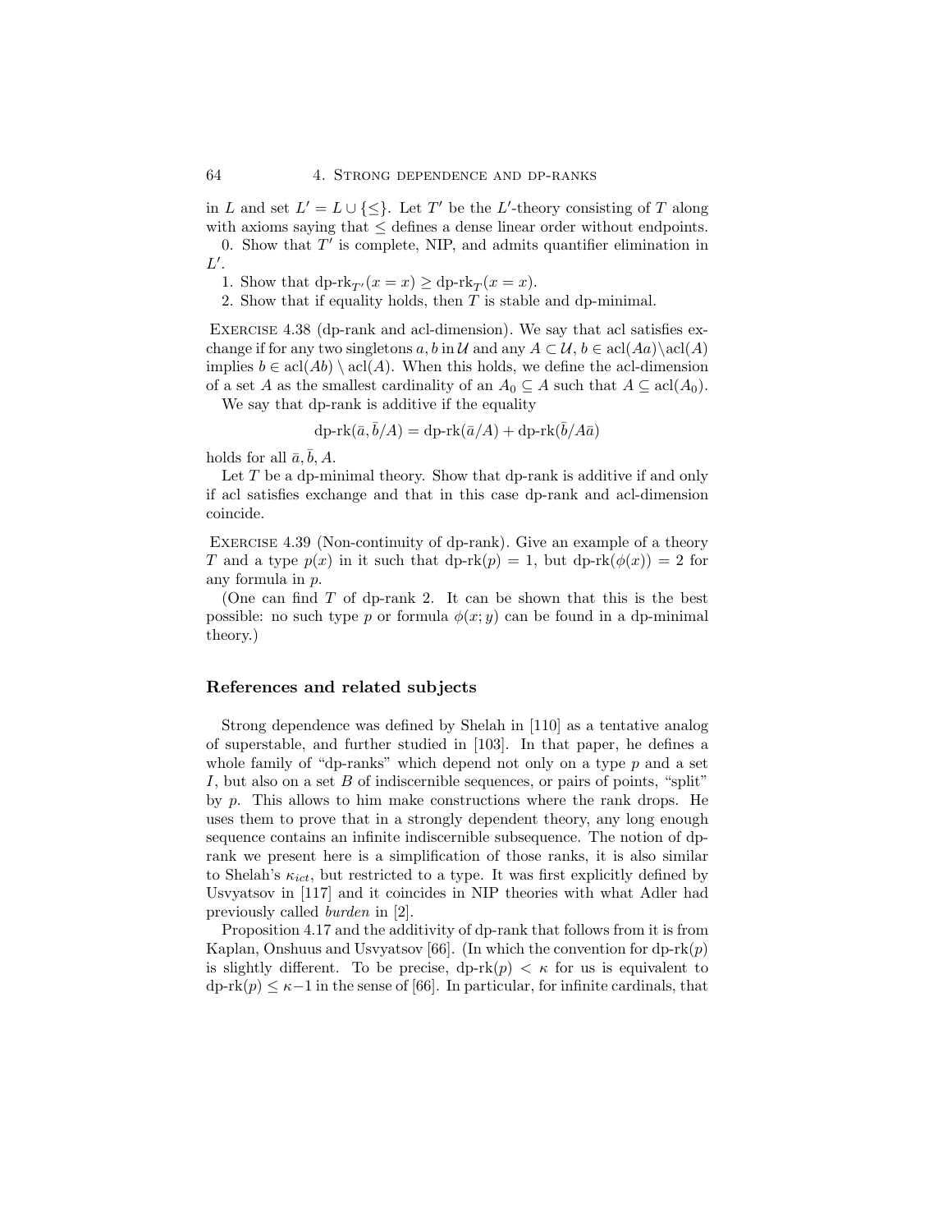in $L$ and set $L' = L \cup \{\leq\}$. Let $T'$ be the $L'$-theory consisting of $T$ along with axioms saying that $\leq$ defines a dense linear order without endpoints.

0. Show that $T'$ is complete, NIP, and admits quantifier elimination in $L'$.

1. Show that $\text{dp-rk}_{T'}(x = x) \geq \text{dp-rk}_T(x = x)$.

2. Show that if equality holds, then $T$ is stable and dp-minimal.

Exercise 4.38 (dp-rank and acl-dimension). We say that acl satisfies exchange if for any two singletons $a, b$ in $\mathcal{U}$ and any $A \subset \mathcal{U}$, $b \in \text{acl}(Aa) \setminus \text{acl}(A)$ implies $b \in \text{acl}(Ab) \setminus \text{acl}(A)$. When this holds, we define the acl-dimension of a set $A$ as the smallest cardinality of an $A_0 \subseteq A$ such that $A \subseteq \text{acl}(A_0)$.

We say that dp-rank is additive if the equality

$$\text{dp-rk}(\bar{a}, \bar{b}/A) = \text{dp-rk}(\bar{a}/A) + \text{dp-rk}(\bar{b}/A\bar{a})$$

holds for all $\bar{a}, \bar{b}, A$.

Let $T$ be a dp-minimal theory. Show that dp-rank is additive if and only if acl satisfies exchange and that in this case dp-rank and acl-dimension coincide.

Exercise 4.39 (Non-continuity of dp-rank). Give an example of a theory $T$ and a type $p(x)$ in it such that $\text{dp-rk}(p) = 1$, but $\text{dp-rk}(\phi(x)) = 2$ for any formula in $p$.

(One can find $T$ of dp-rank 2. It can be shown that this is the best possible: no such type $p$ or formula $\phi(x; y)$ can be found in a dp-minimal theory.)

## References and related subjects

Strong dependence was defined by Shelah in [110] as a tentative analog of superstable, and further studied in [103]. In that paper, he defines a whole family of "dp-ranks" which depend not only on a type $p$ and a set $I$, but also on a set $B$ of indiscernible sequences, or pairs of points, "split" by $p$. This allows to him make constructions where the rank drops. He uses them to prove that in a strongly dependent theory, any long enough sequence contains an infinite indiscernible subsequence. The notion of dp-rank we present here is a simplification of those ranks, it is also similar to Shelah's $\kappa_{ict}$, but restricted to a type. It was first explicitly defined by Usvyatsov in [117] and it coincides in NIP theories with what Adler had previously called *burden* in [2].

Proposition 4.17 and the additivity of dp-rank that follows from it is from Kaplan, Onshuus and Usvyatsov [66]. (In which the convention for $\text{dp-rk}(p)$ is slightly different. To be precise, $\text{dp-rk}(p) < \kappa$ for us is equivalent to $\text{dp-rk}(p) \leq \kappa - 1$ in the sense of [66]. In particular, for infinite cardinals, that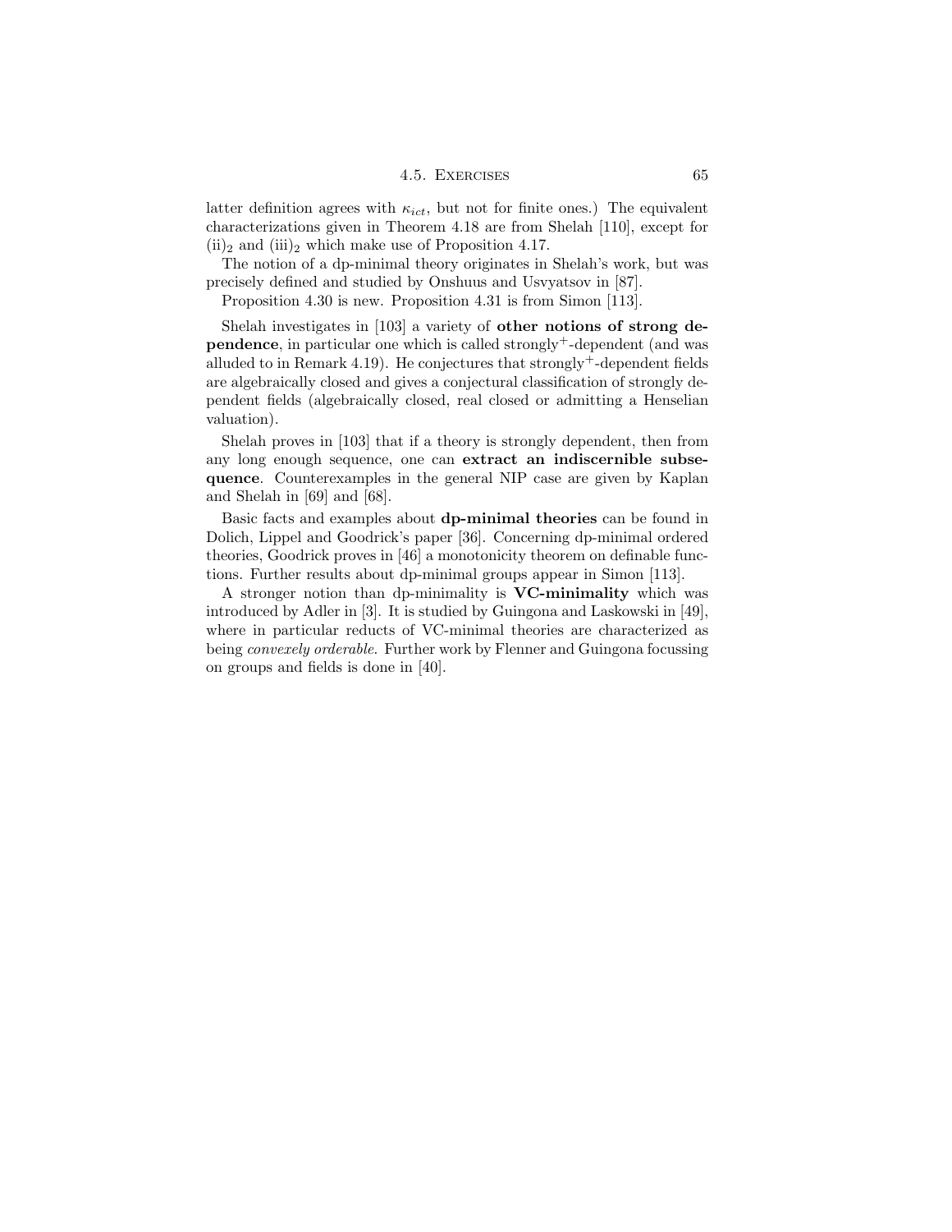latter definition agrees with $\kappa_{ict}$, but not for finite ones.) The equivalent characterizations given in Theorem 4.18 are from Shelah [110], except for $(\text{ii})_2$ and $(\text{iii})_2$ which make use of Proposition 4.17.

The notion of a dp-minimal theory originates in Shelah's work, but was precisely defined and studied by Onshuus and Usvyatsov in [87].

Proposition 4.30 is new. Proposition 4.31 is from Simon [113].

Shelah investigates in [103] a variety of **other notions of strong dependence**, in particular one which is called strongly$^+$-dependent (and was alluded to in Remark 4.19). He conjectures that strongly$^+$-dependent fields are algebraically closed and gives a conjectural classification of strongly dependent fields (algebraically closed, real closed or admitting a Henselian valuation).

Shelah proves in [103] that if a theory is strongly dependent, then from any long enough sequence, one can **extract an indiscernible subsequence**. Counterexamples in the general NIP case are given by Kaplan and Shelah in [69] and [68].

Basic facts and examples about **dp-minimal theories** can be found in Dolich, Lippel and Goodrick's paper [36]. Concerning dp-minimal ordered theories, Goodrick proves in [46] a monotonicity theorem on definable functions. Further results about dp-minimal groups appear in Simon [113].

A stronger notion than dp-minimality is **VC-minimality** which was introduced by Adler in [3]. It is studied by Guingona and Laskowski in [49], where in particular reducts of VC-minimal theories are characterized as being *convexely orderable*. Further work by Flenner and Guingona focussing on groups and fields is done in [40].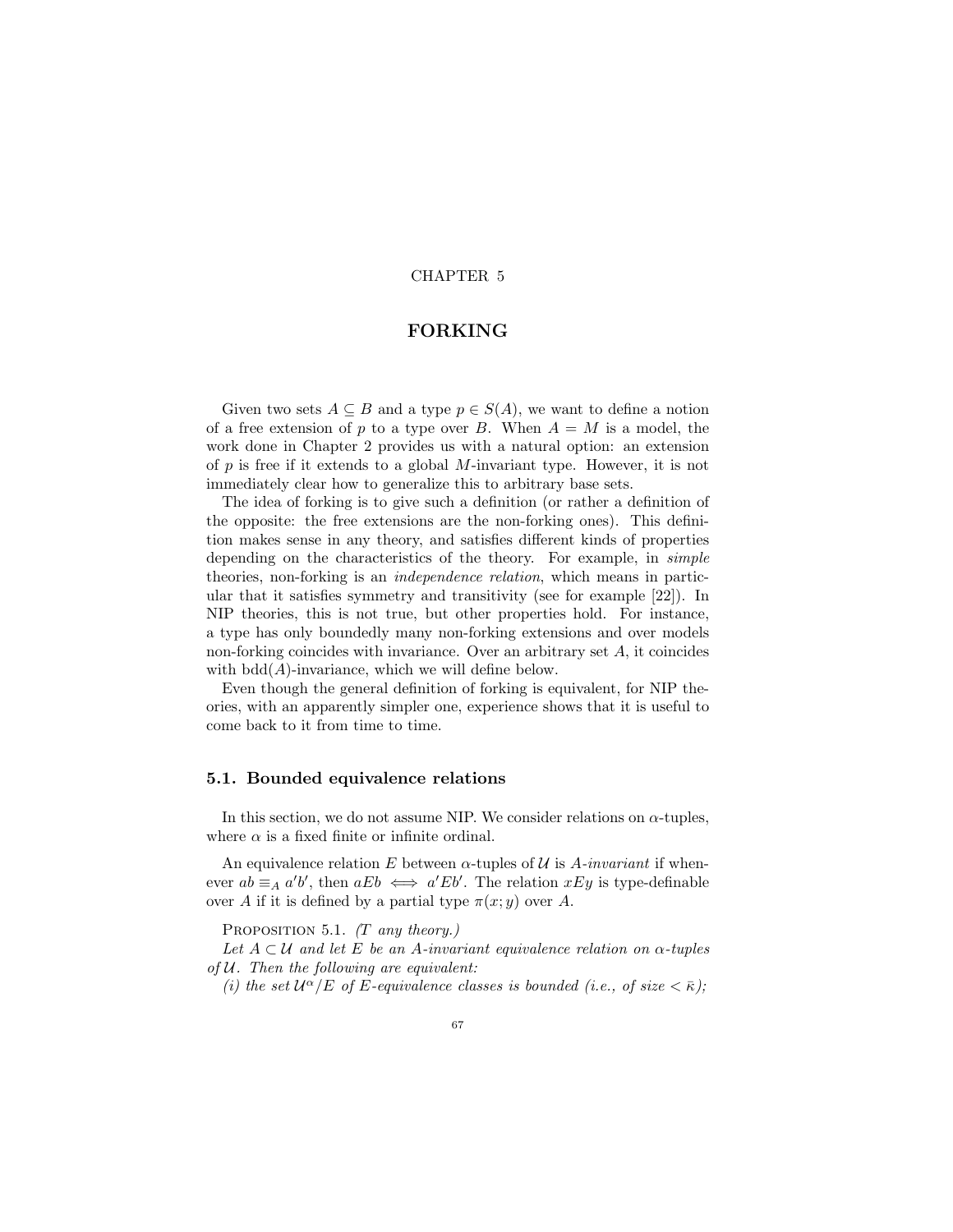# CHAPTER 5

# FORKING

Given two sets $A \subseteq B$ and a type $p \in S(A)$, we want to define a notion of a free extension of $p$ to a type over $B$. When $A = M$ is a model, the work done in Chapter 2 provides us with a natural option: an extension of $p$ is free if it extends to a global $M$-invariant type. However, it is not immediately clear how to generalize this to arbitrary base sets.

The idea of forking is to give such a definition (or rather a definition of the opposite: the free extensions are the non-forking ones). This definition makes sense in any theory, and satisfies different kinds of properties depending on the characteristics of the theory. For example, in *simple* theories, non-forking is an *independence relation*, which means in particular that it satisfies symmetry and transitivity (see for example [22]). In NIP theories, this is not true, but other properties hold. For instance, a type has only boundedly many non-forking extensions and over models non-forking coincides with invariance. Over an arbitrary set $A$, it coincides with $\mathrm{bdd}(A)$-invariance, which we will define below.

Even though the general definition of forking is equivalent, for NIP theories, with an apparently simpler one, experience shows that it is useful to come back to it from time to time.

## 5.1. Bounded equivalence relations

In this section, we do not assume NIP. We consider relations on $\alpha$-tuples, where $\alpha$ is a fixed finite or infinite ordinal.

An equivalence relation $E$ between $\alpha$-tuples of $\mathcal{U}$ is $A$-*invariant* if whenever $ab \equiv_A a'b'$, then $aEb \iff a'Eb'$. The relation $xEy$ is type-definable over $A$ if it is defined by a partial type $\pi(x; y)$ over $A$.

Proposition 5.1. *(T any theory.)*

*Let $A \subset \mathcal{U}$ and let $E$ be an $A$-invariant equivalence relation on $\alpha$-tuples of $\mathcal{U}$. Then the following are equivalent:*

*(i) the set $\mathcal{U}^\alpha/E$ of $E$-equivalence classes is bounded (i.e., of size $< \bar{\kappa}$);*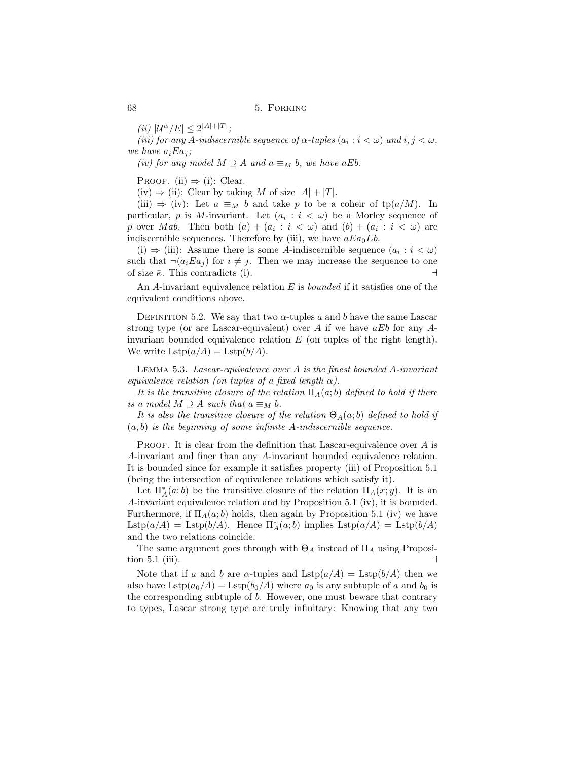*(ii)* $|\mathcal{U}^\alpha/E| \leq 2^{|A|+|T|}$;

*(iii) for any A-indiscernible sequence of α-tuples* $(a_i : i < \omega)$ *and* $i, j < \omega$, *we have* $a_i E a_j$;

*(iv) for any model* $M \supseteq A$ *and* $a \equiv_M b$, *we have* $aEb$.

Proof. (ii) ⇒ (i): Clear.

(iv) ⇒ (ii): Clear by taking $M$ of size $|A| + |T|$.

(iii) ⇒ (iv): Let $a \equiv_M b$ and take $p$ to be a coheir of $\mathrm{tp}(a/M)$. In particular, $p$ is $M$-invariant. Let $(a_i : i < \omega)$ be a Morley sequence of $p$ over $Mab$. Then both $(a) + (a_i : i < \omega)$ and $(b) + (a_i : i < \omega)$ are indiscernible sequences. Therefore by (iii), we have $aEa_0Eb$.

(i) ⇒ (iii): Assume there is some $A$-indiscernible sequence $(a_i : i < \omega)$ such that $\neg(a_i E a_j)$ for $i \neq j$. Then we may increase the sequence to one of size $\bar{\kappa}$. This contradicts (i). ⊣

An $A$-invariant equivalence relation $E$ is *bounded* if it satisfies one of the equivalent conditions above.

Definition 5.2. We say that two $\alpha$-tuples $a$ and $b$ have the same Lascar strong type (or are Lascar-equivalent) over $A$ if we have $aEb$ for any $A$-invariant bounded equivalence relation $E$ (on tuples of the right length). We write $\mathrm{Lstp}(a/A) = \mathrm{Lstp}(b/A)$.

Lemma 5.3. *Lascar-equivalence over A is the finest bounded A-invariant equivalence relation (on tuples of a fixed length α).*

*It is the transitive closure of the relation* $\Pi_A(a; b)$ *defined to hold if there is a model* $M \supseteq A$ *such that* $a \equiv_M b$.

*It is also the transitive closure of the relation* $\Theta_A(a; b)$ *defined to hold if* $(a, b)$ *is the beginning of some infinite A-indiscernible sequence.*

Proof. It is clear from the definition that Lascar-equivalence over $A$ is $A$-invariant and finer than any $A$-invariant bounded equivalence relation. It is bounded since for example it satisfies property (iii) of Proposition 5.1 (being the intersection of equivalence relations which satisfy it).

Let $\Pi_A^*(a; b)$ be the transitive closure of the relation $\Pi_A(x; y)$. It is an $A$-invariant equivalence relation and by Proposition 5.1 (iv), it is bounded. Furthermore, if $\Pi_A(a; b)$ holds, then again by Proposition 5.1 (iv) we have $\mathrm{Lstp}(a/A) = \mathrm{Lstp}(b/A)$. Hence $\Pi_A^*(a; b)$ implies $\mathrm{Lstp}(a/A) = \mathrm{Lstp}(b/A)$ and the two relations coincide.

The same argument goes through with $\Theta_A$ instead of $\Pi_A$ using Proposition 5.1 (iii). ⊣

Note that if $a$ and $b$ are $\alpha$-tuples and $\mathrm{Lstp}(a/A) = \mathrm{Lstp}(b/A)$ then we also have $\mathrm{Lstp}(a_0/A) = \mathrm{Lstp}(b_0/A)$ where $a_0$ is any subtuple of $a$ and $b_0$ is the corresponding subtuple of $b$. However, one must beware that contrary to types, Lascar strong type are truly infinitary: Knowing that any two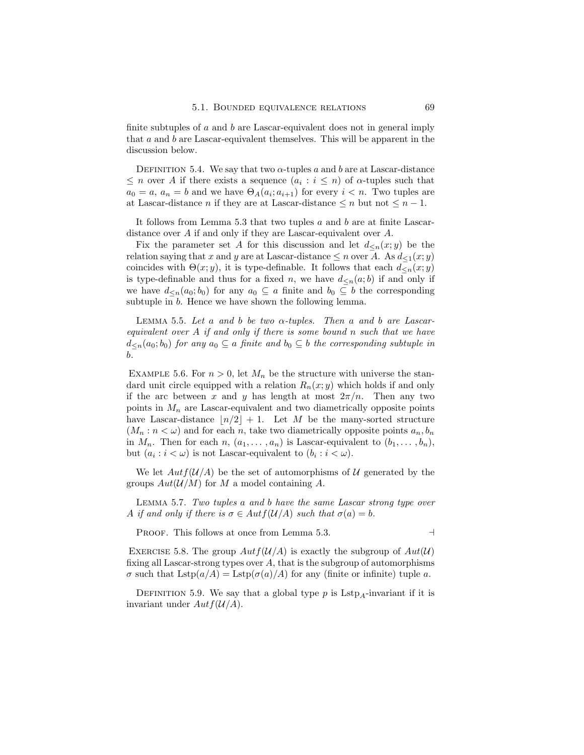finite subtuples of $a$ and $b$ are Lascar-equivalent does not in general imply that $a$ and $b$ are Lascar-equivalent themselves. This will be apparent in the discussion below.

Definition 5.4. We say that two $\alpha$-tuples $a$ and $b$ are at Lascar-distance $\leq n$ over $A$ if there exists a sequence $(a_i : i \leq n)$ of $\alpha$-tuples such that $a_0 = a$, $a_n = b$ and we have $\Theta_A(a_i; a_{i+1})$ for every $i < n$. Two tuples are at Lascar-distance $n$ if they are at Lascar-distance $\leq n$ but not $\leq n - 1$.

It follows from Lemma 5.3 that two tuples $a$ and $b$ are at finite Lascar-distance over $A$ if and only if they are Lascar-equivalent over $A$.

Fix the parameter set $A$ for this discussion and let $d_{\leq n}(x; y)$ be the relation saying that $x$ and $y$ are at Lascar-distance $\leq n$ over $A$. As $d_{\leq 1}(x; y)$ coincides with $\Theta(x; y)$, it is type-definable. It follows that each $d_{\leq n}(x; y)$ is type-definable and thus for a fixed $n$, we have $d_{\leq n}(a; b)$ if and only if we have $d_{\leq n}(a_0; b_0)$ for any $a_0 \subseteq a$ finite and $b_0 \subseteq b$ the corresponding subtuple in $b$. Hence we have shown the following lemma.

Lemma 5.5. *Let $a$ and $b$ be two $\alpha$-tuples. Then $a$ and $b$ are Lascar-equivalent over $A$ if and only if there is some bound $n$ such that we have $d_{\leq n}(a_0; b_0)$ for any $a_0 \subseteq a$ finite and $b_0 \subseteq b$ the corresponding subtuple in $b$.*

Example 5.6. For $n > 0$, let $M_n$ be the structure with universe the standard unit circle equipped with a relation $R_n(x; y)$ which holds if and only if the arc between $x$ and $y$ has length at most $2\pi/n$. Then any two points in $M_n$ are Lascar-equivalent and two diametrically opposite points have Lascar-distance $\lfloor n/2 \rfloor + 1$. Let $M$ be the many-sorted structure $(M_n : n < \omega)$ and for each $n$, take two diametrically opposite points $a_n, b_n$ in $M_n$. Then for each $n$, $(a_1, \ldots, a_n)$ is Lascar-equivalent to $(b_1, \ldots, b_n)$, but $(a_i : i < \omega)$ is not Lascar-equivalent to $(b_i : i < \omega)$.

We let $Autf(\mathcal{U}/A)$ be the set of automorphisms of $\mathcal{U}$ generated by the groups $Aut(\mathcal{U}/M)$ for $M$ a model containing $A$.

Lemma 5.7. *Two tuples $a$ and $b$ have the same Lascar strong type over $A$ if and only if there is $\sigma \in Autf(\mathcal{U}/A)$ such that $\sigma(a) = b$.*

Proof. This follows at once from Lemma 5.3. $\dashv$

Exercise 5.8. The group $Autf(\mathcal{U}/A)$ is exactly the subgroup of $Aut(\mathcal{U})$ fixing all Lascar-strong types over $A$, that is the subgroup of automorphisms $\sigma$ such that $\mathrm{Lstp}(a/A) = \mathrm{Lstp}(\sigma(a)/A)$ for any (finite or infinite) tuple $a$.

Definition 5.9. We say that a global type $p$ is $\mathrm{Lstp}_A$-invariant if it is invariant under $Autf(\mathcal{U}/A)$.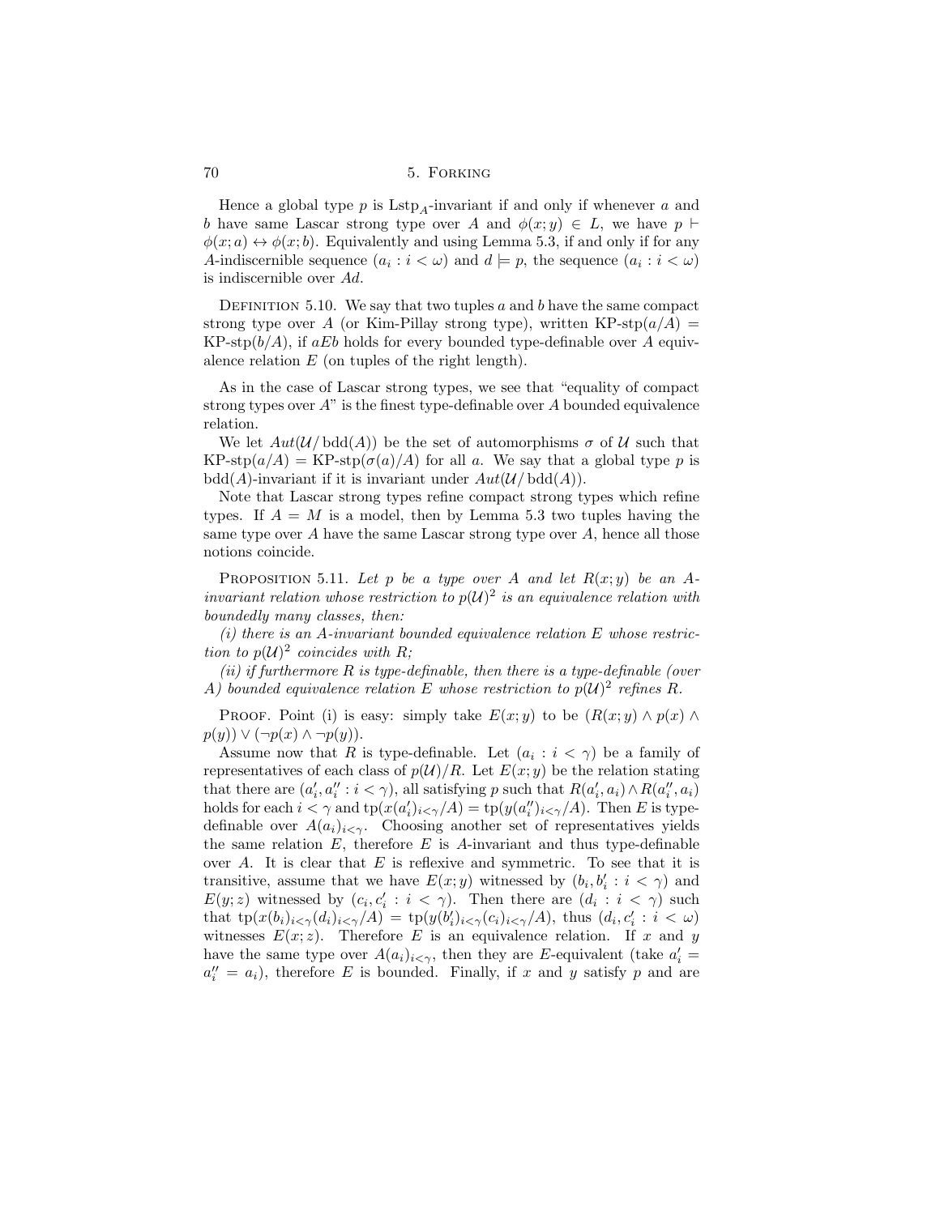Hence a global type $p$ is $\mathrm{Lstp}_A$-invariant if and only if whenever $a$ and $b$ have same Lascar strong type over $A$ and $\phi(x;y) \in L$, we have $p \vdash \phi(x;a) \leftrightarrow \phi(x;b)$. Equivalently and using Lemma 5.3, if and only if for any $A$-indiscernible sequence $(a_i : i < \omega)$ and $d \models p$, the sequence $(a_i : i < \omega)$ is indiscernible over $Ad$.

DEFINITION 5.10. We say that two tuples $a$ and $b$ have the same compact strong type over $A$ (or Kim-Pillay strong type), written $\text{KP-stp}(a/A) = \text{KP-stp}(b/A)$, if $aEb$ holds for every bounded type-definable over $A$ equivalence relation $E$ (on tuples of the right length).

As in the case of Lascar strong types, we see that "equality of compact strong types over $A$" is the finest type-definable over $A$ bounded equivalence relation.

We let $Aut(\mathcal{U}/\operatorname{bdd}(A))$ be the set of automorphisms $\sigma$ of $\mathcal{U}$ such that $\text{KP-stp}(a/A) = \text{KP-stp}(\sigma(a)/A)$ for all $a$. We say that a global type $p$ is $\operatorname{bdd}(A)$-invariant if it is invariant under $Aut(\mathcal{U}/\operatorname{bdd}(A))$.

Note that Lascar strong types refine compact strong types which refine types. If $A = M$ is a model, then by Lemma 5.3 two tuples having the same type over $A$ have the same Lascar strong type over $A$, hence all those notions coincide.

PROPOSITION 5.11. *Let $p$ be a type over $A$ and let $R(x;y)$ be an $A$-invariant relation whose restriction to $p(\mathcal{U})^2$ is an equivalence relation with boundedly many classes, then:*

*(i) there is an $A$-invariant bounded equivalence relation $E$ whose restriction to $p(\mathcal{U})^2$ coincides with $R$;*

*(ii) if furthermore $R$ is type-definable, then there is a type-definable (over $A$) bounded equivalence relation $E$ whose restriction to $p(\mathcal{U})^2$ refines $R$.*

PROOF. Point (i) is easy: simply take $E(x;y)$ to be $(R(x;y) \wedge p(x) \wedge p(y)) \vee (\neg p(x) \wedge \neg p(y))$.

Assume now that $R$ is type-definable. Let $(a_i : i < \gamma)$ be a family of representatives of each class of $p(\mathcal{U})/R$. Let $E(x;y)$ be the relation stating that there are $(a'_i, a''_i : i < \gamma)$, all satisfying $p$ such that $R(a'_i, a_i) \wedge R(a''_i, a_i)$ holds for each $i < \gamma$ and $\operatorname{tp}(x(a'_i)_{i<\gamma}/A) = \operatorname{tp}(y(a''_i)_{i<\gamma}/A)$. Then $E$ is type-definable over $A(a_i)_{i<\gamma}$. Choosing another set of representatives yields the same relation $E$, therefore $E$ is $A$-invariant and thus type-definable over $A$. It is clear that $E$ is reflexive and symmetric. To see that it is transitive, assume that we have $E(x;y)$ witnessed by $(b_i, b'_i : i < \gamma)$ and $E(y;z)$ witnessed by $(c_i, c'_i : i < \gamma)$. Then there are $(d_i : i < \gamma)$ such that $\operatorname{tp}(x(b_i)_{i<\gamma}(d_i)_{i<\gamma}/A) = \operatorname{tp}(y(b'_i)_{i<\gamma}(c_i)_{i<\gamma}/A)$, thus $(d_i, c'_i : i < \omega)$ witnesses $E(x;z)$. Therefore $E$ is an equivalence relation. If $x$ and $y$ have the same type over $A(a_i)_{i<\gamma}$, then they are $E$-equivalent (take $a'_i = a''_i = a_i$), therefore $E$ is bounded. Finally, if $x$ and $y$ satisfy $p$ and are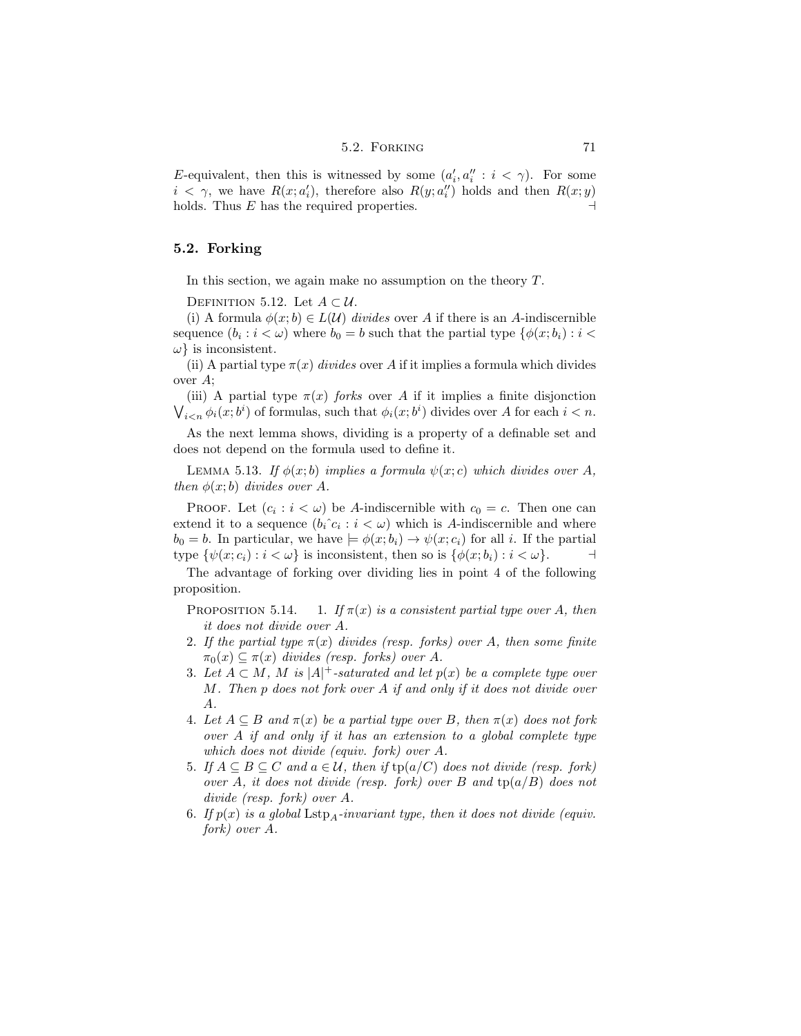$E$-equivalent, then this is witnessed by some $(a'_i, a''_i : i < \gamma)$. For some $i < \gamma$, we have $R(x; a'_i)$, therefore also $R(y; a''_i)$ holds and then $R(x; y)$ holds. Thus $E$ has the required properties. ⊣

## 5.2. Forking

In this section, we again make no assumption on the theory $T$.

Definition 5.12. Let $A \subset \mathcal{U}$.

(i) A formula $\phi(x; b) \in L(\mathcal{U})$ *divides* over $A$ if there is an $A$-indiscernible sequence $(b_i : i < \omega)$ where $b_0 = b$ such that the partial type $\{\phi(x; b_i) : i < \omega\}$ is inconsistent.

(ii) A partial type $\pi(x)$ *divides* over $A$ if it implies a formula which divides over $A$;

(iii) A partial type $\pi(x)$ *forks* over $A$ if it implies a finite disjonction $\bigvee_{i<n} \phi_i(x; b^i)$ of formulas, such that $\phi_i(x; b^i)$ divides over $A$ for each $i < n$.

As the next lemma shows, dividing is a property of a definable set and does not depend on the formula used to define it.

Lemma 5.13. *If $\phi(x; b)$ implies a formula $\psi(x; c)$ which divides over $A$, then $\phi(x; b)$ divides over $A$.*

Proof. Let $(c_i : i < \omega)$ be $A$-indiscernible with $c_0 = c$. Then one can extend it to a sequence $(b_i \hat{} c_i : i < \omega)$ which is $A$-indiscernible and where $b_0 = b$. In particular, we have $\models \phi(x; b_i) \to \psi(x; c_i)$ for all $i$. If the partial type $\{\psi(x; c_i) : i < \omega\}$ is inconsistent, then so is $\{\phi(x; b_i) : i < \omega\}$. ⊣

The advantage of forking over dividing lies in point 4 of the following proposition.

Proposition 5.14.

1. *If $\pi(x)$ is a consistent partial type over $A$, then it does not divide over $A$.*
2. *If the partial type $\pi(x)$ divides (resp. forks) over $A$, then some finite $\pi_0(x) \subseteq \pi(x)$ divides (resp. forks) over $A$.*
3. *Let $A \subset M$, $M$ is $|A|^+$-saturated and let $p(x)$ be a complete type over $M$. Then $p$ does not fork over $A$ if and only if it does not divide over $A$.*
4. *Let $A \subseteq B$ and $\pi(x)$ be a partial type over $B$, then $\pi(x)$ does not fork over $A$ if and only if it has an extension to a global complete type which does not divide (equiv. fork) over $A$.*
5. *If $A \subseteq B \subseteq C$ and $a \in \mathcal{U}$, then if $\mathrm{tp}(a/C)$ does not divide (resp. fork) over $A$, it does not divide (resp. fork) over $B$ and $\mathrm{tp}(a/B)$ does not divide (resp. fork) over $A$.*
6. *If $p(x)$ is a global $\mathrm{Lstp}_A$-invariant type, then it does not divide (equiv. fork) over $A$.*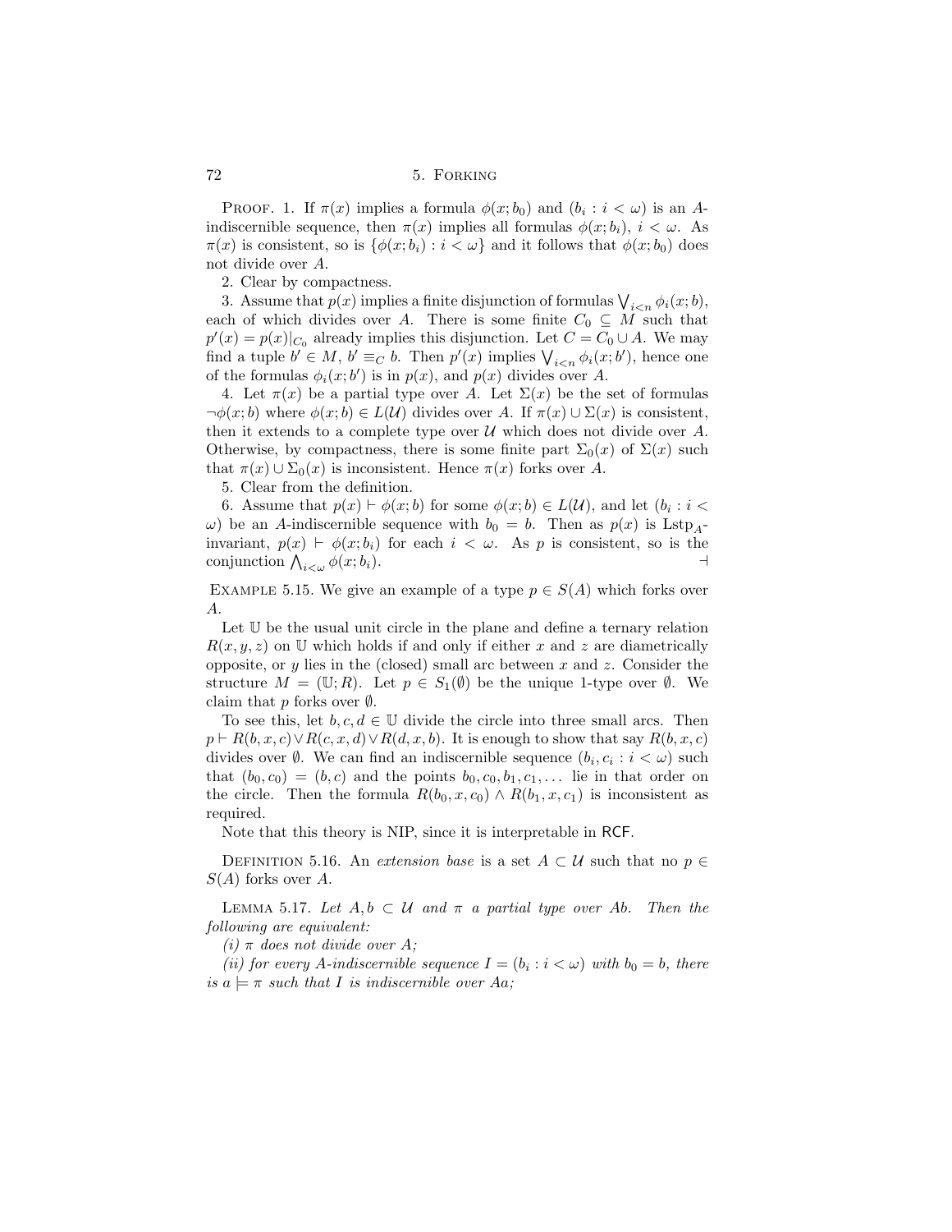Proof. 1. If $\pi(x)$ implies a formula $\phi(x;b_0)$ and $(b_i : i < \omega)$ is an $A$-indiscernible sequence, then $\pi(x)$ implies all formulas $\phi(x;b_i)$, $i < \omega$. As $\pi(x)$ is consistent, so is $\{\phi(x;b_i) : i < \omega\}$ and it follows that $\phi(x;b_0)$ does not divide over $A$.

2. Clear by compactness.

3. Assume that $p(x)$ implies a finite disjunction of formulas $\bigvee_{i<n} \phi_i(x;b)$, each of which divides over $A$. There is some finite $C_0 \subseteq M$ such that $p'(x) = p(x)|_{C_0}$ already implies this disjunction. Let $C = C_0 \cup A$. We may find a tuple $b' \in M$, $b' \equiv_C b$. Then $p'(x)$ implies $\bigvee_{i<n} \phi_i(x;b')$, hence one of the formulas $\phi_i(x;b')$ is in $p(x)$, and $p(x)$ divides over $A$.

4. Let $\pi(x)$ be a partial type over $A$. Let $\Sigma(x)$ be the set of formulas $\neg\phi(x;b)$ where $\phi(x;b) \in L(\mathcal{U})$ divides over $A$. If $\pi(x) \cup \Sigma(x)$ is consistent, then it extends to a complete type over $\mathcal{U}$ which does not divide over $A$. Otherwise, by compactness, there is some finite part $\Sigma_0(x)$ of $\Sigma(x)$ such that $\pi(x) \cup \Sigma_0(x)$ is inconsistent. Hence $\pi(x)$ forks over $A$.

5. Clear from the definition.

6. Assume that $p(x) \vdash \phi(x;b)$ for some $\phi(x;b) \in L(\mathcal{U})$, and let $(b_i : i < \omega)$ be an $A$-indiscernible sequence with $b_0 = b$. Then as $p(x)$ is $\mathrm{Lstp}_A$-invariant, $p(x) \vdash \phi(x;b_i)$ for each $i < \omega$. As $p$ is consistent, so is the conjunction $\bigwedge_{i<\omega} \phi(x;b_i)$. ⊣

Example 5.15. We give an example of a type $p \in S(A)$ which forks over $A$.

Let $\mathbb{U}$ be the usual unit circle in the plane and define a ternary relation $R(x,y,z)$ on $\mathbb{U}$ which holds if and only if either $x$ and $z$ are diametrically opposite, or $y$ lies in the (closed) small arc between $x$ and $z$. Consider the structure $M = (\mathbb{U}; R)$. Let $p \in S_1(\emptyset)$ be the unique 1-type over $\emptyset$. We claim that $p$ forks over $\emptyset$.

To see this, let $b, c, d \in \mathbb{U}$ divide the circle into three small arcs. Then $p \vdash R(b,x,c) \vee R(c,x,d) \vee R(d,x,b)$. It is enough to show that say $R(b,x,c)$ divides over $\emptyset$. We can find an indiscernible sequence $(b_i, c_i : i < \omega)$ such that $(b_0, c_0) = (b, c)$ and the points $b_0, c_0, b_1, c_1, \ldots$ lie in that order on the circle. Then the formula $R(b_0, x, c_0) \wedge R(b_1, x, c_1)$ is inconsistent as required.

Note that this theory is NIP, since it is interpretable in $\mathsf{RCF}$.

Definition 5.16. An *extension base* is a set $A \subset \mathcal{U}$ such that no $p \in S(A)$ forks over $A$.

Lemma 5.17. *Let $A, b \subset \mathcal{U}$ and $\pi$ a partial type over $Ab$. Then the following are equivalent:*

*(i) $\pi$ does not divide over $A$;*

*(ii) for every $A$-indiscernible sequence $I = (b_i : i < \omega)$ with $b_0 = b$, there is $a \models \pi$ such that $I$ is indiscernible over $Aa$;*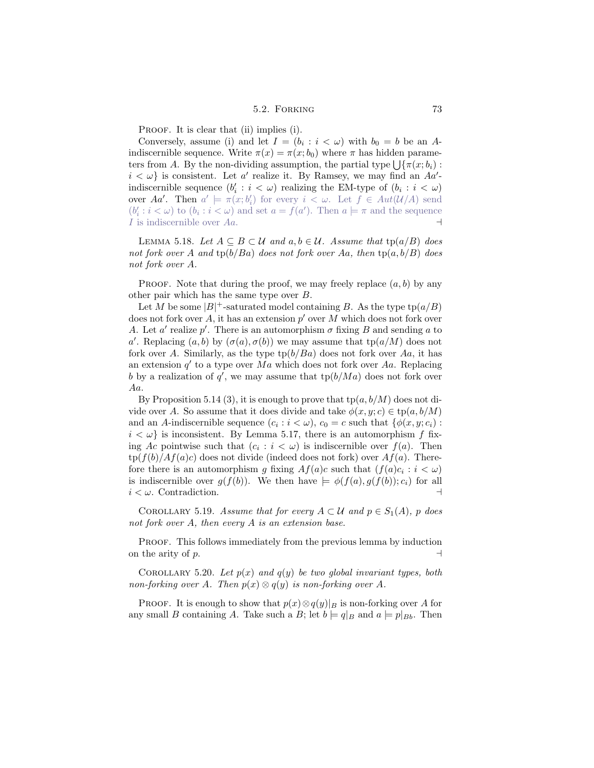PROOF. It is clear that (ii) implies (i).

Conversely, assume (i) and let $I = (b_i : i < \omega)$ with $b_0 = b$ be an $A$-indiscernible sequence. Write $\pi(x) = \pi(x; b_0)$ where $\pi$ has hidden parameters from $A$. By the non-dividing assumption, the partial type $\bigcup\{\pi(x; b_i) : i < \omega\}$ is consistent. Let $a'$ realize it. By Ramsey, we may find an $Aa'$-indiscernible sequence $(b'_i : i < \omega)$ realizing the EM-type of $(b_i : i < \omega)$ over $Aa'$. Then $a' \models \pi(x; b'_i)$ for every $i < \omega$. Let $f \in Aut(\mathcal{U}/A)$ send $(b'_i : i < \omega)$ to $(b_i : i < \omega)$ and set $a = f(a')$. Then $a \models \pi$ and the sequence $I$ is indiscernible over $Aa$. ⊣

LEMMA 5.18. *Let $A \subseteq B \subset \mathcal{U}$ and $a, b \in \mathcal{U}$. Assume that $\text{tp}(a/B)$ does not fork over $A$ and $\text{tp}(b/Ba)$ does not fork over $Aa$, then $\text{tp}(a, b/B)$ does not fork over $A$.*

PROOF. Note that during the proof, we may freely replace $(a, b)$ by any other pair which has the same type over $B$.

Let $M$ be some $|B|^+$-saturated model containing $B$. As the type $\text{tp}(a/B)$ does not fork over $A$, it has an extension $p'$ over $M$ which does not fork over $A$. Let $a'$ realize $p'$. There is an automorphism $\sigma$ fixing $B$ and sending $a$ to $a'$. Replacing $(a, b)$ by $(\sigma(a), \sigma(b))$ we may assume that $\text{tp}(a/M)$ does not fork over $A$. Similarly, as the type $\text{tp}(b/Ba)$ does not fork over $Aa$, it has an extension $q'$ to a type over $Ma$ which does not fork over $Aa$. Replacing $b$ by a realization of $q'$, we may assume that $\text{tp}(b/Ma)$ does not fork over $Aa$.

By Proposition 5.14 (3), it is enough to prove that $\text{tp}(a, b/M)$ does not divide over $A$. So assume that it does divide and take $\phi(x, y; c) \in \text{tp}(a, b/M)$ and an $A$-indiscernible sequence $(c_i : i < \omega)$, $c_0 = c$ such that $\{\phi(x, y; c_i) : i < \omega\}$ is inconsistent. By Lemma 5.17, there is an automorphism $f$ fixing $Ac$ pointwise such that $(c_i : i < \omega)$ is indiscernible over $f(a)$. Then $\text{tp}(f(b)/Af(a)c)$ does not divide (indeed does not fork) over $Af(a)$. Therefore there is an automorphism $g$ fixing $Af(a)c$ such that $(f(a)c_i : i < \omega)$ is indiscernible over $g(f(b))$. We then have $\models \phi(f(a), g(f(b)); c_i)$ for all $i < \omega$. Contradiction. ⊣

COROLLARY 5.19. *Assume that for every $A \subset \mathcal{U}$ and $p \in S_1(A)$, $p$ does not fork over $A$, then every $A$ is an extension base.*

PROOF. This follows immediately from the previous lemma by induction on the arity of $p$. ⊣

COROLLARY 5.20. *Let $p(x)$ and $q(y)$ be two global invariant types, both non-forking over $A$. Then $p(x) \otimes q(y)$ is non-forking over $A$.*

PROOF. It is enough to show that $p(x) \otimes q(y)|_B$ is non-forking over $A$ for any small $B$ containing $A$. Take such a $B$; let $b \models q|_B$ and $a \models p|_{Bb}$. Then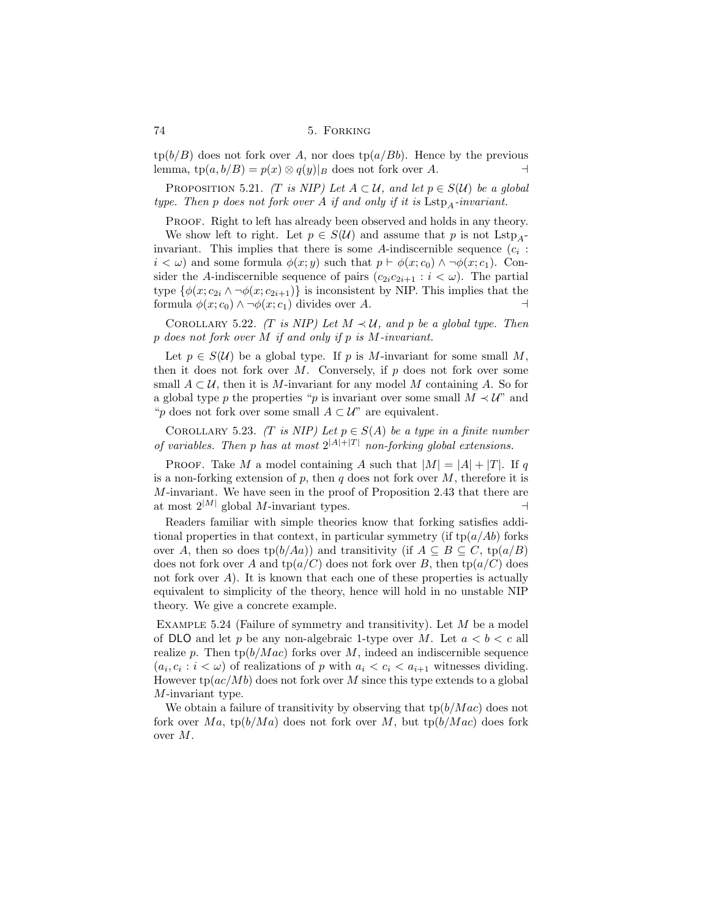$\text{tp}(b/B)$ does not fork over $A$, nor does $\text{tp}(a/Bb)$. Hence by the previous lemma, $\text{tp}(a, b/B) = p(x) \otimes q(y)|_B$ does not fork over $A$. ⊣

Proposition 5.21. *(T is NIP) Let $A \subset \mathcal{U}$, and let $p \in S(\mathcal{U})$ be a global type. Then $p$ does not fork over $A$ if and only if it is $\text{Lstp}_A$-invariant.*

Proof. Right to left has already been observed and holds in any theory.

We show left to right. Let $p \in S(\mathcal{U})$ and assume that $p$ is not $\text{Lstp}_A$-invariant. This implies that there is some $A$-indiscernible sequence $(c_i : i < \omega)$ and some formula $\phi(x; y)$ such that $p \vdash \phi(x; c_0) \wedge \neg\phi(x; c_1)$. Consider the $A$-indiscernible sequence of pairs $(c_{2i}c_{2i+1} : i < \omega)$. The partial type $\{\phi(x; c_{2i} \wedge \neg\phi(x; c_{2i+1})\}$ is inconsistent by NIP. This implies that the formula $\phi(x; c_0) \wedge \neg\phi(x; c_1)$ divides over $A$. ⊣

Corollary 5.22. *(T is NIP) Let $M \prec \mathcal{U}$, and $p$ be a global type. Then $p$ does not fork over $M$ if and only if $p$ is $M$-invariant.*

Let $p \in S(\mathcal{U})$ be a global type. If $p$ is $M$-invariant for some small $M$, then it does not fork over $M$. Conversely, if $p$ does not fork over some small $A \subset \mathcal{U}$, then it is $M$-invariant for any model $M$ containing $A$. So for a global type $p$ the properties "$p$ is invariant over some small $M \prec \mathcal{U}$" and "$p$ does not fork over some small $A \subset \mathcal{U}$" are equivalent.

Corollary 5.23. *(T is NIP) Let $p \in S(A)$ be a type in a finite number of variables. Then $p$ has at most $2^{|A|+|T|}$ non-forking global extensions.*

Proof. Take $M$ a model containing $A$ such that $|M| = |A| + |T|$. If $q$ is a non-forking extension of $p$, then $q$ does not fork over $M$, therefore it is $M$-invariant. We have seen in the proof of Proposition 2.43 that there are at most $2^{|M|}$ global $M$-invariant types. ⊣

Readers familiar with simple theories know that forking satisfies additional properties in that context, in particular symmetry (if $\text{tp}(a/Ab)$ forks over $A$, then so does $\text{tp}(b/Aa)$) and transitivity (if $A \subseteq B \subseteq C$, $\text{tp}(a/B)$ does not fork over $A$ and $\text{tp}(a/C)$ does not fork over $B$, then $\text{tp}(a/C)$ does not fork over $A$). It is known that each one of these properties is actually equivalent to simplicity of the theory, hence will hold in no unstable NIP theory. We give a concrete example.

Example 5.24 (Failure of symmetry and transitivity). Let $M$ be a model of DLO and let $p$ be any non-algebraic 1-type over $M$. Let $a < b < c$ all realize $p$. Then $\text{tp}(b/Mac)$ forks over $M$, indeed an indiscernible sequence $(a_i, c_i : i < \omega)$ of realizations of $p$ with $a_i < c_i < a_{i+1}$ witnesses dividing. However $\text{tp}(ac/Mb)$ does not fork over $M$ since this type extends to a global $M$-invariant type.

We obtain a failure of transitivity by observing that $\text{tp}(b/Mac)$ does not fork over $Ma$, $\text{tp}(b/Ma)$ does not fork over $M$, but $\text{tp}(b/Mac)$ does fork over $M$.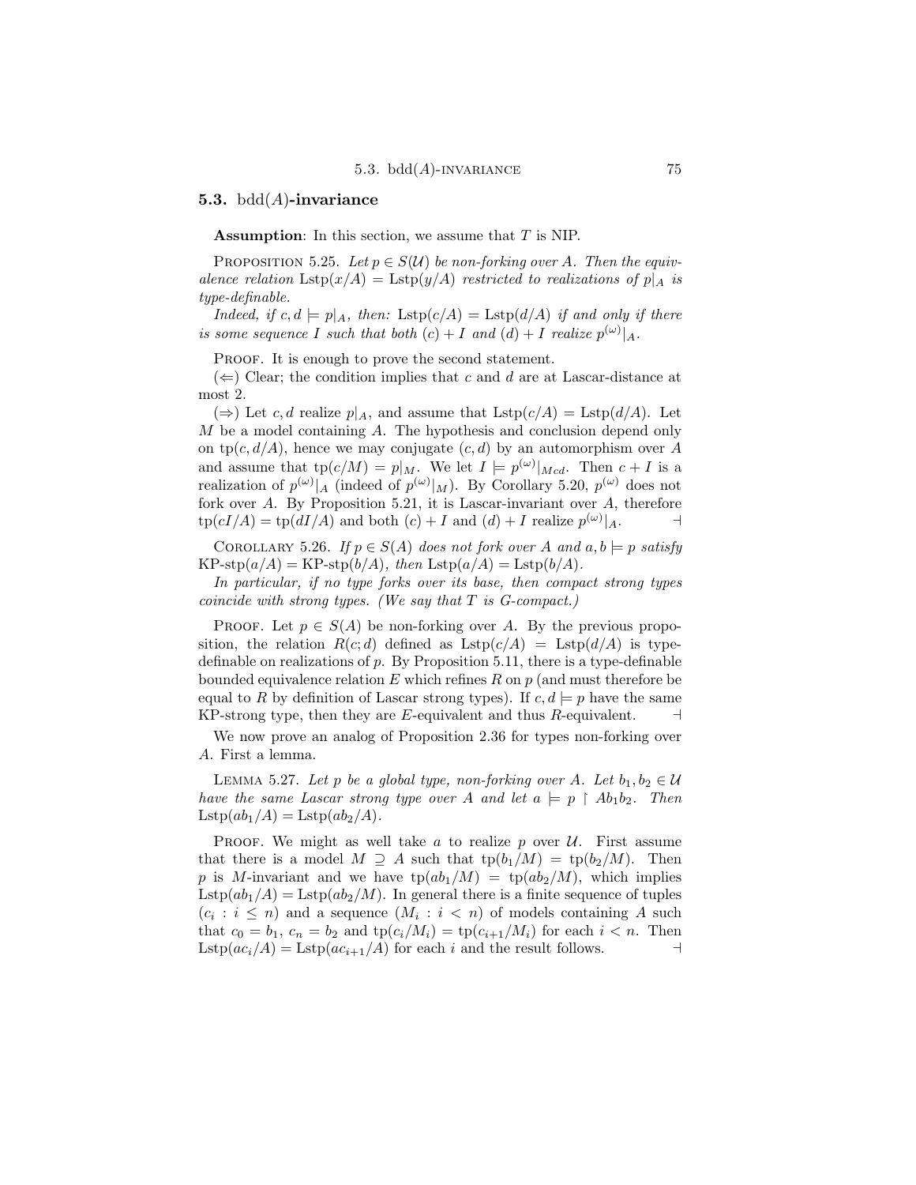## 5.3. bdd($A$)-invariance

**Assumption**: In this section, we assume that $T$ is NIP.

Proposition 5.25. *Let $p \in S(\mathcal{U})$ be non-forking over A. Then the equivalence relation $\mathrm{Lstp}(x/A) = \mathrm{Lstp}(y/A)$ restricted to realizations of $p|_A$ is type-definable.*

*Indeed, if $c, d \models p|_A$, then: $\mathrm{Lstp}(c/A) = \mathrm{Lstp}(d/A)$ if and only if there is some sequence $I$ such that both $(c) + I$ and $(d) + I$ realize $p^{(\omega)}|_A$.*

Proof. It is enough to prove the second statement.

($\Leftarrow$) Clear; the condition implies that $c$ and $d$ are at Lascar-distance at most 2.

($\Rightarrow$) Let $c, d$ realize $p|_A$, and assume that $\mathrm{Lstp}(c/A) = \mathrm{Lstp}(d/A)$. Let $M$ be a model containing $A$. The hypothesis and conclusion depend only on $\mathrm{tp}(c, d/A)$, hence we may conjugate $(c, d)$ by an automorphism over $A$ and assume that $\mathrm{tp}(c/M) = p|_M$. We let $I \models p^{(\omega)}|_{Mcd}$. Then $c + I$ is a realization of $p^{(\omega)}|_A$ (indeed of $p^{(\omega)}|_M$). By Corollary 5.20, $p^{(\omega)}$ does not fork over $A$. By Proposition 5.21, it is Lascar-invariant over $A$, therefore $\mathrm{tp}(cI/A) = \mathrm{tp}(dI/A)$ and both $(c) + I$ and $(d) + I$ realize $p^{(\omega)}|_A$. $\dashv$

Corollary 5.26. *If $p \in S(A)$ does not fork over $A$ and $a, b \models p$ satisfy $\mathrm{KP\text{-}stp}(a/A) = \mathrm{KP\text{-}stp}(b/A)$, then $\mathrm{Lstp}(a/A) = \mathrm{Lstp}(b/A)$.*

*In particular, if no type forks over its base, then compact strong types coincide with strong types. (We say that $T$ is G-compact.)*

Proof. Let $p \in S(A)$ be non-forking over $A$. By the previous proposition, the relation $R(c; d)$ defined as $\mathrm{Lstp}(c/A) = \mathrm{Lstp}(d/A)$ is type-definable on realizations of $p$. By Proposition 5.11, there is a type-definable bounded equivalence relation $E$ which refines $R$ on $p$ (and must therefore be equal to $R$ by definition of Lascar strong types). If $c, d \models p$ have the same KP-strong type, then they are $E$-equivalent and thus $R$-equivalent. $\dashv$

We now prove an analog of Proposition 2.36 for types non-forking over $A$. First a lemma.

Lemma 5.27. *Let $p$ be a global type, non-forking over $A$. Let $b_1, b_2 \in \mathcal{U}$ have the same Lascar strong type over $A$ and let $a \models p \restriction Ab_1b_2$. Then $\mathrm{Lstp}(ab_1/A) = \mathrm{Lstp}(ab_2/A)$.*

Proof. We might as well take $a$ to realize $p$ over $\mathcal{U}$. First assume that there is a model $M \supseteq A$ such that $\mathrm{tp}(b_1/M) = \mathrm{tp}(b_2/M)$. Then $p$ is $M$-invariant and we have $\mathrm{tp}(ab_1/M) = \mathrm{tp}(ab_2/M)$, which implies $\mathrm{Lstp}(ab_1/A) = \mathrm{Lstp}(ab_2/M)$. In general there is a finite sequence of tuples $(c_i : i \leq n)$ and a sequence $(M_i : i < n)$ of models containing $A$ such that $c_0 = b_1$, $c_n = b_2$ and $\mathrm{tp}(c_i/M_i) = \mathrm{tp}(c_{i+1}/M_i)$ for each $i < n$. Then $\mathrm{Lstp}(ac_i/A) = \mathrm{Lstp}(ac_{i+1}/A)$ for each $i$ and the result follows. $\dashv$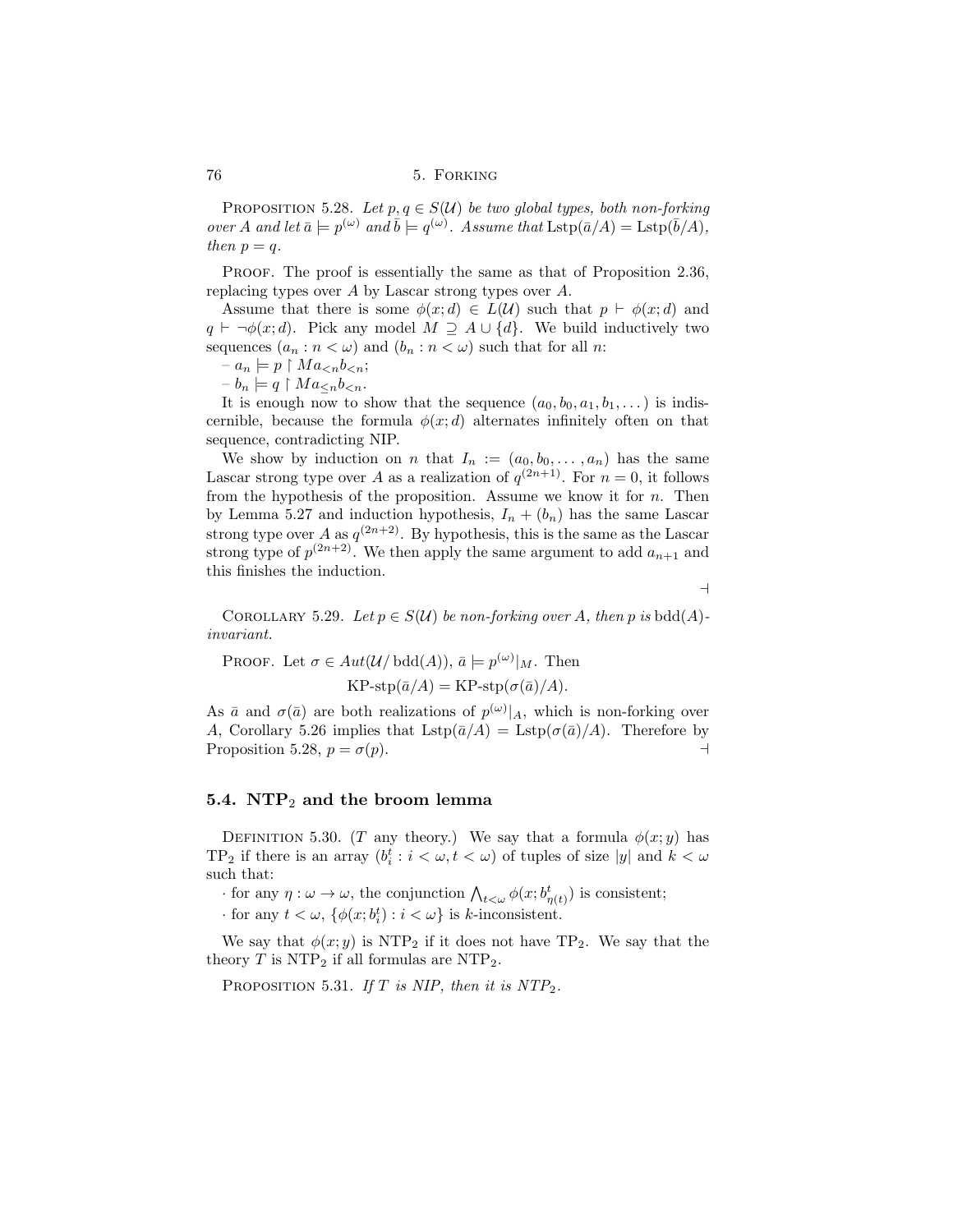Proposition 5.28. *Let $p, q \in S(\mathcal{U})$ be two global types, both non-forking over $A$ and let $\bar{a} \models p^{(\omega)}$ and $\bar{b} \models q^{(\omega)}$. Assume that $\mathrm{Lstp}(\bar{a}/A) = \mathrm{Lstp}(\bar{b}/A)$, then $p = q$.*

Proof. The proof is essentially the same as that of Proposition 2.36, replacing types over $A$ by Lascar strong types over $A$.

Assume that there is some $\phi(x; d) \in L(\mathcal{U})$ such that $p \vdash \phi(x; d)$ and $q \vdash \neg\phi(x; d)$. Pick any model $M \supseteq A \cup \{d\}$. We build inductively two sequences $(a_n : n < \omega)$ and $(b_n : n < \omega)$ such that for all $n$:

– $a_n \models p \restriction Ma_{<n}b_{<n}$;

– $b_n \models q \restriction Ma_{\leq n}b_{<n}$.

It is enough now to show that the sequence $(a_0, b_0, a_1, b_1, \dots)$ is indiscernible, because the formula $\phi(x; d)$ alternates infinitely often on that sequence, contradicting NIP.

We show by induction on $n$ that $I_n := (a_0, b_0, \dots, a_n)$ has the same Lascar strong type over $A$ as a realization of $q^{(2n+1)}$. For $n = 0$, it follows from the hypothesis of the proposition. Assume we know it for $n$. Then by Lemma 5.27 and induction hypothesis, $I_n + (b_n)$ has the same Lascar strong type over $A$ as $q^{(2n+2)}$. By hypothesis, this is the same as the Lascar strong type of $p^{(2n+2)}$. We then apply the same argument to add $a_{n+1}$ and this finishes the induction. ⊣

Corollary 5.29. *Let $p \in S(\mathcal{U})$ be non-forking over $A$, then $p$ is $\mathrm{bdd}(A)$-invariant.*

Proof. Let $\sigma \in Aut(\mathcal{U}/\mathrm{bdd}(A))$, $\bar{a} \models p^{(\omega)}|_M$. Then

$$\text{KP-stp}(\bar{a}/A) = \text{KP-stp}(\sigma(\bar{a})/A).$$

As $\bar{a}$ and $\sigma(\bar{a})$ are both realizations of $p^{(\omega)}|_A$, which is non-forking over $A$, Corollary 5.26 implies that $\mathrm{Lstp}(\bar{a}/A) = \mathrm{Lstp}(\sigma(\bar{a})/A)$. Therefore by Proposition 5.28, $p = \sigma(p)$. ⊣

## 5.4. NTP$_2$ and the broom lemma

Definition 5.30. ($T$ any theory.) We say that a formula $\phi(x; y)$ has TP$_2$ if there is an array $(b_i^t : i < \omega, t < \omega)$ of tuples of size $|y|$ and $k < \omega$ such that:

· for any $\eta : \omega \to \omega$, the conjunction $\bigwedge_{t<\omega} \phi(x; b_{\eta(t)}^t)$ is consistent;

· for any $t < \omega$, $\{\phi(x; b_i^t) : i < \omega\}$ is $k$-inconsistent.

We say that $\phi(x; y)$ is NTP$_2$ if it does not have TP$_2$. We say that the theory $T$ is NTP$_2$ if all formulas are NTP$_2$.

Proposition 5.31. *If $T$ is NIP, then it is NTP$_2$.*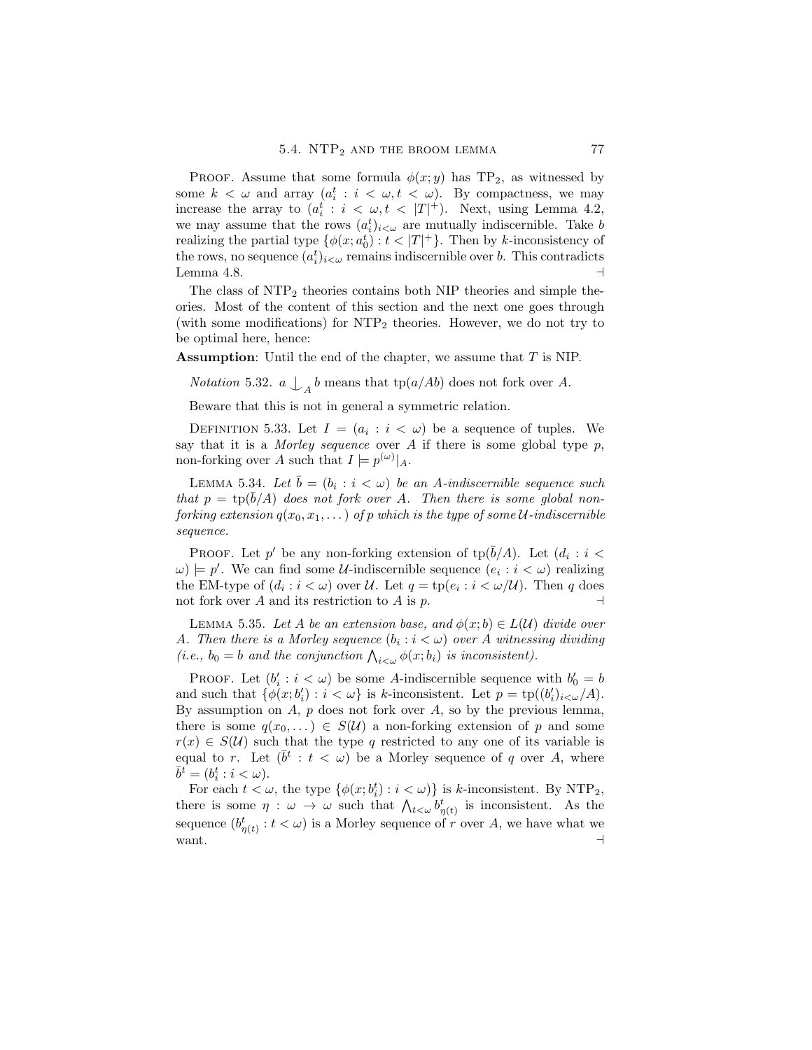Proof. Assume that some formula $\phi(x; y)$ has $\mathrm{TP}_2$, as witnessed by some $k < \omega$ and array $(a_i^t : i < \omega, t < \omega)$. By compactness, we may increase the array to $(a_i^t : i < \omega, t < |T|^+)$. Next, using Lemma 4.2, we may assume that the rows $(a_i^t)_{i<\omega}$ are mutually indiscernible. Take $b$ realizing the partial type $\{\phi(x; a_0^t) : t < |T|^+\}$. Then by $k$-inconsistency of the rows, no sequence $(a_i^t)_{i<\omega}$ remains indiscernible over $b$. This contradicts Lemma 4.8. ⊣

The class of $\mathrm{NTP}_2$ theories contains both NIP theories and simple theories. Most of the content of this section and the next one goes through (with some modifications) for $\mathrm{NTP}_2$ theories. However, we do not try to be optimal here, hence:

**Assumption**: Until the end of the chapter, we assume that $T$ is NIP.

*Notation* 5.32. $a \mathop{\smile\!\!\!\!\!\!|}_A b$ means that $\mathrm{tp}(a/Ab)$ does not fork over $A$.

Beware that this is not in general a symmetric relation.

Definition 5.33. Let $I = (a_i : i < \omega)$ be a sequence of tuples. We say that it is a *Morley sequence* over $A$ if there is some global type $p$, non-forking over $A$ such that $I \models p^{(\omega)}|_A$.

Lemma 5.34. *Let $\bar{b} = (b_i : i < \omega)$ be an $A$-indiscernible sequence such that $p = \mathrm{tp}(\bar{b}/A)$ does not fork over $A$. Then there is some global non-forking extension $q(x_0, x_1, \dots)$ of $p$ which is the type of some $\mathcal{U}$-indiscernible sequence.*

Proof. Let $p'$ be any non-forking extension of $\mathrm{tp}(\bar{b}/A)$. Let $(d_i : i < \omega) \models p'$. We can find some $\mathcal{U}$-indiscernible sequence $(e_i : i < \omega)$ realizing the EM-type of $(d_i : i < \omega)$ over $\mathcal{U}$. Let $q = \mathrm{tp}(e_i : i < \omega/\mathcal{U})$. Then $q$ does not fork over $A$ and its restriction to $A$ is $p$. ⊣

Lemma 5.35. *Let $A$ be an extension base, and $\phi(x; b) \in L(\mathcal{U})$ divide over $A$. Then there is a Morley sequence $(b_i : i < \omega)$ over $A$ witnessing dividing (i.e., $b_0 = b$ and the conjunction $\bigwedge_{i<\omega} \phi(x; b_i)$ is inconsistent).*

Proof. Let $(b'_i : i < \omega)$ be some $A$-indiscernible sequence with $b'_0 = b$ and such that $\{\phi(x; b'_i) : i < \omega\}$ is $k$-inconsistent. Let $p = \mathrm{tp}((b'_i)_{i<\omega}/A)$. By assumption on $A$, $p$ does not fork over $A$, so by the previous lemma, there is some $q(x_0, \dots) \in S(\mathcal{U})$ a non-forking extension of $p$ and some $r(x) \in S(\mathcal{U})$ such that the type $q$ restricted to any one of its variable is equal to $r$. Let $(\bar{b}^t : t < \omega)$ be a Morley sequence of $q$ over $A$, where $\bar{b}^t = (b_i^t : i < \omega)$.

For each $t < \omega$, the type $\{\phi(x; b_i^t) : i < \omega)\}$ is $k$-inconsistent. By $\mathrm{NTP}_2$, there is some $\eta : \omega \to \omega$ such that $\bigwedge_{t<\omega} b_{\eta(t)}^t$ is inconsistent. As the sequence $(b_{\eta(t)}^t : t < \omega)$ is a Morley sequence of $r$ over $A$, we have what we want. ⊣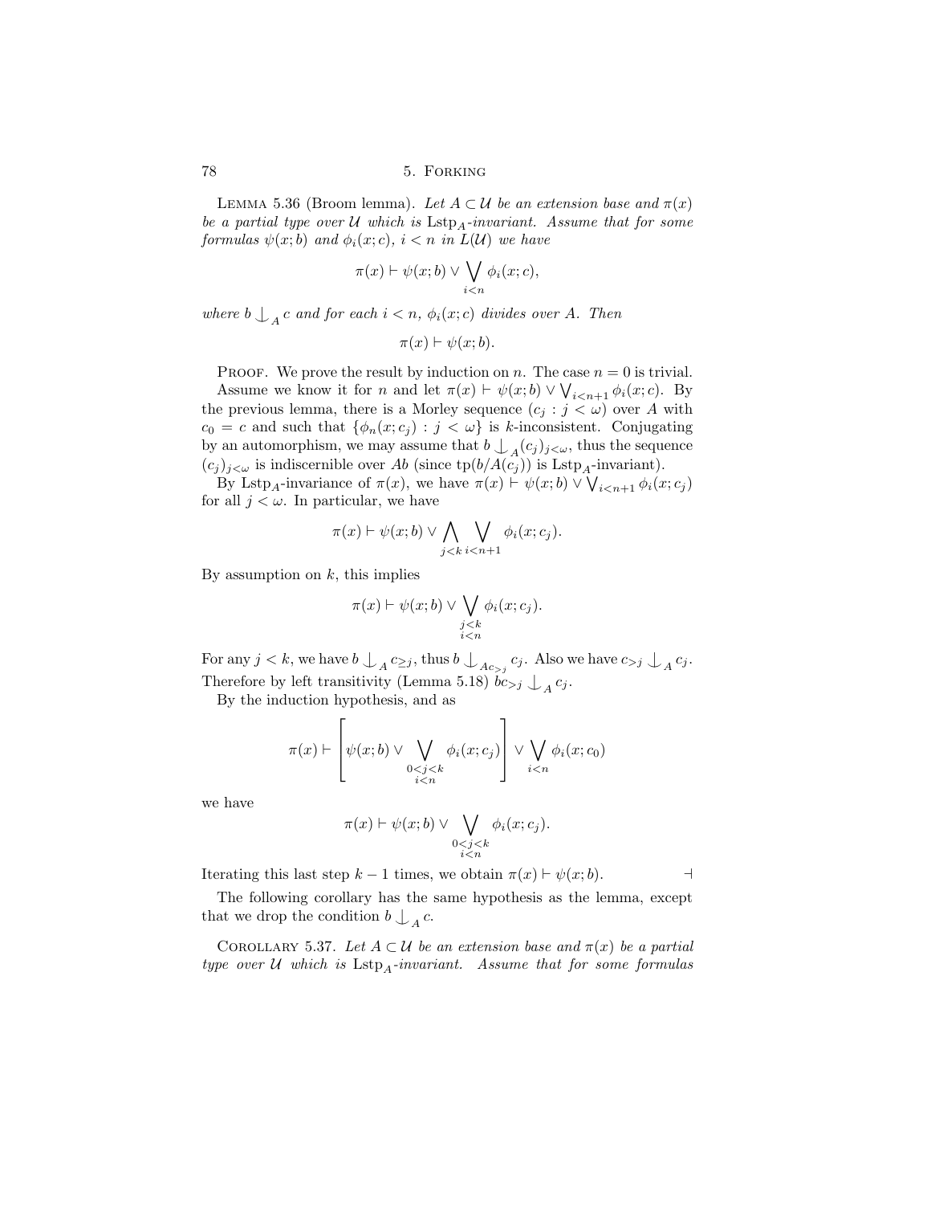Lemma 5.36 (Broom lemma). *Let $A \subset \mathcal{U}$ be an extension base and $\pi(x)$ be a partial type over $\mathcal{U}$ which is $\mathrm{Lstp}_A$-invariant. Assume that for some formulas $\psi(x;b)$ and $\phi_i(x;c)$, $i<n$ in $L(\mathcal{U})$ we have*

$$\pi(x) \vdash \psi(x;b) \vee \bigvee_{i<n} \phi_i(x;c),$$

*where $b \mathop{\smile\!\!\!\!\!\mid}_A c$ and for each $i<n$, $\phi_i(x;c)$ divides over $A$. Then*

$$\pi(x) \vdash \psi(x;b).$$

Proof. We prove the result by induction on $n$. The case $n=0$ is trivial.

Assume we know it for $n$ and let $\pi(x) \vdash \psi(x;b) \vee \bigvee_{i<n+1} \phi_i(x;c)$. By the previous lemma, there is a Morley sequence $(c_j : j<\omega)$ over $A$ with $c_0 = c$ and such that $\{\phi_n(x;c_j) : j<\omega\}$ is $k$-inconsistent. Conjugating by an automorphism, we may assume that $b \mathop{\smile\!\!\!\!\!\mid}_A (c_j)_{j<\omega}$, thus the sequence $(c_j)_{j<\omega}$ is indiscernible over $Ab$ (since $\mathrm{tp}(b/A(c_j))$ is $\mathrm{Lstp}_A$-invariant).

By $\mathrm{Lstp}_A$-invariance of $\pi(x)$, we have $\pi(x) \vdash \psi(x;b) \vee \bigvee_{i<n+1} \phi_i(x;c_j)$ for all $j<\omega$. In particular, we have

$$\pi(x) \vdash \psi(x;b) \vee \bigwedge_{j<k} \bigvee_{i<n+1} \phi_i(x;c_j).$$

By assumption on $k$, this implies

$$\pi(x) \vdash \psi(x;b) \vee \bigvee_{\substack{j<k \\ i<n}} \phi_i(x;c_j).$$

For any $j<k$, we have $b \mathop{\smile\!\!\!\!\!\mid}_A c_{\geq j}$, thus $b \mathop{\smile\!\!\!\!\!\mid}_{Ac_{>j}} c_j$. Also we have $c_{>j} \mathop{\smile\!\!\!\!\!\mid}_A c_j$. Therefore by left transitivity (Lemma 5.18) $bc_{>j} \mathop{\smile\!\!\!\!\!\mid}_A c_j$.

By the induction hypothesis, and as

$$\pi(x) \vdash \left[\psi(x;b) \vee \bigvee_{\substack{0<j<k \\ i<n}} \phi_i(x;c_j)\right] \vee \bigvee_{i<n} \phi_i(x;c_0)$$

we have

$$\pi(x) \vdash \psi(x;b) \vee \bigvee_{\substack{0<j<k \\ i<n}} \phi_i(x;c_j).$$

Iterating this last step $k-1$ times, we obtain $\pi(x) \vdash \psi(x;b)$. ⊣

The following corollary has the same hypothesis as the lemma, except that we drop the condition $b \mathop{\smile\!\!\!\!\!\mid}_A c$.

Corollary 5.37. *Let $A \subset \mathcal{U}$ be an extension base and $\pi(x)$ be a partial type over $\mathcal{U}$ which is $\mathrm{Lstp}_A$-invariant. Assume that for some formulas*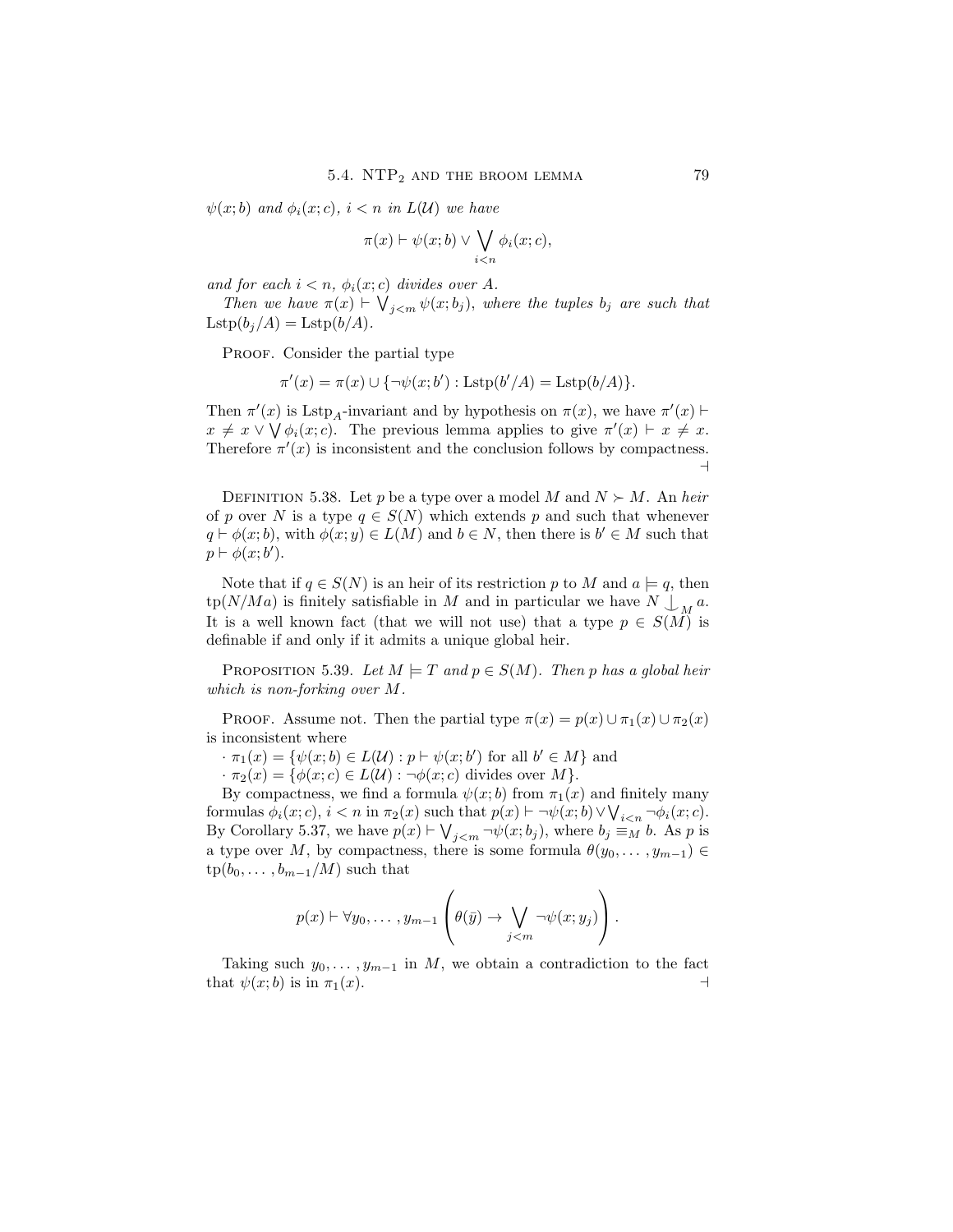*$\psi(x;b)$ and $\phi_i(x;c)$, $i<n$ in $L(\mathcal{U})$ we have*

$$\pi(x) \vdash \psi(x;b) \vee \bigvee_{i<n} \phi_i(x;c),$$

*and for each $i<n$, $\phi_i(x;c)$ divides over $A$.*

*Then we have $\pi(x) \vdash \bigvee_{j<m} \psi(x;b_j)$, where the tuples $b_j$ are such that $\mathrm{Lstp}(b_j/A) = \mathrm{Lstp}(b/A)$.*

Proof. Consider the partial type

$$\pi'(x) = \pi(x) \cup \{\neg\psi(x;b') : \mathrm{Lstp}(b'/A) = \mathrm{Lstp}(b/A)\}.$$

Then $\pi'(x)$ is $\mathrm{Lstp}_A$-invariant and by hypothesis on $\pi(x)$, we have $\pi'(x) \vdash x \neq x \vee \bigvee \phi_i(x;c)$. The previous lemma applies to give $\pi'(x) \vdash x \neq x$. Therefore $\pi'(x)$ is inconsistent and the conclusion follows by compactness. $\dashv$

Definition 5.38. Let $p$ be a type over a model $M$ and $N \succ M$. An *heir* of $p$ over $N$ is a type $q \in S(N)$ which extends $p$ and such that whenever $q \vdash \phi(x;b)$, with $\phi(x;y) \in L(M)$ and $b \in N$, then there is $b' \in M$ such that $p \vdash \phi(x;b')$.

Note that if $q \in S(N)$ is an heir of its restriction $p$ to $M$ and $a \models q$, then $\mathrm{tp}(N/Ma)$ is finitely satisfiable in $M$ and in particular we have $N \mathop{\smile\!\!\!\!\!\!|}_M a$. It is a well known fact (that we will not use) that a type $p \in S(M)$ is definable if and only if it admits a unique global heir.

Proposition 5.39. *Let $M \models T$ and $p \in S(M)$. Then $p$ has a global heir which is non-forking over $M$.*

Proof. Assume not. Then the partial type $\pi(x) = p(x) \cup \pi_1(x) \cup \pi_2(x)$ is inconsistent where

- $\pi_1(x) = \{\psi(x;b) \in L(\mathcal{U}) : p \vdash \psi(x;b')$ for all $b' \in M\}$ and
- $\pi_2(x) = \{\phi(x;c) \in L(\mathcal{U}) : \neg\phi(x;c)$ divides over $M\}$.

By compactness, we find a formula $\psi(x;b)$ from $\pi_1(x)$ and finitely many formulas $\phi_i(x;c)$, $i<n$ in $\pi_2(x)$ such that $p(x) \vdash \neg\psi(x;b) \vee \bigvee_{i<n} \neg\phi_i(x;c)$. By Corollary 5.37, we have $p(x) \vdash \bigvee_{j<m} \neg\psi(x;b_j)$, where $b_j \equiv_M b$. As $p$ is a type over $M$, by compactness, there is some formula $\theta(y_0,\dots,y_{m-1}) \in \mathrm{tp}(b_0,\dots,b_{m-1}/M)$ such that

$$p(x) \vdash \forall y_0,\dots,y_{m-1}\left(\theta(\bar{y}) \to \bigvee_{j<m} \neg\psi(x;y_j)\right).$$

Taking such $y_0,\dots,y_{m-1}$ in $M$, we obtain a contradiction to the fact that $\psi(x;b)$ is in $\pi_1(x)$. $\dashv$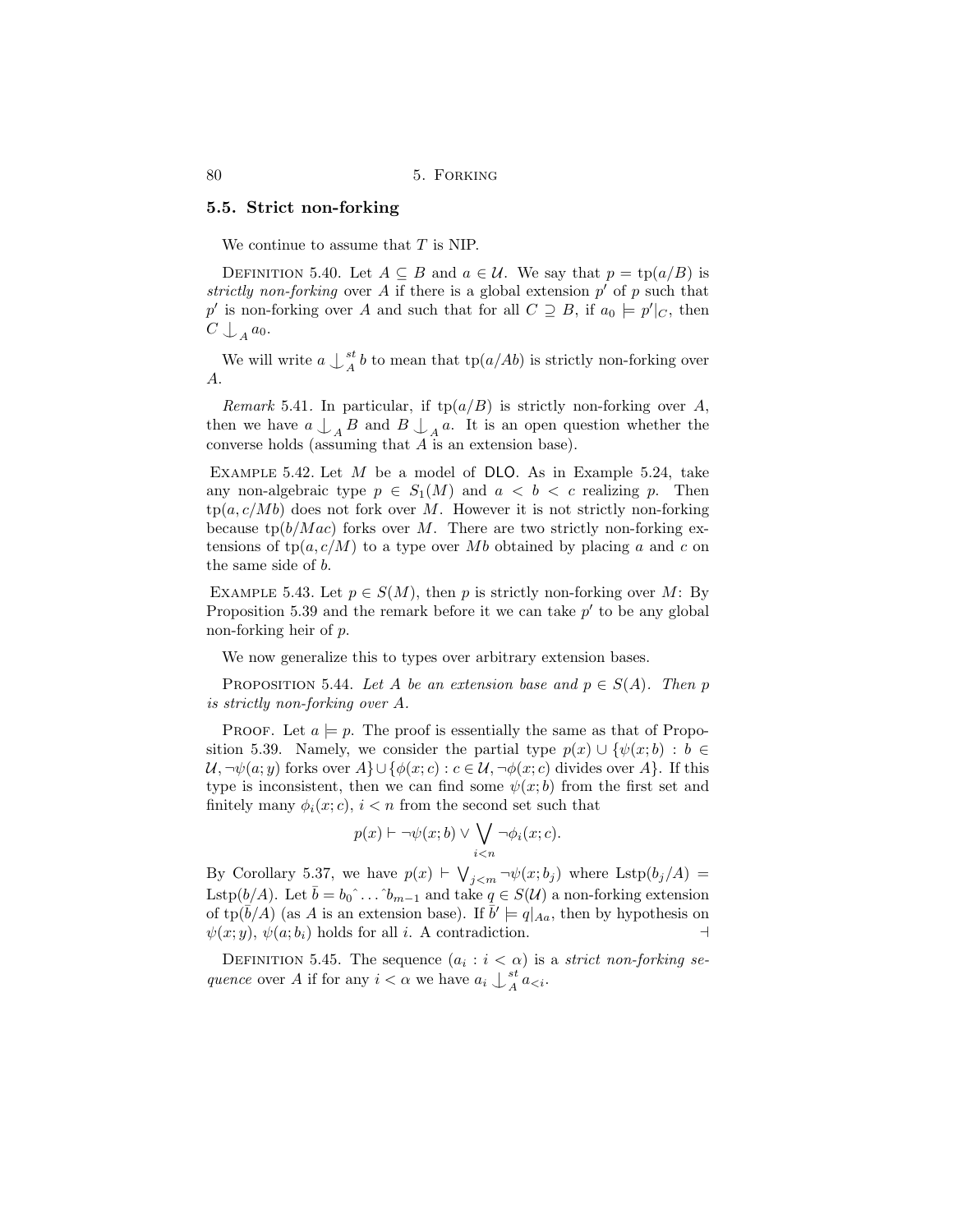## 5.5. Strict non-forking

We continue to assume that $T$ is NIP.

Definition 5.40. Let $A \subseteq B$ and $a \in \mathcal{U}$. We say that $p = \text{tp}(a/B)$ is *strictly non-forking* over $A$ if there is a global extension $p'$ of $p$ such that $p'$ is non-forking over $A$ and such that for all $C \supseteq B$, if $a_0 \models p'|_C$, then $C \mathop{\smile\!\!\!\!\!\vert}_A a_0$.

We will write $a \mathop{\smile\!\!\!\!\!\vert}^{st}_A b$ to mean that $\text{tp}(a/Ab)$ is strictly non-forking over $A$.

*Remark* 5.41. In particular, if $\text{tp}(a/B)$ is strictly non-forking over $A$, then we have $a \mathop{\smile\!\!\!\!\!\vert}_A B$ and $B \mathop{\smile\!\!\!\!\!\vert}_A a$. It is an open question whether the converse holds (assuming that $A$ is an extension base).

Example 5.42. Let $M$ be a model of DLO. As in Example 5.24, take any non-algebraic type $p \in S_1(M)$ and $a < b < c$ realizing $p$. Then $\text{tp}(a, c/Mb)$ does not fork over $M$. However it is not strictly non-forking because $\text{tp}(b/Mac)$ forks over $M$. There are two strictly non-forking extensions of $\text{tp}(a, c/M)$ to a type over $Mb$ obtained by placing $a$ and $c$ on the same side of $b$.

Example 5.43. Let $p \in S(M)$, then $p$ is strictly non-forking over $M$: By Proposition 5.39 and the remark before it we can take $p'$ to be any global non-forking heir of $p$.

We now generalize this to types over arbitrary extension bases.

Proposition 5.44. *Let $A$ be an extension base and $p \in S(A)$. Then $p$ is strictly non-forking over $A$.*

Proof. Let $a \models p$. The proof is essentially the same as that of Proposition 5.39. Namely, we consider the partial type $p(x) \cup \{\psi(x;b) : b \in \mathcal{U}, \neg\psi(a;y) \text{ forks over } A\} \cup \{\phi(x;c) : c \in \mathcal{U}, \neg\phi(x;c) \text{ divides over } A\}$. If this type is inconsistent, then we can find some $\psi(x;b)$ from the first set and finitely many $\phi_i(x;c)$, $i < n$ from the second set such that

$$p(x) \vdash \neg\psi(x;b) \vee \bigvee_{i<n} \neg\phi_i(x;c).$$

By Corollary 5.37, we have $p(x) \vdash \bigvee_{j<m} \neg\psi(x;b_j)$ where $\text{Lstp}(b_j/A) = \text{Lstp}(b/A)$. Let $\bar{b} = b_0\hat{\ }\ldots\hat{\ }b_{m-1}$ and take $q \in S(\mathcal{U})$ a non-forking extension of $\text{tp}(\bar{b}/A)$ (as $A$ is an extension base). If $\bar{b}' \models q|_{Aa}$, then by hypothesis on $\psi(x;y)$, $\psi(a;b_i)$ holds for all $i$. A contradiction. $\dashv$

Definition 5.45. The sequence $(a_i : i < \alpha)$ is a *strict non-forking sequence* over $A$ if for any $i < \alpha$ we have $a_i \mathop{\smile\!\!\!\!\!\vert}^{st}_A a_{<i}$.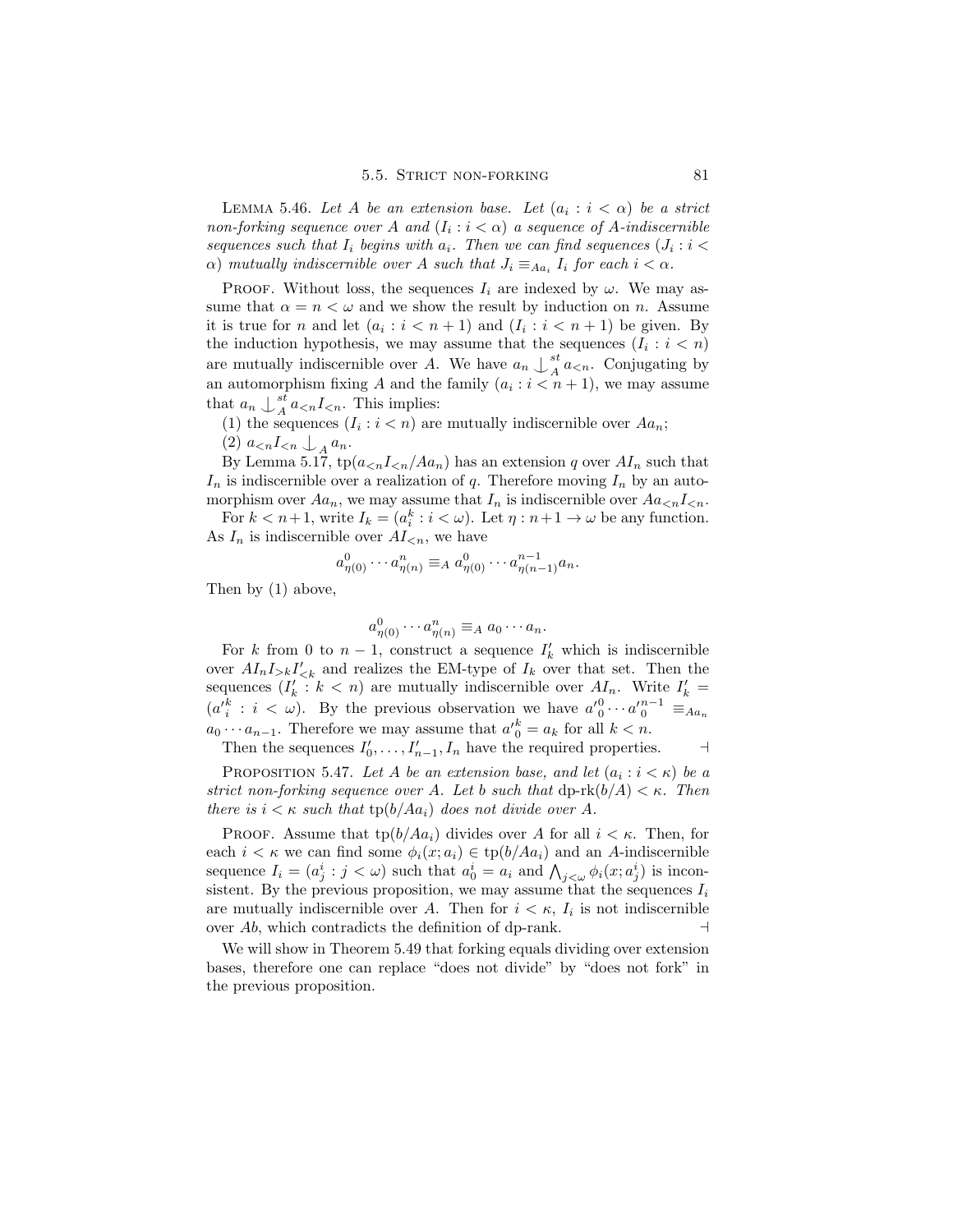Lemma 5.46. *Let $A$ be an extension base. Let $(a_i : i < \alpha)$ be a strict non-forking sequence over $A$ and $(I_i : i < \alpha)$ a sequence of $A$-indiscernible sequences such that $I_i$ begins with $a_i$. Then we can find sequences $(J_i : i < \alpha)$ mutually indiscernible over $A$ such that $J_i \equiv_{Aa_i} I_i$ for each $i < \alpha$.*

Proof. Without loss, the sequences $I_i$ are indexed by $\omega$. We may assume that $\alpha = n < \omega$ and we show the result by induction on $n$. Assume it is true for $n$ and let $(a_i : i < n+1)$ and $(I_i : i < n+1)$ be given. By the induction hypothesis, we may assume that the sequences $(I_i : i < n)$ are mutually indiscernible over $A$. We have $a_n \mathop{\smile\!\!\!\!\!\!|}\nolimits^{st}_A a_{<n}$. Conjugating by an automorphism fixing $A$ and the family $(a_i : i < n+1)$, we may assume that $a_n \mathop{\smile\!\!\!\!\!\!|}\nolimits^{st}_A a_{<n} I_{<n}$. This implies:

(1) the sequences $(I_i : i < n)$ are mutually indiscernible over $Aa_n$;

(2) $a_{<n} I_{<n} \mathop{\smile\!\!\!\!\!\!|}\nolimits_A a_n$.

By Lemma 5.17, $\mathrm{tp}(a_{<n} I_{<n}/Aa_n)$ has an extension $q$ over $AI_n$ such that $I_n$ is indiscernible over a realization of $q$. Therefore moving $I_n$ by an automorphism over $Aa_n$, we may assume that $I_n$ is indiscernible over $Aa_{<n} I_{<n}$.

For $k < n+1$, write $I_k = (a^k_i : i < \omega)$. Let $\eta : n+1 \to \omega$ be any function. As $I_n$ is indiscernible over $AI_{<n}$, we have

$$a^0_{\eta(0)} \cdots a^n_{\eta(n)} \equiv_A a^0_{\eta(0)} \cdots a^{n-1}_{\eta(n-1)} a_n.$$

Then by (1) above,

$$a^0_{\eta(0)} \cdots a^n_{\eta(n)} \equiv_A a_0 \cdots a_n.$$

For $k$ from $0$ to $n-1$, construct a sequence $I'_k$ which is indiscernible over $AI_n I_{>k} I'_{<k}$ and realizes the EM-type of $I_k$ over that set. Then the sequences $(I'_k : k < n)$ are mutually indiscernible over $AI_n$. Write $I'_k = (a'^k_i : i < \omega)$. By the previous observation we have $a'^0_0 \cdots a'^{n-1}_0 \equiv_{Aa_n} a_0 \cdots a_{n-1}$. Therefore we may assume that $a'^k_0 = a_k$ for all $k < n$.

Then the sequences $I'_0, \ldots, I'_{n-1}, I_n$ have the required properties. ⊣

Proposition 5.47. *Let $A$ be an extension base, and let $(a_i : i < \kappa)$ be a strict non-forking sequence over $A$. Let $b$ such that $\text{dp-rk}(b/A) < \kappa$. Then there is $i < \kappa$ such that $\mathrm{tp}(b/Aa_i)$ does not divide over $A$.*

Proof. Assume that $\mathrm{tp}(b/Aa_i)$ divides over $A$ for all $i < \kappa$. Then, for each $i < \kappa$ we can find some $\phi_i(x; a_i) \in \mathrm{tp}(b/Aa_i)$ and an $A$-indiscernible sequence $I_i = (a^i_j : j < \omega)$ such that $a^i_0 = a_i$ and $\bigwedge_{j<\omega} \phi_i(x; a^i_j)$ is inconsistent. By the previous proposition, we may assume that the sequences $I_i$ are mutually indiscernible over $A$. Then for $i < \kappa$, $I_i$ is not indiscernible over $Ab$, which contradicts the definition of dp-rank. ⊣

We will show in Theorem 5.49 that forking equals dividing over extension bases, therefore one can replace "does not divide" by "does not fork" in the previous proposition.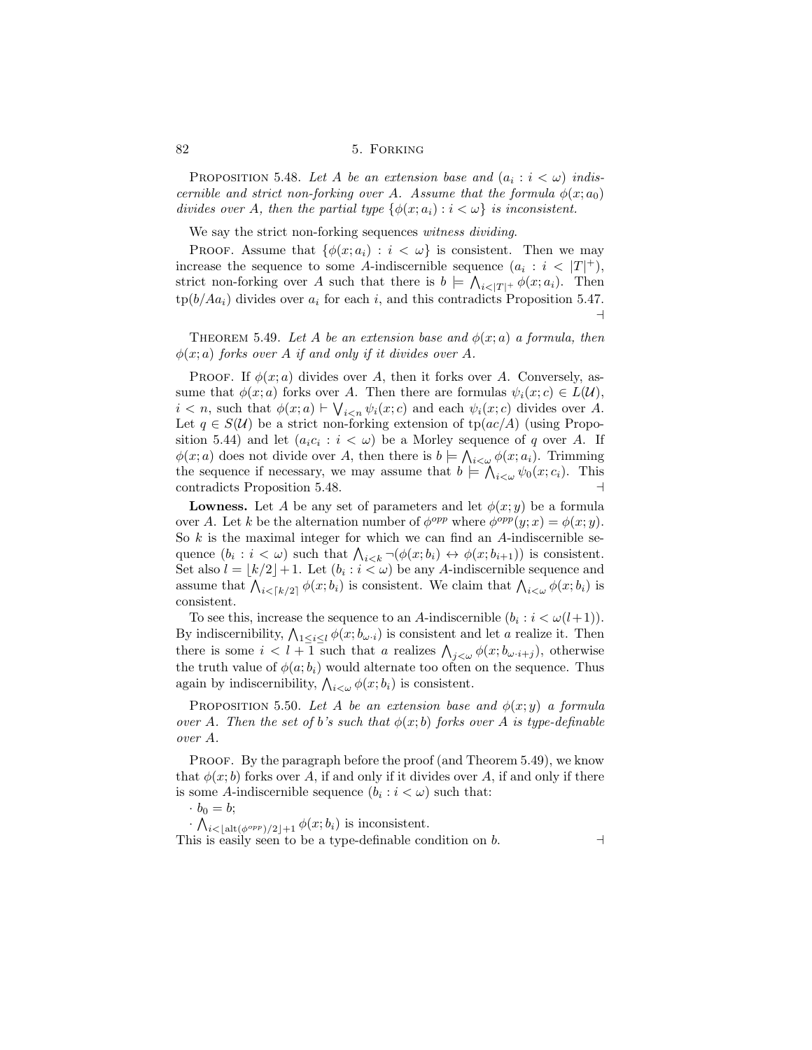Proposition 5.48. *Let $A$ be an extension base and $(a_i : i < \omega)$ indiscernible and strict non-forking over $A$. Assume that the formula $\phi(x; a_0)$ divides over $A$, then the partial type $\{\phi(x; a_i) : i < \omega\}$ is inconsistent.*

We say the strict non-forking sequences *witness dividing*.

Proof. Assume that $\{\phi(x; a_i) : i < \omega\}$ is consistent. Then we may increase the sequence to some $A$-indiscernible sequence $(a_i : i < |T|^+)$, strict non-forking over $A$ such that there is $b \models \bigwedge_{i<|T|^+} \phi(x; a_i)$. Then $\mathrm{tp}(b/Aa_i)$ divides over $a_i$ for each $i$, and this contradicts Proposition 5.47. ⊣

Theorem 5.49. *Let $A$ be an extension base and $\phi(x; a)$ a formula, then $\phi(x; a)$ forks over $A$ if and only if it divides over $A$.*

Proof. If $\phi(x; a)$ divides over $A$, then it forks over $A$. Conversely, assume that $\phi(x; a)$ forks over $A$. Then there are formulas $\psi_i(x; c) \in L(\mathcal{U})$, $i < n$, such that $\phi(x; a) \vdash \bigvee_{i<n} \psi_i(x; c)$ and each $\psi_i(x; c)$ divides over $A$. Let $q \in S(\mathcal{U})$ be a strict non-forking extension of $\mathrm{tp}(ac/A)$ (using Proposition 5.44) and let $(a_i c_i : i < \omega)$ be a Morley sequence of $q$ over $A$. If $\phi(x; a)$ does not divide over $A$, then there is $b \models \bigwedge_{i<\omega} \phi(x; a_i)$. Trimming the sequence if necessary, we may assume that $b \models \bigwedge_{i<\omega} \psi_0(x; c_i)$. This contradicts Proposition 5.48. ⊣

**Lowness.** Let $A$ be any set of parameters and let $\phi(x; y)$ be a formula over $A$. Let $k$ be the alternation number of $\phi^{opp}$ where $\phi^{opp}(y; x) = \phi(x; y)$. So $k$ is the maximal integer for which we can find an $A$-indiscernible sequence $(b_i : i < \omega)$ such that $\bigwedge_{i<k} \neg(\phi(x; b_i) \leftrightarrow \phi(x; b_{i+1}))$ is consistent. Set also $l = \lfloor k/2 \rfloor + 1$. Let $(b_i : i < \omega)$ be any $A$-indiscernible sequence and assume that $\bigwedge_{i<\lceil k/2 \rceil} \phi(x; b_i)$ is consistent. We claim that $\bigwedge_{i<\omega} \phi(x; b_i)$ is consistent.

To see this, increase the sequence to an $A$-indiscernible $(b_i : i < \omega(l+1))$. By indiscernibility, $\bigwedge_{1 \le i \le l} \phi(x; b_{\omega \cdot i})$ is consistent and let $a$ realize it. Then there is some $i < l + 1$ such that $a$ realizes $\bigwedge_{j<\omega} \phi(x; b_{\omega \cdot i + j})$, otherwise the truth value of $\phi(a; b_i)$ would alternate too often on the sequence. Thus again by indiscernibility, $\bigwedge_{i<\omega} \phi(x; b_i)$ is consistent.

Proposition 5.50. *Let $A$ be an extension base and $\phi(x; y)$ a formula over $A$. Then the set of $b$'s such that $\phi(x; b)$ forks over $A$ is type-definable over $A$.*

Proof. By the paragraph before the proof (and Theorem 5.49), we know that $\phi(x; b)$ forks over $A$, if and only if it divides over $A$, if and only if there is some $A$-indiscernible sequence $(b_i : i < \omega)$ such that:

· $b_0 = b$;

· $\bigwedge_{i<\lfloor \mathrm{alt}(\phi^{opp})/2 \rfloor + 1} \phi(x; b_i)$ is inconsistent.

This is easily seen to be a type-definable condition on $b$. ⊣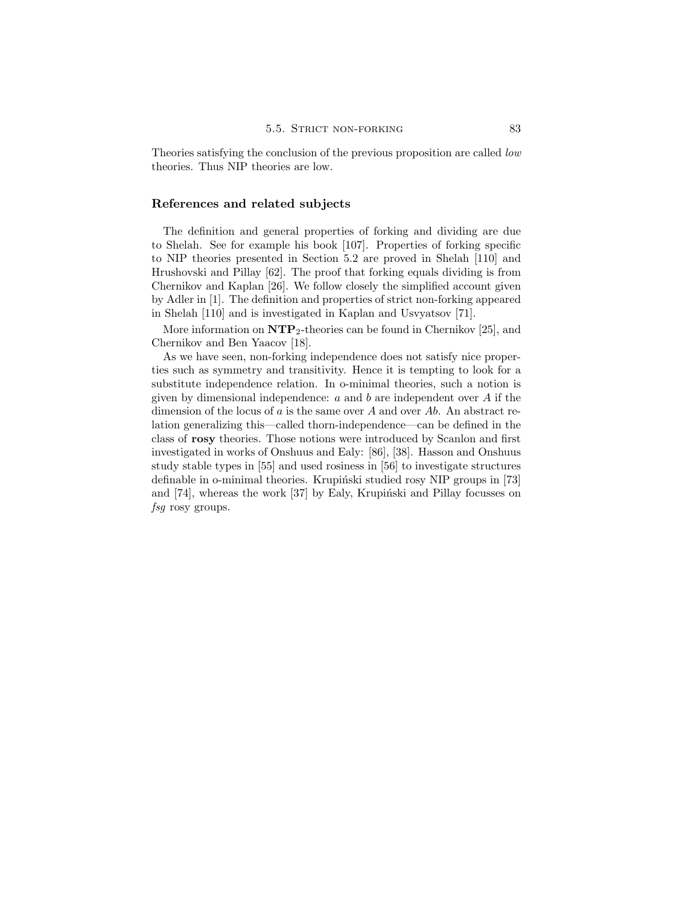Theories satisfying the conclusion of the previous proposition are called *low* theories. Thus NIP theories are low.

### References and related subjects

The definition and general properties of forking and dividing are due to Shelah. See for example his book [107]. Properties of forking specific to NIP theories presented in Section 5.2 are proved in Shelah [110] and Hrushovski and Pillay [62]. The proof that forking equals dividing is from Chernikov and Kaplan [26]. We follow closely the simplified account given by Adler in [1]. The definition and properties of strict non-forking appeared in Shelah [110] and is investigated in Kaplan and Usvyatsov [71].

More information on $\mathbf{NTP}_2$-theories can be found in Chernikov [25], and Chernikov and Ben Yaacov [18].

As we have seen, non-forking independence does not satisfy nice properties such as symmetry and transitivity. Hence it is tempting to look for a substitute independence relation. In o-minimal theories, such a notion is given by dimensional independence: $a$ and $b$ are independent over $A$ if the dimension of the locus of $a$ is the same over $A$ and over $Ab$. An abstract relation generalizing this—called thorn-independence—can be defined in the class of **rosy** theories. Those notions were introduced by Scanlon and first investigated in works of Onshuus and Ealy: [86], [38]. Hasson and Onshuus study stable types in [55] and used rosiness in [56] to investigate structures definable in o-minimal theories. Krupiński studied rosy NIP groups in [73] and [74], whereas the work [37] by Ealy, Krupiński and Pillay focusses on *fsg* rosy groups.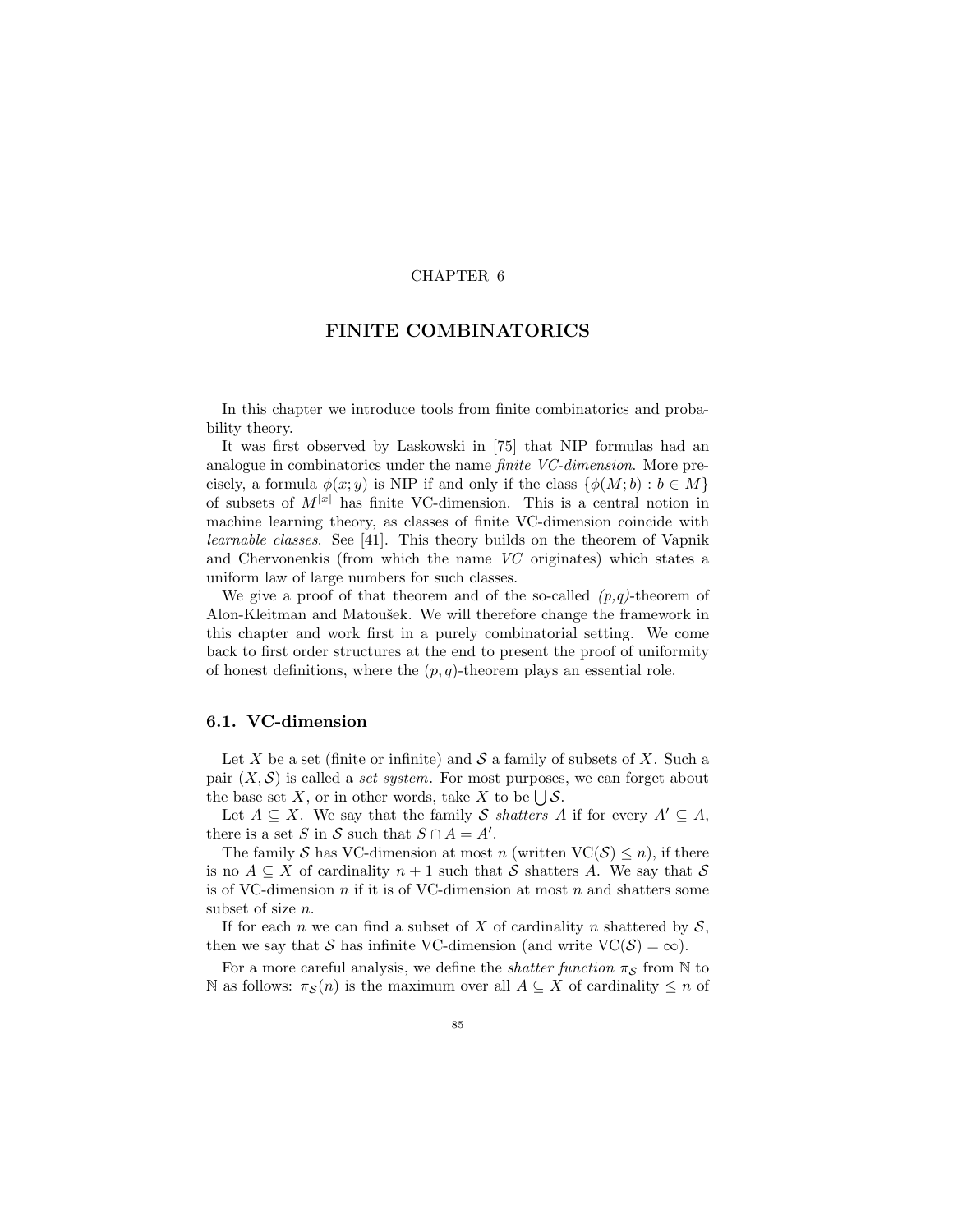# CHAPTER 6

# FINITE COMBINATORICS

In this chapter we introduce tools from finite combinatorics and probability theory.

It was first observed by Laskowski in [75] that NIP formulas had an analogue in combinatorics under the name *finite VC-dimension*. More precisely, a formula $\phi(x; y)$ is NIP if and only if the class $\{\phi(M; b) : b \in M\}$ of subsets of $M^{|x|}$ has finite VC-dimension. This is a central notion in machine learning theory, as classes of finite VC-dimension coincide with *learnable classes*. See [41]. This theory builds on the theorem of Vapnik and Chervonenkis (from which the name *VC* originates) which states a uniform law of large numbers for such classes.

We give a proof of that theorem and of the so-called *(p,q)*-theorem of Alon-Kleitman and Matoušek. We will therefore change the framework in this chapter and work first in a purely combinatorial setting. We come back to first order structures at the end to present the proof of uniformity of honest definitions, where the $(p, q)$-theorem plays an essential role.

## 6.1. VC-dimension

Let $X$ be a set (finite or infinite) and $\mathcal{S}$ a family of subsets of $X$. Such a pair $(X, \mathcal{S})$ is called a *set system*. For most purposes, we can forget about the base set $X$, or in other words, take $X$ to be $\bigcup \mathcal{S}$.

Let $A \subseteq X$. We say that the family $\mathcal{S}$ *shatters* $A$ if for every $A' \subseteq A$, there is a set $S$ in $\mathcal{S}$ such that $S \cap A = A'$.

The family $\mathcal{S}$ has VC-dimension at most $n$ (written $\mathrm{VC}(\mathcal{S}) \leq n$), if there is no $A \subseteq X$ of cardinality $n + 1$ such that $\mathcal{S}$ shatters $A$. We say that $\mathcal{S}$ is of VC-dimension $n$ if it is of VC-dimension at most $n$ and shatters some subset of size $n$.

If for each $n$ we can find a subset of $X$ of cardinality $n$ shattered by $\mathcal{S}$, then we say that $\mathcal{S}$ has infinite VC-dimension (and write $\mathrm{VC}(\mathcal{S}) = \infty$).

For a more careful analysis, we define the *shatter function* $\pi_{\mathcal{S}}$ from $\mathbb{N}$ to $\mathbb{N}$ as follows: $\pi_{\mathcal{S}}(n)$ is the maximum over all $A \subseteq X$ of cardinality $\leq n$ of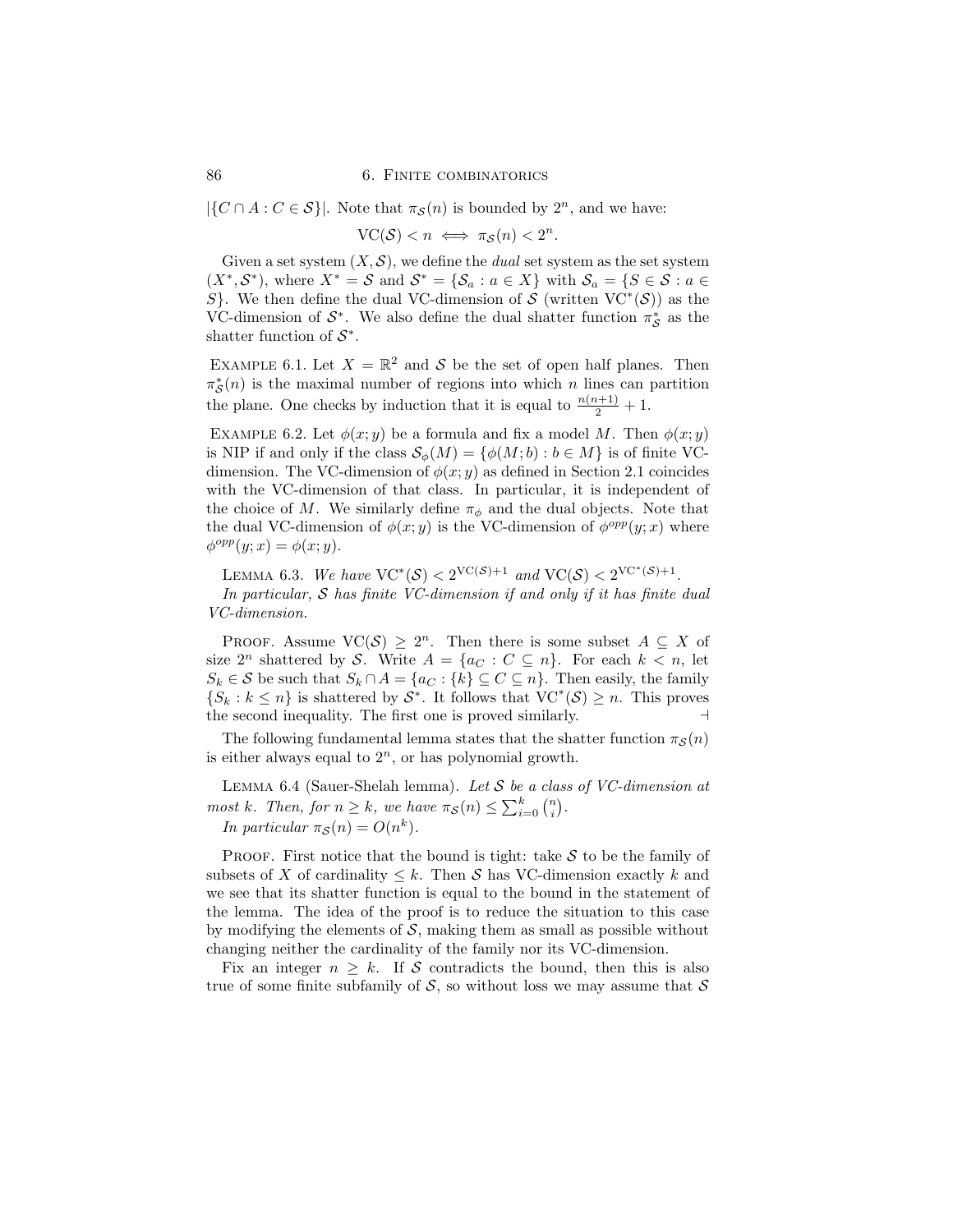$|\{C \cap A : C \in \mathcal{S}\}|$. Note that $\pi_{\mathcal{S}}(n)$ is bounded by $2^n$, and we have:

$$\mathrm{VC}(\mathcal{S}) < n \iff \pi_{\mathcal{S}}(n) < 2^n.$$

Given a set system $(X, \mathcal{S})$, we define the *dual* set system as the set system $(X^*, \mathcal{S}^*)$, where $X^* = \mathcal{S}$ and $\mathcal{S}^* = \{\mathcal{S}_a : a \in X\}$ with $\mathcal{S}_a = \{S \in \mathcal{S} : a \in S\}$. We then define the dual VC-dimension of $\mathcal{S}$ (written $\mathrm{VC}^*(\mathcal{S})$) as the VC-dimension of $\mathcal{S}^*$. We also define the dual shatter function $\pi^*_{\mathcal{S}}$ as the shatter function of $\mathcal{S}^*$.

Example 6.1. Let $X = \mathbb{R}^2$ and $\mathcal{S}$ be the set of open half planes. Then $\pi^*_{\mathcal{S}}(n)$ is the maximal number of regions into which $n$ lines can partition the plane. One checks by induction that it is equal to $\frac{n(n+1)}{2} + 1$.

Example 6.2. Let $\phi(x; y)$ be a formula and fix a model $M$. Then $\phi(x; y)$ is NIP if and only if the class $\mathcal{S}_\phi(M) = \{\phi(M; b) : b \in M\}$ is of finite VC-dimension. The VC-dimension of $\phi(x; y)$ as defined in Section 2.1 coincides with the VC-dimension of that class. In particular, it is independent of the choice of $M$. We similarly define $\pi_\phi$ and the dual objects. Note that the dual VC-dimension of $\phi(x; y)$ is the VC-dimension of $\phi^{opp}(y; x)$ where $\phi^{opp}(y; x) = \phi(x; y)$.

Lemma 6.3. *We have $\mathrm{VC}^*(\mathcal{S}) < 2^{\mathrm{VC}(\mathcal{S})+1}$ and $\mathrm{VC}(\mathcal{S}) < 2^{\mathrm{VC}^*(\mathcal{S})+1}$.*

*In particular, $\mathcal{S}$ has finite VC-dimension if and only if it has finite dual VC-dimension.*

Proof. Assume $\mathrm{VC}(\mathcal{S}) \geq 2^n$. Then there is some subset $A \subseteq X$ of size $2^n$ shattered by $\mathcal{S}$. Write $A = \{a_C : C \subseteq n\}$. For each $k < n$, let $S_k \in \mathcal{S}$ be such that $S_k \cap A = \{a_C : \{k\} \subseteq C \subseteq n\}$. Then easily, the family $\{S_k : k \leq n\}$ is shattered by $\mathcal{S}^*$. It follows that $\mathrm{VC}^*(\mathcal{S}) \geq n$. This proves the second inequality. The first one is proved similarly. ⊣

The following fundamental lemma states that the shatter function $\pi_{\mathcal{S}}(n)$ is either always equal to $2^n$, or has polynomial growth.

Lemma 6.4 (Sauer-Shelah lemma). *Let $\mathcal{S}$ be a class of VC-dimension at most $k$. Then, for $n \geq k$, we have $\pi_{\mathcal{S}}(n) \leq \sum_{i=0}^{k} \binom{n}{i}$.*

*In particular $\pi_{\mathcal{S}}(n) = O(n^k)$.*

Proof. First notice that the bound is tight: take $\mathcal{S}$ to be the family of subsets of $X$ of cardinality $\leq k$. Then $\mathcal{S}$ has VC-dimension exactly $k$ and we see that its shatter function is equal to the bound in the statement of the lemma. The idea of the proof is to reduce the situation to this case by modifying the elements of $\mathcal{S}$, making them as small as possible without changing neither the cardinality of the family nor its VC-dimension.

Fix an integer $n \geq k$. If $\mathcal{S}$ contradicts the bound, then this is also true of some finite subfamily of $\mathcal{S}$, so without loss we may assume that $\mathcal{S}$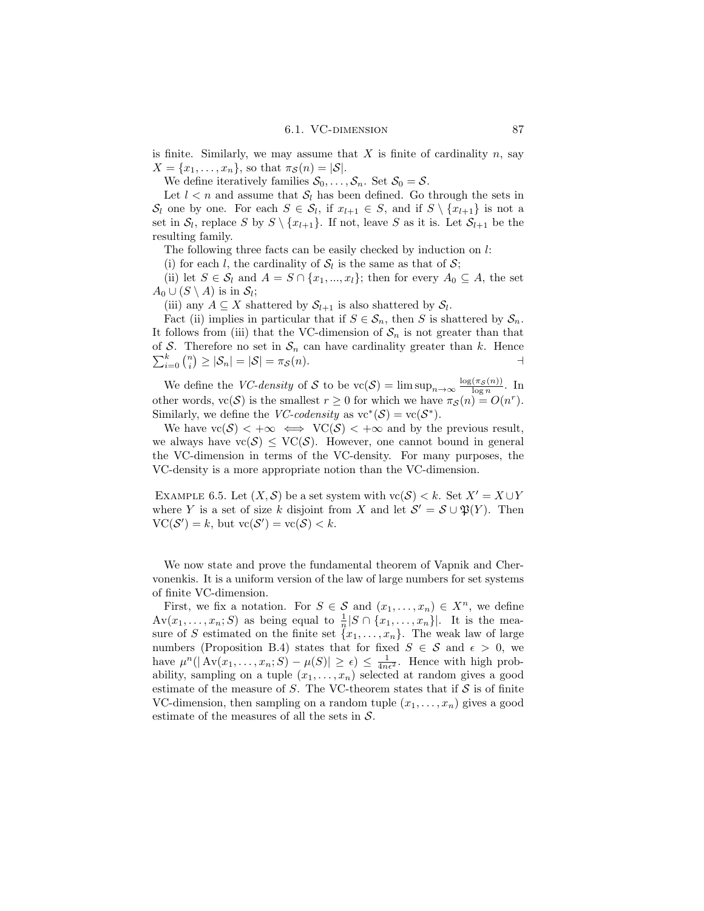is finite. Similarly, we may assume that $X$ is finite of cardinality $n$, say $X = \{x_1, \dots, x_n\}$, so that $\pi_{\mathcal{S}}(n) = |\mathcal{S}|$.

We define iteratively families $\mathcal{S}_0, \dots, \mathcal{S}_n$. Set $\mathcal{S}_0 = \mathcal{S}$.

Let $l < n$ and assume that $\mathcal{S}_l$ has been defined. Go through the sets in $\mathcal{S}_l$ one by one. For each $S \in \mathcal{S}_l$, if $x_{l+1} \in S$, and if $S \setminus \{x_{l+1}\}$ is not a set in $\mathcal{S}_l$, replace $S$ by $S \setminus \{x_{l+1}\}$. If not, leave $S$ as it is. Let $\mathcal{S}_{l+1}$ be the resulting family.

The following three facts can be easily checked by induction on $l$:

(i) for each $l$, the cardinality of $\mathcal{S}_l$ is the same as that of $\mathcal{S}$;

(ii) let $S \in \mathcal{S}_l$ and $A = S \cap \{x_1, ..., x_l\}$; then for every $A_0 \subseteq A$, the set $A_0 \cup (S \setminus A)$ is in $\mathcal{S}_l$;

(iii) any $A \subseteq X$ shattered by $\mathcal{S}_{l+1}$ is also shattered by $\mathcal{S}_l$.

Fact (ii) implies in particular that if $S \in \mathcal{S}_n$, then $S$ is shattered by $\mathcal{S}_n$. It follows from (iii) that the VC-dimension of $\mathcal{S}_n$ is not greater than that of $\mathcal{S}$. Therefore no set in $\mathcal{S}_n$ can have cardinality greater than $k$. Hence $\sum_{i=0}^{k} \binom{n}{i} \geq |\mathcal{S}_n| = |\mathcal{S}| = \pi_{\mathcal{S}}(n)$. ⊣

We define the *VC-density* of $\mathcal{S}$ to be $\mathrm{vc}(\mathcal{S}) = \limsup_{n \to \infty} \frac{\log(\pi_{\mathcal{S}}(n))}{\log n}$. In other words, $\mathrm{vc}(\mathcal{S})$ is the smallest $r \geq 0$ for which we have $\pi_{\mathcal{S}}(n) = O(n^r)$. Similarly, we define the *VC-codensity* as $\mathrm{vc}^*(\mathcal{S}) = \mathrm{vc}(\mathcal{S}^*)$.

We have $\mathrm{vc}(\mathcal{S}) < +\infty \iff \mathrm{VC}(\mathcal{S}) < +\infty$ and by the previous result, we always have $\mathrm{vc}(\mathcal{S}) \leq \mathrm{VC}(\mathcal{S})$. However, one cannot bound in general the VC-dimension in terms of the VC-density. For many purposes, the VC-density is a more appropriate notion than the VC-dimension.

Example 6.5. Let $(X, \mathcal{S})$ be a set system with $\mathrm{vc}(\mathcal{S}) < k$. Set $X' = X \cup Y$ where $Y$ is a set of size $k$ disjoint from $X$ and let $\mathcal{S}' = \mathcal{S} \cup \mathfrak{P}(Y)$. Then $\mathrm{VC}(\mathcal{S}') = k$, but $\mathrm{vc}(\mathcal{S}') = \mathrm{vc}(\mathcal{S}) < k$.

We now state and prove the fundamental theorem of Vapnik and Chervonenkis. It is a uniform version of the law of large numbers for set systems of finite VC-dimension.

First, we fix a notation. For $S \in \mathcal{S}$ and $(x_1, \dots, x_n) \in X^n$, we define $\mathrm{Av}(x_1, \dots, x_n; S)$ as being equal to $\frac{1}{n}|S \cap \{x_1, \dots, x_n\}|$. It is the measure of $S$ estimated on the finite set $\{x_1, \dots, x_n\}$. The weak law of large numbers (Proposition B.4) states that for fixed $S \in \mathcal{S}$ and $\epsilon > 0$, we have $\mu^n(|\mathrm{Av}(x_1, \dots, x_n; S) - \mu(S)| \geq \epsilon) \leq \frac{1}{4n\epsilon^2}$. Hence with high probability, sampling on a tuple $(x_1, \dots, x_n)$ selected at random gives a good estimate of the measure of $S$. The VC-theorem states that if $\mathcal{S}$ is of finite VC-dimension, then sampling on a random tuple $(x_1, \dots, x_n)$ gives a good estimate of the measures of all the sets in $\mathcal{S}$.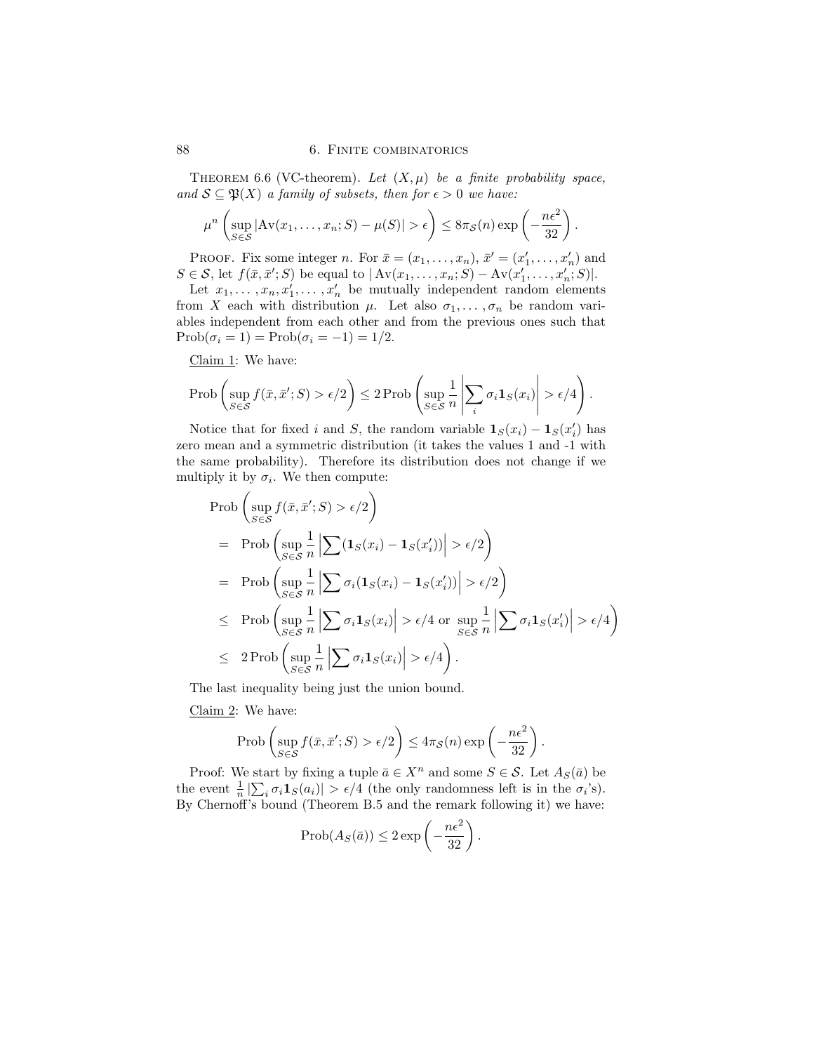Theorem 6.6 (VC-theorem). *Let $(X, \mu)$ be a finite probability space, and $\mathcal{S} \subseteq \mathfrak{P}(X)$ a family of subsets, then for $\epsilon > 0$ we have:*

$$\mu^n \left( \sup_{S \in \mathcal{S}} |\mathrm{Av}(x_1, \dots, x_n; S) - \mu(S)| > \epsilon \right) \leq 8\pi_{\mathcal{S}}(n) \exp\left( -\frac{n\epsilon^2}{32} \right).$$

Proof. Fix some integer $n$. For $\bar{x} = (x_1, \dots, x_n)$, $\bar{x}' = (x'_1, \dots, x'_n)$ and $S \in \mathcal{S}$, let $f(\bar{x}, \bar{x}'; S)$ be equal to $|\mathrm{Av}(x_1, \dots, x_n; S) - \mathrm{Av}(x'_1, \dots, x'_n; S)|$.

Let $x_1, \dots, x_n, x'_1, \dots, x'_n$ be mutually independent random elements from $X$ each with distribution $\mu$. Let also $\sigma_1, \dots, \sigma_n$ be random variables independent from each other and from the previous ones such that $\mathrm{Prob}(\sigma_i = 1) = \mathrm{Prob}(\sigma_i = -1) = 1/2$.

Claim 1: We have:

$$\mathrm{Prob}\left( \sup_{S \in \mathcal{S}} f(\bar{x}, \bar{x}'; S) > \epsilon/2 \right) \leq 2\, \mathrm{Prob}\left( \sup_{S \in \mathcal{S}} \frac{1}{n} \left| \sum_i \sigma_i \mathbf{1}_S(x_i) \right| > \epsilon/4 \right).$$

Notice that for fixed $i$ and $S$, the random variable $\mathbf{1}_S(x_i) - \mathbf{1}_S(x'_i)$ has zero mean and a symmetric distribution (it takes the values 1 and -1 with the same probability). Therefore its distribution does not change if we multiply it by $\sigma_i$. We then compute:

$$\begin{aligned}
&\mathrm{Prob}\left( \sup_{S \in \mathcal{S}} f(\bar{x}, \bar{x}'; S) > \epsilon/2 \right) \\
&= \mathrm{Prob}\left( \sup_{S \in \mathcal{S}} \frac{1}{n} \left| \sum (\mathbf{1}_S(x_i) - \mathbf{1}_S(x'_i)) \right| > \epsilon/2 \right) \\
&= \mathrm{Prob}\left( \sup_{S \in \mathcal{S}} \frac{1}{n} \left| \sum \sigma_i (\mathbf{1}_S(x_i) - \mathbf{1}_S(x'_i)) \right| > \epsilon/2 \right) \\
&\leq \mathrm{Prob}\left( \sup_{S \in \mathcal{S}} \frac{1}{n} \left| \sum \sigma_i \mathbf{1}_S(x_i) \right| > \epsilon/4 \text{ or } \sup_{S \in \mathcal{S}} \frac{1}{n} \left| \sum \sigma_i \mathbf{1}_S(x'_i) \right| > \epsilon/4 \right) \\
&\leq 2\, \mathrm{Prob}\left( \sup_{S \in \mathcal{S}} \frac{1}{n} \left| \sum \sigma_i \mathbf{1}_S(x_i) \right| > \epsilon/4 \right).
\end{aligned}$$

The last inequality being just the union bound.

Claim 2: We have:

$$\mathrm{Prob}\left( \sup_{S \in \mathcal{S}} f(\bar{x}, \bar{x}'; S) > \epsilon/2 \right) \leq 4\pi_{\mathcal{S}}(n) \exp\left( -\frac{n\epsilon^2}{32} \right).$$

Proof: We start by fixing a tuple $\bar{a} \in X^n$ and some $S \in \mathcal{S}$. Let $A_S(\bar{a})$ be the event $\frac{1}{n} |\sum_i \sigma_i \mathbf{1}_S(a_i)| > \epsilon/4$ (the only randomness left is in the $\sigma_i$'s). By Chernoff's bound (Theorem B.5 and the remark following it) we have:

$$\mathrm{Prob}(A_S(\bar{a})) \leq 2 \exp\left( -\frac{n\epsilon^2}{32} \right).$$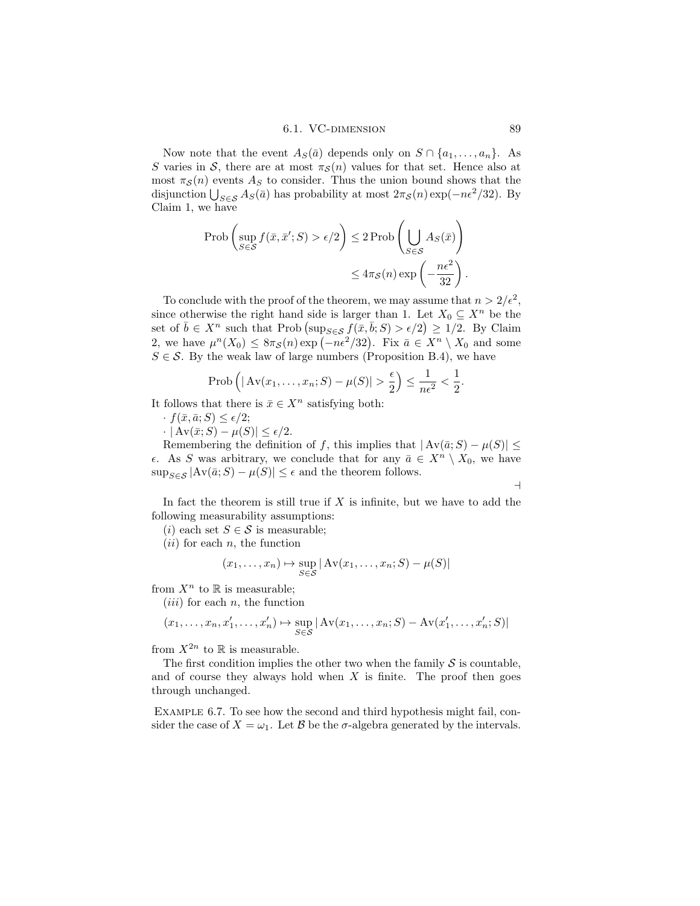Now note that the event $A_S(\bar{a})$ depends only on $S \cap \{a_1, \ldots, a_n\}$. As $S$ varies in $\mathcal{S}$, there are at most $\pi_{\mathcal{S}}(n)$ values for that set. Hence also at most $\pi_{\mathcal{S}}(n)$ events $A_S$ to consider. Thus the union bound shows that the disjunction $\bigcup_{S \in \mathcal{S}} A_S(\bar{a})$ has probability at most $2\pi_{\mathcal{S}}(n) \exp(-n\epsilon^2/32)$. By Claim 1, we have

$$\operatorname{Prob}\left(\sup_{S \in \mathcal{S}} f(\bar{x}, \bar{x}'; S) > \epsilon/2\right) \leq 2 \operatorname{Prob}\left(\bigcup_{S \in \mathcal{S}} A_S(\bar{x})\right) \leq 4\pi_{\mathcal{S}}(n) \exp\left(-\frac{n\epsilon^2}{32}\right).$$

To conclude with the proof of the theorem, we may assume that $n > 2/\epsilon^2$, since otherwise the right hand side is larger than 1. Let $X_0 \subseteq X^n$ be the set of $\bar{b} \in X^n$ such that $\operatorname{Prob}\left(\sup_{S \in \mathcal{S}} f(\bar{x}, \bar{b}; S) > \epsilon/2\right) \geq 1/2$. By Claim 2, we have $\mu^n(X_0) \leq 8\pi_{\mathcal{S}}(n) \exp\left(-n\epsilon^2/32\right)$. Fix $\bar{a} \in X^n \setminus X_0$ and some $S \in \mathcal{S}$. By the weak law of large numbers (Proposition B.4), we have

$$\operatorname{Prob}\left(|\operatorname{Av}(x_1, \ldots, x_n; S) - \mu(S)| > \frac{\epsilon}{2}\right) \leq \frac{1}{n\epsilon^2} < \frac{1}{2}.$$

It follows that there is $\bar{x} \in X^n$ satisfying both:

- $f(\bar{x}, \bar{a}; S) \leq \epsilon/2$;
- $|\operatorname{Av}(\bar{x}; S) - \mu(S)| \leq \epsilon/2$.

Remembering the definition of $f$, this implies that $|\operatorname{Av}(\bar{a}; S) - \mu(S)| \leq \epsilon$. As $S$ was arbitrary, we conclude that for any $\bar{a} \in X^n \setminus X_0$, we have $\sup_{S \in \mathcal{S}} |\operatorname{Av}(\bar{a}; S) - \mu(S)| \leq \epsilon$ and the theorem follows.

⊣

In fact the theorem is still true if $X$ is infinite, but we have to add the following measurability assumptions:

$(i)$ each set $S \in \mathcal{S}$ is measurable;

$(ii)$ for each $n$, the function

$$(x_1, \ldots, x_n) \mapsto \sup_{S \in \mathcal{S}} |\operatorname{Av}(x_1, \ldots, x_n; S) - \mu(S)|$$

from $X^n$ to $\mathbb{R}$ is measurable;

$(iii)$ for each $n$, the function

$$(x_1, \ldots, x_n, x'_1, \ldots, x'_n) \mapsto \sup_{S \in \mathcal{S}} |\operatorname{Av}(x_1, \ldots, x_n; S) - \operatorname{Av}(x'_1, \ldots, x'_n; S)|$$

from $X^{2n}$ to $\mathbb{R}$ is measurable.

The first condition implies the other two when the family $\mathcal{S}$ is countable, and of course they always hold when $X$ is finite. The proof then goes through unchanged.

Example 6.7. To see how the second and third hypothesis might fail, consider the case of $X = \omega_1$. Let $\mathcal{B}$ be the $\sigma$-algebra generated by the intervals.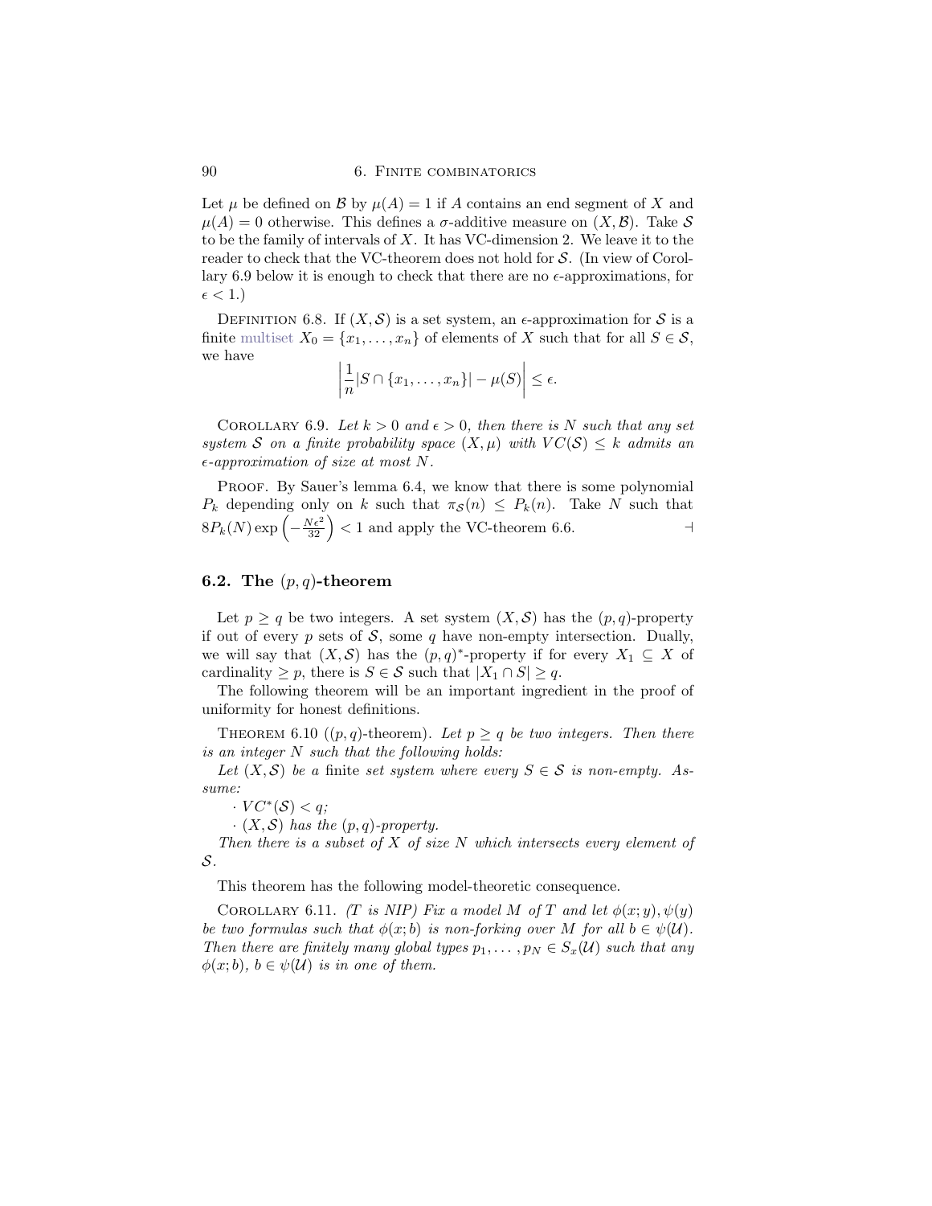Let $\mu$ be defined on $\mathcal{B}$ by $\mu(A) = 1$ if $A$ contains an end segment of $X$ and $\mu(A) = 0$ otherwise. This defines a $\sigma$-additive measure on $(X, \mathcal{B})$. Take $\mathcal{S}$ to be the family of intervals of $X$. It has VC-dimension 2. We leave it to the reader to check that the VC-theorem does not hold for $\mathcal{S}$. (In view of Corollary 6.9 below it is enough to check that there are no $\epsilon$-approximations, for $\epsilon < 1$.)

Definition 6.8. If $(X, \mathcal{S})$ is a set system, an $\epsilon$-approximation for $\mathcal{S}$ is a finite multiset $X_0 = \{x_1, \ldots, x_n\}$ of elements of $X$ such that for all $S \in \mathcal{S}$, we have

$$\left| \frac{1}{n} |S \cap \{x_1, \ldots, x_n\}| - \mu(S) \right| \leq \epsilon.$$

Corollary 6.9. *Let $k > 0$ and $\epsilon > 0$, then there is $N$ such that any set system $\mathcal{S}$ on a finite probability space $(X, \mu)$ with $VC(\mathcal{S}) \leq k$ admits an $\epsilon$-approximation of size at most $N$.*

Proof. By Sauer's lemma 6.4, we know that there is some polynomial $P_k$ depending only on $k$ such that $\pi_{\mathcal{S}}(n) \leq P_k(n)$. Take $N$ such that $8P_k(N) \exp\left(-\frac{N\epsilon^2}{32}\right) < 1$ and apply the VC-theorem 6.6. $\dashv$

## 6.2. The $(p, q)$-theorem

Let $p \geq q$ be two integers. A set system $(X, \mathcal{S})$ has the $(p, q)$-property if out of every $p$ sets of $\mathcal{S}$, some $q$ have non-empty intersection. Dually, we will say that $(X, \mathcal{S})$ has the $(p, q)^*$-property if for every $X_1 \subseteq X$ of cardinality $\geq p$, there is $S \in \mathcal{S}$ such that $|X_1 \cap S| \geq q$.

The following theorem will be an important ingredient in the proof of uniformity for honest definitions.

Theorem 6.10 ($(p, q)$-theorem). *Let $p \geq q$ be two integers. Then there is an integer $N$ such that the following holds:*

*Let $(X, \mathcal{S})$ be a* finite *set system where every $S \in \mathcal{S}$ is non-empty. Assume:*

- *$VC^*(\mathcal{S}) < q$;*
- *$(X, \mathcal{S})$ has the $(p, q)$-property.*

*Then there is a subset of $X$ of size $N$ which intersects every element of $\mathcal{S}$.*

This theorem has the following model-theoretic consequence.

Corollary 6.11. *(T is NIP) Fix a model $M$ of $T$ and let $\phi(x; y), \psi(y)$ be two formulas such that $\phi(x; b)$ is non-forking over $M$ for all $b \in \psi(\mathcal{U})$. Then there are finitely many global types $p_1, \ldots, p_N \in S_x(\mathcal{U})$ such that any $\phi(x; b)$, $b \in \psi(\mathcal{U})$ is in one of them.*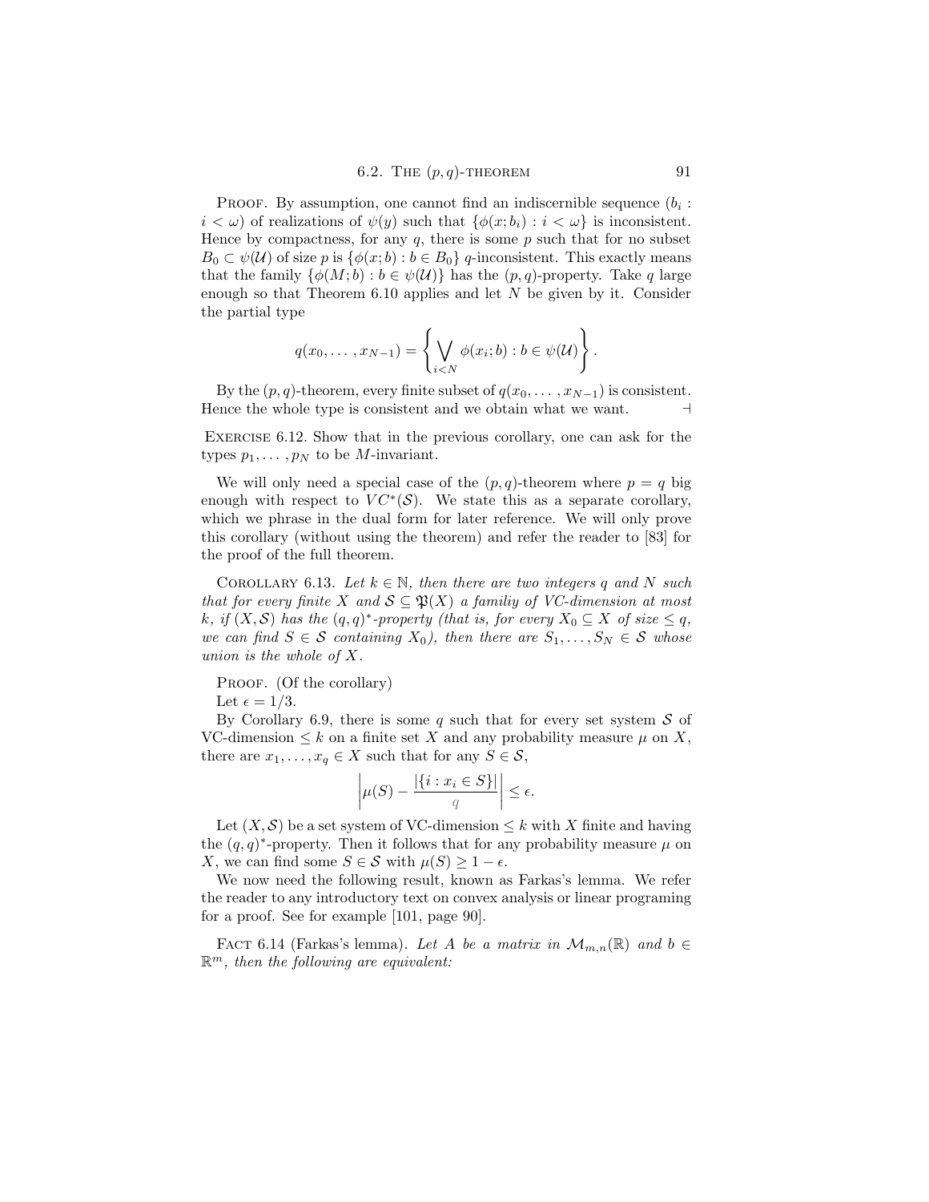PROOF. By assumption, one cannot find an indiscernible sequence $(b_i : i < \omega)$ of realizations of $\psi(y)$ such that $\{\phi(x; b_i) : i < \omega\}$ is inconsistent. Hence by compactness, for any $q$, there is some $p$ such that for no subset $B_0 \subset \psi(\mathcal{U})$ of size $p$ is $\{\phi(x; b) : b \in B_0\}$ $q$-inconsistent. This exactly means that the family $\{\phi(M; b) : b \in \psi(\mathcal{U})\}$ has the $(p, q)$-property. Take $q$ large enough so that Theorem 6.10 applies and let $N$ be given by it. Consider the partial type

$$q(x_0, \ldots, x_{N-1}) = \left\{ \bigvee_{i<N} \phi(x_i; b) : b \in \psi(\mathcal{U}) \right\}.$$

By the $(p, q)$-theorem, every finite subset of $q(x_0, \ldots, x_{N-1})$ is consistent. Hence the whole type is consistent and we obtain what we want. ⊣

EXERCISE 6.12. Show that in the previous corollary, one can ask for the types $p_1, \ldots, p_N$ to be $M$-invariant.

We will only need a special case of the $(p, q)$-theorem where $p = q$ big enough with respect to $VC^*(\mathcal{S})$. We state this as a separate corollary, which we phrase in the dual form for later reference. We will only prove this corollary (without using the theorem) and refer the reader to [83] for the proof of the full theorem.

COROLLARY 6.13. *Let $k \in \mathbb{N}$, then there are two integers $q$ and $N$ such that for every finite $X$ and $\mathcal{S} \subseteq \mathfrak{P}(X)$ a familiy of VC-dimension at most $k$, if $(X, \mathcal{S})$ has the $(q, q)^*$-property (that is, for every $X_0 \subseteq X$ of size $\leq q$, we can find $S \in \mathcal{S}$ containing $X_0$), then there are $S_1, \ldots, S_N \in \mathcal{S}$ whose union is the whole of $X$.*

PROOF. (Of the corollary)

Let $\epsilon = 1/3$.

By Corollary 6.9, there is some $q$ such that for every set system $\mathcal{S}$ of VC-dimension $\leq k$ on a finite set $X$ and any probability measure $\mu$ on $X$, there are $x_1, \ldots, x_q \in X$ such that for any $S \in \mathcal{S}$,

$$\left| \mu(S) - \frac{|\{i : x_i \in S\}|}{q} \right| \leq \epsilon.$$

Let $(X, \mathcal{S})$ be a set system of VC-dimension $\leq k$ with $X$ finite and having the $(q, q)^*$-property. Then it follows that for any probability measure $\mu$ on $X$, we can find some $S \in \mathcal{S}$ with $\mu(S) \geq 1 - \epsilon$.

We now need the following result, known as Farkas's lemma. We refer the reader to any introductory text on convex analysis or linear programing for a proof. See for example [101, page 90].

FACT 6.14 (Farkas's lemma). *Let $A$ be a matrix in $\mathcal{M}_{m,n}(\mathbb{R})$ and $b \in \mathbb{R}^m$, then the following are equivalent:*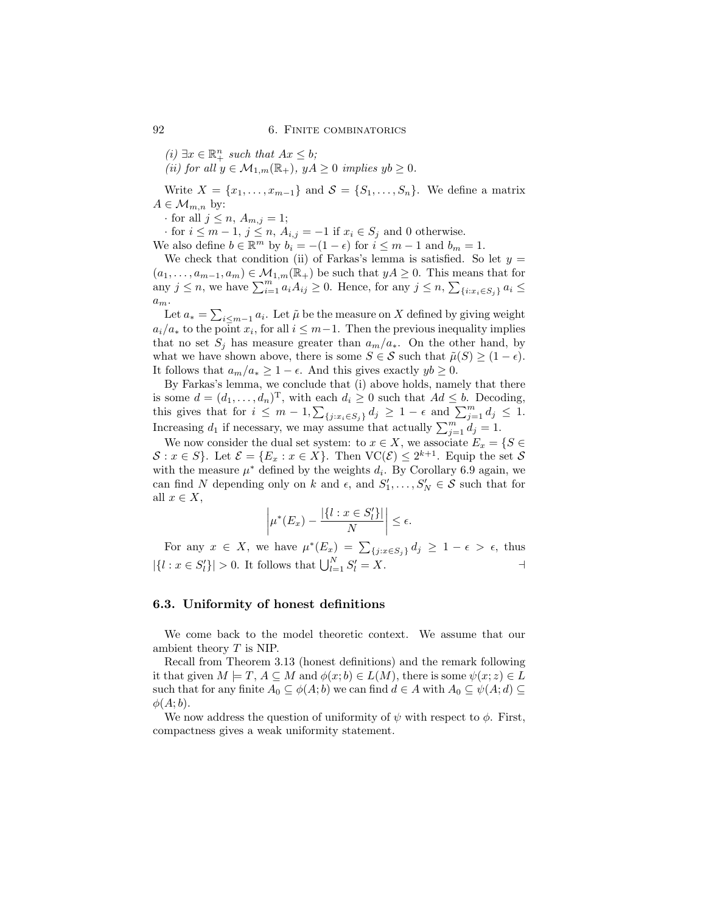*(i)* $\exists x \in \mathbb{R}^n_+$ *such that* $Ax \le b$;
*(ii) for all* $y \in \mathcal{M}_{1,m}(\mathbb{R}_+)$, $yA \ge 0$ *implies* $yb \ge 0$.

Write $X = \{x_1, \ldots, x_{m-1}\}$ and $\mathcal{S} = \{S_1, \ldots, S_n\}$. We define a matrix $A \in \mathcal{M}_{m,n}$ by:

· for all $j \le n$, $A_{m,j} = 1$;

· for $i \le m-1$, $j \le n$, $A_{i,j} = -1$ if $x_i \in S_j$ and 0 otherwise.

We also define $b \in \mathbb{R}^m$ by $b_i = -(1-\epsilon)$ for $i \le m-1$ and $b_m = 1$.

We check that condition (ii) of Farkas's lemma is satisfied. So let $y = (a_1, \ldots, a_{m-1}, a_m) \in \mathcal{M}_{1,m}(\mathbb{R}_+)$ be such that $yA \ge 0$. This means that for any $j \le n$, we have $\sum_{i=1}^m a_i A_{ij} \ge 0$. Hence, for any $j \le n$, $\sum_{\{i : x_i \in S_j\}} a_i \le a_m$.

Let $a_* = \sum_{i \le m-1} a_i$. Let $\tilde{\mu}$ be the measure on $X$ defined by giving weight $a_i/a_*$ to the point $x_i$, for all $i \le m-1$. Then the previous inequality implies that no set $S_j$ has measure greater than $a_m/a_*$. On the other hand, by what we have shown above, there is some $S \in \mathcal{S}$ such that $\tilde{\mu}(S) \ge (1-\epsilon)$. It follows that $a_m/a_* \ge 1-\epsilon$. And this gives exactly $yb \ge 0$.

By Farkas's lemma, we conclude that (i) above holds, namely that there is some $d = (d_1, \ldots, d_n)^{\mathrm{T}}$, with each $d_i \ge 0$ such that $Ad \le b$. Decoding, this gives that for $i \le m-1, \sum_{\{j : x_i \in S_j\}} d_j \ge 1-\epsilon$ and $\sum_{j=1}^m d_j \le 1$. Increasing $d_1$ if necessary, we may assume that actually $\sum_{j=1}^m d_j = 1$.

We now consider the dual set system: to $x \in X$, we associate $E_x = \{S \in \mathcal{S} : x \in S\}$. Let $\mathcal{E} = \{E_x : x \in X\}$. Then $\mathrm{VC}(\mathcal{E}) \le 2^{k+1}$. Equip the set $\mathcal{S}$ with the measure $\mu^*$ defined by the weights $d_i$. By Corollary 6.9 again, we can find $N$ depending only on $k$ and $\epsilon$, and $S'_1, \ldots, S'_N \in \mathcal{S}$ such that for all $x \in X$,

$$\left| \mu^*(E_x) - \frac{|\{l : x \in S'_l\}|}{N} \right| \le \epsilon.$$

For any $x \in X$, we have $\mu^*(E_x) = \sum_{\{j : x \in S_j\}} d_j \ge 1-\epsilon > \epsilon$, thus $|\{l : x \in S'_l\}| > 0$. It follows that $\bigcup_{l=1}^N S'_l = X$. ⊣

## 6.3. Uniformity of honest definitions

We come back to the model theoretic context. We assume that our ambient theory $T$ is NIP.

Recall from Theorem 3.13 (honest definitions) and the remark following it that given $M \models T$, $A \subseteq M$ and $\phi(x; b) \in L(M)$, there is some $\psi(x; z) \in L$ such that for any finite $A_0 \subseteq \phi(A; b)$ we can find $d \in A$ with $A_0 \subseteq \psi(A; d) \subseteq \phi(A; b)$.

We now address the question of uniformity of $\psi$ with respect to $\phi$. First, compactness gives a weak uniformity statement.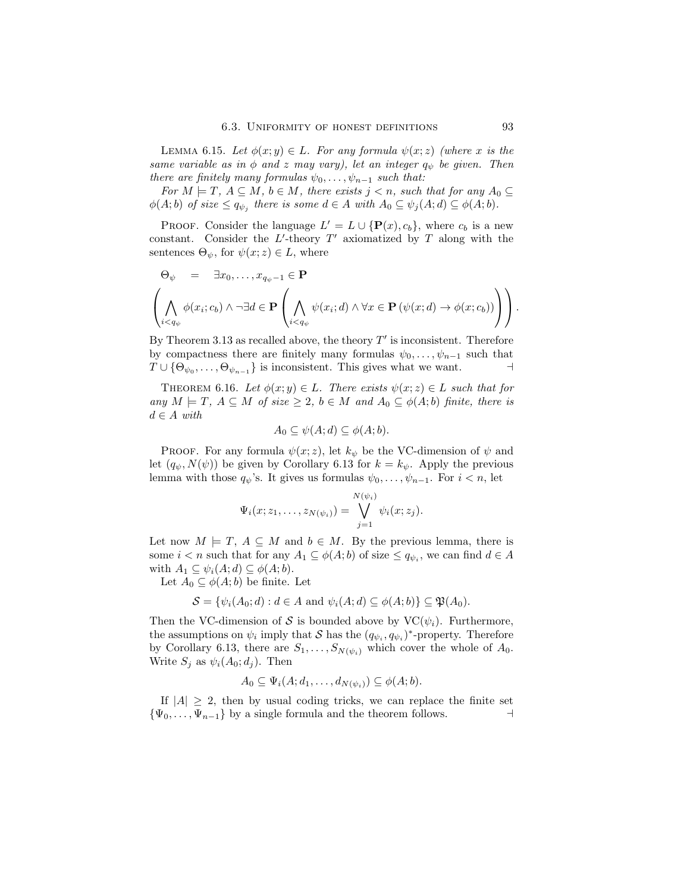**Lemma 6.15.** *Let $\phi(x; y) \in L$. For any formula $\psi(x; z)$ (where $x$ is the same variable as in $\phi$ and $z$ may vary), let an integer $q_\psi$ be given. Then there are finitely many formulas $\psi_0, \ldots, \psi_{n-1}$ such that:*

*For $M \models T$, $A \subseteq M$, $b \in M$, there exists $j < n$, such that for any $A_0 \subseteq \phi(A; b)$ of size $\leq q_{\psi_j}$ there is some $d \in A$ with $A_0 \subseteq \psi_j(A; d) \subseteq \phi(A; b)$.*

Proof. Consider the language $L' = L \cup \{\mathbf{P}(x), c_b\}$, where $c_b$ is a new constant. Consider the $L'$-theory $T'$ axiomatized by $T$ along with the sentences $\Theta_\psi$, for $\psi(x; z) \in L$, where

$$\Theta_\psi \quad = \quad \exists x_0, \ldots, x_{q_\psi - 1} \in \mathbf{P}$$

$$\left( \bigwedge_{i < q_\psi} \phi(x_i; c_b) \wedge \neg \exists d \in \mathbf{P} \left( \bigwedge_{i < q_\psi} \psi(x_i; d) \wedge \forall x \in \mathbf{P} \left( \psi(x; d) \rightarrow \phi(x; c_b) \right) \right) \right).$$

By Theorem 3.13 as recalled above, the theory $T'$ is inconsistent. Therefore by compactness there are finitely many formulas $\psi_0, \ldots, \psi_{n-1}$ such that $T \cup \{\Theta_{\psi_0}, \ldots, \Theta_{\psi_{n-1}}\}$ is inconsistent. This gives what we want. ⊣

**Theorem 6.16.** *Let $\phi(x; y) \in L$. There exists $\psi(x; z) \in L$ such that for any $M \models T$, $A \subseteq M$ of size $\geq 2$, $b \in M$ and $A_0 \subseteq \phi(A; b)$ finite, there is $d \in A$ with*

$$A_0 \subseteq \psi(A; d) \subseteq \phi(A; b).$$

Proof. For any formula $\psi(x; z)$, let $k_\psi$ be the VC-dimension of $\psi$ and let $(q_\psi, N(\psi))$ be given by Corollary 6.13 for $k = k_\psi$. Apply the previous lemma with those $q_\psi$'s. It gives us formulas $\psi_0, \ldots, \psi_{n-1}$. For $i < n$, let

$$\Psi_i(x; z_1, \ldots, z_{N(\psi_i)}) = \bigvee_{j=1}^{N(\psi_i)} \psi_i(x; z_j).$$

Let now $M \models T$, $A \subseteq M$ and $b \in M$. By the previous lemma, there is some $i < n$ such that for any $A_1 \subseteq \phi(A; b)$ of size $\leq q_{\psi_i}$, we can find $d \in A$ with $A_1 \subseteq \psi_i(A; d) \subseteq \phi(A; b)$.

Let $A_0 \subseteq \phi(A; b)$ be finite. Let

$$\mathcal{S} = \{\psi_i(A_0; d) : d \in A \text{ and } \psi_i(A; d) \subseteq \phi(A; b)\} \subseteq \mathfrak{P}(A_0).$$

Then the VC-dimension of $\mathcal{S}$ is bounded above by $\mathrm{VC}(\psi_i)$. Furthermore, the assumptions on $\psi_i$ imply that $\mathcal{S}$ has the $(q_{\psi_i}, q_{\psi_i})^*$-property. Therefore by Corollary 6.13, there are $S_1, \ldots, S_{N(\psi_i)}$ which cover the whole of $A_0$. Write $S_j$ as $\psi_i(A_0; d_j)$. Then

$$A_0 \subseteq \Psi_i(A; d_1, \ldots, d_{N(\psi_i)}) \subseteq \phi(A; b).$$

If $|A| \geq 2$, then by usual coding tricks, we can replace the finite set $\{\Psi_0, \ldots, \Psi_{n-1}\}$ by a single formula and the theorem follows. ⊣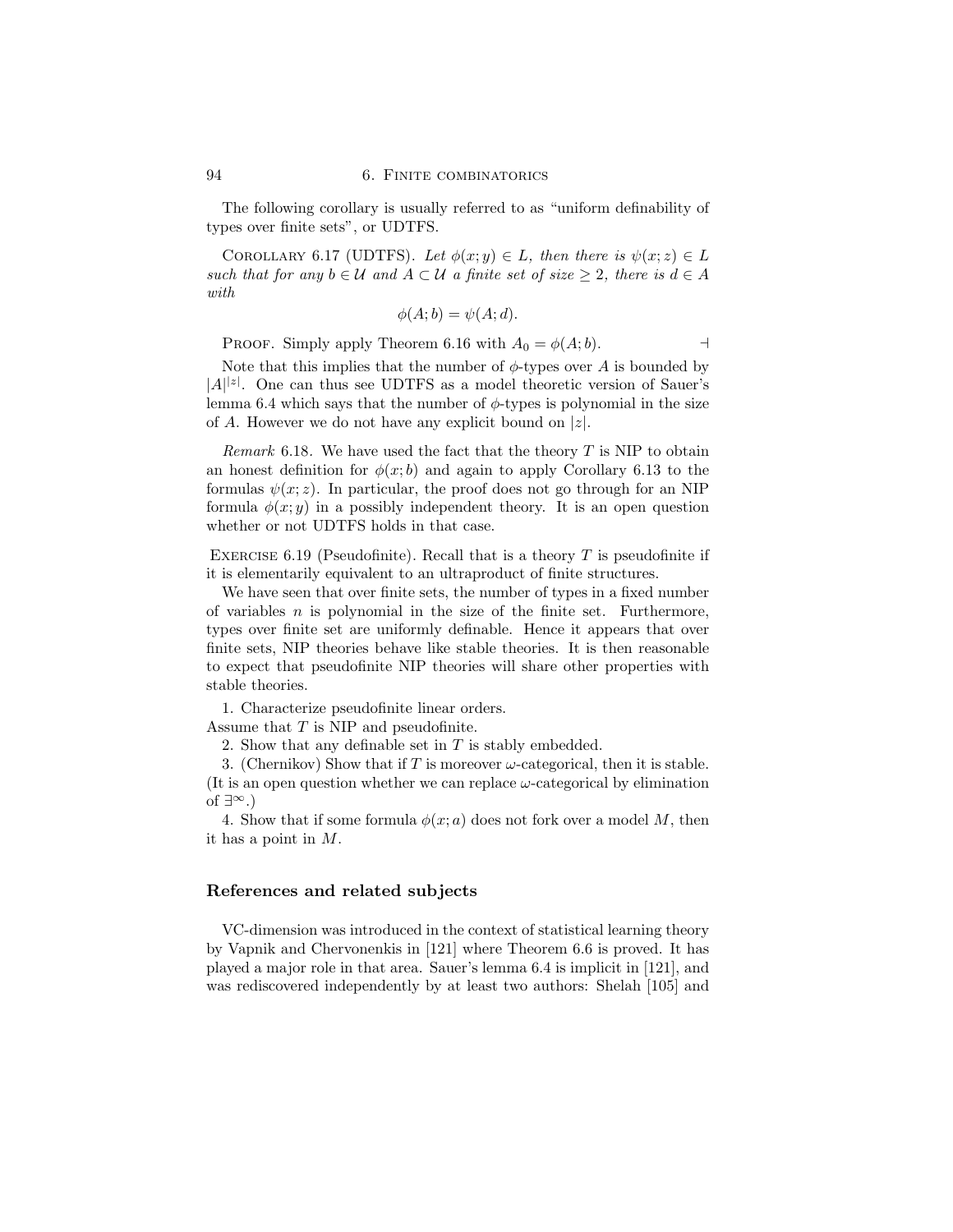The following corollary is usually referred to as "uniform definability of types over finite sets", or UDTFS.

Corollary 6.17 (UDTFS). *Let $\phi(x;y) \in L$, then there is $\psi(x;z) \in L$ such that for any $b \in \mathcal{U}$ and $A \subset \mathcal{U}$ a finite set of size $\geq 2$, there is $d \in A$ with*

$$\phi(A;b) = \psi(A;d).$$

Proof. Simply apply Theorem 6.16 with $A_0 = \phi(A;b)$. $\dashv$

Note that this implies that the number of $\phi$-types over $A$ is bounded by $|A|^{|z|}$. One can thus see UDTFS as a model theoretic version of Sauer's lemma 6.4 which says that the number of $\phi$-types is polynomial in the size of $A$. However we do not have any explicit bound on $|z|$.

*Remark* 6.18. We have used the fact that the theory $T$ is NIP to obtain an honest definition for $\phi(x;b)$ and again to apply Corollary 6.13 to the formulas $\psi(x;z)$. In particular, the proof does not go through for an NIP formula $\phi(x;y)$ in a possibly independent theory. It is an open question whether or not UDTFS holds in that case.

Exercise 6.19 (Pseudofinite). Recall that is a theory $T$ is pseudofinite if it is elementarily equivalent to an ultraproduct of finite structures.

We have seen that over finite sets, the number of types in a fixed number of variables $n$ is polynomial in the size of the finite set. Furthermore, types over finite set are uniformly definable. Hence it appears that over finite sets, NIP theories behave like stable theories. It is then reasonable to expect that pseudofinite NIP theories will share other properties with stable theories.

1. Characterize pseudofinite linear orders.

Assume that $T$ is NIP and pseudofinite.

2. Show that any definable set in $T$ is stably embedded.

3. (Chernikov) Show that if $T$ is moreover $\omega$-categorical, then it is stable. (It is an open question whether we can replace $\omega$-categorical by elimination of $\exists^\infty$.)

4. Show that if some formula $\phi(x;a)$ does not fork over a model $M$, then it has a point in $M$.

## References and related subjects

VC-dimension was introduced in the context of statistical learning theory by Vapnik and Chervonenkis in [121] where Theorem 6.6 is proved. It has played a major role in that area. Sauer's lemma 6.4 is implicit in [121], and was rediscovered independently by at least two authors: Shelah [105] and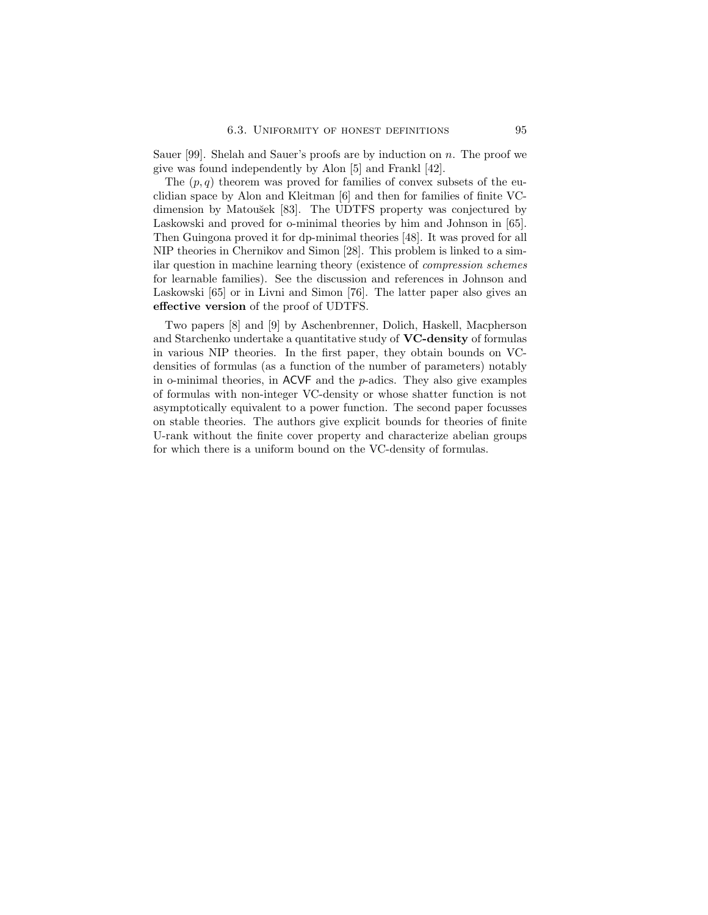Sauer [99]. Shelah and Sauer's proofs are by induction on $n$. The proof we give was found independently by Alon [5] and Frankl [42].

The $(p, q)$ theorem was proved for families of convex subsets of the euclidian space by Alon and Kleitman [6] and then for families of finite VC-dimension by Matoušek [83]. The UDTFS property was conjectured by Laskowski and proved for o-minimal theories by him and Johnson in [65]. Then Guingona proved it for dp-minimal theories [48]. It was proved for all NIP theories in Chernikov and Simon [28]. This problem is linked to a similar question in machine learning theory (existence of *compression schemes* for learnable families). See the discussion and references in Johnson and Laskowski [65] or in Livni and Simon [76]. The latter paper also gives an **effective version** of the proof of UDTFS.

Two papers [8] and [9] by Aschenbrenner, Dolich, Haskell, Macpherson and Starchenko undertake a quantitative study of **VC-density** of formulas in various NIP theories. In the first paper, they obtain bounds on VC-densities of formulas (as a function of the number of parameters) notably in o-minimal theories, in ACVF and the $p$-adics. They also give examples of formulas with non-integer VC-density or whose shatter function is not asymptotically equivalent to a power function. The second paper focusses on stable theories. The authors give explicit bounds for theories of finite U-rank without the finite cover property and characterize abelian groups for which there is a uniform bound on the VC-density of formulas.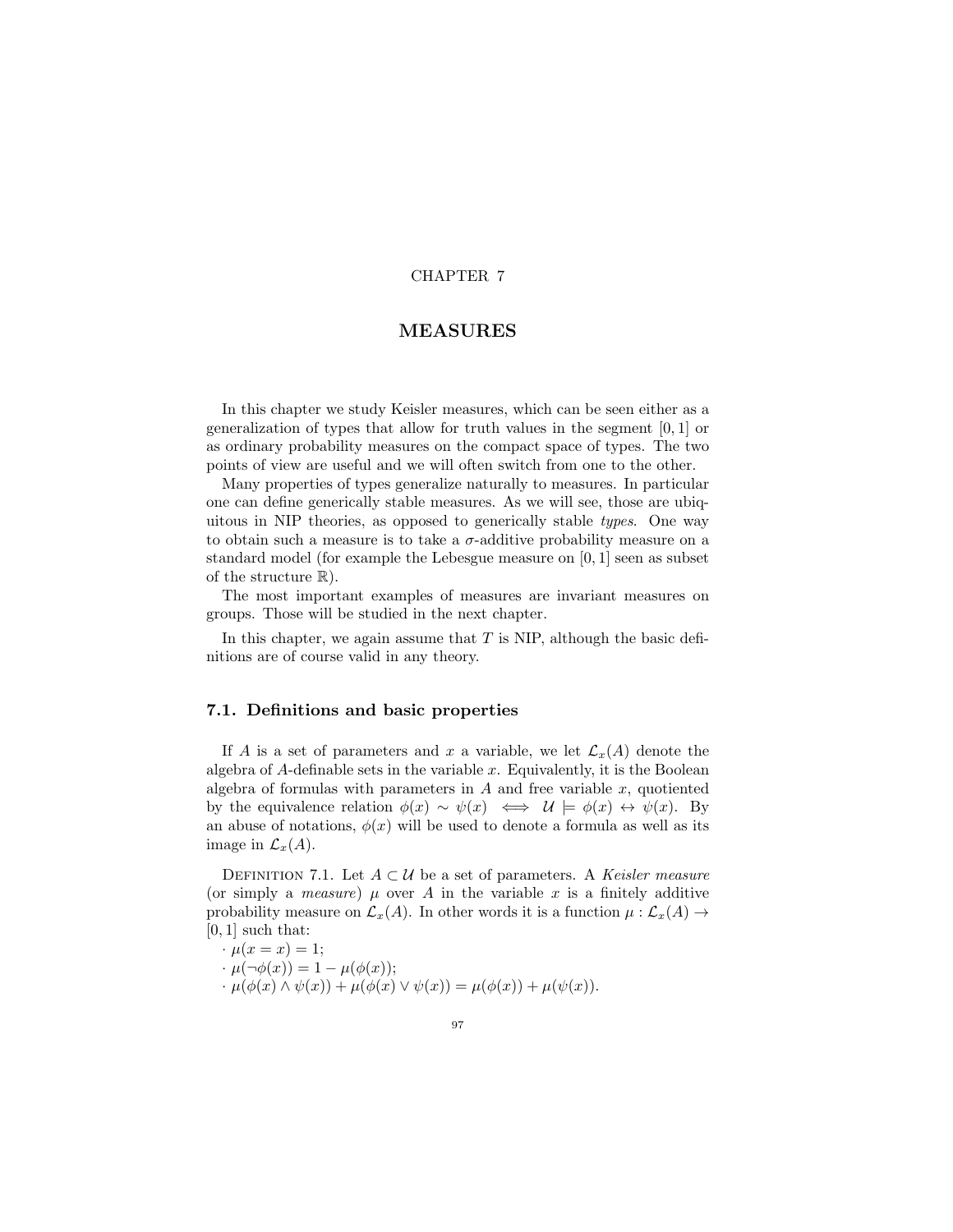CHAPTER 7

# MEASURES

In this chapter we study Keisler measures, which can be seen either as a generalization of types that allow for truth values in the segment $[0,1]$ or as ordinary probability measures on the compact space of types. The two points of view are useful and we will often switch from one to the other.

Many properties of types generalize naturally to measures. In particular one can define generically stable measures. As we will see, those are ubiquitous in NIP theories, as opposed to generically stable *types*. One way to obtain such a measure is to take a $\sigma$-additive probability measure on a standard model (for example the Lebesgue measure on $[0,1]$ seen as subset of the structure $\mathbb{R}$).

The most important examples of measures are invariant measures on groups. Those will be studied in the next chapter.

In this chapter, we again assume that $T$ is NIP, although the basic definitions are of course valid in any theory.

## 7.1. Definitions and basic properties

If $A$ is a set of parameters and $x$ a variable, we let $\mathcal{L}_x(A)$ denote the algebra of $A$-definable sets in the variable $x$. Equivalently, it is the Boolean algebra of formulas with parameters in $A$ and free variable $x$, quotiented by the equivalence relation $\phi(x) \sim \psi(x) \iff \mathcal{U} \models \phi(x) \leftrightarrow \psi(x)$. By an abuse of notations, $\phi(x)$ will be used to denote a formula as well as its image in $\mathcal{L}_x(A)$.

Definition 7.1. Let $A \subset \mathcal{U}$ be a set of parameters. A *Keisler measure* (or simply a *measure*) $\mu$ over $A$ in the variable $x$ is a finitely additive probability measure on $\mathcal{L}_x(A)$. In other words it is a function $\mu : \mathcal{L}_x(A) \to [0,1]$ such that:

· $\mu(x = x) = 1$;
· $\mu(\neg\phi(x)) = 1 - \mu(\phi(x))$;
· $\mu(\phi(x) \wedge \psi(x)) + \mu(\phi(x) \vee \psi(x)) = \mu(\phi(x)) + \mu(\psi(x))$.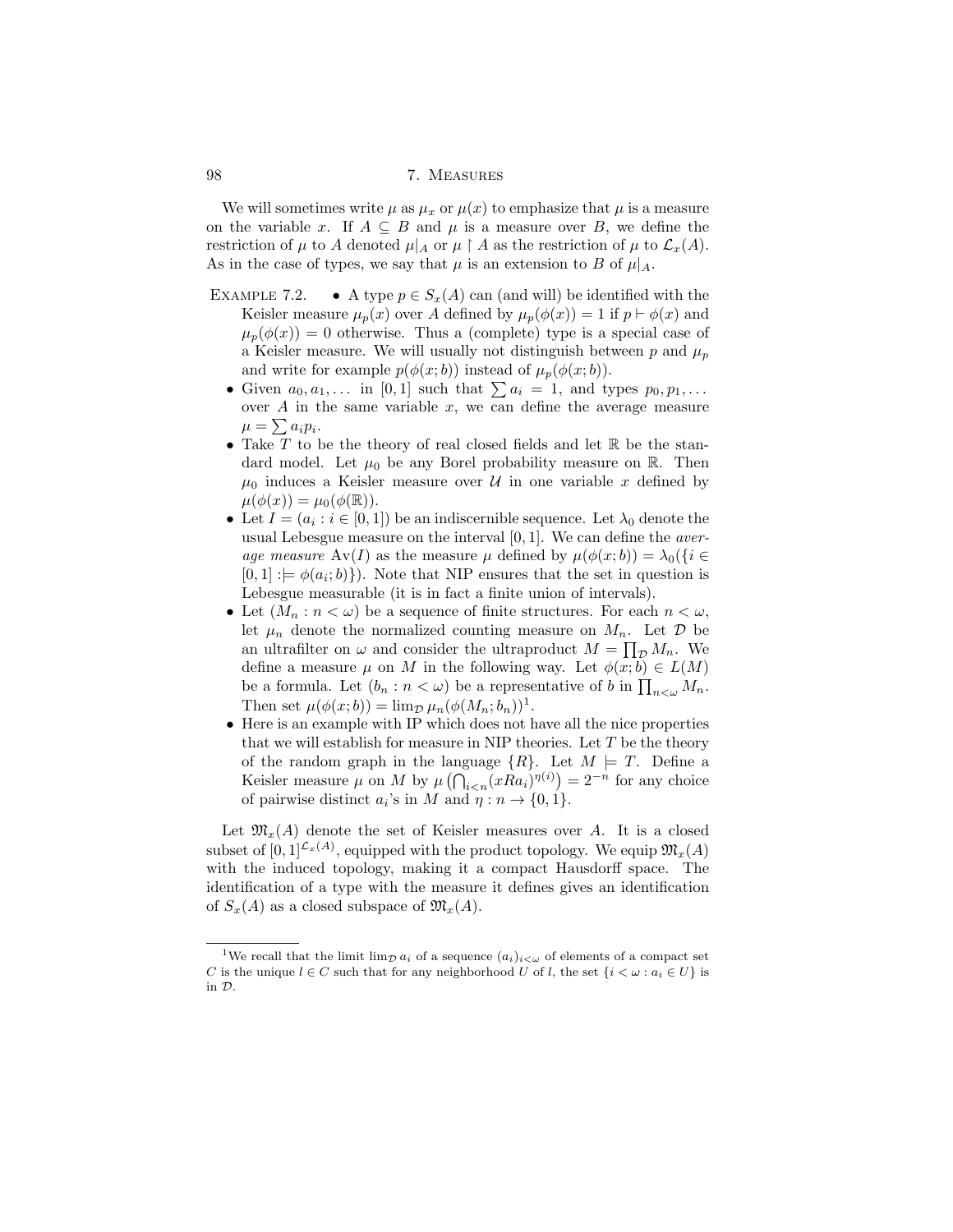We will sometimes write $\mu$ as $\mu_x$ or $\mu(x)$ to emphasize that $\mu$ is a measure on the variable $x$. If $A \subseteq B$ and $\mu$ is a measure over $B$, we define the restriction of $\mu$ to $A$ denoted $\mu|_A$ or $\mu \upharpoonright A$ as the restriction of $\mu$ to $\mathcal{L}_x(A)$. As in the case of types, we say that $\mu$ is an extension to $B$ of $\mu|_A$.

EXAMPLE 7.2.

- A type $p \in S_x(A)$ can (and will) be identified with the Keisler measure $\mu_p(x)$ over $A$ defined by $\mu_p(\phi(x)) = 1$ if $p \vdash \phi(x)$ and $\mu_p(\phi(x)) = 0$ otherwise. Thus a (complete) type is a special case of a Keisler measure. We will usually not distinguish between $p$ and $\mu_p$ and write for example $p(\phi(x;b))$ instead of $\mu_p(\phi(x;b))$.
- Given $a_0, a_1, \ldots$ in $[0,1]$ such that $\sum a_i = 1$, and types $p_0, p_1, \ldots$ over $A$ in the same variable $x$, we can define the average measure $\mu = \sum a_i p_i$.
- Take $T$ to be the theory of real closed fields and let $\mathbb{R}$ be the standard model. Let $\mu_0$ be any Borel probability measure on $\mathbb{R}$. Then $\mu_0$ induces a Keisler measure over $\mathcal{U}$ in one variable $x$ defined by $\mu(\phi(x)) = \mu_0(\phi(\mathbb{R}))$.
- Let $I = (a_i : i \in [0,1])$ be an indiscernible sequence. Let $\lambda_0$ denote the usual Lebesgue measure on the interval $[0,1]$. We can define the *average measure* $\mathrm{Av}(I)$ as the measure $\mu$ defined by $\mu(\phi(x;b)) = \lambda_0(\{i \in [0,1] :\models \phi(a_i;b)\})$. Note that NIP ensures that the set in question is Lebesgue measurable (it is in fact a finite union of intervals).
- Let $(M_n : n < \omega)$ be a sequence of finite structures. For each $n < \omega$, let $\mu_n$ denote the normalized counting measure on $M_n$. Let $\mathcal{D}$ be an ultrafilter on $\omega$ and consider the ultraproduct $M = \prod_{\mathcal{D}} M_n$. We define a measure $\mu$ on $M$ in the following way. Let $\phi(x;b) \in L(M)$ be a formula. Let $(b_n : n < \omega)$ be a representative of $b$ in $\prod_{n<\omega} M_n$. Then set $\mu(\phi(x;b)) = \lim_{\mathcal{D}} \mu_n(\phi(M_n;b_n))$[1].
- Here is an example with IP which does not have all the nice properties that we will establish for measure in NIP theories. Let $T$ be the theory of the random graph in the language $\{R\}$. Let $M \models T$. Define a Keisler measure $\mu$ on $M$ by $\mu\left(\bigcap_{i<n}(xRa_i)^{\eta(i)}\right) = 2^{-n}$ for any choice of pairwise distinct $a_i$'s in $M$ and $\eta : n \to \{0,1\}$.

Let $\mathfrak{M}_x(A)$ denote the set of Keisler measures over $A$. It is a closed subset of $[0,1]^{\mathcal{L}_x(A)}$, equipped with the product topology. We equip $\mathfrak{M}_x(A)$ with the induced topology, making it a compact Hausdorff space. The identification of a type with the measure it defines gives an identification of $S_x(A)$ as a closed subspace of $\mathfrak{M}_x(A)$.

---

[1] We recall that the limit $\lim_{\mathcal{D}} a_i$ of a sequence $(a_i)_{i<\omega}$ of elements of a compact set $C$ is the unique $l \in C$ such that for any neighborhood $U$ of $l$, the set $\{i < \omega : a_i \in U\}$ is in $\mathcal{D}$.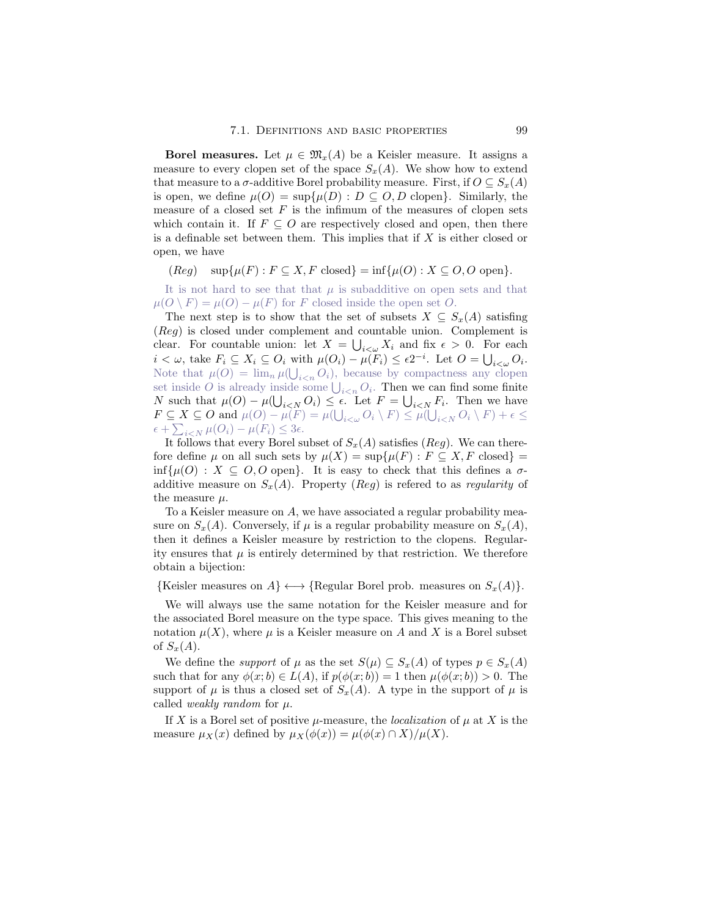**Borel measures.** Let $\mu \in \mathfrak{M}_x(A)$ be a Keisler measure. It assigns a measure to every clopen set of the space $S_x(A)$. We show how to extend that measure to a $\sigma$-additive Borel probability measure. First, if $O \subseteq S_x(A)$ is open, we define $\mu(O) = \sup\{\mu(D) : D \subseteq O, D \text{ clopen}\}$. Similarly, the measure of a closed set $F$ is the infimum of the measures of clopen sets which contain it. If $F \subseteq O$ are respectively closed and open, then there is a definable set between them. This implies that if $X$ is either closed or open, we have

$$(Reg) \quad \sup\{\mu(F) : F \subseteq X, F \text{ closed}\} = \inf\{\mu(O) : X \subseteq O, O \text{ open}\}.$$

It is not hard to see that that $\mu$ is subadditive on open sets and that $\mu(O \setminus F) = \mu(O) - \mu(F)$ for $F$ closed inside the open set $O$.

The next step is to show that the set of subsets $X \subseteq S_x(A)$ satisfing $(Reg)$ is closed under complement and countable union. Complement is clear. For countable union: let $X = \bigcup_{i<\omega} X_i$ and fix $\epsilon > 0$. For each $i < \omega$, take $F_i \subseteq X_i \subseteq O_i$ with $\mu(O_i) - \mu(F_i) \leq \epsilon 2^{-i}$. Let $O = \bigcup_{i<\omega} O_i$. Note that $\mu(O) = \lim_n \mu(\bigcup_{i<n} O_i)$, because by compactness any clopen set inside $O$ is already inside some $\bigcup_{i<n} O_i$. Then we can find some finite $N$ such that $\mu(O) - \mu(\bigcup_{i<N} O_i) \leq \epsilon$. Let $F = \bigcup_{i<N} F_i$. Then we have $F \subseteq X \subseteq O$ and $\mu(O) - \mu(F) = \mu(\bigcup_{i<\omega} O_i \setminus F) \leq \mu(\bigcup_{i<N} O_i \setminus F) + \epsilon \leq \epsilon + \sum_{i<N} \mu(O_i) - \mu(F_i) \leq 3\epsilon$.

It follows that every Borel subset of $S_x(A)$ satisfies $(Reg)$. We can therefore define $\mu$ on all such sets by $\mu(X) = \sup\{\mu(F) : F \subseteq X, F \text{ closed}\} = \inf\{\mu(O) : X \subseteq O, O \text{ open}\}$. It is easy to check that this defines a $\sigma$-additive measure on $S_x(A)$. Property $(Reg)$ is refered to as *regularity* of the measure $\mu$.

To a Keisler measure on $A$, we have associated a regular probability measure on $S_x(A)$. Conversely, if $\mu$ is a regular probability measure on $S_x(A)$, then it defines a Keisler measure by restriction to the clopens. Regularity ensures that $\mu$ is entirely determined by that restriction. We therefore obtain a bijection:

$$\{\text{Keisler measures on } A\} \longleftrightarrow \{\text{Regular Borel prob. measures on } S_x(A)\}.$$

We will always use the same notation for the Keisler measure and for the associated Borel measure on the type space. This gives meaning to the notation $\mu(X)$, where $\mu$ is a Keisler measure on $A$ and $X$ is a Borel subset of $S_x(A)$.

We define the *support* of $\mu$ as the set $S(\mu) \subseteq S_x(A)$ of types $p \in S_x(A)$ such that for any $\phi(x;b) \in L(A)$, if $p(\phi(x;b)) = 1$ then $\mu(\phi(x;b)) > 0$. The support of $\mu$ is thus a closed set of $S_x(A)$. A type in the support of $\mu$ is called *weakly random* for $\mu$.

If $X$ is a Borel set of positive $\mu$-measure, the *localization* of $\mu$ at $X$ is the measure $\mu_X(x)$ defined by $\mu_X(\phi(x)) = \mu(\phi(x) \cap X)/\mu(X)$.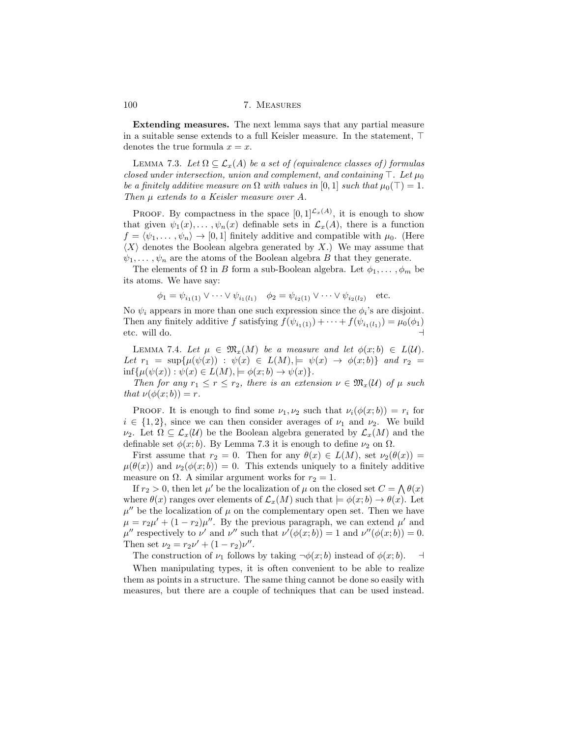**Extending measures.** The next lemma says that any partial measure in a suitable sense extends to a full Keisler measure. In the statement, $\top$ denotes the true formula $x = x$.

Lemma 7.3. *Let $\Omega \subseteq \mathcal{L}_x(A)$ be a set of (equivalence classes of) formulas closed under intersection, union and complement, and containing $\top$. Let $\mu_0$ be a finitely additive measure on $\Omega$ with values in $[0,1]$ such that $\mu_0(\top) = 1$. Then $\mu$ extends to a Keisler measure over $A$.*

Proof. By compactness in the space $[0,1]^{\mathcal{L}_x(A)}$, it is enough to show that given $\psi_1(x), \ldots, \psi_n(x)$ definable sets in $\mathcal{L}_x(A)$, there is a function $f = \langle \psi_1, \ldots, \psi_n \rangle \to [0,1]$ finitely additive and compatible with $\mu_0$. (Here $\langle X \rangle$ denotes the Boolean algebra generated by $X$.) We may assume that $\psi_1, \ldots, \psi_n$ are the atoms of the Boolean algebra $B$ that they generate.

The elements of $\Omega$ in $B$ form a sub-Boolean algebra. Let $\phi_1, \ldots, \phi_m$ be its atoms. We have say:

$$\phi_1 = \psi_{i_1(1)} \vee \cdots \vee \psi_{i_1(l_1)} \quad \phi_2 = \psi_{i_2(1)} \vee \cdots \vee \psi_{i_2(l_2)} \quad \text{etc.}$$

No $\psi_i$ appears in more than one such expression since the $\phi_i$'s are disjoint. Then any finitely additive $f$ satisfying $f(\psi_{i_1(1)}) + \cdots + f(\psi_{i_1(l_1)}) = \mu_0(\phi_1)$ etc. will do. ⊣

Lemma 7.4. *Let $\mu \in \mathfrak{M}_x(M)$ be a measure and let $\phi(x;b) \in L(\mathcal{U})$. Let $r_1 = \sup\{\mu(\psi(x)) : \psi(x) \in L(M), \models \psi(x) \to \phi(x;b)\}$ and $r_2 = \inf\{\mu(\psi(x)) : \psi(x) \in L(M), \models \phi(x;b) \to \psi(x)\}$.*

*Then for any $r_1 \leq r \leq r_2$, there is an extension $\nu \in \mathfrak{M}_x(\mathcal{U})$ of $\mu$ such that $\nu(\phi(x;b)) = r$.*

Proof. It is enough to find some $\nu_1, \nu_2$ such that $\nu_i(\phi(x;b)) = r_i$ for $i \in \{1,2\}$, since we can then consider averages of $\nu_1$ and $\nu_2$. We build $\nu_2$. Let $\Omega \subseteq \mathcal{L}_x(\mathcal{U})$ be the Boolean algebra generated by $\mathcal{L}_x(M)$ and the definable set $\phi(x;b)$. By Lemma 7.3 it is enough to define $\nu_2$ on $\Omega$.

First assume that $r_2 = 0$. Then for any $\theta(x) \in L(M)$, set $\nu_2(\theta(x)) = \mu(\theta(x))$ and $\nu_2(\phi(x;b)) = 0$. This extends uniquely to a finitely additive measure on $\Omega$. A similar argument works for $r_2 = 1$.

If $r_2 > 0$, then let $\mu'$ be the localization of $\mu$ on the closed set $C = \bigwedge \theta(x)$ where $\theta(x)$ ranges over elements of $\mathcal{L}_x(M)$ such that $\models \phi(x;b) \to \theta(x)$. Let $\mu''$ be the localization of $\mu$ on the complementary open set. Then we have $\mu = r_2\mu' + (1 - r_2)\mu''$. By the previous paragraph, we can extend $\mu'$ and $\mu''$ respectively to $\nu'$ and $\nu''$ such that $\nu'(\phi(x;b)) = 1$ and $\nu''(\phi(x;b)) = 0$. Then set $\nu_2 = r_2\nu' + (1 - r_2)\nu''$.

The construction of $\nu_1$ follows by taking $\neg\phi(x;b)$ instead of $\phi(x;b)$. ⊣

When manipulating types, it is often convenient to be able to realize them as points in a structure. The same thing cannot be done so easily with measures, but there are a couple of techniques that can be used instead.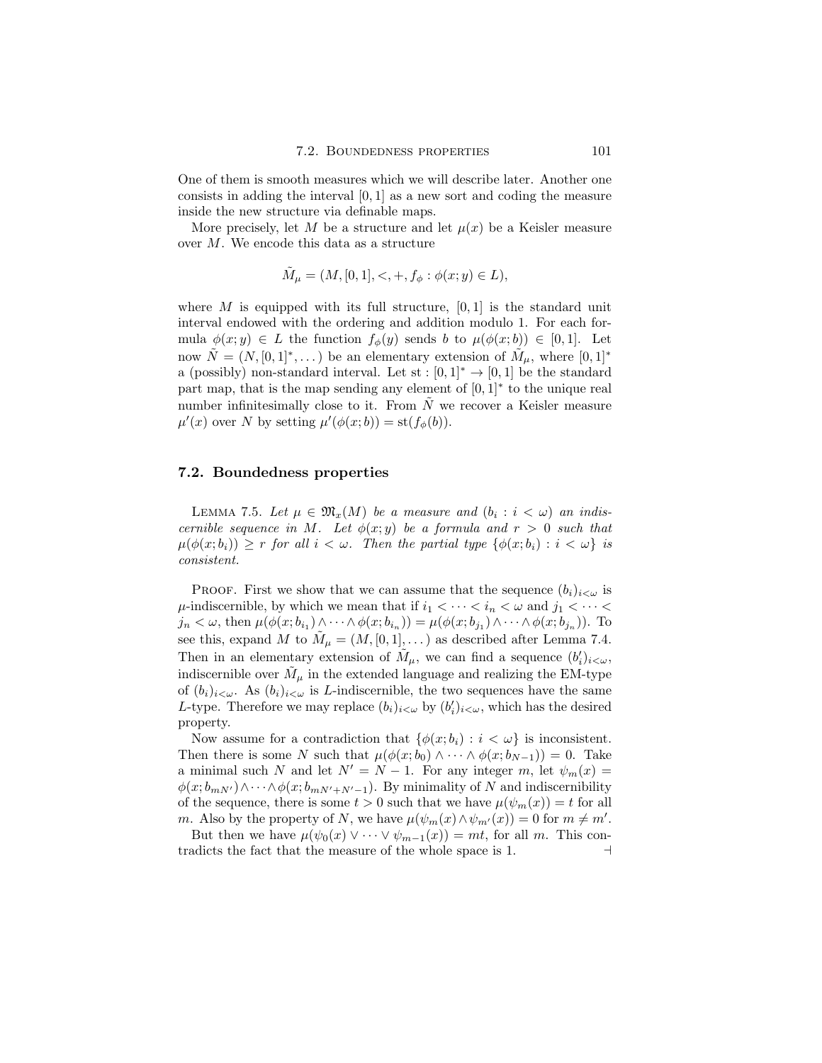One of them is smooth measures which we will describe later. Another one consists in adding the interval $[0,1]$ as a new sort and coding the measure inside the new structure via definable maps.

More precisely, let $M$ be a structure and let $\mu(x)$ be a Keisler measure over $M$. We encode this data as a structure

$$\tilde{M}_\mu = (M, [0,1], <, +, f_\phi : \phi(x;y) \in L),$$

where $M$ is equipped with its full structure, $[0,1]$ is the standard unit interval endowed with the ordering and addition modulo 1. For each formula $\phi(x;y) \in L$ the function $f_\phi(y)$ sends $b$ to $\mu(\phi(x;b)) \in [0,1]$. Let now $\tilde{N} = (N, [0,1]^*, \dots)$ be an elementary extension of $\tilde{M}_\mu$, where $[0,1]^*$ a (possibly) non-standard interval. Let $\mathrm{st} : [0,1]^* \to [0,1]$ be the standard part map, that is the map sending any element of $[0,1]^*$ to the unique real number infinitesimally close to it. From $\tilde{N}$ we recover a Keisler measure $\mu'(x)$ over $N$ by setting $\mu'(\phi(x;b)) = \mathrm{st}(f_\phi(b))$.

## 7.2. Boundedness properties

Lemma 7.5. *Let $\mu \in \mathfrak{M}_x(M)$ be a measure and $(b_i : i < \omega)$ an indiscernible sequence in $M$. Let $\phi(x;y)$ be a formula and $r > 0$ such that $\mu(\phi(x;b_i)) \geq r$ for all $i < \omega$. Then the partial type $\{\phi(x;b_i) : i < \omega\}$ is consistent.*

Proof. First we show that we can assume that the sequence $(b_i)_{i<\omega}$ is $\mu$-indiscernible, by which we mean that if $i_1 < \dots < i_n < \omega$ and $j_1 < \dots < j_n < \omega$, then $\mu(\phi(x;b_{i_1}) \wedge \dots \wedge \phi(x;b_{i_n})) = \mu(\phi(x;b_{j_1}) \wedge \dots \wedge \phi(x;b_{j_n}))$. To see this, expand $M$ to $\tilde{M}_\mu = (M, [0,1], \dots)$ as described after Lemma 7.4. Then in an elementary extension of $\tilde{M}_\mu$, we can find a sequence $(b'_i)_{i<\omega}$, indiscernible over $\tilde{M}_\mu$ in the extended language and realizing the EM-type of $(b_i)_{i<\omega}$. As $(b_i)_{i<\omega}$ is $L$-indiscernible, the two sequences have the same $L$-type. Therefore we may replace $(b_i)_{i<\omega}$ by $(b'_i)_{i<\omega}$, which has the desired property.

Now assume for a contradiction that $\{\phi(x;b_i) : i < \omega\}$ is inconsistent. Then there is some $N$ such that $\mu(\phi(x;b_0) \wedge \dots \wedge \phi(x;b_{N-1})) = 0$. Take a minimal such $N$ and let $N' = N - 1$. For any integer $m$, let $\psi_m(x) = \phi(x;b_{mN'}) \wedge \dots \wedge \phi(x;b_{mN'+N'-1})$. By minimality of $N$ and indiscernibility of the sequence, there is some $t > 0$ such that we have $\mu(\psi_m(x)) = t$ for all $m$. Also by the property of $N$, we have $\mu(\psi_m(x) \wedge \psi_{m'}(x)) = 0$ for $m \neq m'$.

But then we have $\mu(\psi_0(x) \vee \dots \vee \psi_{m-1}(x)) = mt$, for all $m$. This contradicts the fact that the measure of the whole space is 1. ⊣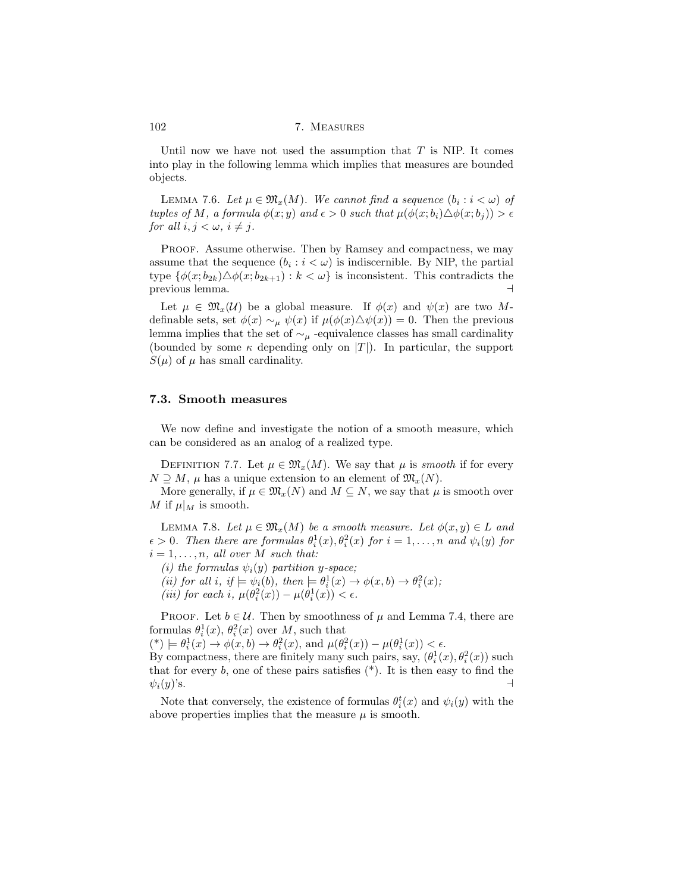Until now we have not used the assumption that $T$ is NIP. It comes into play in the following lemma which implies that measures are bounded objects.

LEMMA 7.6. *Let $\mu \in \mathfrak{M}_x(M)$. We cannot find a sequence $(b_i : i < \omega)$ of tuples of $M$, a formula $\phi(x;y)$ and $\epsilon > 0$ such that $\mu(\phi(x;b_i) \triangle \phi(x;b_j)) > \epsilon$ for all $i, j < \omega$, $i \neq j$.*

PROOF. Assume otherwise. Then by Ramsey and compactness, we may assume that the sequence $(b_i : i < \omega)$ is indiscernible. By NIP, the partial type $\{\phi(x;b_{2k}) \triangle \phi(x;b_{2k+1}) : k < \omega\}$ is inconsistent. This contradicts the previous lemma. ⊣

Let $\mu \in \mathfrak{M}_x(\mathcal{U})$ be a global measure. If $\phi(x)$ and $\psi(x)$ are two $M$-definable sets, set $\phi(x) \sim_\mu \psi(x)$ if $\mu(\phi(x) \triangle \psi(x)) = 0$. Then the previous lemma implies that the set of $\sim_\mu$ -equivalence classes has small cardinality (bounded by some $\kappa$ depending only on $|T|$). In particular, the support $S(\mu)$ of $\mu$ has small cardinality.

### 7.3. Smooth measures

We now define and investigate the notion of a smooth measure, which can be considered as an analog of a realized type.

DEFINITION 7.7. Let $\mu \in \mathfrak{M}_x(M)$. We say that $\mu$ is *smooth* if for every $N \supseteq M$, $\mu$ has a unique extension to an element of $\mathfrak{M}_x(N)$.

More generally, if $\mu \in \mathfrak{M}_x(N)$ and $M \subseteq N$, we say that $\mu$ is smooth over $M$ if $\mu|_M$ is smooth.

LEMMA 7.8. *Let $\mu \in \mathfrak{M}_x(M)$ be a smooth measure. Let $\phi(x, y) \in L$ and $\epsilon > 0$. Then there are formulas $\theta_i^1(x), \theta_i^2(x)$ for $i = 1, \ldots, n$ and $\psi_i(y)$ for $i = 1, \ldots, n$, all over $M$ such that:*

*(i) the formulas $\psi_i(y)$ partition $y$-space;*

*(ii) for all $i$, if $\models \psi_i(b)$, then $\models \theta_i^1(x) \to \phi(x, b) \to \theta_i^2(x)$;*

*(iii) for each $i$, $\mu(\theta_i^2(x)) - \mu(\theta_i^1(x)) < \epsilon$.*

PROOF. Let $b \in \mathcal{U}$. Then by smoothness of $\mu$ and Lemma 7.4, there are formulas $\theta_i^1(x)$, $\theta_i^2(x)$ over $M$, such that

(*) $\models \theta_i^1(x) \to \phi(x, b) \to \theta_i^2(x)$, and $\mu(\theta_i^2(x)) - \mu(\theta_i^1(x)) < \epsilon$.

By compactness, there are finitely many such pairs, say, $(\theta_i^1(x), \theta_i^2(x))$ such that for every $b$, one of these pairs satisfies (*). It is then easy to find the $\psi_i(y)$'s. ⊣

Note that conversely, the existence of formulas $\theta_i^t(x)$ and $\psi_i(y)$ with the above properties implies that the measure $\mu$ is smooth.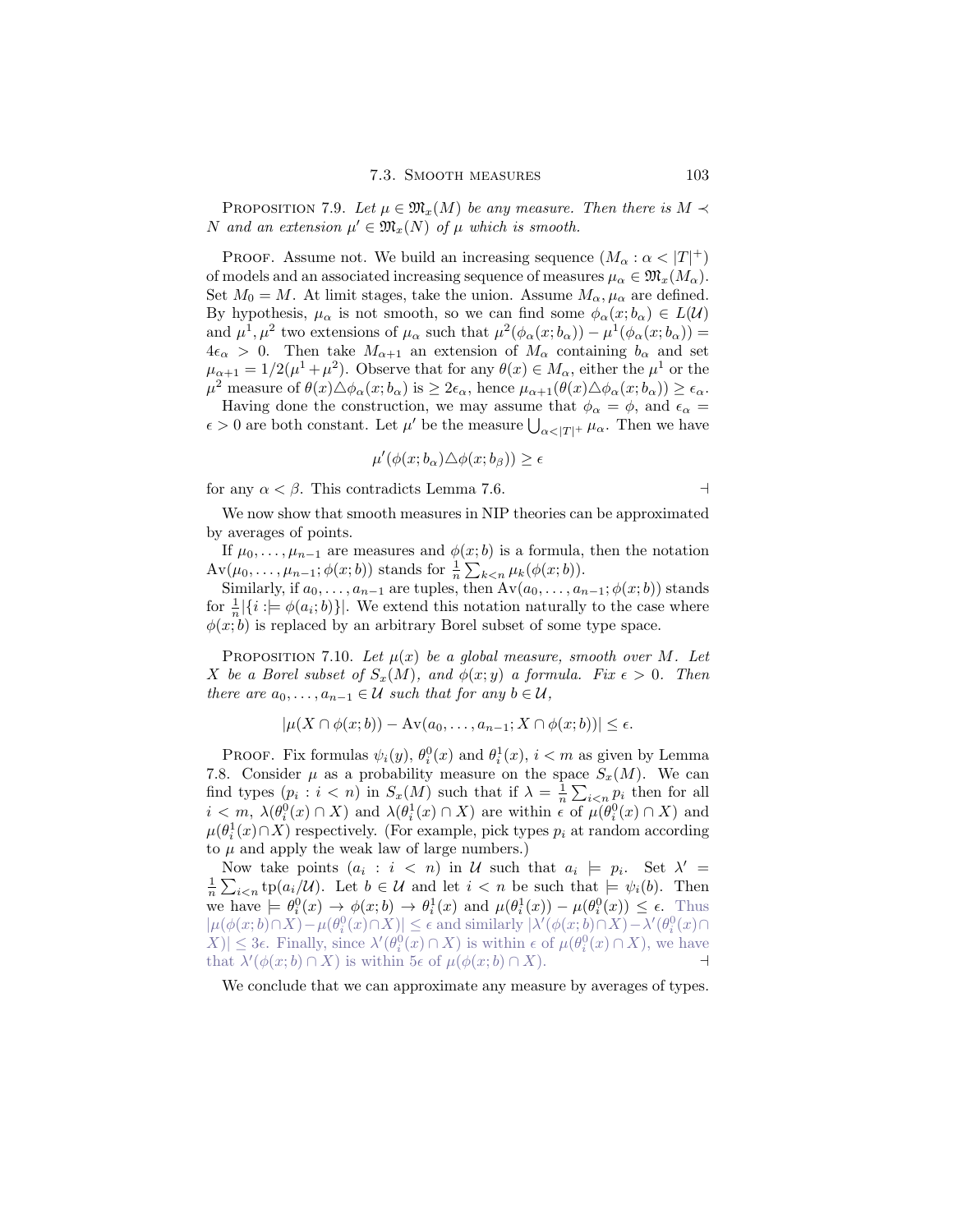**Proposition 7.9.** *Let $\mu \in \mathfrak{M}_x(M)$ be any measure. Then there is $M \prec N$ and an extension $\mu' \in \mathfrak{M}_x(N)$ of $\mu$ which is smooth.*

**Proof.** Assume not. We build an increasing sequence $(M_\alpha : \alpha < |T|^+)$ of models and an associated increasing sequence of measures $\mu_\alpha \in \mathfrak{M}_x(M_\alpha)$. Set $M_0 = M$. At limit stages, take the union. Assume $M_\alpha, \mu_\alpha$ are defined. By hypothesis, $\mu_\alpha$ is not smooth, so we can find some $\phi_\alpha(x; b_\alpha) \in L(\mathcal{U})$ and $\mu^1, \mu^2$ two extensions of $\mu_\alpha$ such that $\mu^2(\phi_\alpha(x; b_\alpha)) - \mu^1(\phi_\alpha(x; b_\alpha)) = 4\epsilon_\alpha > 0$. Then take $M_{\alpha+1}$ an extension of $M_\alpha$ containing $b_\alpha$ and set $\mu_{\alpha+1} = 1/2(\mu^1 + \mu^2)$. Observe that for any $\theta(x) \in M_\alpha$, either the $\mu^1$ or the $\mu^2$ measure of $\theta(x) \triangle \phi_\alpha(x; b_\alpha)$ is $\geq 2\epsilon_\alpha$, hence $\mu_{\alpha+1}(\theta(x) \triangle \phi_\alpha(x; b_\alpha)) \geq \epsilon_\alpha$.

Having done the construction, we may assume that $\phi_\alpha = \phi$, and $\epsilon_\alpha = \epsilon > 0$ are both constant. Let $\mu'$ be the measure $\bigcup_{\alpha < |T|^+} \mu_\alpha$. Then we have

$$\mu'(\phi(x; b_\alpha) \triangle \phi(x; b_\beta)) \geq \epsilon$$

for any $\alpha < \beta$. This contradicts Lemma 7.6. ⊣

We now show that smooth measures in NIP theories can be approximated by averages of points.

If $\mu_0, \ldots, \mu_{n-1}$ are measures and $\phi(x; b)$ is a formula, then the notation $\mathrm{Av}(\mu_0, \ldots, \mu_{n-1}; \phi(x; b))$ stands for $\frac{1}{n} \sum_{k<n} \mu_k(\phi(x; b))$.

Similarly, if $a_0, \ldots, a_{n-1}$ are tuples, then $\mathrm{Av}(a_0, \ldots, a_{n-1}; \phi(x; b))$ stands for $\frac{1}{n} |\{i :\models \phi(a_i; b)\}|$. We extend this notation naturally to the case where $\phi(x; b)$ is replaced by an arbitrary Borel subset of some type space.

**Proposition 7.10.** *Let $\mu(x)$ be a global measure, smooth over $M$. Let $X$ be a Borel subset of $S_x(M)$, and $\phi(x; y)$ a formula. Fix $\epsilon > 0$. Then there are $a_0, \ldots, a_{n-1} \in \mathcal{U}$ such that for any $b \in \mathcal{U}$,*

$$|\mu(X \cap \phi(x; b)) - \mathrm{Av}(a_0, \ldots, a_{n-1}; X \cap \phi(x; b))| \leq \epsilon.$$

**Proof.** Fix formulas $\psi_i(y)$, $\theta_i^0(x)$ and $\theta_i^1(x)$, $i < m$ as given by Lemma 7.8. Consider $\mu$ as a probability measure on the space $S_x(M)$. We can find types $(p_i : i < n)$ in $S_x(M)$ such that if $\lambda = \frac{1}{n} \sum_{i<n} p_i$ then for all $i < m$, $\lambda(\theta_i^0(x) \cap X)$ and $\lambda(\theta_i^1(x) \cap X)$ are within $\epsilon$ of $\mu(\theta_i^0(x) \cap X)$ and $\mu(\theta_i^1(x) \cap X)$ respectively. (For example, pick types $p_i$ at random according to $\mu$ and apply the weak law of large numbers.)

Now take points $(a_i : i < n)$ in $\mathcal{U}$ such that $a_i \models p_i$. Set $\lambda' = \frac{1}{n} \sum_{i<n} \mathrm{tp}(a_i/\mathcal{U})$. Let $b \in \mathcal{U}$ and let $i < n$ be such that $\models \psi_i(b)$. Then we have $\models \theta_i^0(x) \to \phi(x; b) \to \theta_i^1(x)$ and $\mu(\theta_i^1(x)) - \mu(\theta_i^0(x)) \leq \epsilon$. Thus $|\mu(\phi(x; b) \cap X) - \mu(\theta_i^0(x) \cap X)| \leq \epsilon$ and similarly $|\lambda'(\phi(x; b) \cap X) - \lambda'(\theta_i^0(x) \cap X)| \leq 3\epsilon$. Finally, since $\lambda'(\theta_i^0(x) \cap X)$ is within $\epsilon$ of $\mu(\theta_i^0(x) \cap X)$, we have that $\lambda'(\phi(x; b) \cap X)$ is within $5\epsilon$ of $\mu(\phi(x; b) \cap X)$. ⊣

We conclude that we can approximate any measure by averages of types.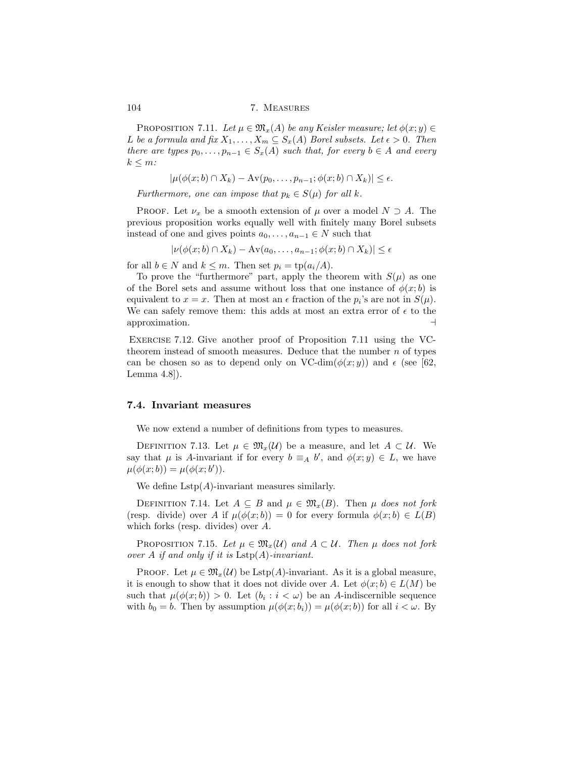Proposition 7.11. *Let $\mu \in \mathfrak{M}_x(A)$ be any Keisler measure; let $\phi(x;y) \in L$ be a formula and fix $X_1, \ldots, X_m \subseteq S_x(A)$ Borel subsets. Let $\epsilon > 0$. Then there are types $p_0, \ldots, p_{n-1} \in S_x(A)$ such that, for every $b \in A$ and every $k \leq m$:*

$$|\mu(\phi(x;b) \cap X_k) - \operatorname{Av}(p_0, \ldots, p_{n-1}; \phi(x;b) \cap X_k)| \leq \epsilon.$$

*Furthermore, one can impose that $p_k \in S(\mu)$ for all $k$.*

Proof. Let $\nu_x$ be a smooth extension of $\mu$ over a model $N \supset A$. The previous proposition works equally well with finitely many Borel subsets instead of one and gives points $a_0, \ldots, a_{n-1} \in N$ such that

$$|\nu(\phi(x;b) \cap X_k) - \operatorname{Av}(a_0, \ldots, a_{n-1}; \phi(x;b) \cap X_k)| \leq \epsilon$$

for all $b \in N$ and $k \leq m$. Then set $p_i = \operatorname{tp}(a_i/A)$.

To prove the "furthermore" part, apply the theorem with $S(\mu)$ as one of the Borel sets and assume without loss that one instance of $\phi(x;b)$ is equivalent to $x = x$. Then at most an $\epsilon$ fraction of the $p_i$'s are not in $S(\mu)$. We can safely remove them: this adds at most an extra error of $\epsilon$ to the approximation. ⊣

Exercise 7.12. Give another proof of Proposition 7.11 using the VC-theorem instead of smooth measures. Deduce that the number $n$ of types can be chosen so as to depend only on VC-dim$(\phi(x;y))$ and $\epsilon$ (see [62, Lemma 4.8]).

## 7.4. Invariant measures

We now extend a number of definitions from types to measures.

Definition 7.13. Let $\mu \in \mathfrak{M}_x(\mathcal{U})$ be a measure, and let $A \subset \mathcal{U}$. We say that $\mu$ is $A$-invariant if for every $b \equiv_A b'$, and $\phi(x;y) \in L$, we have $\mu(\phi(x;b)) = \mu(\phi(x;b'))$.

We define $\operatorname{Lstp}(A)$-invariant measures similarly.

Definition 7.14. Let $A \subseteq B$ and $\mu \in \mathfrak{M}_x(B)$. Then $\mu$ *does not fork* (resp. divide) over $A$ if $\mu(\phi(x;b)) = 0$ for every formula $\phi(x;b) \in L(B)$ which forks (resp. divides) over $A$.

Proposition 7.15. *Let $\mu \in \mathfrak{M}_x(\mathcal{U})$ and $A \subset \mathcal{U}$. Then $\mu$ does not fork over $A$ if and only if it is $\operatorname{Lstp}(A)$-invariant.*

Proof. Let $\mu \in \mathfrak{M}_x(\mathcal{U})$ be $\operatorname{Lstp}(A)$-invariant. As it is a global measure, it is enough to show that it does not divide over $A$. Let $\phi(x;b) \in L(M)$ be such that $\mu(\phi(x;b)) > 0$. Let $(b_i : i < \omega)$ be an $A$-indiscernible sequence with $b_0 = b$. Then by assumption $\mu(\phi(x;b_i)) = \mu(\phi(x;b))$ for all $i < \omega$. By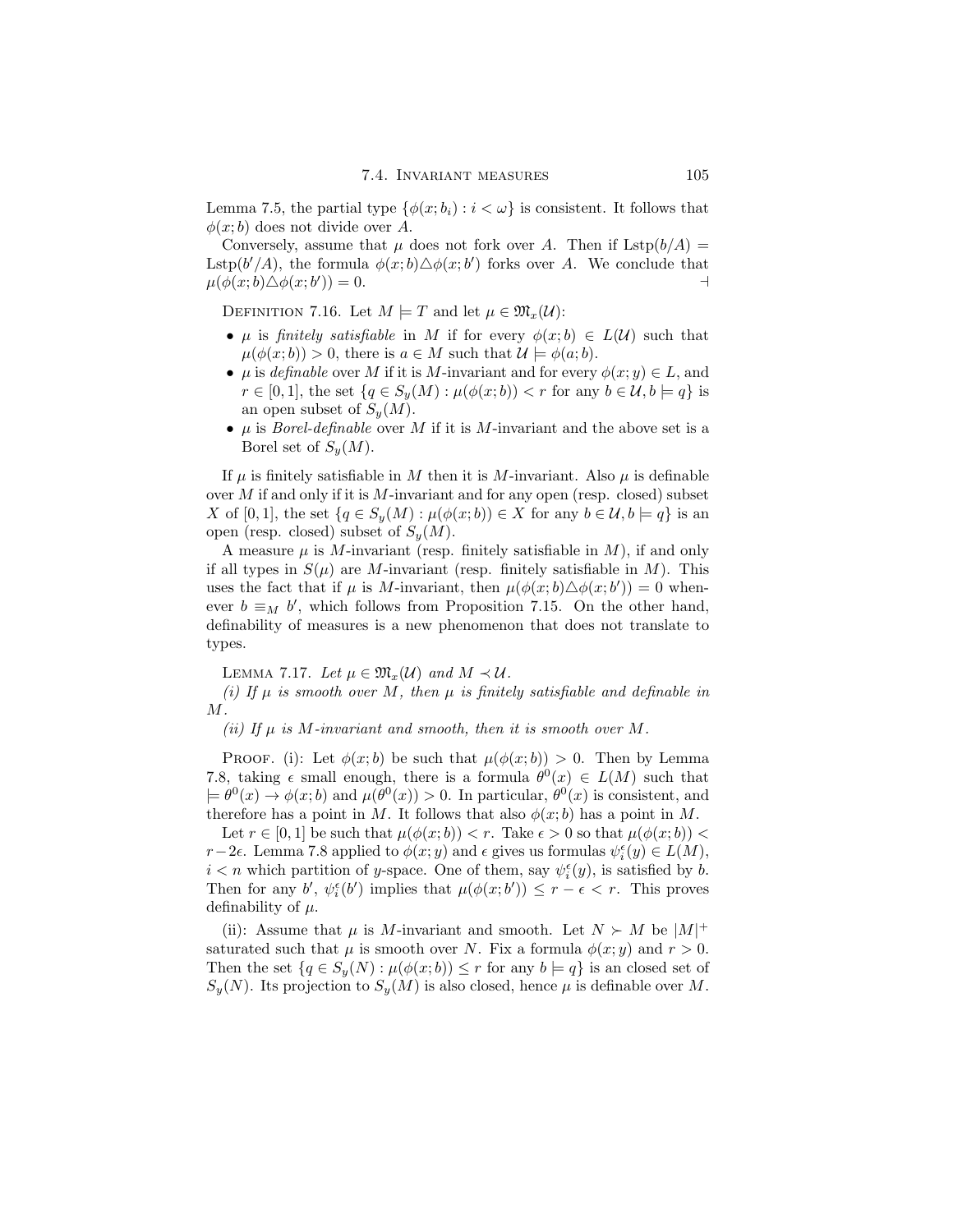Lemma 7.5, the partial type $\{\phi(x;b_i) : i < \omega\}$ is consistent. It follows that $\phi(x;b)$ does not divide over $A$.

Conversely, assume that $\mu$ does not fork over $A$. Then if $\mathrm{Lstp}(b/A) = \mathrm{Lstp}(b'/A)$, the formula $\phi(x;b)\triangle\phi(x;b')$ forks over $A$. We conclude that $\mu(\phi(x;b)\triangle\phi(x;b')) = 0$. ⊣

Definition 7.16. Let $M \models T$ and let $\mu \in \mathfrak{M}_x(\mathcal{U})$:

- $\mu$ is *finitely satisfiable* in $M$ if for every $\phi(x;b) \in L(\mathcal{U})$ such that $\mu(\phi(x;b)) > 0$, there is $a \in M$ such that $\mathcal{U} \models \phi(a;b)$.
- $\mu$ is *definable* over $M$ if it is $M$-invariant and for every $\phi(x;y) \in L$, and $r \in [0,1]$, the set $\{q \in S_y(M) : \mu(\phi(x;b)) < r \text{ for any } b \in \mathcal{U}, b \models q\}$ is an open subset of $S_y(M)$.
- $\mu$ is *Borel-definable* over $M$ if it is $M$-invariant and the above set is a Borel set of $S_y(M)$.

If $\mu$ is finitely satisfiable in $M$ then it is $M$-invariant. Also $\mu$ is definable over $M$ if and only if it is $M$-invariant and for any open (resp. closed) subset $X$ of $[0,1]$, the set $\{q \in S_y(M) : \mu(\phi(x;b)) \in X \text{ for any } b \in \mathcal{U}, b \models q\}$ is an open (resp. closed) subset of $S_y(M)$.

A measure $\mu$ is $M$-invariant (resp. finitely satisfiable in $M$), if and only if all types in $S(\mu)$ are $M$-invariant (resp. finitely satisfiable in $M$). This uses the fact that if $\mu$ is $M$-invariant, then $\mu(\phi(x;b)\triangle\phi(x;b')) = 0$ whenever $b \equiv_M b'$, which follows from Proposition 7.15. On the other hand, definability of measures is a new phenomenon that does not translate to types.

Lemma 7.17. *Let $\mu \in \mathfrak{M}_x(\mathcal{U})$ and $M \prec \mathcal{U}$.*

*(i) If $\mu$ is smooth over $M$, then $\mu$ is finitely satisfiable and definable in $M$.*

*(ii) If $\mu$ is $M$-invariant and smooth, then it is smooth over $M$.*

Proof. (i): Let $\phi(x;b)$ be such that $\mu(\phi(x;b)) > 0$. Then by Lemma 7.8, taking $\epsilon$ small enough, there is a formula $\theta^0(x) \in L(M)$ such that $\models \theta^0(x) \to \phi(x;b)$ and $\mu(\theta^0(x)) > 0$. In particular, $\theta^0(x)$ is consistent, and therefore has a point in $M$. It follows that also $\phi(x;b)$ has a point in $M$.

Let $r \in [0,1]$ be such that $\mu(\phi(x;b)) < r$. Take $\epsilon > 0$ so that $\mu(\phi(x;b)) < r - 2\epsilon$. Lemma 7.8 applied to $\phi(x;y)$ and $\epsilon$ gives us formulas $\psi_i^\epsilon(y) \in L(M)$, $i < n$ which partition of $y$-space. One of them, say $\psi_i^\epsilon(y)$, is satisfied by $b$. Then for any $b'$, $\psi_i^\epsilon(b')$ implies that $\mu(\phi(x;b')) \leq r - \epsilon < r$. This proves definability of $\mu$.

(ii): Assume that $\mu$ is $M$-invariant and smooth. Let $N \succ M$ be $|M|^+$ saturated such that $\mu$ is smooth over $N$. Fix a formula $\phi(x;y)$ and $r > 0$. Then the set $\{q \in S_y(N) : \mu(\phi(x;b)) \leq r \text{ for any } b \models q\}$ is an closed set of $S_y(N)$. Its projection to $S_y(M)$ is also closed, hence $\mu$ is definable over $M$.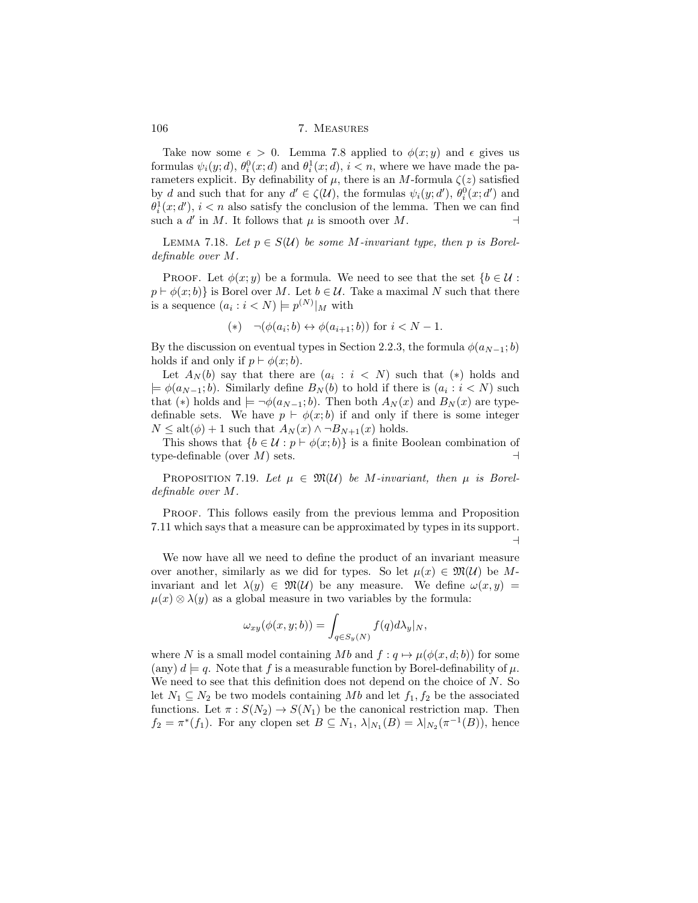Take now some $\epsilon > 0$. Lemma 7.8 applied to $\phi(x;y)$ and $\epsilon$ gives us formulas $\psi_i(y;d)$, $\theta_i^0(x;d)$ and $\theta_i^1(x;d)$, $i < n$, where we have made the parameters explicit. By definability of $\mu$, there is an $M$-formula $\zeta(z)$ satisfied by $d$ and such that for any $d' \in \zeta(\mathcal{U})$, the formulas $\psi_i(y;d')$, $\theta_i^0(x;d')$ and $\theta_i^1(x;d')$, $i < n$ also satisfy the conclusion of the lemma. Then we can find such a $d'$ in $M$. It follows that $\mu$ is smooth over $M$. ⊣

Lemma 7.18. *Let $p \in S(\mathcal{U})$ be some $M$-invariant type, then $p$ is Borel-definable over $M$.*

Proof. Let $\phi(x;y)$ be a formula. We need to see that the set $\{b \in \mathcal{U} : p \vdash \phi(x;b)\}$ is Borel over $M$. Let $b \in \mathcal{U}$. Take a maximal $N$ such that there is a sequence $(a_i : i < N) \models p^{(N)}|_M$ with

$$(*) \quad \neg(\phi(a_i;b) \leftrightarrow \phi(a_{i+1};b)) \text{ for } i < N-1.$$

By the discussion on eventual types in Section 2.2.3, the formula $\phi(a_{N-1};b)$ holds if and only if $p \vdash \phi(x;b)$.

Let $A_N(b)$ say that there are $(a_i : i < N)$ such that $(*)$ holds and $\models \phi(a_{N-1};b)$. Similarly define $B_N(b)$ to hold if there is $(a_i : i < N)$ such that $(*)$ holds and $\models \neg\phi(a_{N-1};b)$. Then both $A_N(x)$ and $B_N(x)$ are type-definable sets. We have $p \vdash \phi(x;b)$ if and only if there is some integer $N \leq \mathrm{alt}(\phi) + 1$ such that $A_N(x) \wedge \neg B_{N+1}(x)$ holds.

This shows that $\{b \in \mathcal{U} : p \vdash \phi(x;b)\}$ is a finite Boolean combination of type-definable (over $M$) sets. ⊣

Proposition 7.19. *Let $\mu \in \mathfrak{M}(\mathcal{U})$ be $M$-invariant, then $\mu$ is Borel-definable over $M$.*

Proof. This follows easily from the previous lemma and Proposition 7.11 which says that a measure can be approximated by types in its support. ⊣

We now have all we need to define the product of an invariant measure over another, similarly as we did for types. So let $\mu(x) \in \mathfrak{M}(\mathcal{U})$ be $M$-invariant and let $\lambda(y) \in \mathfrak{M}(\mathcal{U})$ be any measure. We define $\omega(x,y) = \mu(x) \otimes \lambda(y)$ as a global measure in two variables by the formula:

$$\omega_{xy}(\phi(x,y;b)) = \int_{q \in S_y(N)} f(q) d\lambda_y|_N,$$

where $N$ is a small model containing $Mb$ and $f : q \mapsto \mu(\phi(x,d;b))$ for some (any) $d \models q$. Note that $f$ is a measurable function by Borel-definability of $\mu$. We need to see that this definition does not depend on the choice of $N$. So let $N_1 \subseteq N_2$ be two models containing $Mb$ and let $f_1, f_2$ be the associated functions. Let $\pi : S(N_2) \to S(N_1)$ be the canonical restriction map. Then $f_2 = \pi^*(f_1)$. For any clopen set $B \subseteq N_1$, $\lambda|_{N_1}(B) = \lambda|_{N_2}(\pi^{-1}(B))$, hence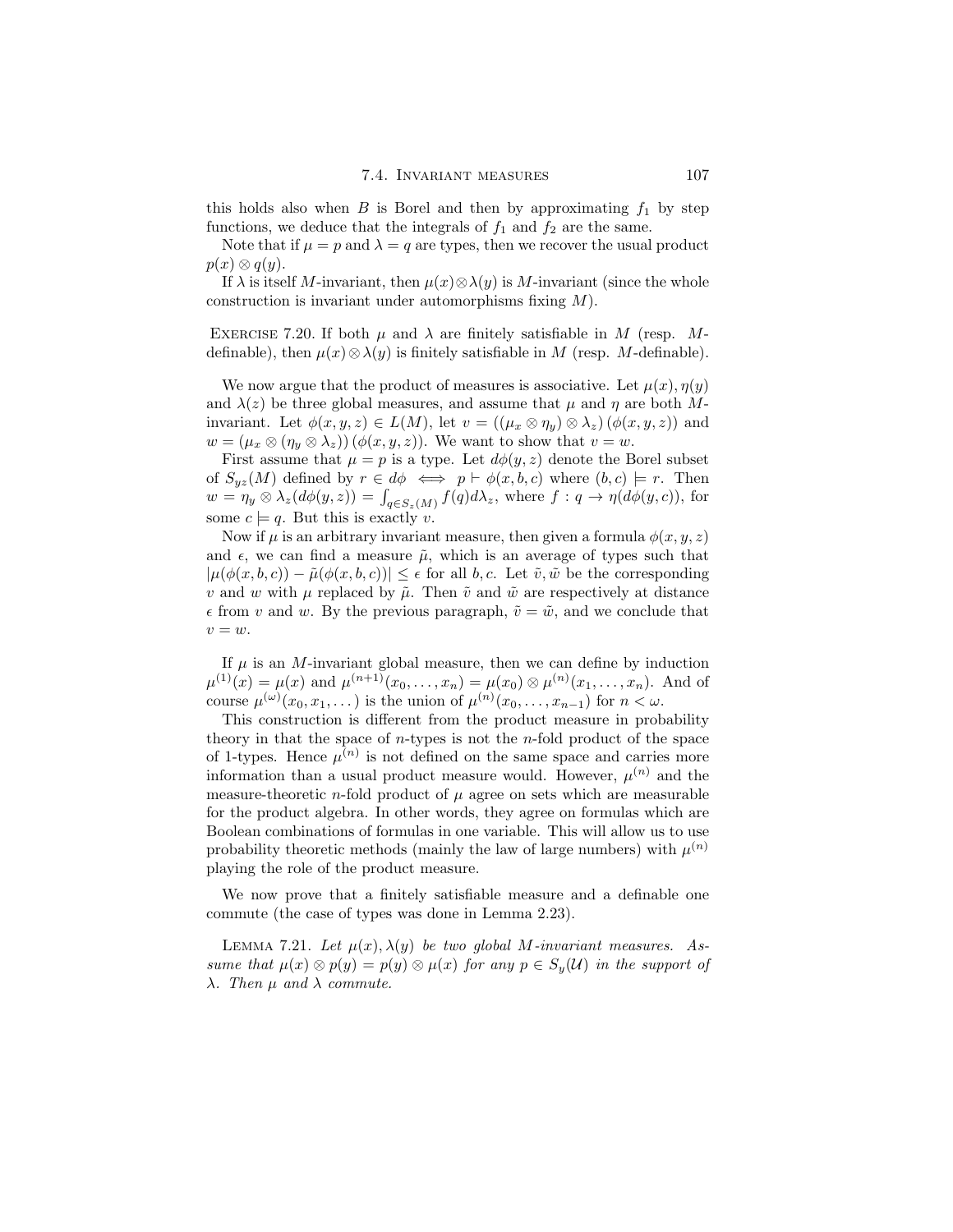this holds also when $B$ is Borel and then by approximating $f_1$ by step functions, we deduce that the integrals of $f_1$ and $f_2$ are the same.

Note that if $\mu = p$ and $\lambda = q$ are types, then we recover the usual product $p(x) \otimes q(y)$.

If $\lambda$ is itself $M$-invariant, then $\mu(x) \otimes \lambda(y)$ is $M$-invariant (since the whole construction is invariant under automorphisms fixing $M$).

Exercise 7.20. If both $\mu$ and $\lambda$ are finitely satisfiable in $M$ (resp. $M$-definable), then $\mu(x) \otimes \lambda(y)$ is finitely satisfiable in $M$ (resp. $M$-definable).

We now argue that the product of measures is associative. Let $\mu(x), \eta(y)$ and $\lambda(z)$ be three global measures, and assume that $\mu$ and $\eta$ are both $M$-invariant. Let $\phi(x, y, z) \in L(M)$, let $v = ((\mu_x \otimes \eta_y) \otimes \lambda_z)(\phi(x, y, z))$ and $w = (\mu_x \otimes (\eta_y \otimes \lambda_z))(\phi(x, y, z))$. We want to show that $v = w$.

First assume that $\mu = p$ is a type. Let $d\phi(y, z)$ denote the Borel subset of $S_{yz}(M)$ defined by $r \in d\phi \iff p \vdash \phi(x, b, c)$ where $(b, c) \models r$. Then $w = \eta_y \otimes \lambda_z(d\phi(y, z)) = \int_{q \in S_z(M)} f(q) d\lambda_z$, where $f : q \to \eta(d\phi(y, c))$, for some $c \models q$. But this is exactly $v$.

Now if $\mu$ is an arbitrary invariant measure, then given a formula $\phi(x, y, z)$ and $\epsilon$, we can find a measure $\tilde{\mu}$, which is an average of types such that $|\mu(\phi(x, b, c)) - \tilde{\mu}(\phi(x, b, c))| \leq \epsilon$ for all $b, c$. Let $\tilde{v}, \tilde{w}$ be the corresponding $v$ and $w$ with $\mu$ replaced by $\tilde{\mu}$. Then $\tilde{v}$ and $\tilde{w}$ are respectively at distance $\epsilon$ from $v$ and $w$. By the previous paragraph, $\tilde{v} = \tilde{w}$, and we conclude that $v = w$.

If $\mu$ is an $M$-invariant global measure, then we can define by induction $\mu^{(1)}(x) = \mu(x)$ and $\mu^{(n+1)}(x_0, \ldots, x_n) = \mu(x_0) \otimes \mu^{(n)}(x_1, \ldots, x_n)$. And of course $\mu^{(\omega)}(x_0, x_1, \ldots)$ is the union of $\mu^{(n)}(x_0, \ldots, x_{n-1})$ for $n < \omega$.

This construction is different from the product measure in probability theory in that the space of $n$-types is not the $n$-fold product of the space of 1-types. Hence $\mu^{(n)}$ is not defined on the same space and carries more information than a usual product measure would. However, $\mu^{(n)}$ and the measure-theoretic $n$-fold product of $\mu$ agree on sets which are measurable for the product algebra. In other words, they agree on formulas which are Boolean combinations of formulas in one variable. This will allow us to use probability theoretic methods (mainly the law of large numbers) with $\mu^{(n)}$ playing the role of the product measure.

We now prove that a finitely satisfiable measure and a definable one commute (the case of types was done in Lemma 2.23).

Lemma 7.21. *Let $\mu(x), \lambda(y)$ be two global $M$-invariant measures. Assume that $\mu(x) \otimes p(y) = p(y) \otimes \mu(x)$ for any $p \in S_y(\mathcal{U})$ in the support of $\lambda$. Then $\mu$ and $\lambda$ commute.*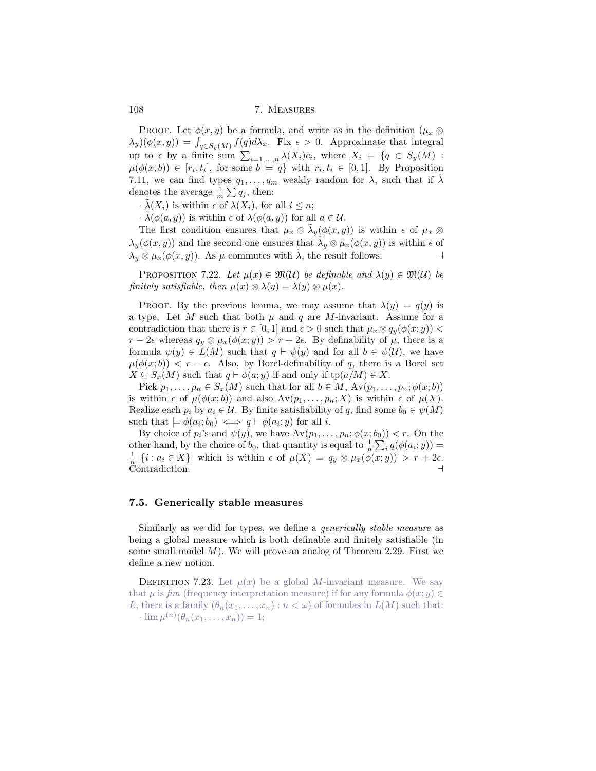PROOF. Let $\phi(x,y)$ be a formula, and write as in the definition $(\mu_x \otimes \lambda_y)(\phi(x,y)) = \int_{q \in S_y(M)} f(q) d\lambda_x$. Fix $\epsilon > 0$. Approximate that integral up to $\epsilon$ by a finite sum $\sum_{i=1,\dots,n} \lambda(X_i) c_i$, where $X_i = \{q \in S_y(M) : \mu(\phi(x,b)) \in [r_i, t_i]$, for some $b \models q\}$ with $r_i, t_i \in [0,1]$. By Proposition 7.11, we can find types $q_1, \dots, q_m$ weakly random for $\lambda$, such that if $\tilde{\lambda}$ denotes the average $\frac{1}{m} \sum q_j$, then:

- $\tilde{\lambda}(X_i)$ is within $\epsilon$ of $\lambda(X_i)$, for all $i \leq n$;
- $\tilde{\lambda}(\phi(a,y))$ is within $\epsilon$ of $\lambda(\phi(a,y))$ for all $a \in \mathcal{U}$.

The first condition ensures that $\mu_x \otimes \tilde{\lambda}_y(\phi(x,y))$ is within $\epsilon$ of $\mu_x \otimes \lambda_y(\phi(x,y))$ and the second one ensures that $\tilde{\lambda}_y \otimes \mu_x(\phi(x,y))$ is within $\epsilon$ of $\lambda_y \otimes \mu_x(\phi(x,y))$. As $\mu$ commutes with $\tilde{\lambda}$, the result follows. ⊣

PROPOSITION 7.22. *Let $\mu(x) \in \mathfrak{M}(\mathcal{U})$ be definable and $\lambda(y) \in \mathfrak{M}(\mathcal{U})$ be finitely satisfiable, then $\mu(x) \otimes \lambda(y) = \lambda(y) \otimes \mu(x)$.*

PROOF. By the previous lemma, we may assume that $\lambda(y) = q(y)$ is a type. Let $M$ such that both $\mu$ and $q$ are $M$-invariant. Assume for a contradiction that there is $r \in [0,1]$ and $\epsilon > 0$ such that $\mu_x \otimes q_y(\phi(x;y)) < r - 2\epsilon$ whereas $q_y \otimes \mu_x(\phi(x;y)) > r + 2\epsilon$. By definability of $\mu$, there is a formula $\psi(y) \in L(M)$ such that $q \vdash \psi(y)$ and for all $b \in \psi(\mathcal{U})$, we have $\mu(\phi(x;b)) < r - \epsilon$. Also, by Borel-definability of $q$, there is a Borel set $X \subseteq S_x(M)$ such that $q \vdash \phi(a;y)$ if and only if $\text{tp}(a/M) \in X$.

Pick $p_1, \dots, p_n \in S_x(M)$ such that for all $b \in M$, $\text{Av}(p_1, \dots, p_n; \phi(x;b))$ is within $\epsilon$ of $\mu(\phi(x;b))$ and also $\text{Av}(p_1, \dots, p_n; X)$ is within $\epsilon$ of $\mu(X)$. Realize each $p_i$ by $a_i \in \mathcal{U}$. By finite satisfiability of $q$, find some $b_0 \in \psi(M)$ such that $\models \phi(a_i; b_0) \iff q \vdash \phi(a_i; y)$ for all $i$.

By choice of $p_i$'s and $\psi(y)$, we have $\text{Av}(p_1, \dots, p_n; \phi(x;b_0)) < r$. On the other hand, by the choice of $b_0$, that quantity is equal to $\frac{1}{n} \sum_i q(\phi(a_i;y)) = \frac{1}{n} |\{i : a_i \in X\}|$ which is within $\epsilon$ of $\mu(X) = q_y \otimes \mu_x(\phi(x;y)) > r + 2\epsilon$. Contradiction. ⊣

## 7.5. Generically stable measures

Similarly as we did for types, we define a *generically stable measure* as being a global measure which is both definable and finitely satisfiable (in some small model $M$). We will prove an analog of Theorem 2.29. First we define a new notion.

DEFINITION 7.23. Let $\mu(x)$ be a global $M$-invariant measure. We say that $\mu$ is *fim* (frequency interpretation measure) if for any formula $\phi(x;y) \in L$, there is a family $(\theta_n(x_1, \dots, x_n) : n < \omega)$ of formulas in $L(M)$ such that:

- $\lim \mu^{(n)}(\theta_n(x_1, \dots, x_n)) = 1$;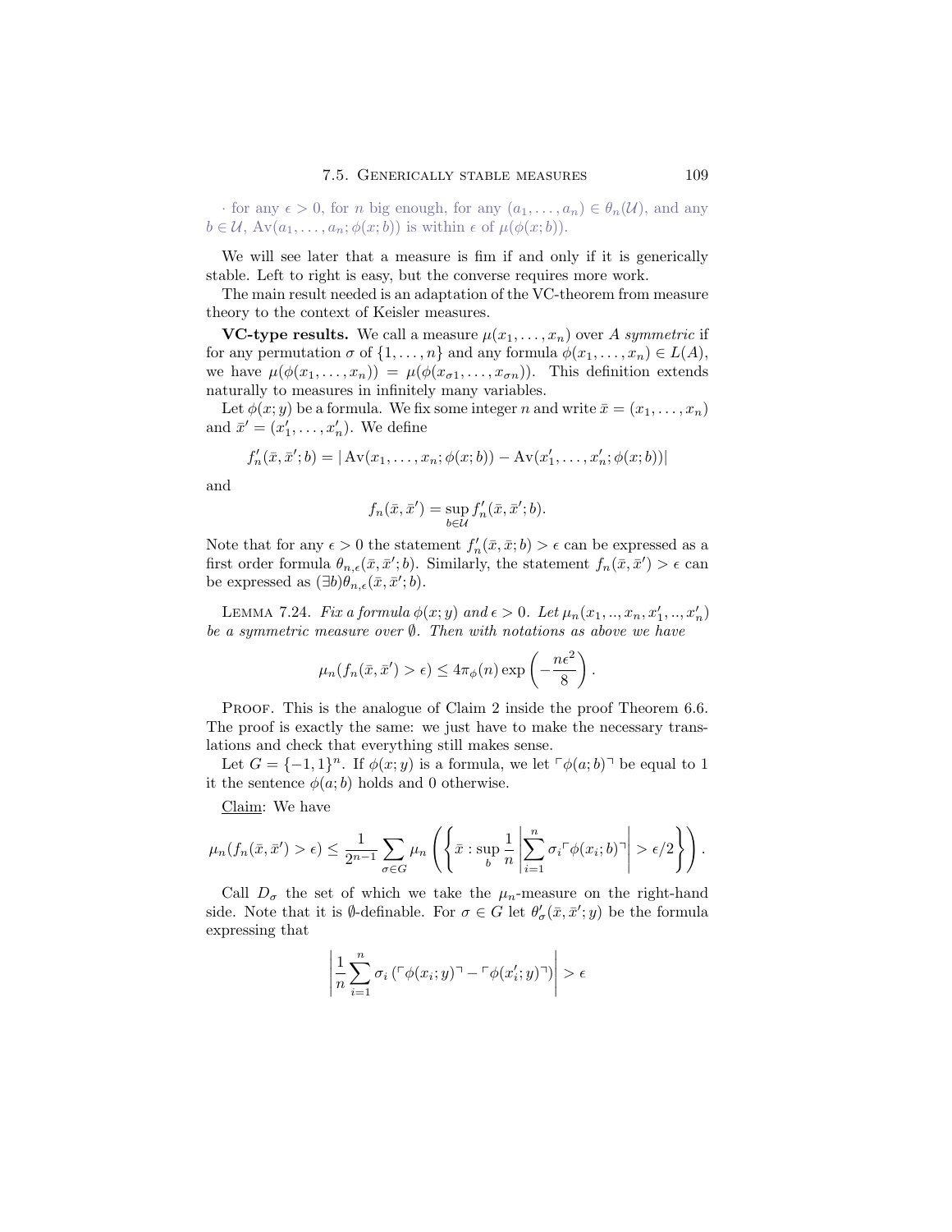· for any $\epsilon > 0$, for $n$ big enough, for any $(a_1, \ldots, a_n) \in \theta_n(\mathcal{U})$, and any $b \in \mathcal{U}$, $\mathrm{Av}(a_1, \ldots, a_n; \phi(x; b))$ is within $\epsilon$ of $\mu(\phi(x; b))$.

We will see later that a measure is fim if and only if it is generically stable. Left to right is easy, but the converse requires more work.

The main result needed is an adaptation of the VC-theorem from measure theory to the context of Keisler measures.

**VC-type results.** We call a measure $\mu(x_1, \ldots, x_n)$ over $A$ *symmetric* if for any permutation $\sigma$ of $\{1, \ldots, n\}$ and any formula $\phi(x_1, \ldots, x_n) \in L(A)$, we have $\mu(\phi(x_1, \ldots, x_n)) = \mu(\phi(x_{\sigma 1}, \ldots, x_{\sigma n}))$. This definition extends naturally to measures in infinitely many variables.

Let $\phi(x; y)$ be a formula. We fix some integer $n$ and write $\bar{x} = (x_1, \ldots, x_n)$ and $\bar{x}' = (x'_1, \ldots, x'_n)$. We define

$$f'_n(\bar{x}, \bar{x}'; b) = |\mathrm{Av}(x_1, \ldots, x_n; \phi(x; b)) - \mathrm{Av}(x'_1, \ldots, x'_n; \phi(x; b))|$$

and

$$f_n(\bar{x}, \bar{x}') = \sup_{b \in \mathcal{U}} f'_n(\bar{x}, \bar{x}'; b).$$

Note that for any $\epsilon > 0$ the statement $f'_n(\bar{x}, \bar{x}; b) > \epsilon$ can be expressed as a first order formula $\theta_{n,\epsilon}(\bar{x}, \bar{x}'; b)$. Similarly, the statement $f_n(\bar{x}, \bar{x}') > \epsilon$ can be expressed as $(\exists b)\theta_{n,\epsilon}(\bar{x}, \bar{x}'; b)$.

LEMMA 7.24. *Fix a formula $\phi(x; y)$ and $\epsilon > 0$. Let $\mu_n(x_1, .., x_n, x'_1, .., x'_n)$ be a symmetric measure over $\emptyset$. Then with notations as above we have*

$$\mu_n(f_n(\bar{x}, \bar{x}') > \epsilon) \leq 4\pi_\phi(n) \exp\left(-\frac{n\epsilon^2}{8}\right).$$

PROOF. This is the analogue of Claim 2 inside the proof Theorem 6.6. The proof is exactly the same: we just have to make the necessary translations and check that everything still makes sense.

Let $G = \{-1, 1\}^n$. If $\phi(x; y)$ is a formula, we let $\ulcorner \phi(a; b) \urcorner$ be equal to 1 it the sentence $\phi(a; b)$ holds and 0 otherwise.

Claim: We have

$$\mu_n(f_n(\bar{x}, \bar{x}') > \epsilon) \leq \frac{1}{2^{n-1}} \sum_{\sigma \in G} \mu_n \left( \left\{ \bar{x} : \sup_b \frac{1}{n} \left| \sum_{i=1}^n \sigma_i \ulcorner \phi(x_i; b) \urcorner \right| > \epsilon/2 \right\} \right).$$

Call $D_\sigma$ the set of which we take the $\mu_n$-measure on the right-hand side. Note that it is $\emptyset$-definable. For $\sigma \in G$ let $\theta'_\sigma(\bar{x}, \bar{x}'; y)$ be the formula expressing that

$$\left| \frac{1}{n} \sum_{i=1}^n \sigma_i \left( \ulcorner \phi(x_i; y) \urcorner - \ulcorner \phi(x'_i; y) \urcorner \right) \right| > \epsilon$$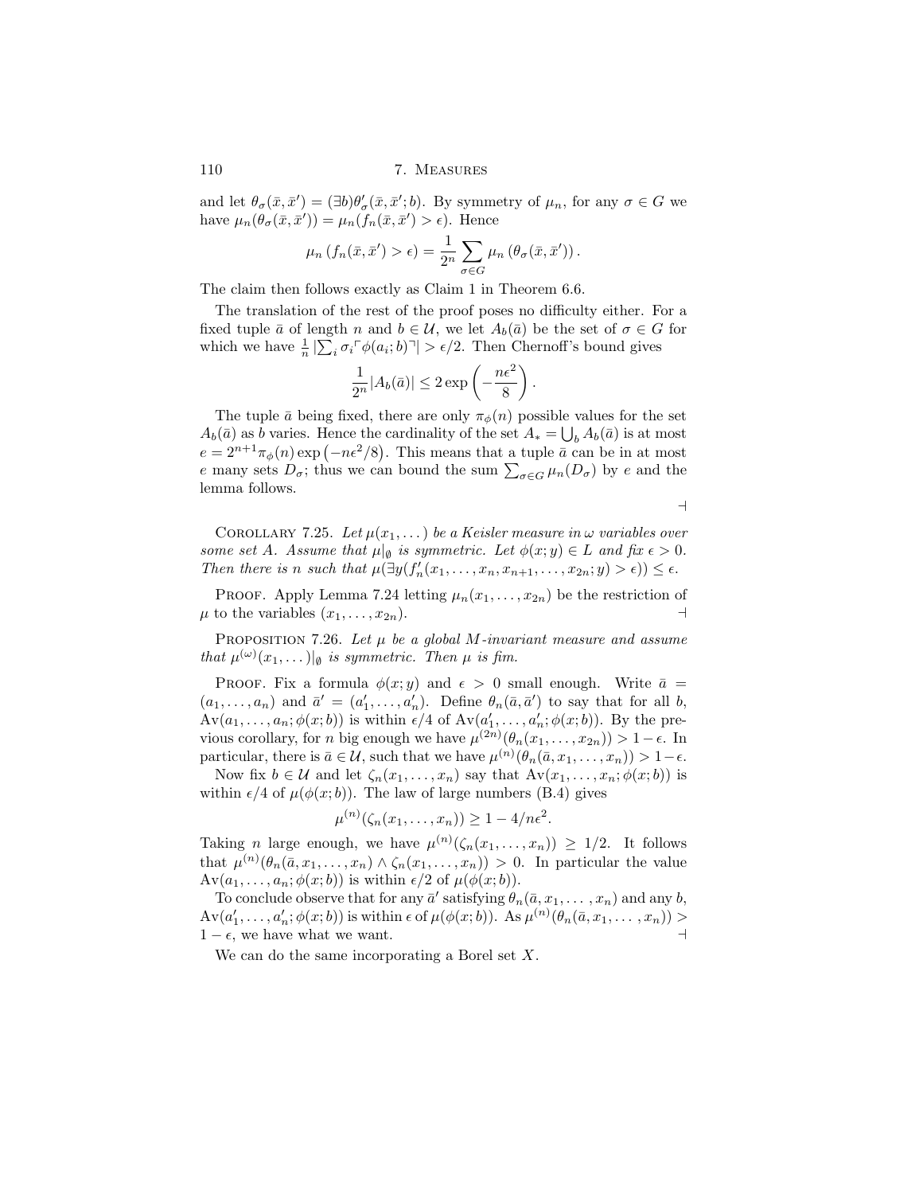and let $\theta_\sigma(\bar{x}, \bar{x}') = (\exists b)\theta'_\sigma(\bar{x}, \bar{x}'; b)$. By symmetry of $\mu_n$, for any $\sigma \in G$ we have $\mu_n(\theta_\sigma(\bar{x}, \bar{x}')) = \mu_n(f_n(\bar{x}, \bar{x}') > \epsilon)$. Hence

$$\mu_n\left(f_n(\bar{x}, \bar{x}') > \epsilon\right) = \frac{1}{2^n} \sum_{\sigma \in G} \mu_n\left(\theta_\sigma(\bar{x}, \bar{x}')\right).$$

The claim then follows exactly as Claim 1 in Theorem 6.6.

The translation of the rest of the proof poses no difficulty either. For a fixed tuple $\bar{a}$ of length $n$ and $b \in \mathcal{U}$, we let $A_b(\bar{a})$ be the set of $\sigma \in G$ for which we have $\frac{1}{n}|\sum_i \sigma_i \ulcorner \phi(a_i; b) \urcorner| > \epsilon/2$. Then Chernoff's bound gives

$$\frac{1}{2^n}|A_b(\bar{a})| \leq 2\exp\left(-\frac{n\epsilon^2}{8}\right).$$

The tuple $\bar{a}$ being fixed, there are only $\pi_\phi(n)$ possible values for the set $A_b(\bar{a})$ as $b$ varies. Hence the cardinality of the set $A_* = \bigcup_b A_b(\bar{a})$ is at most $e = 2^{n+1}\pi_\phi(n)\exp\left(-n\epsilon^2/8\right)$. This means that a tuple $\bar{a}$ can be in at most $e$ many sets $D_\sigma$; thus we can bound the sum $\sum_{\sigma \in G} \mu_n(D_\sigma)$ by $e$ and the lemma follows. $\dashv$

Corollary 7.25. *Let $\mu(x_1, \dots)$ be a Keisler measure in $\omega$ variables over some set $A$. Assume that $\mu|_\emptyset$ is symmetric. Let $\phi(x; y) \in L$ and fix $\epsilon > 0$. Then there is $n$ such that $\mu(\exists y(f'_n(x_1, \dots, x_n, x_{n+1}, \dots, x_{2n}; y) > \epsilon)) \leq \epsilon$.*

Proof. Apply Lemma 7.24 letting $\mu_n(x_1, \dots, x_{2n})$ be the restriction of $\mu$ to the variables $(x_1, \dots, x_{2n})$. $\dashv$

Proposition 7.26. *Let $\mu$ be a global $M$-invariant measure and assume that $\mu^{(\omega)}(x_1, \dots)|_\emptyset$ is symmetric. Then $\mu$ is fim.*

Proof. Fix a formula $\phi(x; y)$ and $\epsilon > 0$ small enough. Write $\bar{a} = (a_1, \dots, a_n)$ and $\bar{a}' = (a'_1, \dots, a'_n)$. Define $\theta_n(\bar{a}, \bar{a}')$ to say that for all $b$, $\mathrm{Av}(a_1, \dots, a_n; \phi(x; b))$ is within $\epsilon/4$ of $\mathrm{Av}(a'_1, \dots, a'_n; \phi(x; b))$. By the previous corollary, for $n$ big enough we have $\mu^{(2n)}(\theta_n(x_1, \dots, x_{2n})) > 1 - \epsilon$. In particular, there is $\bar{a} \in \mathcal{U}$, such that we have $\mu^{(n)}(\theta_n(\bar{a}, x_1, \dots, x_n)) > 1 - \epsilon$.

Now fix $b \in \mathcal{U}$ and let $\zeta_n(x_1, \dots, x_n)$ say that $\mathrm{Av}(x_1, \dots, x_n; \phi(x; b))$ is within $\epsilon/4$ of $\mu(\phi(x; b))$. The law of large numbers (B.4) gives

$$\mu^{(n)}(\zeta_n(x_1, \dots, x_n)) \geq 1 - 4/n\epsilon^2.$$

Taking $n$ large enough, we have $\mu^{(n)}(\zeta_n(x_1, \dots, x_n)) \geq 1/2$. It follows that $\mu^{(n)}(\theta_n(\bar{a}, x_1, \dots, x_n) \wedge \zeta_n(x_1, \dots, x_n)) > 0$. In particular the value $\mathrm{Av}(a_1, \dots, a_n; \phi(x; b))$ is within $\epsilon/2$ of $\mu(\phi(x; b))$.

To conclude observe that for any $\bar{a}'$ satisfying $\theta_n(\bar{a}, x_1, \dots, x_n)$ and any $b$, $\mathrm{Av}(a'_1, \dots, a'_n; \phi(x; b))$ is within $\epsilon$ of $\mu(\phi(x; b))$. As $\mu^{(n)}(\theta_n(\bar{a}, x_1, \dots, x_n)) > 1 - \epsilon$, we have what we want. $\dashv$

We can do the same incorporating a Borel set $X$.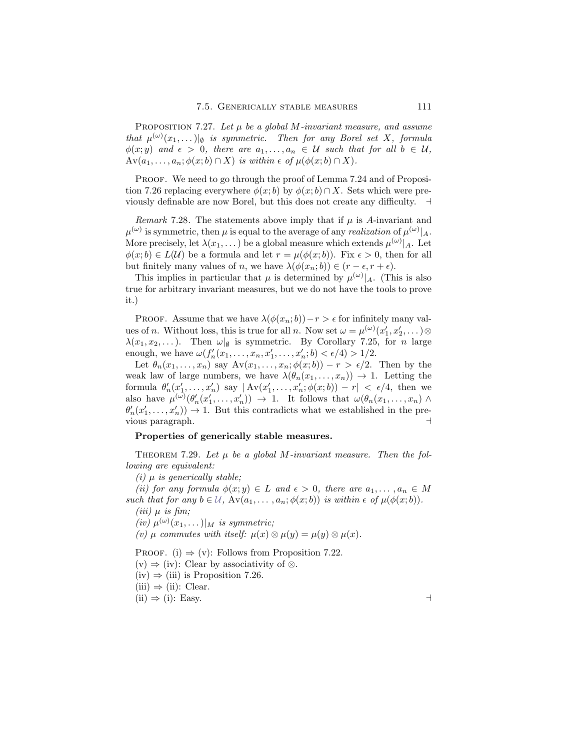Proposition 7.27. *Let $\mu$ be a global $M$-invariant measure, and assume that $\mu^{(\omega)}(x_1,\dots)|_\emptyset$ is symmetric. Then for any Borel set $X$, formula $\phi(x;y)$ and $\epsilon > 0$, there are $a_1,\dots,a_n \in \mathcal{U}$ such that for all $b \in \mathcal{U}$, $\mathrm{Av}(a_1,\dots,a_n;\phi(x;b)\cap X)$ is within $\epsilon$ of $\mu(\phi(x;b)\cap X)$.*

Proof. We need to go through the proof of Lemma 7.24 and of Proposition 7.26 replacing everywhere $\phi(x;b)$ by $\phi(x;b)\cap X$. Sets which were previously definable are now Borel, but this does not create any difficulty. $\dashv$

*Remark* 7.28. The statements above imply that if $\mu$ is $A$-invariant and $\mu^{(\omega)}$ is symmetric, then $\mu$ is equal to the average of any *realization* of $\mu^{(\omega)}|_A$. More precisely, let $\lambda(x_1,\dots)$ be a global measure which extends $\mu^{(\omega)}|_A$. Let $\phi(x;b) \in L(\mathcal{U})$ be a formula and let $r = \mu(\phi(x;b))$. Fix $\epsilon > 0$, then for all but finitely many values of $n$, we have $\lambda(\phi(x_n;b)) \in (r-\epsilon, r+\epsilon)$.

This implies in particular that $\mu$ is determined by $\mu^{(\omega)}|_A$. (This is also true for arbitrary invariant measures, but we do not have the tools to prove it.)

Proof. Assume that we have $\lambda(\phi(x_n;b)) - r > \epsilon$ for infinitely many values of $n$. Without loss, this is true for all $n$. Now set $\omega = \mu^{(\omega)}(x'_1,x'_2,\dots) \otimes \lambda(x_1,x_2,\dots)$. Then $\omega|_\emptyset$ is symmetric. By Corollary 7.25, for $n$ large enough, we have $\omega(f'_n(x_1,\dots,x_n,x'_1,\dots,x'_n;b) < \epsilon/4) > 1/2$.

Let $\theta_n(x_1,\dots,x_n)$ say $\mathrm{Av}(x_1,\dots,x_n;\phi(x;b)) - r > \epsilon/2$. Then by the weak law of large numbers, we have $\lambda(\theta_n(x_1,\dots,x_n)) \to 1$. Letting the formula $\theta'_n(x'_1,\dots,x'_n)$ say $|\mathrm{Av}(x'_1,\dots,x'_n;\phi(x;b)) - r| < \epsilon/4$, then we also have $\mu^{(\omega)}(\theta'_n(x'_1,\dots,x'_n)) \to 1$. It follows that $\omega(\theta_n(x_1,\dots,x_n) \wedge \theta'_n(x'_1,\dots,x'_n)) \to 1$. But this contradicts what we established in the previous paragraph. $\dashv$

**Properties of generically stable measures.**

Theorem 7.29. *Let $\mu$ be a global $M$-invariant measure. Then the following are equivalent:*

*(i) $\mu$ is generically stable;*

*(ii) for any formula $\phi(x;y) \in L$ and $\epsilon > 0$, there are $a_1,\dots,a_n \in M$ such that for any $b \in \mathcal{U}$, $\mathrm{Av}(a_1,\dots,a_n;\phi(x;b))$ is within $\epsilon$ of $\mu(\phi(x;b))$.*

*(iii) $\mu$ is fim;*

*(iv) $\mu^{(\omega)}(x_1,\dots)|_M$ is symmetric;*

*(v) $\mu$ commutes with itself: $\mu(x)\otimes\mu(y) = \mu(y)\otimes\mu(x)$.*

Proof. (i) $\Rightarrow$ (v): Follows from Proposition 7.22.

(v) $\Rightarrow$ (iv): Clear by associativity of $\otimes$.

(iv) $\Rightarrow$ (iii) is Proposition 7.26.

(iii) $\Rightarrow$ (ii): Clear.

(ii) $\Rightarrow$ (i): Easy. $\dashv$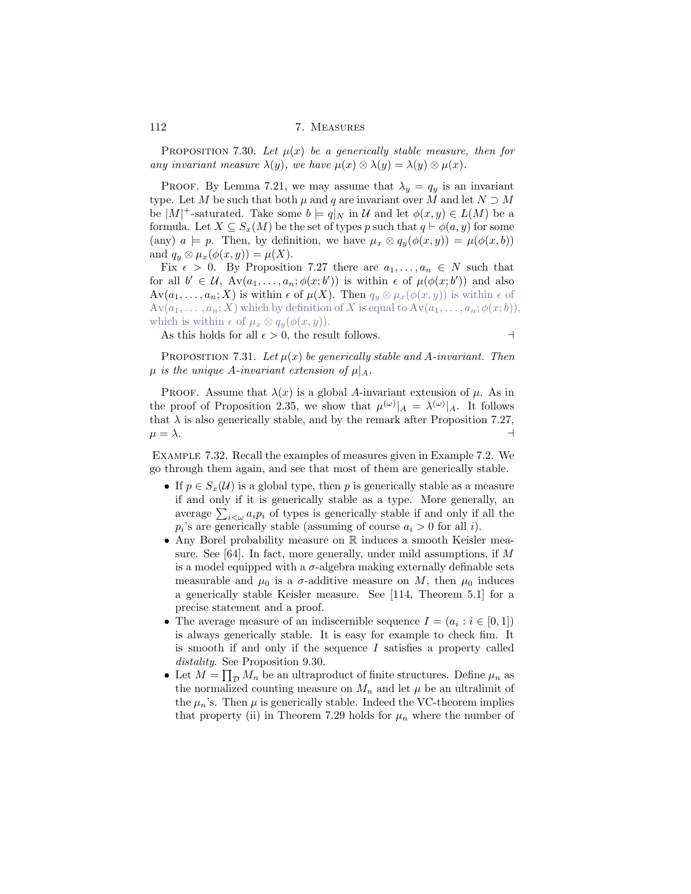Proposition 7.30. *Let $\mu(x)$ be a generically stable measure, then for any invariant measure $\lambda(y)$, we have $\mu(x) \otimes \lambda(y) = \lambda(y) \otimes \mu(x)$.*

Proof. By Lemma 7.21, we may assume that $\lambda_y = q_y$ is an invariant type. Let $M$ be such that both $\mu$ and $q$ are invariant over $M$ and let $N \supset M$ be $|M|^+$-saturated. Take some $b \models q|_N$ in $\mathcal{U}$ and let $\phi(x,y) \in L(M)$ be a formula. Let $X \subseteq S_x(M)$ be the set of types $p$ such that $q \vdash \phi(a,y)$ for some (any) $a \models p$. Then, by definition, we have $\mu_x \otimes q_y(\phi(x,y)) = \mu(\phi(x,b))$ and $q_y \otimes \mu_x(\phi(x,y)) = \mu(X)$.

Fix $\epsilon > 0$. By Proposition 7.27 there are $a_1, \ldots, a_n \in N$ such that for all $b' \in \mathcal{U}$, $\mathrm{Av}(a_1, \ldots, a_n; \phi(x;b'))$ is within $\epsilon$ of $\mu(\phi(x;b'))$ and also $\mathrm{Av}(a_1, \ldots, a_n; X)$ is within $\epsilon$ of $\mu(X)$. Then $q_y \otimes \mu_x(\phi(x,y))$ is within $\epsilon$ of $\mathrm{Av}(a_1, \ldots, a_n; X)$ which by definition of $X$ is equal to $\mathrm{Av}(a_1, \ldots, a_n; \phi(x;b))$, which is within $\epsilon$ of $\mu_x \otimes q_y(\phi(x,y))$.

As this holds for all $\epsilon > 0$, the result follows. ⊣

Proposition 7.31. *Let $\mu(x)$ be generically stable and $A$-invariant. Then $\mu$ is the unique $A$-invariant extension of $\mu|_A$.*

Proof. Assume that $\lambda(x)$ is a global $A$-invariant extension of $\mu$. As in the proof of Proposition 2.35, we show that $\mu^{(\omega)}|_A = \lambda^{(\omega)}|_A$. It follows that $\lambda$ is also generically stable, and by the remark after Proposition 7.27, $\mu = \lambda$. ⊣

Example 7.32. Recall the examples of measures given in Example 7.2. We go through them again, and see that most of them are generically stable.

- If $p \in S_x(\mathcal{U})$ is a global type, then $p$ is generically stable as a measure if and only if it is generically stable as a type. More generally, an average $\sum_{i<\omega} a_i p_i$ of types is generically stable if and only if all the $p_i$'s are generically stable (assuming of course $a_i > 0$ for all $i$).
- Any Borel probability measure on $\mathbb{R}$ induces a smooth Keisler measure. See [64]. In fact, more generally, under mild assumptions, if $M$ is a model equipped with a $\sigma$-algebra making externally definable sets measurable and $\mu_0$ is a $\sigma$-additive measure on $M$, then $\mu_0$ induces a generically stable Keisler measure. See [114, Theorem 5.1] for a precise statement and a proof.
- The average measure of an indiscernible sequence $I = (a_i : i \in [0,1])$ is always generically stable. It is easy for example to check fim. It is smooth if and only if the sequence $I$ satisfies a property called *distality*. See Proposition 9.30.
- Let $M = \prod_{\mathcal{D}} M_n$ be an ultraproduct of finite structures. Define $\mu_n$ as the normalized counting measure on $M_n$ and let $\mu$ be an ultralimit of the $\mu_n$'s. Then $\mu$ is generically stable. Indeed the VC-theorem implies that property (ii) in Theorem 7.29 holds for $\mu_n$ where the number of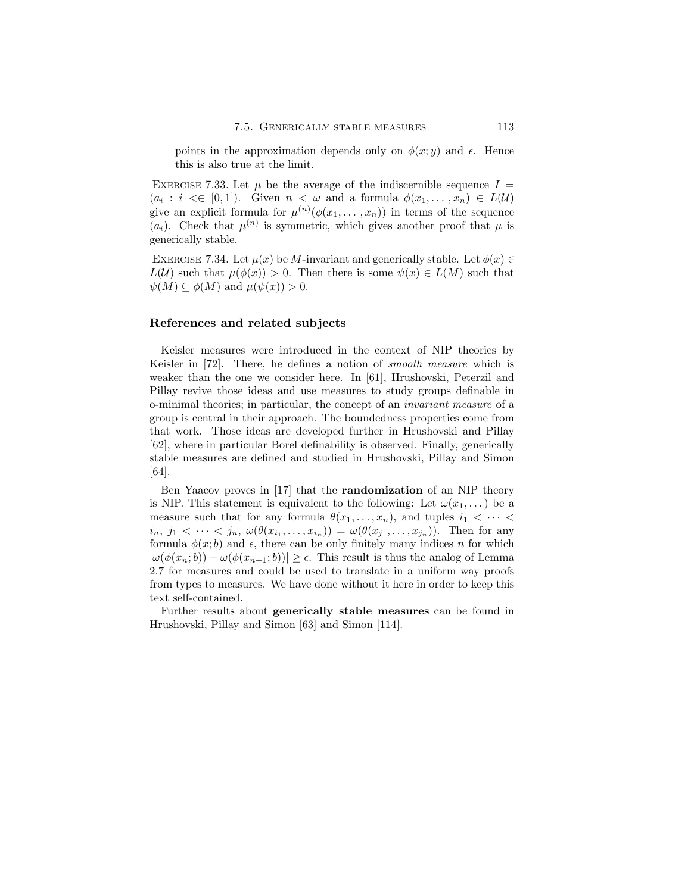points in the approximation depends only on $\phi(x;y)$ and $\epsilon$. Hence this is also true at the limit.

Exercise 7.33. Let $\mu$ be the average of the indiscernible sequence $I = (a_i : i <\in [0,1])$. Given $n < \omega$ and a formula $\phi(x_1, \dots, x_n) \in L(\mathcal{U})$ give an explicit formula for $\mu^{(n)}(\phi(x_1, \dots, x_n))$ in terms of the sequence $(a_i)$. Check that $\mu^{(n)}$ is symmetric, which gives another proof that $\mu$ is generically stable.

Exercise 7.34. Let $\mu(x)$ be $M$-invariant and generically stable. Let $\phi(x) \in L(\mathcal{U})$ such that $\mu(\phi(x)) > 0$. Then there is some $\psi(x) \in L(M)$ such that $\psi(M) \subseteq \phi(M)$ and $\mu(\psi(x)) > 0$.

## References and related subjects

Keisler measures were introduced in the context of NIP theories by Keisler in [72]. There, he defines a notion of *smooth measure* which is weaker than the one we consider here. In [61], Hrushovski, Peterzil and Pillay revive those ideas and use measures to study groups definable in o-minimal theories; in particular, the concept of an *invariant measure* of a group is central in their approach. The boundedness properties come from that work. Those ideas are developed further in Hrushovski and Pillay [62], where in particular Borel definability is observed. Finally, generically stable measures are defined and studied in Hrushovski, Pillay and Simon [64].

Ben Yaacov proves in [17] that the **randomization** of an NIP theory is NIP. This statement is equivalent to the following: Let $\omega(x_1, \dots)$ be a measure such that for any formula $\theta(x_1, \dots, x_n)$, and tuples $i_1 < \dots < i_n$, $j_1 < \dots < j_n$, $\omega(\theta(x_{i_1}, \dots, x_{i_n})) = \omega(\theta(x_{j_1}, \dots, x_{j_n}))$. Then for any formula $\phi(x;b)$ and $\epsilon$, there can be only finitely many indices $n$ for which $|\omega(\phi(x_n;b)) - \omega(\phi(x_{n+1};b))| \geq \epsilon$. This result is thus the analog of Lemma 2.7 for measures and could be used to translate in a uniform way proofs from types to measures. We have done without it here in order to keep this text self-contained.

Further results about **generically stable measures** can be found in Hrushovski, Pillay and Simon [63] and Simon [114].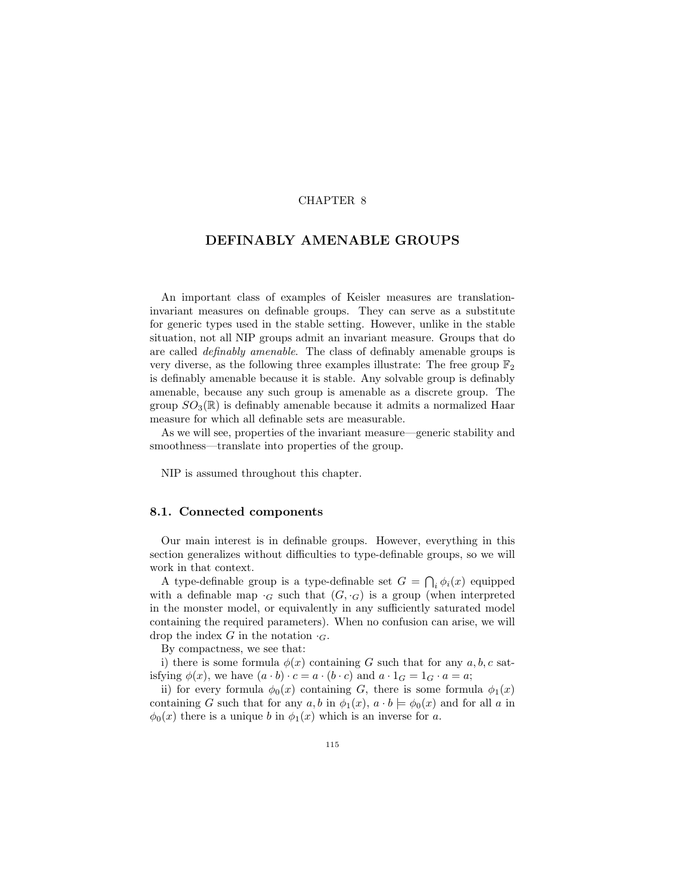CHAPTER 8

# DEFINABLY AMENABLE GROUPS

An important class of examples of Keisler measures are translation-invariant measures on definable groups. They can serve as a substitute for generic types used in the stable setting. However, unlike in the stable situation, not all NIP groups admit an invariant measure. Groups that do are called *definably amenable*. The class of definably amenable groups is very diverse, as the following three examples illustrate: The free group $\mathbb{F}_2$ is definably amenable because it is stable. Any solvable group is definably amenable, because any such group is amenable as a discrete group. The group $SO_3(\mathbb{R})$ is definably amenable because it admits a normalized Haar measure for which all definable sets are measurable.

As we will see, properties of the invariant measure—generic stability and smoothness—translate into properties of the group.

NIP is assumed throughout this chapter.

## 8.1. Connected components

Our main interest is in definable groups. However, everything in this section generalizes without difficulties to type-definable groups, so we will work in that context.

A type-definable group is a type-definable set $G = \bigcap_i \phi_i(x)$ equipped with a definable map $\cdot_G$ such that $(G, \cdot_G)$ is a group (when interpreted in the monster model, or equivalently in any sufficiently saturated model containing the required parameters). When no confusion can arise, we will drop the index $G$ in the notation $\cdot_G$.

By compactness, we see that:

i) there is some formula $\phi(x)$ containing $G$ such that for any $a, b, c$ satisfying $\phi(x)$, we have $(a \cdot b) \cdot c = a \cdot (b \cdot c)$ and $a \cdot 1_G = 1_G \cdot a = a$;

ii) for every formula $\phi_0(x)$ containing $G$, there is some formula $\phi_1(x)$ containing $G$ such that for any $a, b$ in $\phi_1(x)$, $a \cdot b \models \phi_0(x)$ and for all $a$ in $\phi_0(x)$ there is a unique $b$ in $\phi_1(x)$ which is an inverse for $a$.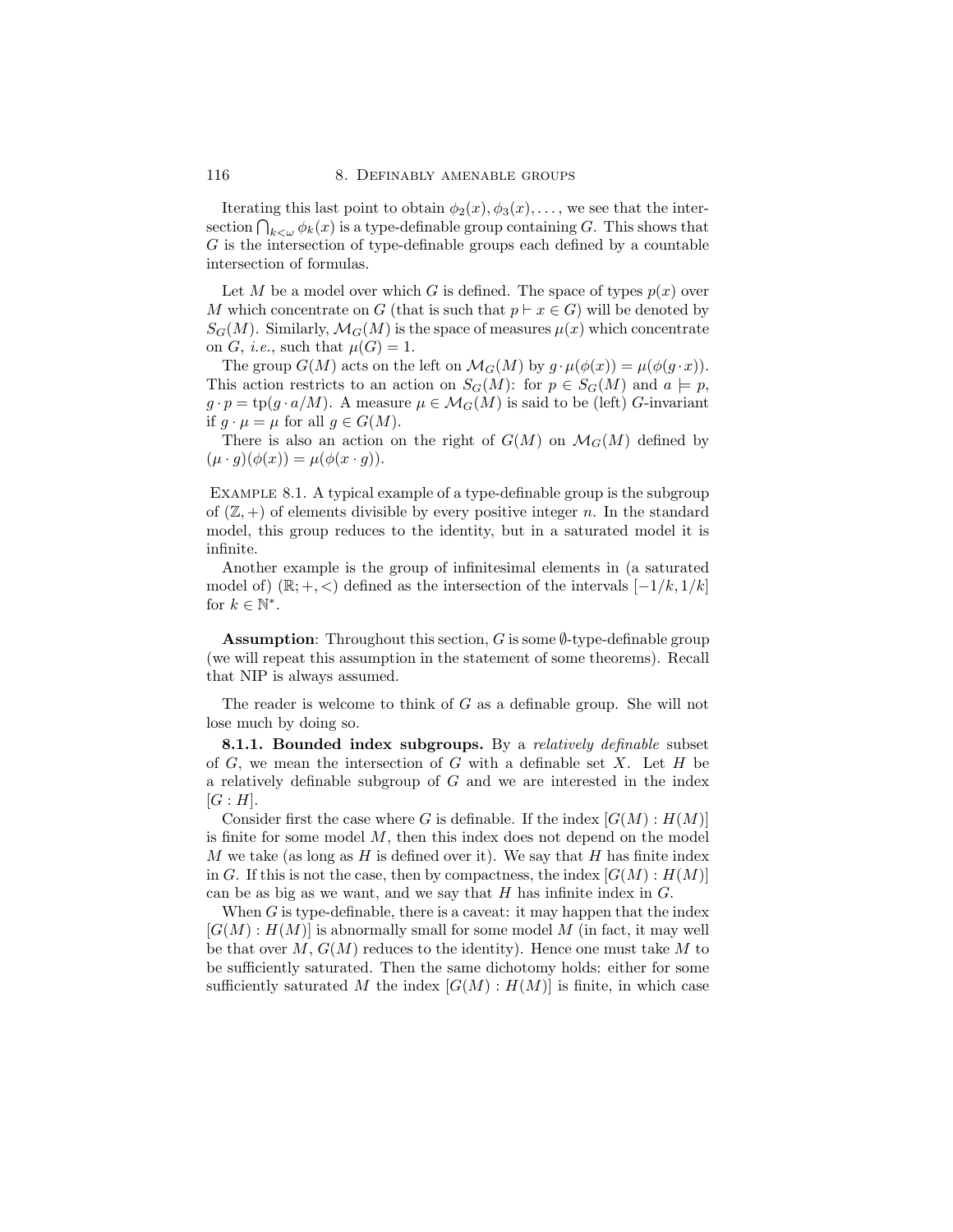Iterating this last point to obtain $\phi_2(x), \phi_3(x), \ldots$, we see that the intersection $\bigcap_{k<\omega} \phi_k(x)$ is a type-definable group containing $G$. This shows that $G$ is the intersection of type-definable groups each defined by a countable intersection of formulas.

Let $M$ be a model over which $G$ is defined. The space of types $p(x)$ over $M$ which concentrate on $G$ (that is such that $p \vdash x \in G$) will be denoted by $S_G(M)$. Similarly, $\mathcal{M}_G(M)$ is the space of measures $\mu(x)$ which concentrate on $G$, *i.e.*, such that $\mu(G) = 1$.

The group $G(M)$ acts on the left on $\mathcal{M}_G(M)$ by $g \cdot \mu(\phi(x)) = \mu(\phi(g \cdot x))$. This action restricts to an action on $S_G(M)$: for $p \in S_G(M)$ and $a \models p$, $g \cdot p = \operatorname{tp}(g \cdot a/M)$. A measure $\mu \in \mathcal{M}_G(M)$ is said to be (left) $G$-invariant if $g \cdot \mu = \mu$ for all $g \in G(M)$.

There is also an action on the right of $G(M)$ on $\mathcal{M}_G(M)$ defined by $(\mu \cdot g)(\phi(x)) = \mu(\phi(x \cdot g))$.

Example 8.1. A typical example of a type-definable group is the subgroup of $(\mathbb{Z}, +)$ of elements divisible by every positive integer $n$. In the standard model, this group reduces to the identity, but in a saturated model it is infinite.

Another example is the group of infinitesimal elements in (a saturated model of) $(\mathbb{R}; +, <)$ defined as the intersection of the intervals $[-1/k, 1/k]$ for $k \in \mathbb{N}^*$.

**Assumption**: Throughout this section, $G$ is some $\emptyset$-type-definable group (we will repeat this assumption in the statement of some theorems). Recall that NIP is always assumed.

The reader is welcome to think of $G$ as a definable group. She will not lose much by doing so.

**8.1.1. Bounded index subgroups.** By a *relatively definable* subset of $G$, we mean the intersection of $G$ with a definable set $X$. Let $H$ be a relatively definable subgroup of $G$ and we are interested in the index $[G : H]$.

Consider first the case where $G$ is definable. If the index $[G(M) : H(M)]$ is finite for some model $M$, then this index does not depend on the model $M$ we take (as long as $H$ is defined over it). We say that $H$ has finite index in $G$. If this is not the case, then by compactness, the index $[G(M) : H(M)]$ can be as big as we want, and we say that $H$ has infinite index in $G$.

When $G$ is type-definable, there is a caveat: it may happen that the index $[G(M) : H(M)]$ is abnormally small for some model $M$ (in fact, it may well be that over $M$, $G(M)$ reduces to the identity). Hence one must take $M$ to be sufficiently saturated. Then the same dichotomy holds: either for some sufficiently saturated $M$ the index $[G(M) : H(M)]$ is finite, in which case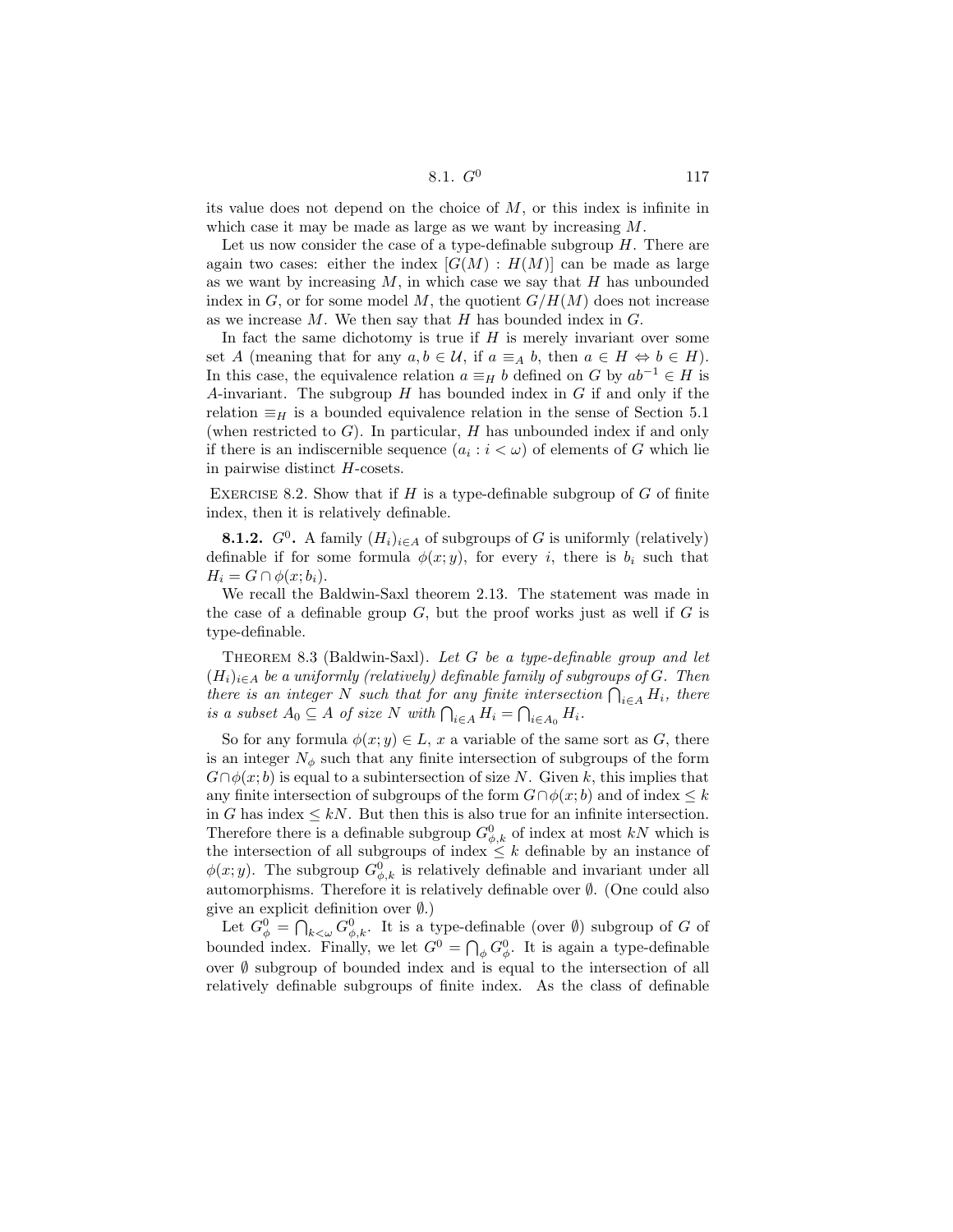its value does not depend on the choice of $M$, or this index is infinite in which case it may be made as large as we want by increasing $M$.

Let us now consider the case of a type-definable subgroup $H$. There are again two cases: either the index $[G(M) : H(M)]$ can be made as large as we want by increasing $M$, in which case we say that $H$ has unbounded index in $G$, or for some model $M$, the quotient $G/H(M)$ does not increase as we increase $M$. We then say that $H$ has bounded index in $G$.

In fact the same dichotomy is true if $H$ is merely invariant over some set $A$ (meaning that for any $a, b \in \mathcal{U}$, if $a \equiv_A b$, then $a \in H \Leftrightarrow b \in H$). In this case, the equivalence relation $a \equiv_H b$ defined on $G$ by $ab^{-1} \in H$ is $A$-invariant. The subgroup $H$ has bounded index in $G$ if and only if the relation $\equiv_H$ is a bounded equivalence relation in the sense of Section 5.1 (when restricted to $G$). In particular, $H$ has unbounded index if and only if there is an indiscernible sequence $(a_i : i < \omega)$ of elements of $G$ which lie in pairwise distinct $H$-cosets.

Exercise 8.2. Show that if $H$ is a type-definable subgroup of $G$ of finite index, then it is relatively definable.

**8.1.2.** $G^0$**.** A family $(H_i)_{i \in A}$ of subgroups of $G$ is uniformly (relatively) definable if for some formula $\phi(x; y)$, for every $i$, there is $b_i$ such that $H_i = G \cap \phi(x; b_i)$.

We recall the Baldwin-Saxl theorem 2.13. The statement was made in the case of a definable group $G$, but the proof works just as well if $G$ is type-definable.

Theorem 8.3 (Baldwin-Saxl). *Let $G$ be a type-definable group and let $(H_i)_{i \in A}$ be a uniformly (relatively) definable family of subgroups of $G$. Then there is an integer $N$ such that for any finite intersection $\bigcap_{i \in A} H_i$, there is a subset $A_0 \subseteq A$ of size $N$ with $\bigcap_{i \in A} H_i = \bigcap_{i \in A_0} H_i$.*

So for any formula $\phi(x; y) \in L$, $x$ a variable of the same sort as $G$, there is an integer $N_\phi$ such that any finite intersection of subgroups of the form $G \cap \phi(x; b)$ is equal to a subintersection of size $N$. Given $k$, this implies that any finite intersection of subgroups of the form $G \cap \phi(x; b)$ and of index $\leq k$ in $G$ has index $\leq kN$. But then this is also true for an infinite intersection. Therefore there is a definable subgroup $G^0_{\phi,k}$ of index at most $kN$ which is the intersection of all subgroups of index $\leq k$ definable by an instance of $\phi(x; y)$. The subgroup $G^0_{\phi,k}$ is relatively definable and invariant under all automorphisms. Therefore it is relatively definable over $\emptyset$. (One could also give an explicit definition over $\emptyset$.)

Let $G^0_\phi = \bigcap_{k<\omega} G^0_{\phi,k}$. It is a type-definable (over $\emptyset$) subgroup of $G$ of bounded index. Finally, we let $G^0 = \bigcap_\phi G^0_\phi$. It is again a type-definable over $\emptyset$ subgroup of bounded index and is equal to the intersection of all relatively definable subgroups of finite index. As the class of definable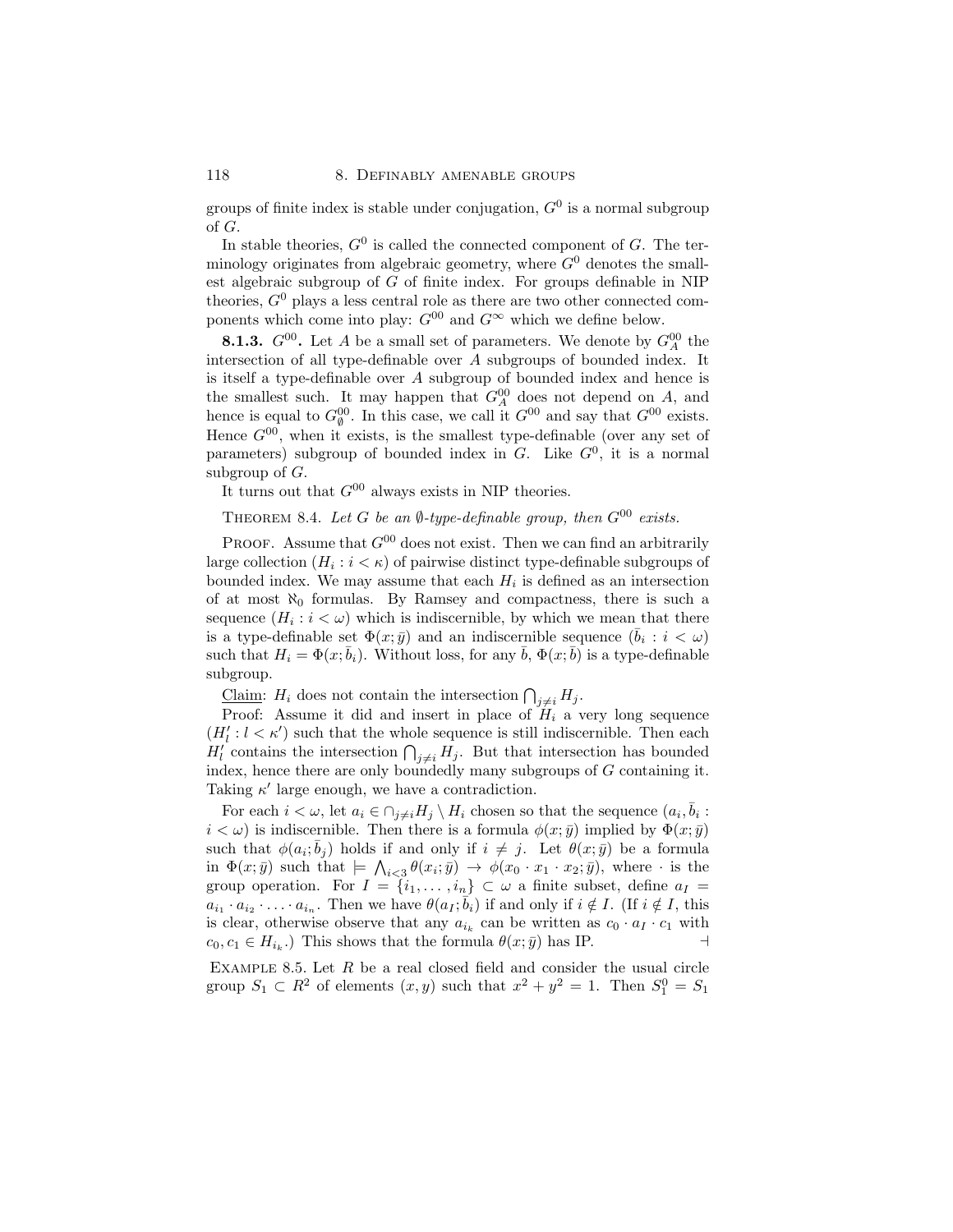groups of finite index is stable under conjugation, $G^0$ is a normal subgroup of $G$.

In stable theories, $G^0$ is called the connected component of $G$. The terminology originates from algebraic geometry, where $G^0$ denotes the smallest algebraic subgroup of $G$ of finite index. For groups definable in NIP theories, $G^0$ plays a less central role as there are two other connected components which come into play: $G^{00}$ and $G^\infty$ which we define below.

**8.1.3.** $G^{00}$**.** Let $A$ be a small set of parameters. We denote by $G^{00}_A$ the intersection of all type-definable over $A$ subgroups of bounded index. It is itself a type-definable over $A$ subgroup of bounded index and hence is the smallest such. It may happen that $G^{00}_A$ does not depend on $A$, and hence is equal to $G^{00}_\emptyset$. In this case, we call it $G^{00}$ and say that $G^{00}$ exists. Hence $G^{00}$, when it exists, is the smallest type-definable (over any set of parameters) subgroup of bounded index in $G$. Like $G^0$, it is a normal subgroup of $G$.

It turns out that $G^{00}$ always exists in NIP theories.

Theorem 8.4. *Let $G$ be an $\emptyset$-type-definable group, then $G^{00}$ exists.*

Proof. Assume that $G^{00}$ does not exist. Then we can find an arbitrarily large collection $(H_i : i < \kappa)$ of pairwise distinct type-definable subgroups of bounded index. We may assume that each $H_i$ is defined as an intersection of at most $\aleph_0$ formulas. By Ramsey and compactness, there is such a sequence $(H_i : i < \omega)$ which is indiscernible, by which we mean that there is a type-definable set $\Phi(x; \bar{y})$ and an indiscernible sequence $(\bar{b}_i : i < \omega)$ such that $H_i = \Phi(x; \bar{b}_i)$. Without loss, for any $\bar{b}$, $\Phi(x; \bar{b})$ is a type-definable subgroup.

Claim: $H_i$ does not contain the intersection $\bigcap_{j \neq i} H_j$.

Proof: Assume it did and insert in place of $H_i$ a very long sequence $(H'_l : l < \kappa')$ such that the whole sequence is still indiscernible. Then each $H'_l$ contains the intersection $\bigcap_{j \neq i} H_j$. But that intersection has bounded index, hence there are only boundedly many subgroups of $G$ containing it. Taking $\kappa'$ large enough, we have a contradiction.

For each $i < \omega$, let $a_i \in \cap_{j \neq i} H_j \setminus H_i$ chosen so that the sequence $(a_i, \bar{b}_i : i < \omega)$ is indiscernible. Then there is a formula $\phi(x; \bar{y})$ implied by $\Phi(x; \bar{y})$ such that $\phi(a_i; \bar{b}_j)$ holds if and only if $i \neq j$. Let $\theta(x; \bar{y})$ be a formula in $\Phi(x; \bar{y})$ such that $\models \bigwedge_{i<3} \theta(x_i; \bar{y}) \rightarrow \phi(x_0 \cdot x_1 \cdot x_2; \bar{y})$, where $\cdot$ is the group operation. For $I = \{i_1, \ldots, i_n\} \subset \omega$ a finite subset, define $a_I = a_{i_1} \cdot a_{i_2} \cdot \ldots \cdot a_{i_n}$. Then we have $\theta(a_I; \bar{b}_i)$ if and only if $i \notin I$. (If $i \notin I$, this is clear, otherwise observe that any $a_{i_k}$ can be written as $c_0 \cdot a_I \cdot c_1$ with $c_0, c_1 \in H_{i_k}$.) This shows that the formula $\theta(x; \bar{y})$ has IP. ⊣

Example 8.5. Let $R$ be a real closed field and consider the usual circle group $S_1 \subset R^2$ of elements $(x, y)$ such that $x^2 + y^2 = 1$. Then $S_1^0 = S_1$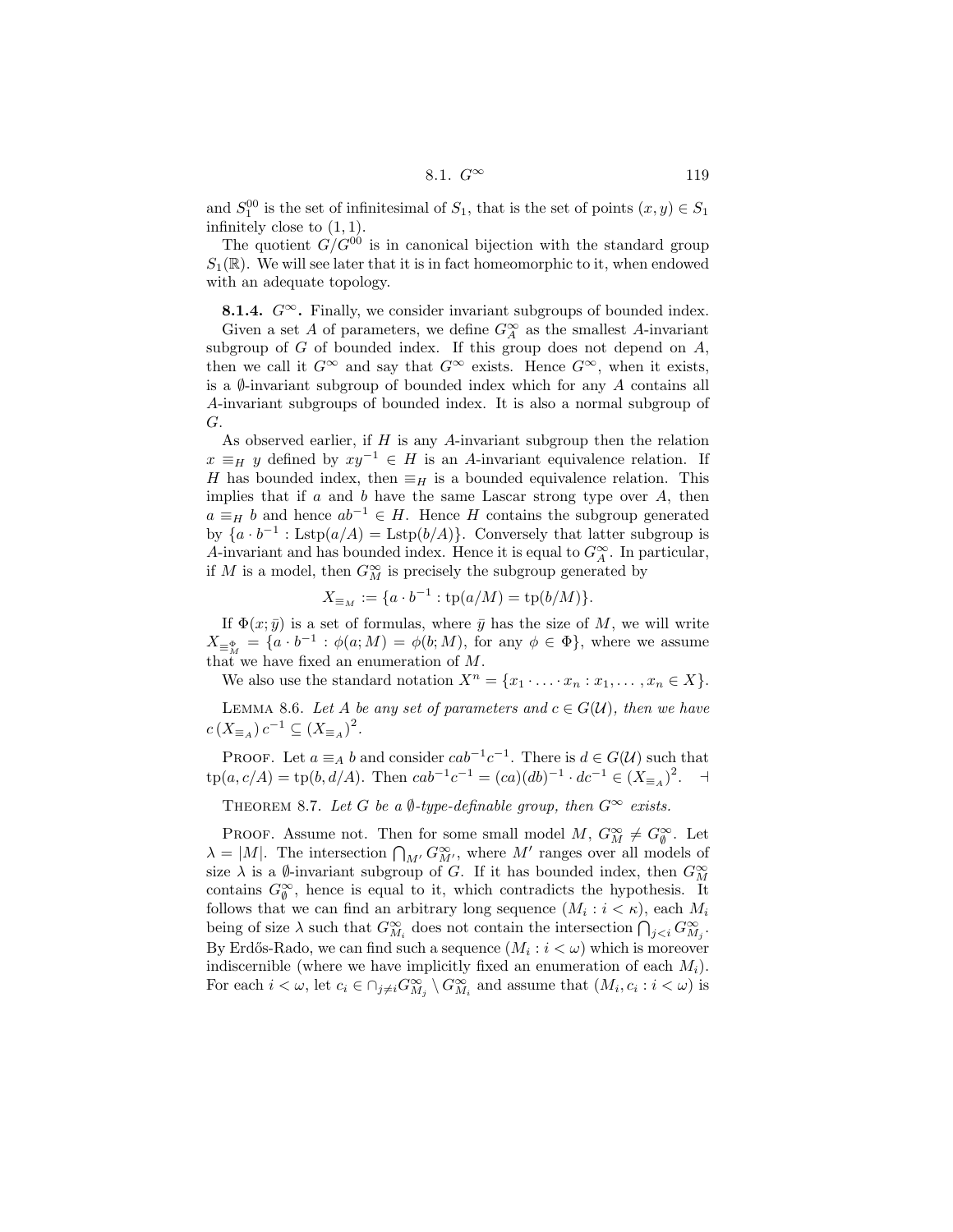and $S_1^{00}$ is the set of infinitesimal of $S_1$, that is the set of points $(x, y) \in S_1$ infinitely close to $(1, 1)$.

The quotient $G/G^{00}$ is in canonical bijection with the standard group $S_1(\mathbb{R})$. We will see later that it is in fact homeomorphic to it, when endowed with an adequate topology.

**8.1.4.** $G^\infty$**.** Finally, we consider invariant subgroups of bounded index.

Given a set $A$ of parameters, we define $G_A^\infty$ as the smallest $A$-invariant subgroup of $G$ of bounded index. If this group does not depend on $A$, then we call it $G^\infty$ and say that $G^\infty$ exists. Hence $G^\infty$, when it exists, is a $\emptyset$-invariant subgroup of bounded index which for any $A$ contains all $A$-invariant subgroups of bounded index. It is also a normal subgroup of $G$.

As observed earlier, if $H$ is any $A$-invariant subgroup then the relation $x \equiv_H y$ defined by $xy^{-1} \in H$ is an $A$-invariant equivalence relation. If $H$ has bounded index, then $\equiv_H$ is a bounded equivalence relation. This implies that if $a$ and $b$ have the same Lascar strong type over $A$, then $a \equiv_H b$ and hence $ab^{-1} \in H$. Hence $H$ contains the subgroup generated by $\{a \cdot b^{-1} : \mathrm{Lstp}(a/A) = \mathrm{Lstp}(b/A)\}$. Conversely that latter subgroup is $A$-invariant and has bounded index. Hence it is equal to $G_A^\infty$. In particular, if $M$ is a model, then $G_M^\infty$ is precisely the subgroup generated by

$$X_{\equiv_M} := \{a \cdot b^{-1} : \mathrm{tp}(a/M) = \mathrm{tp}(b/M)\}.$$

If $\Phi(x; \bar{y})$ is a set of formulas, where $\bar{y}$ has the size of $M$, we will write $X_{\equiv_M^\Phi} = \{a \cdot b^{-1} : \phi(a; M) = \phi(b; M), \text{ for any } \phi \in \Phi\}$, where we assume that we have fixed an enumeration of $M$.

We also use the standard notation $X^n = \{x_1 \cdot \ldots \cdot x_n : x_1, \ldots, x_n \in X\}$.

Lemma 8.6. *Let $A$ be any set of parameters and $c \in G(\mathcal{U})$, then we have $c\,(X_{\equiv_A})\,c^{-1} \subseteq (X_{\equiv_A})^2$.*

Proof. Let $a \equiv_A b$ and consider $cab^{-1}c^{-1}$. There is $d \in G(\mathcal{U})$ such that $\mathrm{tp}(a, c/A) = \mathrm{tp}(b, d/A)$. Then $cab^{-1}c^{-1} = (ca)(db)^{-1} \cdot dc^{-1} \in (X_{\equiv_A})^2$. ⊣

Theorem 8.7. *Let $G$ be a $\emptyset$-type-definable group, then $G^\infty$ exists.*

Proof. Assume not. Then for some small model $M$, $G_M^\infty \neq G_\emptyset^\infty$. Let $\lambda = |M|$. The intersection $\bigcap_{M'} G_{M'}^\infty$, where $M'$ ranges over all models of size $\lambda$ is a $\emptyset$-invariant subgroup of $G$. If it has bounded index, then $G_M^\infty$ contains $G_\emptyset^\infty$, hence is equal to it, which contradicts the hypothesis. It follows that we can find an arbitrary long sequence $(M_i : i < \kappa)$, each $M_i$ being of size $\lambda$ such that $G_{M_i}^\infty$ does not contain the intersection $\bigcap_{j<i} G_{M_j}^\infty$. By Erdős-Rado, we can find such a sequence $(M_i : i < \omega)$ which is moreover indiscernible (where we have implicitly fixed an enumeration of each $M_i$). For each $i < \omega$, let $c_i \in \cap_{j \neq i} G_{M_j}^\infty \setminus G_{M_i}^\infty$ and assume that $(M_i, c_i : i < \omega)$ is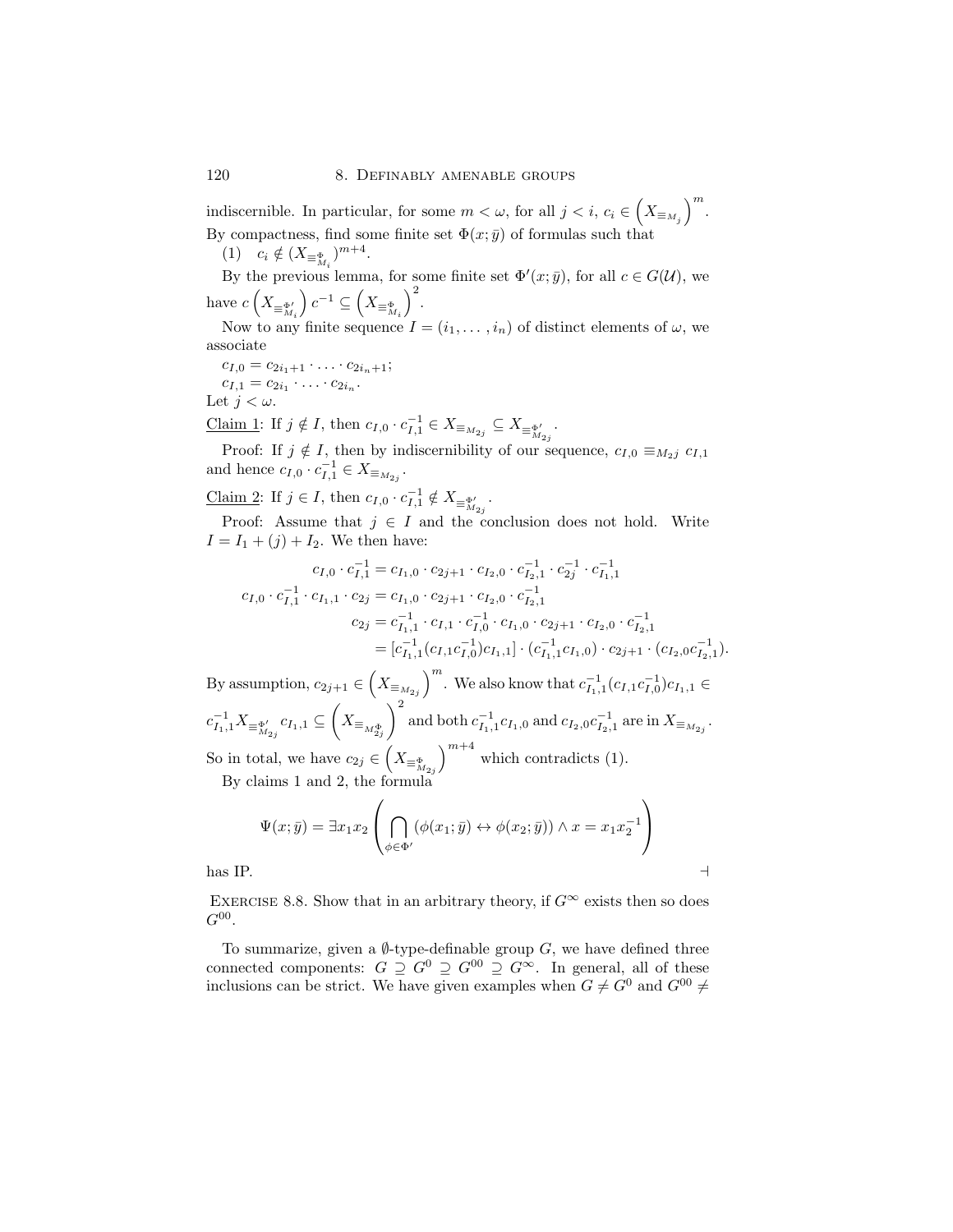indiscernible. In particular, for some $m < \omega$, for all $j < i$, $c_i \in \left(X_{\equiv_{M_j}}\right)^m$. By compactness, find some finite set $\Phi(x; \bar{y})$ of formulas such that

(1) $\quad c_i \notin (X_{\equiv^{\Phi}_{M_i}})^{m+4}$.

By the previous lemma, for some finite set $\Phi'(x; \bar{y})$, for all $c \in G(\mathcal{U})$, we have $c\left(X_{\equiv^{\Phi'}_{M_i}}\right)c^{-1} \subseteq \left(X_{\equiv^{\Phi}_{M_i}}\right)^2$.

Now to any finite sequence $I = (i_1, \ldots, i_n)$ of distinct elements of $\omega$, we associate

$c_{I,0} = c_{2i_1+1} \cdot \ldots \cdot c_{2i_n+1}$;

$c_{I,1} = c_{2i_1} \cdot \ldots \cdot c_{2i_n}$.

Let $j < \omega$.

<u>Claim 1</u>: If $j \notin I$, then $c_{I,0} \cdot c_{I,1}^{-1} \in X_{\equiv_{M_{2j}}} \subseteq X_{\equiv^{\Phi'}_{M_{2j}}}$.

Proof: If $j \notin I$, then by indiscernibility of our sequence, $c_{I,0} \equiv_{M_2 j} c_{I,1}$ and hence $c_{I,0} \cdot c_{I,1}^{-1} \in X_{\equiv_{M_{2j}}}$.

<u>Claim 2</u>: If $j \in I$, then $c_{I,0} \cdot c_{I,1}^{-1} \notin X_{\equiv^{\Phi'}_{M_{2j}}}$.

Proof: Assume that $j \in I$ and the conclusion does not hold. Write $I = I_1 + (j) + I_2$. We then have:

$$
\begin{aligned}
c_{I,0} \cdot c_{I,1}^{-1} &= c_{I_1,0} \cdot c_{2j+1} \cdot c_{I_2,0} \cdot c_{I_2,1}^{-1} \cdot c_{2j}^{-1} \cdot c_{I_1,1}^{-1} \\
c_{I,0} \cdot c_{I,1}^{-1} \cdot c_{I_1,1} \cdot c_{2j} &= c_{I_1,0} \cdot c_{2j+1} \cdot c_{I_2,0} \cdot c_{I_2,1}^{-1} \\
c_{2j} &= c_{I_1,1}^{-1} \cdot c_{I,1} \cdot c_{I,0}^{-1} \cdot c_{I_1,0} \cdot c_{2j+1} \cdot c_{I_2,0} \cdot c_{I_2,1}^{-1} \\
&= [c_{I_1,1}^{-1}(c_{I,1}c_{I,0}^{-1})c_{I_1,1}] \cdot (c_{I_1,1}^{-1}c_{I_1,0}) \cdot c_{2j+1} \cdot (c_{I_2,0}c_{I_2,1}^{-1}).
\end{aligned}
$$

By assumption, $c_{2j+1} \in \left(X_{\equiv_{M_{2j}}}\right)^m$. We also know that $c_{I_1,1}^{-1}(c_{I,1}c_{I,0}^{-1})c_{I_1,1} \in c_{I_1,1}^{-1}X_{\equiv^{\Phi'}_{M_{2j}}}c_{I_1,1} \subseteq \left(X_{\equiv_{M^{\Phi}_{2j}}}\right)^2$ and both $c_{I_1,1}^{-1}c_{I_1,0}$ and $c_{I_2,0}c_{I_2,1}^{-1}$ are in $X_{\equiv_{M_{2j}}}$. So in total, we have $c_{2j} \in \left(X_{\equiv^{\Phi}_{M_{2j}}}\right)^{m+4}$ which contradicts (1).

By claims 1 and 2, the formula

$$
\Psi(x; \bar{y}) = \exists x_1 x_2 \left( \bigcap_{\phi \in \Phi'} (\phi(x_1; \bar{y}) \leftrightarrow \phi(x_2; \bar{y})) \wedge x = x_1 x_2^{-1} \right)
$$

has IP. $\dashv$

Exercise 8.8. Show that in an arbitrary theory, if $G^\infty$ exists then so does $G^{00}$.

To summarize, given a $\emptyset$-type-definable group $G$, we have defined three connected components: $G \supseteq G^0 \supseteq G^{00} \supseteq G^\infty$. In general, all of these inclusions can be strict. We have given examples when $G \neq G^0$ and $G^{00} \neq$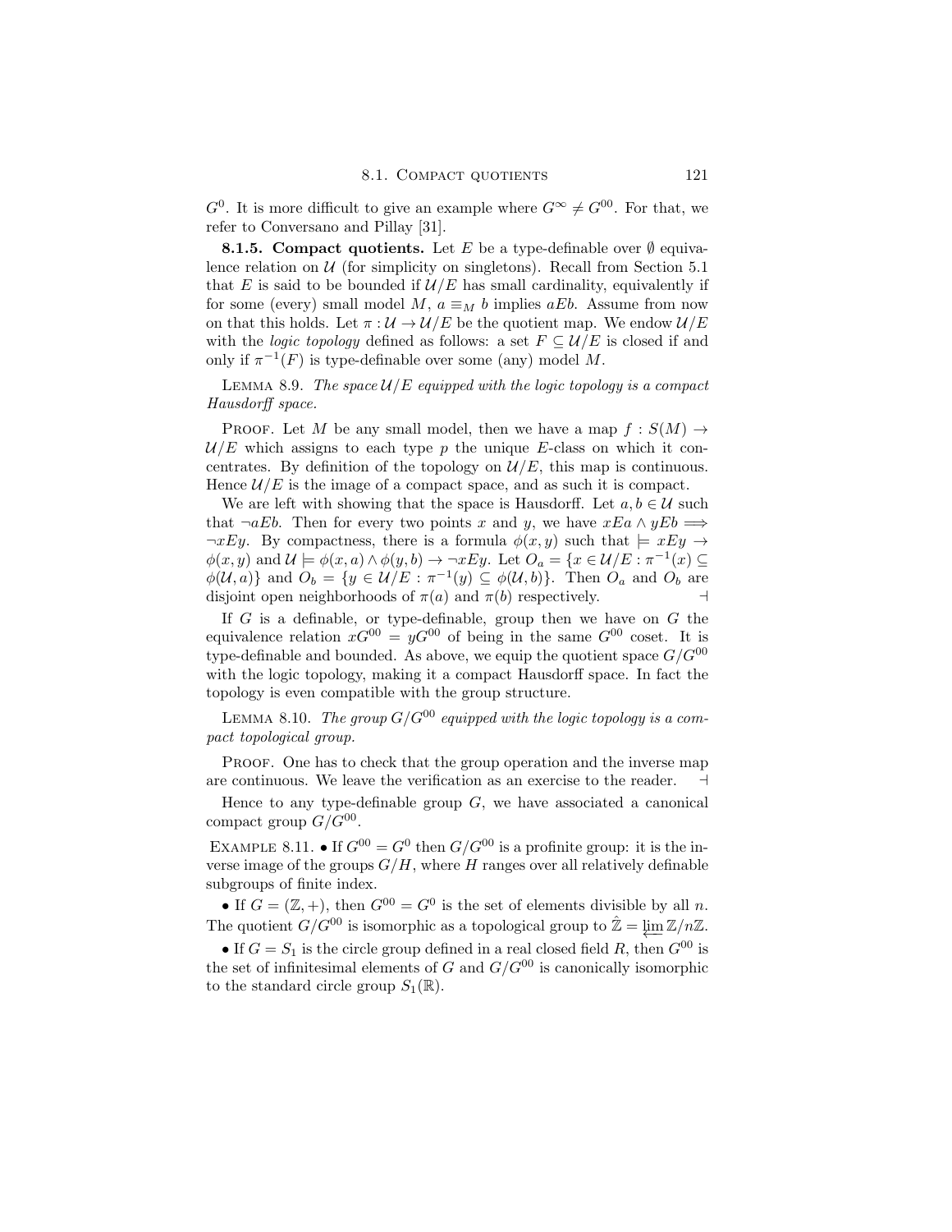$G^0$. It is more difficult to give an example where $G^\infty \neq G^{00}$. For that, we refer to Conversano and Pillay [31].

**8.1.5. Compact quotients.** Let $E$ be a type-definable over $\emptyset$ equivalence relation on $\mathcal{U}$ (for simplicity on singletons). Recall from Section 5.1 that $E$ is said to be bounded if $\mathcal{U}/E$ has small cardinality, equivalently if for some (every) small model $M$, $a \equiv_M b$ implies $aEb$. Assume from now on that this holds. Let $\pi : \mathcal{U} \to \mathcal{U}/E$ be the quotient map. We endow $\mathcal{U}/E$ with the *logic topology* defined as follows: a set $F \subseteq \mathcal{U}/E$ is closed if and only if $\pi^{-1}(F)$ is type-definable over some (any) model $M$.

LEMMA 8.9. *The space $\mathcal{U}/E$ equipped with the logic topology is a compact Hausdorff space.*

PROOF. Let $M$ be any small model, then we have a map $f : S(M) \to \mathcal{U}/E$ which assigns to each type $p$ the unique $E$-class on which it concentrates. By definition of the topology on $\mathcal{U}/E$, this map is continuous. Hence $\mathcal{U}/E$ is the image of a compact space, and as such it is compact.

We are left with showing that the space is Hausdorff. Let $a, b \in \mathcal{U}$ such that $\neg aEb$. Then for every two points $x$ and $y$, we have $xEa \wedge yEb \implies \neg xEy$. By compactness, there is a formula $\phi(x, y)$ such that $\models xEy \to \phi(x, y)$ and $\mathcal{U} \models \phi(x, a) \wedge \phi(y, b) \to \neg xEy$. Let $O_a = \{x \in \mathcal{U}/E : \pi^{-1}(x) \subseteq \phi(\mathcal{U}, a)\}$ and $O_b = \{y \in \mathcal{U}/E : \pi^{-1}(y) \subseteq \phi(\mathcal{U}, b)\}$. Then $O_a$ and $O_b$ are disjoint open neighborhoods of $\pi(a)$ and $\pi(b)$ respectively. $\dashv$

If $G$ is a definable, or type-definable, group then we have on $G$ the equivalence relation $xG^{00} = yG^{00}$ of being in the same $G^{00}$ coset. It is type-definable and bounded. As above, we equip the quotient space $G/G^{00}$ with the logic topology, making it a compact Hausdorff space. In fact the topology is even compatible with the group structure.

LEMMA 8.10. *The group $G/G^{00}$ equipped with the logic topology is a compact topological group.*

PROOF. One has to check that the group operation and the inverse map are continuous. We leave the verification as an exercise to the reader. $\dashv$

Hence to any type-definable group $G$, we have associated a canonical compact group $G/G^{00}$.

EXAMPLE 8.11. • If $G^{00} = G^0$ then $G/G^{00}$ is a profinite group: it is the inverse image of the groups $G/H$, where $H$ ranges over all relatively definable subgroups of finite index.

• If $G = (\mathbb{Z}, +)$, then $G^{00} = G^0$ is the set of elements divisible by all $n$. The quotient $G/G^{00}$ is isomorphic as a topological group to $\hat{\mathbb{Z}} = \varprojlim \mathbb{Z}/n\mathbb{Z}$.

• If $G = S_1$ is the circle group defined in a real closed field $R$, then $G^{00}$ is the set of infinitesimal elements of $G$ and $G/G^{00}$ is canonically isomorphic to the standard circle group $S_1(\mathbb{R})$.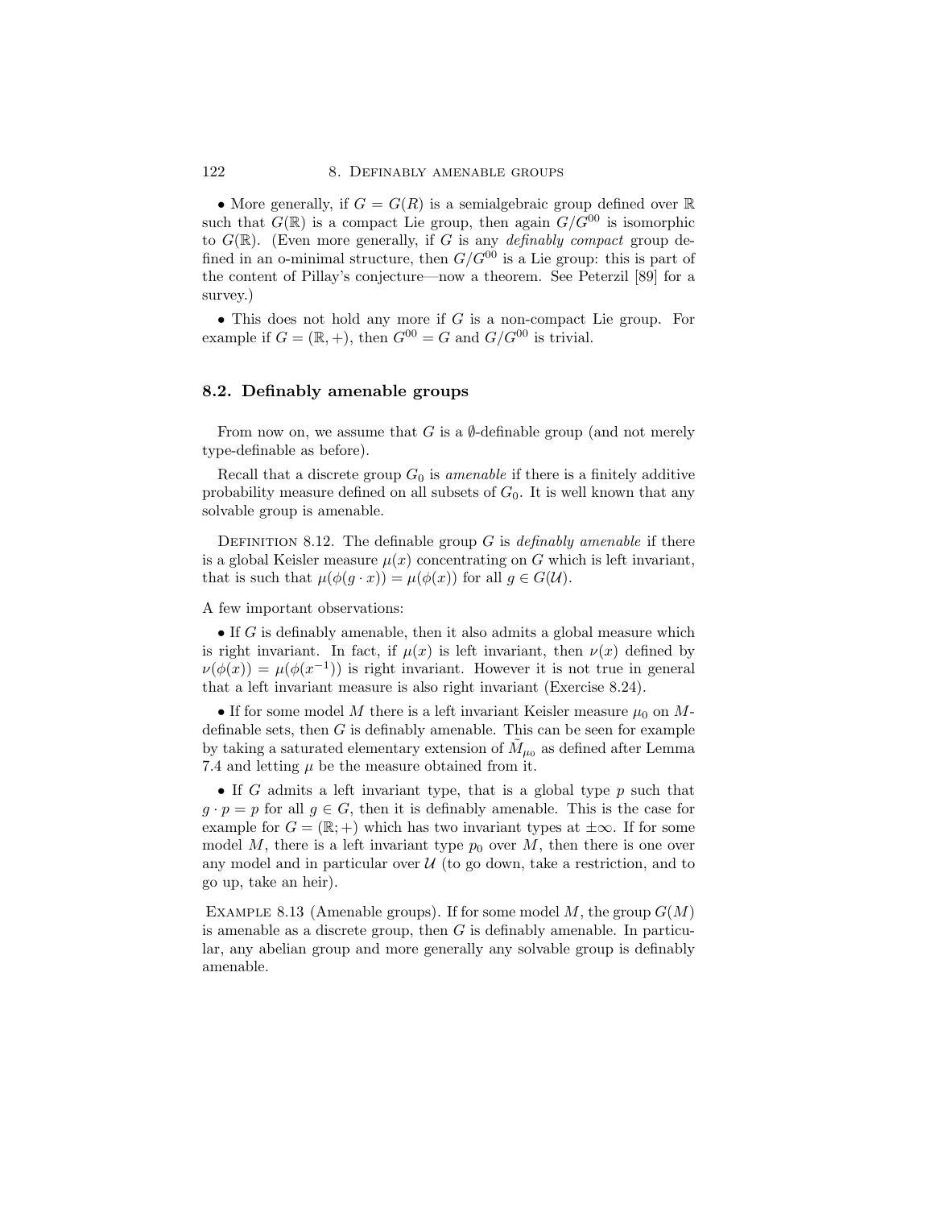• More generally, if $G = G(R)$ is a semialgebraic group defined over $\mathbb{R}$ such that $G(\mathbb{R})$ is a compact Lie group, then again $G/G^{00}$ is isomorphic to $G(\mathbb{R})$. (Even more generally, if $G$ is any *definably compact* group defined in an o-minimal structure, then $G/G^{00}$ is a Lie group: this is part of the content of Pillay's conjecture—now a theorem. See Peterzil [89] for a survey.)

• This does not hold any more if $G$ is a non-compact Lie group. For example if $G = (\mathbb{R}, +)$, then $G^{00} = G$ and $G/G^{00}$ is trivial.

## 8.2. Definably amenable groups

From now on, we assume that $G$ is a $\emptyset$-definable group (and not merely type-definable as before).

Recall that a discrete group $G_0$ is *amenable* if there is a finitely additive probability measure defined on all subsets of $G_0$. It is well known that any solvable group is amenable.

Definition 8.12. The definable group $G$ is *definably amenable* if there is a global Keisler measure $\mu(x)$ concentrating on $G$ which is left invariant, that is such that $\mu(\phi(g \cdot x)) = \mu(\phi(x))$ for all $g \in G(\mathcal{U})$.

A few important observations:

• If $G$ is definably amenable, then it also admits a global measure which is right invariant. In fact, if $\mu(x)$ is left invariant, then $\nu(x)$ defined by $\nu(\phi(x)) = \mu(\phi(x^{-1}))$ is right invariant. However it is not true in general that a left invariant measure is also right invariant (Exercise 8.24).

• If for some model $M$ there is a left invariant Keisler measure $\mu_0$ on $M$-definable sets, then $G$ is definably amenable. This can be seen for example by taking a saturated elementary extension of $\tilde{M}_{\mu_0}$ as defined after Lemma 7.4 and letting $\mu$ be the measure obtained from it.

• If $G$ admits a left invariant type, that is a global type $p$ such that $g \cdot p = p$ for all $g \in G$, then it is definably amenable. This is the case for example for $G = (\mathbb{R}; +)$ which has two invariant types at $\pm\infty$. If for some model $M$, there is a left invariant type $p_0$ over $M$, then there is one over any model and in particular over $\mathcal{U}$ (to go down, take a restriction, and to go up, take an heir).

Example 8.13 (Amenable groups). If for some model $M$, the group $G(M)$ is amenable as a discrete group, then $G$ is definably amenable. In particular, any abelian group and more generally any solvable group is definably amenable.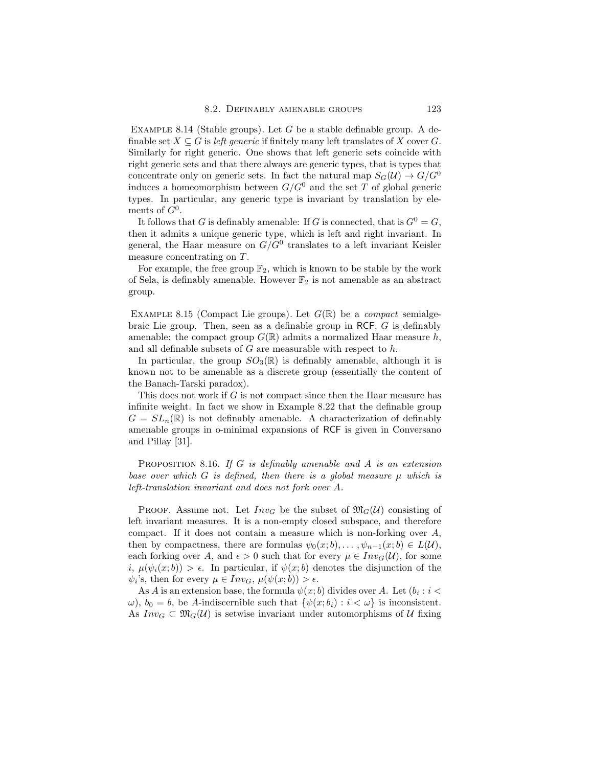Example 8.14 (Stable groups). Let $G$ be a stable definable group. A definable set $X \subseteq G$ is *left generic* if finitely many left translates of $X$ cover $G$. Similarly for right generic. One shows that left generic sets coincide with right generic sets and that there always are generic types, that is types that concentrate only on generic sets. In fact the natural map $S_G(\mathcal{U}) \to G/G^0$ induces a homeomorphism between $G/G^0$ and the set $T$ of global generic types. In particular, any generic type is invariant by translation by elements of $G^0$.

It follows that $G$ is definably amenable: If $G$ is connected, that is $G^0 = G$, then it admits a unique generic type, which is left and right invariant. In general, the Haar measure on $G/G^0$ translates to a left invariant Keisler measure concentrating on $T$.

For example, the free group $\mathbb{F}_2$, which is known to be stable by the work of Sela, is definably amenable. However $\mathbb{F}_2$ is not amenable as an abstract group.

Example 8.15 (Compact Lie groups). Let $G(\mathbb{R})$ be a *compact* semialgebraic Lie group. Then, seen as a definable group in RCF, $G$ is definably amenable: the compact group $G(\mathbb{R})$ admits a normalized Haar measure $h$, and all definable subsets of $G$ are measurable with respect to $h$.

In particular, the group $SO_3(\mathbb{R})$ is definably amenable, although it is known not to be amenable as a discrete group (essentially the content of the Banach-Tarski paradox).

This does not work if $G$ is not compact since then the Haar measure has infinite weight. In fact we show in Example 8.22 that the definable group $G = SL_n(\mathbb{R})$ is not definably amenable. A characterization of definably amenable groups in o-minimal expansions of RCF is given in Conversano and Pillay [31].

Proposition 8.16. *If $G$ is definably amenable and $A$ is an extension base over which $G$ is defined, then there is a global measure $\mu$ which is left-translation invariant and does not fork over $A$.*

Proof. Assume not. Let $Inv_G$ be the subset of $\mathfrak{M}_G(\mathcal{U})$ consisting of left invariant measures. It is a non-empty closed subspace, and therefore compact. If it does not contain a measure which is non-forking over $A$, then by compactness, there are formulas $\psi_0(x;b), \ldots, \psi_{n-1}(x;b) \in L(\mathcal{U})$, each forking over $A$, and $\epsilon > 0$ such that for every $\mu \in Inv_G(\mathcal{U})$, for some $i$, $\mu(\psi_i(x;b)) > \epsilon$. In particular, if $\psi(x;b)$ denotes the disjunction of the $\psi_i$'s, then for every $\mu \in Inv_G$, $\mu(\psi(x;b)) > \epsilon$.

As $A$ is an extension base, the formula $\psi(x;b)$ divides over $A$. Let $(b_i : i < \omega)$, $b_0 = b$, be $A$-indiscernible such that $\{\psi(x;b_i) : i < \omega\}$ is inconsistent. As $Inv_G \subset \mathfrak{M}_G(\mathcal{U})$ is setwise invariant under automorphisms of $\mathcal{U}$ fixing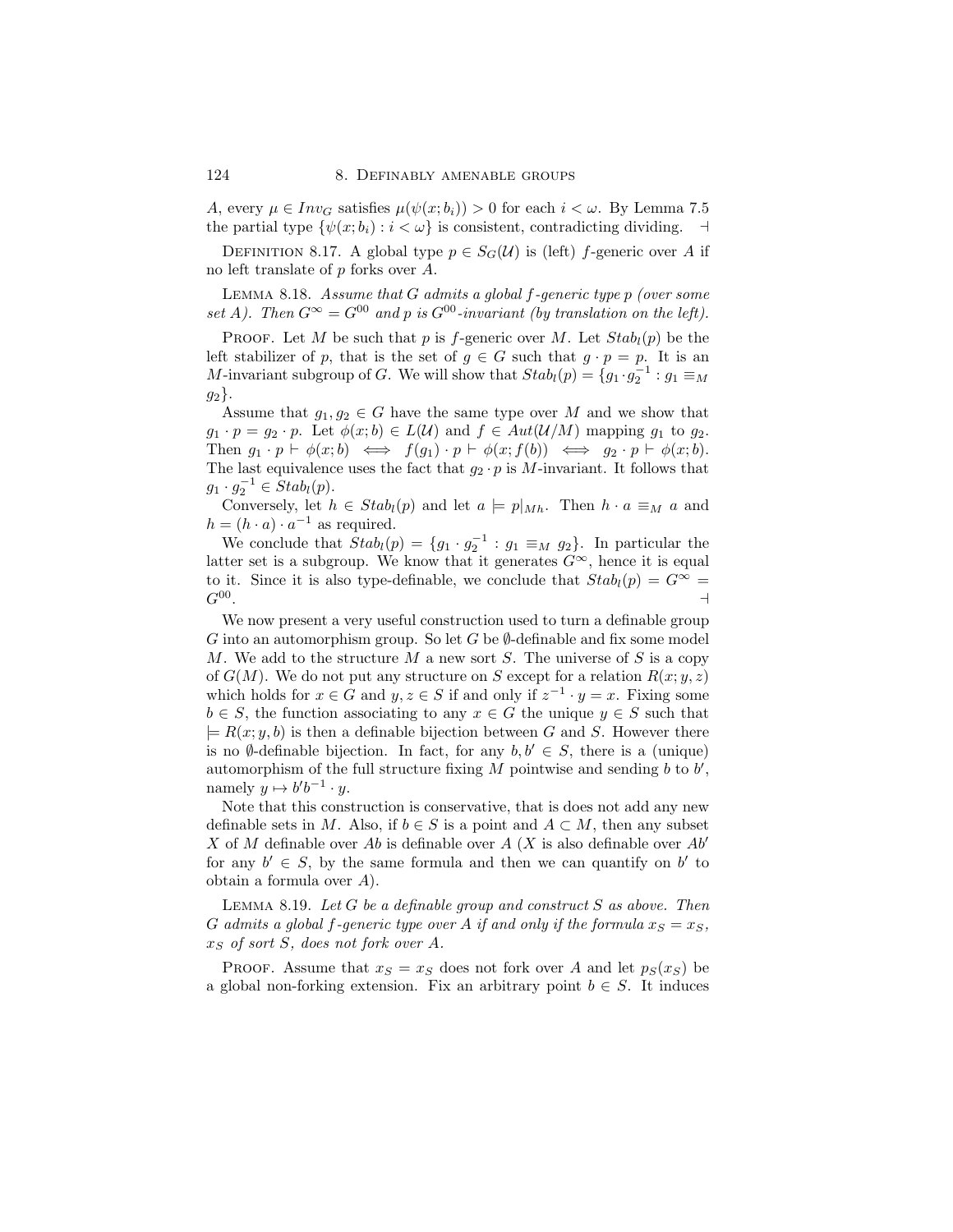$A$, every $\mu \in Inv_G$ satisfies $\mu(\psi(x; b_i)) > 0$ for each $i < \omega$. By Lemma 7.5 the partial type $\{\psi(x; b_i) : i < \omega\}$ is consistent, contradicting dividing. $\dashv$

Definition 8.17. A global type $p \in S_G(\mathcal{U})$ is (left) $f$-generic over $A$ if no left translate of $p$ forks over $A$.

Lemma 8.18. *Assume that $G$ admits a global $f$-generic type $p$ (over some set $A$). Then $G^\infty = G^{00}$ and $p$ is $G^{00}$-invariant (by translation on the left).*

Proof. Let $M$ be such that $p$ is $f$-generic over $M$. Let $Stab_l(p)$ be the left stabilizer of $p$, that is the set of $g \in G$ such that $g \cdot p = p$. It is an $M$-invariant subgroup of $G$. We will show that $Stab_l(p) = \{g_1 \cdot g_2^{-1} : g_1 \equiv_M g_2\}$.

Assume that $g_1, g_2 \in G$ have the same type over $M$ and we show that $g_1 \cdot p = g_2 \cdot p$. Let $\phi(x; b) \in L(\mathcal{U})$ and $f \in Aut(\mathcal{U}/M)$ mapping $g_1$ to $g_2$. Then $g_1 \cdot p \vdash \phi(x; b) \iff f(g_1) \cdot p \vdash \phi(x; f(b)) \iff g_2 \cdot p \vdash \phi(x; b)$. The last equivalence uses the fact that $g_2 \cdot p$ is $M$-invariant. It follows that $g_1 \cdot g_2^{-1} \in Stab_l(p)$.

Conversely, let $h \in Stab_l(p)$ and let $a \models p|_{Mh}$. Then $h \cdot a \equiv_M a$ and $h = (h \cdot a) \cdot a^{-1}$ as required.

We conclude that $Stab_l(p) = \{g_1 \cdot g_2^{-1} : g_1 \equiv_M g_2\}$. In particular the latter set is a subgroup. We know that it generates $G^\infty$, hence it is equal to it. Since it is also type-definable, we conclude that $Stab_l(p) = G^\infty = G^{00}$. $\dashv$

We now present a very useful construction used to turn a definable group $G$ into an automorphism group. So let $G$ be $\emptyset$-definable and fix some model $M$. We add to the structure $M$ a new sort $S$. The universe of $S$ is a copy of $G(M)$. We do not put any structure on $S$ except for a relation $R(x; y, z)$ which holds for $x \in G$ and $y, z \in S$ if and only if $z^{-1} \cdot y = x$. Fixing some $b \in S$, the function associating to any $x \in G$ the unique $y \in S$ such that $\models R(x; y, b)$ is then a definable bijection between $G$ and $S$. However there is no $\emptyset$-definable bijection. In fact, for any $b, b' \in S$, there is a (unique) automorphism of the full structure fixing $M$ pointwise and sending $b$ to $b'$, namely $y \mapsto b'b^{-1} \cdot y$.

Note that this construction is conservative, that is does not add any new definable sets in $M$. Also, if $b \in S$ is a point and $A \subset M$, then any subset $X$ of $M$ definable over $Ab$ is definable over $A$ ($X$ is also definable over $Ab'$ for any $b' \in S$, by the same formula and then we can quantify on $b'$ to obtain a formula over $A$).

Lemma 8.19. *Let $G$ be a definable group and construct $S$ as above. Then $G$ admits a global $f$-generic type over $A$ if and only if the formula $x_S = x_S$, $x_S$ of sort $S$, does not fork over $A$.*

Proof. Assume that $x_S = x_S$ does not fork over $A$ and let $p_S(x_S)$ be a global non-forking extension. Fix an arbitrary point $b \in S$. It induces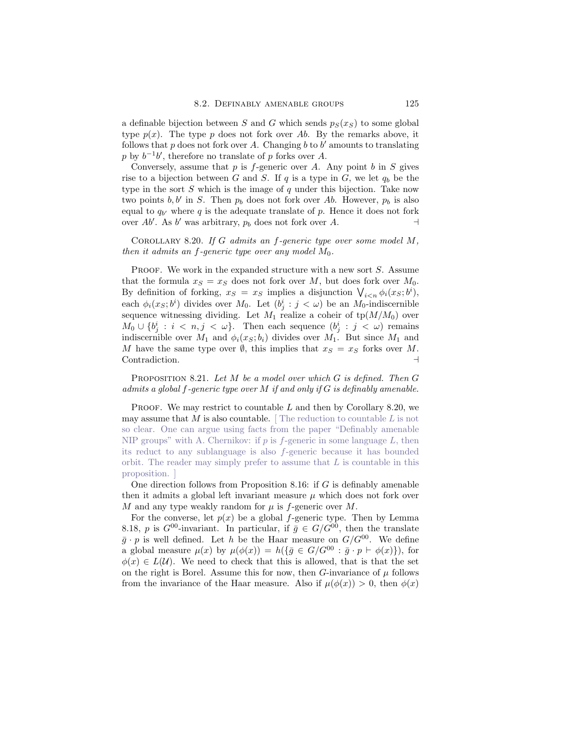a definable bijection between $S$ and $G$ which sends $p_S(x_S)$ to some global type $p(x)$. The type $p$ does not fork over $Ab$. By the remarks above, it follows that $p$ does not fork over $A$. Changing $b$ to $b'$ amounts to translating $p$ by $b^{-1}b'$, therefore no translate of $p$ forks over $A$.

Conversely, assume that $p$ is $f$-generic over $A$. Any point $b$ in $S$ gives rise to a bijection between $G$ and $S$. If $q$ is a type in $G$, we let $q_b$ be the type in the sort $S$ which is the image of $q$ under this bijection. Take now two points $b, b'$ in $S$. Then $p_b$ does not fork over $Ab$. However, $p_b$ is also equal to $q_{b'}$ where $q$ is the adequate translate of $p$. Hence it does not fork over $Ab'$. As $b'$ was arbitrary, $p_b$ does not fork over $A$. ⊣

COROLLARY 8.20. *If $G$ admits an $f$-generic type over some model $M$, then it admits an $f$-generic type over any model $M_0$.*

PROOF. We work in the expanded structure with a new sort $S$. Assume that the formula $x_S = x_S$ does not fork over $M$, but does fork over $M_0$. By definition of forking, $x_S = x_S$ implies a disjunction $\bigvee_{i<n} \phi_i(x_S; b^i)$, each $\phi_i(x_S; b^i)$ divides over $M_0$. Let $(b^i_j : j < \omega)$ be an $M_0$-indiscernible sequence witnessing dividing. Let $M_1$ realize a coheir of $\mathrm{tp}(M/M_0)$ over $M_0 \cup \{b^i_j : i < n, j < \omega\}$. Then each sequence $(b^i_j : j < \omega)$ remains indiscernible over $M_1$ and $\phi_i(x_S; b_i)$ divides over $M_1$. But since $M_1$ and $M$ have the same type over $\emptyset$, this implies that $x_S = x_S$ forks over $M$. Contradiction. ⊣

PROPOSITION 8.21. *Let $M$ be a model over which $G$ is defined. Then $G$ admits a global $f$-generic type over $M$ if and only if $G$ is definably amenable.*

PROOF. We may restrict to countable $L$ and then by Corollary 8.20, we may assume that $M$ is also countable. [ The reduction to countable $L$ is not so clear. One can argue using facts from the paper "Definably amenable NIP groups" with A. Chernikov: if $p$ is $f$-generic in some language $L$, then its reduct to any sublanguage is also $f$-generic because it has bounded orbit. The reader may simply prefer to assume that $L$ is countable in this proposition. ]

One direction follows from Proposition 8.16: if $G$ is definably amenable then it admits a global left invariant measure $\mu$ which does not fork over $M$ and any type weakly random for $\mu$ is $f$-generic over $M$.

For the converse, let $p(x)$ be a global $f$-generic type. Then by Lemma 8.18, $p$ is $G^{00}$-invariant. In particular, if $\bar{g} \in G/G^{00}$, then the translate $\bar{g} \cdot p$ is well defined. Let $h$ be the Haar measure on $G/G^{00}$. We define a global measure $\mu(x)$ by $\mu(\phi(x)) = h(\{\bar{g} \in G/G^{00} : \bar{g} \cdot p \vdash \phi(x)\})$, for $\phi(x) \in L(\mathcal{U})$. We need to check that this is allowed, that is that the set on the right is Borel. Assume this for now, then $G$-invariance of $\mu$ follows from the invariance of the Haar measure. Also if $\mu(\phi(x)) > 0$, then $\phi(x)$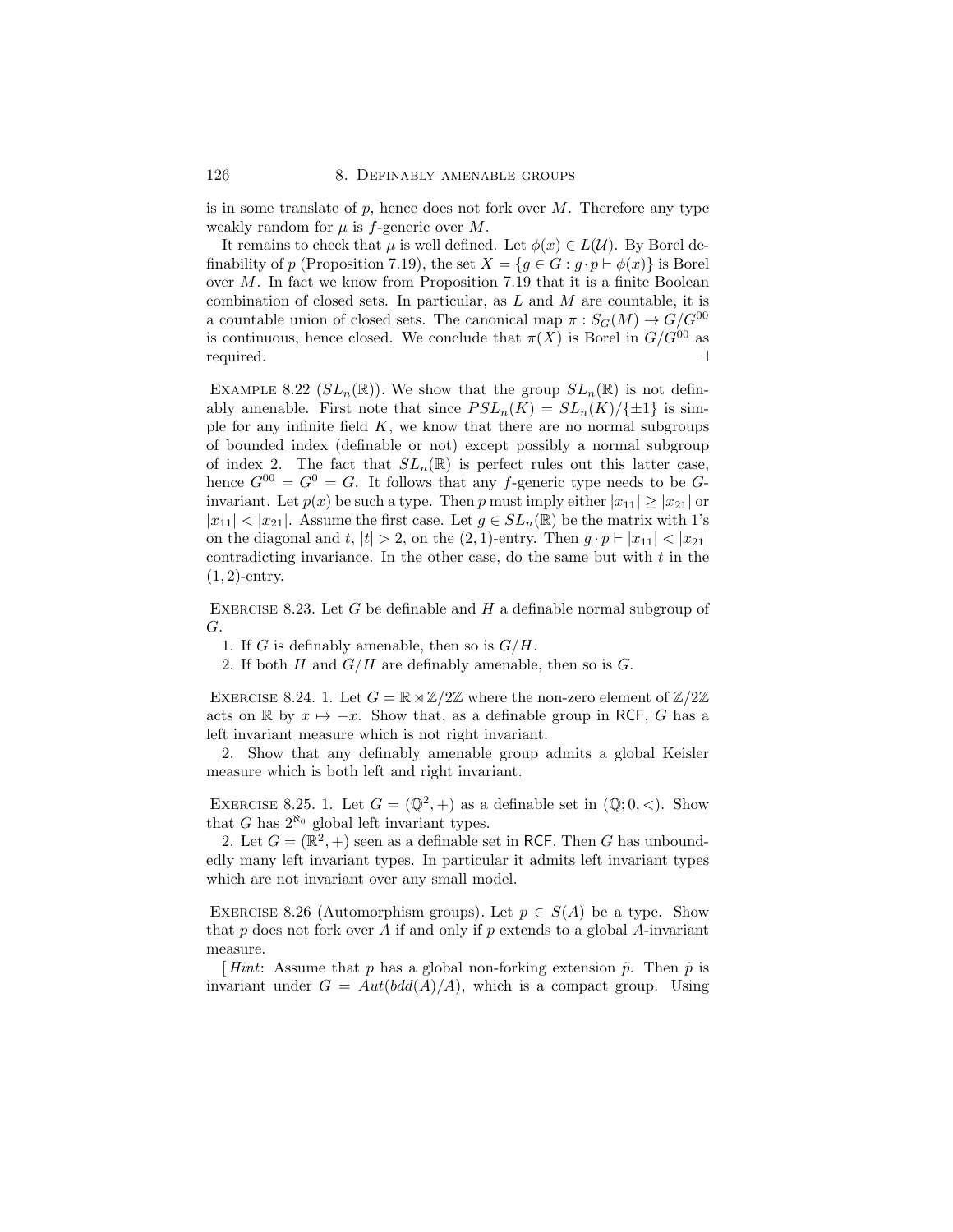is in some translate of $p$, hence does not fork over $M$. Therefore any type weakly random for $\mu$ is $f$-generic over $M$.

It remains to check that $\mu$ is well defined. Let $\phi(x) \in L(\mathcal{U})$. By Borel definability of $p$ (Proposition 7.19), the set $X = \{g \in G : g \cdot p \vdash \phi(x)\}$ is Borel over $M$. In fact we know from Proposition 7.19 that it is a finite Boolean combination of closed sets. In particular, as $L$ and $M$ are countable, it is a countable union of closed sets. The canonical map $\pi : S_G(M) \to G/G^{00}$ is continuous, hence closed. We conclude that $\pi(X)$ is Borel in $G/G^{00}$ as required. ⊣

Example 8.22 ($SL_n(\mathbb{R})$). We show that the group $SL_n(\mathbb{R})$ is not definably amenable. First note that since $PSL_n(K) = SL_n(K)/\{\pm 1\}$ is simple for any infinite field $K$, we know that there are no normal subgroups of bounded index (definable or not) except possibly a normal subgroup of index 2. The fact that $SL_n(\mathbb{R})$ is perfect rules out this latter case, hence $G^{00} = G^0 = G$. It follows that any $f$-generic type needs to be $G$-invariant. Let $p(x)$ be such a type. Then $p$ must imply either $|x_{11}| \geq |x_{21}|$ or $|x_{11}| < |x_{21}|$. Assume the first case. Let $g \in SL_n(\mathbb{R})$ be the matrix with 1's on the diagonal and $t$, $|t| > 2$, on the $(2,1)$-entry. Then $g \cdot p \vdash |x_{11}| < |x_{21}|$ contradicting invariance. In the other case, do the same but with $t$ in the $(1,2)$-entry.

Exercise 8.23. Let $G$ be definable and $H$ a definable normal subgroup of $G$.

1. If $G$ is definably amenable, then so is $G/H$.
2. If both $H$ and $G/H$ are definably amenable, then so is $G$.

Exercise 8.24. 1. Let $G = \mathbb{R} \rtimes \mathbb{Z}/2\mathbb{Z}$ where the non-zero element of $\mathbb{Z}/2\mathbb{Z}$ acts on $\mathbb{R}$ by $x \mapsto -x$. Show that, as a definable group in RCF, $G$ has a left invariant measure which is not right invariant.

2. Show that any definably amenable group admits a global Keisler measure which is both left and right invariant.

Exercise 8.25. 1. Let $G = (\mathbb{Q}^2, +)$ as a definable set in $(\mathbb{Q}; 0, <)$. Show that $G$ has $2^{\aleph_0}$ global left invariant types.

2. Let $G = (\mathbb{R}^2, +)$ seen as a definable set in RCF. Then $G$ has unboundedly many left invariant types. In particular it admits left invariant types which are not invariant over any small model.

Exercise 8.26 (Automorphism groups). Let $p \in S(A)$ be a type. Show that $p$ does not fork over $A$ if and only if $p$ extends to a global $A$-invariant measure.

[*Hint*: Assume that $p$ has a global non-forking extension $\tilde{p}$. Then $\tilde{p}$ is invariant under $G = Aut(bdd(A)/A)$, which is a compact group. Using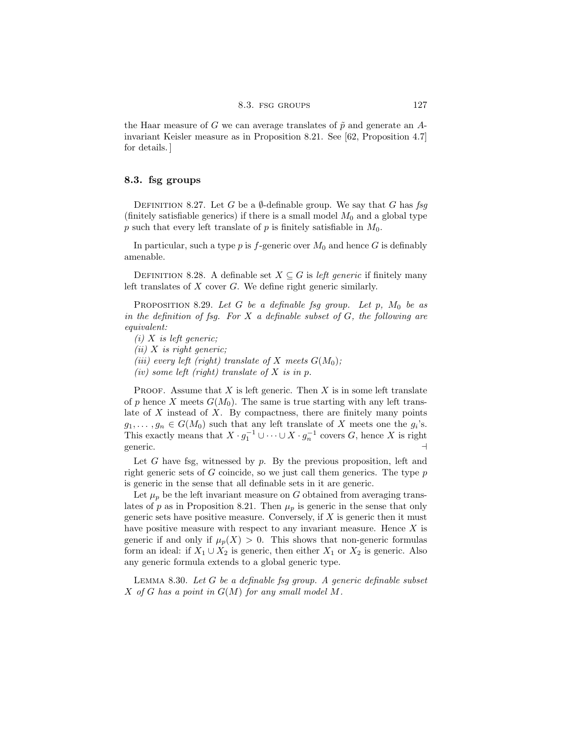the Haar measure of $G$ we can average translates of $\tilde{p}$ and generate an $A$-invariant Keisler measure as in Proposition 8.21. See [62, Proposition 4.7] for details. ]

## 8.3. fsg groups

Definition 8.27. Let $G$ be a $\emptyset$-definable group. We say that $G$ has *fsg* (finitely satisfiable generics) if there is a small model $M_0$ and a global type $p$ such that every left translate of $p$ is finitely satisfiable in $M_0$.

In particular, such a type $p$ is $f$-generic over $M_0$ and hence $G$ is definably amenable.

Definition 8.28. A definable set $X \subseteq G$ is *left generic* if finitely many left translates of $X$ cover $G$. We define right generic similarly.

Proposition 8.29. *Let $G$ be a definable fsg group. Let $p$, $M_0$ be as in the definition of fsg. For $X$ a definable subset of $G$, the following are equivalent:*

*(i) $X$ is left generic;*

*(ii) $X$ is right generic;*

*(iii) every left (right) translate of $X$ meets $G(M_0)$;*

*(iv) some left (right) translate of $X$ is in $p$.*

Proof. Assume that $X$ is left generic. Then $X$ is in some left translate of $p$ hence $X$ meets $G(M_0)$. The same is true starting with any left translate of $X$ instead of $X$. By compactness, there are finitely many points $g_1, \ldots, g_n \in G(M_0)$ such that any left translate of $X$ meets one the $g_i$'s. This exactly means that $X \cdot g_1^{-1} \cup \cdots \cup X \cdot g_n^{-1}$ covers $G$, hence $X$ is right generic. ⊣

Let $G$ have fsg, witnessed by $p$. By the previous proposition, left and right generic sets of $G$ coincide, so we just call them generics. The type $p$ is generic in the sense that all definable sets in it are generic.

Let $\mu_p$ be the left invariant measure on $G$ obtained from averaging translates of $p$ as in Proposition 8.21. Then $\mu_p$ is generic in the sense that only generic sets have positive measure. Conversely, if $X$ is generic then it must have positive measure with respect to any invariant measure. Hence $X$ is generic if and only if $\mu_p(X) > 0$. This shows that non-generic formulas form an ideal: if $X_1 \cup X_2$ is generic, then either $X_1$ or $X_2$ is generic. Also any generic formula extends to a global generic type.

Lemma 8.30. *Let $G$ be a definable fsg group. A generic definable subset $X$ of $G$ has a point in $G(M)$ for any small model $M$.*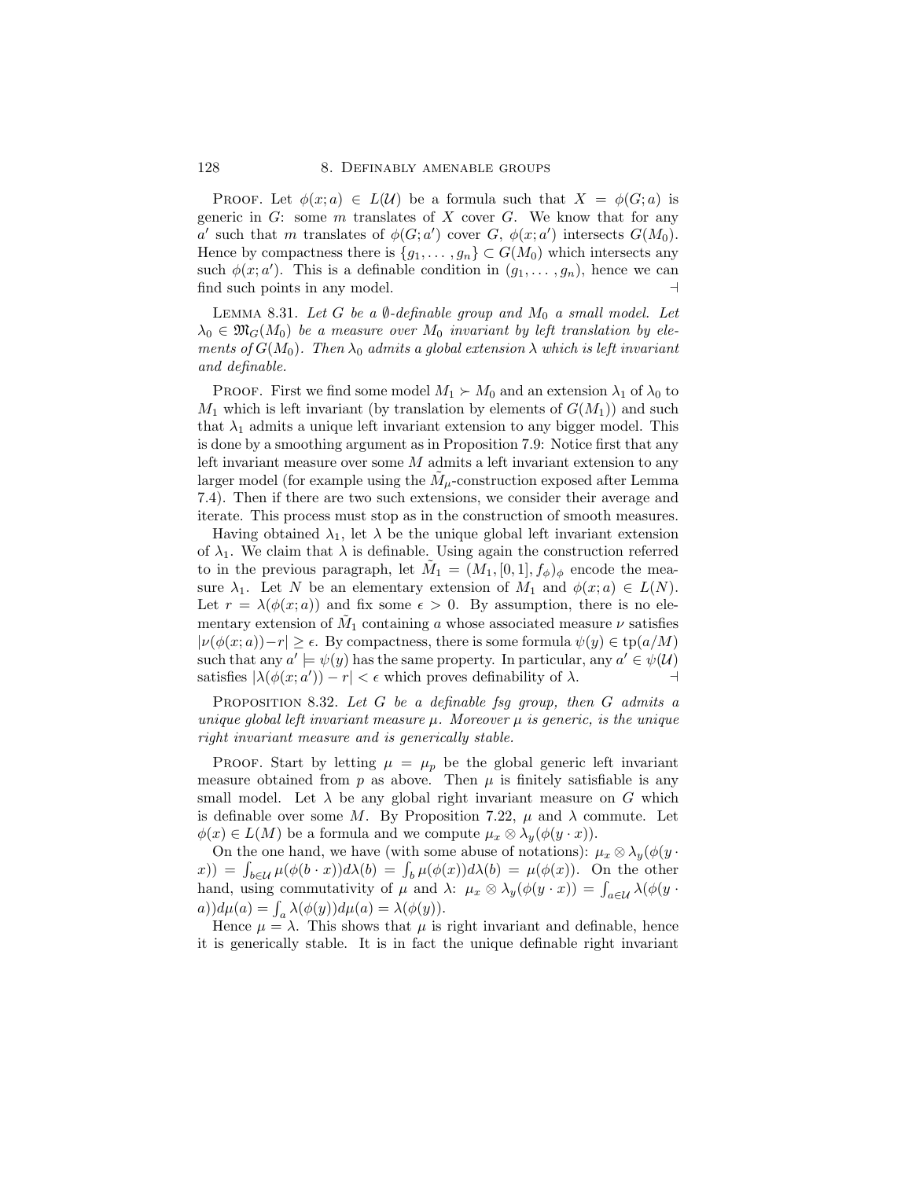Proof. Let $\phi(x; a) \in L(\mathcal{U})$ be a formula such that $X = \phi(G; a)$ is generic in $G$: some $m$ translates of $X$ cover $G$. We know that for any $a'$ such that $m$ translates of $\phi(G; a')$ cover $G$, $\phi(x; a')$ intersects $G(M_0)$. Hence by compactness there is $\{g_1, \ldots, g_n\} \subset G(M_0)$ which intersects any such $\phi(x; a')$. This is a definable condition in $(g_1, \ldots, g_n)$, hence we can find such points in any model. ⊣

Lemma 8.31. *Let $G$ be a $\emptyset$-definable group and $M_0$ a small model. Let $\lambda_0 \in \mathfrak{M}_G(M_0)$ be a measure over $M_0$ invariant by left translation by elements of $G(M_0)$. Then $\lambda_0$ admits a global extension $\lambda$ which is left invariant and definable.*

Proof. First we find some model $M_1 \succ M_0$ and an extension $\lambda_1$ of $\lambda_0$ to $M_1$ which is left invariant (by translation by elements of $G(M_1)$) and such that $\lambda_1$ admits a unique left invariant extension to any bigger model. This is done by a smoothing argument as in Proposition 7.9: Notice first that any left invariant measure over some $M$ admits a left invariant extension to any larger model (for example using the $\tilde{M}_\mu$-construction exposed after Lemma 7.4). Then if there are two such extensions, we consider their average and iterate. This process must stop as in the construction of smooth measures.

Having obtained $\lambda_1$, let $\lambda$ be the unique global left invariant extension of $\lambda_1$. We claim that $\lambda$ is definable. Using again the construction referred to in the previous paragraph, let $\tilde{M}_1 = (M_1, [0,1], f_\phi)_\phi$ encode the measure $\lambda_1$. Let $N$ be an elementary extension of $M_1$ and $\phi(x; a) \in L(N)$. Let $r = \lambda(\phi(x; a))$ and fix some $\epsilon > 0$. By assumption, there is no elementary extension of $\tilde{M}_1$ containing $a$ whose associated measure $\nu$ satisfies $|\nu(\phi(x; a)) - r| \geq \epsilon$. By compactness, there is some formula $\psi(y) \in \mathrm{tp}(a/M)$ such that any $a' \models \psi(y)$ has the same property. In particular, any $a' \in \psi(\mathcal{U})$ satisfies $|\lambda(\phi(x; a')) - r| < \epsilon$ which proves definability of $\lambda$. ⊣

Proposition 8.32. *Let $G$ be a definable fsg group, then $G$ admits a unique global left invariant measure $\mu$. Moreover $\mu$ is generic, is the unique right invariant measure and is generically stable.*

Proof. Start by letting $\mu = \mu_p$ be the global generic left invariant measure obtained from $p$ as above. Then $\mu$ is finitely satisfiable is any small model. Let $\lambda$ be any global right invariant measure on $G$ which is definable over some $M$. By Proposition 7.22, $\mu$ and $\lambda$ commute. Let $\phi(x) \in L(M)$ be a formula and we compute $\mu_x \otimes \lambda_y(\phi(y \cdot x))$.

On the one hand, we have (with some abuse of notations): $\mu_x \otimes \lambda_y(\phi(y \cdot x)) = \int_{b \in \mathcal{U}} \mu(\phi(b \cdot x)) d\lambda(b) = \int_b \mu(\phi(x)) d\lambda(b) = \mu(\phi(x))$. On the other hand, using commutativity of $\mu$ and $\lambda$: $\mu_x \otimes \lambda_y(\phi(y \cdot x)) = \int_{a \in \mathcal{U}} \lambda(\phi(y \cdot a)) d\mu(a) = \int_a \lambda(\phi(y)) d\mu(a) = \lambda(\phi(y))$.

Hence $\mu = \lambda$. This shows that $\mu$ is right invariant and definable, hence it is generically stable. It is in fact the unique definable right invariant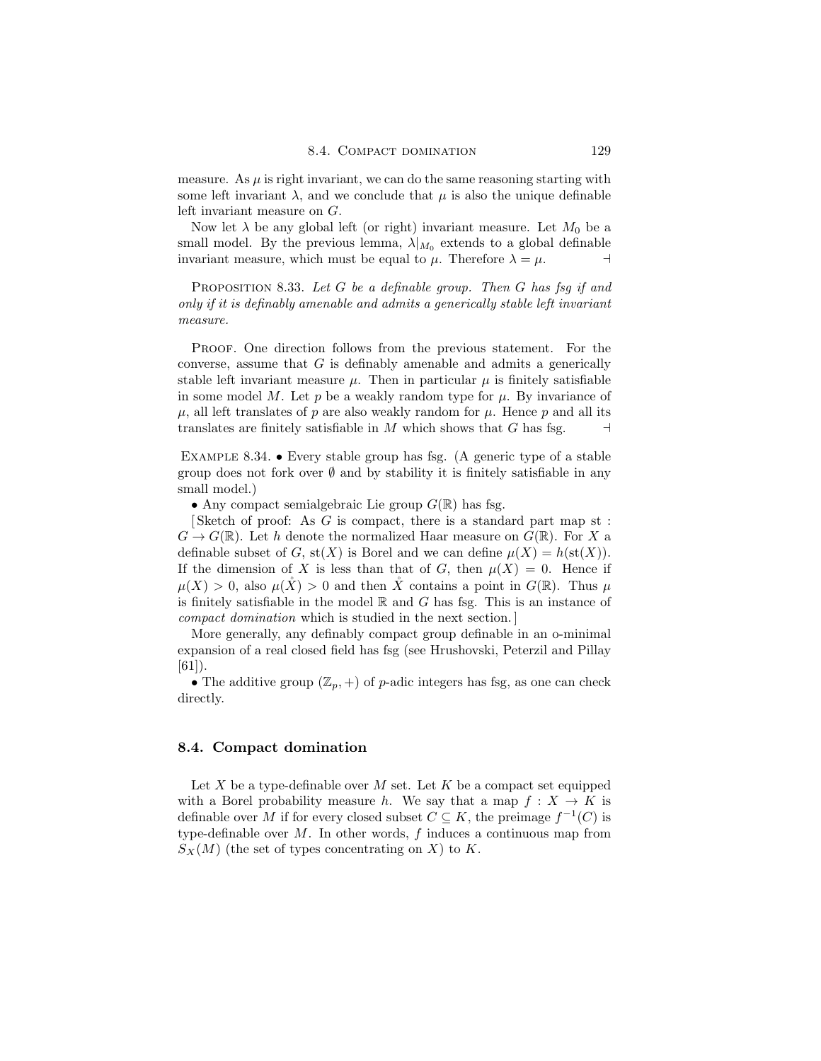measure. As $\mu$ is right invariant, we can do the same reasoning starting with some left invariant $\lambda$, and we conclude that $\mu$ is also the unique definable left invariant measure on $G$.

Now let $\lambda$ be any global left (or right) invariant measure. Let $M_0$ be a small model. By the previous lemma, $\lambda|_{M_0}$ extends to a global definable invariant measure, which must be equal to $\mu$. Therefore $\lambda = \mu$. $\dashv$

PROPOSITION 8.33. *Let $G$ be a definable group. Then $G$ has fsg if and only if it is definably amenable and admits a generically stable left invariant measure.*

PROOF. One direction follows from the previous statement. For the converse, assume that $G$ is definably amenable and admits a generically stable left invariant measure $\mu$. Then in particular $\mu$ is finitely satisfiable in some model $M$. Let $p$ be a weakly random type for $\mu$. By invariance of $\mu$, all left translates of $p$ are also weakly random for $\mu$. Hence $p$ and all its translates are finitely satisfiable in $M$ which shows that $G$ has fsg. $\dashv$

EXAMPLE 8.34. • Every stable group has fsg. (A generic type of a stable group does not fork over $\emptyset$ and by stability it is finitely satisfiable in any small model.)

• Any compact semialgebraic Lie group $G(\mathbb{R})$ has fsg.

[Sketch of proof: As $G$ is compact, there is a standard part map st : $G \to G(\mathbb{R})$. Let $h$ denote the normalized Haar measure on $G(\mathbb{R})$. For $X$ a definable subset of $G$, $\mathrm{st}(X)$ is Borel and we can define $\mu(X) = h(\mathrm{st}(X))$. If the dimension of $X$ is less than that of $G$, then $\mu(X) = 0$. Hence if $\mu(X) > 0$, also $\mu(\mathring{X}) > 0$ and then $\mathring{X}$ contains a point in $G(\mathbb{R})$. Thus $\mu$ is finitely satisfiable in the model $\mathbb{R}$ and $G$ has fsg. This is an instance of *compact domination* which is studied in the next section.]

More generally, any definably compact group definable in an o-minimal expansion of a real closed field has fsg (see Hrushovski, Peterzil and Pillay [61]).

• The additive group $(\mathbb{Z}_p, +)$ of $p$-adic integers has fsg, as one can check directly.

## 8.4. Compact domination

Let $X$ be a type-definable over $M$ set. Let $K$ be a compact set equipped with a Borel probability measure $h$. We say that a map $f : X \to K$ is definable over $M$ if for every closed subset $C \subseteq K$, the preimage $f^{-1}(C)$ is type-definable over $M$. In other words, $f$ induces a continuous map from $S_X(M)$ (the set of types concentrating on $X$) to $K$.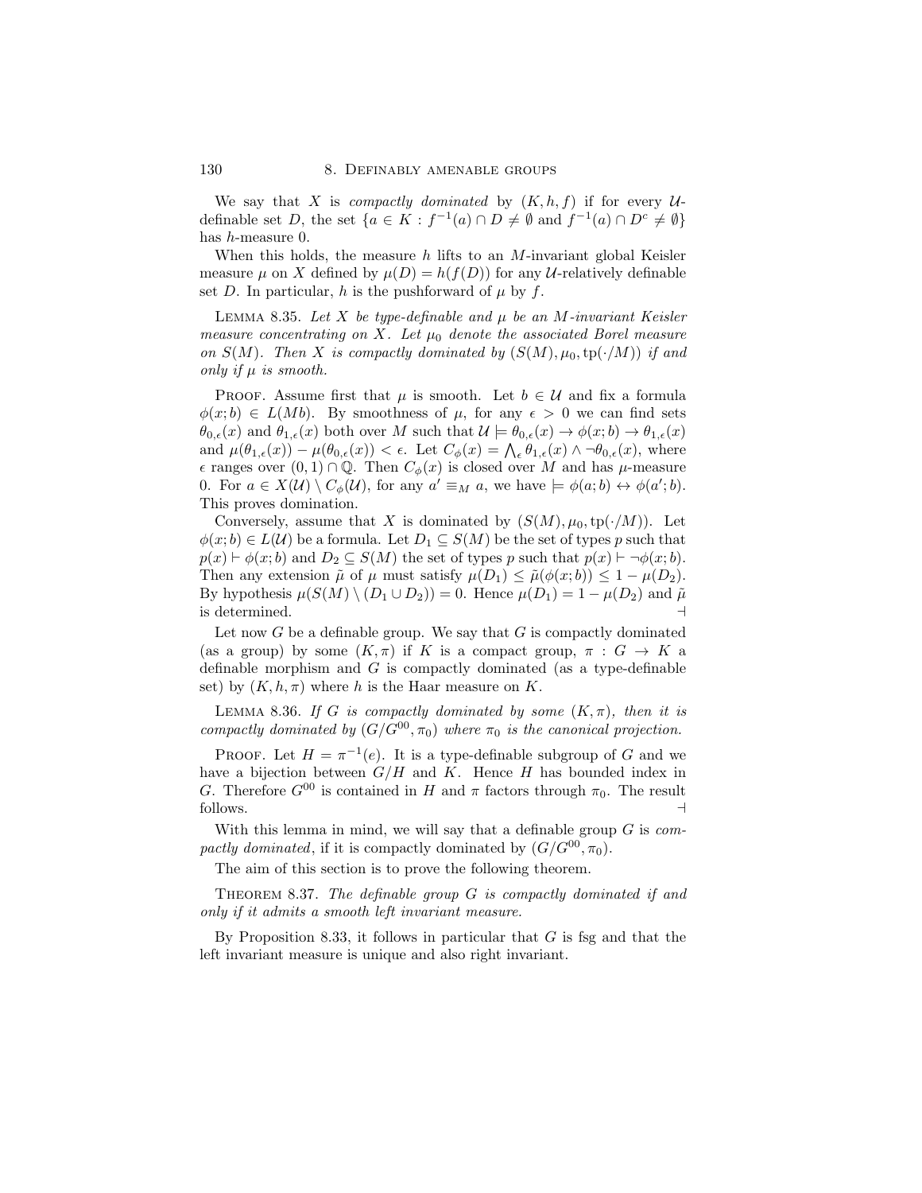We say that $X$ is *compactly dominated* by $(K, h, f)$ if for every $\mathcal{U}$-definable set $D$, the set $\{a \in K : f^{-1}(a) \cap D \neq \emptyset \text{ and } f^{-1}(a) \cap D^c \neq \emptyset\}$ has $h$-measure 0.

When this holds, the measure $h$ lifts to an $M$-invariant global Keisler measure $\mu$ on $X$ defined by $\mu(D) = h(f(D))$ for any $\mathcal{U}$-relatively definable set $D$. In particular, $h$ is the pushforward of $\mu$ by $f$.

LEMMA 8.35. *Let $X$ be type-definable and $\mu$ be an $M$-invariant Keisler measure concentrating on $X$. Let $\mu_0$ denote the associated Borel measure on $S(M)$. Then $X$ is compactly dominated by $(S(M), \mu_0, \mathrm{tp}(\cdot/M))$ if and only if $\mu$ is smooth.*

PROOF. Assume first that $\mu$ is smooth. Let $b \in \mathcal{U}$ and fix a formula $\phi(x; b) \in L(Mb)$. By smoothness of $\mu$, for any $\epsilon > 0$ we can find sets $\theta_{0,\epsilon}(x)$ and $\theta_{1,\epsilon}(x)$ both over $M$ such that $\mathcal{U} \models \theta_{0,\epsilon}(x) \to \phi(x; b) \to \theta_{1,\epsilon}(x)$ and $\mu(\theta_{1,\epsilon}(x)) - \mu(\theta_{0,\epsilon}(x)) < \epsilon$. Let $C_\phi(x) = \bigwedge_\epsilon \theta_{1,\epsilon}(x) \wedge \neg\theta_{0,\epsilon}(x)$, where $\epsilon$ ranges over $(0,1) \cap \mathbb{Q}$. Then $C_\phi(x)$ is closed over $M$ and has $\mu$-measure 0. For $a \in X(\mathcal{U}) \setminus C_\phi(\mathcal{U})$, for any $a' \equiv_M a$, we have $\models \phi(a; b) \leftrightarrow \phi(a'; b)$. This proves domination.

Conversely, assume that $X$ is dominated by $(S(M), \mu_0, \mathrm{tp}(\cdot/M))$. Let $\phi(x; b) \in L(\mathcal{U})$ be a formula. Let $D_1 \subseteq S(M)$ be the set of types $p$ such that $p(x) \vdash \phi(x; b)$ and $D_2 \subseteq S(M)$ the set of types $p$ such that $p(x) \vdash \neg\phi(x; b)$. Then any extension $\tilde{\mu}$ of $\mu$ must satisfy $\mu(D_1) \leq \tilde{\mu}(\phi(x; b)) \leq 1 - \mu(D_2)$. By hypothesis $\mu(S(M) \setminus (D_1 \cup D_2)) = 0$. Hence $\mu(D_1) = 1 - \mu(D_2)$ and $\tilde{\mu}$ is determined. ⊣

Let now $G$ be a definable group. We say that $G$ is compactly dominated (as a group) by some $(K, \pi)$ if $K$ is a compact group, $\pi : G \to K$ a definable morphism and $G$ is compactly dominated (as a type-definable set) by $(K, h, \pi)$ where $h$ is the Haar measure on $K$.

LEMMA 8.36. *If $G$ is compactly dominated by some $(K, \pi)$, then it is compactly dominated by $(G/G^{00}, \pi_0)$ where $\pi_0$ is the canonical projection.*

PROOF. Let $H = \pi^{-1}(e)$. It is a type-definable subgroup of $G$ and we have a bijection between $G/H$ and $K$. Hence $H$ has bounded index in $G$. Therefore $G^{00}$ is contained in $H$ and $\pi$ factors through $\pi_0$. The result follows. ⊣

With this lemma in mind, we will say that a definable group $G$ is *compactly dominated*, if it is compactly dominated by $(G/G^{00}, \pi_0)$.

The aim of this section is to prove the following theorem.

THEOREM 8.37. *The definable group $G$ is compactly dominated if and only if it admits a smooth left invariant measure.*

By Proposition 8.33, it follows in particular that $G$ is fsg and that the left invariant measure is unique and also right invariant.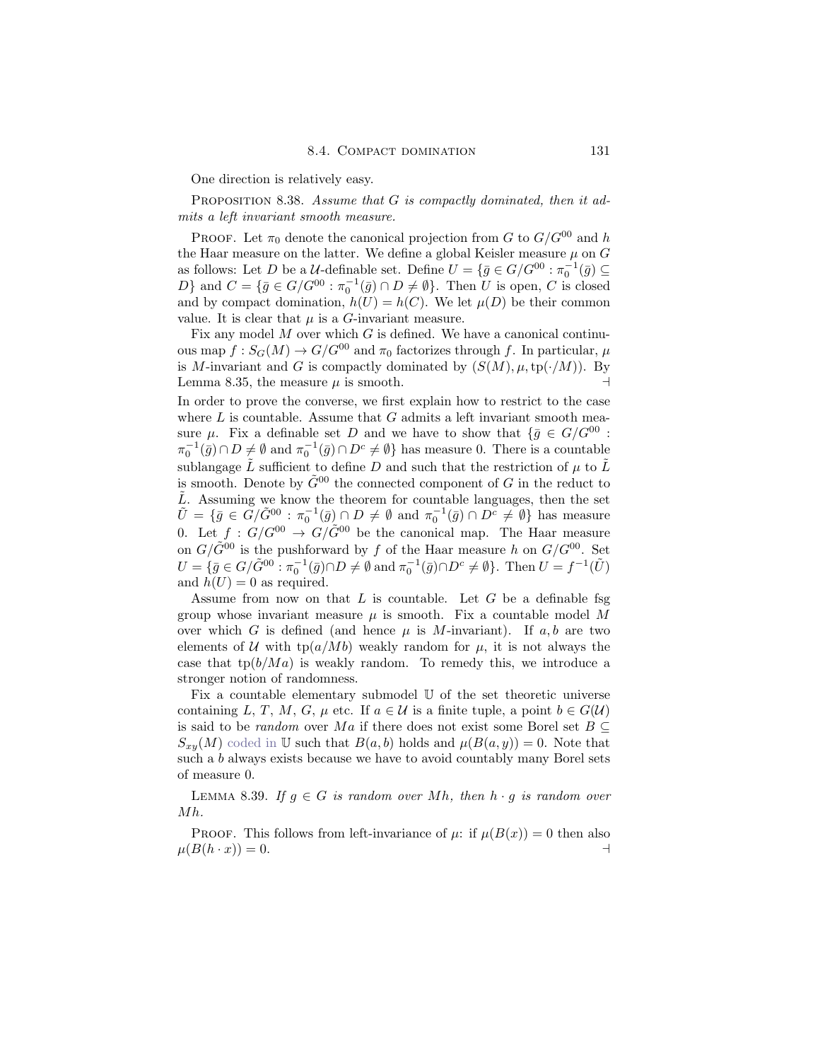One direction is relatively easy.

Proposition 8.38. *Assume that $G$ is compactly dominated, then it admits a left invariant smooth measure.*

Proof. Let $\pi_0$ denote the canonical projection from $G$ to $G/G^{00}$ and $h$ the Haar measure on the latter. We define a global Keisler measure $\mu$ on $G$ as follows: Let $D$ be a $\mathcal{U}$-definable set. Define $U = \{\bar{g} \in G/G^{00} : \pi_0^{-1}(\bar{g}) \subseteq D\}$ and $C = \{\bar{g} \in G/G^{00} : \pi_0^{-1}(\bar{g}) \cap D \neq \emptyset\}$. Then $U$ is open, $C$ is closed and by compact domination, $h(U) = h(C)$. We let $\mu(D)$ be their common value. It is clear that $\mu$ is a $G$-invariant measure.

Fix any model $M$ over which $G$ is defined. We have a canonical continuous map $f : S_G(M) \to G/G^{00}$ and $\pi_0$ factorizes through $f$. In particular, $\mu$ is $M$-invariant and $G$ is compactly dominated by $(S(M), \mu, \mathrm{tp}(\cdot/M))$. By Lemma 8.35, the measure $\mu$ is smooth. ⊣

In order to prove the converse, we first explain how to restrict to the case where $L$ is countable. Assume that $G$ admits a left invariant smooth measure $\mu$. Fix a definable set $D$ and we have to show that $\{\bar{g} \in G/G^{00} : \pi_0^{-1}(\bar{g}) \cap D \neq \emptyset \text{ and } \pi_0^{-1}(\bar{g}) \cap D^c \neq \emptyset\}$ has measure 0. There is a countable sublangage $\tilde{L}$ sufficient to define $D$ and such that the restriction of $\mu$ to $\tilde{L}$ is smooth. Denote by $\tilde{G}^{00}$ the connected component of $G$ in the reduct to $\tilde{L}$. Assuming we know the theorem for countable languages, then the set $\tilde{U} = \{\bar{g} \in G/\tilde{G}^{00} : \pi_0^{-1}(\bar{g}) \cap D \neq \emptyset \text{ and } \pi_0^{-1}(\bar{g}) \cap D^c \neq \emptyset\}$ has measure 0. Let $f : G/G^{00} \to G/\tilde{G}^{00}$ be the canonical map. The Haar measure on $G/\tilde{G}^{00}$ is the pushforward by $f$ of the Haar measure $h$ on $G/G^{00}$. Set $U = \{\bar{g} \in G/\tilde{G}^{00} : \pi_0^{-1}(\bar{g}) \cap D \neq \emptyset \text{ and } \pi_0^{-1}(\bar{g}) \cap D^c \neq \emptyset\}$. Then $U = f^{-1}(\tilde{U})$ and $h(U) = 0$ as required.

Assume from now on that $L$ is countable. Let $G$ be a definable fsg group whose invariant measure $\mu$ is smooth. Fix a countable model $M$ over which $G$ is defined (and hence $\mu$ is $M$-invariant). If $a, b$ are two elements of $\mathcal{U}$ with $\mathrm{tp}(a/Mb)$ weakly random for $\mu$, it is not always the case that $\mathrm{tp}(b/Ma)$ is weakly random. To remedy this, we introduce a stronger notion of randomness.

Fix a countable elementary submodel $\mathbb{U}$ of the set theoretic universe containing $L$, $T$, $M$, $G$, $\mu$ etc. If $a \in \mathcal{U}$ is a finite tuple, a point $b \in G(\mathcal{U})$ is said to be *random* over $Ma$ if there does not exist some Borel set $B \subseteq S_{xy}(M)$ coded in $\mathbb{U}$ such that $B(a, b)$ holds and $\mu(B(a, y)) = 0$. Note that such a $b$ always exists because we have to avoid countably many Borel sets of measure 0.

Lemma 8.39. *If $g \in G$ is random over $Mh$, then $h \cdot g$ is random over $Mh$.*

Proof. This follows from left-invariance of $\mu$: if $\mu(B(x)) = 0$ then also $\mu(B(h \cdot x)) = 0$. ⊣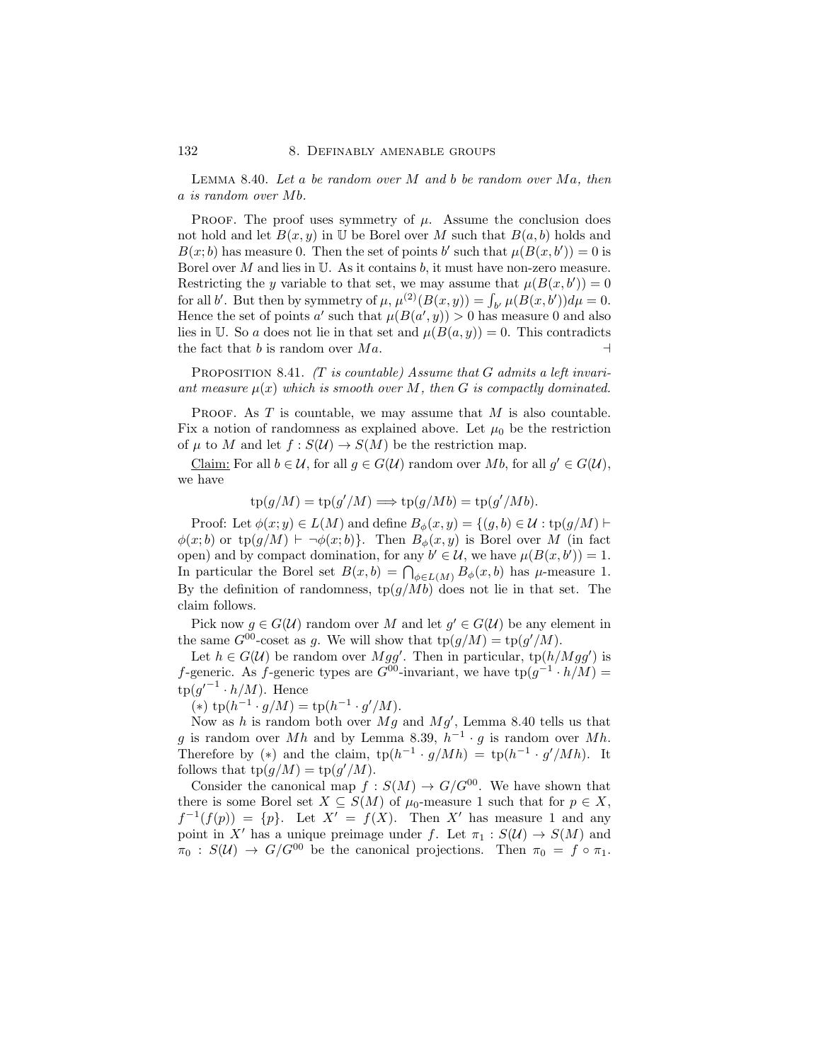LEMMA 8.40. *Let $a$ be random over $M$ and $b$ be random over $Ma$, then $a$ is random over $Mb$.*

PROOF. The proof uses symmetry of $\mu$. Assume the conclusion does not hold and let $B(x,y)$ in $\mathbb{U}$ be Borel over $M$ such that $B(a,b)$ holds and $B(x;b)$ has measure 0. Then the set of points $b'$ such that $\mu(B(x,b')) = 0$ is Borel over $M$ and lies in $\mathbb{U}$. As it contains $b$, it must have non-zero measure. Restricting the $y$ variable to that set, we may assume that $\mu(B(x,b')) = 0$ for all $b'$. But then by symmetry of $\mu$, $\mu^{(2)}(B(x,y)) = \int_{b'} \mu(B(x,b'))d\mu = 0$. Hence the set of points $a'$ such that $\mu(B(a',y)) > 0$ has measure 0 and also lies in $\mathbb{U}$. So $a$ does not lie in that set and $\mu(B(a,y)) = 0$. This contradicts the fact that $b$ is random over $Ma$. ⊣

PROPOSITION 8.41. *($T$ is countable) Assume that $G$ admits a left invariant measure $\mu(x)$ which is smooth over $M$, then $G$ is compactly dominated.*

PROOF. As $T$ is countable, we may assume that $M$ is also countable. Fix a notion of randomness as explained above. Let $\mu_0$ be the restriction of $\mu$ to $M$ and let $f : S(\mathcal{U}) \to S(M)$ be the restriction map.

<u>Claim:</u> For all $b \in \mathcal{U}$, for all $g \in G(\mathcal{U})$ random over $Mb$, for all $g' \in G(\mathcal{U})$, we have

$$\operatorname{tp}(g/M) = \operatorname{tp}(g'/M) \Longrightarrow \operatorname{tp}(g/Mb) = \operatorname{tp}(g'/Mb).$$

Proof: Let $\phi(x;y) \in L(M)$ and define $B_\phi(x,y) = \{(g,b) \in \mathcal{U} : \operatorname{tp}(g/M) \vdash \phi(x;b) \text{ or } \operatorname{tp}(g/M) \vdash \neg\phi(x;b)\}$. Then $B_\phi(x,y)$ is Borel over $M$ (in fact open) and by compact domination, for any $b' \in \mathcal{U}$, we have $\mu(B(x,b')) = 1$. In particular the Borel set $B(x,b) = \bigcap_{\phi \in L(M)} B_\phi(x,b)$ has $\mu$-measure 1. By the definition of randomness, $\operatorname{tp}(g/Mb)$ does not lie in that set. The claim follows.

Pick now $g \in G(\mathcal{U})$ random over $M$ and let $g' \in G(\mathcal{U})$ be any element in the same $G^{00}$-coset as $g$. We will show that $\operatorname{tp}(g/M) = \operatorname{tp}(g'/M)$.

Let $h \in G(\mathcal{U})$ be random over $Mgg'$. Then in particular, $\operatorname{tp}(h/Mgg')$ is $f$-generic. As $f$-generic types are $G^{00}$-invariant, we have $\operatorname{tp}(g^{-1} \cdot h/M) = \operatorname{tp}(g'^{-1} \cdot h/M)$. Hence

$(*)$ $\operatorname{tp}(h^{-1} \cdot g/M) = \operatorname{tp}(h^{-1} \cdot g'/M)$.

Now as $h$ is random both over $Mg$ and $Mg'$, Lemma 8.40 tells us that $g$ is random over $Mh$ and by Lemma 8.39, $h^{-1} \cdot g$ is random over $Mh$. Therefore by $(*)$ and the claim, $\operatorname{tp}(h^{-1} \cdot g/Mh) = \operatorname{tp}(h^{-1} \cdot g'/Mh)$. It follows that $\operatorname{tp}(g/M) = \operatorname{tp}(g'/M)$.

Consider the canonical map $f : S(M) \to G/G^{00}$. We have shown that there is some Borel set $X \subseteq S(M)$ of $\mu_0$-measure 1 such that for $p \in X$, $f^{-1}(f(p)) = \{p\}$. Let $X' = f(X)$. Then $X'$ has measure 1 and any point in $X'$ has a unique preimage under $f$. Let $\pi_1 : S(\mathcal{U}) \to S(M)$ and $\pi_0 : S(\mathcal{U}) \to G/G^{00}$ be the canonical projections. Then $\pi_0 = f \circ \pi_1$.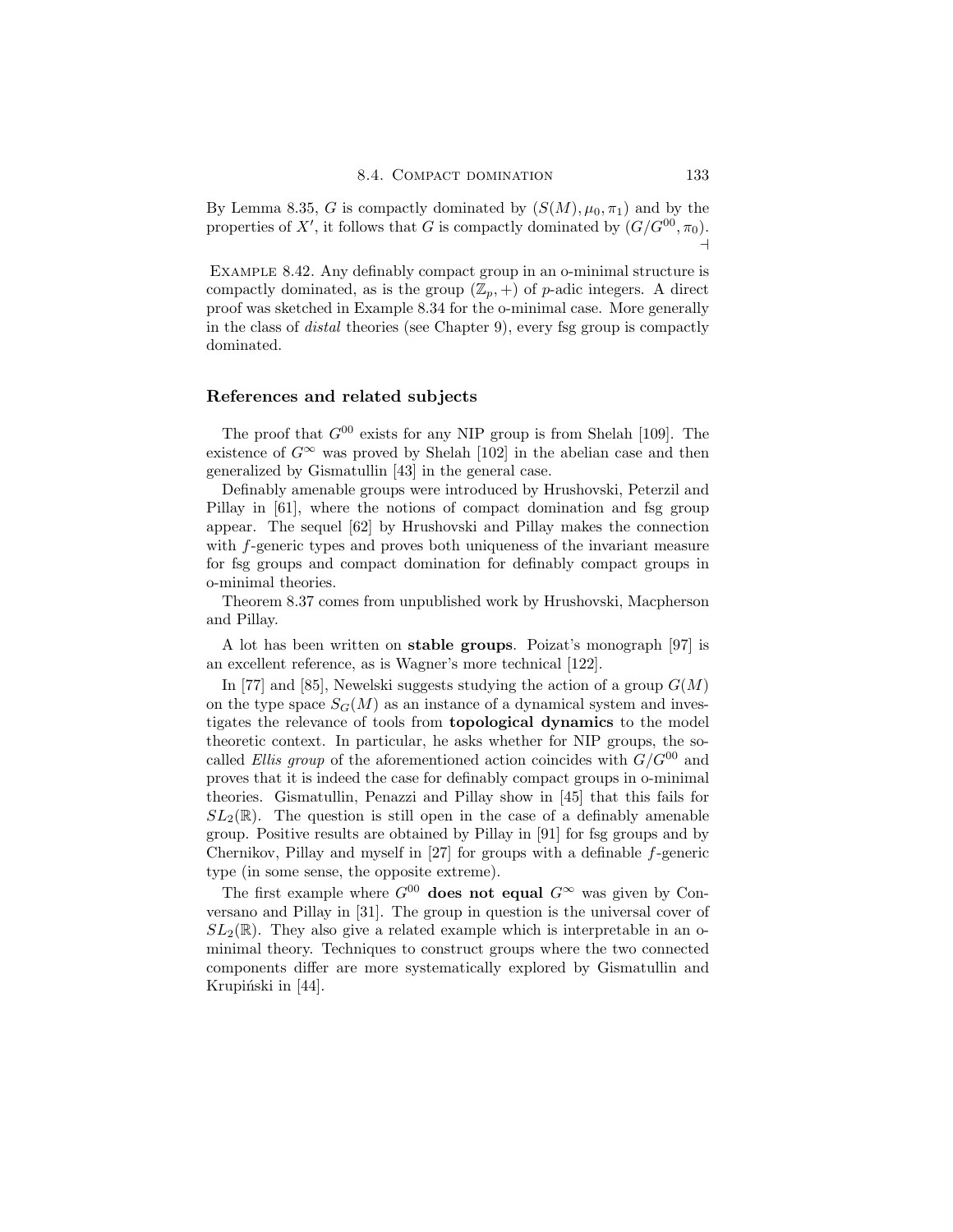By Lemma 8.35, $G$ is compactly dominated by $(S(M), \mu_0, \pi_1)$ and by the properties of $X'$, it follows that $G$ is compactly dominated by $(G/G^{00}, \pi_0)$. ⊣

Example 8.42. Any definably compact group in an o-minimal structure is compactly dominated, as is the group $(\mathbb{Z}_p, +)$ of $p$-adic integers. A direct proof was sketched in Example 8.34 for the o-minimal case. More generally in the class of *distal* theories (see Chapter 9), every fsg group is compactly dominated.

### References and related subjects

The proof that $G^{00}$ exists for any NIP group is from Shelah [109]. The existence of $G^{\infty}$ was proved by Shelah [102] in the abelian case and then generalized by Gismatullin [43] in the general case.

Definably amenable groups were introduced by Hrushovski, Peterzil and Pillay in [61], where the notions of compact domination and fsg group appear. The sequel [62] by Hrushovski and Pillay makes the connection with $f$-generic types and proves both uniqueness of the invariant measure for fsg groups and compact domination for definably compact groups in o-minimal theories.

Theorem 8.37 comes from unpublished work by Hrushovski, Macpherson and Pillay.

A lot has been written on **stable groups**. Poizat's monograph [97] is an excellent reference, as is Wagner's more technical [122].

In [77] and [85], Newelski suggests studying the action of a group $G(M)$ on the type space $S_G(M)$ as an instance of a dynamical system and investigates the relevance of tools from **topological dynamics** to the model theoretic context. In particular, he asks whether for NIP groups, the so-called *Ellis group* of the aforementioned action coincides with $G/G^{00}$ and proves that it is indeed the case for definably compact groups in o-minimal theories. Gismatullin, Penazzi and Pillay show in [45] that this fails for $SL_2(\mathbb{R})$. The question is still open in the case of a definably amenable group. Positive results are obtained by Pillay in [91] for fsg groups and by Chernikov, Pillay and myself in [27] for groups with a definable $f$-generic type (in some sense, the opposite extreme).

The first example where $G^{00}$ **does not equal** $G^{\infty}$ was given by Conversano and Pillay in [31]. The group in question is the universal cover of $SL_2(\mathbb{R})$. They also give a related example which is interpretable in an o-minimal theory. Techniques to construct groups where the two connected components differ are more systematically explored by Gismatullin and Krupiński in [44].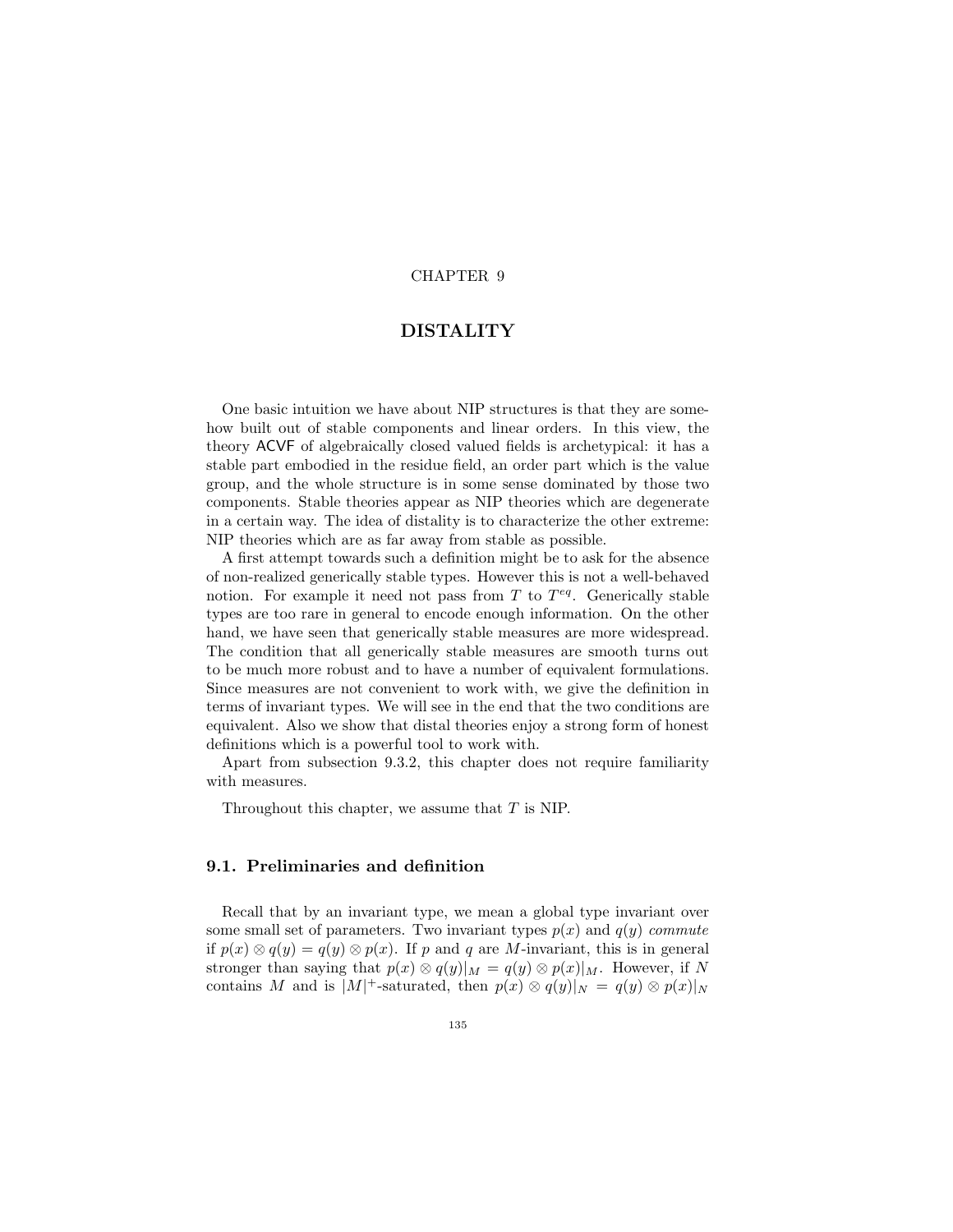CHAPTER 9

# DISTALITY

One basic intuition we have about NIP structures is that they are somehow built out of stable components and linear orders. In this view, the theory ACVF of algebraically closed valued fields is archetypical: it has a stable part embodied in the residue field, an order part which is the value group, and the whole structure is in some sense dominated by those two components. Stable theories appear as NIP theories which are degenerate in a certain way. The idea of distality is to characterize the other extreme: NIP theories which are as far away from stable as possible.

A first attempt towards such a definition might be to ask for the absence of non-realized generically stable types. However this is not a well-behaved notion. For example it need not pass from $T$ to $T^{eq}$. Generically stable types are too rare in general to encode enough information. On the other hand, we have seen that generically stable measures are more widespread. The condition that all generically stable measures are smooth turns out to be much more robust and to have a number of equivalent formulations. Since measures are not convenient to work with, we give the definition in terms of invariant types. We will see in the end that the two conditions are equivalent. Also we show that distal theories enjoy a strong form of honest definitions which is a powerful tool to work with.

Apart from subsection 9.3.2, this chapter does not require familiarity with measures.

Throughout this chapter, we assume that $T$ is NIP.

## 9.1. Preliminaries and definition

Recall that by an invariant type, we mean a global type invariant over some small set of parameters. Two invariant types $p(x)$ and $q(y)$ *commute* if $p(x) \otimes q(y) = q(y) \otimes p(x)$. If $p$ and $q$ are $M$-invariant, this is in general stronger than saying that $p(x) \otimes q(y)|_M = q(y) \otimes p(x)|_M$. However, if $N$ contains $M$ and is $|M|^+$-saturated, then $p(x) \otimes q(y)|_N = q(y) \otimes p(x)|_N$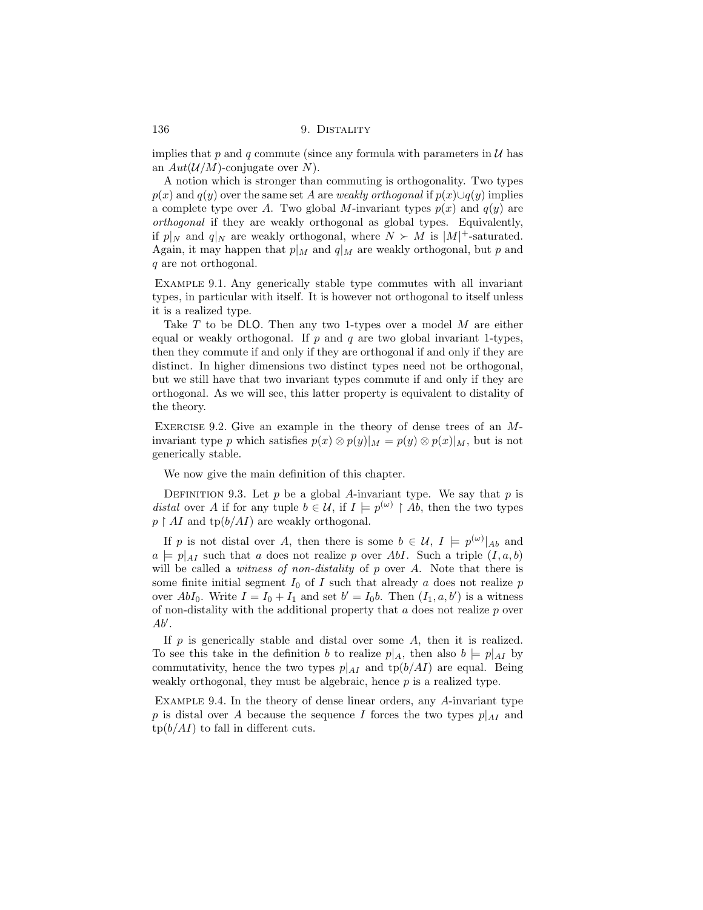implies that $p$ and $q$ commute (since any formula with parameters in $\mathcal{U}$ has an $Aut(\mathcal{U}/M)$-conjugate over $N$).

A notion which is stronger than commuting is orthogonality. Two types $p(x)$ and $q(y)$ over the same set $A$ are *weakly orthogonal* if $p(x) \cup q(y)$ implies a complete type over $A$. Two global $M$-invariant types $p(x)$ and $q(y)$ are *orthogonal* if they are weakly orthogonal as global types. Equivalently, if $p|_N$ and $q|_N$ are weakly orthogonal, where $N \succ M$ is $|M|^+$-saturated. Again, it may happen that $p|_M$ and $q|_M$ are weakly orthogonal, but $p$ and $q$ are not orthogonal.

Example 9.1. Any generically stable type commutes with all invariant types, in particular with itself. It is however not orthogonal to itself unless it is a realized type.

Take $T$ to be DLO. Then any two 1-types over a model $M$ are either equal or weakly orthogonal. If $p$ and $q$ are two global invariant 1-types, then they commute if and only if they are orthogonal if and only if they are distinct. In higher dimensions two distinct types need not be orthogonal, but we still have that two invariant types commute if and only if they are orthogonal. As we will see, this latter property is equivalent to distality of the theory.

Exercise 9.2. Give an example in the theory of dense trees of an $M$-invariant type $p$ which satisfies $p(x) \otimes p(y)|_M = p(y) \otimes p(x)|_M$, but is not generically stable.

We now give the main definition of this chapter.

Definition 9.3. Let $p$ be a global $A$-invariant type. We say that $p$ is *distal* over $A$ if for any tuple $b \in \mathcal{U}$, if $I \models p^{(\omega)} \restriction Ab$, then the two types $p \restriction AI$ and $\operatorname{tp}(b/AI)$ are weakly orthogonal.

If $p$ is not distal over $A$, then there is some $b \in \mathcal{U}$, $I \models p^{(\omega)}|_{Ab}$ and $a \models p|_{AI}$ such that $a$ does not realize $p$ over $AbI$. Such a triple $(I, a, b)$ will be called a *witness of non-distality* of $p$ over $A$. Note that there is some finite initial segment $I_0$ of $I$ such that already $a$ does not realize $p$ over $AbI_0$. Write $I = I_0 + I_1$ and set $b' = I_0 b$. Then $(I_1, a, b')$ is a witness of non-distality with the additional property that $a$ does not realize $p$ over $Ab'$.

If $p$ is generically stable and distal over some $A$, then it is realized. To see this take in the definition $b$ to realize $p|_A$, then also $b \models p|_{AI}$ by commutativity, hence the two types $p|_{AI}$ and $\operatorname{tp}(b/AI)$ are equal. Being weakly orthogonal, they must be algebraic, hence $p$ is a realized type.

Example 9.4. In the theory of dense linear orders, any $A$-invariant type $p$ is distal over $A$ because the sequence $I$ forces the two types $p|_{AI}$ and $\operatorname{tp}(b/AI)$ to fall in different cuts.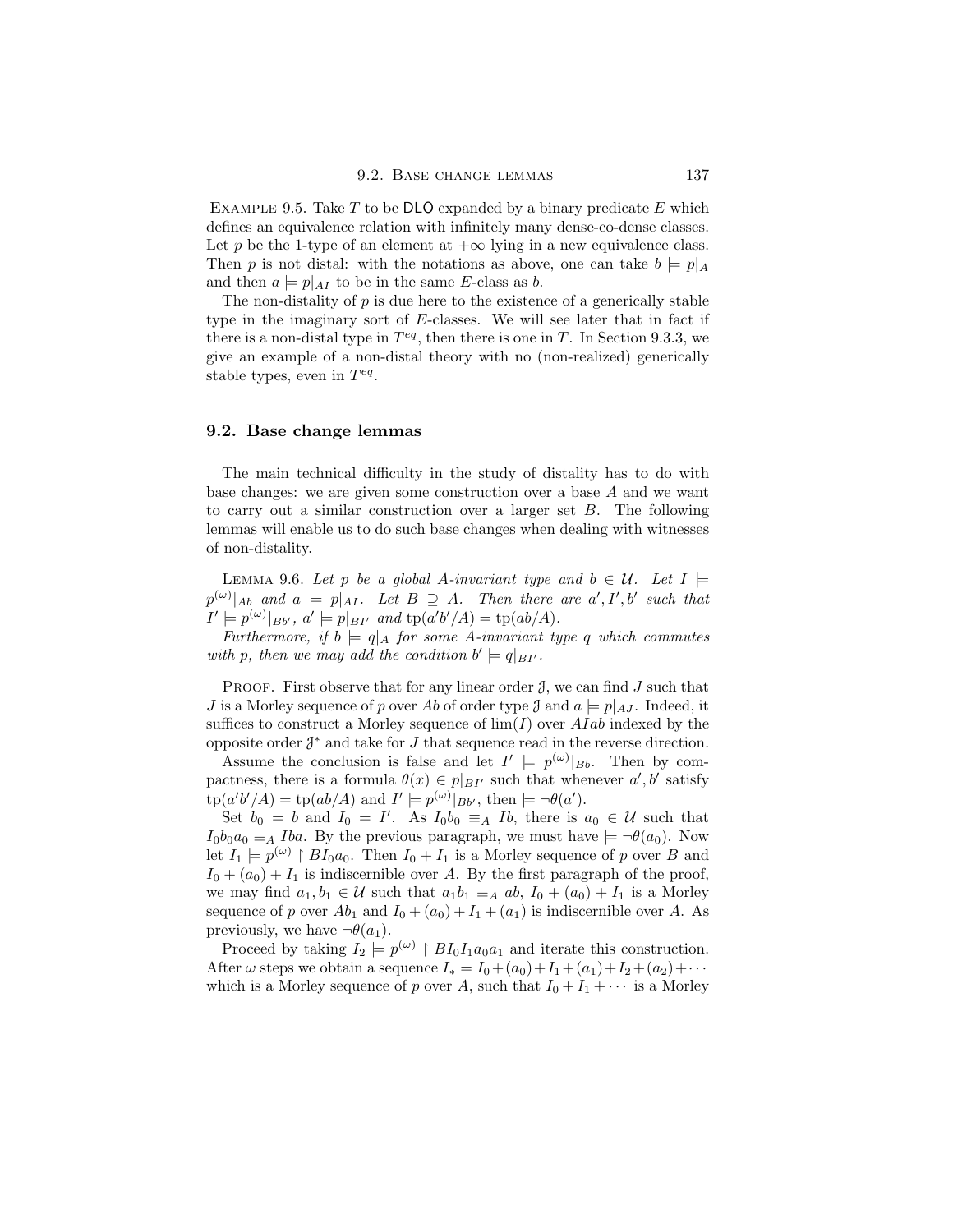Example 9.5. Take $T$ to be DLO expanded by a binary predicate $E$ which defines an equivalence relation with infinitely many dense-co-dense classes. Let $p$ be the 1-type of an element at $+\infty$ lying in a new equivalence class. Then $p$ is not distal: with the notations as above, one can take $b \models p|_A$ and then $a \models p|_{AI}$ to be in the same $E$-class as $b$.

The non-distality of $p$ is due here to the existence of a generically stable type in the imaginary sort of $E$-classes. We will see later that in fact if there is a non-distal type in $T^{eq}$, then there is one in $T$. In Section 9.3.3, we give an example of a non-distal theory with no (non-realized) generically stable types, even in $T^{eq}$.

## 9.2. Base change lemmas

The main technical difficulty in the study of distality has to do with base changes: we are given some construction over a base $A$ and we want to carry out a similar construction over a larger set $B$. The following lemmas will enable us to do such base changes when dealing with witnesses of non-distality.

Lemma 9.6. *Let $p$ be a global $A$-invariant type and $b \in \mathcal{U}$. Let $I \models p^{(\omega)}|_{Ab}$ and $a \models p|_{AI}$. Let $B \supseteq A$. Then there are $a', I', b'$ such that $I' \models p^{(\omega)}|_{Bb'}$, $a' \models p|_{BI'}$ and $\operatorname{tp}(a'b'/A) = \operatorname{tp}(ab/A)$.*

*Furthermore, if $b \models q|_A$ for some $A$-invariant type $q$ which commutes with $p$, then we may add the condition $b' \models q|_{BI'}$.*

Proof. First observe that for any linear order $\mathcal{J}$, we can find $J$ such that $J$ is a Morley sequence of $p$ over $Ab$ of order type $\mathcal{J}$ and $a \models p|_{AJ}$. Indeed, it suffices to construct a Morley sequence of $\lim(I)$ over $AIab$ indexed by the opposite order $\mathcal{J}^*$ and take for $J$ that sequence read in the reverse direction.

Assume the conclusion is false and let $I' \models p^{(\omega)}|_{Bb}$. Then by compactness, there is a formula $\theta(x) \in p|_{BI'}$ such that whenever $a', b'$ satisfy $\operatorname{tp}(a'b'/A) = \operatorname{tp}(ab/A)$ and $I' \models p^{(\omega)}|_{Bb'}$, then $\models \neg\theta(a')$.

Set $b_0 = b$ and $I_0 = I'$. As $I_0 b_0 \equiv_A Ib$, there is $a_0 \in \mathcal{U}$ such that $I_0 b_0 a_0 \equiv_A Iba$. By the previous paragraph, we must have $\models \neg\theta(a_0)$. Now let $I_1 \models p^{(\omega)} \restriction BI_0 a_0$. Then $I_0 + I_1$ is a Morley sequence of $p$ over $B$ and $I_0 + (a_0) + I_1$ is indiscernible over $A$. By the first paragraph of the proof, we may find $a_1, b_1 \in \mathcal{U}$ such that $a_1 b_1 \equiv_A ab$, $I_0 + (a_0) + I_1$ is a Morley sequence of $p$ over $Ab_1$ and $I_0 + (a_0) + I_1 + (a_1)$ is indiscernible over $A$. As previously, we have $\neg\theta(a_1)$.

Proceed by taking $I_2 \models p^{(\omega)} \restriction BI_0 I_1 a_0 a_1$ and iterate this construction. After $\omega$ steps we obtain a sequence $I_* = I_0 + (a_0) + I_1 + (a_1) + I_2 + (a_2) + \cdots$ which is a Morley sequence of $p$ over $A$, such that $I_0 + I_1 + \cdots$ is a Morley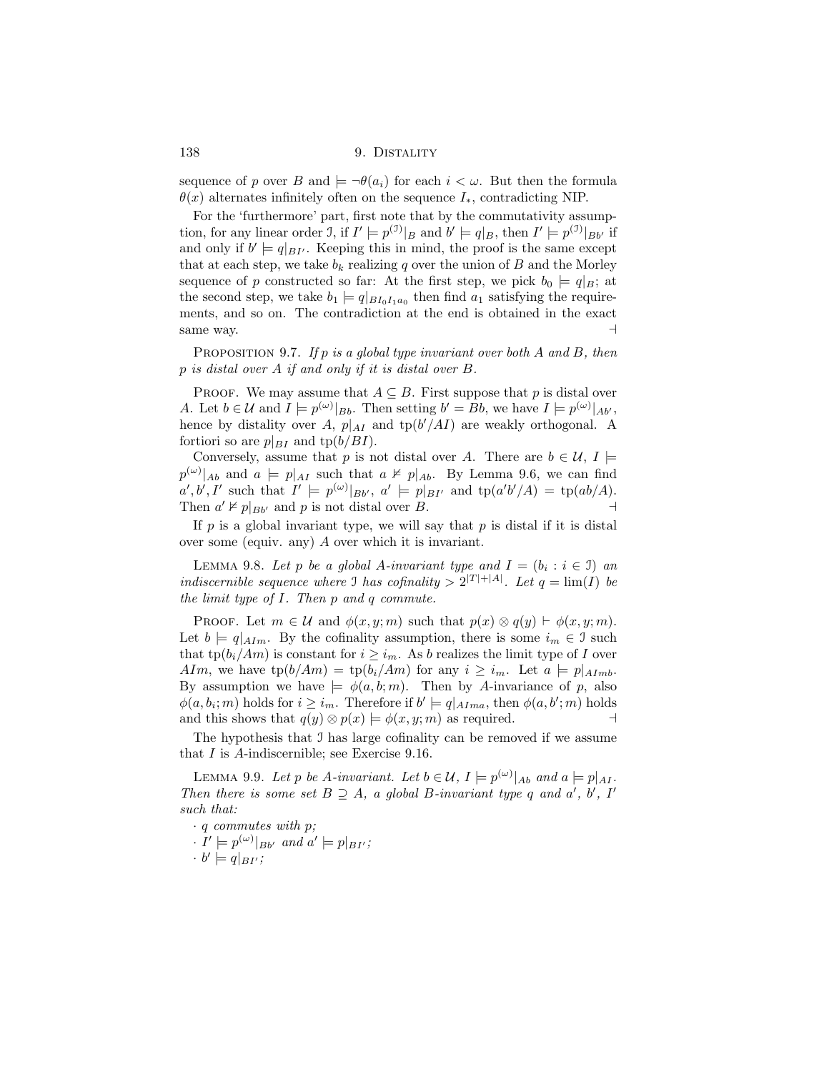sequence of $p$ over $B$ and $\models \neg\theta(a_i)$ for each $i < \omega$. But then the formula $\theta(x)$ alternates infinitely often on the sequence $I_*$, contradicting NIP.

For the 'furthermore' part, first note that by the commutativity assumption, for any linear order $\mathcal{I}$, if $I' \models p^{(\mathcal{I})}|_B$ and $b' \models q|_B$, then $I' \models p^{(\mathcal{I})}|_{Bb'}$ if and only if $b' \models q|_{BI'}$. Keeping this in mind, the proof is the same except that at each step, we take $b_k$ realizing $q$ over the union of $B$ and the Morley sequence of $p$ constructed so far: At the first step, we pick $b_0 \models q|_B$; at the second step, we take $b_1 \models q|_{BI_0 I_1 a_0}$ then find $a_1$ satisfying the requirements, and so on. The contradiction at the end is obtained in the exact same way. ⊣

Proposition 9.7. *If $p$ is a global type invariant over both $A$ and $B$, then $p$ is distal over $A$ if and only if it is distal over $B$.*

Proof. We may assume that $A \subseteq B$. First suppose that $p$ is distal over $A$. Let $b \in \mathcal{U}$ and $I \models p^{(\omega)}|_{Bb}$. Then setting $b' = Bb$, we have $I \models p^{(\omega)}|_{Ab'}$, hence by distality over $A$, $p|_{AI}$ and $\mathrm{tp}(b'/AI)$ are weakly orthogonal. A fortiori so are $p|_{BI}$ and $\mathrm{tp}(b/BI)$.

Conversely, assume that $p$ is not distal over $A$. There are $b \in \mathcal{U}$, $I \models p^{(\omega)}|_{Ab}$ and $a \models p|_{AI}$ such that $a \not\models p|_{Ab}$. By Lemma 9.6, we can find $a', b', I'$ such that $I' \models p^{(\omega)}|_{Bb'}$, $a' \models p|_{BI'}$ and $\mathrm{tp}(a'b'/A) = \mathrm{tp}(ab/A)$. Then $a' \not\models p|_{Bb'}$ and $p$ is not distal over $B$. ⊣

If $p$ is a global invariant type, we will say that $p$ is distal if it is distal over some (equiv. any) $A$ over which it is invariant.

Lemma 9.8. *Let $p$ be a global $A$-invariant type and $I = (b_i : i \in \mathcal{I})$ an indiscernible sequence where $\mathcal{I}$ has cofinality $> 2^{|T|+|A|}$. Let $q = \lim(I)$ be the limit type of $I$. Then $p$ and $q$ commute.*

Proof. Let $m \in \mathcal{U}$ and $\phi(x, y; m)$ such that $p(x) \otimes q(y) \vdash \phi(x, y; m)$. Let $b \models q|_{AIm}$. By the cofinality assumption, there is some $i_m \in \mathcal{I}$ such that $\mathrm{tp}(b_i/Am)$ is constant for $i \geq i_m$. As $b$ realizes the limit type of $I$ over $AIm$, we have $\mathrm{tp}(b/Am) = \mathrm{tp}(b_i/Am)$ for any $i \geq i_m$. Let $a \models p|_{AImb}$. By assumption we have $\models \phi(a, b; m)$. Then by $A$-invariance of $p$, also $\phi(a, b_i; m)$ holds for $i \geq i_m$. Therefore if $b' \models q|_{AIma}$, then $\phi(a, b'; m)$ holds and this shows that $q(y) \otimes p(x) \models \phi(x, y; m)$ as required. ⊣

The hypothesis that $\mathcal{I}$ has large cofinality can be removed if we assume that $I$ is $A$-indiscernible; see Exercise 9.16.

Lemma 9.9. *Let $p$ be $A$-invariant. Let $b \in \mathcal{U}$, $I \models p^{(\omega)}|_{Ab}$ and $a \models p|_{AI}$. Then there is some set $B \supseteq A$, a global $B$-invariant type $q$ and $a'$, $b'$, $I'$ such that:*

- *$q$ commutes with $p$;*
- *$I' \models p^{(\omega)}|_{Bb'}$ and $a' \models p|_{BI'}$;*
- *$b' \models q|_{BI'}$;*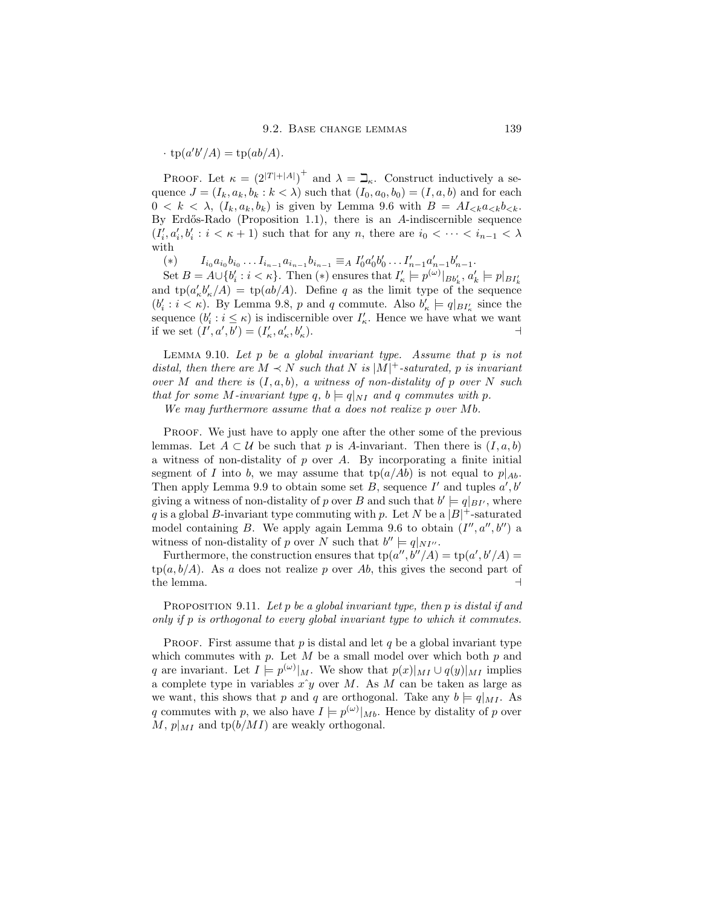· $\mathrm{tp}(a'b'/A) = \mathrm{tp}(ab/A)$.

Proof. Let $\kappa = (2^{|T|+|A|})^+$ and $\lambda = \beth_\kappa$. Construct inductively a sequence $J = (I_k, a_k, b_k : k < \lambda)$ such that $(I_0, a_0, b_0) = (I, a, b)$ and for each $0 < k < \lambda$, $(I_k, a_k, b_k)$ is given by Lemma 9.6 with $B = AI_{<k}a_{<k}b_{<k}$. By Erdős-Rado (Proposition 1.1), there is an $A$-indiscernible sequence $(I'_i, a'_i, b'_i : i < \kappa + 1)$ such that for any $n$, there are $i_0 < \cdots < i_{n-1} < \lambda$ with

$(*)$ $\quad I_{i_0}a_{i_0}b_{i_0}\dots I_{i_{n-1}}a_{i_{n-1}}b_{i_{n-1}} \equiv_A I'_0a'_0b'_0\dots I'_{n-1}a'_{n-1}b'_{n-1}$.

Set $B = A\cup\{b'_i : i < \kappa\}$. Then $(*)$ ensures that $I'_\kappa \models p^{(\omega)}|_{Bb'_\kappa}$, $a'_\kappa \models p|_{BI'_\kappa}$ and $\mathrm{tp}(a'_\kappa b'_\kappa/A) = \mathrm{tp}(ab/A)$. Define $q$ as the limit type of the sequence $(b'_i : i < \kappa)$. By Lemma 9.8, $p$ and $q$ commute. Also $b'_\kappa \models q|_{BI'_\kappa}$ since the sequence $(b'_i : i \leq \kappa)$ is indiscernible over $I'_\kappa$. Hence we have what we want if we set $(I', a', b') = (I'_\kappa, a'_\kappa, b'_\kappa)$. ⊣

Lemma 9.10. *Let $p$ be a global invariant type. Assume that $p$ is not distal, then there are $M \prec N$ such that $N$ is $|M|^+$-saturated, $p$ is invariant over $M$ and there is $(I, a, b)$, a witness of non-distality of $p$ over $N$ such that for some $M$-invariant type $q$, $b \models q|_{NI}$ and $q$ commutes with $p$.*

*We may furthermore assume that $a$ does not realize $p$ over $Mb$.*

Proof. We just have to apply one after the other some of the previous lemmas. Let $A \subset \mathcal{U}$ be such that $p$ is $A$-invariant. Then there is $(I, a, b)$ a witness of non-distality of $p$ over $A$. By incorporating a finite initial segment of $I$ into $b$, we may assume that $\mathrm{tp}(a/Ab)$ is not equal to $p|_{Ab}$. Then apply Lemma 9.9 to obtain some set $B$, sequence $I'$ and tuples $a', b'$ giving a witness of non-distality of $p$ over $B$ and such that $b' \models q|_{BI'}$, where $q$ is a global $B$-invariant type commuting with $p$. Let $N$ be a $|B|^+$-saturated model containing $B$. We apply again Lemma 9.6 to obtain $(I'', a'', b'')$ a witness of non-distality of $p$ over $N$ such that $b'' \models q|_{NI''}$.

Furthermore, the construction ensures that $\mathrm{tp}(a'', b''/A) = \mathrm{tp}(a', b'/A) = \mathrm{tp}(a, b/A)$. As $a$ does not realize $p$ over $Ab$, this gives the second part of the lemma. ⊣

Proposition 9.11. *Let $p$ be a global invariant type, then $p$ is distal if and only if $p$ is orthogonal to every global invariant type to which it commutes.*

Proof. First assume that $p$ is distal and let $q$ be a global invariant type which commutes with $p$. Let $M$ be a small model over which both $p$ and $q$ are invariant. Let $I \models p^{(\omega)}|_M$. We show that $p(x)|_{MI} \cup q(y)|_{MI}$ implies a complete type in variables $x\hat{\ }y$ over $M$. As $M$ can be taken as large as we want, this shows that $p$ and $q$ are orthogonal. Take any $b \models q|_{MI}$. As $q$ commutes with $p$, we also have $I \models p^{(\omega)}|_{Mb}$. Hence by distality of $p$ over $M$, $p|_{MI}$ and $\mathrm{tp}(b/MI)$ are weakly orthogonal.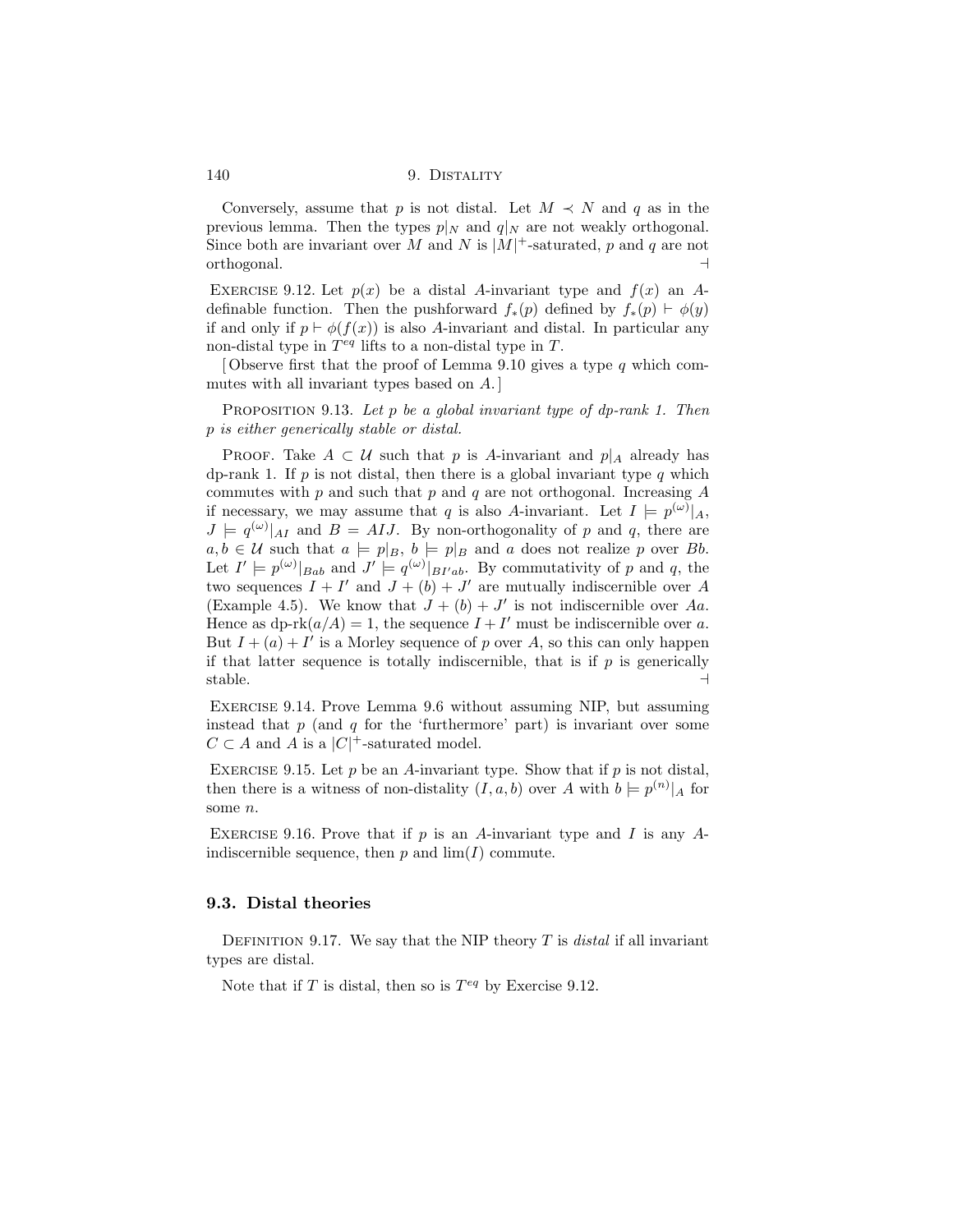Conversely, assume that $p$ is not distal. Let $M \prec N$ and $q$ as in the previous lemma. Then the types $p|_N$ and $q|_N$ are not weakly orthogonal. Since both are invariant over $M$ and $N$ is $|M|^+$-saturated, $p$ and $q$ are not orthogonal. ⊣

Exercise 9.12. Let $p(x)$ be a distal $A$-invariant type and $f(x)$ an $A$-definable function. Then the pushforward $f_*(p)$ defined by $f_*(p) \vdash \phi(y)$ if and only if $p \vdash \phi(f(x))$ is also $A$-invariant and distal. In particular any non-distal type in $T^{eq}$ lifts to a non-distal type in $T$.

[Observe first that the proof of Lemma 9.10 gives a type $q$ which commutes with all invariant types based on $A$.]

Proposition 9.13. *Let $p$ be a global invariant type of dp-rank 1. Then $p$ is either generically stable or distal.*

Proof. Take $A \subset \mathcal{U}$ such that $p$ is $A$-invariant and $p|_A$ already has dp-rank 1. If $p$ is not distal, then there is a global invariant type $q$ which commutes with $p$ and such that $p$ and $q$ are not orthogonal. Increasing $A$ if necessary, we may assume that $q$ is also $A$-invariant. Let $I \models p^{(\omega)}|_A$, $J \models q^{(\omega)}|_{AI}$ and $B = AIJ$. By non-orthogonality of $p$ and $q$, there are $a, b \in \mathcal{U}$ such that $a \models p|_B$, $b \models p|_B$ and $a$ does not realize $p$ over $Bb$. Let $I' \models p^{(\omega)}|_{Bab}$ and $J' \models q^{(\omega)}|_{BI'ab}$. By commutativity of $p$ and $q$, the two sequences $I + I'$ and $J + (b) + J'$ are mutually indiscernible over $A$ (Example 4.5). We know that $J + (b) + J'$ is not indiscernible over $Aa$. Hence as $\text{dp-rk}(a/A) = 1$, the sequence $I + I'$ must be indiscernible over $a$. But $I + (a) + I'$ is a Morley sequence of $p$ over $A$, so this can only happen if that latter sequence is totally indiscernible, that is if $p$ is generically stable. ⊣

Exercise 9.14. Prove Lemma 9.6 without assuming NIP, but assuming instead that $p$ (and $q$ for the 'furthermore' part) is invariant over some $C \subset A$ and $A$ is a $|C|^+$-saturated model.

Exercise 9.15. Let $p$ be an $A$-invariant type. Show that if $p$ is not distal, then there is a witness of non-distality $(I, a, b)$ over $A$ with $b \models p^{(n)}|_A$ for some $n$.

Exercise 9.16. Prove that if $p$ is an $A$-invariant type and $I$ is any $A$-indiscernible sequence, then $p$ and $\lim(I)$ commute.

## 9.3. Distal theories

Definition 9.17. We say that the NIP theory $T$ is *distal* if all invariant types are distal.

Note that if $T$ is distal, then so is $T^{eq}$ by Exercise 9.12.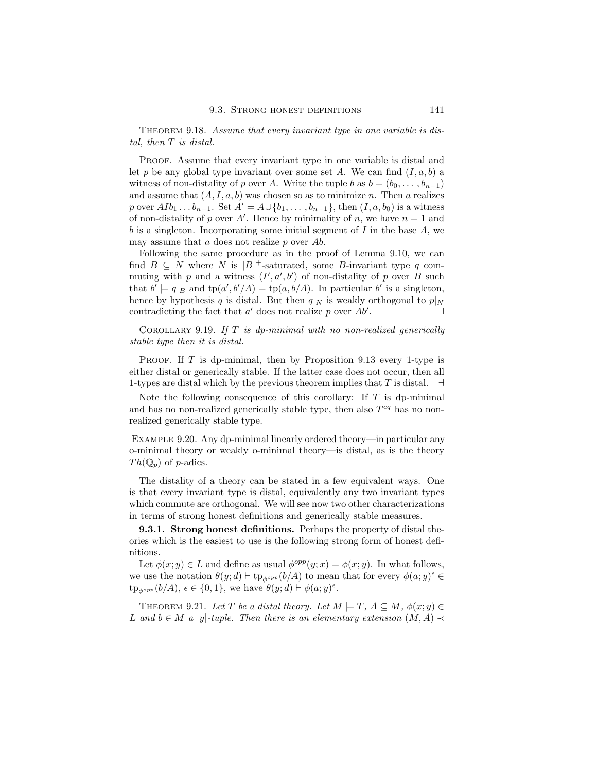**Theorem 9.18.** *Assume that every invariant type in one variable is distal, then $T$ is distal.*

Proof. Assume that every invariant type in one variable is distal and let $p$ be any global type invariant over some set $A$. We can find $(I, a, b)$ a witness of non-distality of $p$ over $A$. Write the tuple $b$ as $b = (b_0, \ldots, b_{n-1})$ and assume that $(A, I, a, b)$ was chosen so as to minimize $n$. Then $a$ realizes $p$ over $AIb_1 \ldots b_{n-1}$. Set $A' = A \cup \{b_1, \ldots, b_{n-1}\}$, then $(I, a, b_0)$ is a witness of non-distality of $p$ over $A'$. Hence by minimality of $n$, we have $n = 1$ and $b$ is a singleton. Incorporating some initial segment of $I$ in the base $A$, we may assume that $a$ does not realize $p$ over $Ab$.

Following the same procedure as in the proof of Lemma 9.10, we can find $B \subseteq N$ where $N$ is $|B|^+$-saturated, some $B$-invariant type $q$ commuting with $p$ and a witness $(I', a', b')$ of non-distality of $p$ over $B$ such that $b' \models q|_B$ and $\text{tp}(a', b'/A) = \text{tp}(a, b/A)$. In particular $b'$ is a singleton, hence by hypothesis $q$ is distal. But then $q|_N$ is weakly orthogonal to $p|_N$ contradicting the fact that $a'$ does not realize $p$ over $Ab'$. ⊣

**Corollary 9.19.** *If $T$ is dp-minimal with no non-realized generically stable type then it is distal.*

Proof. If $T$ is dp-minimal, then by Proposition 9.13 every 1-type is either distal or generically stable. If the latter case does not occur, then all 1-types are distal which by the previous theorem implies that $T$ is distal. ⊣

Note the following consequence of this corollary: If $T$ is dp-minimal and has no non-realized generically stable type, then also $T^{eq}$ has no non-realized generically stable type.

**Example 9.20.** Any dp-minimal linearly ordered theory—in particular any o-minimal theory or weakly o-minimal theory—is distal, as is the theory $Th(\mathbb{Q}_p)$ of $p$-adics.

The distality of a theory can be stated in a few equivalent ways. One is that every invariant type is distal, equivalently any two invariant types which commute are orthogonal. We will see now two other characterizations in terms of strong honest definitions and generically stable measures.

**9.3.1. Strong honest definitions.** Perhaps the property of distal theories which is the easiest to use is the following strong form of honest definitions.

Let $\phi(x; y) \in L$ and define as usual $\phi^{opp}(y; x) = \phi(x; y)$. In what follows, we use the notation $\theta(y; d) \vdash \text{tp}_{\phi^{opp}}(b/A)$ to mean that for every $\phi(a; y)^\epsilon \in \text{tp}_{\phi^{opp}}(b/A)$, $\epsilon \in \{0, 1\}$, we have $\theta(y; d) \vdash \phi(a; y)^\epsilon$.

**Theorem 9.21.** *Let $T$ be a distal theory. Let $M \models T$, $A \subseteq M$, $\phi(x; y) \in L$ and $b \in M$ a $|y|$-tuple. Then there is an elementary extension $(M, A) \prec$*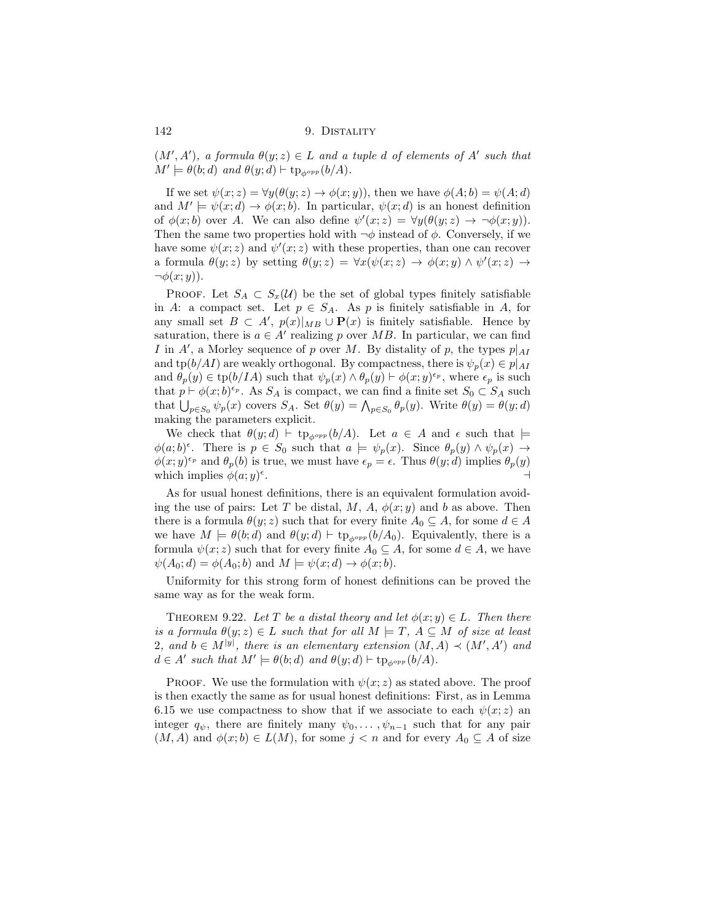$(M', A')$*, a formula* $\theta(y; z) \in L$ *and a tuple* $d$ *of elements of* $A'$ *such that* $M' \models \theta(b; d)$ *and* $\theta(y; d) \vdash \mathrm{tp}_{\phi^{opp}}(b/A)$.

If we set $\psi(x; z) = \forall y(\theta(y; z) \to \phi(x; y))$, then we have $\phi(A; b) = \psi(A; d)$ and $M' \models \psi(x; d) \to \phi(x; b)$. In particular, $\psi(x; d)$ is an honest definition of $\phi(x; b)$ over $A$. We can also define $\psi'(x; z) = \forall y(\theta(y; z) \to \neg\phi(x; y))$. Then the same two properties hold with $\neg\phi$ instead of $\phi$. Conversely, if we have some $\psi(x; z)$ and $\psi'(x; z)$ with these properties, than one can recover a formula $\theta(y; z)$ by setting $\theta(y; z) = \forall x(\psi(x; z) \to \phi(x; y) \wedge \psi'(x; z) \to \neg\phi(x; y))$.

Proof. Let $S_A \subset S_x(\mathcal{U})$ be the set of global types finitely satisfiable in $A$: a compact set. Let $p \in S_A$. As $p$ is finitely satisfiable in $A$, for any small set $B \subset A'$, $p(x)|_{MB} \cup \mathbf{P}(x)$ is finitely satisfiable. Hence by saturation, there is $a \in A'$ realizing $p$ over $MB$. In particular, we can find $I$ in $A'$, a Morley sequence of $p$ over $M$. By distality of $p$, the types $p|_{AI}$ and $\mathrm{tp}(b/AI)$ are weakly orthogonal. By compactness, there is $\psi_p(x) \in p|_{AI}$ and $\theta_p(y) \in \mathrm{tp}(b/IA)$ such that $\psi_p(x) \wedge \theta_p(y) \vdash \phi(x; y)^{\epsilon_p}$, where $\epsilon_p$ is such that $p \vdash \phi(x; b)^{\epsilon_p}$. As $S_A$ is compact, we can find a finite set $S_0 \subset S_A$ such that $\bigcup_{p \in S_0} \psi_p(x)$ covers $S_A$. Set $\theta(y) = \bigwedge_{p \in S_0} \theta_p(y)$. Write $\theta(y) = \theta(y; d)$ making the parameters explicit.

We check that $\theta(y; d) \vdash \mathrm{tp}_{\phi^{opp}}(b/A)$. Let $a \in A$ and $\epsilon$ such that $\models \phi(a; b)^\epsilon$. There is $p \in S_0$ such that $a \models \psi_p(x)$. Since $\theta_p(y) \wedge \psi_p(x) \to \phi(x; y)^{\epsilon_p}$ and $\theta_p(b)$ is true, we must have $\epsilon_p = \epsilon$. Thus $\theta(y; d)$ implies $\theta_p(y)$ which implies $\phi(a; y)^\epsilon$. ⊣

As for usual honest definitions, there is an equivalent formulation avoiding the use of pairs: Let $T$ be distal, $M$, $A$, $\phi(x; y)$ and $b$ as above. Then there is a formula $\theta(y; z)$ such that for every finite $A_0 \subseteq A$, for some $d \in A$ we have $M \models \theta(b; d)$ and $\theta(y; d) \vdash \mathrm{tp}_{\phi^{opp}}(b/A_0)$. Equivalently, there is a formula $\psi(x; z)$ such that for every finite $A_0 \subseteq A$, for some $d \in A$, we have $\psi(A_0; d) = \phi(A_0; b)$ and $M \models \psi(x; d) \to \phi(x; b)$.

Uniformity for this strong form of honest definitions can be proved the same way as for the weak form.

Theorem 9.22. *Let* $T$ *be a distal theory and let* $\phi(x; y) \in L$. *Then there is a formula* $\theta(y; z) \in L$ *such that for all* $M \models T$, $A \subseteq M$ *of size at least* 2, *and* $b \in M^{|y|}$, *there is an elementary extension* $(M, A) \prec (M', A')$ *and* $d \in A'$ *such that* $M' \models \theta(b; d)$ *and* $\theta(y; d) \vdash \mathrm{tp}_{\phi^{opp}}(b/A)$.

Proof. We use the formulation with $\psi(x; z)$ as stated above. The proof is then exactly the same as for usual honest definitions: First, as in Lemma 6.15 we use compactness to show that if we associate to each $\psi(x; z)$ an integer $q_\psi$, there are finitely many $\psi_0, \ldots, \psi_{n-1}$ such that for any pair $(M, A)$ and $\phi(x; b) \in L(M)$, for some $j < n$ and for every $A_0 \subseteq A$ of size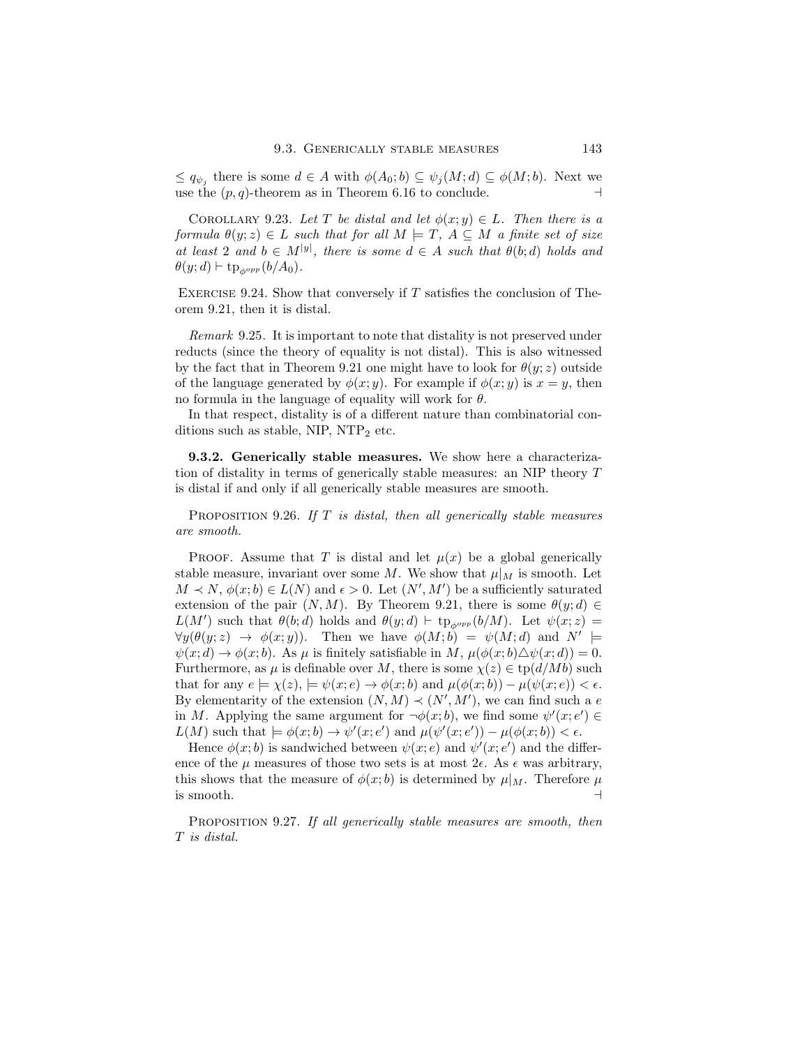$\leq q_{\psi_j}$ there is some $d \in A$ with $\phi(A_0; b) \subseteq \psi_j(M; d) \subseteq \phi(M; b)$. Next we use the $(p, q)$-theorem as in Theorem 6.16 to conclude. ⊣

Corollary 9.23. *Let $T$ be distal and let $\phi(x; y) \in L$. Then there is a formula $\theta(y; z) \in L$ such that for all $M \models T$, $A \subseteq M$ a finite set of size at least 2 and $b \in M^{|y|}$, there is some $d \in A$ such that $\theta(b; d)$ holds and $\theta(y; d) \vdash \mathrm{tp}_{\phi^{opp}}(b/A_0)$.*

Exercise 9.24. Show that conversely if $T$ satisfies the conclusion of Theorem 9.21, then it is distal.

*Remark* 9.25. It is important to note that distality is not preserved under reducts (since the theory of equality is not distal). This is also witnessed by the fact that in Theorem 9.21 one might have to look for $\theta(y; z)$ outside of the language generated by $\phi(x; y)$. For example if $\phi(x; y)$ is $x = y$, then no formula in the language of equality will work for $\theta$.

In that respect, distality is of a different nature than combinatorial conditions such as stable, NIP, $\mathrm{NTP}_2$ etc.

**9.3.2. Generically stable measures.** We show here a characterization of distality in terms of generically stable measures: an NIP theory $T$ is distal if and only if all generically stable measures are smooth.

Proposition 9.26. *If $T$ is distal, then all generically stable measures are smooth.*

Proof. Assume that $T$ is distal and let $\mu(x)$ be a global generically stable measure, invariant over some $M$. We show that $\mu|_M$ is smooth. Let $M \prec N$, $\phi(x; b) \in L(N)$ and $\epsilon > 0$. Let $(N', M')$ be a sufficiently saturated extension of the pair $(N, M)$. By Theorem 9.21, there is some $\theta(y; d) \in L(M')$ such that $\theta(b; d)$ holds and $\theta(y; d) \vdash \mathrm{tp}_{\phi^{opp}}(b/M)$. Let $\psi(x; z) = \forall y(\theta(y; z) \to \phi(x; y))$. Then we have $\phi(M; b) = \psi(M; d)$ and $N' \models \psi(x; d) \to \phi(x; b)$. As $\mu$ is finitely satisfiable in $M$, $\mu(\phi(x; b) \triangle \psi(x; d)) = 0$. Furthermore, as $\mu$ is definable over $M$, there is some $\chi(z) \in \mathrm{tp}(d/Mb)$ such that for any $e \models \chi(z)$, $\models \psi(x; e) \to \phi(x; b)$ and $\mu(\phi(x; b)) - \mu(\psi(x; e)) < \epsilon$. By elementarity of the extension $(N, M) \prec (N', M')$, we can find such a $e$ in $M$. Applying the same argument for $\neg\phi(x; b)$, we find some $\psi'(x; e') \in L(M)$ such that $\models \phi(x; b) \to \psi'(x; e')$ and $\mu(\psi'(x; e')) - \mu(\phi(x; b)) < \epsilon$.

Hence $\phi(x; b)$ is sandwiched between $\psi(x; e)$ and $\psi'(x; e')$ and the difference of the $\mu$ measures of those two sets is at most $2\epsilon$. As $\epsilon$ was arbitrary, this shows that the measure of $\phi(x; b)$ is determined by $\mu|_M$. Therefore $\mu$ is smooth. ⊣

Proposition 9.27. *If all generically stable measures are smooth, then $T$ is distal.*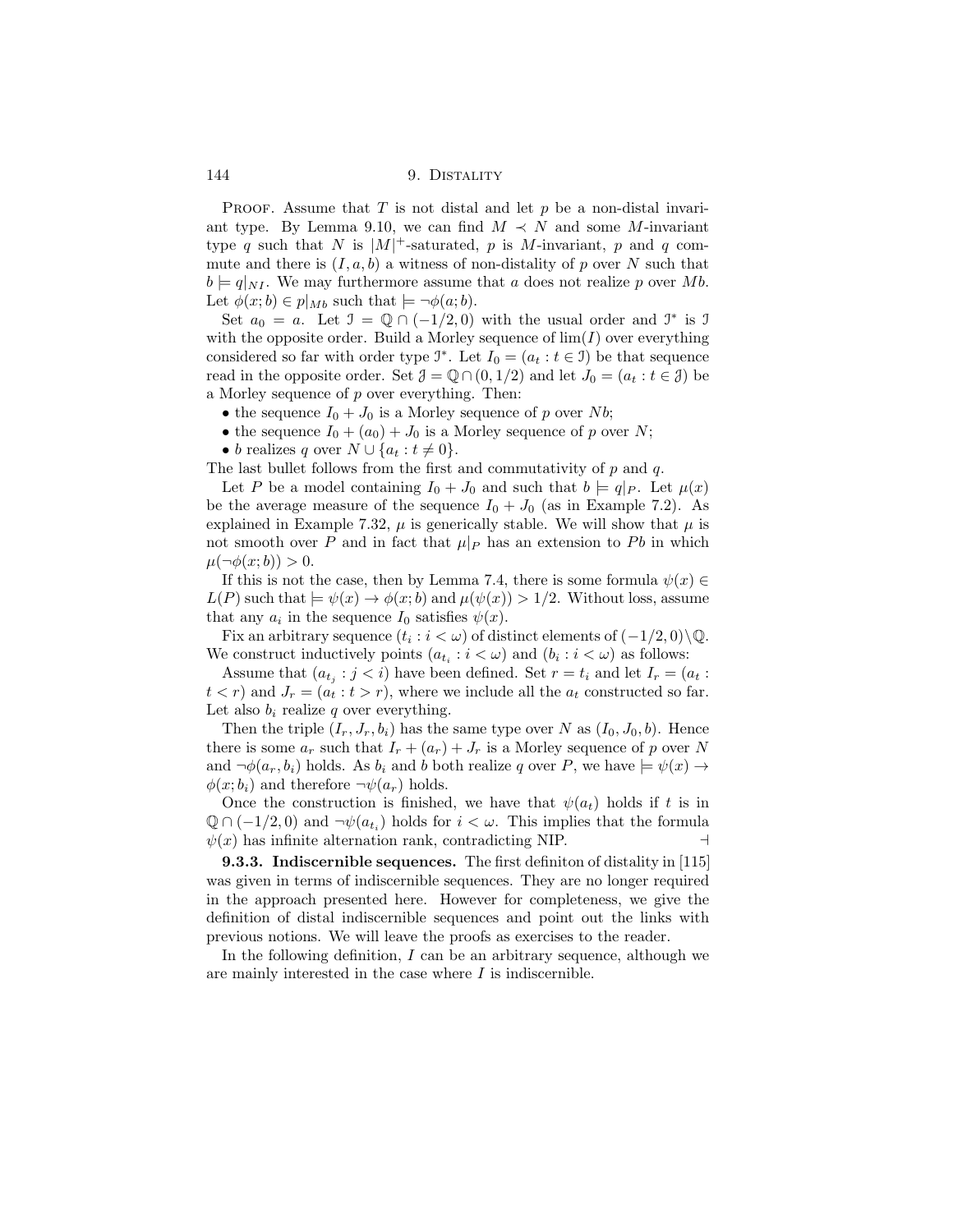Proof. Assume that $T$ is not distal and let $p$ be a non-distal invariant type. By Lemma 9.10, we can find $M \prec N$ and some $M$-invariant type $q$ such that $N$ is $|M|^+$-saturated, $p$ is $M$-invariant, $p$ and $q$ commute and there is $(I, a, b)$ a witness of non-distality of $p$ over $N$ such that $b \models q|_{NI}$. We may furthermore assume that $a$ does not realize $p$ over $Mb$. Let $\phi(x; b) \in p|_{Mb}$ such that $\models \neg\phi(a; b)$.

Set $a_0 = a$. Let $\mathcal{I} = \mathbb{Q} \cap (-1/2, 0)$ with the usual order and $\mathcal{I}^*$ is $\mathcal{I}$ with the opposite order. Build a Morley sequence of $\lim(I)$ over everything considered so far with order type $\mathcal{I}^*$. Let $I_0 = (a_t : t \in \mathcal{I})$ be that sequence read in the opposite order. Set $\mathcal{J} = \mathbb{Q} \cap (0, 1/2)$ and let $J_0 = (a_t : t \in \mathcal{J})$ be a Morley sequence of $p$ over everything. Then:

- the sequence $I_0 + J_0$ is a Morley sequence of $p$ over $Nb$;
- the sequence $I_0 + (a_0) + J_0$ is a Morley sequence of $p$ over $N$;
- $b$ realizes $q$ over $N \cup \{a_t : t \neq 0\}$.

The last bullet follows from the first and commutativity of $p$ and $q$.

Let $P$ be a model containing $I_0 + J_0$ and such that $b \models q|_P$. Let $\mu(x)$ be the average measure of the sequence $I_0 + J_0$ (as in Example 7.2). As explained in Example 7.32, $\mu$ is generically stable. We will show that $\mu$ is not smooth over $P$ and in fact that $\mu|_P$ has an extension to $Pb$ in which $\mu(\neg\phi(x; b)) > 0$.

If this is not the case, then by Lemma 7.4, there is some formula $\psi(x) \in L(P)$ such that $\models \psi(x) \to \phi(x; b)$ and $\mu(\psi(x)) > 1/2$. Without loss, assume that any $a_i$ in the sequence $I_0$ satisfies $\psi(x)$.

Fix an arbitrary sequence $(t_i : i < \omega)$ of distinct elements of $(-1/2, 0) \setminus \mathbb{Q}$. We construct inductively points $(a_{t_i} : i < \omega)$ and $(b_i : i < \omega)$ as follows:

Assume that $(a_{t_j} : j < i)$ have been defined. Set $r = t_i$ and let $I_r = (a_t : t < r)$ and $J_r = (a_t : t > r)$, where we include all the $a_t$ constructed so far. Let also $b_i$ realize $q$ over everything.

Then the triple $(I_r, J_r, b_i)$ has the same type over $N$ as $(I_0, J_0, b)$. Hence there is some $a_r$ such that $I_r + (a_r) + J_r$ is a Morley sequence of $p$ over $N$ and $\neg\phi(a_r, b_i)$ holds. As $b_i$ and $b$ both realize $q$ over $P$, we have $\models \psi(x) \to \phi(x; b_i)$ and therefore $\neg\psi(a_r)$ holds.

Once the construction is finished, we have that $\psi(a_t)$ holds if $t$ is in $\mathbb{Q} \cap (-1/2, 0)$ and $\neg\psi(a_{t_i})$ holds for $i < \omega$. This implies that the formula $\psi(x)$ has infinite alternation rank, contradicting NIP. $\dashv$

**9.3.3. Indiscernible sequences.** The first definiton of distality in [115] was given in terms of indiscernible sequences. They are no longer required in the approach presented here. However for completeness, we give the definition of distal indiscernible sequences and point out the links with previous notions. We will leave the proofs as exercises to the reader.

In the following definition, $I$ can be an arbitrary sequence, although we are mainly interested in the case where $I$ is indiscernible.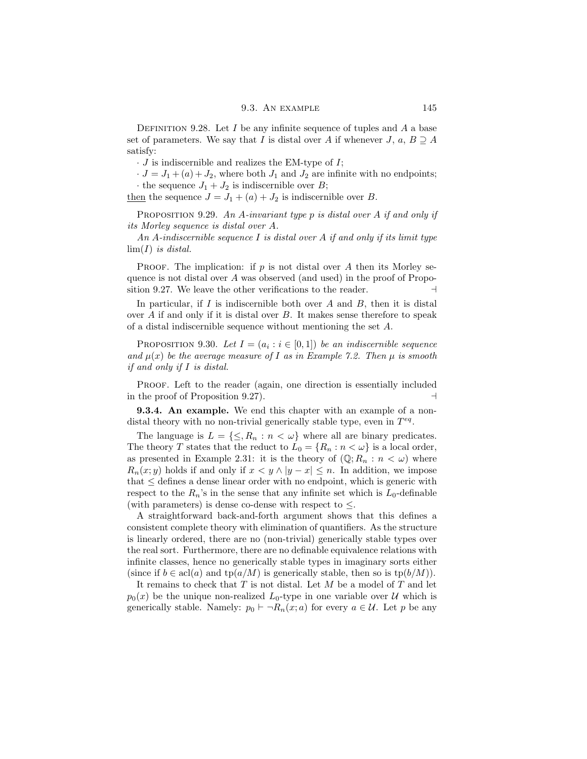**Definition 9.28.** Let $I$ be any infinite sequence of tuples and $A$ a base set of parameters. We say that $I$ is distal over $A$ if whenever $J$, $a$, $B \supseteq A$ satisfy:

· $J$ is indiscernible and realizes the EM-type of $I$;

· $J = J_1 + (a) + J_2$, where both $J_1$ and $J_2$ are infinite with no endpoints;

· the sequence $J_1 + J_2$ is indiscernible over $B$;

<u>then</u> the sequence $J = J_1 + (a) + J_2$ is indiscernible over $B$.

**Proposition 9.29.** *An $A$-invariant type $p$ is distal over $A$ if and only if its Morley sequence is distal over $A$.*

*An $A$-indiscernible sequence $I$ is distal over $A$ if and only if its limit type $\lim(I)$ is distal.*

Proof. The implication: if $p$ is not distal over $A$ then its Morley sequence is not distal over $A$ was observed (and used) in the proof of Proposition 9.27. We leave the other verifications to the reader. ⊣

In particular, if $I$ is indiscernible both over $A$ and $B$, then it is distal over $A$ if and only if it is distal over $B$. It makes sense therefore to speak of a distal indiscernible sequence without mentioning the set $A$.

**Proposition 9.30.** *Let $I = (a_i : i \in [0, 1])$ be an indiscernible sequence and $\mu(x)$ be the average measure of $I$ as in Example 7.2. Then $\mu$ is smooth if and only if $I$ is distal.*

Proof. Left to the reader (again, one direction is essentially included in the proof of Proposition 9.27). ⊣

**9.3.4. An example.** We end this chapter with an example of a non-distal theory with no non-trivial generically stable type, even in $T^{eq}$.

The language is $L = \{\leq, R_n : n < \omega\}$ where all are binary predicates. The theory $T$ states that the reduct to $L_0 = \{R_n : n < \omega\}$ is a local order, as presented in Example 2.31: it is the theory of $(\mathbb{Q}; R_n : n < \omega)$ where $R_n(x; y)$ holds if and only if $x < y \wedge |y - x| \leq n$. In addition, we impose that $\leq$ defines a dense linear order with no endpoint, which is generic with respect to the $R_n$'s in the sense that any infinite set which is $L_0$-definable (with parameters) is dense co-dense with respect to $\leq$.

A straightforward back-and-forth argument shows that this defines a consistent complete theory with elimination of quantifiers. As the structure is linearly ordered, there are no (non-trivial) generically stable types over the real sort. Furthermore, there are no definable equivalence relations with infinite classes, hence no generically stable types in imaginary sorts either (since if $b \in \operatorname{acl}(a)$ and $\operatorname{tp}(a/M)$ is generically stable, then so is $\operatorname{tp}(b/M)$).

It remains to check that $T$ is not distal. Let $M$ be a model of $T$ and let $p_0(x)$ be the unique non-realized $L_0$-type in one variable over $\mathcal{U}$ which is generically stable. Namely: $p_0 \vdash \neg R_n(x; a)$ for every $a \in \mathcal{U}$. Let $p$ be any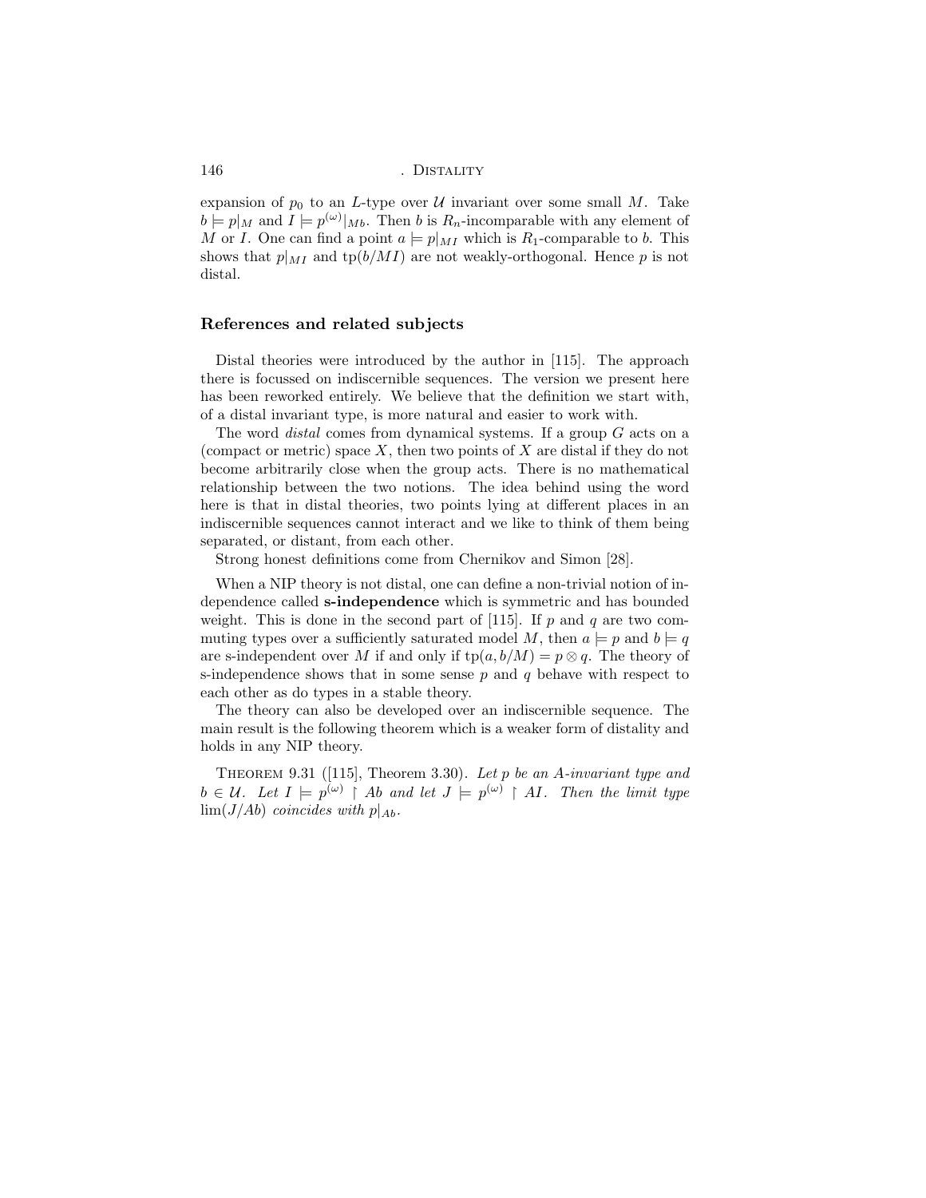expansion of $p_0$ to an $L$-type over $\mathcal{U}$ invariant over some small $M$. Take $b \models p|_M$ and $I \models p^{(\omega)}|_{Mb}$. Then $b$ is $R_n$-incomparable with any element of $M$ or $I$. One can find a point $a \models p|_{MI}$ which is $R_1$-comparable to $b$. This shows that $p|_{MI}$ and $\mathrm{tp}(b/MI)$ are not weakly-orthogonal. Hence $p$ is not distal.

### References and related subjects

Distal theories were introduced by the author in [115]. The approach there is focussed on indiscernible sequences. The version we present here has been reworked entirely. We believe that the definition we start with, of a distal invariant type, is more natural and easier to work with.

The word *distal* comes from dynamical systems. If a group $G$ acts on a (compact or metric) space $X$, then two points of $X$ are distal if they do not become arbitrarily close when the group acts. There is no mathematical relationship between the two notions. The idea behind using the word here is that in distal theories, two points lying at different places in an indiscernible sequences cannot interact and we like to think of them being separated, or distant, from each other.

Strong honest definitions come from Chernikov and Simon [28].

When a NIP theory is not distal, one can define a non-trivial notion of independence called **s-independence** which is symmetric and has bounded weight. This is done in the second part of [115]. If $p$ and $q$ are two commuting types over a sufficiently saturated model $M$, then $a \models p$ and $b \models q$ are s-independent over $M$ if and only if $\mathrm{tp}(a, b/M) = p \otimes q$. The theory of s-independence shows that in some sense $p$ and $q$ behave with respect to each other as do types in a stable theory.

The theory can also be developed over an indiscernible sequence. The main result is the following theorem which is a weaker form of distality and holds in any NIP theory.

Theorem 9.31 ([115], Theorem 3.30). *Let $p$ be an $A$-invariant type and $b \in \mathcal{U}$. Let $I \models p^{(\omega)} \upharpoonright Ab$ and let $J \models p^{(\omega)} \upharpoonright AI$. Then the limit type $\lim(J/Ab)$ coincides with $p|_{Ab}$.*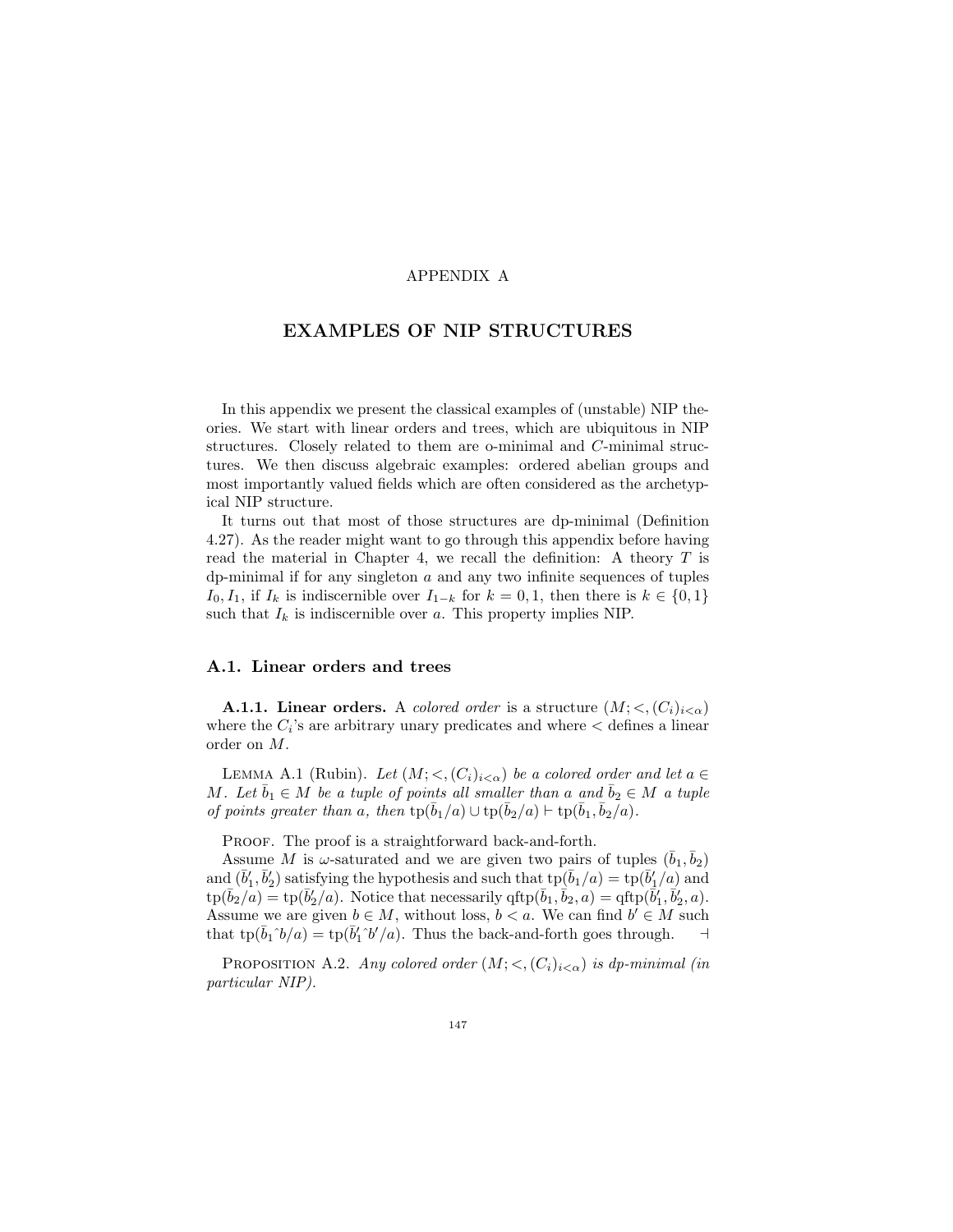# APPENDIX A

# EXAMPLES OF NIP STRUCTURES

In this appendix we present the classical examples of (unstable) NIP theories. We start with linear orders and trees, which are ubiquitous in NIP structures. Closely related to them are o-minimal and $C$-minimal structures. We then discuss algebraic examples: ordered abelian groups and most importantly valued fields which are often considered as the archetypical NIP structure.

It turns out that most of those structures are dp-minimal (Definition 4.27). As the reader might want to go through this appendix before having read the material in Chapter 4, we recall the definition: A theory $T$ is dp-minimal if for any singleton $a$ and any two infinite sequences of tuples $I_0, I_1$, if $I_k$ is indiscernible over $I_{1-k}$ for $k = 0, 1$, then there is $k \in \{0, 1\}$ such that $I_k$ is indiscernible over $a$. This property implies NIP.

## A.1. Linear orders and trees

**A.1.1. Linear orders.** A *colored order* is a structure $(M; <, (C_i)_{i<\alpha})$ where the $C_i$'s are arbitrary unary predicates and where $<$ defines a linear order on $M$.

Lemma A.1 (Rubin). *Let $(M; <, (C_i)_{i<\alpha})$ be a colored order and let $a \in M$. Let $\bar{b}_1 \in M$ be a tuple of points all smaller than $a$ and $\bar{b}_2 \in M$ a tuple of points greater than $a$, then $\mathrm{tp}(\bar{b}_1/a) \cup \mathrm{tp}(\bar{b}_2/a) \vdash \mathrm{tp}(\bar{b}_1, \bar{b}_2/a)$.*

Proof. The proof is a straightforward back-and-forth.

Assume $M$ is $\omega$-saturated and we are given two pairs of tuples $(\bar{b}_1, \bar{b}_2)$ and $(\bar{b}_1', \bar{b}_2')$ satisfying the hypothesis and such that $\mathrm{tp}(\bar{b}_1/a) = \mathrm{tp}(\bar{b}_1'/a)$ and $\mathrm{tp}(\bar{b}_2/a) = \mathrm{tp}(\bar{b}_2'/a)$. Notice that necessarily $\mathrm{qftp}(\bar{b}_1, \bar{b}_2, a) = \mathrm{qftp}(\bar{b}_1', \bar{b}_2', a)$. Assume we are given $b \in M$, without loss, $b < a$. We can find $b' \in M$ such that $\mathrm{tp}(\bar{b}_1\hat{\ }b/a) = \mathrm{tp}(\bar{b}_1'\hat{\ }b'/a)$. Thus the back-and-forth goes through. $\dashv$

Proposition A.2. *Any colored order $(M; <, (C_i)_{i<\alpha})$ is dp-minimal (in particular NIP).*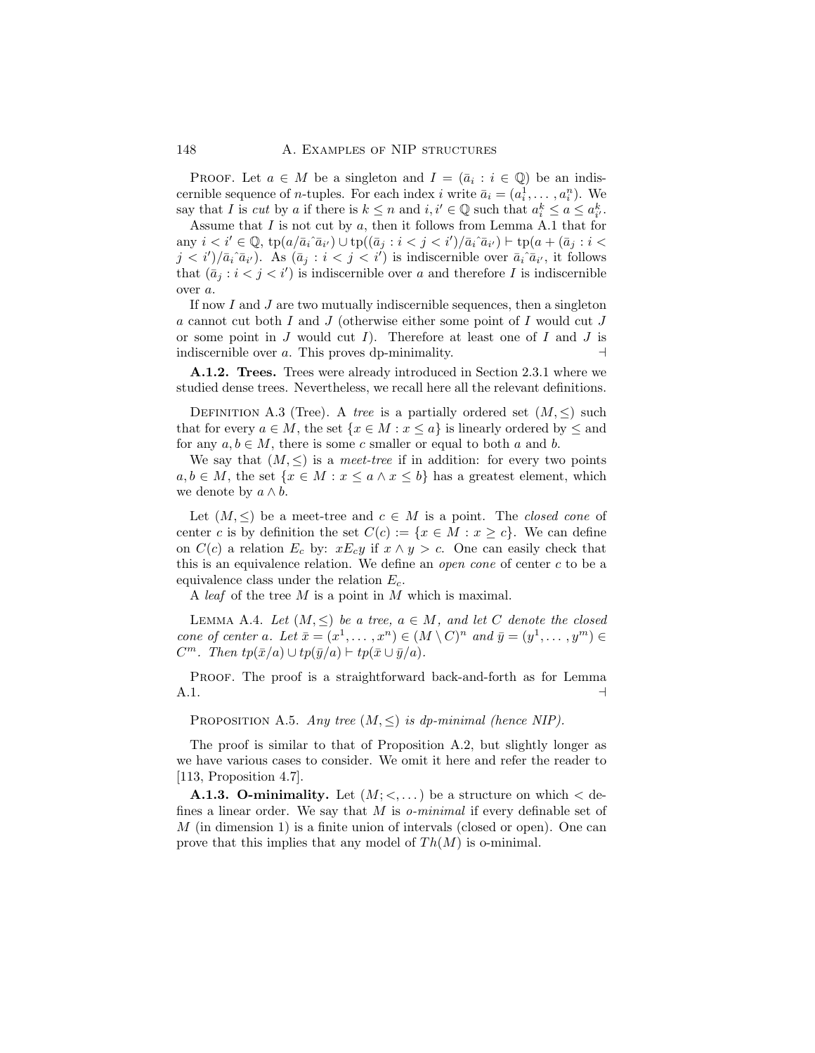Proof. Let $a \in M$ be a singleton and $I = (\bar{a}_i : i \in \mathbb{Q})$ be an indiscernible sequence of $n$-tuples. For each index $i$ write $\bar{a}_i = (a_i^1, \ldots, a_i^n)$. We say that $I$ is *cut* by $a$ if there is $k \leq n$ and $i, i' \in \mathbb{Q}$ such that $a_i^k \leq a \leq a_{i'}^k$.

Assume that $I$ is not cut by $a$, then it follows from Lemma A.1 that for any $i < i' \in \mathbb{Q}$, $\text{tp}(a/\bar{a}_i\hat{\ }\bar{a}_{i'}) \cup \text{tp}((\bar{a}_j : i < j < i')/\bar{a}_i\hat{\ }\bar{a}_{i'}) \vdash \text{tp}(a + (\bar{a}_j : i < j < i')/\bar{a}_i\hat{\ }\bar{a}_{i'})$. As $(\bar{a}_j : i < j < i')$ is indiscernible over $\bar{a}_i\hat{\ }\bar{a}_{i'}$, it follows that $(\bar{a}_j : i < j < i')$ is indiscernible over $a$ and therefore $I$ is indiscernible over $a$.

If now $I$ and $J$ are two mutually indiscernible sequences, then a singleton $a$ cannot cut both $I$ and $J$ (otherwise either some point of $I$ would cut $J$ or some point in $J$ would cut $I$). Therefore at least one of $I$ and $J$ is indiscernible over $a$. This proves dp-minimality. ⊣

**A.1.2. Trees.** Trees were already introduced in Section 2.3.1 where we studied dense trees. Nevertheless, we recall here all the relevant definitions.

Definition A.3 (Tree). A *tree* is a partially ordered set $(M, \leq)$ such that for every $a \in M$, the set $\{x \in M : x \leq a\}$ is linearly ordered by $\leq$ and for any $a, b \in M$, there is some $c$ smaller or equal to both $a$ and $b$.

We say that $(M, \leq)$ is a *meet-tree* if in addition: for every two points $a, b \in M$, the set $\{x \in M : x \leq a \wedge x \leq b\}$ has a greatest element, which we denote by $a \wedge b$.

Let $(M, \leq)$ be a meet-tree and $c \in M$ is a point. The *closed cone* of center $c$ is by definition the set $C(c) := \{x \in M : x \geq c\}$. We can define on $C(c)$ a relation $E_c$ by: $xE_cy$ if $x \wedge y > c$. One can easily check that this is an equivalence relation. We define an *open cone* of center $c$ to be a equivalence class under the relation $E_c$.

A *leaf* of the tree $M$ is a point in $M$ which is maximal.

Lemma A.4. *Let $(M, \leq)$ be a tree, $a \in M$, and let $C$ denote the closed cone of center $a$. Let $\bar{x} = (x^1, \ldots, x^n) \in (M \setminus C)^n$ and $\bar{y} = (y^1, \ldots, y^m) \in C^m$. Then $tp(\bar{x}/a) \cup tp(\bar{y}/a) \vdash tp(\bar{x} \cup \bar{y}/a)$.*

Proof. The proof is a straightforward back-and-forth as for Lemma A.1. ⊣

Proposition A.5. *Any tree $(M, \leq)$ is dp-minimal (hence NIP).*

The proof is similar to that of Proposition A.2, but slightly longer as we have various cases to consider. We omit it here and refer the reader to [113, Proposition 4.7].

**A.1.3. O-minimality.** Let $(M; <, \ldots)$ be a structure on which $<$ defines a linear order. We say that $M$ is *o-minimal* if every definable set of $M$ (in dimension 1) is a finite union of intervals (closed or open). One can prove that this implies that any model of $Th(M)$ is o-minimal.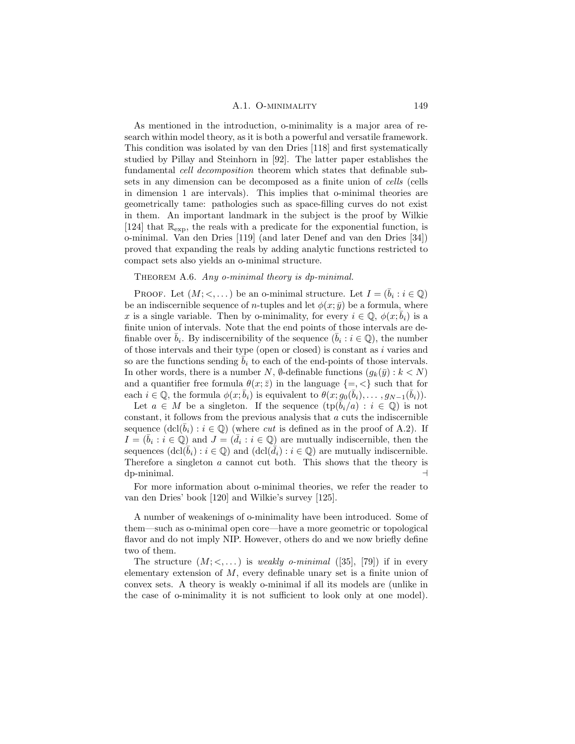As mentioned in the introduction, o-minimality is a major area of research within model theory, as it is both a powerful and versatile framework. This condition was isolated by van den Dries [118] and first systematically studied by Pillay and Steinhorn in [92]. The latter paper establishes the fundamental *cell decomposition* theorem which states that definable subsets in any dimension can be decomposed as a finite union of *cells* (cells in dimension 1 are intervals). This implies that o-minimal theories are geometrically tame: pathologies such as space-filling curves do not exist in them. An important landmark in the subject is the proof by Wilkie [124] that $\mathbb{R}_{\exp}$, the reals with a predicate for the exponential function, is o-minimal. Van den Dries [119] (and later Denef and van den Dries [34]) proved that expanding the reals by adding analytic functions restricted to compact sets also yields an o-minimal structure.

Theorem A.6. *Any o-minimal theory is dp-minimal.*

Proof. Let $(M;<,\dots)$ be an o-minimal structure. Let $I = (\bar{b}_i : i \in \mathbb{Q})$ be an indiscernible sequence of $n$-tuples and let $\phi(x;\bar{y})$ be a formula, where $x$ is a single variable. Then by o-minimality, for every $i \in \mathbb{Q}$, $\phi(x;\bar{b}_i)$ is a finite union of intervals. Note that the end points of those intervals are definable over $\bar{b}_i$. By indiscernibility of the sequence $(\bar{b}_i : i \in \mathbb{Q})$, the number of those intervals and their type (open or closed) is constant as $i$ varies and so are the functions sending $\bar{b}_i$ to each of the end-points of those intervals. In other words, there is a number $N$, $\emptyset$-definable functions $(g_k(\bar{y}) : k < N)$ and a quantifier free formula $\theta(x;\bar{z})$ in the language $\{=,<\}$ such that for each $i \in \mathbb{Q}$, the formula $\phi(x;\bar{b}_i)$ is equivalent to $\theta(x; g_0(\bar{b}_i),\dots, g_{N-1}(\bar{b}_i))$.

Let $a \in M$ be a singleton. If the sequence $(\mathrm{tp}(\bar{b}_i/a) : i \in \mathbb{Q})$ is not constant, it follows from the previous analysis that $a$ cuts the indiscernible sequence $(\mathrm{dcl}(\bar{b}_i) : i \in \mathbb{Q})$ (where *cut* is defined as in the proof of A.2). If $I = (\bar{b}_i : i \in \mathbb{Q})$ and $J = (\bar{d}_i : i \in \mathbb{Q})$ are mutually indiscernible, then the sequences $(\mathrm{dcl}(\bar{b}_i) : i \in \mathbb{Q})$ and $(\mathrm{dcl}(\bar{d}_i) : i \in \mathbb{Q})$ are mutually indiscernible. Therefore a singleton $a$ cannot cut both. This shows that the theory is dp-minimal. ⊣

For more information about o-minimal theories, we refer the reader to van den Dries' book [120] and Wilkie's survey [125].

A number of weakenings of o-minimality have been introduced. Some of them—such as o-minimal open core—have a more geometric or topological flavor and do not imply NIP. However, others do and we now briefly define two of them.

The structure $(M;<,\dots)$ is *weakly o-minimal* ([35], [79]) if in every elementary extension of $M$, every definable unary set is a finite union of convex sets. A theory is weakly o-minimal if all its models are (unlike in the case of o-minimality it is not sufficient to look only at one model).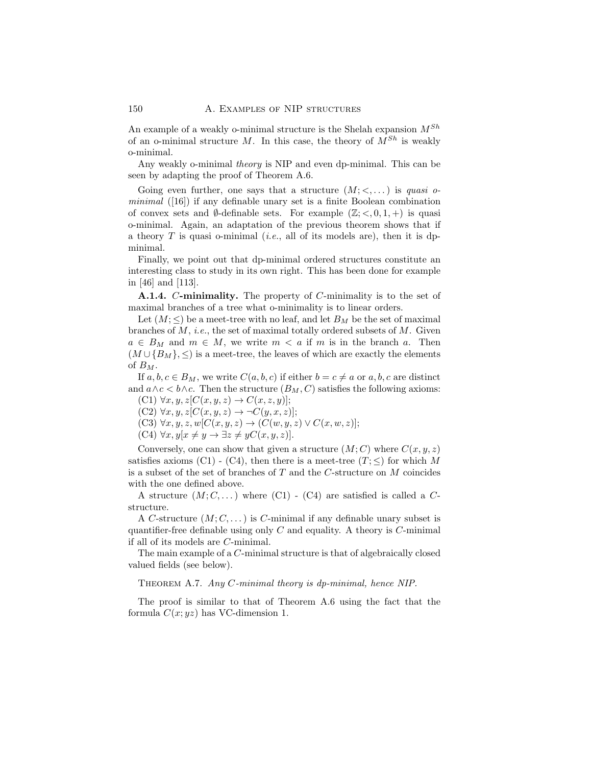An example of a weakly o-minimal structure is the Shelah expansion $M^{Sh}$ of an o-minimal structure $M$. In this case, the theory of $M^{Sh}$ is weakly o-minimal.

Any weakly o-minimal *theory* is NIP and even dp-minimal. This can be seen by adapting the proof of Theorem A.6.

Going even further, one says that a structure $(M; <, \dots)$ is *quasi o-minimal* ([16]) if any definable unary set is a finite Boolean combination of convex sets and $\emptyset$-definable sets. For example $(\mathbb{Z}; <, 0, 1, +)$ is quasi o-minimal. Again, an adaptation of the previous theorem shows that if a theory $T$ is quasi o-minimal (*i.e.*, all of its models are), then it is dp-minimal.

Finally, we point out that dp-minimal ordered structures constitute an interesting class to study in its own right. This has been done for example in [46] and [113].

**A.1.4. $C$-minimality.** The property of $C$-minimality is to the set of maximal branches of a tree what o-minimality is to linear orders.

Let $(M; \leq)$ be a meet-tree with no leaf, and let $B_M$ be the set of maximal branches of $M$, *i.e.*, the set of maximal totally ordered subsets of $M$. Given $a \in B_M$ and $m \in M$, we write $m < a$ if $m$ is in the branch $a$. Then $(M \cup \{B_M\}, \leq)$ is a meet-tree, the leaves of which are exactly the elements of $B_M$.

If $a, b, c \in B_M$, we write $C(a, b, c)$ if either $b = c \neq a$ or $a, b, c$ are distinct and $a \wedge c < b \wedge c$. Then the structure $(B_M, C)$ satisfies the following axioms:

(C1) $\forall x, y, z[C(x, y, z) \to C(x, z, y)]$;

(C2) $\forall x, y, z[C(x, y, z) \to \neg C(y, x, z)]$;

(C3) $\forall x, y, z, w[C(x, y, z) \to (C(w, y, z) \vee C(x, w, z)]$;

(C4) $\forall x, y[x \neq y \to \exists z \neq y C(x, y, z)]$.

Conversely, one can show that given a structure $(M; C)$ where $C(x, y, z)$ satisfies axioms (C1) - (C4), then there is a meet-tree $(T; \leq)$ for which $M$ is a subset of the set of branches of $T$ and the $C$-structure on $M$ coincides with the one defined above.

A structure $(M; C, \dots)$ where (C1) - (C4) are satisfied is called a $C$-structure.

A $C$-structure $(M; C, \dots)$ is $C$-minimal if any definable unary subset is quantifier-free definable using only $C$ and equality. A theory is $C$-minimal if all of its models are $C$-minimal.

The main example of a $C$-minimal structure is that of algebraically closed valued fields (see below).

Theorem A.7. *Any $C$-minimal theory is dp-minimal, hence NIP.*

The proof is similar to that of Theorem A.6 using the fact that the formula $C(x; yz)$ has VC-dimension 1.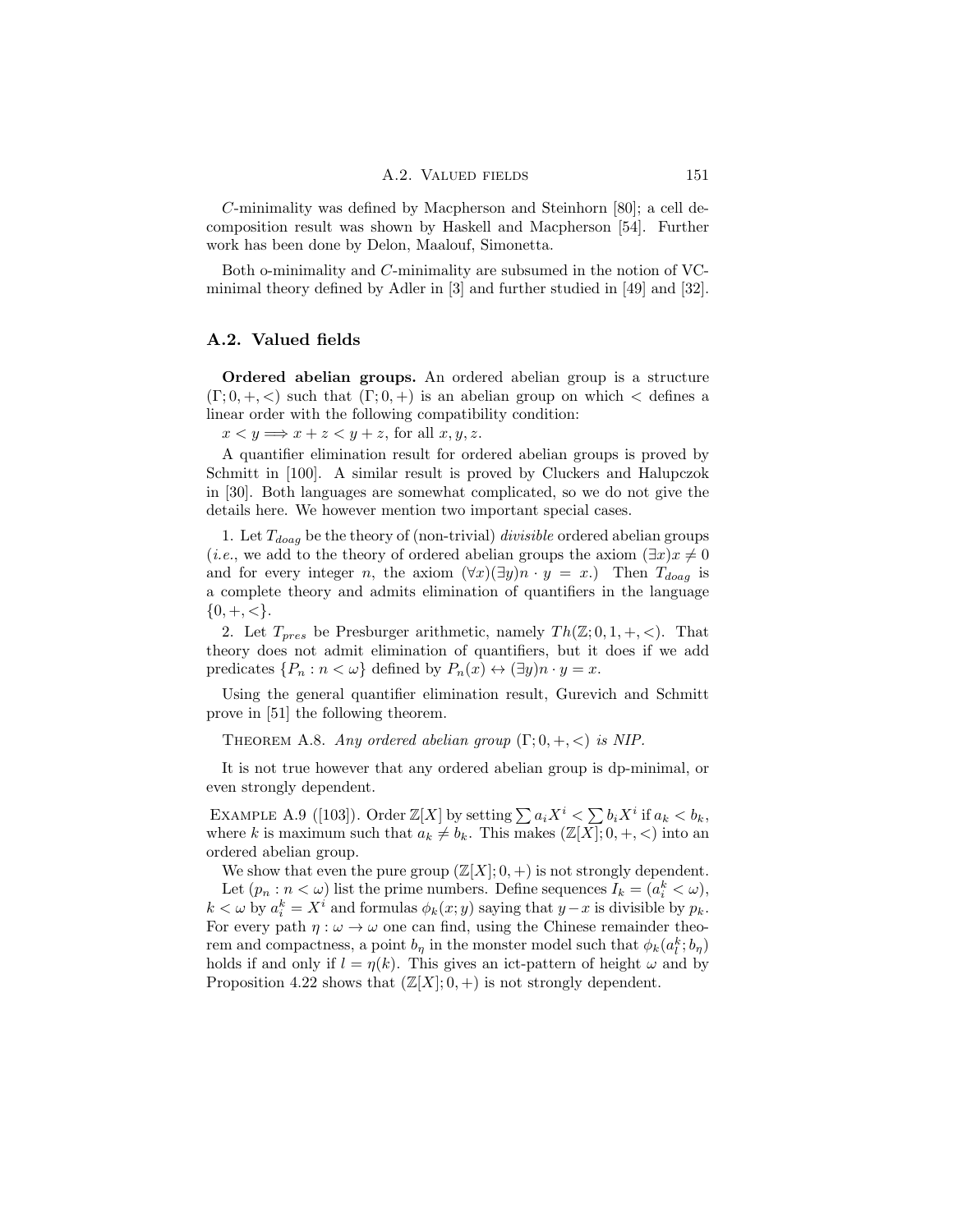$C$-minimality was defined by Macpherson and Steinhorn [80]; a cell decomposition result was shown by Haskell and Macpherson [54]. Further work has been done by Delon, Maalouf, Simonetta.

Both o-minimality and $C$-minimality are subsumed in the notion of VC-minimal theory defined by Adler in [3] and further studied in [49] and [32].

## A.2. Valued fields

**Ordered abelian groups.** An ordered abelian group is a structure $(\Gamma; 0, +, <)$ such that $(\Gamma; 0, +)$ is an abelian group on which $<$ defines a linear order with the following compatibility condition:
$x < y \Longrightarrow x + z < y + z$, for all $x, y, z$.

A quantifier elimination result for ordered abelian groups is proved by Schmitt in [100]. A similar result is proved by Cluckers and Halupczok in [30]. Both languages are somewhat complicated, so we do not give the details here. We however mention two important special cases.

1. Let $T_{doag}$ be the theory of (non-trivial) *divisible* ordered abelian groups (*i.e.*, we add to the theory of ordered abelian groups the axiom $(\exists x) x \neq 0$ and for every integer $n$, the axiom $(\forall x)(\exists y) n \cdot y = x$.) Then $T_{doag}$ is a complete theory and admits elimination of quantifiers in the language $\{0, +, <\}$.

2. Let $T_{pres}$ be Presburger arithmetic, namely $Th(\mathbb{Z}; 0, 1, +, <)$. That theory does not admit elimination of quantifiers, but it does if we add predicates $\{P_n : n < \omega\}$ defined by $P_n(x) \leftrightarrow (\exists y) n \cdot y = x$.

Using the general quantifier elimination result, Gurevich and Schmitt prove in [51] the following theorem.

Theorem A.8. *Any ordered abelian group $(\Gamma; 0, +, <)$ is NIP.*

It is not true however that any ordered abelian group is dp-minimal, or even strongly dependent.

Example A.9 ([103]). Order $\mathbb{Z}[X]$ by setting $\sum a_i X^i < \sum b_i X^i$ if $a_k < b_k$, where $k$ is maximum such that $a_k \neq b_k$. This makes $(\mathbb{Z}[X]; 0, +, <)$ into an ordered abelian group.

We show that even the pure group $(\mathbb{Z}[X]; 0, +)$ is not strongly dependent.

Let $(p_n : n < \omega)$ list the prime numbers. Define sequences $I_k = (a_i^k < \omega)$, $k < \omega$ by $a_i^k = X^i$ and formulas $\phi_k(x; y)$ saying that $y - x$ is divisible by $p_k$. For every path $\eta : \omega \to \omega$ one can find, using the Chinese remainder theorem and compactness, a point $b_\eta$ in the monster model such that $\phi_k(a_l^k; b_\eta)$ holds if and only if $l = \eta(k)$. This gives an ict-pattern of height $\omega$ and by Proposition 4.22 shows that $(\mathbb{Z}[X]; 0, +)$ is not strongly dependent.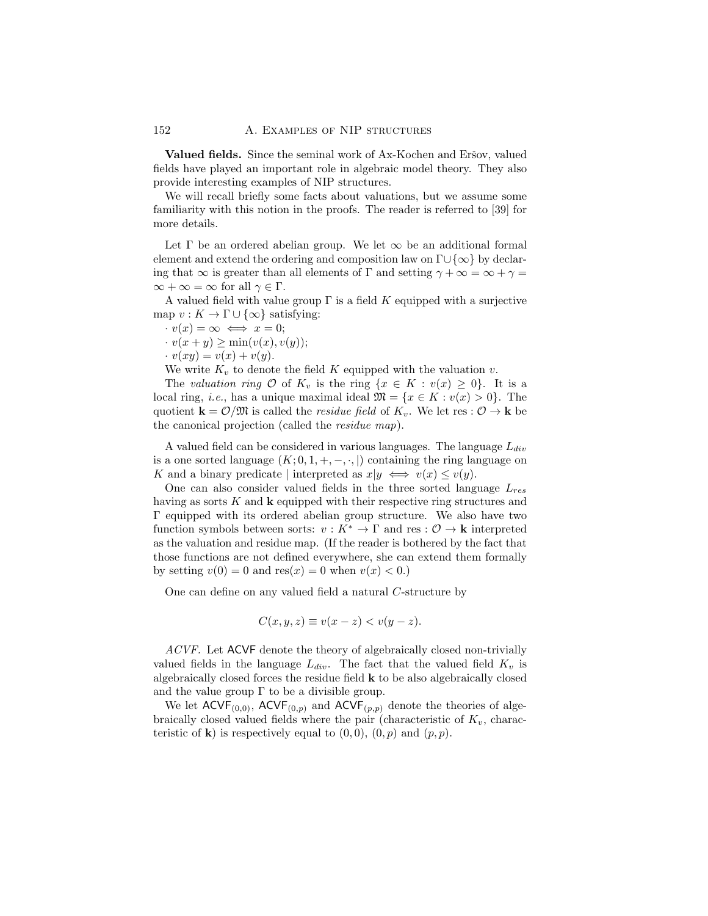**Valued fields.** Since the seminal work of Ax-Kochen and Eršov, valued fields have played an important role in algebraic model theory. They also provide interesting examples of NIP structures.

We will recall briefly some facts about valuations, but we assume some familiarity with this notion in the proofs. The reader is referred to [39] for more details.

Let $\Gamma$ be an ordered abelian group. We let $\infty$ be an additional formal element and extend the ordering and composition law on $\Gamma \cup \{\infty\}$ by declaring that $\infty$ is greater than all elements of $\Gamma$ and setting $\gamma + \infty = \infty + \gamma = \infty + \infty = \infty$ for all $\gamma \in \Gamma$.

A valued field with value group $\Gamma$ is a field $K$ equipped with a surjective map $v : K \to \Gamma \cup \{\infty\}$ satisfying:

- $v(x) = \infty \iff x = 0$;
- $v(x + y) \geq \min(v(x), v(y))$;
- $v(xy) = v(x) + v(y)$.

We write $K_v$ to denote the field $K$ equipped with the valuation $v$.

The *valuation ring* $\mathcal{O}$ of $K_v$ is the ring $\{x \in K : v(x) \geq 0\}$. It is a local ring, *i.e.*, has a unique maximal ideal $\mathfrak{M} = \{x \in K : v(x) > 0\}$. The quotient $\mathbf{k} = \mathcal{O}/\mathfrak{M}$ is called the *residue field* of $K_v$. We let $\mathrm{res} : \mathcal{O} \to \mathbf{k}$ be the canonical projection (called the *residue map*).

A valued field can be considered in various languages. The language $L_{div}$ is a one sorted language $(K; 0, 1, +, -, \cdot, |)$ containing the ring language on $K$ and a binary predicate $|$ interpreted as $x|y \iff v(x) \leq v(y)$.

One can also consider valued fields in the three sorted language $L_{res}$ having as sorts $K$ and $\mathbf{k}$ equipped with their respective ring structures and $\Gamma$ equipped with its ordered abelian group structure. We also have two function symbols between sorts: $v : K^* \to \Gamma$ and $\mathrm{res} : \mathcal{O} \to \mathbf{k}$ interpreted as the valuation and residue map. (If the reader is bothered by the fact that those functions are not defined everywhere, she can extend them formally by setting $v(0) = 0$ and $\mathrm{res}(x) = 0$ when $v(x) < 0$.)

One can define on any valued field a natural $C$-structure by

$$C(x, y, z) \equiv v(x - z) < v(y - z).$$

*ACVF.* Let $\mathsf{ACVF}$ denote the theory of algebraically closed non-trivially valued fields in the language $L_{div}$. The fact that the valued field $K_v$ is algebraically closed forces the residue field $\mathbf{k}$ to be also algebraically closed and the value group $\Gamma$ to be a divisible group.

We let $\mathsf{ACVF}_{(0,0)}$, $\mathsf{ACVF}_{(0,p)}$ and $\mathsf{ACVF}_{(p,p)}$ denote the theories of algebraically closed valued fields where the pair (characteristic of $K_v$, characteristic of $\mathbf{k}$) is respectively equal to $(0, 0)$, $(0, p)$ and $(p, p)$.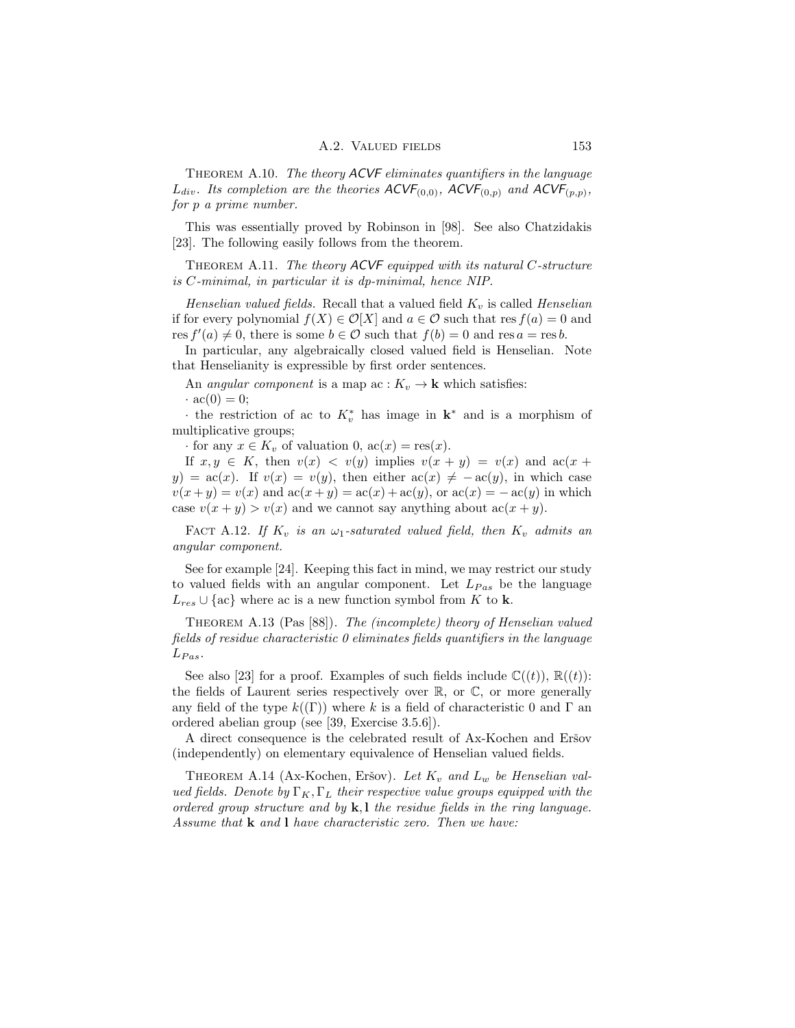Theorem A.10. *The theory ACVF eliminates quantifiers in the language $L_{div}$. Its completion are the theories $\mathsf{ACVF}_{(0,0)}$, $\mathsf{ACVF}_{(0,p)}$ and $\mathsf{ACVF}_{(p,p)}$, for $p$ a prime number.*

This was essentially proved by Robinson in [98]. See also Chatzidakis [23]. The following easily follows from the theorem.

Theorem A.11. *The theory ACVF equipped with its natural $C$-structure is $C$-minimal, in particular it is dp-minimal, hence NIP.*

*Henselian valued fields.* Recall that a valued field $K_v$ is called *Henselian* if for every polynomial $f(X) \in \mathcal{O}[X]$ and $a \in \mathcal{O}$ such that $\operatorname{res} f(a) = 0$ and $\operatorname{res} f'(a) \neq 0$, there is some $b \in \mathcal{O}$ such that $f(b) = 0$ and $\operatorname{res} a = \operatorname{res} b$.

In particular, any algebraically closed valued field is Henselian. Note that Henselianity is expressible by first order sentences.

An *angular component* is a map $\mathrm{ac} : K_v \to \mathbf{k}$ which satisfies:

· $\mathrm{ac}(0) = 0$;

· the restriction of ac to $K_v^*$ has image in $\mathbf{k}^*$ and is a morphism of multiplicative groups;

· for any $x \in K_v$ of valuation 0, $\mathrm{ac}(x) = \operatorname{res}(x)$.

If $x, y \in K$, then $v(x) < v(y)$ implies $v(x + y) = v(x)$ and $\mathrm{ac}(x + y) = \mathrm{ac}(x)$. If $v(x) = v(y)$, then either $\mathrm{ac}(x) \neq -\mathrm{ac}(y)$, in which case $v(x+y) = v(x)$ and $\mathrm{ac}(x+y) = \mathrm{ac}(x)+\mathrm{ac}(y)$, or $\mathrm{ac}(x) = -\mathrm{ac}(y)$ in which case $v(x+y) > v(x)$ and we cannot say anything about $\mathrm{ac}(x+y)$.

Fact A.12. *If $K_v$ is an $\omega_1$-saturated valued field, then $K_v$ admits an angular component.*

See for example [24]. Keeping this fact in mind, we may restrict our study to valued fields with an angular component. Let $L_{Pas}$ be the language $L_{res} \cup \{\mathrm{ac}\}$ where ac is a new function symbol from $K$ to $\mathbf{k}$.

Theorem A.13 (Pas [88]). *The (incomplete) theory of Henselian valued fields of residue characteristic 0 eliminates fields quantifiers in the language $L_{Pas}$.*

See also [23] for a proof. Examples of such fields include $\mathbb{C}((t))$, $\mathbb{R}((t))$: the fields of Laurent series respectively over $\mathbb{R}$, or $\mathbb{C}$, or more generally any field of the type $k((\Gamma))$ where $k$ is a field of characteristic 0 and $\Gamma$ an ordered abelian group (see [39, Exercise 3.5.6]).

A direct consequence is the celebrated result of Ax-Kochen and Eršov (independently) on elementary equivalence of Henselian valued fields.

Theorem A.14 (Ax-Kochen, Eršov). *Let $K_v$ and $L_w$ be Henselian valued fields. Denote by $\Gamma_K, \Gamma_L$ their respective value groups equipped with the ordered group structure and by $\mathbf{k}, \mathbf{l}$ the residue fields in the ring language. Assume that $\mathbf{k}$ and $\mathbf{l}$ have characteristic zero. Then we have:*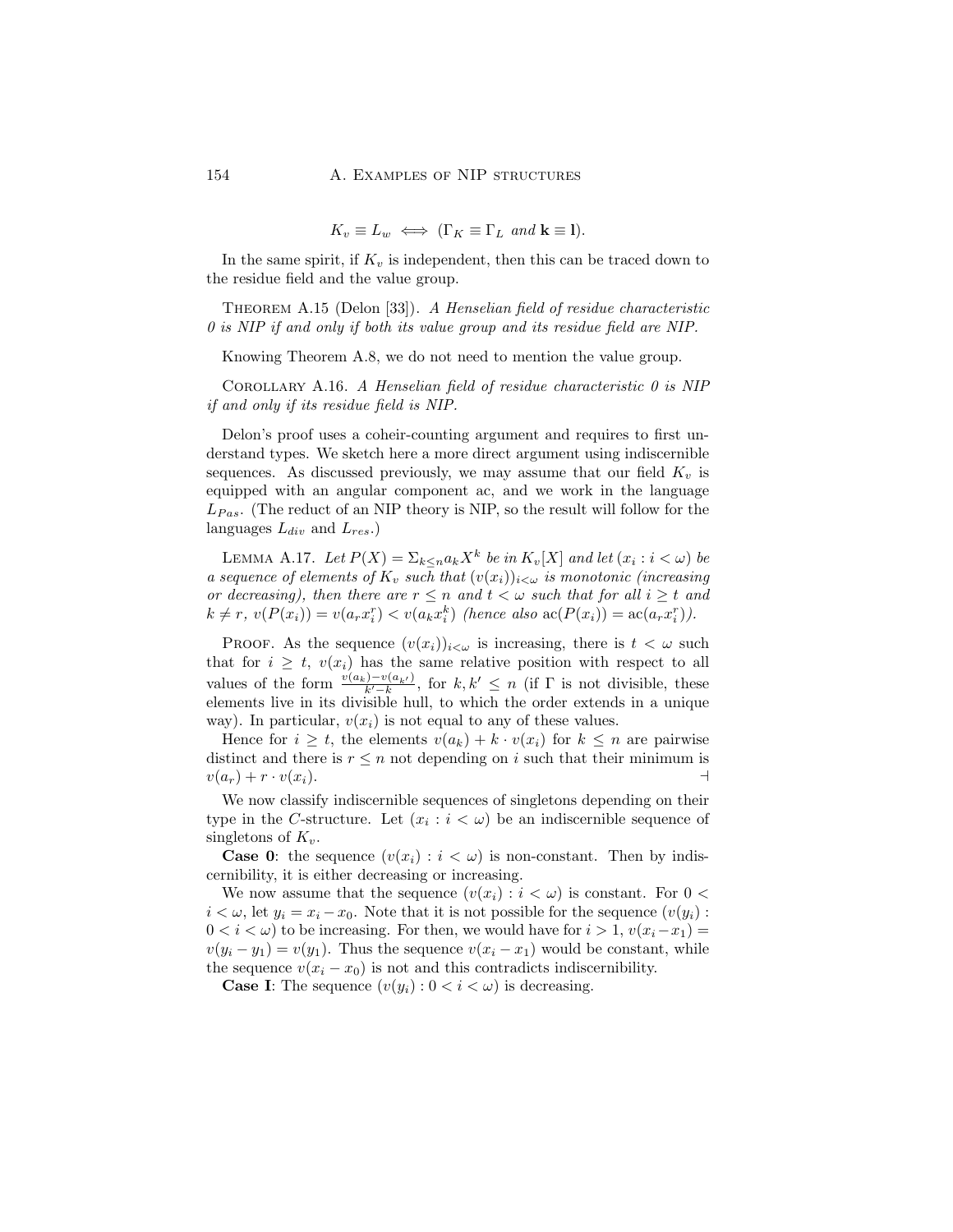$$K_v \equiv L_w \iff (\Gamma_K \equiv \Gamma_L \text{ and } \mathbf{k} \equiv \mathbf{l}).$$

In the same spirit, if $K_v$ is independent, then this can be traced down to the residue field and the value group.

Theorem A.15 (Delon [33]). *A Henselian field of residue characteristic 0 is NIP if and only if both its value group and its residue field are NIP.*

Knowing Theorem A.8, we do not need to mention the value group.

Corollary A.16. *A Henselian field of residue characteristic 0 is NIP if and only if its residue field is NIP.*

Delon's proof uses a coheir-counting argument and requires to first understand types. We sketch here a more direct argument using indiscernible sequences. As discussed previously, we may assume that our field $K_v$ is equipped with an angular component ac, and we work in the language $L_{Pas}$. (The reduct of an NIP theory is NIP, so the result will follow for the languages $L_{div}$ and $L_{res}$.)

Lemma A.17. *Let $P(X) = \Sigma_{k\leq n} a_k X^k$ be in $K_v[X]$ and let $(x_i : i < \omega)$ be a sequence of elements of $K_v$ such that $(v(x_i))_{i<\omega}$ is monotonic (increasing or decreasing), then there are $r \leq n$ and $t < \omega$ such that for all $i \geq t$ and $k \neq r$, $v(P(x_i)) = v(a_r x_i^r) < v(a_k x_i^k)$ (hence also $\mathrm{ac}(P(x_i)) = \mathrm{ac}(a_r x_i^r)$).*

Proof. As the sequence $(v(x_i))_{i<\omega}$ is increasing, there is $t < \omega$ such that for $i \geq t$, $v(x_i)$ has the same relative position with respect to all values of the form $\frac{v(a_k)-v(a_{k'})}{k'-k}$, for $k, k' \leq n$ (if $\Gamma$ is not divisible, these elements live in its divisible hull, to which the order extends in a unique way). In particular, $v(x_i)$ is not equal to any of these values.

Hence for $i \geq t$, the elements $v(a_k) + k \cdot v(x_i)$ for $k \leq n$ are pairwise distinct and there is $r \leq n$ not depending on $i$ such that their minimum is $v(a_r) + r \cdot v(x_i)$. ⊣

We now classify indiscernible sequences of singletons depending on their type in the $C$-structure. Let $(x_i : i < \omega)$ be an indiscernible sequence of singletons of $K_v$.

**Case 0**: the sequence $(v(x_i) : i < \omega)$ is non-constant. Then by indiscernibility, it is either decreasing or increasing.

We now assume that the sequence $(v(x_i) : i < \omega)$ is constant. For $0 < i < \omega$, let $y_i = x_i - x_0$. Note that it is not possible for the sequence $(v(y_i) : 0 < i < \omega)$ to be increasing. For then, we would have for $i > 1$, $v(x_i - x_1) = v(y_i - y_1) = v(y_1)$. Thus the sequence $v(x_i - x_1)$ would be constant, while the sequence $v(x_i - x_0)$ is not and this contradicts indiscernibility.

**Case I**: The sequence $(v(y_i) : 0 < i < \omega)$ is decreasing.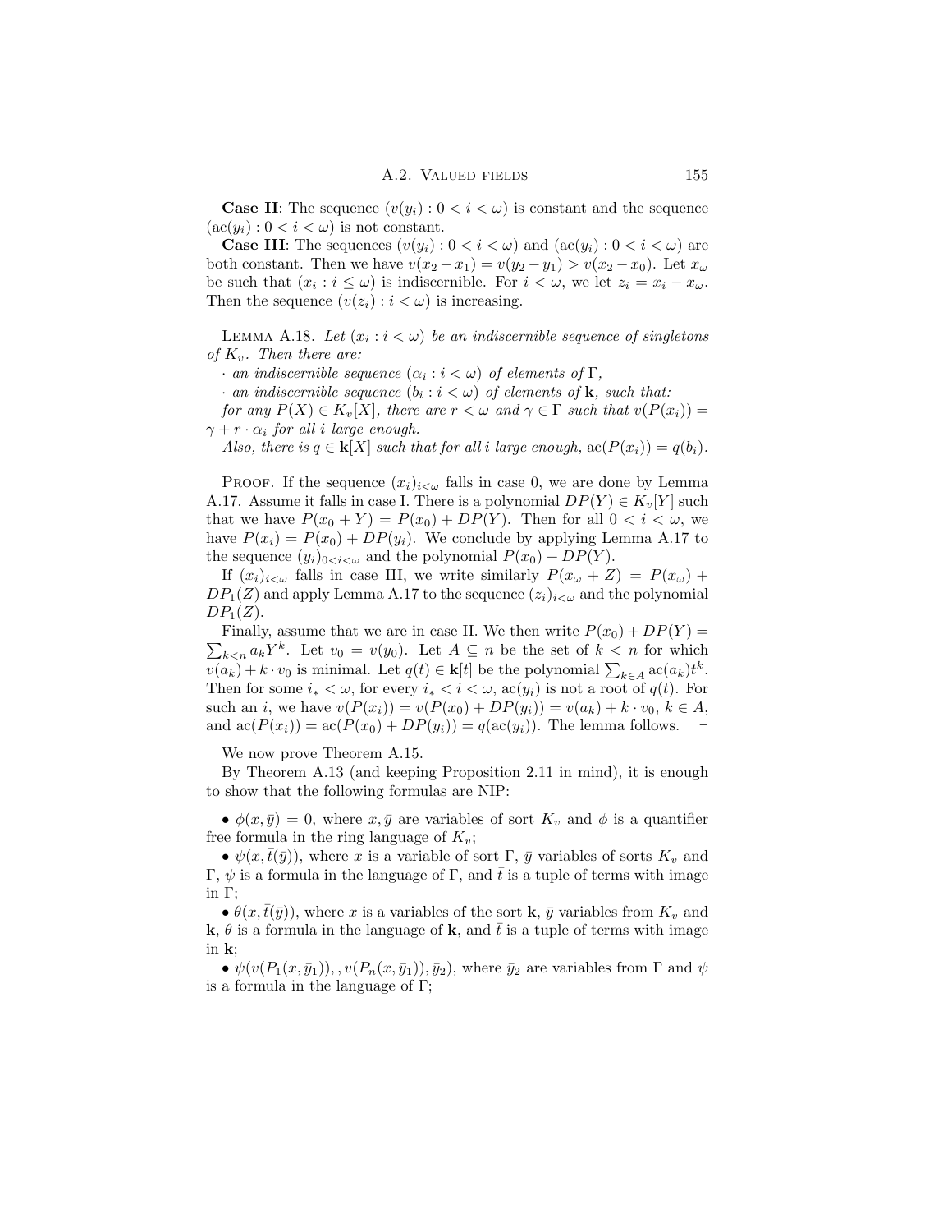**Case II**: The sequence $(v(y_i) : 0 < i < \omega)$ is constant and the sequence $(\mathrm{ac}(y_i) : 0 < i < \omega)$ is not constant.

**Case III**: The sequences $(v(y_i) : 0 < i < \omega)$ and $(\mathrm{ac}(y_i) : 0 < i < \omega)$ are both constant. Then we have $v(x_2 - x_1) = v(y_2 - y_1) > v(x_2 - x_0)$. Let $x_\omega$ be such that $(x_i : i \leq \omega)$ is indiscernible. For $i < \omega$, we let $z_i = x_i - x_\omega$. Then the sequence $(v(z_i) : i < \omega)$ is increasing.

Lemma A.18. *Let $(x_i : i < \omega)$ be an indiscernible sequence of singletons of $K_v$. Then there are:*

*· an indiscernible sequence $(\alpha_i : i < \omega)$ of elements of $\Gamma$,*

*· an indiscernible sequence $(b_i : i < \omega)$ of elements of $\mathbf{k}$, such that:*

*for any $P(X) \in K_v[X]$, there are $r < \omega$ and $\gamma \in \Gamma$ such that $v(P(x_i)) = \gamma + r \cdot \alpha_i$ for all $i$ large enough.*

*Also, there is $q \in \mathbf{k}[X]$ such that for all $i$ large enough, $\mathrm{ac}(P(x_i)) = q(b_i)$.*

Proof. If the sequence $(x_i)_{i<\omega}$ falls in case 0, we are done by Lemma A.17. Assume it falls in case I. There is a polynomial $DP(Y) \in K_v[Y]$ such that we have $P(x_0 + Y) = P(x_0) + DP(Y)$. Then for all $0 < i < \omega$, we have $P(x_i) = P(x_0) + DP(y_i)$. We conclude by applying Lemma A.17 to the sequence $(y_i)_{0<i<\omega}$ and the polynomial $P(x_0) + DP(Y)$.

If $(x_i)_{i<\omega}$ falls in case III, we write similarly $P(x_\omega + Z) = P(x_\omega) + DP_1(Z)$ and apply Lemma A.17 to the sequence $(z_i)_{i<\omega}$ and the polynomial $DP_1(Z)$.

Finally, assume that we are in case II. We then write $P(x_0) + DP(Y) = \sum_{k<n} a_k Y^k$. Let $v_0 = v(y_0)$. Let $A \subseteq n$ be the set of $k < n$ for which $v(a_k) + k \cdot v_0$ is minimal. Let $q(t) \in \mathbf{k}[t]$ be the polynomial $\sum_{k \in A} \mathrm{ac}(a_k) t^k$. Then for some $i_* < \omega$, for every $i_* < i < \omega$, $\mathrm{ac}(y_i)$ is not a root of $q(t)$. For such an $i$, we have $v(P(x_i)) = v(P(x_0) + DP(y_i)) = v(a_k) + k \cdot v_0$, $k \in A$, and $\mathrm{ac}(P(x_i)) = \mathrm{ac}(P(x_0) + DP(y_i)) = q(\mathrm{ac}(y_i))$. The lemma follows. $\dashv$

We now prove Theorem A.15.

By Theorem A.13 (and keeping Proposition 2.11 in mind), it is enough to show that the following formulas are NIP:

- $\phi(x, \bar{y}) = 0$, where $x, \bar{y}$ are variables of sort $K_v$ and $\phi$ is a quantifier free formula in the ring language of $K_v$;
- $\psi(x, \bar{t}(\bar{y}))$, where $x$ is a variable of sort $\Gamma$, $\bar{y}$ variables of sorts $K_v$ and $\Gamma$, $\psi$ is a formula in the language of $\Gamma$, and $\bar{t}$ is a tuple of terms with image in $\Gamma$;
- $\theta(x, \bar{t}(\bar{y}))$, where $x$ is a variables of the sort $\mathbf{k}$, $\bar{y}$ variables from $K_v$ and $\mathbf{k}$, $\theta$ is a formula in the language of $\mathbf{k}$, and $\bar{t}$ is a tuple of terms with image in $\mathbf{k}$;
- $\psi(v(P_1(x, \bar{y}_1)), , v(P_n(x, \bar{y}_1)), \bar{y}_2)$, where $\bar{y}_2$ are variables from $\Gamma$ and $\psi$ is a formula in the language of $\Gamma$;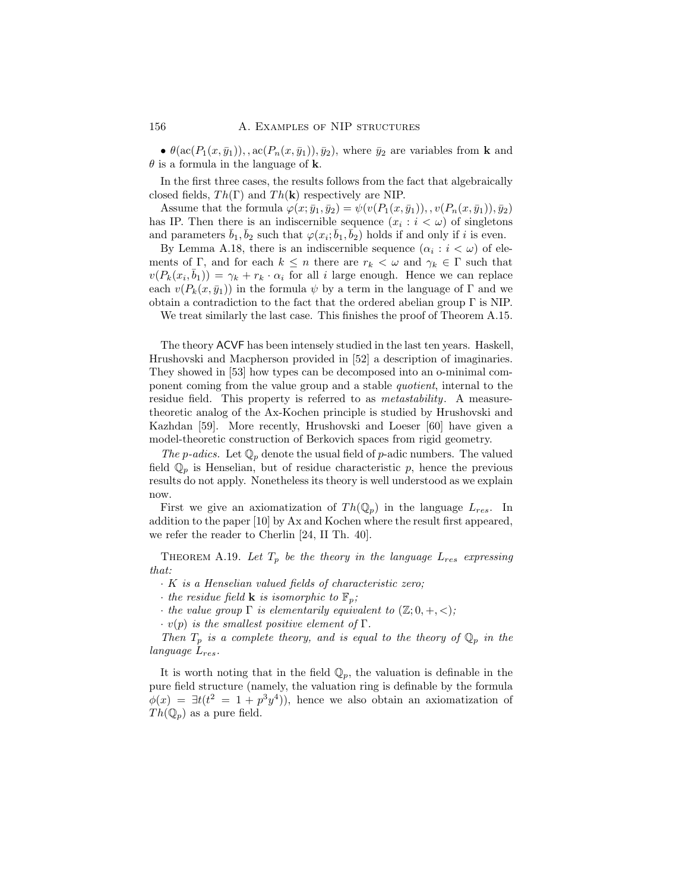• $\theta(\text{ac}(P_1(x, \bar{y}_1)), , \text{ac}(P_n(x, \bar{y}_1)), \bar{y}_2)$, where $\bar{y}_2$ are variables from $\mathbf{k}$ and $\theta$ is a formula in the language of $\mathbf{k}$.

In the first three cases, the results follows from the fact that algebraically closed fields, $Th(\Gamma)$ and $Th(\mathbf{k})$ respectively are NIP.

Assume that the formula $\varphi(x; \bar{y}_1, \bar{y}_2) = \psi(v(P_1(x, \bar{y}_1)), , v(P_n(x, \bar{y}_1)), \bar{y}_2)$ has IP. Then there is an indiscernible sequence $(x_i : i < \omega)$ of singletons and parameters $\bar{b}_1, \bar{b}_2$ such that $\varphi(x_i; \bar{b}_1, \bar{b}_2)$ holds if and only if $i$ is even.

By Lemma A.18, there is an indiscernible sequence $(\alpha_i : i < \omega)$ of elements of $\Gamma$, and for each $k \leq n$ there are $r_k < \omega$ and $\gamma_k \in \Gamma$ such that $v(P_k(x_i, \bar{b}_1)) = \gamma_k + r_k \cdot \alpha_i$ for all $i$ large enough. Hence we can replace each $v(P_k(x, \bar{y}_1))$ in the formula $\psi$ by a term in the language of $\Gamma$ and we obtain a contradiction to the fact that the ordered abelian group $\Gamma$ is NIP.

We treat similarly the last case. This finishes the proof of Theorem A.15.

The theory ACVF has been intensely studied in the last ten years. Haskell, Hrushovski and Macpherson provided in [52] a description of imaginaries. They showed in [53] how types can be decomposed into an o-minimal component coming from the value group and a stable *quotient*, internal to the residue field. This property is referred to as *metastability*. A measure-theoretic analog of the Ax-Kochen principle is studied by Hrushovski and Kazhdan [59]. More recently, Hrushovski and Loeser [60] have given a model-theoretic construction of Berkovich spaces from rigid geometry.

*The p-adics.* Let $\mathbb{Q}_p$ denote the usual field of $p$-adic numbers. The valued field $\mathbb{Q}_p$ is Henselian, but of residue characteristic $p$, hence the previous results do not apply. Nonetheless its theory is well understood as we explain now.

First we give an axiomatization of $Th(\mathbb{Q}_p)$ in the language $L_{res}$. In addition to the paper [10] by Ax and Kochen where the result first appeared, we refer the reader to Cherlin [24, II Th. 40].

Theorem A.19. *Let $T_p$ be the theory in the language $L_{res}$ expressing that:*

· *$K$ is a Henselian valued fields of characteristic zero;*

· *the residue field $\mathbf{k}$ is isomorphic to $\mathbb{F}_p$;*

· *the value group $\Gamma$ is elementarily equivalent to $(\mathbb{Z}; 0, +, <)$;*

· *$v(p)$ is the smallest positive element of $\Gamma$.*

*Then $T_p$ is a complete theory, and is equal to the theory of $\mathbb{Q}_p$ in the language $L_{res}$.*

It is worth noting that in the field $\mathbb{Q}_p$, the valuation is definable in the pure field structure (namely, the valuation ring is definable by the formula $\phi(x) = \exists t(t^2 = 1 + p^3 y^4)$), hence we also obtain an axiomatization of $Th(\mathbb{Q}_p)$ as a pure field.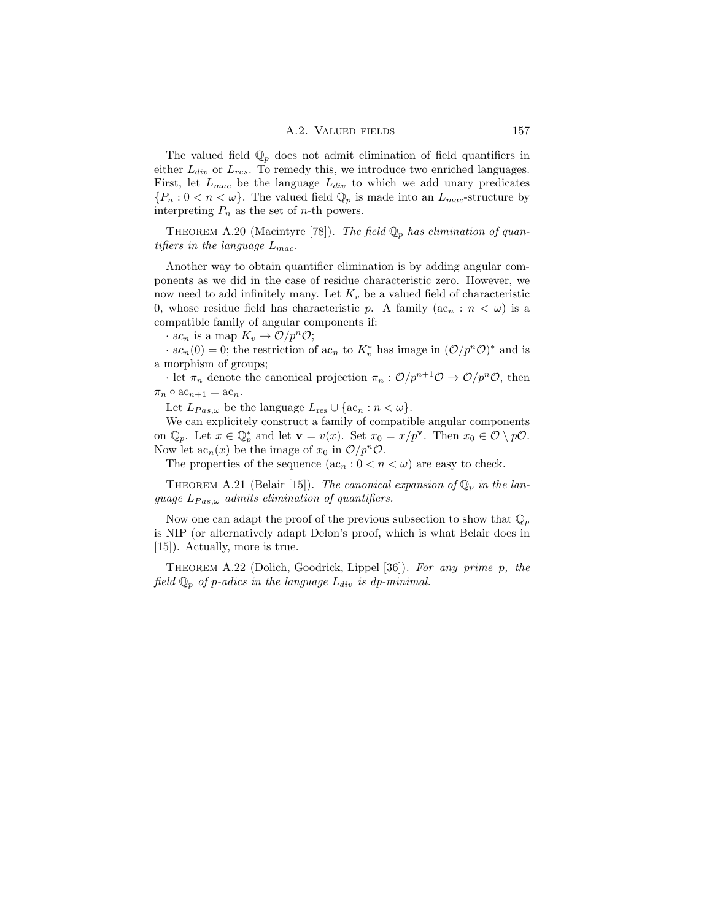The valued field $\mathbb{Q}_p$ does not admit elimination of field quantifiers in either $L_{div}$ or $L_{res}$. To remedy this, we introduce two enriched languages. First, let $L_{mac}$ be the language $L_{div}$ to which we add unary predicates $\{P_n : 0 < n < \omega\}$. The valued field $\mathbb{Q}_p$ is made into an $L_{mac}$-structure by interpreting $P_n$ as the set of $n$-th powers.

THEOREM A.20 (Macintyre [78]). *The field $\mathbb{Q}_p$ has elimination of quantifiers in the language $L_{mac}$.*

Another way to obtain quantifier elimination is by adding angular components as we did in the case of residue characteristic zero. However, we now need to add infinitely many. Let $K_v$ be a valued field of characteristic 0, whose residue field has characteristic $p$. A family $(\mathrm{ac}_n : n < \omega)$ is a compatible family of angular components if:

· $\mathrm{ac}_n$ is a map $K_v \to \mathcal{O}/p^n\mathcal{O}$;

· $\mathrm{ac}_n(0) = 0$; the restriction of $\mathrm{ac}_n$ to $K_v^*$ has image in $(\mathcal{O}/p^n\mathcal{O})^*$ and is a morphism of groups;

· let $\pi_n$ denote the canonical projection $\pi_n : \mathcal{O}/p^{n+1}\mathcal{O} \to \mathcal{O}/p^n\mathcal{O}$, then $\pi_n \circ \mathrm{ac}_{n+1} = \mathrm{ac}_n$.

Let $L_{Pas,\omega}$ be the language $L_{\mathrm{res}} \cup \{\mathrm{ac}_n : n < \omega\}$.

We can explicitely construct a family of compatible angular components on $\mathbb{Q}_p$. Let $x \in \mathbb{Q}_p^*$ and let $\mathbf{v} = v(x)$. Set $x_0 = x/p^{\mathbf{v}}$. Then $x_0 \in \mathcal{O} \setminus p\mathcal{O}$. Now let $\mathrm{ac}_n(x)$ be the image of $x_0$ in $\mathcal{O}/p^n\mathcal{O}$.

The properties of the sequence $(\mathrm{ac}_n : 0 < n < \omega)$ are easy to check.

THEOREM A.21 (Belair [15]). *The canonical expansion of $\mathbb{Q}_p$ in the language $L_{Pas,\omega}$ admits elimination of quantifiers.*

Now one can adapt the proof of the previous subsection to show that $\mathbb{Q}_p$ is NIP (or alternatively adapt Delon's proof, which is what Belair does in [15]). Actually, more is true.

THEOREM A.22 (Dolich, Goodrick, Lippel [36]). *For any prime $p$, the field $\mathbb{Q}_p$ of $p$-adics in the language $L_{div}$ is dp-minimal.*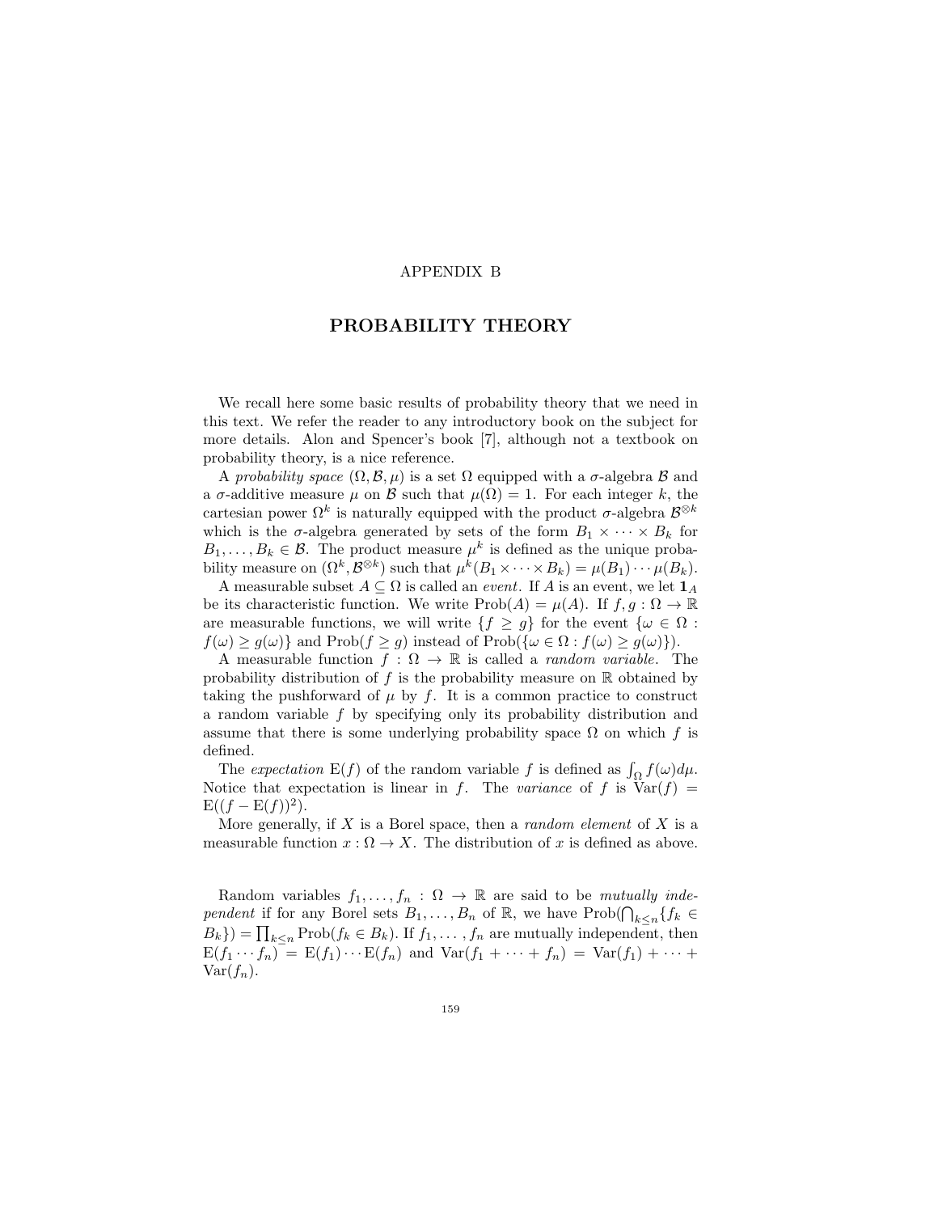# APPENDIX B

## PROBABILITY THEORY

We recall here some basic results of probability theory that we need in this text. We refer the reader to any introductory book on the subject for more details. Alon and Spencer's book [7], although not a textbook on probability theory, is a nice reference.

A *probability space* $(\Omega, \mathcal{B}, \mu)$ is a set $\Omega$ equipped with a $\sigma$-algebra $\mathcal{B}$ and a $\sigma$-additive measure $\mu$ on $\mathcal{B}$ such that $\mu(\Omega) = 1$. For each integer $k$, the cartesian power $\Omega^k$ is naturally equipped with the product $\sigma$-algebra $\mathcal{B}^{\otimes k}$ which is the $\sigma$-algebra generated by sets of the form $B_1 \times \cdots \times B_k$ for $B_1, \ldots, B_k \in \mathcal{B}$. The product measure $\mu^k$ is defined as the unique probability measure on $(\Omega^k, \mathcal{B}^{\otimes k})$ such that $\mu^k(B_1 \times \cdots \times B_k) = \mu(B_1) \cdots \mu(B_k)$.

A measurable subset $A \subseteq \Omega$ is called an *event*. If $A$ is an event, we let $\mathbf{1}_A$ be its characteristic function. We write $\mathrm{Prob}(A) = \mu(A)$. If $f, g : \Omega \to \mathbb{R}$ are measurable functions, we will write $\{f \geq g\}$ for the event $\{\omega \in \Omega : f(\omega) \geq g(\omega)\}$ and $\mathrm{Prob}(f \geq g)$ instead of $\mathrm{Prob}(\{\omega \in \Omega : f(\omega) \geq g(\omega)\})$.

A measurable function $f : \Omega \to \mathbb{R}$ is called a *random variable*. The probability distribution of $f$ is the probability measure on $\mathbb{R}$ obtained by taking the pushforward of $\mu$ by $f$. It is a common practice to construct a random variable $f$ by specifying only its probability distribution and assume that there is some underlying probability space $\Omega$ on which $f$ is defined.

The *expectation* $\mathrm{E}(f)$ of the random variable $f$ is defined as $\int_\Omega f(\omega) d\mu$. Notice that expectation is linear in $f$. The *variance* of $f$ is $\mathrm{Var}(f) = \mathrm{E}((f - \mathrm{E}(f))^2)$.

More generally, if $X$ is a Borel space, then a *random element* of $X$ is a measurable function $x : \Omega \to X$. The distribution of $x$ is defined as above.

Random variables $f_1, \ldots, f_n : \Omega \to \mathbb{R}$ are said to be *mutually independent* if for any Borel sets $B_1, \ldots, B_n$ of $\mathbb{R}$, we have $\mathrm{Prob}(\bigcap_{k \leq n} \{f_k \in B_k\}) = \prod_{k \leq n} \mathrm{Prob}(f_k \in B_k)$. If $f_1, \ldots, f_n$ are mutually independent, then $\mathrm{E}(f_1 \cdots f_n) = \mathrm{E}(f_1) \cdots \mathrm{E}(f_n)$ and $\mathrm{Var}(f_1 + \cdots + f_n) = \mathrm{Var}(f_1) + \cdots + \mathrm{Var}(f_n)$.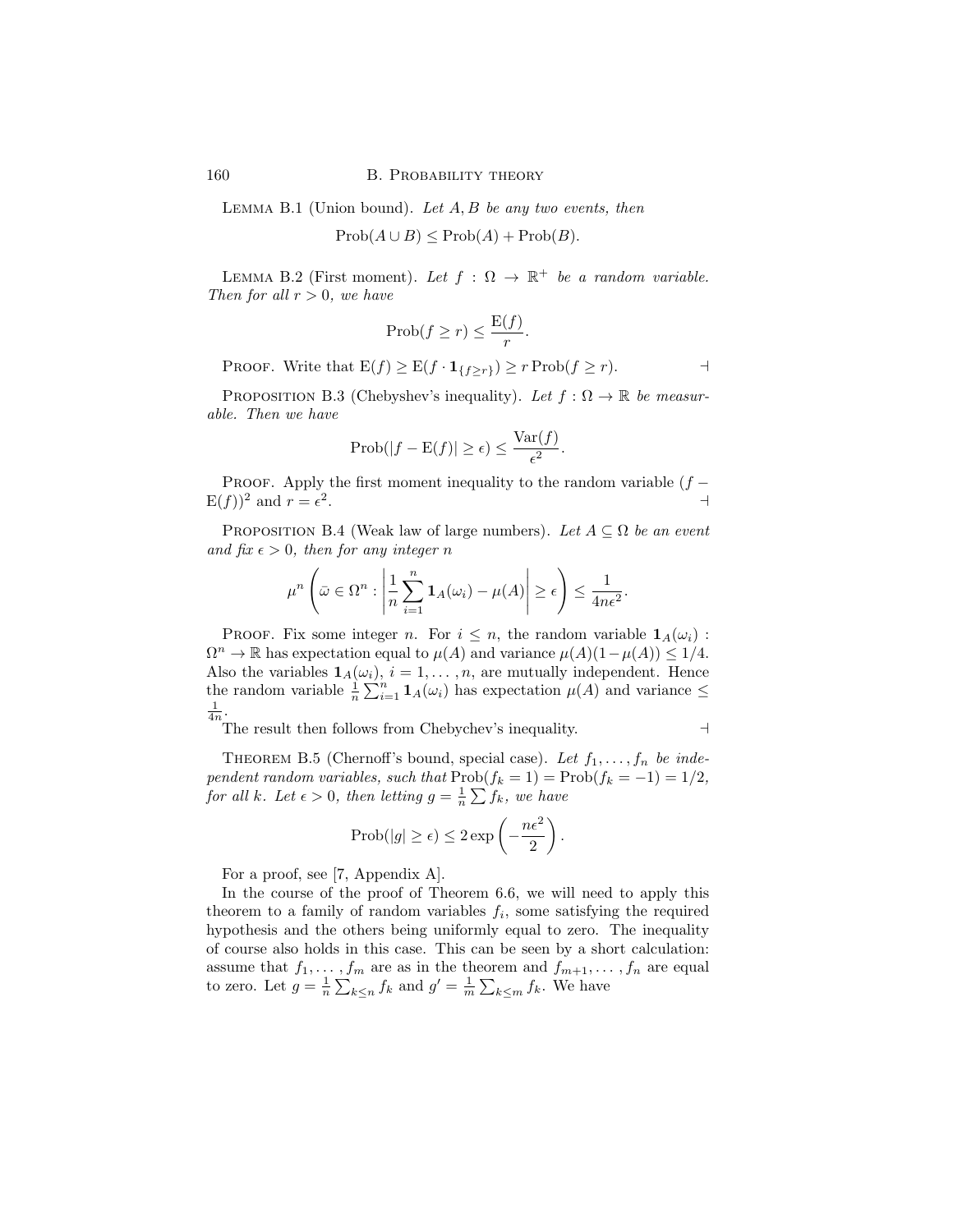Lemma B.1 (Union bound). *Let $A, B$ be any two events, then*

$$\text{Prob}(A \cup B) \leq \text{Prob}(A) + \text{Prob}(B).$$

Lemma B.2 (First moment). *Let $f : \Omega \to \mathbb{R}^+$ be a random variable. Then for all $r > 0$, we have*

$$\text{Prob}(f \geq r) \leq \frac{\text{E}(f)}{r}.$$

Proof. Write that $\text{E}(f) \geq \text{E}(f \cdot \mathbf{1}_{\{f \geq r\}}) \geq r \,\text{Prob}(f \geq r)$. $\dashv$

Proposition B.3 (Chebyshev's inequality). *Let $f : \Omega \to \mathbb{R}$ be measurable. Then we have*

$$\text{Prob}(|f - \text{E}(f)| \geq \epsilon) \leq \frac{\text{Var}(f)}{\epsilon^2}.$$

Proof. Apply the first moment inequality to the random variable $(f - \text{E}(f))^2$ and $r = \epsilon^2$. $\dashv$

Proposition B.4 (Weak law of large numbers). *Let $A \subseteq \Omega$ be an event and fix $\epsilon > 0$, then for any integer $n$*

$$\mu^n \left( \bar{\omega} \in \Omega^n : \left| \frac{1}{n} \sum_{i=1}^{n} \mathbf{1}_A(\omega_i) - \mu(A) \right| \geq \epsilon \right) \leq \frac{1}{4n\epsilon^2}.$$

Proof. Fix some integer $n$. For $i \leq n$, the random variable $\mathbf{1}_A(\omega_i) : \Omega^n \to \mathbb{R}$ has expectation equal to $\mu(A)$ and variance $\mu(A)(1-\mu(A)) \leq 1/4$. Also the variables $\mathbf{1}_A(\omega_i)$, $i = 1, \ldots, n$, are mutually independent. Hence the random variable $\frac{1}{n}\sum_{i=1}^{n} \mathbf{1}_A(\omega_i)$ has expectation $\mu(A)$ and variance $\leq \frac{1}{4n}$.

The result then follows from Chebychev's inequality. $\dashv$

Theorem B.5 (Chernoff's bound, special case). *Let $f_1, \ldots, f_n$ be independent random variables, such that $\text{Prob}(f_k = 1) = \text{Prob}(f_k = -1) = 1/2$, for all $k$. Let $\epsilon > 0$, then letting $g = \frac{1}{n}\sum f_k$, we have*

$$\text{Prob}(|g| \geq \epsilon) \leq 2 \exp\left( -\frac{n\epsilon^2}{2} \right).$$

For a proof, see [7, Appendix A].

In the course of the proof of Theorem 6.6, we will need to apply this theorem to a family of random variables $f_i$, some satisfying the required hypothesis and the others being uniformly equal to zero. The inequality of course also holds in this case. This can be seen by a short calculation: assume that $f_1, \ldots, f_m$ are as in the theorem and $f_{m+1}, \ldots, f_n$ are equal to zero. Let $g = \frac{1}{n}\sum_{k \leq n} f_k$ and $g' = \frac{1}{m}\sum_{k \leq m} f_k$. We have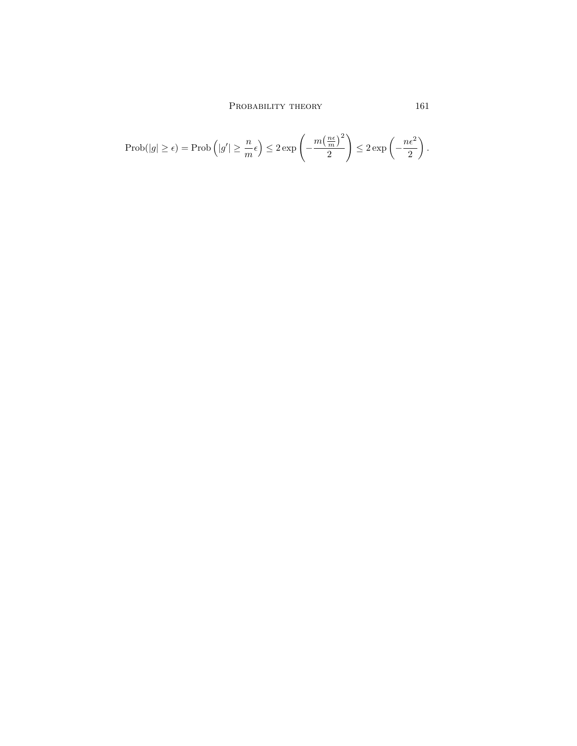$$\text{Prob}(|g| \geq \epsilon) = \text{Prob}\left(|g'| \geq \frac{n}{m}\epsilon\right) \leq 2\exp\left(-\frac{m\left(\frac{n\epsilon}{m}\right)^2}{2}\right) \leq 2\exp\left(-\frac{n\epsilon^2}{2}\right).$$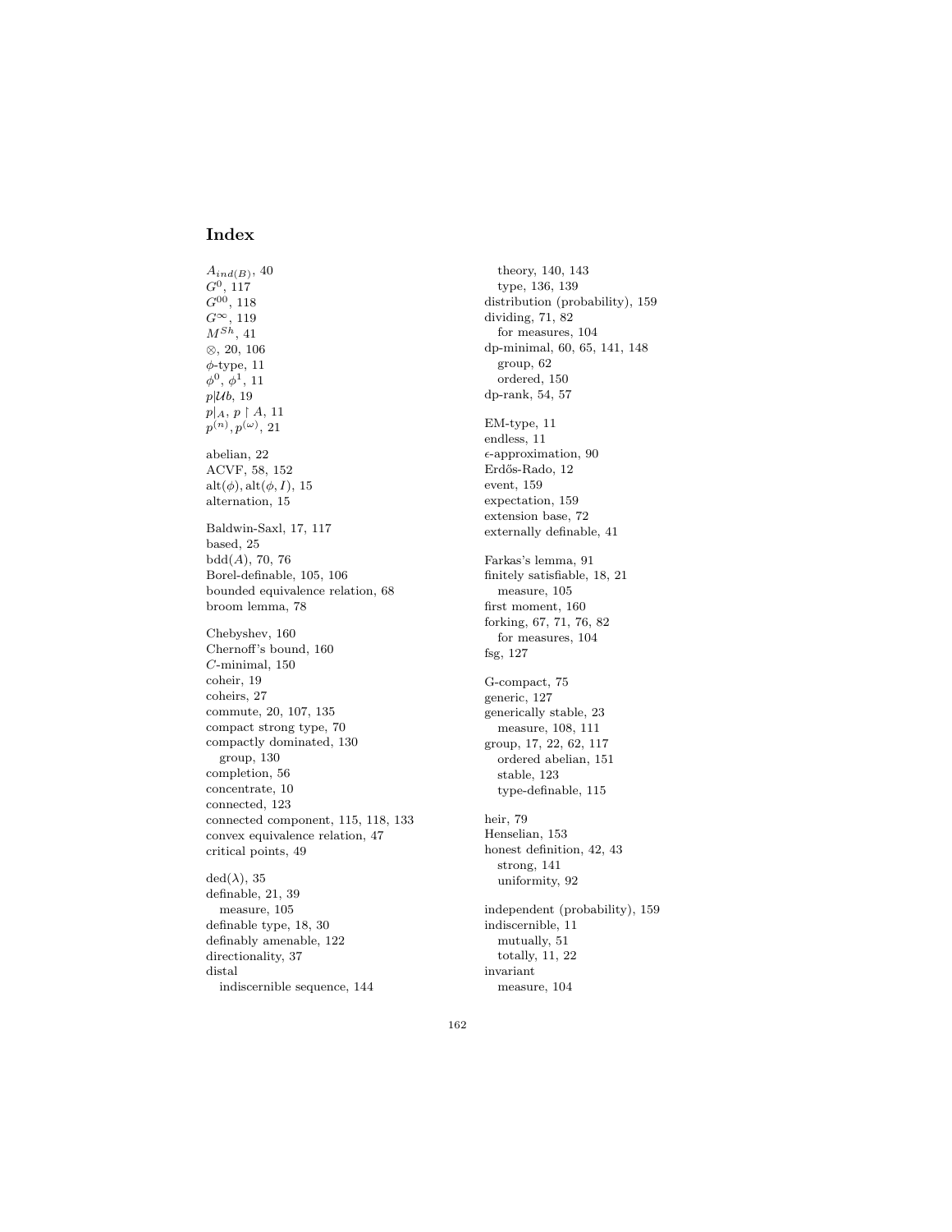# Index

$A_{ind(B)}$, 40
$G^0$, 117
$G^{00}$, 118
$G^\infty$, 119
$M^{Sh}$, 41
$\otimes$, 20, 106
$\phi$-type, 11
$\phi^0$, $\phi^1$, 11
$p|\mathcal{U}b$, 19
$p|_A$, $p \upharpoonright A$, 11
$p^{(n)}, p^{(\omega)}$, 21

abelian, 22
ACVF, 58, 152
$\mathrm{alt}(\phi), \mathrm{alt}(\phi, I)$, 15
alternation, 15

Baldwin-Saxl, 17, 117
based, 25
$\mathrm{bdd}(A)$, 70, 76
Borel-definable, 105, 106
bounded equivalence relation, 68
broom lemma, 78

Chebyshev, 160
Chernoff's bound, 160
$C$-minimal, 150
coheir, 19
coheirs, 27
commute, 20, 107, 135
compact strong type, 70
compactly dominated, 130
  group, 130
completion, 56
concentrate, 10
connected, 123
connected component, 115, 118, 133
convex equivalence relation, 47
critical points, 49

$\mathrm{ded}(\lambda)$, 35
definable, 21, 39
  measure, 105
definable type, 18, 30
definably amenable, 122
directionality, 37
distal
  indiscernible sequence, 144
  theory, 140, 143
  type, 136, 139
distribution (probability), 159
dividing, 71, 82
  for measures, 104
dp-minimal, 60, 65, 141, 148
  group, 62
  ordered, 150
dp-rank, 54, 57

EM-type, 11
endless, 11
$\epsilon$-approximation, 90
Erdős-Rado, 12
event, 159
expectation, 159
extension base, 72
externally definable, 41

Farkas's lemma, 91
finitely satisfiable, 18, 21
  measure, 105
first moment, 160
forking, 67, 71, 76, 82
  for measures, 104
fsg, 127

G-compact, 75
generic, 127
generically stable, 23
  measure, 108, 111
group, 17, 22, 62, 117
  ordered abelian, 151
  stable, 123
  type-definable, 115

heir, 79
Henselian, 153
honest definition, 42, 43
  strong, 141
  uniformity, 92

independent (probability), 159
indiscernible, 11
  mutually, 51
  totally, 11, 22
invariant
  measure, 104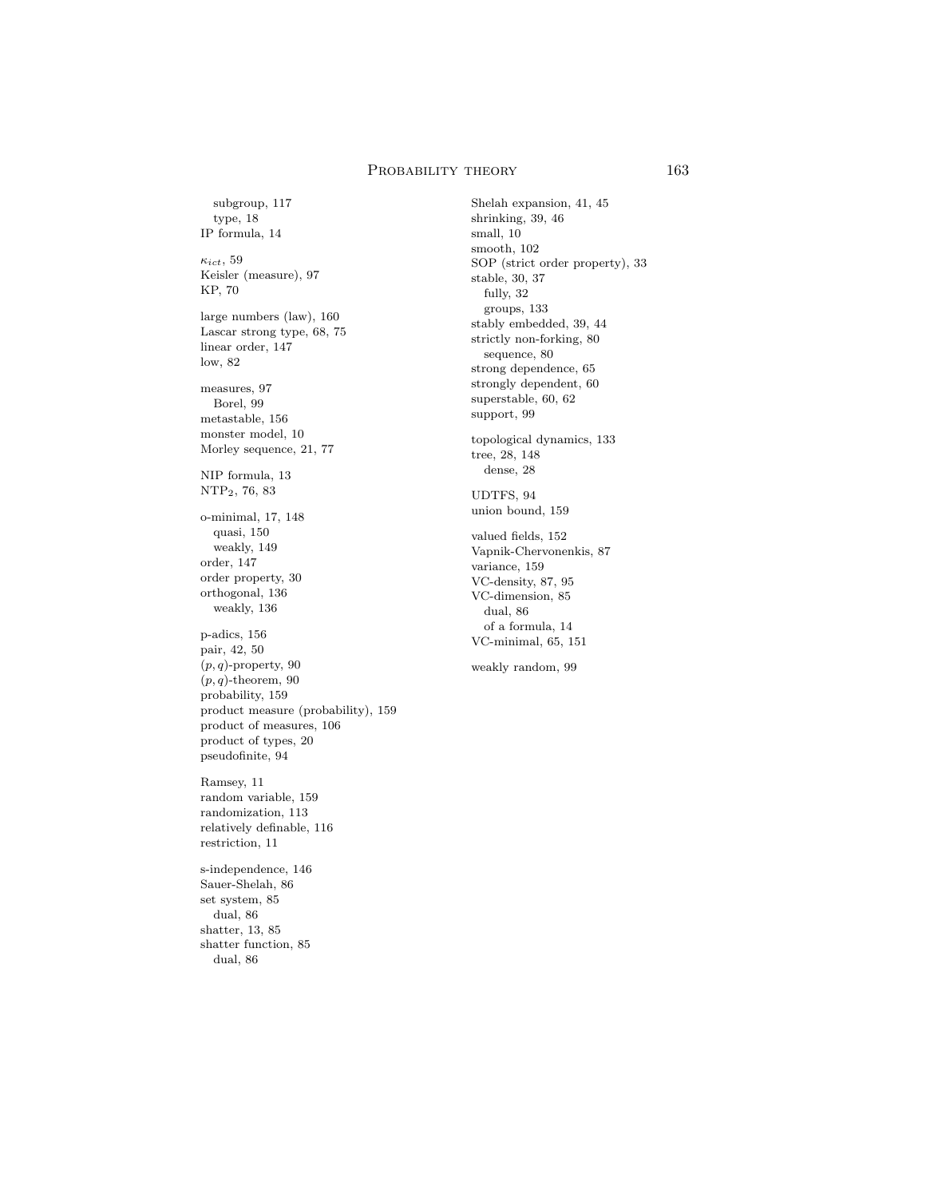subgroup, 117
type, 18
IP formula, 14

$\kappa_{ict}$, 59
Keisler (measure), 97
KP, 70

large numbers (law), 160
Lascar strong type, 68, 75
linear order, 147
low, 82

measures, 97
Borel, 99
metastable, 156
monster model, 10
Morley sequence, 21, 77

NIP formula, 13
$\mathrm{NTP}_2$, 76, 83

o-minimal, 17, 148
quasi, 150
weakly, 149
order, 147
order property, 30
orthogonal, 136
weakly, 136

p-adics, 156
pair, 42, 50
$(p, q)$-property, 90
$(p, q)$-theorem, 90
probability, 159
product measure (probability), 159
product of measures, 106
product of types, 20
pseudofinite, 94

Ramsey, 11
random variable, 159
randomization, 113
relatively definable, 116
restriction, 11

s-independence, 146
Sauer-Shelah, 86
set system, 85
dual, 86
shatter, 13, 85
shatter function, 85
dual, 86

Shelah expansion, 41, 45
shrinking, 39, 46
small, 10
smooth, 102
SOP (strict order property), 33
stable, 30, 37
fully, 32
groups, 133
stably embedded, 39, 44
strictly non-forking, 80
sequence, 80
strong dependence, 65
strongly dependent, 60
superstable, 60, 62
support, 99

topological dynamics, 133
tree, 28, 148
dense, 28

UDTFS, 94
union bound, 159

valued fields, 152
Vapnik-Chervonenkis, 87
variance, 159
VC-density, 87, 95
VC-dimension, 85
dual, 86
of a formula, 14
VC-minimal, 65, 151

weakly random, 99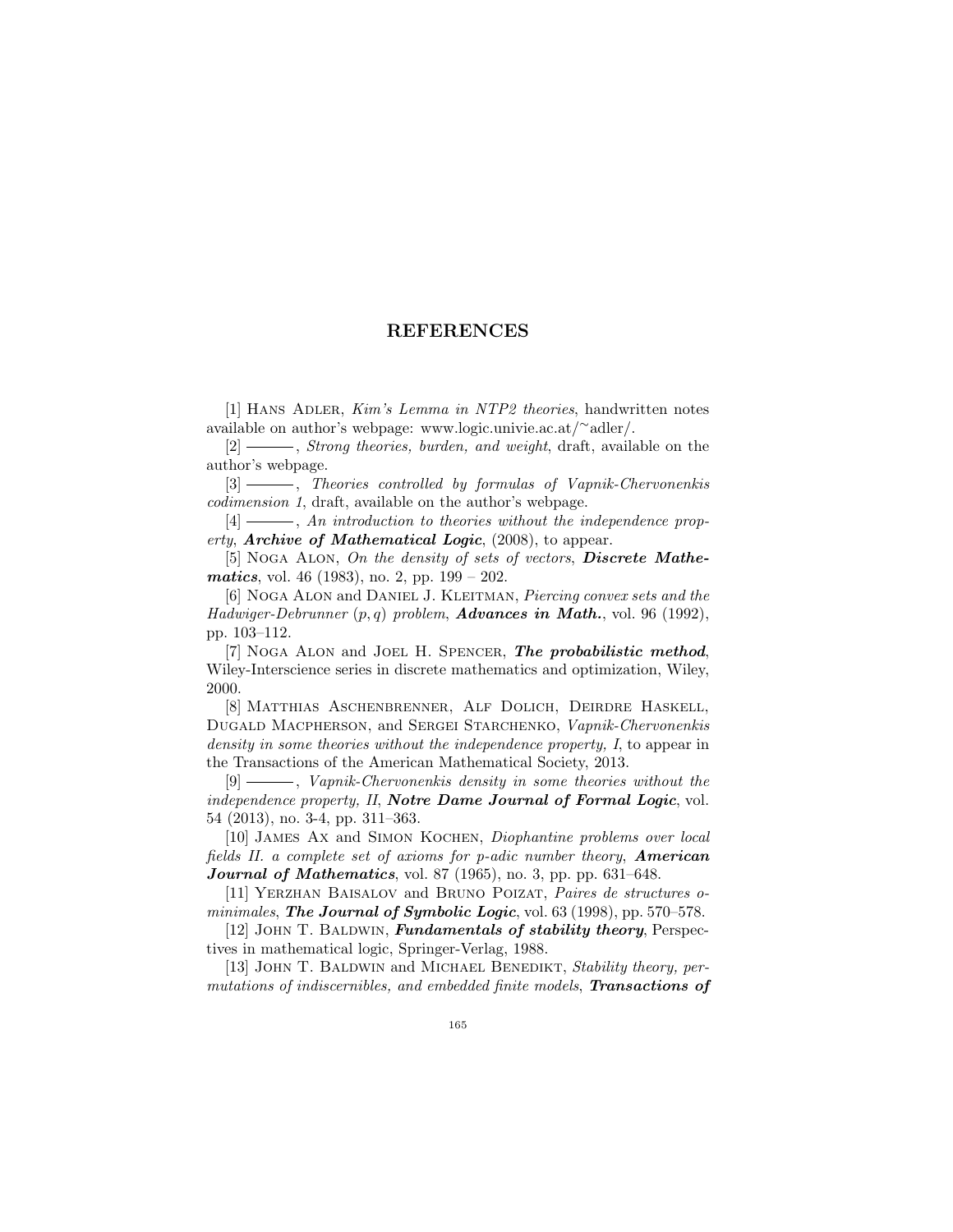# REFERENCES

[1] Hans Adler, *Kim's Lemma in NTP2 theories*, handwritten notes available on author's webpage: www.logic.univie.ac.at/~adler/.

[2] ———, *Strong theories, burden, and weight*, draft, available on the author's webpage.

[3] ———, *Theories controlled by formulas of Vapnik-Chervonenkis codimension 1*, draft, available on the author's webpage.

[4] ———, *An introduction to theories without the independence property*, ***Archive of Mathematical Logic***, (2008), to appear.

[5] Noga Alon, *On the density of sets of vectors*, ***Discrete Mathematics***, vol. 46 (1983), no. 2, pp. 199 – 202.

[6] Noga Alon and Daniel J. Kleitman, *Piercing convex sets and the Hadwiger-Debrunner $(p, q)$ problem*, ***Advances in Math.***, vol. 96 (1992), pp. 103–112.

[7] Noga Alon and Joel H. Spencer, ***The probabilistic method***, Wiley-Interscience series in discrete mathematics and optimization, Wiley, 2000.

[8] Matthias Aschenbrenner, Alf Dolich, Deirdre Haskell, Dugald Macpherson, and Sergei Starchenko, *Vapnik-Chervonenkis density in some theories without the independence property, I*, to appear in the Transactions of the American Mathematical Society, 2013.

[9] ———, *Vapnik-Chervonenkis density in some theories without the independence property, II*, ***Notre Dame Journal of Formal Logic***, vol. 54 (2013), no. 3-4, pp. 311–363.

[10] James Ax and Simon Kochen, *Diophantine problems over local fields II. a complete set of axioms for p-adic number theory*, ***American Journal of Mathematics***, vol. 87 (1965), no. 3, pp. pp. 631–648.

[11] Yerzhan Baisalov and Bruno Poizat, *Paires de structures o-minimales*, ***The Journal of Symbolic Logic***, vol. 63 (1998), pp. 570–578.

[12] John T. Baldwin, ***Fundamentals of stability theory***, Perspectives in mathematical logic, Springer-Verlag, 1988.

[13] John T. Baldwin and Michael Benedikt, *Stability theory, permutations of indiscernibles, and embedded finite models*, ***Transactions of***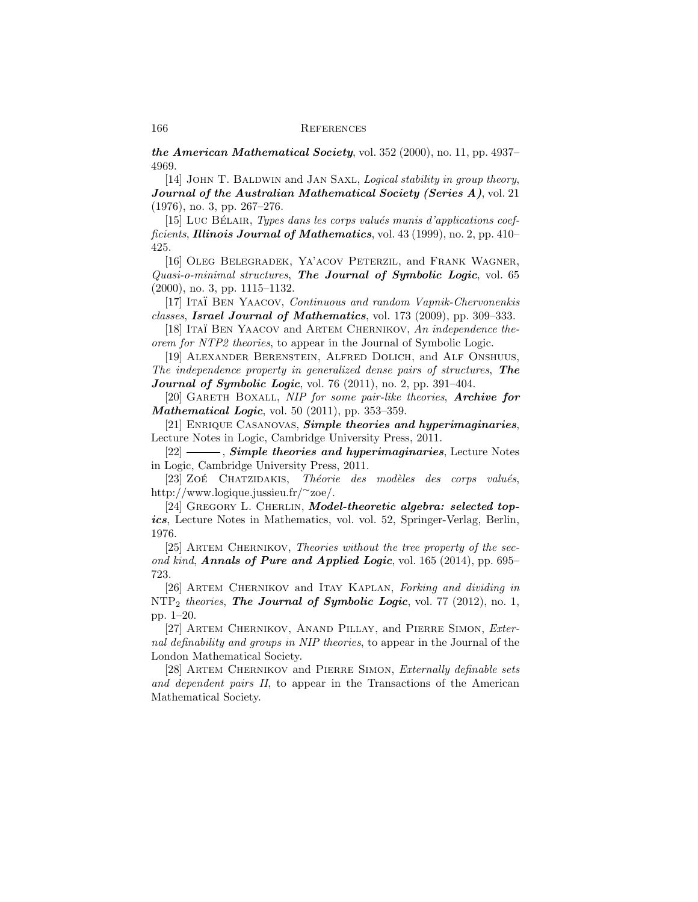***the American Mathematical Society***, vol. 352 (2000), no. 11, pp. 4937–4969.

[14] John T. Baldwin and Jan Saxl, *Logical stability in group theory*, ***Journal of the Australian Mathematical Society (Series A)***, vol. 21 (1976), no. 3, pp. 267–276.

[15] Luc Bélair, *Types dans les corps valués munis d'applications coefficients*, ***Illinois Journal of Mathematics***, vol. 43 (1999), no. 2, pp. 410–425.

[16] Oleg Belegradek, Ya'acov Peterzil, and Frank Wagner, *Quasi-o-minimal structures*, ***The Journal of Symbolic Logic***, vol. 65 (2000), no. 3, pp. 1115–1132.

[17] Itaï Ben Yaacov, *Continuous and random Vapnik-Chervonenkis classes*, ***Israel Journal of Mathematics***, vol. 173 (2009), pp. 309–333.

[18] Itaï Ben Yaacov and Artem Chernikov, *An independence theorem for NTP2 theories*, to appear in the Journal of Symbolic Logic.

[19] Alexander Berenstein, Alfred Dolich, and Alf Onshuus, *The independence property in generalized dense pairs of structures*, ***The Journal of Symbolic Logic***, vol. 76 (2011), no. 2, pp. 391–404.

[20] Gareth Boxall, *NIP for some pair-like theories*, ***Archive for Mathematical Logic***, vol. 50 (2011), pp. 353–359.

[21] Enrique Casanovas, ***Simple theories and hyperimaginaries***, Lecture Notes in Logic, Cambridge University Press, 2011.

[22] ———, ***Simple theories and hyperimaginaries***, Lecture Notes in Logic, Cambridge University Press, 2011.

[23] Zoé Chatzidakis, *Théorie des modèles des corps valués*, http://www.logique.jussieu.fr/~zoe/.

[24] Gregory L. Cherlin, ***Model-theoretic algebra: selected topics***, Lecture Notes in Mathematics, vol. vol. 52, Springer-Verlag, Berlin, 1976.

[25] Artem Chernikov, *Theories without the tree property of the second kind*, ***Annals of Pure and Applied Logic***, vol. 165 (2014), pp. 695–723.

[26] Artem Chernikov and Itay Kaplan, *Forking and dividing in* $\mathrm{NTP}_2$ *theories*, ***The Journal of Symbolic Logic***, vol. 77 (2012), no. 1, pp. 1–20.

[27] Artem Chernikov, Anand Pillay, and Pierre Simon, *External definability and groups in NIP theories*, to appear in the Journal of the London Mathematical Society.

[28] Artem Chernikov and Pierre Simon, *Externally definable sets and dependent pairs II*, to appear in the Transactions of the American Mathematical Society.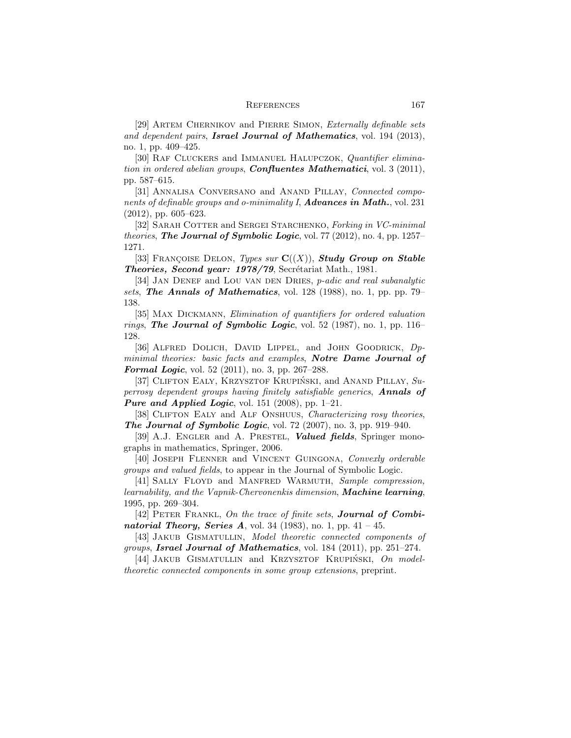[29] Artem Chernikov and Pierre Simon, *Externally definable sets and dependent pairs*, ***Israel Journal of Mathematics***, vol. 194 (2013), no. 1, pp. 409–425.

[30] Raf Cluckers and Immanuel Halupczok, *Quantifier elimination in ordered abelian groups*, ***Confluentes Mathematici***, vol. 3 (2011), pp. 587–615.

[31] Annalisa Conversano and Anand Pillay, *Connected components of definable groups and o-minimality I*, ***Advances in Math.***, vol. 231 (2012), pp. 605–623.

[32] Sarah Cotter and Sergei Starchenko, *Forking in VC-minimal theories*, ***The Journal of Symbolic Logic***, vol. 77 (2012), no. 4, pp. 1257–1271.

[33] Françoise Delon, *Types sur* $\mathbf{C}((X))$, ***Study Group on Stable Theories, Second year: 1978/79***, Secrétariat Math., 1981.

[34] Jan Denef and Lou van den Dries, *p-adic and real subanalytic sets*, ***The Annals of Mathematics***, vol. 128 (1988), no. 1, pp. pp. 79–138.

[35] Max Dickmann, *Elimination of quantifiers for ordered valuation rings*, ***The Journal of Symbolic Logic***, vol. 52 (1987), no. 1, pp. 116–128.

[36] Alfred Dolich, David Lippel, and John Goodrick, *Dp-minimal theories: basic facts and examples*, ***Notre Dame Journal of Formal Logic***, vol. 52 (2011), no. 3, pp. 267–288.

[37] Clifton Ealy, Krzysztof Krupiński, and Anand Pillay, *Superrosy dependent groups having finitely satisfiable generics*, ***Annals of Pure and Applied Logic***, vol. 151 (2008), pp. 1–21.

[38] Clifton Ealy and Alf Onshuus, *Characterizing rosy theories*, ***The Journal of Symbolic Logic***, vol. 72 (2007), no. 3, pp. 919–940.

[39] A.J. Engler and A. Prestel, ***Valued fields***, Springer monographs in mathematics, Springer, 2006.

[40] Joseph Flenner and Vincent Guingona, *Convexly orderable groups and valued fields*, to appear in the Journal of Symbolic Logic.

[41] Sally Floyd and Manfred Warmuth, *Sample compression, learnability, and the Vapnik-Chervonenkis dimension*, ***Machine learning***, 1995, pp. 269–304.

[42] Peter Frankl, *On the trace of finite sets*, ***Journal of Combinatorial Theory, Series A***, vol. 34 (1983), no. 1, pp. 41 – 45.

[43] Jakub Gismatullin, *Model theoretic connected components of groups*, ***Israel Journal of Mathematics***, vol. 184 (2011), pp. 251–274.

[44] Jakub Gismatullin and Krzysztof Krupiński, *On model-theoretic connected components in some group extensions*, preprint.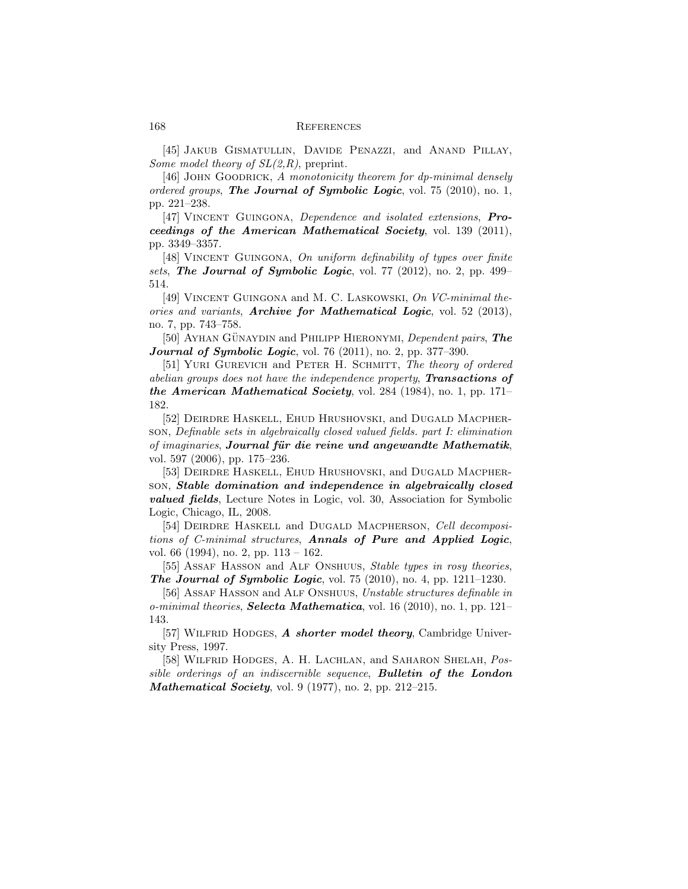[45] Jakub Gismatullin, Davide Penazzi, and Anand Pillay, *Some model theory of SL(2,R)*, preprint.

[46] John Goodrick, *A monotonicity theorem for dp-minimal densely ordered groups*, ***The Journal of Symbolic Logic***, vol. 75 (2010), no. 1, pp. 221–238.

[47] Vincent Guingona, *Dependence and isolated extensions*, ***Proceedings of the American Mathematical Society***, vol. 139 (2011), pp. 3349–3357.

[48] Vincent Guingona, *On uniform definability of types over finite sets*, ***The Journal of Symbolic Logic***, vol. 77 (2012), no. 2, pp. 499–514.

[49] Vincent Guingona and M. C. Laskowski, *On VC-minimal theories and variants*, ***Archive for Mathematical Logic***, vol. 52 (2013), no. 7, pp. 743–758.

[50] Ayhan Günaydin and Philipp Hieronymi, *Dependent pairs*, ***The Journal of Symbolic Logic***, vol. 76 (2011), no. 2, pp. 377–390.

[51] Yuri Gurevich and Peter H. Schmitt, *The theory of ordered abelian groups does not have the independence property*, ***Transactions of the American Mathematical Society***, vol. 284 (1984), no. 1, pp. 171–182.

[52] Deirdre Haskell, Ehud Hrushovski, and Dugald Macpherson, *Definable sets in algebraically closed valued fields. part I: elimination of imaginaries*, ***Journal für die reine und angewandte Mathematik***, vol. 597 (2006), pp. 175–236.

[53] Deirdre Haskell, Ehud Hrushovski, and Dugald Macpherson, ***Stable domination and independence in algebraically closed valued fields***, Lecture Notes in Logic, vol. 30, Association for Symbolic Logic, Chicago, IL, 2008.

[54] Deirdre Haskell and Dugald Macpherson, *Cell decompositions of C-minimal structures*, ***Annals of Pure and Applied Logic***, vol. 66 (1994), no. 2, pp. 113 – 162.

[55] Assaf Hasson and Alf Onshuus, *Stable types in rosy theories*, ***The Journal of Symbolic Logic***, vol. 75 (2010), no. 4, pp. 1211–1230.

[56] Assaf Hasson and Alf Onshuus, *Unstable structures definable in o-minimal theories*, ***Selecta Mathematica***, vol. 16 (2010), no. 1, pp. 121–143.

[57] Wilfrid Hodges, ***A shorter model theory***, Cambridge University Press, 1997.

[58] Wilfrid Hodges, A. H. Lachlan, and Saharon Shelah, *Possible orderings of an indiscernible sequence*, ***Bulletin of the London Mathematical Society***, vol. 9 (1977), no. 2, pp. 212–215.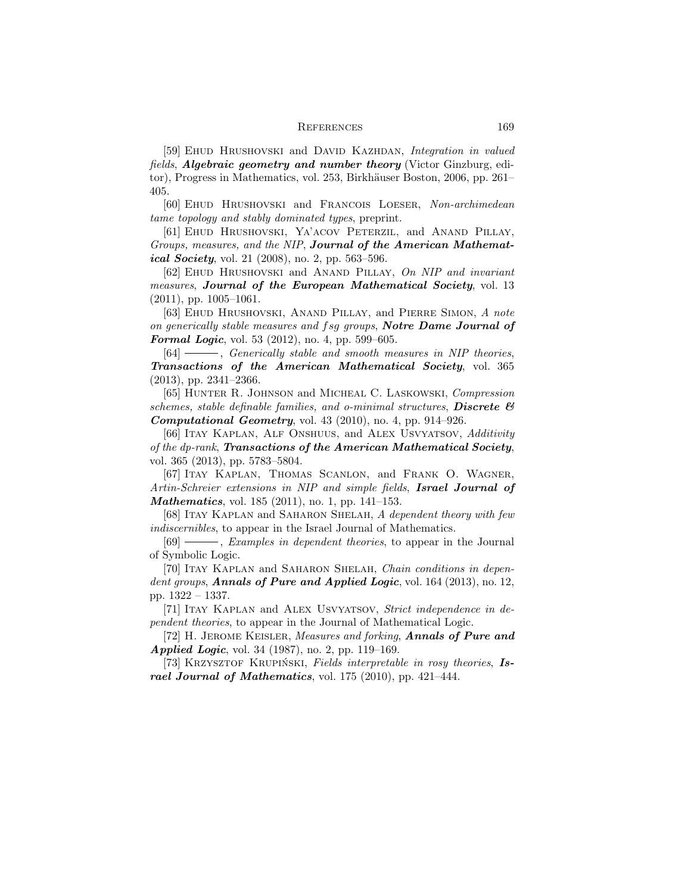[59] Ehud Hrushovski and David Kazhdan, *Integration in valued fields*, ***Algebraic geometry and number theory*** (Victor Ginzburg, editor), Progress in Mathematics, vol. 253, Birkhäuser Boston, 2006, pp. 261–405.

[60] Ehud Hrushovski and Francois Loeser, *Non-archimedean tame topology and stably dominated types*, preprint.

[61] Ehud Hrushovski, Ya'acov Peterzil, and Anand Pillay, *Groups, measures, and the NIP*, ***Journal of the American Mathematical Society***, vol. 21 (2008), no. 2, pp. 563–596.

[62] Ehud Hrushovski and Anand Pillay, *On NIP and invariant measures*, ***Journal of the European Mathematical Society***, vol. 13 (2011), pp. 1005–1061.

[63] Ehud Hrushovski, Anand Pillay, and Pierre Simon, *A note on generically stable measures and $fsg$ groups*, ***Notre Dame Journal of Formal Logic***, vol. 53 (2012), no. 4, pp. 599–605.

[64] ———, *Generically stable and smooth measures in NIP theories*, ***Transactions of the American Mathematical Society***, vol. 365 (2013), pp. 2341–2366.

[65] Hunter R. Johnson and Micheal C. Laskowski, *Compression schemes, stable definable families, and o-minimal structures*, ***Discrete & Computational Geometry***, vol. 43 (2010), no. 4, pp. 914–926.

[66] Itay Kaplan, Alf Onshuus, and Alex Usvyatsov, *Additivity of the dp-rank*, ***Transactions of the American Mathematical Society***, vol. 365 (2013), pp. 5783–5804.

[67] Itay Kaplan, Thomas Scanlon, and Frank O. Wagner, *Artin-Schreier extensions in NIP and simple fields*, ***Israel Journal of Mathematics***, vol. 185 (2011), no. 1, pp. 141–153.

[68] Itay Kaplan and Saharon Shelah, *A dependent theory with few indiscernibles*, to appear in the Israel Journal of Mathematics.

[69] ———, *Examples in dependent theories*, to appear in the Journal of Symbolic Logic.

[70] Itay Kaplan and Saharon Shelah, *Chain conditions in dependent groups*, ***Annals of Pure and Applied Logic***, vol. 164 (2013), no. 12, pp. 1322 – 1337.

[71] Itay Kaplan and Alex Usvyatsov, *Strict independence in dependent theories*, to appear in the Journal of Mathematical Logic.

[72] H. Jerome Keisler, *Measures and forking*, ***Annals of Pure and Applied Logic***, vol. 34 (1987), no. 2, pp. 119–169.

[73] Krzysztof Krupiński, *Fields interpretable in rosy theories*, ***Israel Journal of Mathematics***, vol. 175 (2010), pp. 421–444.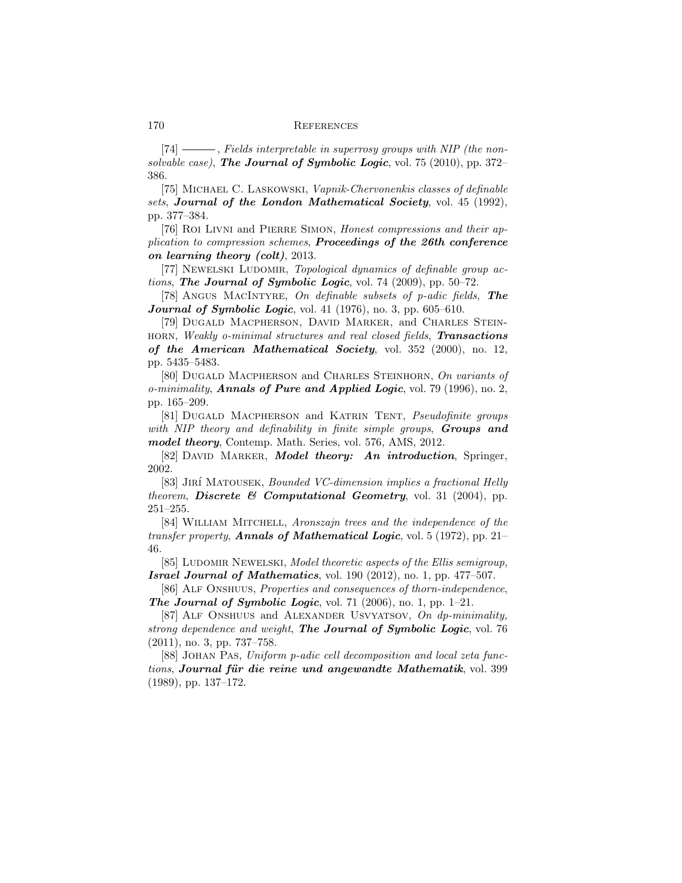[74] ———, *Fields interpretable in superrosy groups with NIP (the non-solvable case)*, ***The Journal of Symbolic Logic***, vol. 75 (2010), pp. 372–386.

[75] Michael C. Laskowski, *Vapnik-Chervonenkis classes of definable sets*, ***Journal of the London Mathematical Society***, vol. 45 (1992), pp. 377–384.

[76] Roi Livni and Pierre Simon, *Honest compressions and their application to compression schemes*, ***Proceedings of the 26th conference on learning theory (colt)***, 2013.

[77] Newelski Ludomir, *Topological dynamics of definable group actions*, ***The Journal of Symbolic Logic***, vol. 74 (2009), pp. 50–72.

[78] Angus MacIntyre, *On definable subsets of p-adic fields*, ***The Journal of Symbolic Logic***, vol. 41 (1976), no. 3, pp. 605–610.

[79] Dugald Macpherson, David Marker, and Charles Steinhorn, *Weakly o-minimal structures and real closed fields*, ***Transactions of the American Mathematical Society***, vol. 352 (2000), no. 12, pp. 5435–5483.

[80] Dugald Macpherson and Charles Steinhorn, *On variants of o-minimality*, ***Annals of Pure and Applied Logic***, vol. 79 (1996), no. 2, pp. 165–209.

[81] Dugald Macpherson and Katrin Tent, *Pseudofinite groups with NIP theory and definability in finite simple groups*, ***Groups and model theory***, Contemp. Math. Series, vol. 576, AMS, 2012.

[82] David Marker, ***Model theory: An introduction***, Springer, 2002.

[83] Jirí Matousek, *Bounded VC-dimension implies a fractional Helly theorem*, ***Discrete & Computational Geometry***, vol. 31 (2004), pp. 251–255.

[84] William Mitchell, *Aronszajn trees and the independence of the transfer property*, ***Annals of Mathematical Logic***, vol. 5 (1972), pp. 21–46.

[85] Ludomir Newelski, *Model theoretic aspects of the Ellis semigroup*, ***Israel Journal of Mathematics***, vol. 190 (2012), no. 1, pp. 477–507.

[86] Alf Onshuus, *Properties and consequences of thorn-independence*, ***The Journal of Symbolic Logic***, vol. 71 (2006), no. 1, pp. 1–21.

[87] Alf Onshuus and Alexander Usvyatsov, *On dp-minimality, strong dependence and weight*, ***The Journal of Symbolic Logic***, vol. 76 (2011), no. 3, pp. 737–758.

[88] Johan Pas, *Uniform p-adic cell decomposition and local zeta functions*, ***Journal für die reine und angewandte Mathematik***, vol. 399 (1989), pp. 137–172.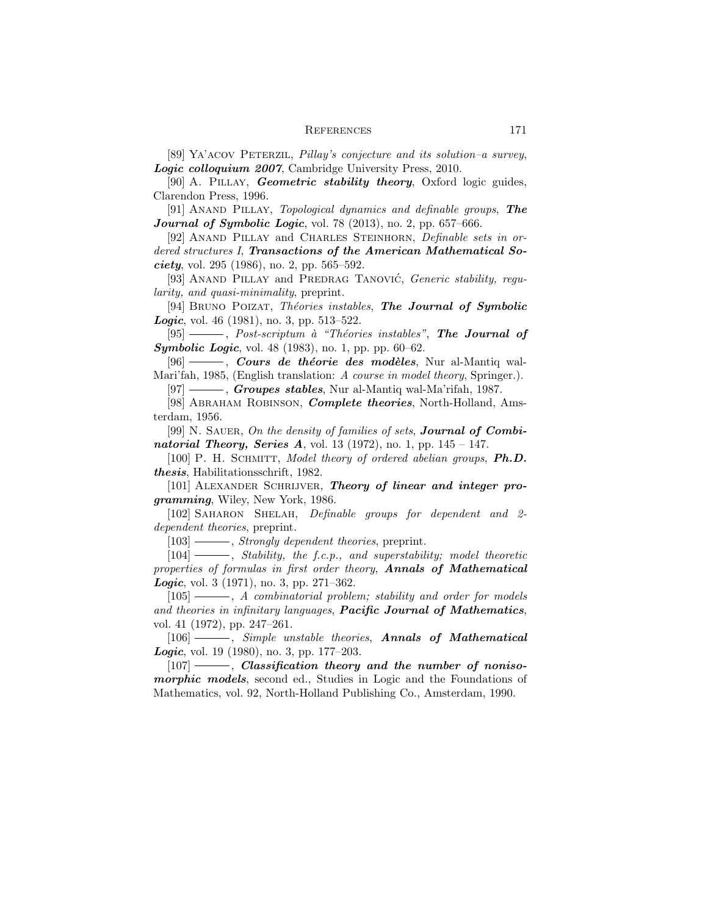[89] Ya'acov Peterzil, *Pillay's conjecture and its solution–a survey*, ***Logic colloquium 2007***, Cambridge University Press, 2010.

[90] A. Pillay, ***Geometric stability theory***, Oxford logic guides, Clarendon Press, 1996.

[91] Anand Pillay, *Topological dynamics and definable groups*, ***The Journal of Symbolic Logic***, vol. 78 (2013), no. 2, pp. 657–666.

[92] Anand Pillay and Charles Steinhorn, *Definable sets in ordered structures I*, ***Transactions of the American Mathematical Society***, vol. 295 (1986), no. 2, pp. 565–592.

[93] Anand Pillay and Predrag Tanović, *Generic stability, regularity, and quasi-minimality*, preprint.

[94] Bruno Poizat, *Théories instables*, ***The Journal of Symbolic Logic***, vol. 46 (1981), no. 3, pp. 513–522.

[95] ———, *Post-scriptum à "Théories instables"*, ***The Journal of Symbolic Logic***, vol. 48 (1983), no. 1, pp. pp. 60–62.

[96] ———, ***Cours de théorie des modèles***, Nur al-Mantiq wal-Mari'fah, 1985, (English translation: *A course in model theory*, Springer.).

[97] ———, ***Groupes stables***, Nur al-Mantiq wal-Ma'rifah, 1987.

[98] Abraham Robinson, ***Complete theories***, North-Holland, Amsterdam, 1956.

[99] N. Sauer, *On the density of families of sets*, ***Journal of Combinatorial Theory, Series A***, vol. 13 (1972), no. 1, pp. 145 – 147.

[100] P. H. Schmitt, *Model theory of ordered abelian groups*, ***Ph.D. thesis***, Habilitationsschrift, 1982.

[101] Alexander Schrijver, ***Theory of linear and integer programming***, Wiley, New York, 1986.

[102] Saharon Shelah, *Definable groups for dependent and 2-dependent theories*, preprint.

[103] ———, *Strongly dependent theories*, preprint.

[104] ———, *Stability, the f.c.p., and superstability; model theoretic properties of formulas in first order theory*, ***Annals of Mathematical Logic***, vol. 3 (1971), no. 3, pp. 271–362.

[105] ———, *A combinatorial problem; stability and order for models and theories in infinitary languages*, ***Pacific Journal of Mathematics***, vol. 41 (1972), pp. 247–261.

[106] ———, *Simple unstable theories*, ***Annals of Mathematical Logic***, vol. 19 (1980), no. 3, pp. 177–203.

[107] ———, ***Classification theory and the number of nonisomorphic models***, second ed., Studies in Logic and the Foundations of Mathematics, vol. 92, North-Holland Publishing Co., Amsterdam, 1990.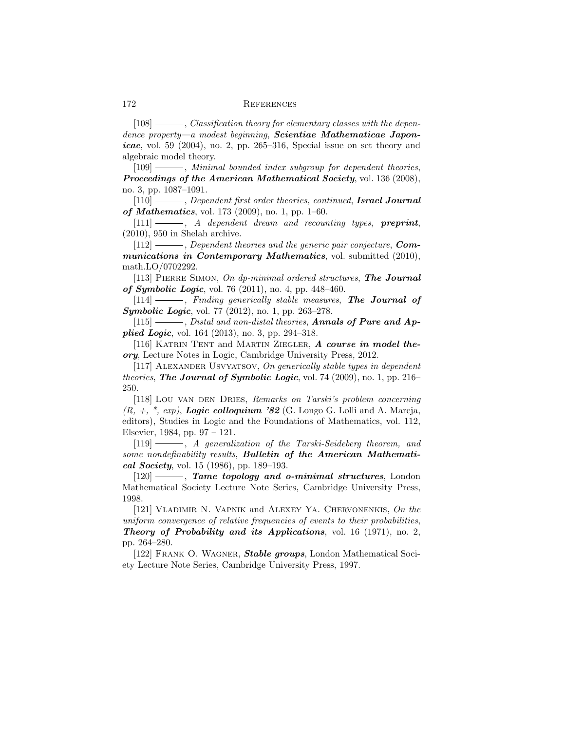[108] ———, *Classification theory for elementary classes with the dependence property—a modest beginning*, ***Scientiae Mathematicae Japonicae***, vol. 59 (2004), no. 2, pp. 265–316, Special issue on set theory and algebraic model theory.

[109] ———, *Minimal bounded index subgroup for dependent theories*, ***Proceedings of the American Mathematical Society***, vol. 136 (2008), no. 3, pp. 1087–1091.

[110] ———, *Dependent first order theories, continued*, ***Israel Journal of Mathematics***, vol. 173 (2009), no. 1, pp. 1–60.

[111] ———, *A dependent dream and recounting types*, ***preprint***, (2010), 950 in Shelah archive.

[112] ———, *Dependent theories and the generic pair conjecture*, ***Communications in Contemporary Mathematics***, vol. submitted (2010), math.LO/0702292.

[113] Pierre Simon, *On dp-minimal ordered structures*, ***The Journal of Symbolic Logic***, vol. 76 (2011), no. 4, pp. 448–460.

[114] ———, *Finding generically stable measures*, ***The Journal of Symbolic Logic***, vol. 77 (2012), no. 1, pp. 263–278.

[115] ———, *Distal and non-distal theories*, ***Annals of Pure and Applied Logic***, vol. 164 (2013), no. 3, pp. 294–318.

[116] Katrin Tent and Martin Ziegler, ***A course in model theory***, Lecture Notes in Logic, Cambridge University Press, 2012.

[117] Alexander Usvyatsov, *On generically stable types in dependent theories*, ***The Journal of Symbolic Logic***, vol. 74 (2009), no. 1, pp. 216–250.

[118] Lou van den Dries, *Remarks on Tarski's problem concerning (R, +, \*, exp)*, ***Logic colloquium '82*** (G. Longo G. Lolli and A. Marcja, editors), Studies in Logic and the Foundations of Mathematics, vol. 112, Elsevier, 1984, pp. 97 – 121.

[119] ———, *A generalization of the Tarski-Seideberg theorem, and some nondefinability results*, ***Bulletin of the American Mathematical Society***, vol. 15 (1986), pp. 189–193.

[120] ———, ***Tame topology and o-minimal structures***, London Mathematical Society Lecture Note Series, Cambridge University Press, 1998.

[121] Vladimir N. Vapnik and Alexey Ya. Chervonenkis, *On the uniform convergence of relative frequencies of events to their probabilities*, ***Theory of Probability and its Applications***, vol. 16 (1971), no. 2, pp. 264–280.

[122] Frank O. Wagner, ***Stable groups***, London Mathematical Society Lecture Note Series, Cambridge University Press, 1997.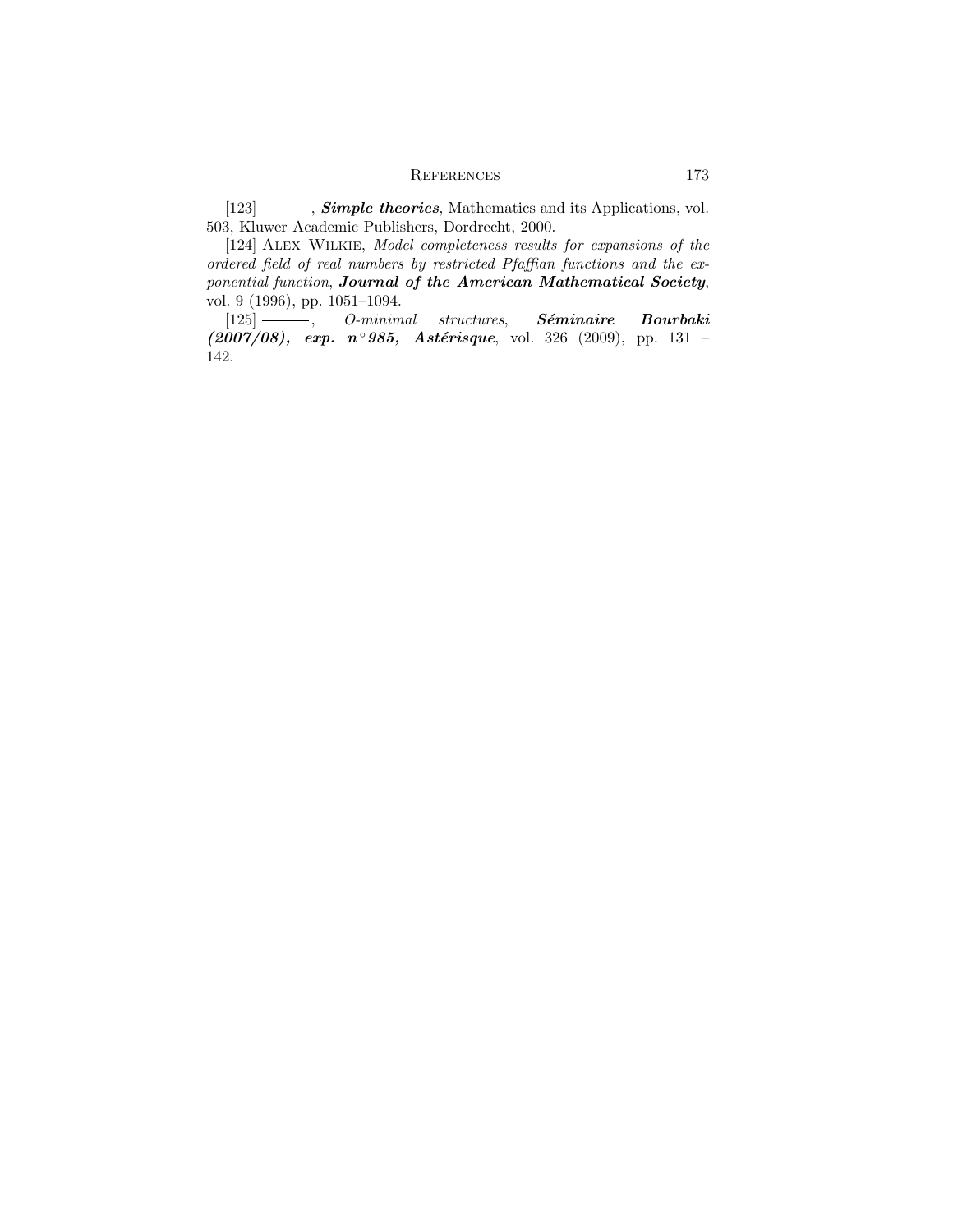[123] ———, ***Simple theories***, Mathematics and its Applications, vol. 503, Kluwer Academic Publishers, Dordrecht, 2000.

[124] Alex Wilkie, *Model completeness results for expansions of the ordered field of real numbers by restricted Pfaffian functions and the exponential function*, ***Journal of the American Mathematical Society***, vol. 9 (1996), pp. 1051–1094.

[125] ———, *O-minimal structures*, ***Séminaire Bourbaki (2007/08), exp. n°985, Astérisque***, vol. 326 (2009), pp. 131 – 142.